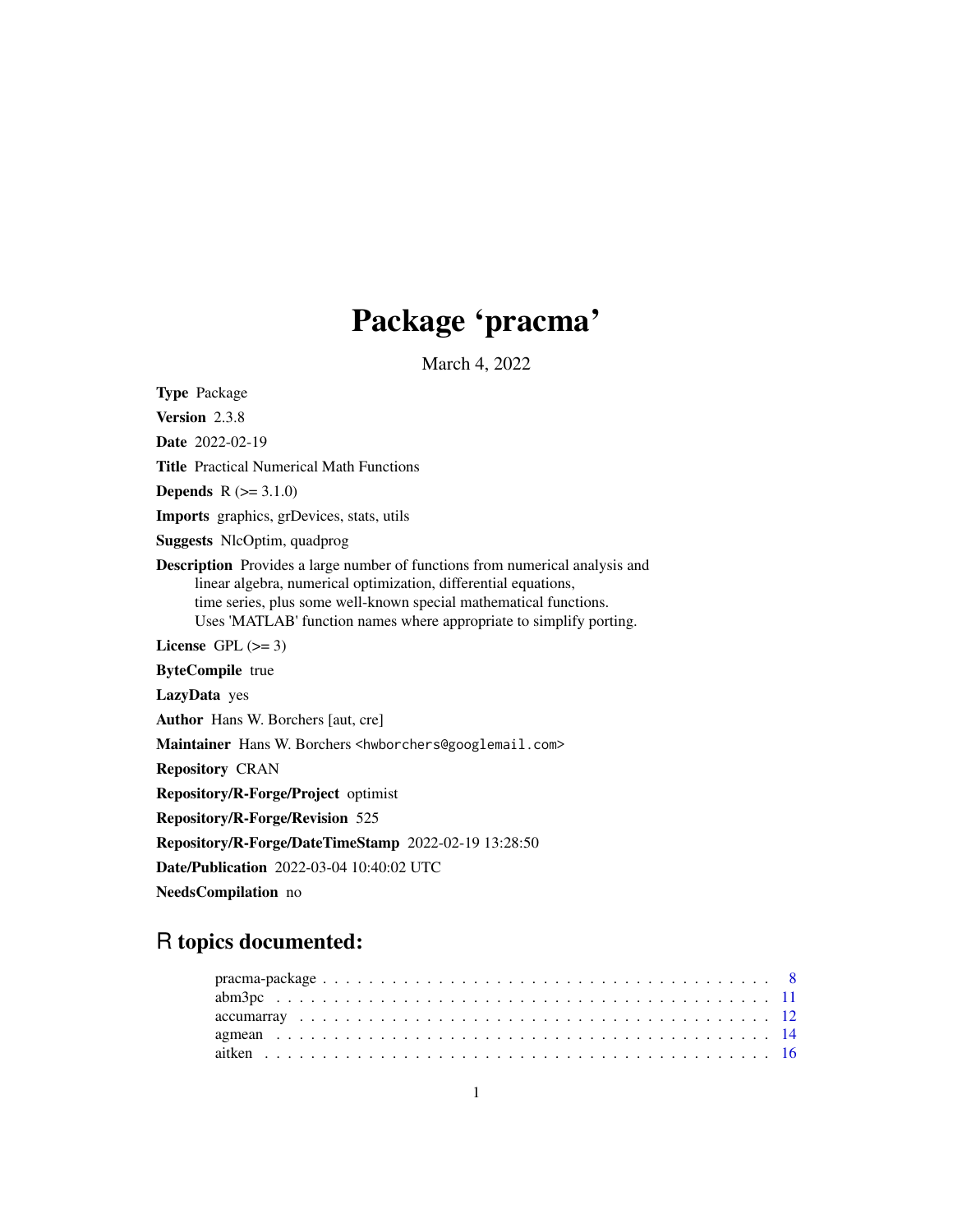# Package 'pracma'

March 4, 2022

**Type** Package

**Version** 2.3.8

**Date** 2022-02-19

**Title** Practical Numerical Math Functions

**Depends** R (>= 3.1.0)

**Imports** graphics, grDevices, stats, utils

**Suggests** NlcOptim, quadprog

**Description** Provides a large number of functions from numerical analysis and linear algebra, numerical optimization, differential equations, time series, plus some well-known special mathematical functions. Uses 'MATLAB' function names where appropriate to simplify porting.

**License** GPL (>= 3)

**ByteCompile** true

**LazyData** yes

**Author** Hans W. Borchers [aut, cre]

**Maintainer** Hans W. Borchers <hwborchers@googlemail.com>

**Repository** CRAN

**Repository/R-Forge/Project** optimist

**Repository/R-Forge/Revision** 525

**Repository/R-Forge/DateTimeStamp** 2022-02-19 13:28:50

**Date/Publication** 2022-03-04 10:40:02 UTC

**NeedsCompilation** no

## R topics documented:

pracma-package . . . . . . . . . . . . . . . . . . . . . . . . . . . . . . . . . . . . 8
abm3pc . . . . . . . . . . . . . . . . . . . . . . . . . . . . . . . . . . . . . . . 11
accumarray . . . . . . . . . . . . . . . . . . . . . . . . . . . . . . . . . . . . . 12
agmean . . . . . . . . . . . . . . . . . . . . . . . . . . . . . . . . . . . . . . . 14
aitken . . . . . . . . . . . . . . . . . . . . . . . . . . . . . . . . . . . . . . . 16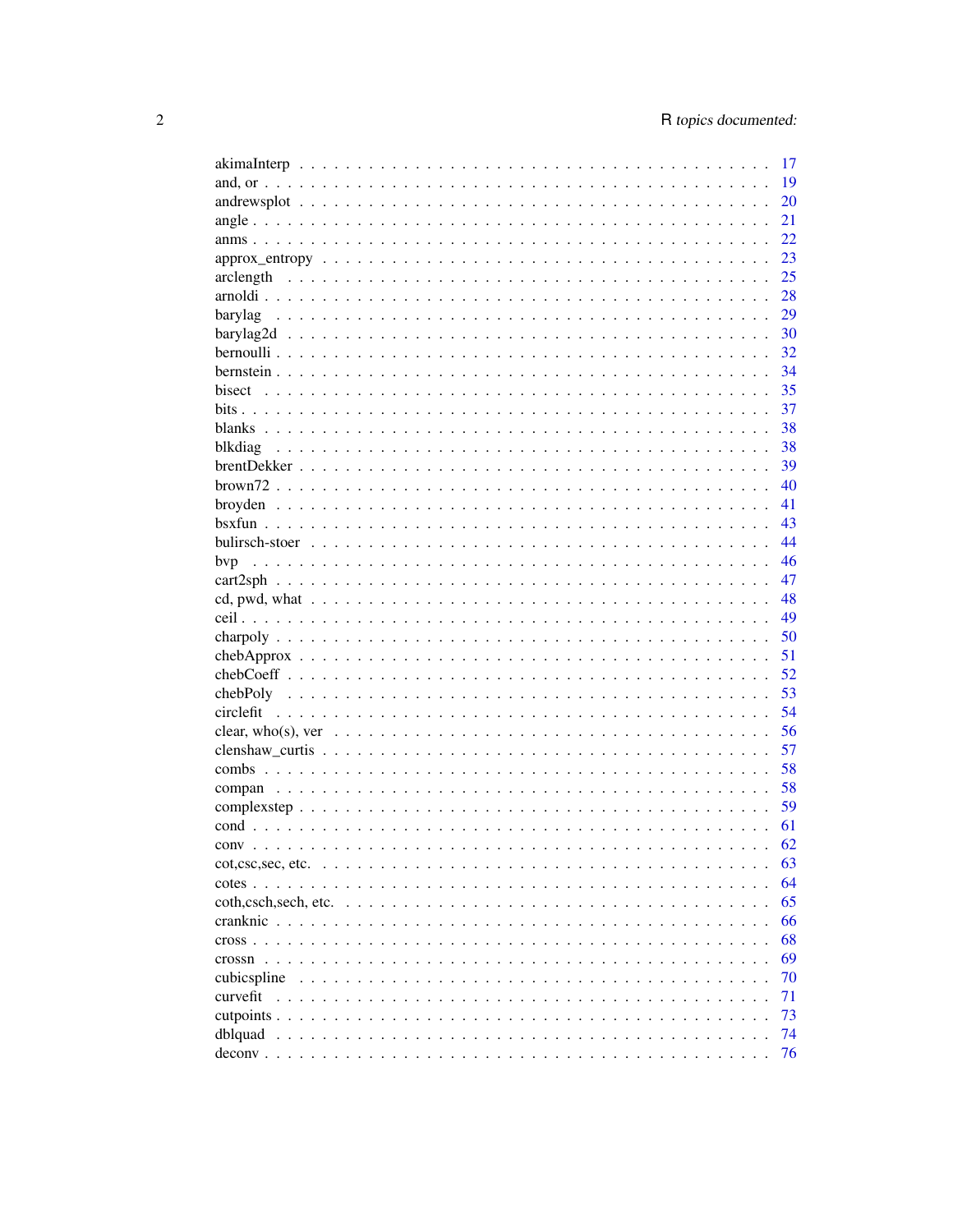| | |
|---|---|
| akimaInterp | 17 |
| and, or | 19 |
| andrewsplot | 20 |
| angle | 21 |
| anms | 22 |
| approx_entropy | 23 |
| arclength | 25 |
| arnoldi | 28 |
| barylag | 29 |
| barylag2d | 30 |
| bernoulli | 32 |
| bernstein | 34 |
| bisect | 35 |
| bits | 37 |
| blanks | 38 |
| blkdiag | 38 |
| brentDekker | 39 |
| brown72 | 40 |
| broyden | 41 |
| bsxfun | 43 |
| bulirsch-stoer | 44 |
| bvp | 46 |
| cart2sph | 47 |
| cd, pwd, what | 48 |
| ceil | 49 |
| charpoly | 50 |
| chebApprox | 51 |
| chebCoeff | 52 |
| chebPoly | 53 |
| circlefit | 54 |
| clear, who(s), ver | 56 |
| clenshaw_curtis | 57 |
| combs | 58 |
| compan | 58 |
| complexstep | 59 |
| cond | 61 |
| conv | 62 |
| cot,csc,sec, etc. | 63 |
| cotes | 64 |
| coth,csch,sech, etc. | 65 |
| cranknic | 66 |
| cross | 68 |
| crossn | 69 |
| cubicspline | 70 |
| curvefit | 71 |
| cutpoints | 73 |
| dblquad | 74 |
| deconv | 76 |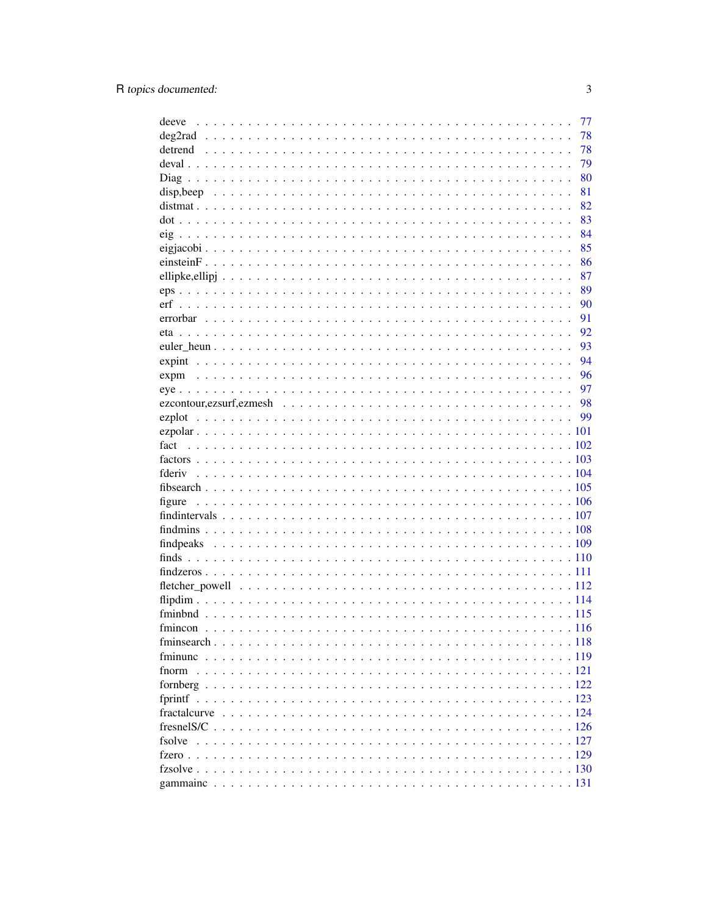| | |
|---|---|
| deeve | 77 |
| deg2rad | 78 |
| detrend | 78 |
| deval | 79 |
| Diag | 80 |
| disp,beep | 81 |
| distmat | 82 |
| dot | 83 |
| eig | 84 |
| eigjacobi | 85 |
| einsteinF | 86 |
| ellipke,ellipj | 87 |
| eps | 89 |
| erf | 90 |
| errorbar | 91 |
| eta | 92 |
| euler_heun | 93 |
| expint | 94 |
| expm | 96 |
| eye | 97 |
| ezcontour,ezsurf,ezmesh | 98 |
| ezplot | 99 |
| ezpolar | 101 |
| fact | 102 |
| factors | 103 |
| fderiv | 104 |
| fibsearch | 105 |
| figure | 106 |
| findintervals | 107 |
| findmins | 108 |
| findpeaks | 109 |
| finds | 110 |
| findzeros | 111 |
| fletcher_powell | 112 |
| flipdim | 114 |
| fminbnd | 115 |
| fmincon | 116 |
| fminsearch | 118 |
| fminunc | 119 |
| fnorm | 121 |
| fornberg | 122 |
| fprintf | 123 |
| fractalcurve | 124 |
| fresnelS/C | 126 |
| fsolve | 127 |
| fzero | 129 |
| fzsolve | 130 |
| gammainc | 131 |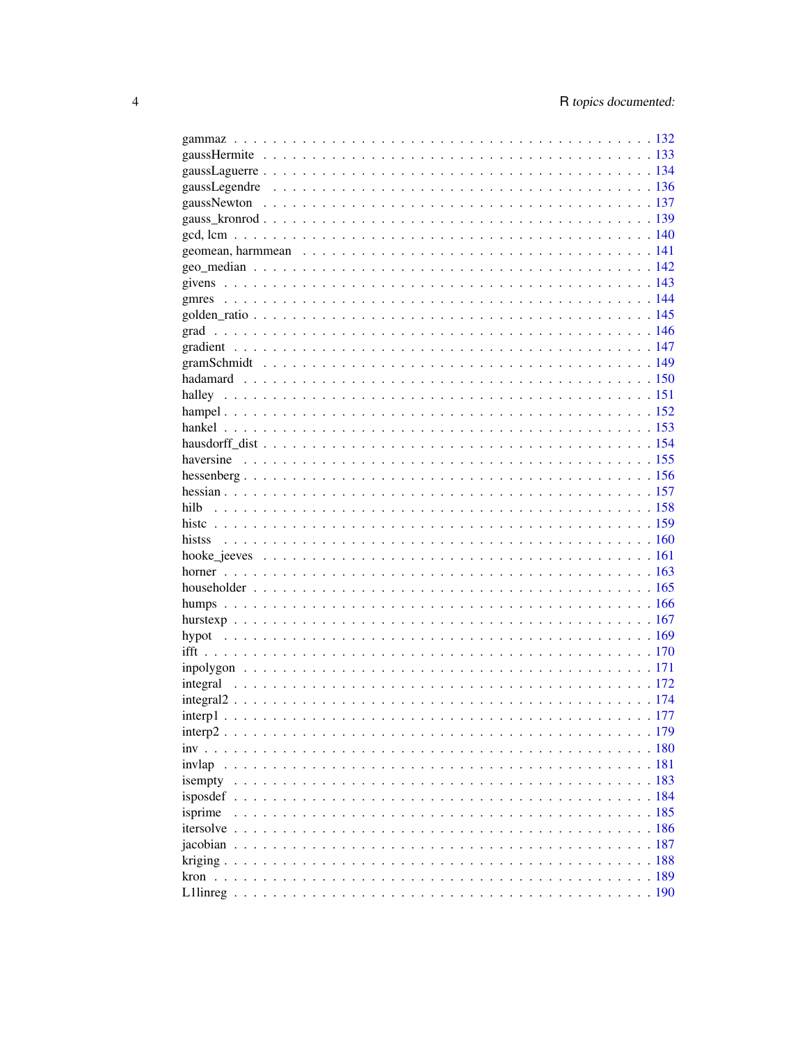gammaz . . . . . . . . . . . . . . . . . . . . . . . . . . . . . . . . . . . . . . . . . 132
gaussHermite . . . . . . . . . . . . . . . . . . . . . . . . . . . . . . . . . . . . . . 133
gaussLaguerre . . . . . . . . . . . . . . . . . . . . . . . . . . . . . . . . . . . . . . 134
gaussLegendre . . . . . . . . . . . . . . . . . . . . . . . . . . . . . . . . . . . . . . 136
gaussNewton . . . . . . . . . . . . . . . . . . . . . . . . . . . . . . . . . . . . . . . 137
gauss_kronrod . . . . . . . . . . . . . . . . . . . . . . . . . . . . . . . . . . . . . . 139
gcd, lcm . . . . . . . . . . . . . . . . . . . . . . . . . . . . . . . . . . . . . . . . . 140
geomean, harmmean . . . . . . . . . . . . . . . . . . . . . . . . . . . . . . . . . . . 141
geo_median . . . . . . . . . . . . . . . . . . . . . . . . . . . . . . . . . . . . . . . 142
givens . . . . . . . . . . . . . . . . . . . . . . . . . . . . . . . . . . . . . . . . . . 143
gmres . . . . . . . . . . . . . . . . . . . . . . . . . . . . . . . . . . . . . . . . . . 144
golden_ratio . . . . . . . . . . . . . . . . . . . . . . . . . . . . . . . . . . . . . . . 145
grad . . . . . . . . . . . . . . . . . . . . . . . . . . . . . . . . . . . . . . . . . . . 146
gradient . . . . . . . . . . . . . . . . . . . . . . . . . . . . . . . . . . . . . . . . . 147
gramSchmidt . . . . . . . . . . . . . . . . . . . . . . . . . . . . . . . . . . . . . . . 149
hadamard . . . . . . . . . . . . . . . . . . . . . . . . . . . . . . . . . . . . . . . . . 150
halley . . . . . . . . . . . . . . . . . . . . . . . . . . . . . . . . . . . . . . . . . . 151
hampel . . . . . . . . . . . . . . . . . . . . . . . . . . . . . . . . . . . . . . . . . . 152
hankel . . . . . . . . . . . . . . . . . . . . . . . . . . . . . . . . . . . . . . . . . . 153
hausdorff_dist . . . . . . . . . . . . . . . . . . . . . . . . . . . . . . . . . . . . . . 154
haversine . . . . . . . . . . . . . . . . . . . . . . . . . . . . . . . . . . . . . . . . 155
hessenberg . . . . . . . . . . . . . . . . . . . . . . . . . . . . . . . . . . . . . . . . 156
hessian . . . . . . . . . . . . . . . . . . . . . . . . . . . . . . . . . . . . . . . . . . 157
hilb . . . . . . . . . . . . . . . . . . . . . . . . . . . . . . . . . . . . . . . . . . . 158
histc . . . . . . . . . . . . . . . . . . . . . . . . . . . . . . . . . . . . . . . . . . . 159
histss . . . . . . . . . . . . . . . . . . . . . . . . . . . . . . . . . . . . . . . . . . 160
hooke_jeeves . . . . . . . . . . . . . . . . . . . . . . . . . . . . . . . . . . . . . . 161
horner . . . . . . . . . . . . . . . . . . . . . . . . . . . . . . . . . . . . . . . . . . 163
householder . . . . . . . . . . . . . . . . . . . . . . . . . . . . . . . . . . . . . . . 165
humps . . . . . . . . . . . . . . . . . . . . . . . . . . . . . . . . . . . . . . . . . . 166
hurstexp . . . . . . . . . . . . . . . . . . . . . . . . . . . . . . . . . . . . . . . . . 167
hypot . . . . . . . . . . . . . . . . . . . . . . . . . . . . . . . . . . . . . . . . . . 169
ifft . . . . . . . . . . . . . . . . . . . . . . . . . . . . . . . . . . . . . . . . . . . 170
inpolygon . . . . . . . . . . . . . . . . . . . . . . . . . . . . . . . . . . . . . . . . 171
integral . . . . . . . . . . . . . . . . . . . . . . . . . . . . . . . . . . . . . . . . . 172
integral2 . . . . . . . . . . . . . . . . . . . . . . . . . . . . . . . . . . . . . . . . 174
interp1 . . . . . . . . . . . . . . . . . . . . . . . . . . . . . . . . . . . . . . . . . 177
interp2 . . . . . . . . . . . . . . . . . . . . . . . . . . . . . . . . . . . . . . . . . 179
inv . . . . . . . . . . . . . . . . . . . . . . . . . . . . . . . . . . . . . . . . . . . 180
invlap . . . . . . . . . . . . . . . . . . . . . . . . . . . . . . . . . . . . . . . . . . 181
isempty . . . . . . . . . . . . . . . . . . . . . . . . . . . . . . . . . . . . . . . . . 183
isposdef . . . . . . . . . . . . . . . . . . . . . . . . . . . . . . . . . . . . . . . . . 184
isprime . . . . . . . . . . . . . . . . . . . . . . . . . . . . . . . . . . . . . . . . . 185
itersolve . . . . . . . . . . . . . . . . . . . . . . . . . . . . . . . . . . . . . . . . 186
jacobian . . . . . . . . . . . . . . . . . . . . . . . . . . . . . . . . . . . . . . . . . 187
kriging . . . . . . . . . . . . . . . . . . . . . . . . . . . . . . . . . . . . . . . . . 188
kron . . . . . . . . . . . . . . . . . . . . . . . . . . . . . . . . . . . . . . . . . . . 189
L1linreg . . . . . . . . . . . . . . . . . . . . . . . . . . . . . . . . . . . . . . . . . 190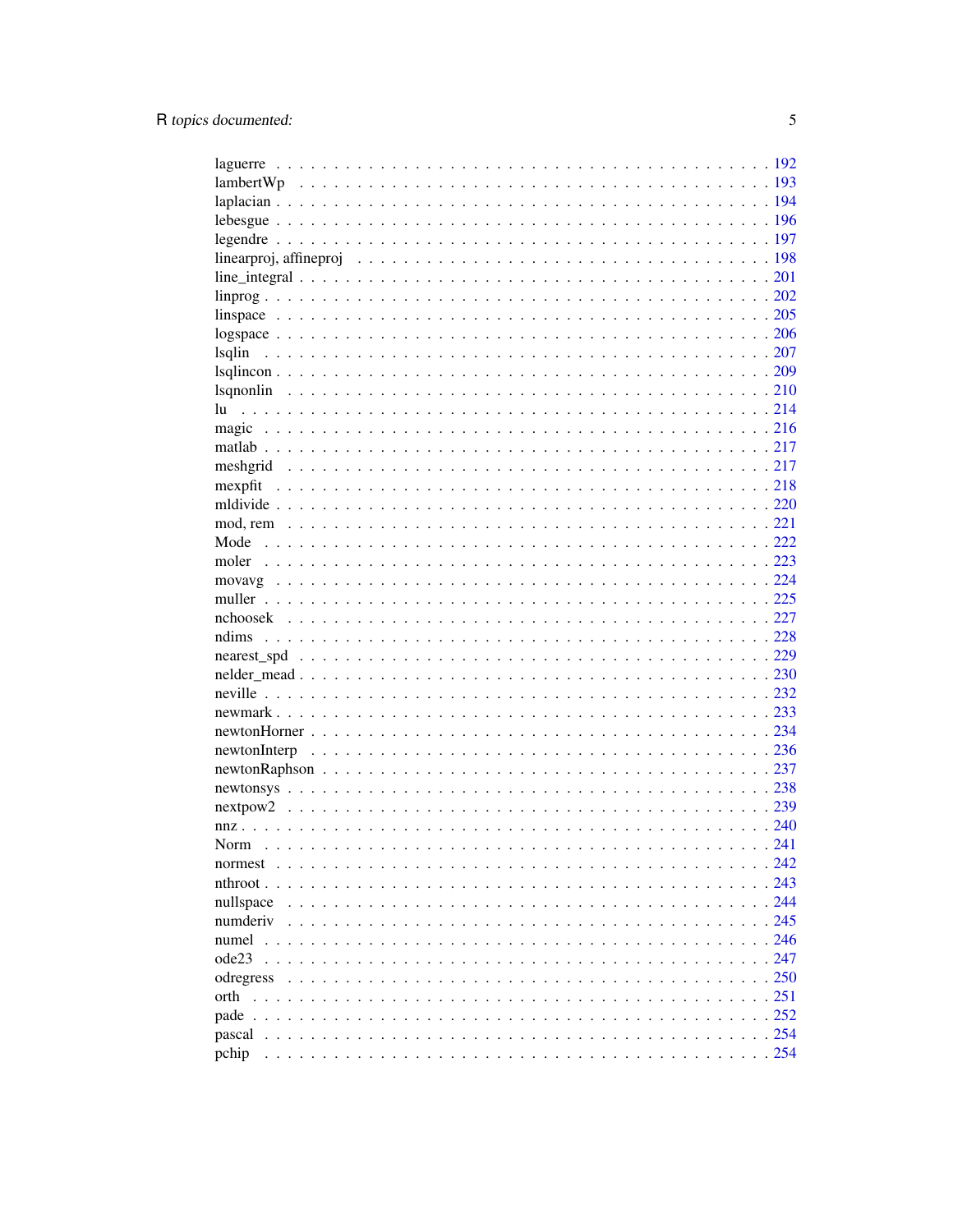laguerre . . . . . . . . . . . . . . . . . . . . . . . . . . . . . . . . . . . . . . . . . 192
lambertWp . . . . . . . . . . . . . . . . . . . . . . . . . . . . . . . . . . . . . . . . 193
laplacian . . . . . . . . . . . . . . . . . . . . . . . . . . . . . . . . . . . . . . . . . 194
lebesgue . . . . . . . . . . . . . . . . . . . . . . . . . . . . . . . . . . . . . . . . . 196
legendre . . . . . . . . . . . . . . . . . . . . . . . . . . . . . . . . . . . . . . . . . 197
linearproj, affineproj . . . . . . . . . . . . . . . . . . . . . . . . . . . . . . . . . . 198
line_integral . . . . . . . . . . . . . . . . . . . . . . . . . . . . . . . . . . . . . . 201
linprog . . . . . . . . . . . . . . . . . . . . . . . . . . . . . . . . . . . . . . . . . . 202
linspace . . . . . . . . . . . . . . . . . . . . . . . . . . . . . . . . . . . . . . . . . 205
logspace . . . . . . . . . . . . . . . . . . . . . . . . . . . . . . . . . . . . . . . . . 206
lsqlin . . . . . . . . . . . . . . . . . . . . . . . . . . . . . . . . . . . . . . . . . . . 207
lsqlincon . . . . . . . . . . . . . . . . . . . . . . . . . . . . . . . . . . . . . . . . . 209
lsqnonlin . . . . . . . . . . . . . . . . . . . . . . . . . . . . . . . . . . . . . . . . . 210
lu . . . . . . . . . . . . . . . . . . . . . . . . . . . . . . . . . . . . . . . . . . . . . 214
magic . . . . . . . . . . . . . . . . . . . . . . . . . . . . . . . . . . . . . . . . . . . 216
matlab . . . . . . . . . . . . . . . . . . . . . . . . . . . . . . . . . . . . . . . . . . 217
meshgrid . . . . . . . . . . . . . . . . . . . . . . . . . . . . . . . . . . . . . . . . . 217
mexpfit . . . . . . . . . . . . . . . . . . . . . . . . . . . . . . . . . . . . . . . . . . 218
mldivide . . . . . . . . . . . . . . . . . . . . . . . . . . . . . . . . . . . . . . . . . 220
mod, rem . . . . . . . . . . . . . . . . . . . . . . . . . . . . . . . . . . . . . . . . . 221
Mode . . . . . . . . . . . . . . . . . . . . . . . . . . . . . . . . . . . . . . . . . . . 222
moler . . . . . . . . . . . . . . . . . . . . . . . . . . . . . . . . . . . . . . . . . . . 223
movavg . . . . . . . . . . . . . . . . . . . . . . . . . . . . . . . . . . . . . . . . . . 224
muller . . . . . . . . . . . . . . . . . . . . . . . . . . . . . . . . . . . . . . . . . . . 225
nchoosek . . . . . . . . . . . . . . . . . . . . . . . . . . . . . . . . . . . . . . . . . 227
ndims . . . . . . . . . . . . . . . . . . . . . . . . . . . . . . . . . . . . . . . . . . . 228
nearest_spd . . . . . . . . . . . . . . . . . . . . . . . . . . . . . . . . . . . . . . . 229
nelder_mead . . . . . . . . . . . . . . . . . . . . . . . . . . . . . . . . . . . . . . . 230
neville . . . . . . . . . . . . . . . . . . . . . . . . . . . . . . . . . . . . . . . . . . 232
newmark . . . . . . . . . . . . . . . . . . . . . . . . . . . . . . . . . . . . . . . . . 233
newtonHorner . . . . . . . . . . . . . . . . . . . . . . . . . . . . . . . . . . . . . . 234
newtonInterp . . . . . . . . . . . . . . . . . . . . . . . . . . . . . . . . . . . . . . 236
newtonRaphson . . . . . . . . . . . . . . . . . . . . . . . . . . . . . . . . . . . . . 237
newtonsys . . . . . . . . . . . . . . . . . . . . . . . . . . . . . . . . . . . . . . . . 238
nextpow2 . . . . . . . . . . . . . . . . . . . . . . . . . . . . . . . . . . . . . . . . . 239
nnz . . . . . . . . . . . . . . . . . . . . . . . . . . . . . . . . . . . . . . . . . . . . 240
Norm . . . . . . . . . . . . . . . . . . . . . . . . . . . . . . . . . . . . . . . . . . . 241
normest . . . . . . . . . . . . . . . . . . . . . . . . . . . . . . . . . . . . . . . . . . 242
nthroot . . . . . . . . . . . . . . . . . . . . . . . . . . . . . . . . . . . . . . . . . . 243
nullspace . . . . . . . . . . . . . . . . . . . . . . . . . . . . . . . . . . . . . . . . . 244
numderiv . . . . . . . . . . . . . . . . . . . . . . . . . . . . . . . . . . . . . . . . . 245
numel . . . . . . . . . . . . . . . . . . . . . . . . . . . . . . . . . . . . . . . . . . . 246
ode23 . . . . . . . . . . . . . . . . . . . . . . . . . . . . . . . . . . . . . . . . . . . 247
odregress . . . . . . . . . . . . . . . . . . . . . . . . . . . . . . . . . . . . . . . . . 250
orth . . . . . . . . . . . . . . . . . . . . . . . . . . . . . . . . . . . . . . . . . . . . 251
pade . . . . . . . . . . . . . . . . . . . . . . . . . . . . . . . . . . . . . . . . . . . . 252
pascal . . . . . . . . . . . . . . . . . . . . . . . . . . . . . . . . . . . . . . . . . . . 254
pchip . . . . . . . . . . . . . . . . . . . . . . . . . . . . . . . . . . . . . . . . . . . . 254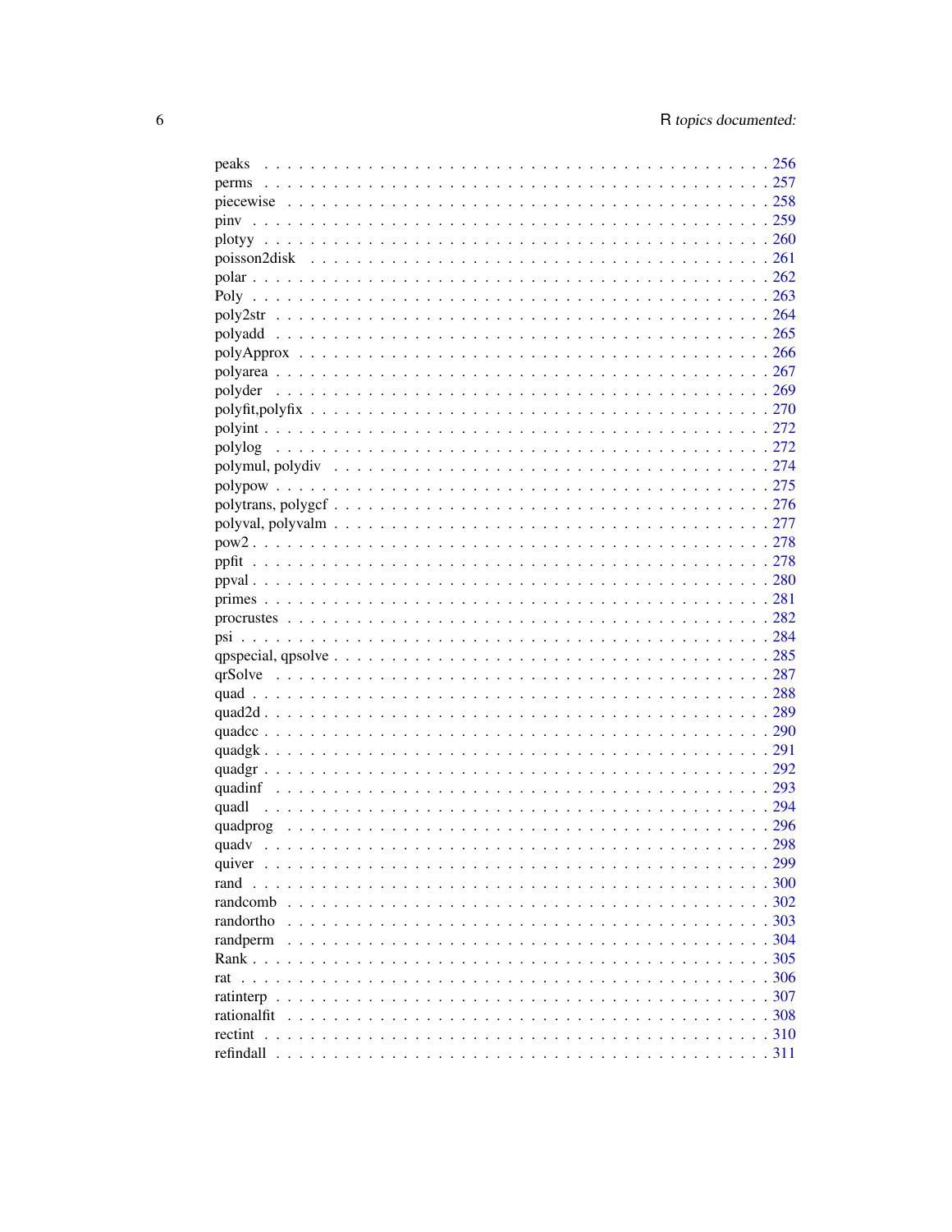| | |
|---|---|
| peaks | 256 |
| perms | 257 |
| piecewise | 258 |
| pinv | 259 |
| plotyy | 260 |
| poisson2disk | 261 |
| polar | 262 |
| Poly | 263 |
| poly2str | 264 |
| polyadd | 265 |
| polyApprox | 266 |
| polyarea | 267 |
| polyder | 269 |
| polyfit,polyfix | 270 |
| polyint | 272 |
| polylog | 272 |
| polymul, polydiv | 274 |
| polypow | 275 |
| polytrans, polygcf | 276 |
| polyval, polyvalm | 277 |
| pow2 | 278 |
| ppfit | 278 |
| ppval | 280 |
| primes | 281 |
| procrustes | 282 |
| psi | 284 |
| qpspecial, qpsolve | 285 |
| qrSolve | 287 |
| quad | 288 |
| quad2d | 289 |
| quadcc | 290 |
| quadgk | 291 |
| quadgr | 292 |
| quadinf | 293 |
| quadl | 294 |
| quadprog | 296 |
| quadv | 298 |
| quiver | 299 |
| rand | 300 |
| randcomb | 302 |
| randortho | 303 |
| randperm | 304 |
| Rank | 305 |
| rat | 306 |
| ratinterp | 307 |
| rationalfit | 308 |
| rectint | 310 |
| refindall | 311 |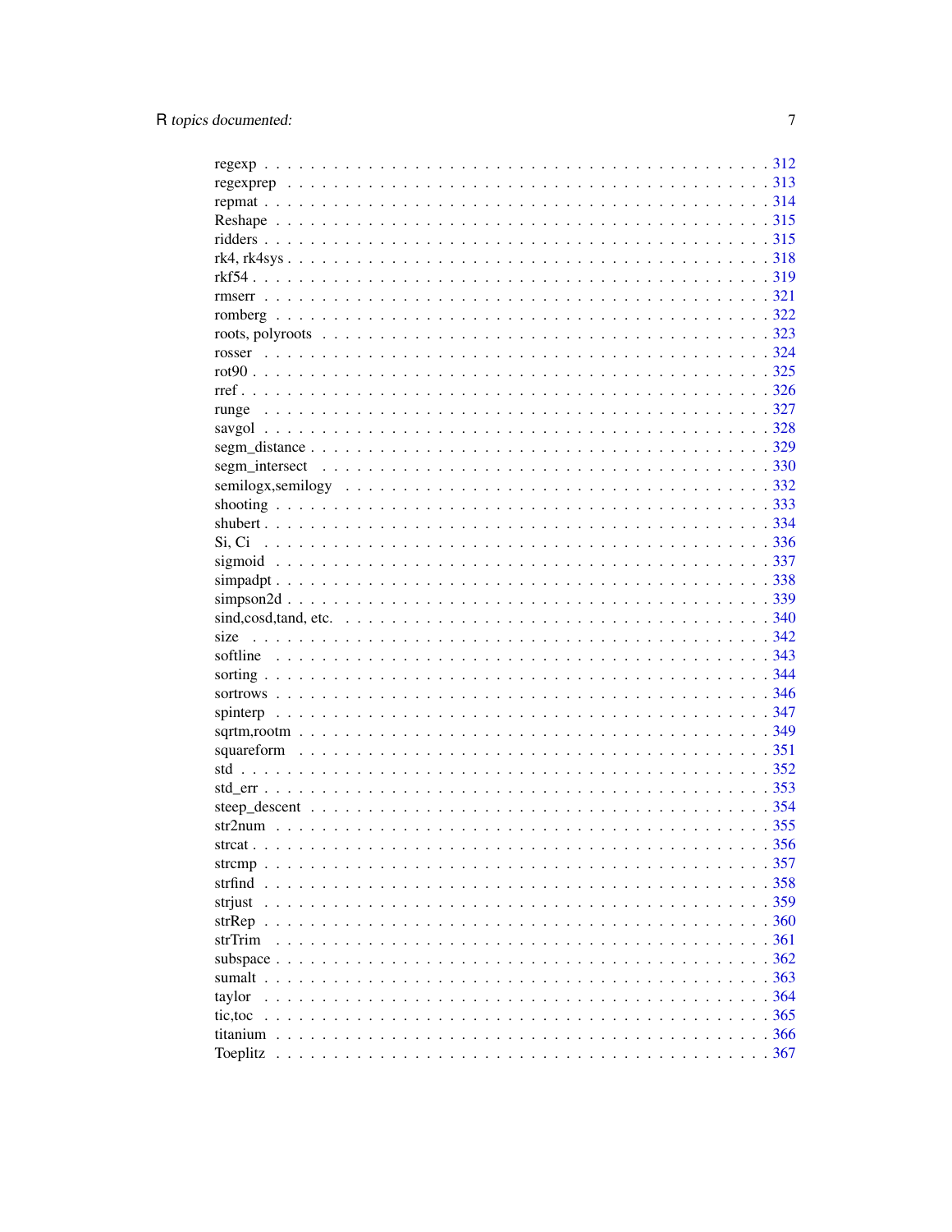regexp . . . . . . . . . . . . . . . . . . . . . . . . . . . . . . . . . . . . . . . . . . 312
regexprep . . . . . . . . . . . . . . . . . . . . . . . . . . . . . . . . . . . . . . . . 313
repmat . . . . . . . . . . . . . . . . . . . . . . . . . . . . . . . . . . . . . . . . . . 314
Reshape . . . . . . . . . . . . . . . . . . . . . . . . . . . . . . . . . . . . . . . . . 315
ridders . . . . . . . . . . . . . . . . . . . . . . . . . . . . . . . . . . . . . . . . . . 315
rk4, rk4sys . . . . . . . . . . . . . . . . . . . . . . . . . . . . . . . . . . . . . . . . 318
rkf54 . . . . . . . . . . . . . . . . . . . . . . . . . . . . . . . . . . . . . . . . . . . 319
rmserr . . . . . . . . . . . . . . . . . . . . . . . . . . . . . . . . . . . . . . . . . . 321
romberg . . . . . . . . . . . . . . . . . . . . . . . . . . . . . . . . . . . . . . . . . 322
roots, polyroots . . . . . . . . . . . . . . . . . . . . . . . . . . . . . . . . . . . . . 323
rosser . . . . . . . . . . . . . . . . . . . . . . . . . . . . . . . . . . . . . . . . . . 324
rot90 . . . . . . . . . . . . . . . . . . . . . . . . . . . . . . . . . . . . . . . . . . . 325
rref . . . . . . . . . . . . . . . . . . . . . . . . . . . . . . . . . . . . . . . . . . . . 326
runge . . . . . . . . . . . . . . . . . . . . . . . . . . . . . . . . . . . . . . . . . . . 327
savgol . . . . . . . . . . . . . . . . . . . . . . . . . . . . . . . . . . . . . . . . . . 328
segm_distance . . . . . . . . . . . . . . . . . . . . . . . . . . . . . . . . . . . . . . 329
segm_intersect . . . . . . . . . . . . . . . . . . . . . . . . . . . . . . . . . . . . . . 330
semilogx,semilogy . . . . . . . . . . . . . . . . . . . . . . . . . . . . . . . . . . . . 332
shooting . . . . . . . . . . . . . . . . . . . . . . . . . . . . . . . . . . . . . . . . . 333
shubert . . . . . . . . . . . . . . . . . . . . . . . . . . . . . . . . . . . . . . . . . . 334
Si, Ci . . . . . . . . . . . . . . . . . . . . . . . . . . . . . . . . . . . . . . . . . . . 336
sigmoid . . . . . . . . . . . . . . . . . . . . . . . . . . . . . . . . . . . . . . . . . . 337
simpadpt . . . . . . . . . . . . . . . . . . . . . . . . . . . . . . . . . . . . . . . . . 338
simpson2d . . . . . . . . . . . . . . . . . . . . . . . . . . . . . . . . . . . . . . . . 339
sind,cosd,tand, etc. . . . . . . . . . . . . . . . . . . . . . . . . . . . . . . . . . . . 340
size . . . . . . . . . . . . . . . . . . . . . . . . . . . . . . . . . . . . . . . . . . . . 342
softline . . . . . . . . . . . . . . . . . . . . . . . . . . . . . . . . . . . . . . . . . . 343
sorting . . . . . . . . . . . . . . . . . . . . . . . . . . . . . . . . . . . . . . . . . . 344
sortrows . . . . . . . . . . . . . . . . . . . . . . . . . . . . . . . . . . . . . . . . . 346
spinterp . . . . . . . . . . . . . . . . . . . . . . . . . . . . . . . . . . . . . . . . . . 347
sqrtm,rootm . . . . . . . . . . . . . . . . . . . . . . . . . . . . . . . . . . . . . . . . 349
squareform . . . . . . . . . . . . . . . . . . . . . . . . . . . . . . . . . . . . . . . . 351
std . . . . . . . . . . . . . . . . . . . . . . . . . . . . . . . . . . . . . . . . . . . . 352
std_err . . . . . . . . . . . . . . . . . . . . . . . . . . . . . . . . . . . . . . . . . . 353
steep_descent . . . . . . . . . . . . . . . . . . . . . . . . . . . . . . . . . . . . . . 354
str2num . . . . . . . . . . . . . . . . . . . . . . . . . . . . . . . . . . . . . . . . . . 355
strcat . . . . . . . . . . . . . . . . . . . . . . . . . . . . . . . . . . . . . . . . . . . 356
strcmp . . . . . . . . . . . . . . . . . . . . . . . . . . . . . . . . . . . . . . . . . . 357
strfind . . . . . . . . . . . . . . . . . . . . . . . . . . . . . . . . . . . . . . . . . . 358
strjust . . . . . . . . . . . . . . . . . . . . . . . . . . . . . . . . . . . . . . . . . . 359
strRep . . . . . . . . . . . . . . . . . . . . . . . . . . . . . . . . . . . . . . . . . . . 360
strTrim . . . . . . . . . . . . . . . . . . . . . . . . . . . . . . . . . . . . . . . . . . 361
subspace . . . . . . . . . . . . . . . . . . . . . . . . . . . . . . . . . . . . . . . . . 362
sumalt . . . . . . . . . . . . . . . . . . . . . . . . . . . . . . . . . . . . . . . . . . . 363
taylor . . . . . . . . . . . . . . . . . . . . . . . . . . . . . . . . . . . . . . . . . . . 364
tic,toc . . . . . . . . . . . . . . . . . . . . . . . . . . . . . . . . . . . . . . . . . . . 365
titanium . . . . . . . . . . . . . . . . . . . . . . . . . . . . . . . . . . . . . . . . . . 366
Toeplitz . . . . . . . . . . . . . . . . . . . . . . . . . . . . . . . . . . . . . . . . . . 367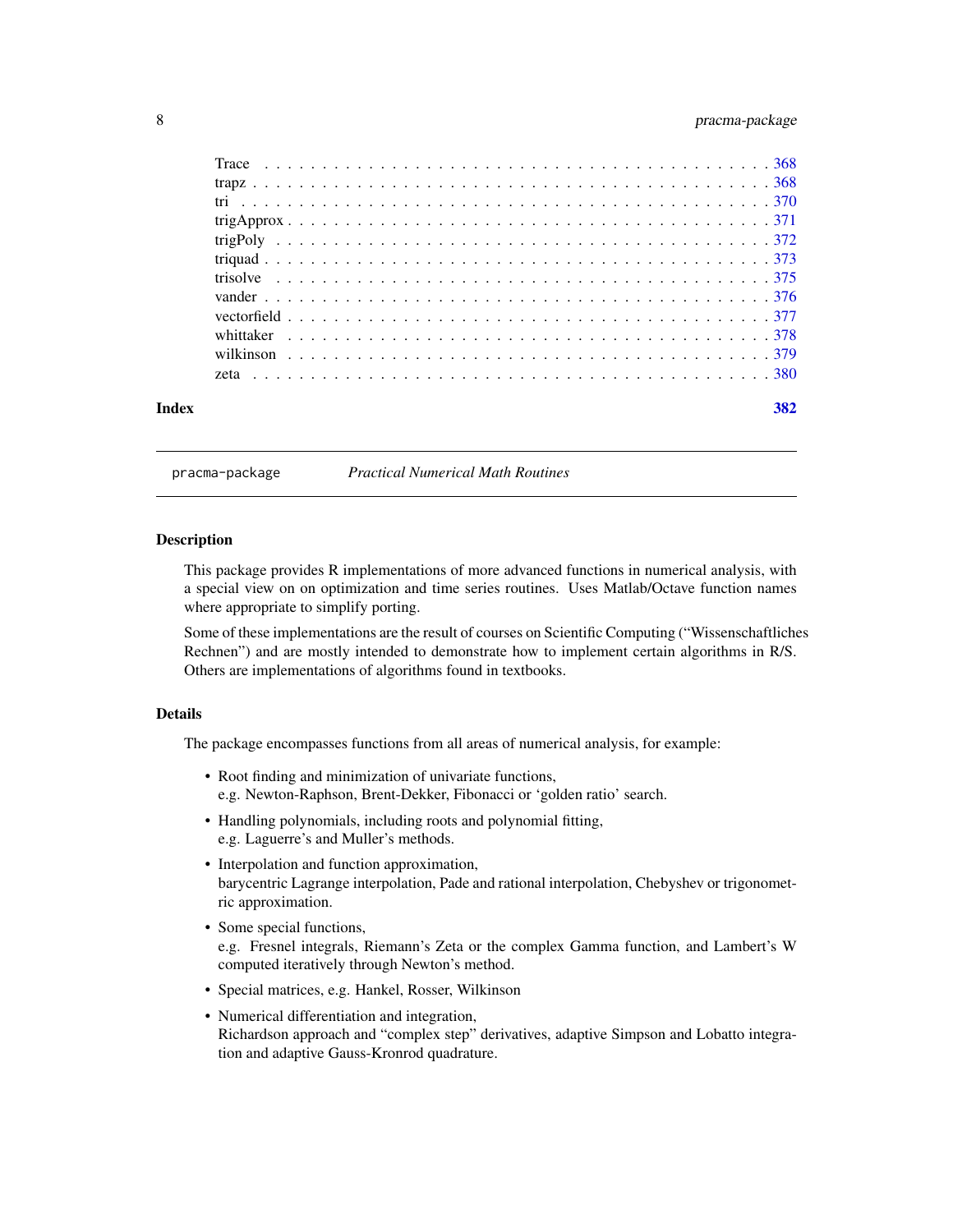| | |
|---|---|
| Trace | 368 |
| trapz | 368 |
| tri | 370 |
| trigApprox | 371 |
| trigPoly | 372 |
| triquad | 373 |
| trisolve | 375 |
| vander | 376 |
| vectorfield | 377 |
| whittaker | 378 |
| wilkinson | 379 |
| zeta | 380 |

**Index** **382**

---

pracma-package *Practical Numerical Math Routines*

---

## Description

This package provides R implementations of more advanced functions in numerical analysis, with a special view on on optimization and time series routines. Uses Matlab/Octave function names where appropriate to simplify porting.

Some of these implementations are the result of courses on Scientific Computing ("Wissenschaftliches Rechnen") and are mostly intended to demonstrate how to implement certain algorithms in R/S. Others are implementations of algorithms found in textbooks.

## Details

The package encompasses functions from all areas of numerical analysis, for example:

- Root finding and minimization of univariate functions,
  e.g. Newton-Raphson, Brent-Dekker, Fibonacci or 'golden ratio' search.
- Handling polynomials, including roots and polynomial fitting,
  e.g. Laguerre's and Muller's methods.
- Interpolation and function approximation,
  barycentric Lagrange interpolation, Pade and rational interpolation, Chebyshev or trigonometric approximation.
- Some special functions,
  e.g. Fresnel integrals, Riemann's Zeta or the complex Gamma function, and Lambert's W computed iteratively through Newton's method.
- Special matrices, e.g. Hankel, Rosser, Wilkinson
- Numerical differentiation and integration,
  Richardson approach and "complex step" derivatives, adaptive Simpson and Lobatto integration and adaptive Gauss-Kronrod quadrature.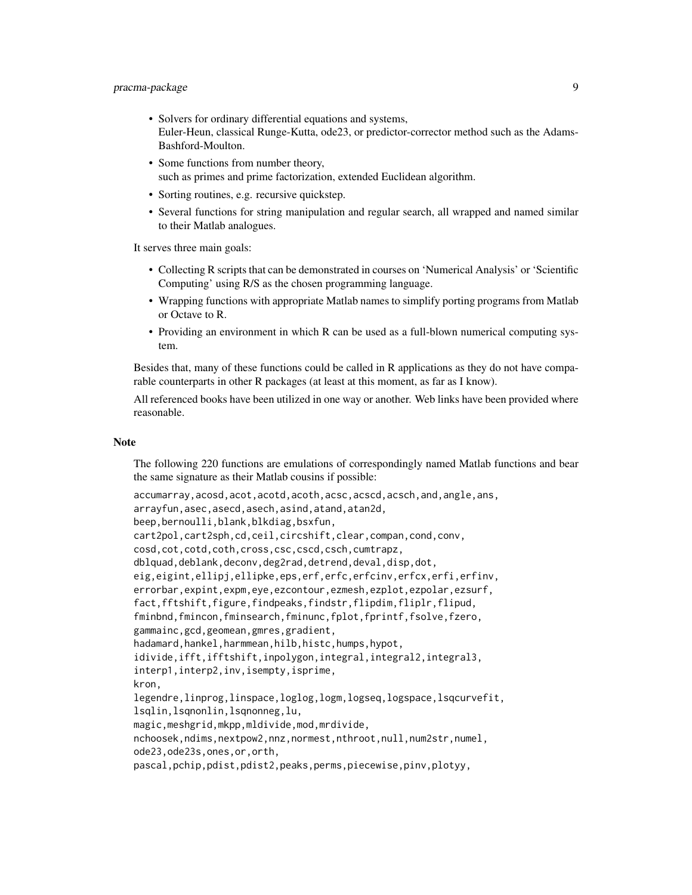- Solvers for ordinary differential equations and systems,
  Euler-Heun, classical Runge-Kutta, ode23, or predictor-corrector method such as the Adams-Bashford-Moulton.
- Some functions from number theory,
  such as primes and prime factorization, extended Euclidean algorithm.
- Sorting routines, e.g. recursive quickstep.
- Several functions for string manipulation and regular search, all wrapped and named similar to their Matlab analogues.

It serves three main goals:

- Collecting R scripts that can be demonstrated in courses on 'Numerical Analysis' or 'Scientific Computing' using R/S as the chosen programming language.
- Wrapping functions with appropriate Matlab names to simplify porting programs from Matlab or Octave to R.
- Providing an environment in which R can be used as a full-blown numerical computing system.

Besides that, many of these functions could be called in R applications as they do not have comparable counterparts in other R packages (at least at this moment, as far as I know).

All referenced books have been utilized in one way or another. Web links have been provided where reasonable.

### Note

The following 220 functions are emulations of correspondingly named Matlab functions and bear the same signature as their Matlab cousins if possible:

```
accumarray,acosd,acot,acotd,acoth,acsc,acscd,acsch,and,angle,ans,
arrayfun,asec,asecd,asech,asind,atand,atan2d,
beep,bernoulli,blank,blkdiag,bsxfun,
cart2pol,cart2sph,cd,ceil,circshift,clear,compan,cond,conv,
cosd,cot,cotd,coth,cross,csc,cscd,csch,cumtrapz,
dblquad,deblank,deconv,deg2rad,detrend,deval,disp,dot,
eig,eigint,ellipj,ellipke,eps,erf,erfc,erfcinv,erfcx,erfi,erfinv,
errorbar,expint,expm,eye,ezcontour,ezmesh,ezplot,ezpolar,ezsurf,
fact,fftshift,figure,findpeaks,findstr,flipdim,fliplr,flipud,
fminbnd,fmincon,fminsearch,fminunc,fplot,fprintf,fsolve,fzero,
gammainc,gcd,geomean,gmres,gradient,
hadamard,hankel,harmmean,hilb,histc,humps,hypot,
idivide,ifft,ifftshift,inpolygon,integral,integral2,integral3,
interp1,interp2,inv,isempty,isprime,
kron,
legendre,linprog,linspace,loglog,logm,logseq,logspace,lsqcurvefit,
lsqlin,lsqnonlin,lsqnonneg,lu,
magic,meshgrid,mkpp,mldivide,mod,mrdivide,
nchoosek,ndims,nextpow2,nnz,normest,nthroot,null,num2str,numel,
ode23,ode23s,ones,or,orth,
pascal,pchip,pdist,pdist2,peaks,perms,piecewise,pinv,plotyy,
```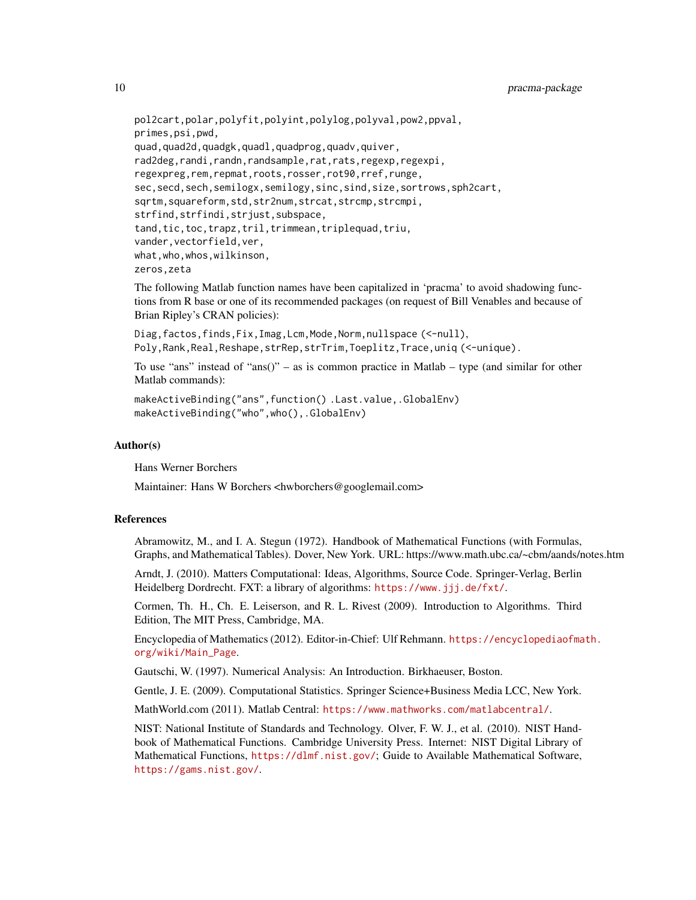```
pol2cart,polar,polyfit,polyint,polylog,polyval,pow2,ppval,
primes,psi,pwd,
quad,quad2d,quadgk,quadl,quadprog,quadv,quiver,
rad2deg,randi,randn,randsample,rat,rats,regexp,regexpi,
regexpreg,rem,repmat,roots,rosser,rot90,rref,runge,
sec,secd,sech,semilogx,semilogy,sinc,sind,size,sortrows,sph2cart,
sqrtm,squareform,std,str2num,strcat,strcmp,strcmpi,
strfind,strfindi,strjust,subspace,
tand,tic,toc,trapz,tril,trimmean,triplequad,triu,
vander,vectorfield,ver,
what,who,whos,wilkinson,
zeros,zeta
```

The following Matlab function names have been capitalized in 'pracma' to avoid shadowing functions from R base or one of its recommended packages (on request of Bill Venables and because of Brian Ripley's CRAN policies):

```
Diag,factos,finds,Fix,Imag,Lcm,Mode,Norm,nullspace (<-null),
Poly,Rank,Real,Reshape,strRep,strTrim,Toeplitz,Trace,uniq (<-unique).
```

To use "ans" instead of "ans()" – as is common practice in Matlab – type (and similar for other Matlab commands):

```
makeActiveBinding("ans",function() .Last.value,.GlobalEnv)
makeActiveBinding("who",who(),.GlobalEnv)
```

## Author(s)

Hans Werner Borchers

Maintainer: Hans W Borchers <hwborchers@googlemail.com>

## References

Abramowitz, M., and I. A. Stegun (1972). Handbook of Mathematical Functions (with Formulas, Graphs, and Mathematical Tables). Dover, New York. URL: https://www.math.ubc.ca/~cbm/aands/notes.htm

Arndt, J. (2010). Matters Computational: Ideas, Algorithms, Source Code. Springer-Verlag, Berlin Heidelberg Dordrecht. FXT: a library of algorithms: https://www.jjj.de/fxt/.

Cormen, Th. H., Ch. E. Leiserson, and R. L. Rivest (2009). Introduction to Algorithms. Third Edition, The MIT Press, Cambridge, MA.

Encyclopedia of Mathematics (2012). Editor-in-Chief: Ulf Rehmann. https://encyclopediaofmath.org/wiki/Main_Page.

Gautschi, W. (1997). Numerical Analysis: An Introduction. Birkhaeuser, Boston.

Gentle, J. E. (2009). Computational Statistics. Springer Science+Business Media LCC, New York.

MathWorld.com (2011). Matlab Central: https://www.mathworks.com/matlabcentral/.

NIST: National Institute of Standards and Technology. Olver, F. W. J., et al. (2010). NIST Handbook of Mathematical Functions. Cambridge University Press. Internet: NIST Digital Library of Mathematical Functions, https://dlmf.nist.gov/; Guide to Available Mathematical Software, https://gams.nist.gov/.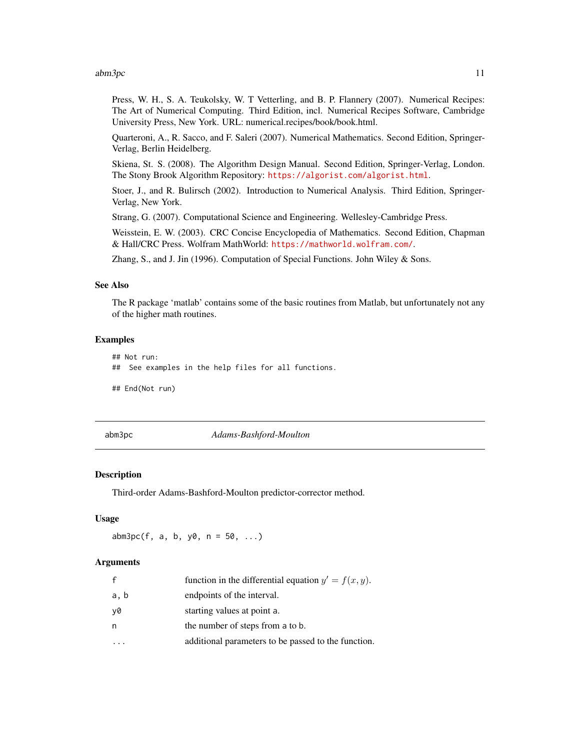Press, W. H., S. A. Teukolsky, W. T Vetterling, and B. P. Flannery (2007). Numerical Recipes: The Art of Numerical Computing. Third Edition, incl. Numerical Recipes Software, Cambridge University Press, New York. URL: numerical.recipes/book/book.html.

Quarteroni, A., R. Sacco, and F. Saleri (2007). Numerical Mathematics. Second Edition, Springer-Verlag, Berlin Heidelberg.

Skiena, St. S. (2008). The Algorithm Design Manual. Second Edition, Springer-Verlag, London. The Stony Brook Algorithm Repository: https://algorist.com/algorist.html.

Stoer, J., and R. Bulirsch (2002). Introduction to Numerical Analysis. Third Edition, Springer-Verlag, New York.

Strang, G. (2007). Computational Science and Engineering. Wellesley-Cambridge Press.

Weisstein, E. W. (2003). CRC Concise Encyclopedia of Mathematics. Second Edition, Chapman & Hall/CRC Press. Wolfram MathWorld: https://mathworld.wolfram.com/.

Zhang, S., and J. Jin (1996). Computation of Special Functions. John Wiley & Sons.

### See Also

The R package 'matlab' contains some of the basic routines from Matlab, but unfortunately not any of the higher math routines.

### Examples

```
## Not run:
##  See examples in the help files for all functions.

## End(Not run)
```

---

## abm3pc — *Adams-Bashford-Moulton*

### Description

Third-order Adams-Bashford-Moulton predictor-corrector method.

### Usage

```
abm3pc(f, a, b, y0, n = 50, ...)
```

### Arguments

| | |
|---|---|
| f | function in the differential equation $y' = f(x, y)$. |
| a, b | endpoints of the interval. |
| y0 | starting values at point a. |
| n | the number of steps from a to b. |
| ... | additional parameters to be passed to the function. |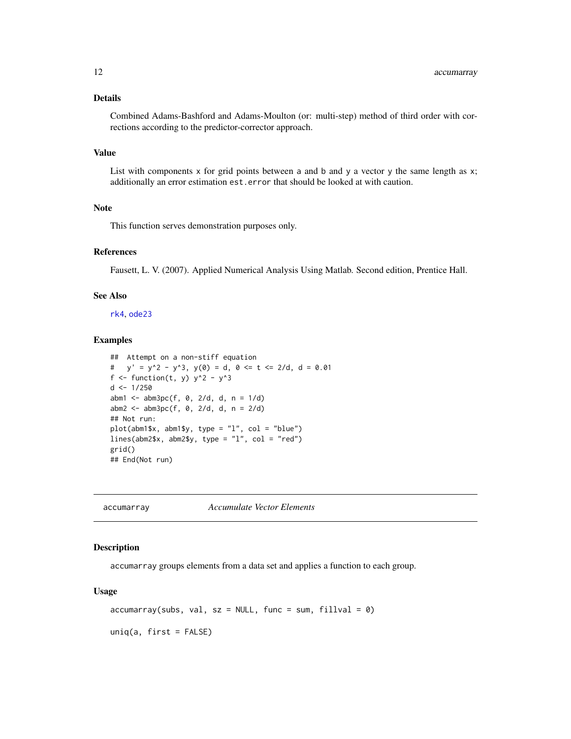### Details

Combined Adams-Bashford and Adams-Moulton (or: multi-step) method of third order with corrections according to the predictor-corrector approach.

### Value

List with components `x` for grid points between `a` and `b` and `y` a vector `y` the same length as `x`; additionally an error estimation `est.error` that should be looked at with caution.

### Note

This function serves demonstration purposes only.

### References

Fausett, L. V. (2007). Applied Numerical Analysis Using Matlab. Second edition, Prentice Hall.

### See Also

rk4, ode23

### Examples

```
##  Attempt on a non-stiff equation
#   y' = y^2 - y^3, y(0) = d, 0 <= t <= 2/d, d = 0.01
f <- function(t, y) y^2 - y^3
d <- 1/250
abm1 <- abm3pc(f, 0, 2/d, d, n = 1/d)
abm2 <- abm3pc(f, 0, 2/d, d, n = 2/d)
## Not run:
plot(abm1$x, abm1$y, type = "l", col = "blue")
lines(abm2$x, abm2$y, type = "l", col = "red")
grid()
## End(Not run)
```

---

## accumarray *Accumulate Vector Elements*

### Description

`accumarray` groups elements from a data set and applies a function to each group.

### Usage

```
accumarray(subs, val, sz = NULL, func = sum, fillval = 0)

uniq(a, first = FALSE)
```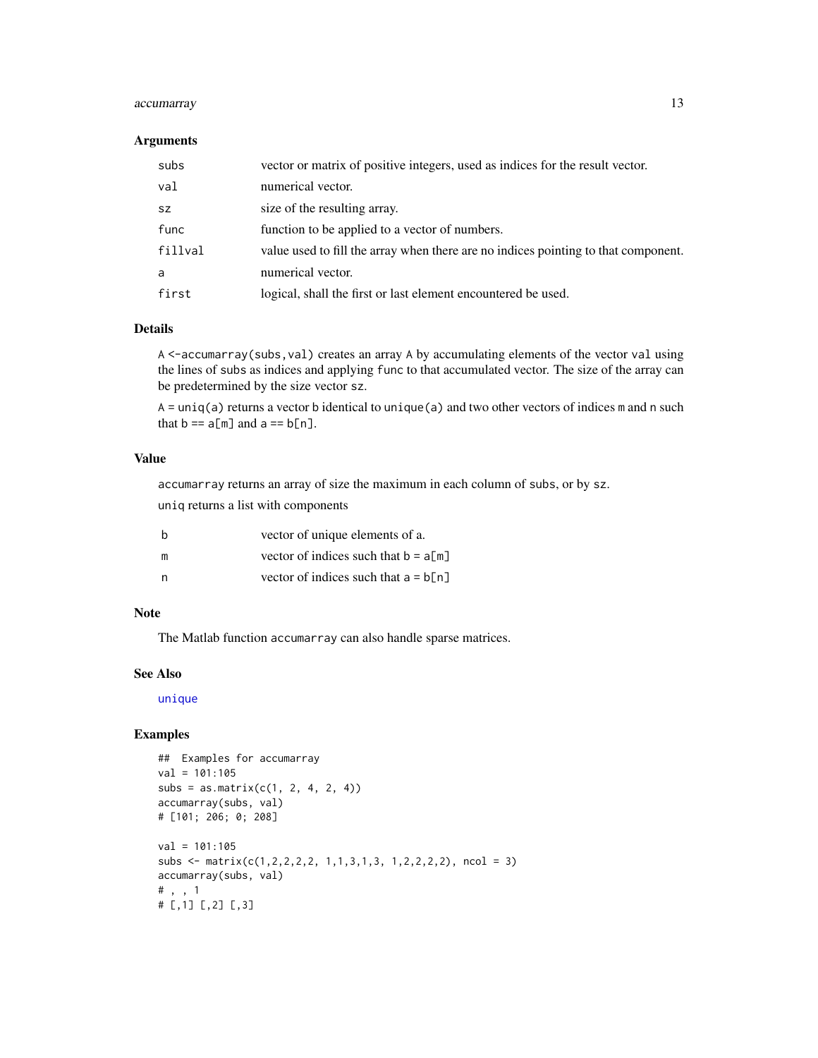### Arguments

| | |
|---|---|
| `subs` | vector or matrix of positive integers, used as indices for the result vector. |
| `val` | numerical vector. |
| `sz` | size of the resulting array. |
| `func` | function to be applied to a vector of numbers. |
| `fillval` | value used to fill the array when there are no indices pointing to that component. |
| `a` | numerical vector. |
| `first` | logical, shall the first or last element encountered be used. |

### Details

`A <-accumarray(subs,val)` creates an array `A` by accumulating elements of the vector `val` using the lines of `subs` as indices and applying `func` to that accumulated vector. The size of the array can be predetermined by the size vector `sz`.

`A = uniq(a)` returns a vector `b` identical to `unique(a)` and two other vectors of indices `m` and `n` such that `b == a[m]` and `a == b[n]`.

### Value

`accumarray` returns an array of size the maximum in each column of `subs`, or by `sz`.

`uniq` returns a list with components

| | |
|---|---|
| `b` | vector of unique elements of a. |
| `m` | vector of indices such that `b = a[m]` |
| `n` | vector of indices such that `a = b[n]` |

### Note

The Matlab function `accumarray` can also handle sparse matrices.

### See Also

`unique`

### Examples

```
##  Examples for accumarray
val = 101:105
subs = as.matrix(c(1, 2, 4, 2, 4))
accumarray(subs, val)
# [101; 206; 0; 208]

val = 101:105
subs <- matrix(c(1,2,2,2,2, 1,1,3,1,3, 1,2,2,2,2), ncol = 3)
accumarray(subs, val)
# , , 1
# [,1] [,2] [,3]
```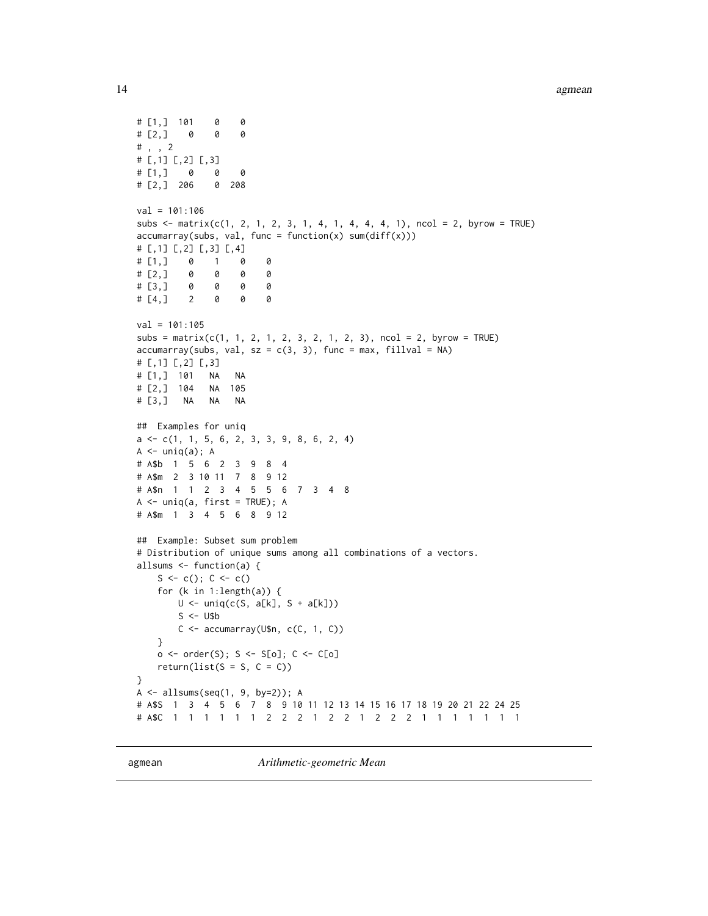```
# [1,]  101    0    0
# [2,]    0    0    0
# , , 2
# [,1] [,2] [,3]
# [1,]    0    0    0
# [2,]  206    0  208

val = 101:106
subs <- matrix(c(1, 2, 1, 2, 3, 1, 4, 1, 4, 4, 4, 1), ncol = 2, byrow = TRUE)
accumarray(subs, val, func = function(x) sum(diff(x)))
# [,1] [,2] [,3] [,4]
# [1,]    0    1    0    0
# [2,]    0    0    0    0
# [3,]    0    0    0    0
# [4,]    2    0    0    0

val = 101:105
subs = matrix(c(1, 1, 2, 1, 2, 3, 2, 1, 2, 3), ncol = 2, byrow = TRUE)
accumarray(subs, val, sz = c(3, 3), func = max, fillval = NA)
# [,1] [,2] [,3]
# [1,]  101   NA   NA
# [2,]  104   NA  105
# [3,]   NA   NA   NA

##  Examples for uniq
a <- c(1, 1, 5, 6, 2, 3, 3, 9, 8, 6, 2, 4)
A <- uniq(a); A
# A$b  1  5  6  2  3  9  8  4
# A$m  2  3 10 11  7  8  9 12
# A$n  1  1  2  3  4  5  5  6  7  3  4  8
A <- uniq(a, first = TRUE); A
# A$m  1  3  4  5  6  8  9 12

##  Example: Subset sum problem
# Distribution of unique sums among all combinations of a vectors.
allsums <- function(a) {
    S <- c(); C <- c()
    for (k in 1:length(a)) {
        U <- uniq(c(S, a[k], S + a[k]))
        S <- U$b
        C <- accumarray(U$n, c(C, 1, C))
    }
    o <- order(S); S <- S[o]; C <- C[o]
    return(list(S = S, C = C))
}
A <- allsums(seq(1, 9, by=2)); A
# A$S  1  3  4  5  6  7  8  9 10 11 12 13 14 15 16 17 18 19 20 21 22 24 25
# A$C  1  1  1  1  1  1  2  2  2  1  2  2  1  2  2  2  1  1  1  1  1  1  1
```

---

agmean *Arithmetic-geometric Mean*

---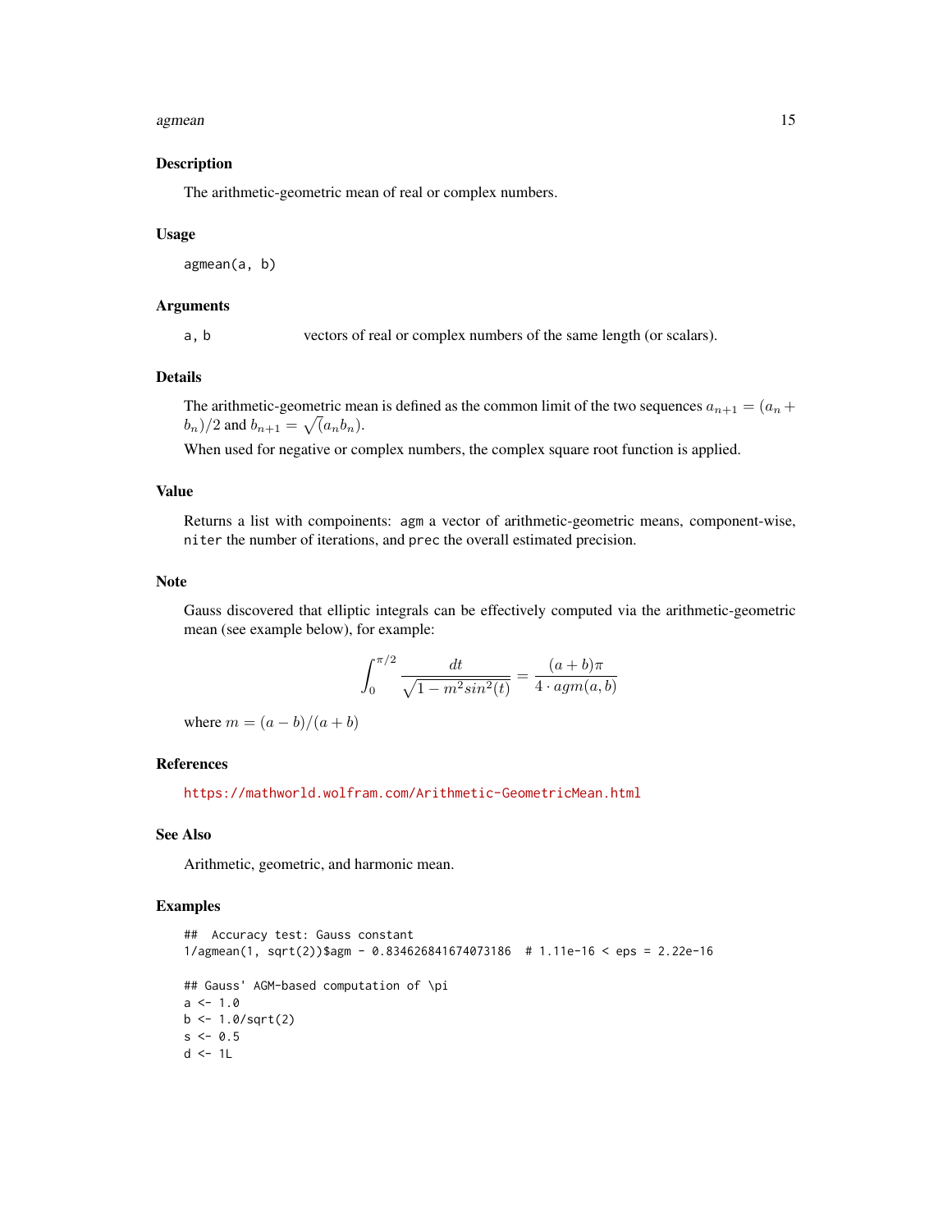## Description

The arithmetic-geometric mean of real or complex numbers.

## Usage

```
agmean(a, b)
```

## Arguments

| | |
|---|---|
| `a, b` | vectors of real or complex numbers of the same length (or scalars). |

## Details

The arithmetic-geometric mean is defined as the common limit of the two sequences $a_{n+1} = (a_n + b_n)/2$ and $b_{n+1} = \sqrt{(a_n b_n)}$.

When used for negative or complex numbers, the complex square root function is applied.

## Value

Returns a list with compoinents: `agm` a vector of arithmetic-geometric means, component-wise, `niter` the number of iterations, and `prec` the overall estimated precision.

## Note

Gauss discovered that elliptic integrals can be effectively computed via the arithmetic-geometric mean (see example below), for example:

$$\int_0^{\pi/2} \frac{dt}{\sqrt{1 - m^2 sin^2(t)}} = \frac{(a+b)\pi}{4 \cdot agm(a,b)}$$

where $m = (a-b)/(a+b)$

## References

https://mathworld.wolfram.com/Arithmetic-GeometricMean.html

## See Also

Arithmetic, geometric, and harmonic mean.

## Examples

```
##  Accuracy test: Gauss constant
1/agmean(1, sqrt(2))$agm - 0.834626841674073186  # 1.11e-16 < eps = 2.22e-16

## Gauss' AGM-based computation of \pi
a <- 1.0
b <- 1.0/sqrt(2)
s <- 0.5
d <- 1L
```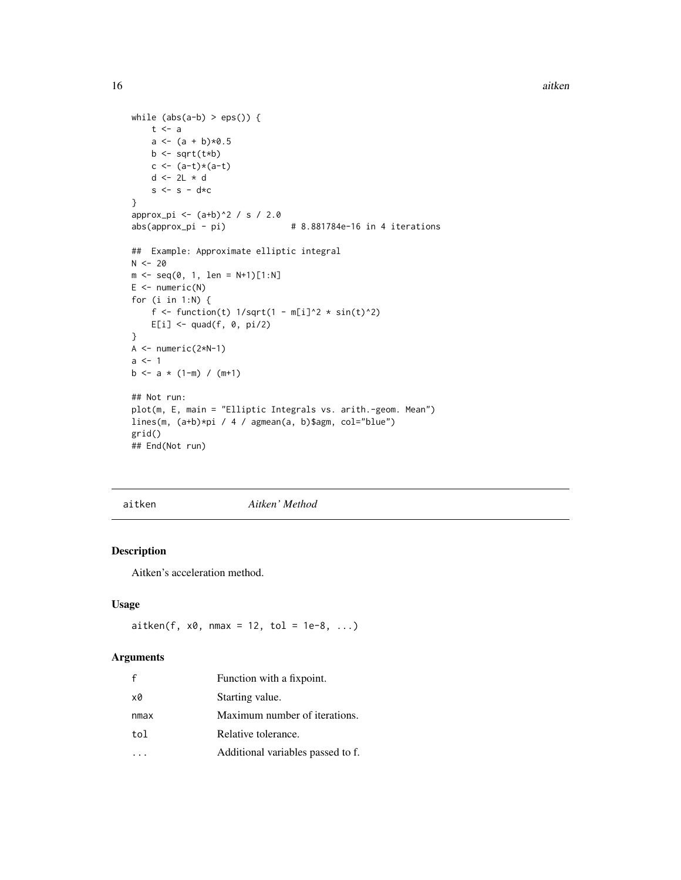```
while (abs(a-b) > eps()) {
    t <- a
    a <- (a + b)*0.5
    b <- sqrt(t*b)
    c <- (a-t)*(a-t)
    d <- 2L * d
    s <- s - d*c
}
approx_pi <- (a+b)^2 / s / 2.0
abs(approx_pi - pi)             # 8.881784e-16 in 4 iterations

##  Example: Approximate elliptic integral
N <- 20
m <- seq(0, 1, len = N+1)[1:N]
E <- numeric(N)
for (i in 1:N) {
    f <- function(t) 1/sqrt(1 - m[i]^2 * sin(t)^2)
    E[i] <- quad(f, 0, pi/2)
}
A <- numeric(2*N-1)
a <- 1
b <- a * (1-m) / (m+1)

## Not run:
plot(m, E, main = "Elliptic Integrals vs. arith.-geom. Mean")
lines(m, (a+b)*pi / 4 / agmean(a, b)$agm, col="blue")
grid()
## End(Not run)
```

---

`aitken` *Aitken' Method*

---

## Description

Aitken's acceleration method.

## Usage

```
aitken(f, x0, nmax = 12, tol = 1e-8, ...)
```

## Arguments

| | |
|---|---|
| `f` | Function with a fixpoint. |
| `x0` | Starting value. |
| `nmax` | Maximum number of iterations. |
| `tol` | Relative tolerance. |
| `...` | Additional variables passed to f. |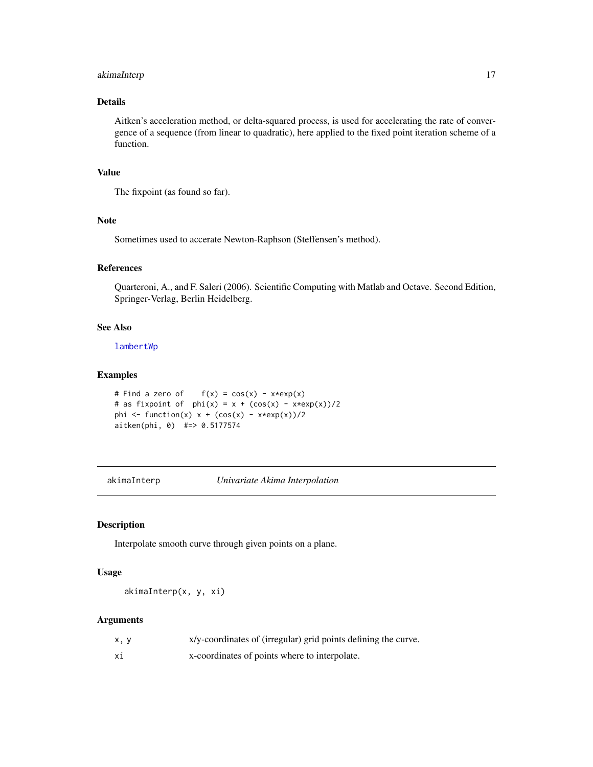## Details

Aitken's acceleration method, or delta-squared process, is used for accelerating the rate of convergence of a sequence (from linear to quadratic), here applied to the fixed point iteration scheme of a function.

## Value

The fixpoint (as found so far).

## Note

Sometimes used to accerate Newton-Raphson (Steffensen's method).

## References

Quarteroni, A., and F. Saleri (2006). Scientific Computing with Matlab and Octave. Second Edition, Springer-Verlag, Berlin Heidelberg.

## See Also

`lambertWp`

## Examples

```
# Find a zero of    f(x) = cos(x) - x*exp(x)
# as fixpoint of  phi(x) = x + (cos(x) - x*exp(x))/2
phi <- function(x) x + (cos(x) - x*exp(x))/2
aitken(phi, 0)  #=> 0.5177574
```

---

# akimaInterp &nbsp;&nbsp;&nbsp; *Univariate Akima Interpolation*

---

## Description

Interpolate smooth curve through given points on a plane.

## Usage

```
akimaInterp(x, y, xi)
```

## Arguments

| | |
|---|---|
| `x, y` | x/y-coordinates of (irregular) grid points defining the curve. |
| `xi` | x-coordinates of points where to interpolate. |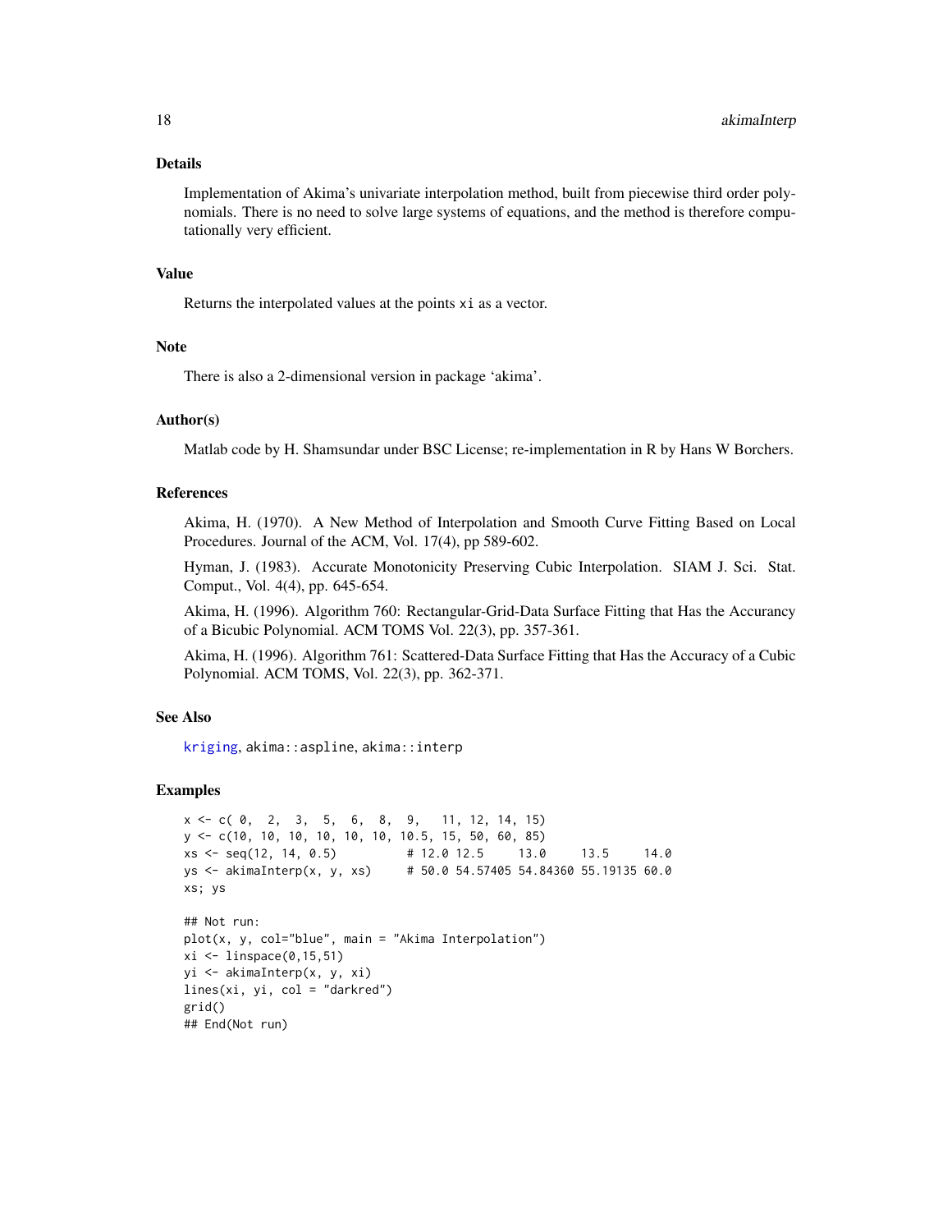## Details

Implementation of Akima's univariate interpolation method, built from piecewise third order polynomials. There is no need to solve large systems of equations, and the method is therefore computationally very efficient.

## Value

Returns the interpolated values at the points `xi` as a vector.

## Note

There is also a 2-dimensional version in package 'akima'.

## Author(s)

Matlab code by H. Shamsundar under BSC License; re-implementation in R by Hans W Borchers.

## References

Akima, H. (1970). A New Method of Interpolation and Smooth Curve Fitting Based on Local Procedures. Journal of the ACM, Vol. 17(4), pp 589-602.

Hyman, J. (1983). Accurate Monotonicity Preserving Cubic Interpolation. SIAM J. Sci. Stat. Comput., Vol. 4(4), pp. 645-654.

Akima, H. (1996). Algorithm 760: Rectangular-Grid-Data Surface Fitting that Has the Accurancy of a Bicubic Polynomial. ACM TOMS Vol. 22(3), pp. 357-361.

Akima, H. (1996). Algorithm 761: Scattered-Data Surface Fitting that Has the Accuracy of a Cubic Polynomial. ACM TOMS, Vol. 22(3), pp. 362-371.

## See Also

kriging, `akima::aspline`, `akima::interp`

## Examples

```
x <- c( 0,  2,  3,  5,  6,  8,  9,   11, 12, 14, 15)
y <- c(10, 10, 10, 10, 10, 10, 10.5, 15, 50, 60, 85)
xs <- seq(12, 14, 0.5)          # 12.0 12.5     13.0     13.5     14.0
ys <- akimaInterp(x, y, xs)     # 50.0 54.57405 54.84360 55.19135 60.0
xs; ys

## Not run:
plot(x, y, col="blue", main = "Akima Interpolation")
xi <- linspace(0,15,51)
yi <- akimaInterp(x, y, xi)
lines(xi, yi, col = "darkred")
grid()
## End(Not run)
```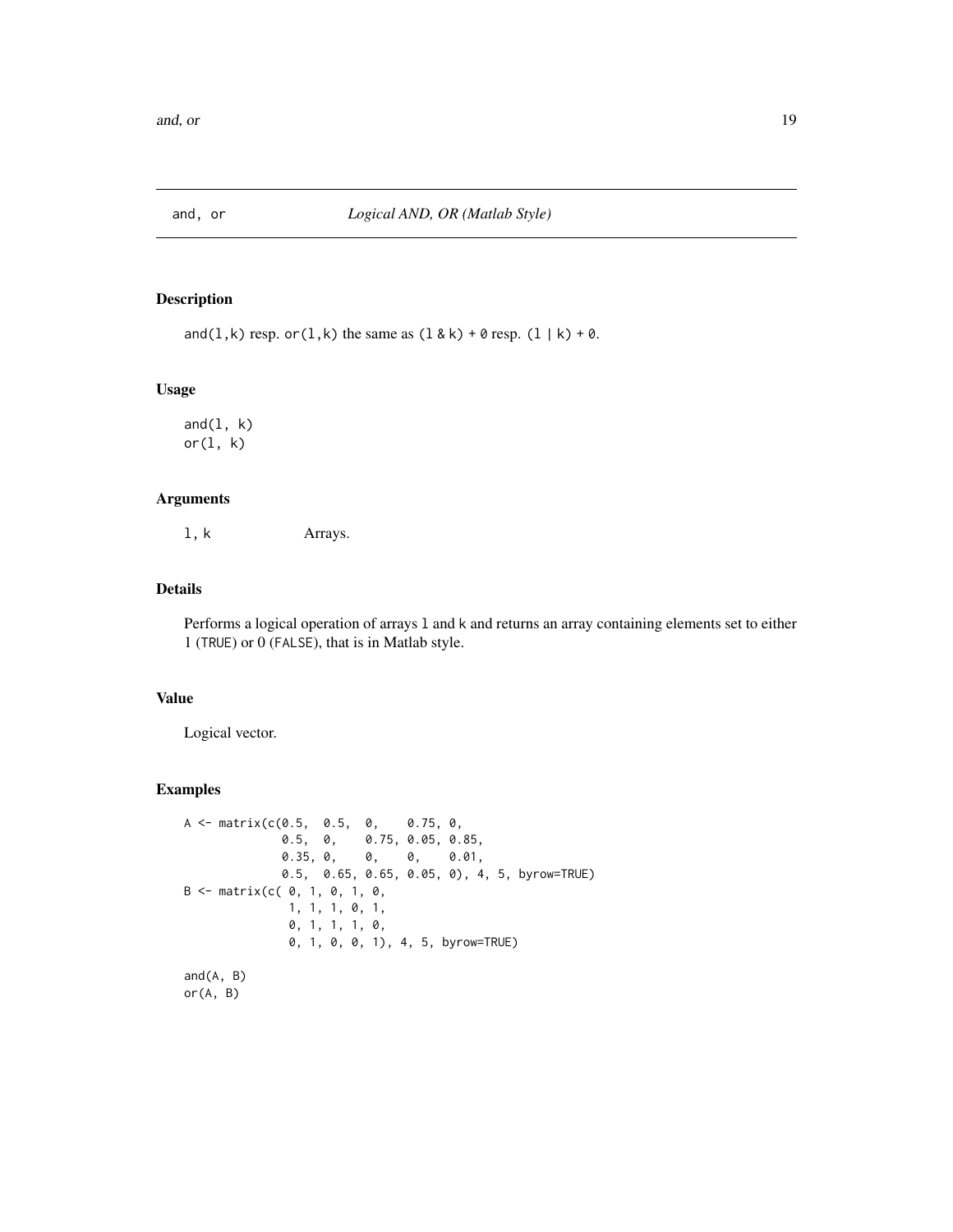`and, or` *Logical AND, OR (Matlab Style)*

## Description

`and(l,k)` resp. `or(l,k)` the same as `(l & k) + 0` resp. `(l | k) + 0`.

## Usage

```
and(l, k)
or(l, k)
```

## Arguments

| | |
|---|---|
| `l, k` | Arrays. |

## Details

Performs a logical operation of arrays `l` and `k` and returns an array containing elements set to either 1 (`TRUE`) or 0 (`FALSE`), that is in Matlab style.

## Value

Logical vector.

## Examples

```
A <- matrix(c(0.5,  0.5,  0,    0.75, 0,
              0.5,  0,    0.75, 0.05, 0.85,
              0.35, 0,    0,    0,    0.01,
              0.5,  0.65, 0.65, 0.05, 0), 4, 5, byrow=TRUE)
B <- matrix(c( 0, 1, 0, 1, 0,
               1, 1, 1, 0, 1,
               0, 1, 1, 1, 0,
               0, 1, 0, 0, 1), 4, 5, byrow=TRUE)

and(A, B)
or(A, B)
```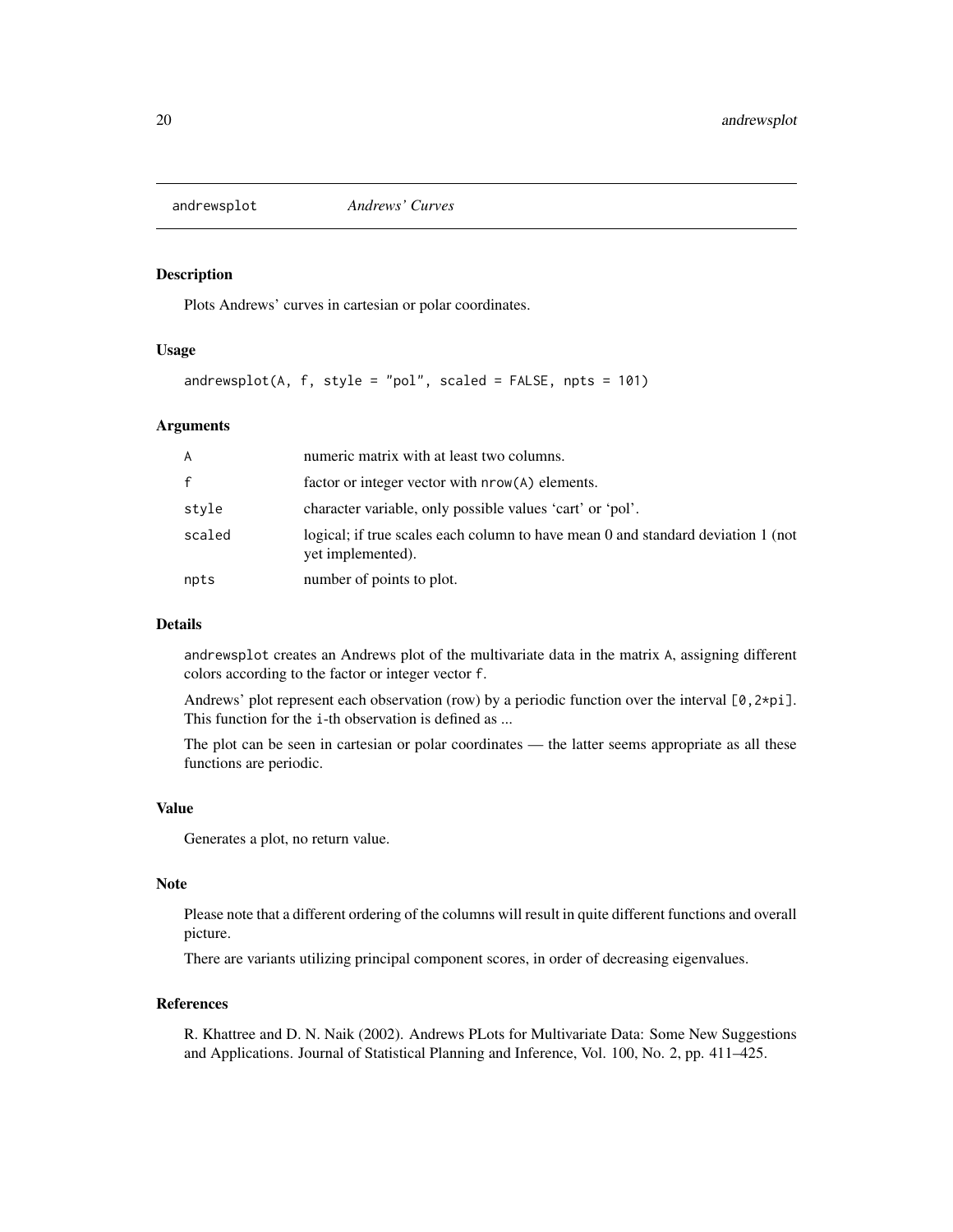andrewsplot *Andrews' Curves*

## Description

Plots Andrews' curves in cartesian or polar coordinates.

## Usage

```
andrewsplot(A, f, style = "pol", scaled = FALSE, npts = 101)
```

## Arguments

| | |
|---|---|
| A | numeric matrix with at least two columns. |
| f | factor or integer vector with nrow(A) elements. |
| style | character variable, only possible values 'cart' or 'pol'. |
| scaled | logical; if true scales each column to have mean 0 and standard deviation 1 (not yet implemented). |
| npts | number of points to plot. |

## Details

andrewsplot creates an Andrews plot of the multivariate data in the matrix A, assigning different colors according to the factor or integer vector f.

Andrews' plot represent each observation (row) by a periodic function over the interval [0,2*pi]. This function for the i-th observation is defined as ...

The plot can be seen in cartesian or polar coordinates — the latter seems appropriate as all these functions are periodic.

## Value

Generates a plot, no return value.

## Note

Please note that a different ordering of the columns will result in quite different functions and overall picture.

There are variants utilizing principal component scores, in order of decreasing eigenvalues.

## References

R. Khattree and D. N. Naik (2002). Andrews PLots for Multivariate Data: Some New Suggestions and Applications. Journal of Statistical Planning and Inference, Vol. 100, No. 2, pp. 411–425.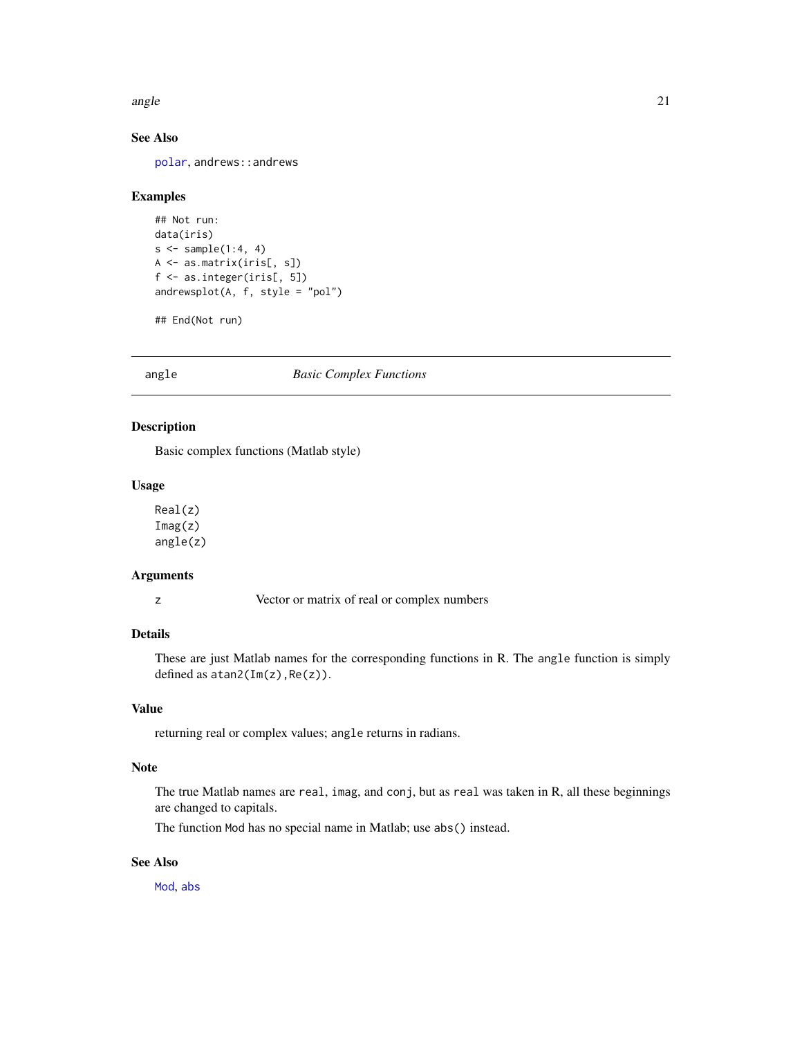### See Also

polar, andrews::andrews

### Examples

```
## Not run:
data(iris)
s <- sample(1:4, 4)
A <- as.matrix(iris[, s])
f <- as.integer(iris[, 5])
andrewsplot(A, f, style = "pol")

## End(Not run)
```

---

## angle — *Basic Complex Functions*

---

### Description

Basic complex functions (Matlab style)

### Usage

```
Real(z)
Imag(z)
angle(z)
```

### Arguments

| | |
|---|---|
| z | Vector or matrix of real or complex numbers |

### Details

These are just Matlab names for the corresponding functions in R. The `angle` function is simply defined as `atan2(Im(z),Re(z))`.

### Value

returning real or complex values; `angle` returns in radians.

### Note

The true Matlab names are `real`, `imag`, and `conj`, but as `real` was taken in R, all these beginnings are changed to capitals.

The function `Mod` has no special name in Matlab; use `abs()` instead.

### See Also

Mod, abs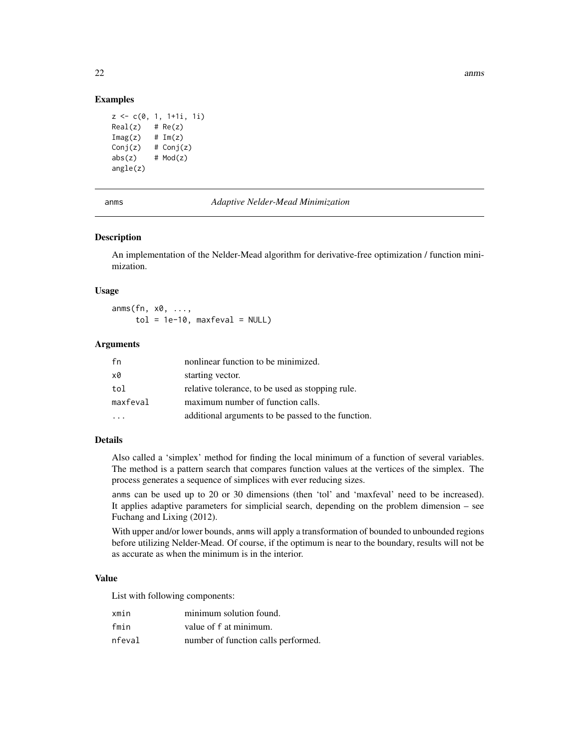## Examples

```
z <- c(0, 1, 1+1i, 1i)
Real(z)   # Re(z)
Imag(z)   # Im(z)
Conj(z)   # Conj(z)
abs(z)    # Mod(z)
angle(z)
```

---

## anms — *Adaptive Nelder-Mead Minimization*

---

### Description

An implementation of the Nelder-Mead algorithm for derivative-free optimization / function minimization.

### Usage

```
anms(fn, x0, ...,
     tol = 1e-10, maxfeval = NULL)
```

### Arguments

| | |
|---|---|
| `fn` | nonlinear function to be minimized. |
| `x0` | starting vector. |
| `tol` | relative tolerance, to be used as stopping rule. |
| `maxfeval` | maximum number of function calls. |
| `...` | additional arguments to be passed to the function. |

### Details

Also called a 'simplex' method for finding the local minimum of a function of several variables. The method is a pattern search that compares function values at the vertices of the simplex. The process generates a sequence of simplices with ever reducing sizes.

`anms` can be used up to 20 or 30 dimensions (then 'tol' and 'maxfeval' need to be increased). It applies adaptive parameters for simplicial search, depending on the problem dimension – see Fuchang and Lixing (2012).

With upper and/or lower bounds, `anms` will apply a transformation of bounded to unbounded regions before utilizing Nelder-Mead. Of course, if the optimum is near to the boundary, results will not be as accurate as when the minimum is in the interior.

### Value

List with following components:

| | |
|---|---|
| `xmin` | minimum solution found. |
| `fmin` | value of `f` at minimum. |
| `nfeval` | number of function calls performed. |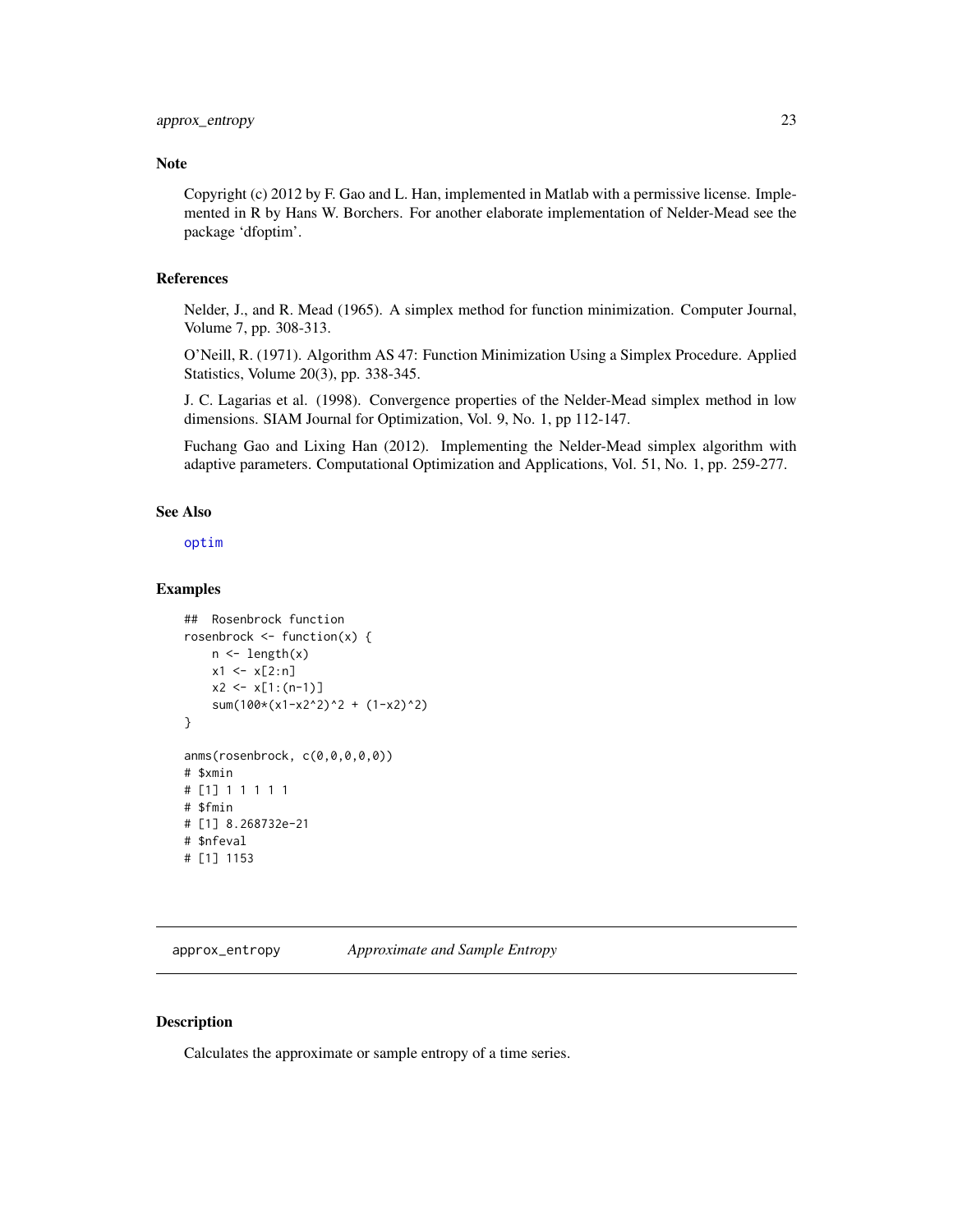### Note

Copyright (c) 2012 by F. Gao and L. Han, implemented in Matlab with a permissive license. Implemented in R by Hans W. Borchers. For another elaborate implementation of Nelder-Mead see the package 'dfoptim'.

### References

Nelder, J., and R. Mead (1965). A simplex method for function minimization. Computer Journal, Volume 7, pp. 308-313.

O'Neill, R. (1971). Algorithm AS 47: Function Minimization Using a Simplex Procedure. Applied Statistics, Volume 20(3), pp. 338-345.

J. C. Lagarias et al. (1998). Convergence properties of the Nelder-Mead simplex method in low dimensions. SIAM Journal for Optimization, Vol. 9, No. 1, pp 112-147.

Fuchang Gao and Lixing Han (2012). Implementing the Nelder-Mead simplex algorithm with adaptive parameters. Computational Optimization and Applications, Vol. 51, No. 1, pp. 259-277.

### See Also

optim

### Examples

```
##  Rosenbrock function
rosenbrock <- function(x) {
    n <- length(x)
    x1 <- x[2:n]
    x2 <- x[1:(n-1)]
    sum(100*(x1-x2^2)^2 + (1-x2)^2)
}

anms(rosenbrock, c(0,0,0,0,0))
# $xmin
# [1] 1 1 1 1 1
# $fmin
# [1] 8.268732e-21
# $nfeval
# [1] 1153
```

---

## approx_entropy *Approximate and Sample Entropy*

### Description

Calculates the approximate or sample entropy of a time series.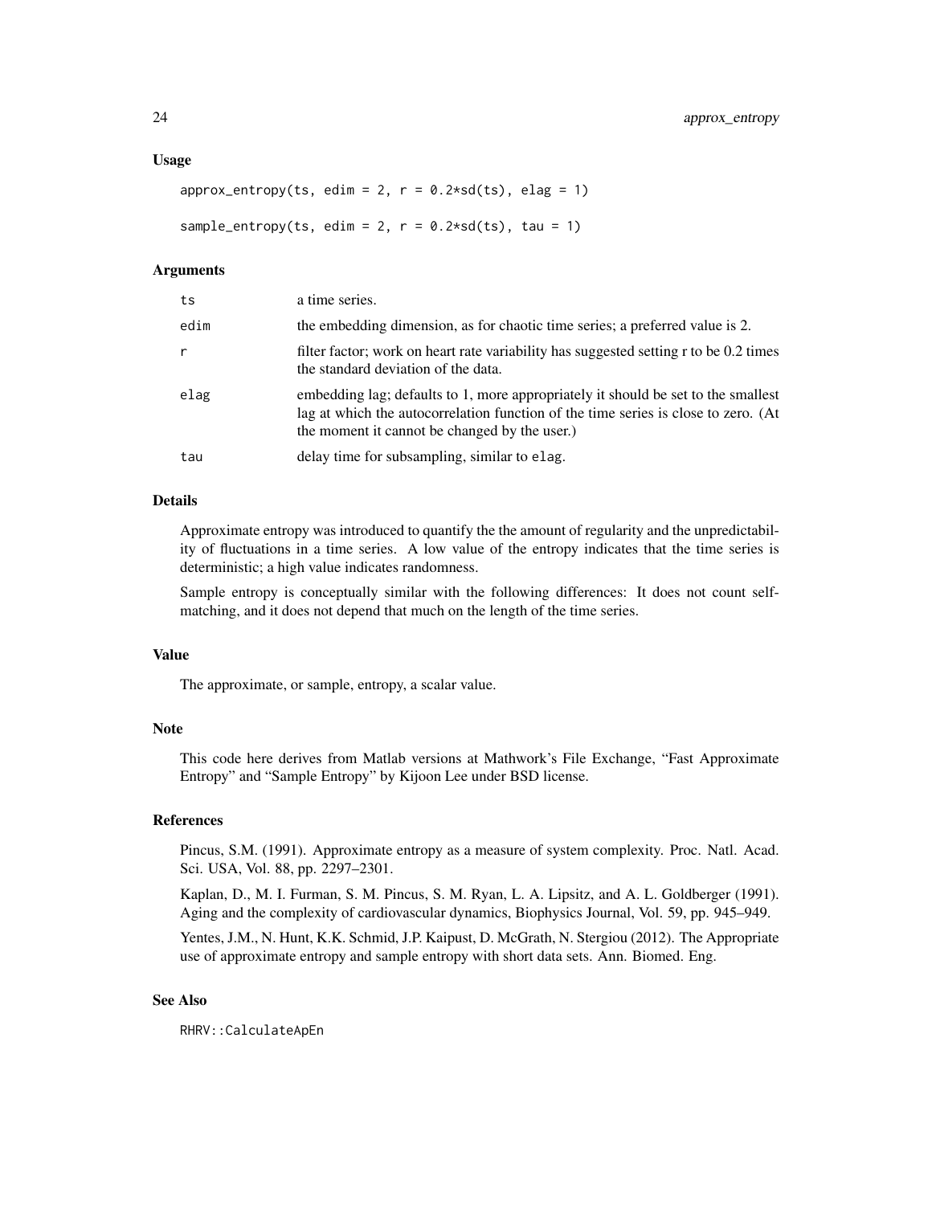### Usage

```
approx_entropy(ts, edim = 2, r = 0.2*sd(ts), elag = 1)

sample_entropy(ts, edim = 2, r = 0.2*sd(ts), tau = 1)
```

### Arguments

| | |
|---|---|
| `ts` | a time series. |
| `edim` | the embedding dimension, as for chaotic time series; a preferred value is 2. |
| `r` | filter factor; work on heart rate variability has suggested setting r to be 0.2 times the standard deviation of the data. |
| `elag` | embedding lag; defaults to 1, more appropriately it should be set to the smallest lag at which the autocorrelation function of the time series is close to zero. (At the moment it cannot be changed by the user.) |
| `tau` | delay time for subsampling, similar to `elag`. |

### Details

Approximate entropy was introduced to quantify the the amount of regularity and the unpredictability of fluctuations in a time series. A low value of the entropy indicates that the time series is deterministic; a high value indicates randomness.

Sample entropy is conceptually similar with the following differences: It does not count self-matching, and it does not depend that much on the length of the time series.

### Value

The approximate, or sample, entropy, a scalar value.

### Note

This code here derives from Matlab versions at Mathwork's File Exchange, "Fast Approximate Entropy" and "Sample Entropy" by Kijoon Lee under BSD license.

### References

Pincus, S.M. (1991). Approximate entropy as a measure of system complexity. Proc. Natl. Acad. Sci. USA, Vol. 88, pp. 2297–2301.

Kaplan, D., M. I. Furman, S. M. Pincus, S. M. Ryan, L. A. Lipsitz, and A. L. Goldberger (1991). Aging and the complexity of cardiovascular dynamics, Biophysics Journal, Vol. 59, pp. 945–949.

Yentes, J.M., N. Hunt, K.K. Schmid, J.P. Kaipust, D. McGrath, N. Stergiou (2012). The Appropriate use of approximate entropy and sample entropy with short data sets. Ann. Biomed. Eng.

### See Also

`RHRV::CalculateApEn`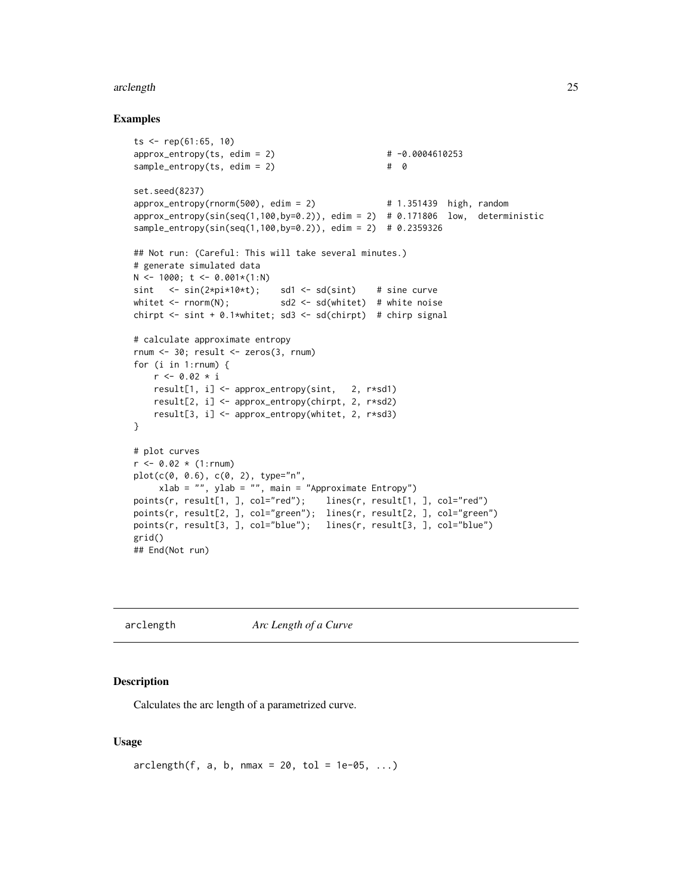## Examples

```
ts <- rep(61:65, 10)
approx_entropy(ts, edim = 2)                       # -0.0004610253
sample_entropy(ts, edim = 2)                       #  0

set.seed(8237)
approx_entropy(rnorm(500), edim = 2)               # 1.351439  high, random
approx_entropy(sin(seq(1,100,by=0.2)), edim = 2)  # 0.171806  low,  deterministic
sample_entropy(sin(seq(1,100,by=0.2)), edim = 2)  # 0.2359326

## Not run: (Careful: This will take several minutes.)
# generate simulated data
N <- 1000; t <- 0.001*(1:N)
sint   <- sin(2*pi*10*t);    sd1 <- sd(sint)    # sine curve
whitet <- rnorm(N);          sd2 <- sd(whitet)  # white noise
chirpt <- sint + 0.1*whitet; sd3 <- sd(chirpt)  # chirp signal

# calculate approximate entropy
rnum <- 30; result <- zeros(3, rnum)
for (i in 1:rnum) {
    r <- 0.02 * i
    result[1, i] <- approx_entropy(sint,   2, r*sd1)
    result[2, i] <- approx_entropy(chirpt, 2, r*sd2)
    result[3, i] <- approx_entropy(whitet, 2, r*sd3)
}

# plot curves
r <- 0.02 * (1:rnum)
plot(c(0, 0.6), c(0, 2), type="n",
     xlab = "", ylab = "", main = "Approximate Entropy")
points(r, result[1, ], col="red");    lines(r, result[1, ], col="red")
points(r, result[2, ], col="green");  lines(r, result[2, ], col="green")
points(r, result[3, ], col="blue");   lines(r, result[3, ], col="blue")
grid()
## End(Not run)
```

---

# arclength *Arc Length of a Curve*

## Description

Calculates the arc length of a parametrized curve.

## Usage

```
arclength(f, a, b, nmax = 20, tol = 1e-05, ...)
```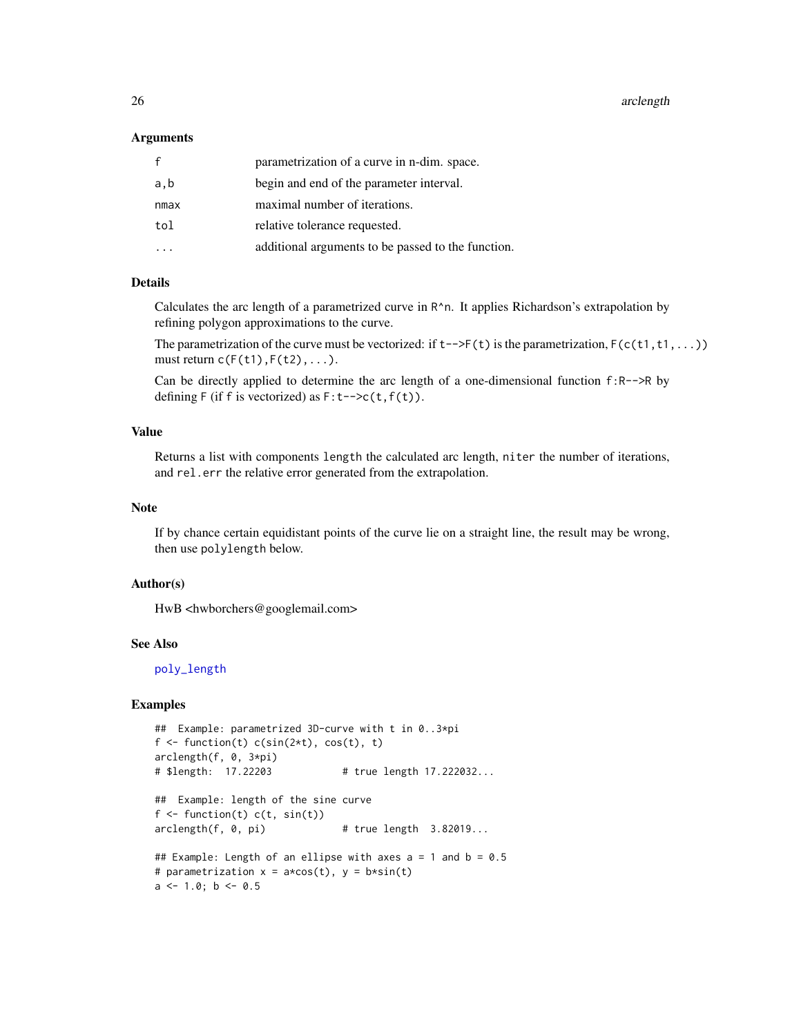### Arguments

| | |
|---|---|
| f | parametrization of a curve in n-dim. space. |
| a,b | begin and end of the parameter interval. |
| nmax | maximal number of iterations. |
| tol | relative tolerance requested. |
| ... | additional arguments to be passed to the function. |

### Details

Calculates the arc length of a parametrized curve in `R^n`. It applies Richardson's extrapolation by refining polygon approximations to the curve.

The parametrization of the curve must be vectorized: if `t-->F(t)` is the parametrization, `F(c(t1,t1,...))` must return `c(F(t1),F(t2),...)`.

Can be directly applied to determine the arc length of a one-dimensional function `f:R-->R` by defining `F` (if `f` is vectorized) as `F:t-->c(t,f(t))`.

### Value

Returns a list with components `length` the calculated arc length, `niter` the number of iterations, and `rel.err` the relative error generated from the extrapolation.

### Note

If by chance certain equidistant points of the curve lie on a straight line, the result may be wrong, then use `polylength` below.

### Author(s)

HwB <hwborchers@googlemail.com>

### See Also

`poly_length`

### Examples

```
##  Example: parametrized 3D-curve with t in 0..3*pi
f <- function(t) c(sin(2*t), cos(t), t)
arclength(f, 0, 3*pi)
# $length:  17.22203            # true length 17.222032...

##  Example: length of the sine curve
f <- function(t) c(t, sin(t))
arclength(f, 0, pi)             # true length  3.82019...

## Example: Length of an ellipse with axes a = 1 and b = 0.5
# parametrization x = a*cos(t), y = b*sin(t)
a <- 1.0; b <- 0.5
```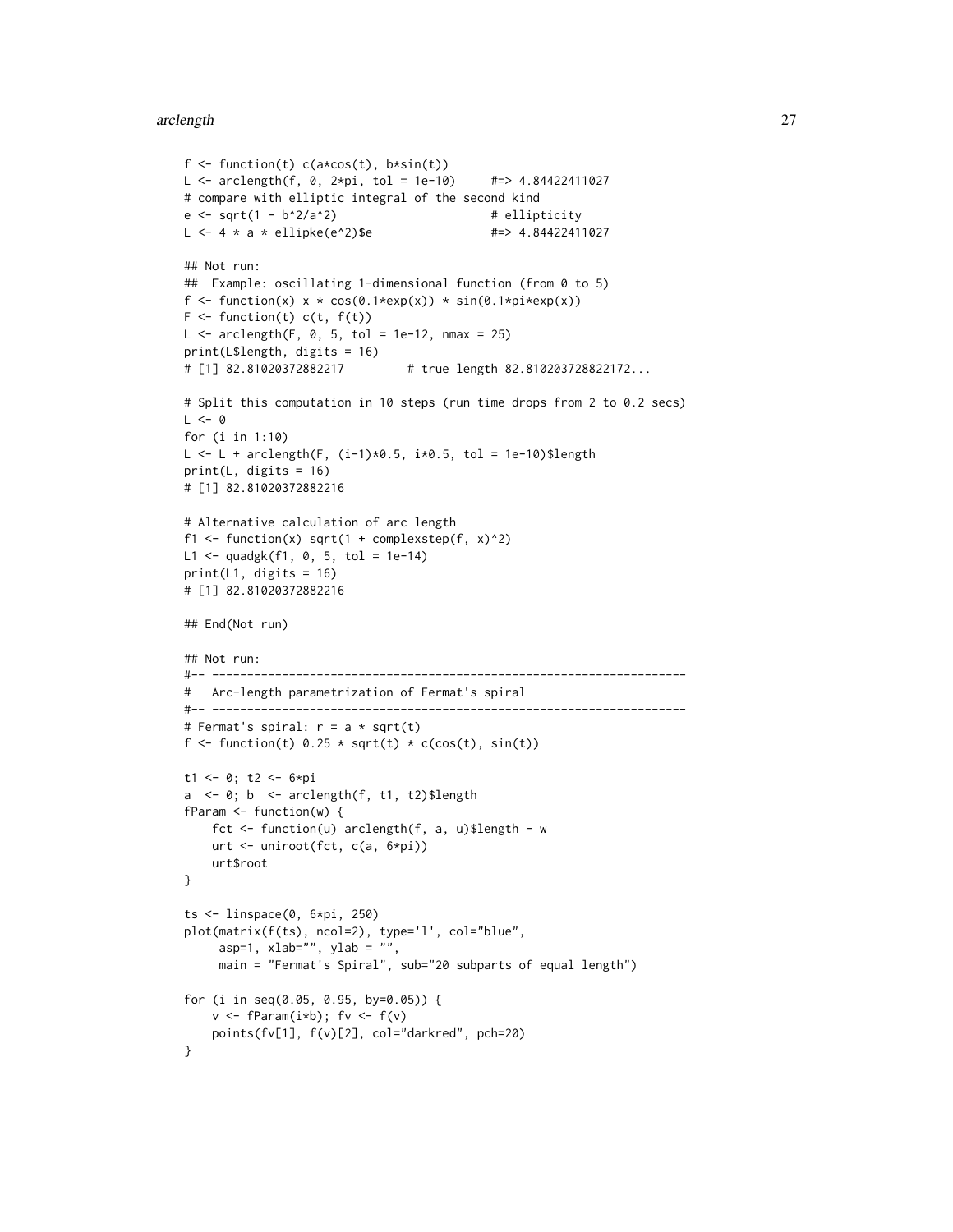```
f <- function(t) c(a*cos(t), b*sin(t))
L <- arclength(f, 0, 2*pi, tol = 1e-10)     #=> 4.84422411027
# compare with elliptic integral of the second kind
e <- sqrt(1 - b^2/a^2)                      # ellipticity
L <- 4 * a * ellipke(e^2)$e                 #=> 4.84422411027

## Not run:
##  Example: oscillating 1-dimensional function (from 0 to 5)
f <- function(x) x * cos(0.1*exp(x)) * sin(0.1*pi*exp(x))
F <- function(t) c(t, f(t))
L <- arclength(F, 0, 5, tol = 1e-12, nmax = 25)
print(L$length, digits = 16)
# [1] 82.81020372882217         # true length 82.810203728822172...

# Split this computation in 10 steps (run time drops from 2 to 0.2 secs)
L <- 0
for (i in 1:10)
L <- L + arclength(F, (i-1)*0.5, i*0.5, tol = 1e-10)$length
print(L, digits = 16)
# [1] 82.81020372882216

# Alternative calculation of arc length
f1 <- function(x) sqrt(1 + complexstep(f, x)^2)
L1 <- quadgk(f1, 0, 5, tol = 1e-14)
print(L1, digits = 16)
# [1] 82.81020372882216

## End(Not run)

## Not run:
#-- --------------------------------------------------------------------
#   Arc-length parametrization of Fermat's spiral
#-- --------------------------------------------------------------------
# Fermat's spiral: r = a * sqrt(t)
f <- function(t) 0.25 * sqrt(t) * c(cos(t), sin(t))

t1 <- 0; t2 <- 6*pi
a  <- 0; b  <- arclength(f, t1, t2)$length
fParam <- function(w) {
    fct <- function(u) arclength(f, a, u)$length - w
    urt <- uniroot(fct, c(a, 6*pi))
    urt$root
}

ts <- linspace(0, 6*pi, 250)
plot(matrix(f(ts), ncol=2), type='l', col="blue",
     asp=1, xlab="", ylab = "",
     main = "Fermat's Spiral", sub="20 subparts of equal length")

for (i in seq(0.05, 0.95, by=0.05)) {
    v <- fParam(i*b); fv <- f(v)
    points(fv[1], f(v)[2], col="darkred", pch=20)
}
```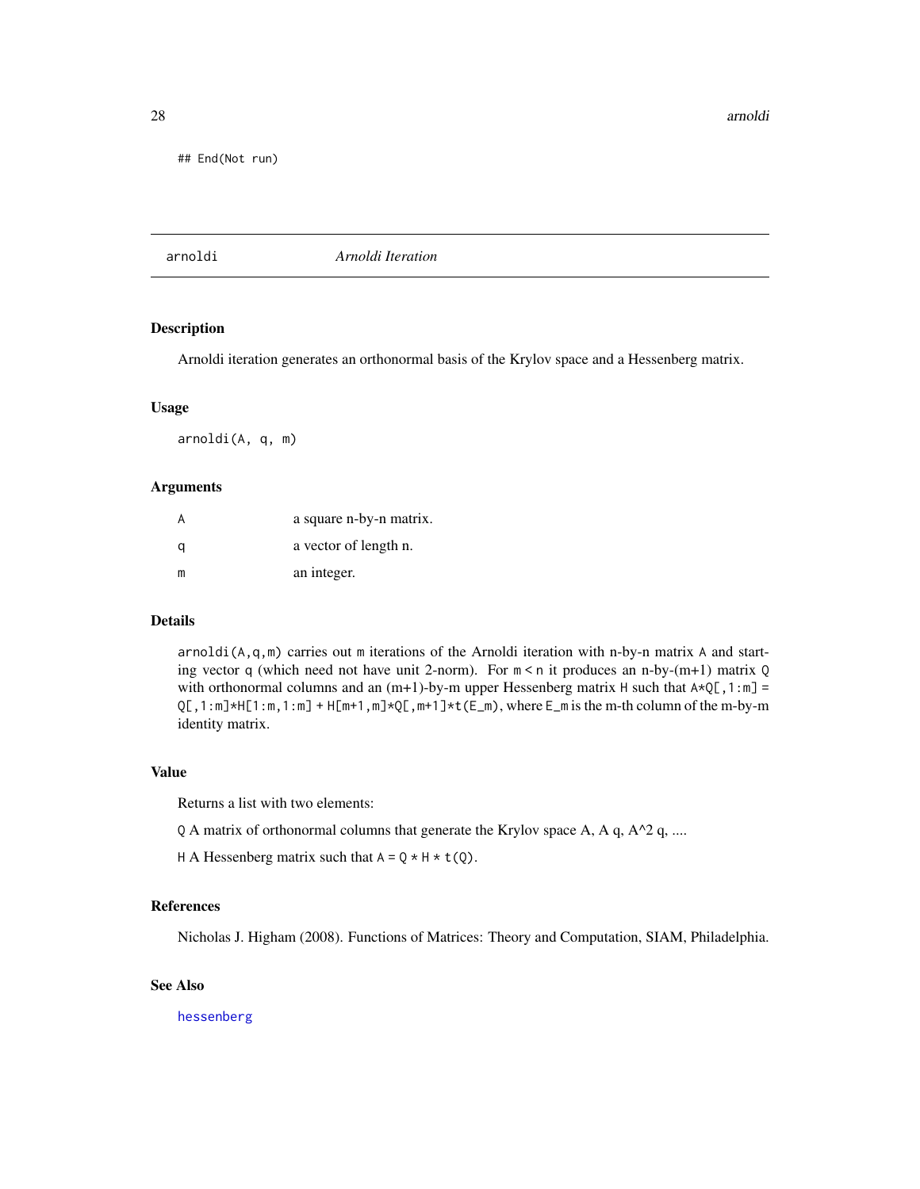```
## End(Not run)
```

---

## arnoldi *Arnoldi Iteration*

---

### Description

Arnoldi iteration generates an orthonormal basis of the Krylov space and a Hessenberg matrix.

### Usage

```
arnoldi(A, q, m)
```

### Arguments

| | |
|---|---|
| A | a square n-by-n matrix. |
| q | a vector of length n. |
| m | an integer. |

### Details

`arnoldi(A,q,m)` carries out `m` iterations of the Arnoldi iteration with n-by-n matrix `A` and starting vector `q` (which need not have unit 2-norm). For `m < n` it produces an n-by-(m+1) matrix `Q` with orthonormal columns and an (m+1)-by-m upper Hessenberg matrix `H` such that `A*Q[,1:m] = Q[,1:m]*H[1:m,1:m] + H[m+1,m]*Q[,m+1]*t(E_m)`, where `E_m` is the m-th column of the m-by-m identity matrix.

### Value

Returns a list with two elements:

`Q` A matrix of orthonormal columns that generate the Krylov space A, A q, A^2 q, ....

`H` A Hessenberg matrix such that `A = Q * H * t(Q)`.

### References

Nicholas J. Higham (2008). Functions of Matrices: Theory and Computation, SIAM, Philadelphia.

### See Also

`hessenberg`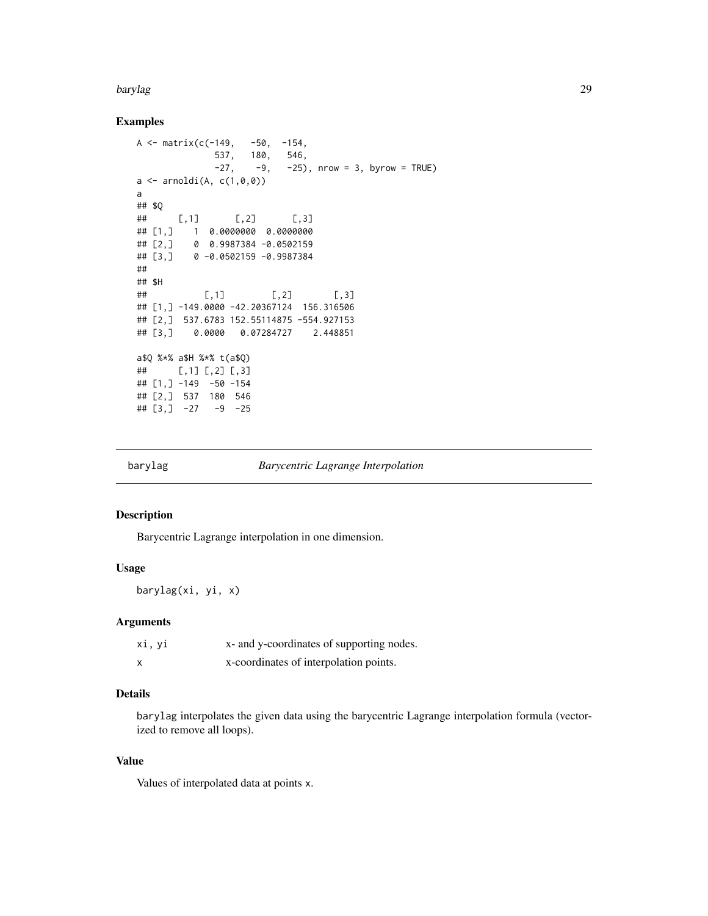### Examples

```
A <- matrix(c(-149,   -50,  -154,
               537,   180,   546,
               -27,    -9,   -25), nrow = 3, byrow = TRUE)
a <- arnoldi(A, c(1,0,0))
a
## $Q
##      [,1]       [,2]       [,3]
## [1,]    1  0.0000000  0.0000000
## [2,]    0  0.9987384 -0.0502159
## [3,]    0 -0.0502159 -0.9987384
##
## $H
##           [,1]         [,2]        [,3]
## [1,] -149.0000 -42.20367124  156.316506
## [2,]  537.6783 152.55114875 -554.927153
## [3,]    0.0000   0.07284727    2.448851

a$Q %*% a$H %*% t(a$Q)
##      [,1] [,2] [,3]
## [1,] -149  -50 -154
## [2,]  537  180  546
## [3,]  -27   -9  -25
```

---

## barylag — *Barycentric Lagrange Interpolation*

### Description

Barycentric Lagrange interpolation in one dimension.

### Usage

```
barylag(xi, yi, x)
```

### Arguments

| | |
|---|---|
| xi, yi | x- and y-coordinates of supporting nodes. |
| x | x-coordinates of interpolation points. |

### Details

barylag interpolates the given data using the barycentric Lagrange interpolation formula (vectorized to remove all loops).

### Value

Values of interpolated data at points x.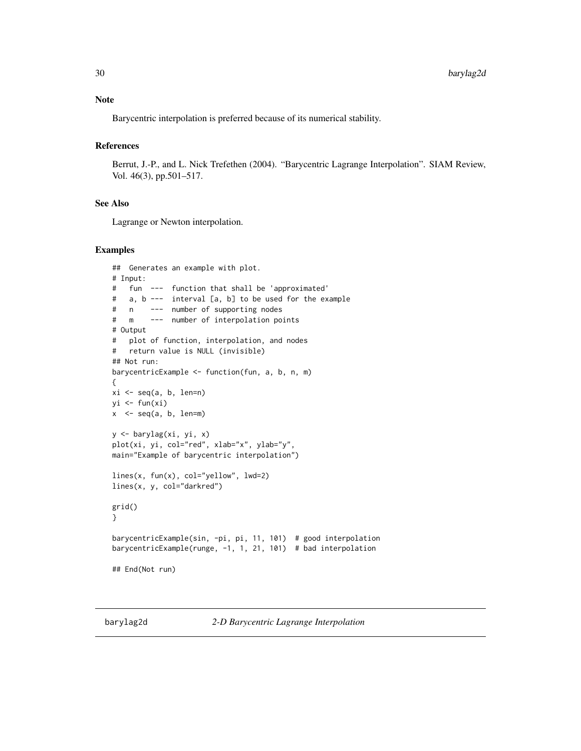### Note

Barycentric interpolation is preferred because of its numerical stability.

### References

Berrut, J.-P., and L. Nick Trefethen (2004). "Barycentric Lagrange Interpolation". SIAM Review, Vol. 46(3), pp.501–517.

### See Also

Lagrange or Newton interpolation.

### Examples

```
##  Generates an example with plot.
# Input:
#   fun  ---  function that shall be 'approximated'
#   a, b ---  interval [a, b] to be used for the example
#   n    ---  number of supporting nodes
#   m    ---  number of interpolation points
# Output
#   plot of function, interpolation, and nodes
#   return value is NULL (invisible)
## Not run:
barycentricExample <- function(fun, a, b, n, m)
{
xi <- seq(a, b, len=n)
yi <- fun(xi)
x  <- seq(a, b, len=m)

y <- barylag(xi, yi, x)
plot(xi, yi, col="red", xlab="x", ylab="y",
main="Example of barycentric interpolation")

lines(x, fun(x), col="yellow", lwd=2)
lines(x, y, col="darkred")

grid()
}

barycentricExample(sin, -pi, pi, 11, 101)  # good interpolation
barycentricExample(runge, -1, 1, 21, 101)  # bad interpolation

## End(Not run)
```

---

## barylag2d    *2-D Barycentric Lagrange Interpolation*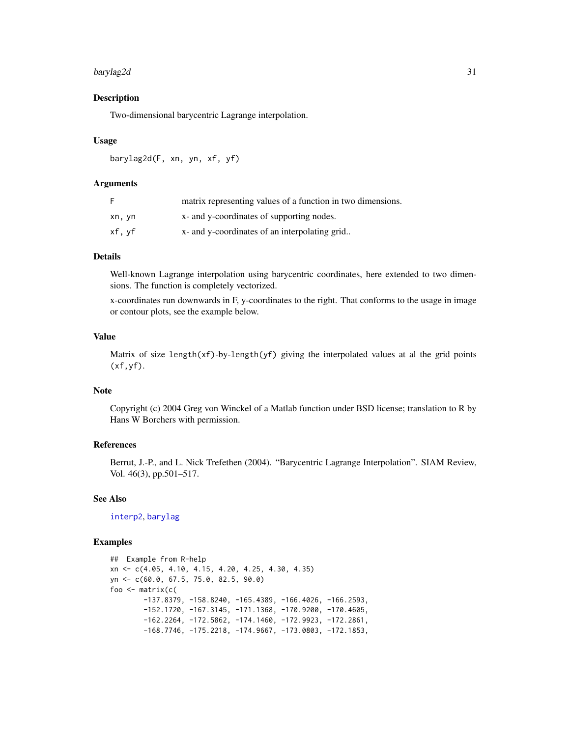## Description

Two-dimensional barycentric Lagrange interpolation.

## Usage

```
barylag2d(F, xn, yn, xf, yf)
```

## Arguments

| | |
|---|---|
| F | matrix representing values of a function in two dimensions. |
| xn, yn | x- and y-coordinates of supporting nodes. |
| xf, yf | x- and y-coordinates of an interpolating grid.. |

## Details

Well-known Lagrange interpolation using barycentric coordinates, here extended to two dimensions. The function is completely vectorized.

x-coordinates run downwards in F, y-coordinates to the right. That conforms to the usage in image or contour plots, see the example below.

## Value

Matrix of size `length(xf)`-by-`length(yf)` giving the interpolated values at al the grid points `(xf,yf)`.

## Note

Copyright (c) 2004 Greg von Winckel of a Matlab function under BSD license; translation to R by Hans W Borchers with permission.

## References

Berrut, J.-P., and L. Nick Trefethen (2004). "Barycentric Lagrange Interpolation". SIAM Review, Vol. 46(3), pp.501–517.

## See Also

interp2, barylag

## Examples

```
##  Example from R-help
xn <- c(4.05, 4.10, 4.15, 4.20, 4.25, 4.30, 4.35)
yn <- c(60.0, 67.5, 75.0, 82.5, 90.0)
foo <- matrix(c(
        -137.8379, -158.8240, -165.4389, -166.4026, -166.2593,
        -152.1720, -167.3145, -171.1368, -170.9200, -170.4605,
        -162.2264, -172.5862, -174.1460, -172.9923, -172.2861,
        -168.7746, -175.2218, -174.9667, -173.0803, -172.1853,
```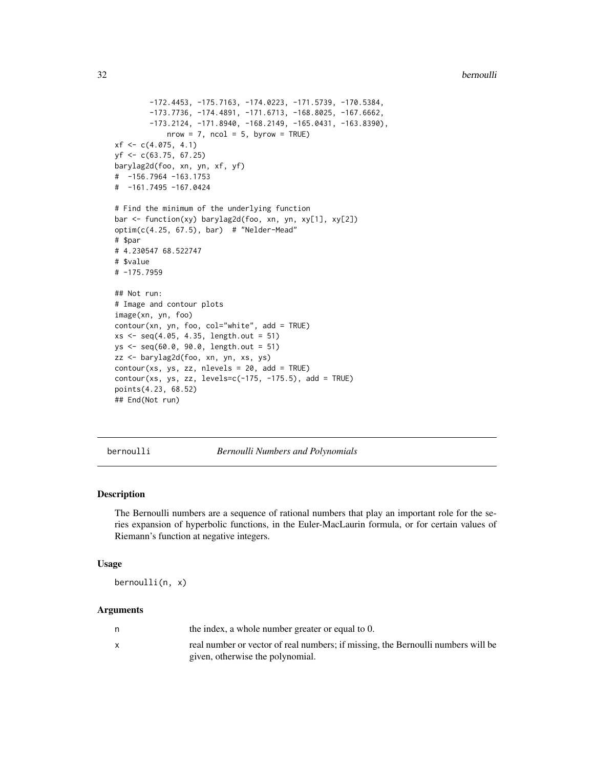```
        -172.4453, -175.7163, -174.0223, -171.5739, -170.5384,
        -173.7736, -174.4891, -171.6713, -168.8025, -167.6662,
        -173.2124, -171.8940, -168.2149, -165.0431, -163.8390),
            nrow = 7, ncol = 5, byrow = TRUE)
xf <- c(4.075, 4.1)
yf <- c(63.75, 67.25)
barylag2d(foo, xn, yn, xf, yf)
#  -156.7964 -163.1753
#  -161.7495 -167.0424

# Find the minimum of the underlying function
bar <- function(xy) barylag2d(foo, xn, yn, xy[1], xy[2])
optim(c(4.25, 67.5), bar)  # "Nelder-Mead"
# $par
# 4.230547 68.522747
# $value
# -175.7959

## Not run:
# Image and contour plots
image(xn, yn, foo)
contour(xn, yn, foo, col="white", add = TRUE)
xs <- seq(4.05, 4.35, length.out = 51)
ys <- seq(60.0, 90.0, length.out = 51)
zz <- barylag2d(foo, xn, yn, xs, ys)
contour(xs, ys, zz, nlevels = 20, add = TRUE)
contour(xs, ys, zz, levels=c(-175, -175.5), add = TRUE)
points(4.23, 68.52)
## End(Not run)
```

---

## bernoulli — *Bernoulli Numbers and Polynomials*

### Description

The Bernoulli numbers are a sequence of rational numbers that play an important role for the series expansion of hyperbolic functions, in the Euler-MacLaurin formula, or for certain values of Riemann's function at negative integers.

### Usage

```
bernoulli(n, x)
```

### Arguments

| | |
|---|---|
| n | the index, a whole number greater or equal to 0. |
| x | real number or vector of real numbers; if missing, the Bernoulli numbers will be given, otherwise the polynomial. |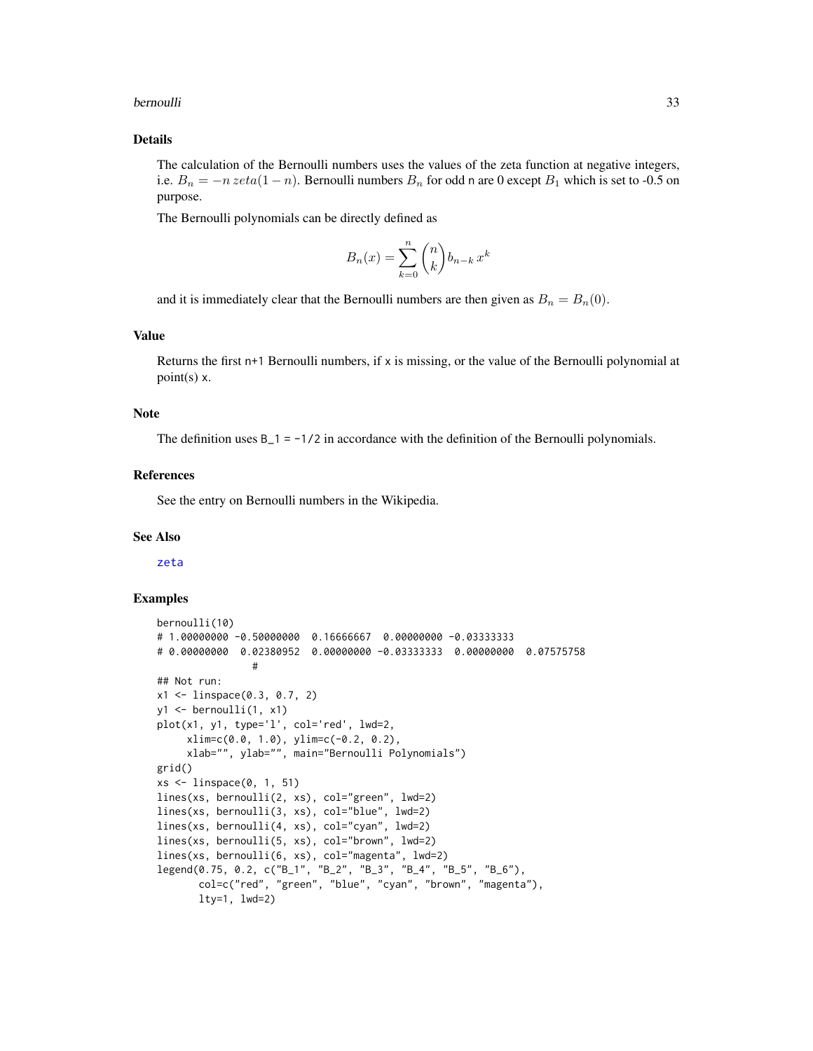## Details

The calculation of the Bernoulli numbers uses the values of the zeta function at negative integers, i.e. $B_n = -n\, zeta(1-n)$. Bernoulli numbers $B_n$ for odd n are 0 except $B_1$ which is set to -0.5 on purpose.

The Bernoulli polynomials can be directly defined as

$$B_n(x) = \sum_{k=0}^{n} \binom{n}{k} b_{n-k}\, x^k$$

and it is immediately clear that the Bernoulli numbers are then given as $B_n = B_n(0)$.

## Value

Returns the first n+1 Bernoulli numbers, if x is missing, or the value of the Bernoulli polynomial at point(s) x.

## Note

The definition uses `B_1 = -1/2` in accordance with the definition of the Bernoulli polynomials.

## References

See the entry on Bernoulli numbers in the Wikipedia.

## See Also

zeta

## Examples

```
bernoulli(10)
# 1.00000000 -0.50000000  0.16666667  0.00000000 -0.03333333
# 0.00000000  0.02380952  0.00000000 -0.03333333  0.00000000  0.07575758
               #
## Not run:
x1 <- linspace(0.3, 0.7, 2)
y1 <- bernoulli(1, x1)
plot(x1, y1, type='l', col='red', lwd=2,
     xlim=c(0.0, 1.0), ylim=c(-0.2, 0.2),
     xlab="", ylab="", main="Bernoulli Polynomials")
grid()
xs <- linspace(0, 1, 51)
lines(xs, bernoulli(2, xs), col="green", lwd=2)
lines(xs, bernoulli(3, xs), col="blue", lwd=2)
lines(xs, bernoulli(4, xs), col="cyan", lwd=2)
lines(xs, bernoulli(5, xs), col="brown", lwd=2)
lines(xs, bernoulli(6, xs), col="magenta", lwd=2)
legend(0.75, 0.2, c("B_1", "B_2", "B_3", "B_4", "B_5", "B_6"),
       col=c("red", "green", "blue", "cyan", "brown", "magenta"),
       lty=1, lwd=2)
```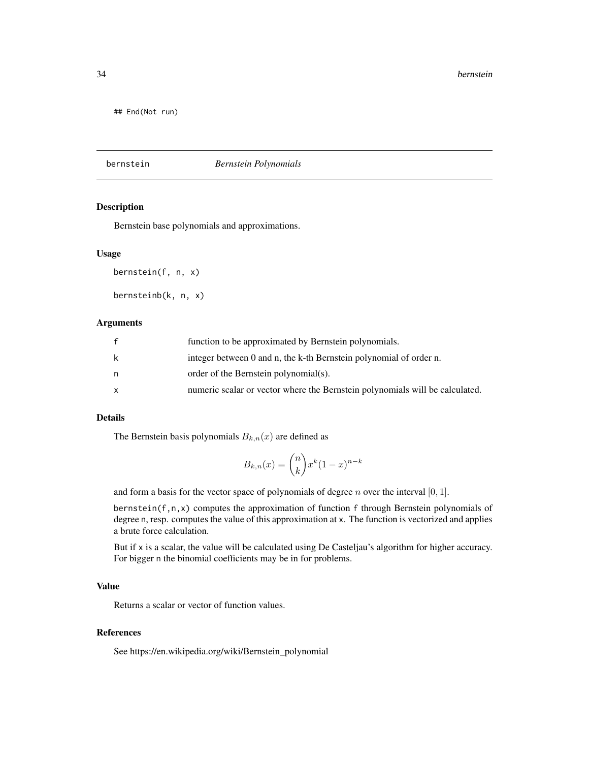```
## End(Not run)
```

## bernstein *Bernstein Polynomials*

### Description

Bernstein base polynomials and approximations.

### Usage

```
bernstein(f, n, x)

bernsteinb(k, n, x)
```

### Arguments

| | |
|---|---|
| f | function to be approximated by Bernstein polynomials. |
| k | integer between 0 and n, the k-th Bernstein polynomial of order n. |
| n | order of the Bernstein polynomial(s). |
| x | numeric scalar or vector where the Bernstein polynomials will be calculated. |

### Details

The Bernstein basis polynomials $B_{k,n}(x)$ are defined as

$$B_{k,n}(x) = \binom{n}{k} x^k (1-x)^{n-k}$$

and form a basis for the vector space of polynomials of degree $n$ over the interval $[0, 1]$.

`bernstein(f,n,x)` computes the approximation of function `f` through Bernstein polynomials of degree `n`, resp. computes the value of this approximation at `x`. The function is vectorized and applies a brute force calculation.

But if `x` is a scalar, the value will be calculated using De Casteljau's algorithm for higher accuracy. For bigger `n` the binomial coefficients may be in for problems.

### Value

Returns a scalar or vector of function values.

### References

See https://en.wikipedia.org/wiki/Bernstein_polynomial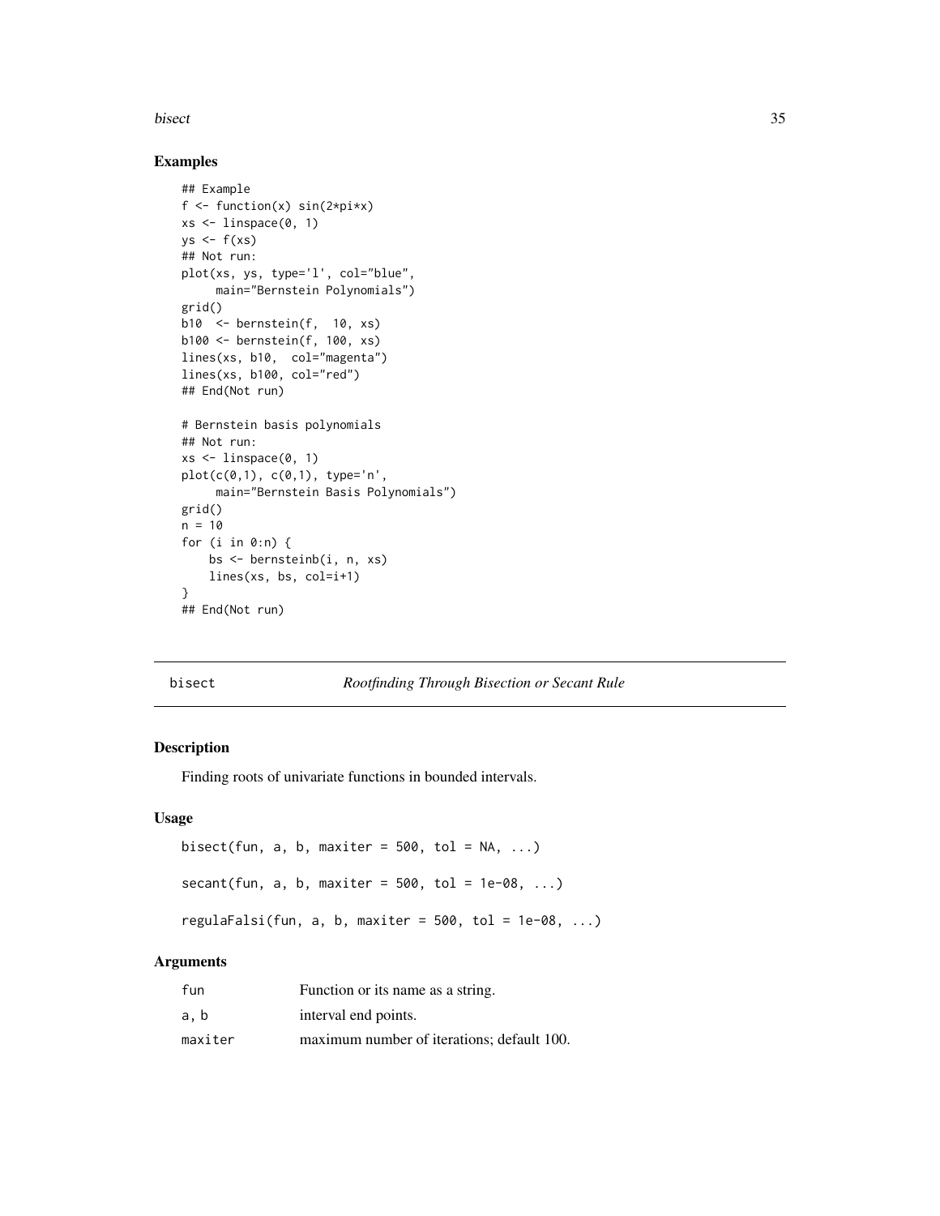## Examples

```
## Example
f <- function(x) sin(2*pi*x)
xs <- linspace(0, 1)
ys <- f(xs)
## Not run:
plot(xs, ys, type='l', col="blue",
     main="Bernstein Polynomials")
grid()
b10  <- bernstein(f,  10, xs)
b100 <- bernstein(f, 100, xs)
lines(xs, b10,  col="magenta")
lines(xs, b100, col="red")
## End(Not run)

# Bernstein basis polynomials
## Not run:
xs <- linspace(0, 1)
plot(c(0,1), c(0,1), type='n',
     main="Bernstein Basis Polynomials")
grid()
n = 10
for (i in 0:n) {
    bs <- bernsteinb(i, n, xs)
    lines(xs, bs, col=i+1)
}
## End(Not run)
```

---

# bisect — *Rootfinding Through Bisection or Secant Rule*

## Description

Finding roots of univariate functions in bounded intervals.

## Usage

```
bisect(fun, a, b, maxiter = 500, tol = NA, ...)

secant(fun, a, b, maxiter = 500, tol = 1e-08, ...)

regulaFalsi(fun, a, b, maxiter = 500, tol = 1e-08, ...)
```

## Arguments

| | |
|---|---|
| fun | Function or its name as a string. |
| a, b | interval end points. |
| maxiter | maximum number of iterations; default 100. |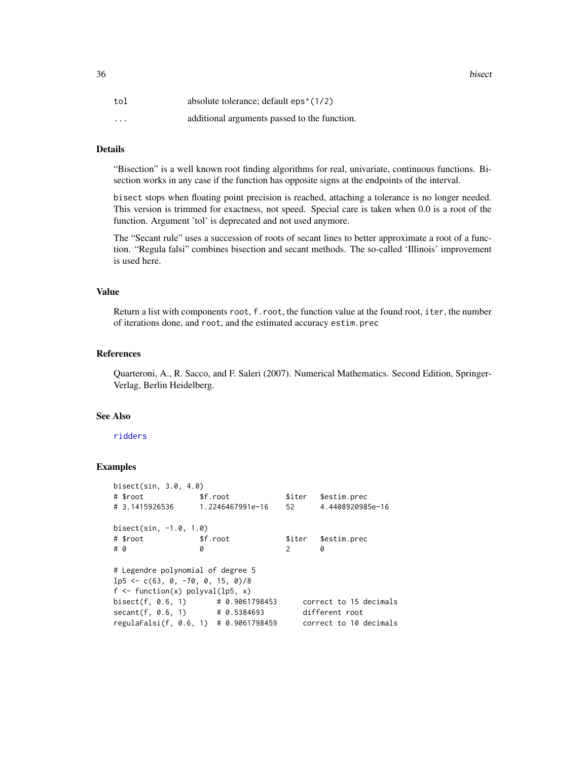| | |
|---|---|
| `tol` | absolute tolerance; default `eps^(1/2)` |
| `...` | additional arguments passed to the function. |

### Details

"Bisection" is a well known root finding algorithms for real, univariate, continuous functions. Bisection works in any case if the function has opposite signs at the endpoints of the interval.

`bisect` stops when floating point precision is reached, attaching a tolerance is no longer needed. This version is trimmed for exactness, not speed. Special care is taken when 0.0 is a root of the function. Argument 'tol' is deprecated and not used anymore.

The "Secant rule" uses a succession of roots of secant lines to better approximate a root of a function. "Regula falsi" combines bisection and secant methods. The so-called 'Illinois' improvement is used here.

### Value

Return a list with components `root`, `f.root`, the function value at the found root, `iter`, the number of iterations done, and `root`, and the estimated accuracy `estim.prec`

### References

Quarteroni, A., R. Sacco, and F. Saleri (2007). Numerical Mathematics. Second Edition, Springer-Verlag, Berlin Heidelberg.

### See Also

`ridders`

### Examples

```
bisect(sin, 3.0, 4.0)
# $root            $f.root             $iter   $estim.prec
# 3.1415926536     1.2246467991e-16    52      4.4408920985e-16

bisect(sin, -1.0, 1.0)
# $root            $f.root             $iter   $estim.prec
# 0                0                   2       0

# Legendre polynomial of degree 5
lp5 <- c(63, 0, -70, 0, 15, 0)/8
f <- function(x) polyval(lp5, x)
bisect(f, 0.6, 1)       # 0.9061798453      correct to 15 decimals
secant(f, 0.6, 1)       # 0.5384693         different root
regulaFalsi(f, 0.6, 1)  # 0.9061798459      correct to 10 decimals
```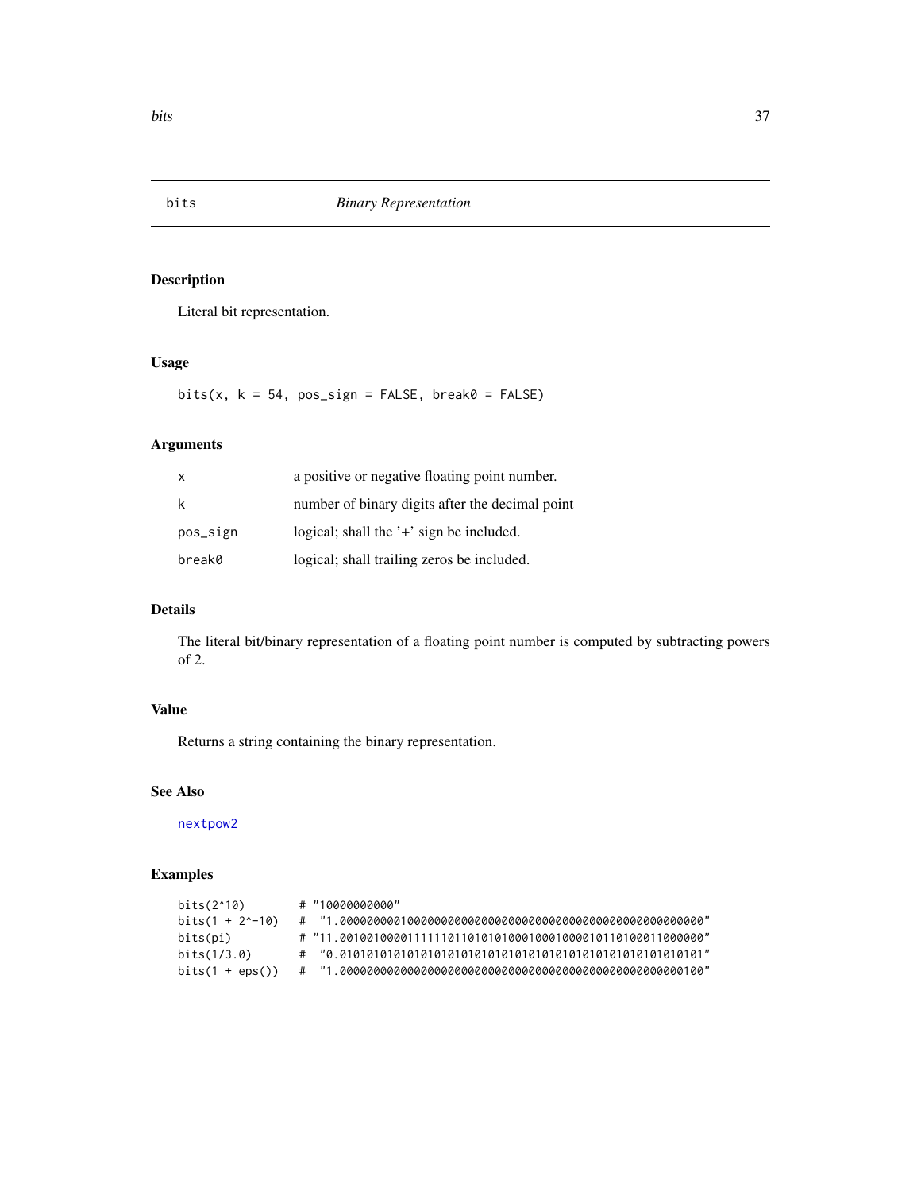## bits — *Binary Representation*

### Description

Literal bit representation.

### Usage

```
bits(x, k = 54, pos_sign = FALSE, break0 = FALSE)
```

### Arguments

| | |
|---|---|
| x | a positive or negative floating point number. |
| k | number of binary digits after the decimal point |
| pos_sign | logical; shall the '+' sign be included. |
| break0 | logical; shall trailing zeros be included. |

### Details

The literal bit/binary representation of a floating point number is computed by subtracting powers of 2.

### Value

Returns a string containing the binary representation.

### See Also

nextpow2

### Examples

```
bits(2^10)        # "10000000000"
bits(1 + 2^-10)   #  "1.0000000001000000000000000000000000000000000000000000"
bits(pi)          # "11.001001000011111101101010100010001000010110100011000000"
bits(1/3.0)       #  "0.010101010101010101010101010101010101010101010101010101"
bits(1 + eps())   #  "1.0000000000000000000000000000000000000000000000000100"
```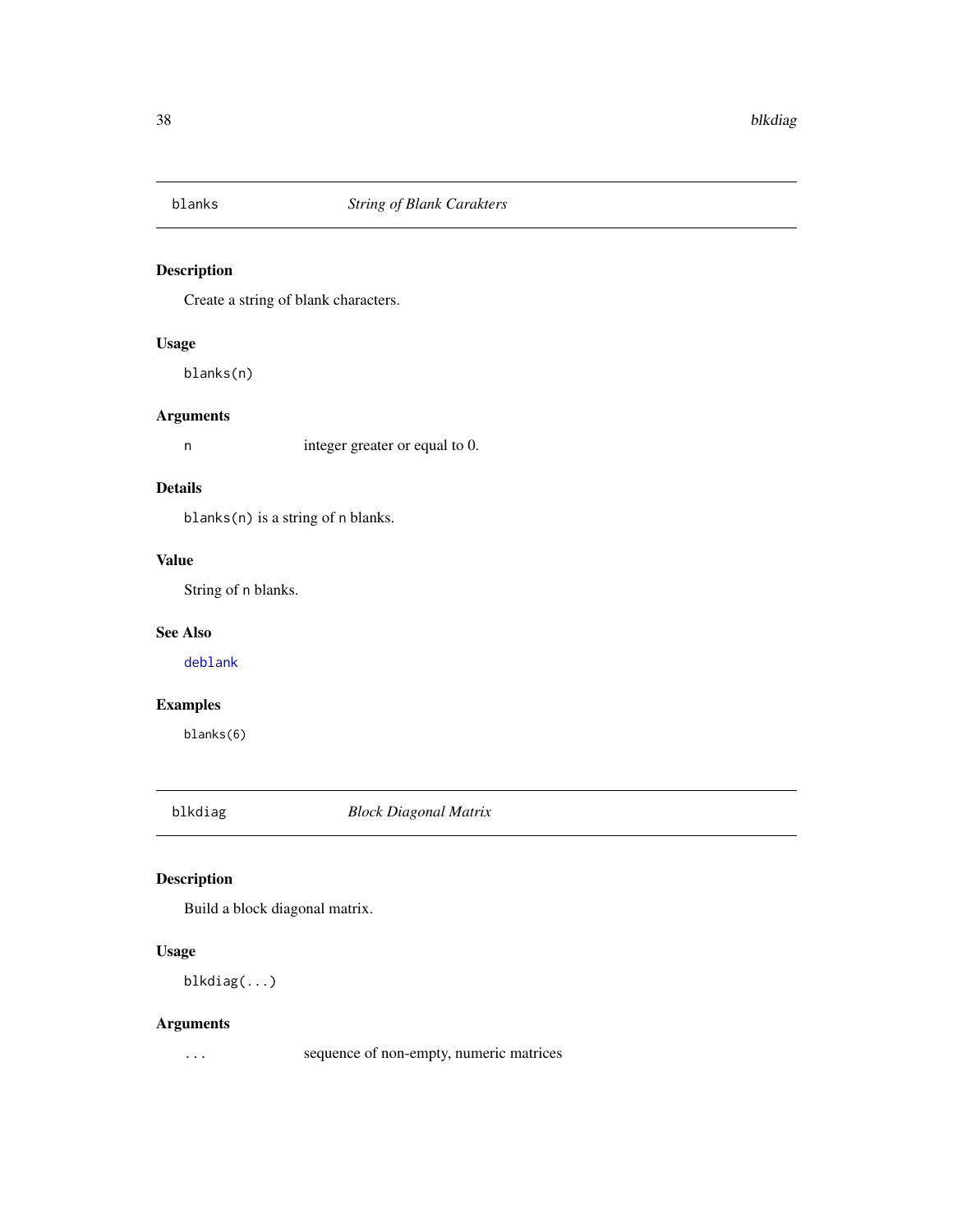## blanks *String of Blank Carakters*

### Description

Create a string of blank characters.

### Usage

```
blanks(n)
```

### Arguments

| | |
|---|---|
| n | integer greater or equal to 0. |

### Details

`blanks(n)` is a string of `n` blanks.

### Value

String of `n` blanks.

### See Also

deblank

### Examples

```
blanks(6)
```

## blkdiag *Block Diagonal Matrix*

### Description

Build a block diagonal matrix.

### Usage

```
blkdiag(...)
```

### Arguments

| | |
|---|---|
| ... | sequence of non-empty, numeric matrices |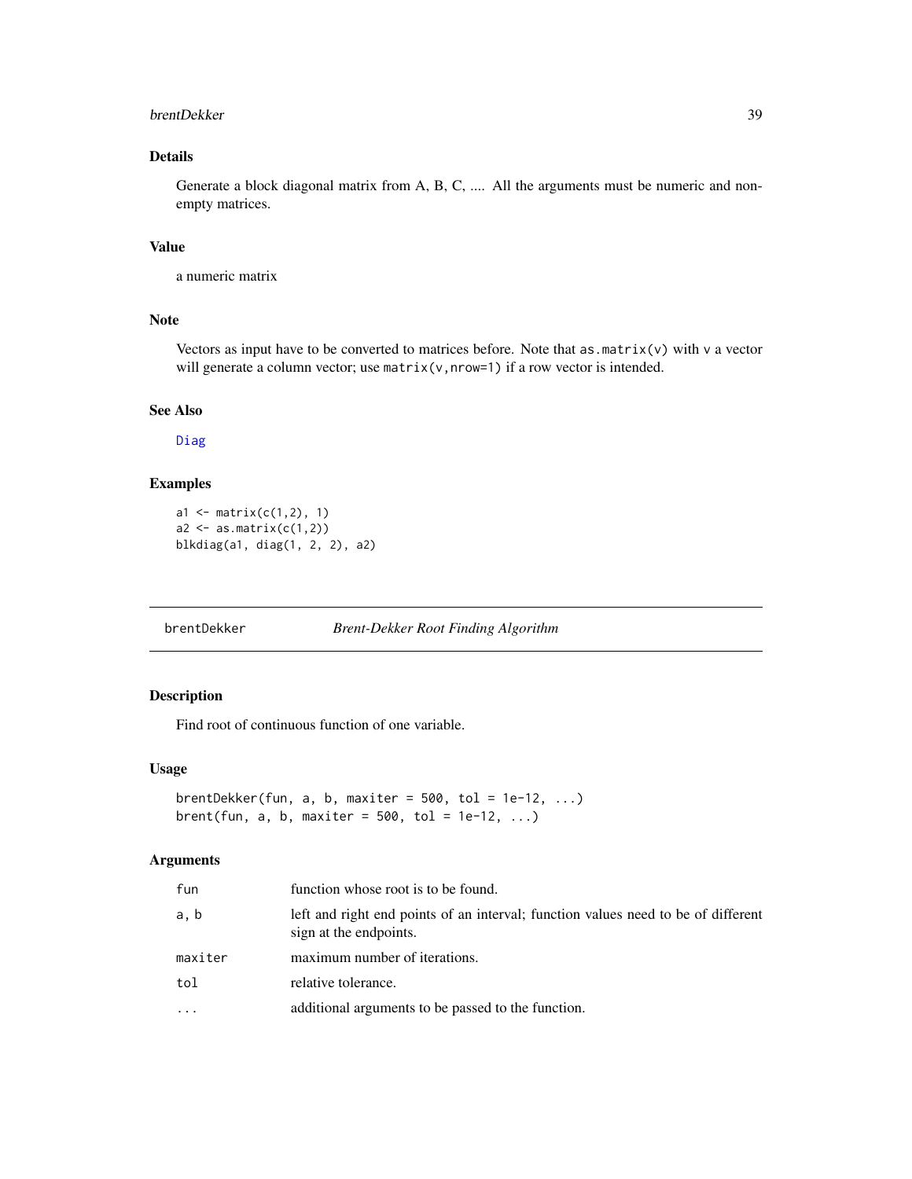### Details

Generate a block diagonal matrix from A, B, C, .... All the arguments must be numeric and non-empty matrices.

### Value

a numeric matrix

### Note

Vectors as input have to be converted to matrices before. Note that `as.matrix(v)` with `v` a vector will generate a column vector; use `matrix(v,nrow=1)` if a row vector is intended.

### See Also

Diag

### Examples

```
a1 <- matrix(c(1,2), 1)
a2 <- as.matrix(c(1,2))
blkdiag(a1, diag(1, 2, 2), a2)
```

---

## brentDekker — *Brent-Dekker Root Finding Algorithm*

### Description

Find root of continuous function of one variable.

### Usage

```
brentDekker(fun, a, b, maxiter = 500, tol = 1e-12, ...)
brent(fun, a, b, maxiter = 500, tol = 1e-12, ...)
```

### Arguments

| | |
|---|---|
| `fun` | function whose root is to be found. |
| `a, b` | left and right end points of an interval; function values need to be of different sign at the endpoints. |
| `maxiter` | maximum number of iterations. |
| `tol` | relative tolerance. |
| `...` | additional arguments to be passed to the function. |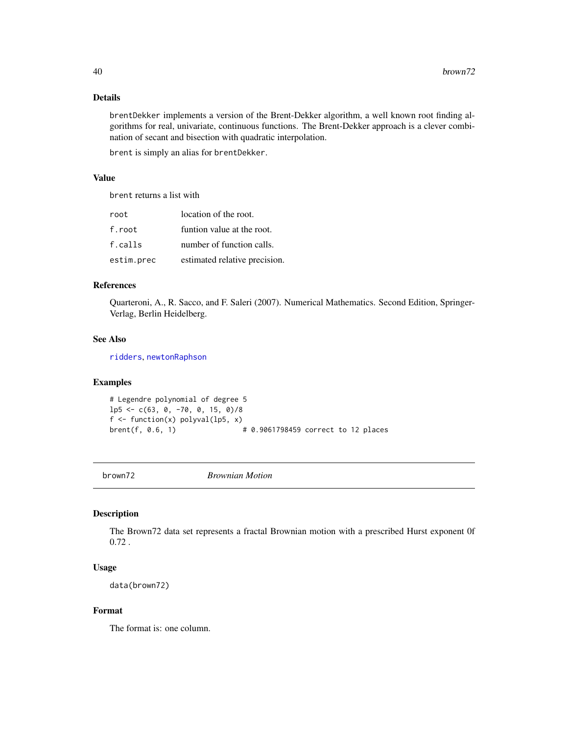## Details

brentDekker implements a version of the Brent-Dekker algorithm, a well known root finding algorithms for real, univariate, continuous functions. The Brent-Dekker approach is a clever combination of secant and bisection with quadratic interpolation.

brent is simply an alias for brentDekker.

## Value

brent returns a list with

| | |
|---|---|
| root | location of the root. |
| f.root | funtion value at the root. |
| f.calls | number of function calls. |
| estim.prec | estimated relative precision. |

## References

Quarteroni, A., R. Sacco, and F. Saleri (2007). Numerical Mathematics. Second Edition, Springer-Verlag, Berlin Heidelberg.

## See Also

ridders, newtonRaphson

## Examples

```
# Legendre polynomial of degree 5
lp5 <- c(63, 0, -70, 0, 15, 0)/8
f <- function(x) polyval(lp5, x)
brent(f, 0.6, 1)                # 0.9061798459 correct to 12 places
```

---

# brown72 *Brownian Motion*

## Description

The Brown72 data set represents a fractal Brownian motion with a prescribed Hurst exponent 0f 0.72 .

## Usage

```
data(brown72)
```

## Format

The format is: one column.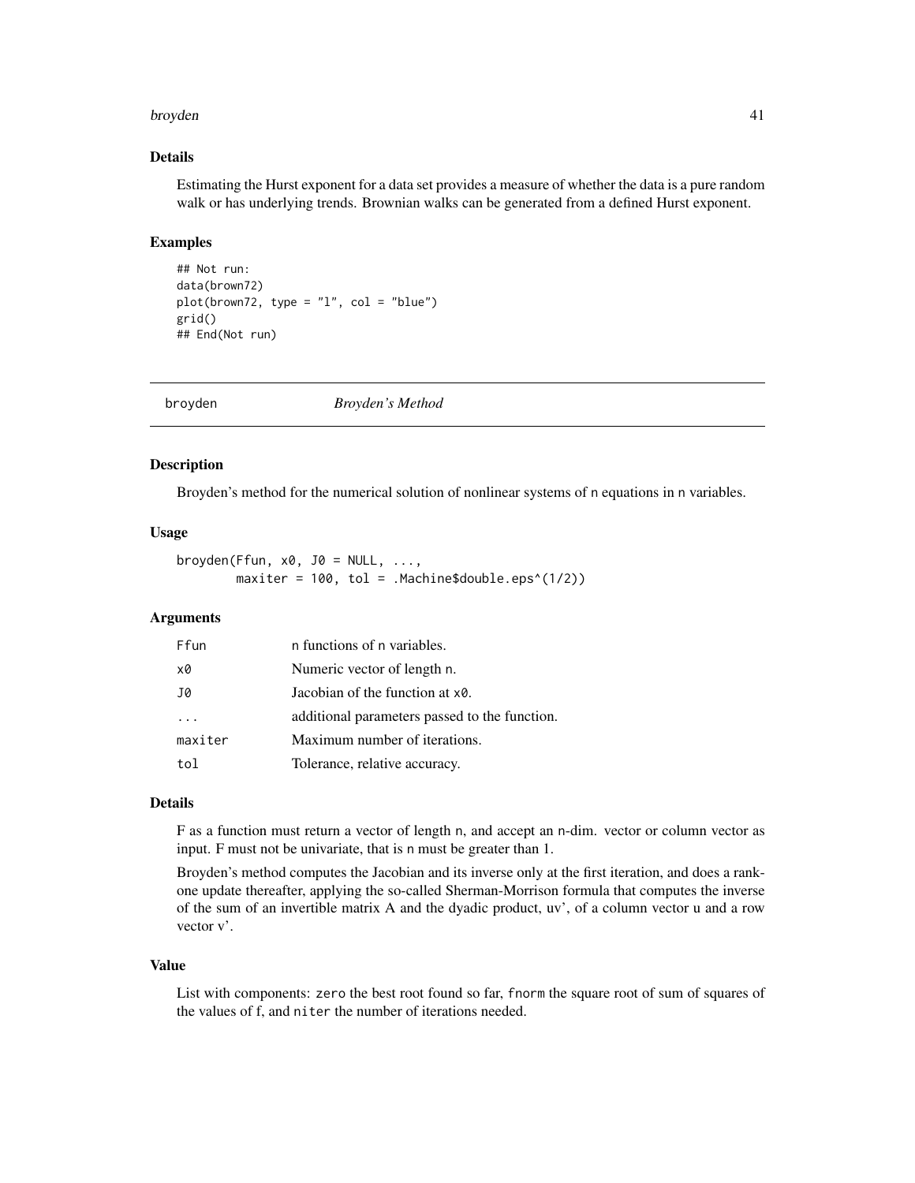## Details

Estimating the Hurst exponent for a data set provides a measure of whether the data is a pure random walk or has underlying trends. Brownian walks can be generated from a defined Hurst exponent.

## Examples

```
## Not run:
data(brown72)
plot(brown72, type = "l", col = "blue")
grid()
## End(Not run)
```

---

# broyden — *Broyden's Method*

## Description

Broyden's method for the numerical solution of nonlinear systems of n equations in n variables.

## Usage

```
broyden(Ffun, x0, J0 = NULL, ...,
        maxiter = 100, tol = .Machine$double.eps^(1/2))
```

## Arguments

| | |
|---|---|
| Ffun | n functions of n variables. |
| x0 | Numeric vector of length n. |
| J0 | Jacobian of the function at x0. |
| ... | additional parameters passed to the function. |
| maxiter | Maximum number of iterations. |
| tol | Tolerance, relative accuracy. |

## Details

F as a function must return a vector of length n, and accept an n-dim. vector or column vector as input. F must not be univariate, that is n must be greater than 1.

Broyden's method computes the Jacobian and its inverse only at the first iteration, and does a rank-one update thereafter, applying the so-called Sherman-Morrison formula that computes the inverse of the sum of an invertible matrix A and the dyadic product, uv', of a column vector u and a row vector v'.

## Value

List with components: zero the best root found so far, fnorm the square root of sum of squares of the values of f, and niter the number of iterations needed.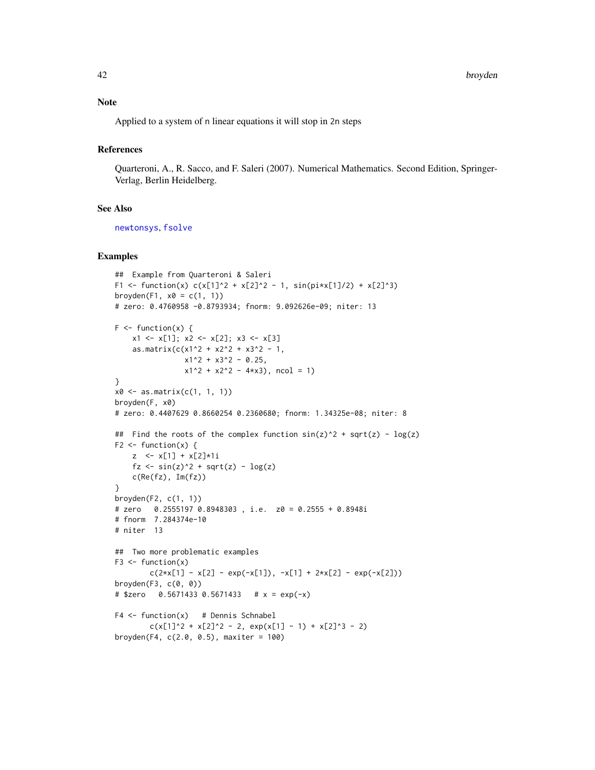## Note

Applied to a system of n linear equations it will stop in 2n steps

## References

Quarteroni, A., R. Sacco, and F. Saleri (2007). Numerical Mathematics. Second Edition, Springer-Verlag, Berlin Heidelberg.

## See Also

newtonsys, fsolve

## Examples

```
##  Example from Quarteroni & Saleri
F1 <- function(x) c(x[1]^2 + x[2]^2 - 1, sin(pi*x[1]/2) + x[2]^3)
broyden(F1, x0 = c(1, 1))
# zero: 0.4760958 -0.8793934; fnorm: 9.092626e-09; niter: 13

F <- function(x) {
    x1 <- x[1]; x2 <- x[2]; x3 <- x[3]
    as.matrix(c(x1^2 + x2^2 + x3^2 - 1,
                x1^2 + x3^2 - 0.25,
                x1^2 + x2^2 - 4*x3), ncol = 1)
}
x0 <- as.matrix(c(1, 1, 1))
broyden(F, x0)
# zero: 0.4407629 0.8660254 0.2360680; fnorm: 1.34325e-08; niter: 8

##  Find the roots of the complex function sin(z)^2 + sqrt(z) - log(z)
F2 <- function(x) {
    z  <- x[1] + x[2]*1i
    fz <- sin(z)^2 + sqrt(z) - log(z)
    c(Re(fz), Im(fz))
}
broyden(F2, c(1, 1))
# zero   0.2555197 0.8948303 , i.e.  z0 = 0.2555 + 0.8948i
# fnorm  7.284374e-10
# niter  13

##  Two more problematic examples
F3 <- function(x)
        c(2*x[1] - x[2] - exp(-x[1]), -x[1] + 2*x[2] - exp(-x[2]))
broyden(F3, c(0, 0))
# $zero   0.5671433 0.5671433   # x = exp(-x)

F4 <- function(x)   # Dennis Schnabel
        c(x[1]^2 + x[2]^2 - 2, exp(x[1] - 1) + x[2]^3 - 2)
broyden(F4, c(2.0, 0.5), maxiter = 100)
```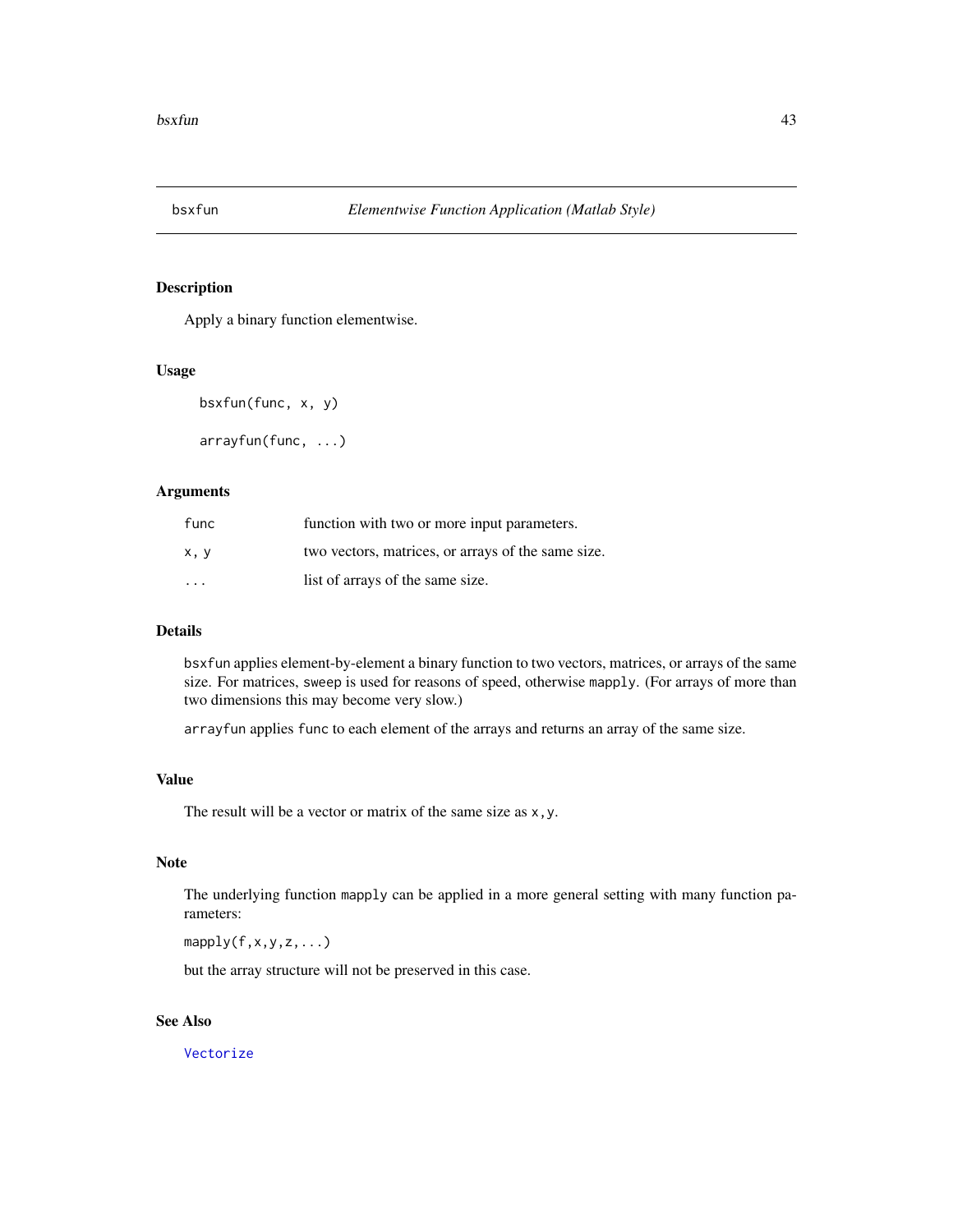# bsxfun — *Elementwise Function Application (Matlab Style)*

## Description

Apply a binary function elementwise.

## Usage

```
bsxfun(func, x, y)

arrayfun(func, ...)
```

## Arguments

| | |
|---|---|
| `func` | function with two or more input parameters. |
| `x, y` | two vectors, matrices, or arrays of the same size. |
| `...` | list of arrays of the same size. |

## Details

`bsxfun` applies element-by-element a binary function to two vectors, matrices, or arrays of the same size. For matrices, `sweep` is used for reasons of speed, otherwise `mapply`. (For arrays of more than two dimensions this may become very slow.)

`arrayfun` applies `func` to each element of the arrays and returns an array of the same size.

## Value

The result will be a vector or matrix of the same size as `x,y`.

## Note

The underlying function `mapply` can be applied in a more general setting with many function parameters:

`mapply(f,x,y,z,...)`

but the array structure will not be preserved in this case.

## See Also

`Vectorize`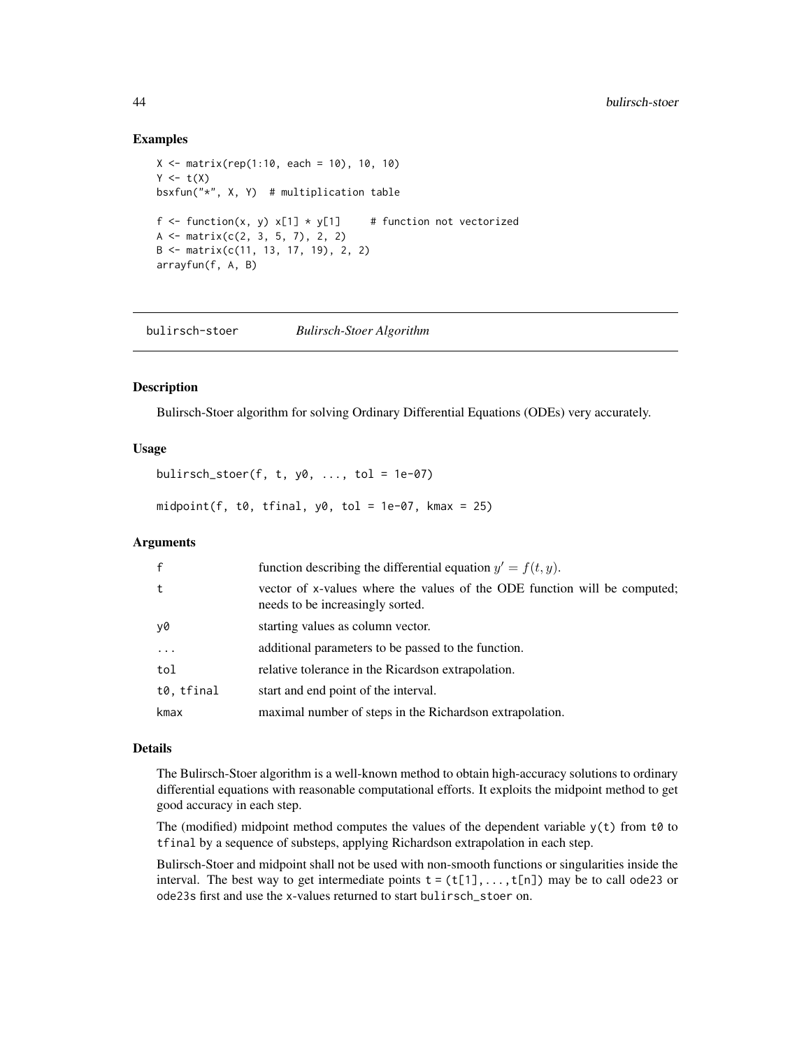## Examples

```
X <- matrix(rep(1:10, each = 10), 10, 10)
Y <- t(X)
bsxfun("*", X, Y)  # multiplication table

f <- function(x, y) x[1] * y[1]     # function not vectorized
A <- matrix(c(2, 3, 5, 7), 2, 2)
B <- matrix(c(11, 13, 17, 19), 2, 2)
arrayfun(f, A, B)
```

---

# bulirsch-stoer — *Bulirsch-Stoer Algorithm*

---

## Description

Bulirsch-Stoer algorithm for solving Ordinary Differential Equations (ODEs) very accurately.

## Usage

```
bulirsch_stoer(f, t, y0, ..., tol = 1e-07)

midpoint(f, t0, tfinal, y0, tol = 1e-07, kmax = 25)
```

## Arguments

| | |
|---|---|
| f | function describing the differential equation $y' = f(t, y)$. |
| t | vector of x-values where the values of the ODE function will be computed; needs to be increasingly sorted. |
| y0 | starting values as column vector. |
| ... | additional parameters to be passed to the function. |
| tol | relative tolerance in the Ricardson extrapolation. |
| t0, tfinal | start and end point of the interval. |
| kmax | maximal number of steps in the Richardson extrapolation. |

## Details

The Bulirsch-Stoer algorithm is a well-known method to obtain high-accuracy solutions to ordinary differential equations with reasonable computational efforts. It exploits the midpoint method to get good accuracy in each step.

The (modified) midpoint method computes the values of the dependent variable `y(t)` from `t0` to `tfinal` by a sequence of substeps, applying Richardson extrapolation in each step.

Bulirsch-Stoer and midpoint shall not be used with non-smooth functions or singularities inside the interval. The best way to get intermediate points `t = (t[1],...,t[n])` may be to call `ode23` or `ode23s` first and use the x-values returned to start `bulirsch_stoer` on.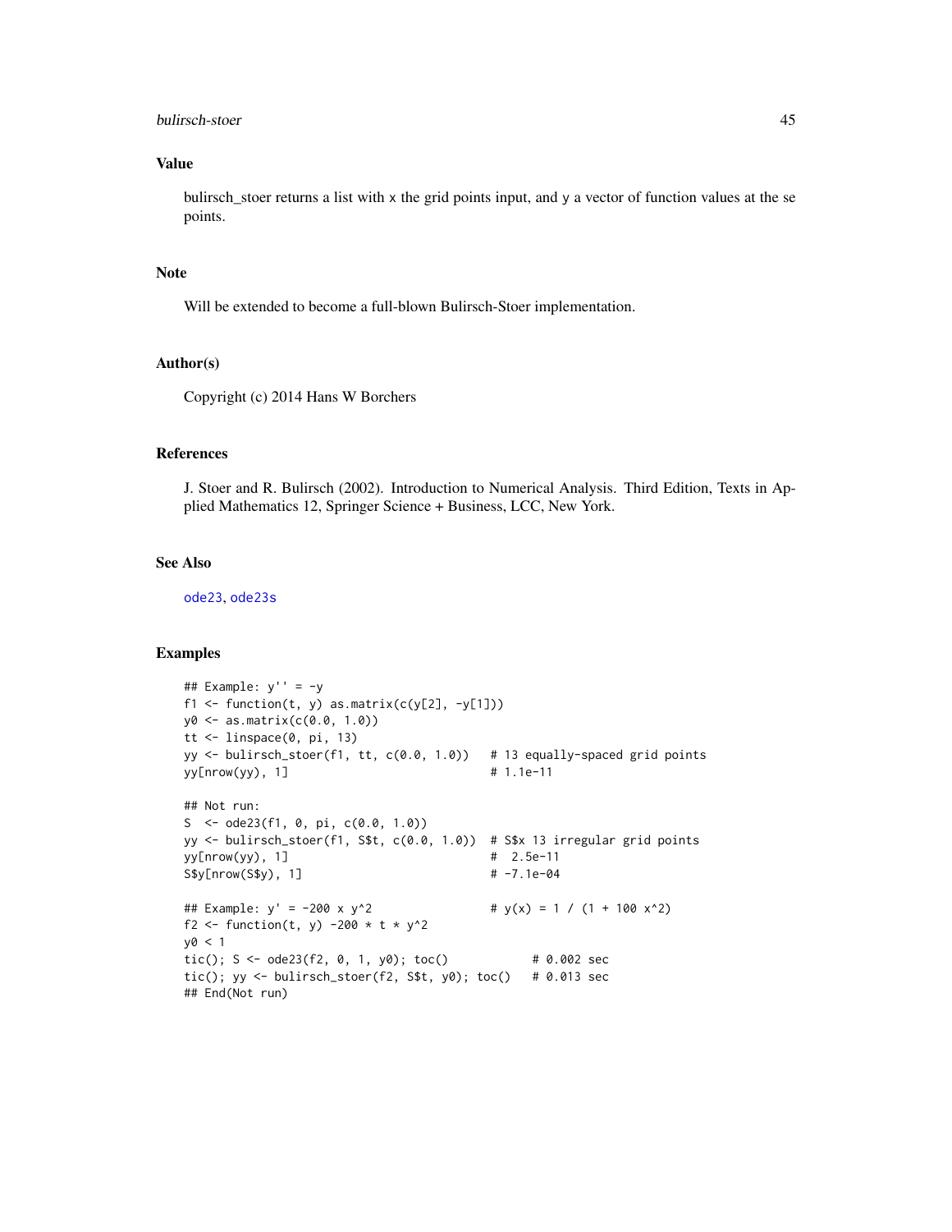## Value

bulirsch_stoer returns a list with x the grid points input, and y a vector of function values at the se points.

## Note

Will be extended to become a full-blown Bulirsch-Stoer implementation.

## Author(s)

Copyright (c) 2014 Hans W Borchers

## References

J. Stoer and R. Bulirsch (2002). Introduction to Numerical Analysis. Third Edition, Texts in Applied Mathematics 12, Springer Science + Business, LCC, New York.

## See Also

ode23, ode23s

## Examples

```
## Example: y'' = -y
f1 <- function(t, y) as.matrix(c(y[2], -y[1]))
y0 <- as.matrix(c(0.0, 1.0))
tt <- linspace(0, pi, 13)
yy <- bulirsch_stoer(f1, tt, c(0.0, 1.0))   # 13 equally-spaced grid points
yy[nrow(yy), 1]                            # 1.1e-11

## Not run:
S  <- ode23(f1, 0, pi, c(0.0, 1.0))
yy <- bulirsch_stoer(f1, S$t, c(0.0, 1.0))  # S$x 13 irregular grid points
yy[nrow(yy), 1]                            #  2.5e-11
S$y[nrow(S$y), 1]                          # -7.1e-04

## Example: y' = -200 x y^2                # y(x) = 1 / (1 + 100 x^2)
f2 <- function(t, y) -200 * t * y^2
y0 < 1
tic(); S <- ode23(f2, 0, 1, y0); toc()            # 0.002 sec
tic(); yy <- bulirsch_stoer(f2, S$t, y0); toc()   # 0.013 sec
## End(Not run)
```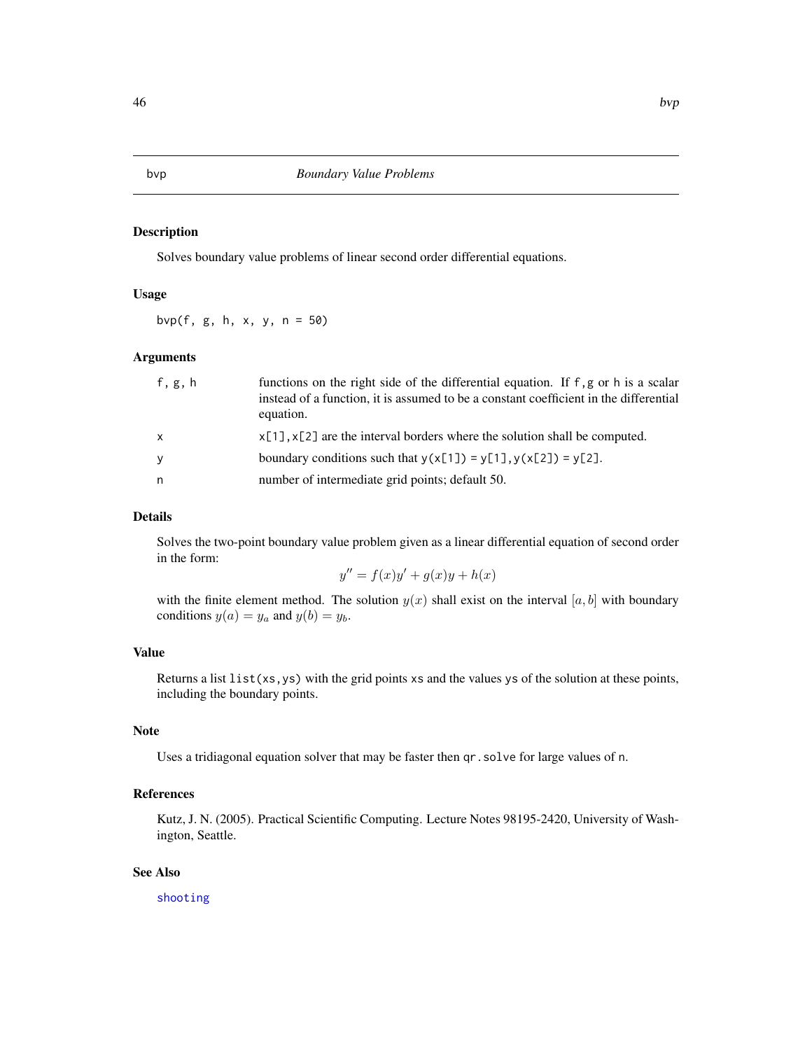## bvp *Boundary Value Problems*

### Description

Solves boundary value problems of linear second order differential equations.

### Usage

```
bvp(f, g, h, x, y, n = 50)
```

### Arguments

| | |
|---|---|
| f, g, h | functions on the right side of the differential equation. If f,g or h is a scalar instead of a function, it is assumed to be a constant coefficient in the differential equation. |
| x | x[1],x[2] are the interval borders where the solution shall be computed. |
| y | boundary conditions such that y(x[1]) = y[1],y(x[2]) = y[2]. |
| n | number of intermediate grid points; default 50. |

### Details

Solves the two-point boundary value problem given as a linear differential equation of second order in the form:

$$y'' = f(x)y' + g(x)y + h(x)$$

with the finite element method. The solution $y(x)$ shall exist on the interval $[a, b]$ with boundary conditions $y(a) = y_a$ and $y(b) = y_b$.

### Value

Returns a list `list(xs,ys)` with the grid points `xs` and the values `ys` of the solution at these points, including the boundary points.

### Note

Uses a tridiagonal equation solver that may be faster then `qr.solve` for large values of `n`.

### References

Kutz, J. N. (2005). Practical Scientific Computing. Lecture Notes 98195-2420, University of Washington, Seattle.

### See Also

`shooting`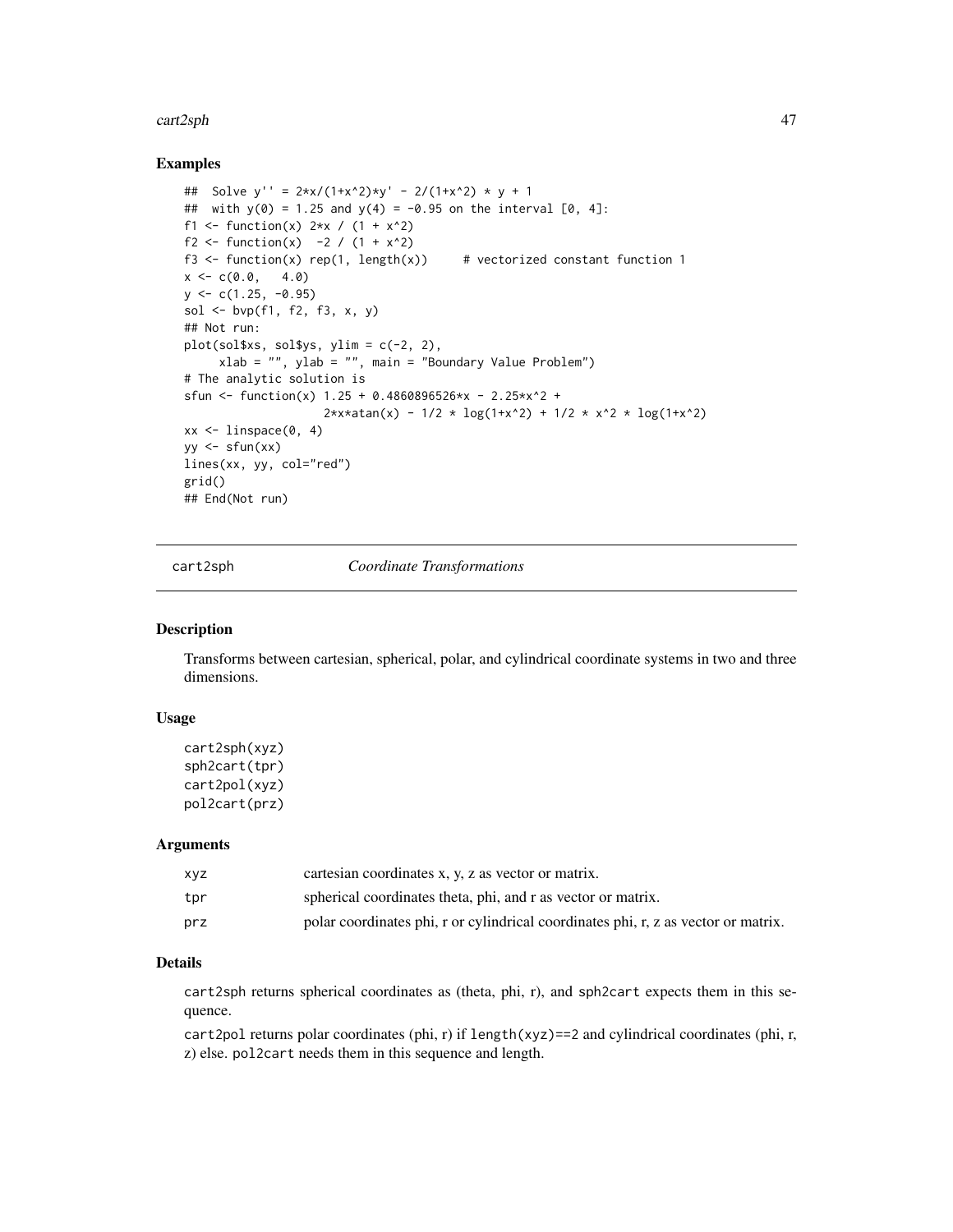## Examples

```
##  Solve y'' = 2*x/(1+x^2)*y' - 2/(1+x^2) * y + 1
##  with y(0) = 1.25 and y(4) = -0.95 on the interval [0, 4]:
f1 <- function(x) 2*x / (1 + x^2)
f2 <- function(x)  -2 / (1 + x^2)
f3 <- function(x) rep(1, length(x))     # vectorized constant function 1
x <- c(0.0,   4.0)
y <- c(1.25, -0.95)
sol <- bvp(f1, f2, f3, x, y)
## Not run:
plot(sol$xs, sol$ys, ylim = c(-2, 2),
     xlab = "", ylab = "", main = "Boundary Value Problem")
# The analytic solution is
sfun <- function(x) 1.25 + 0.4860896526*x - 2.25*x^2 +
                    2*x*atan(x) - 1/2 * log(1+x^2) + 1/2 * x^2 * log(1+x^2)
xx <- linspace(0, 4)
yy <- sfun(xx)
lines(xx, yy, col="red")
grid()
## End(Not run)
```

---

# cart2sph — *Coordinate Transformations*

## Description

Transforms between cartesian, spherical, polar, and cylindrical coordinate systems in two and three dimensions.

## Usage

```
cart2sph(xyz)
sph2cart(tpr)
cart2pol(xyz)
pol2cart(prz)
```

## Arguments

| | |
|---|---|
| `xyz` | cartesian coordinates x, y, z as vector or matrix. |
| `tpr` | spherical coordinates theta, phi, and r as vector or matrix. |
| `prz` | polar coordinates phi, r or cylindrical coordinates phi, r, z as vector or matrix. |

## Details

`cart2sph` returns spherical coordinates as (theta, phi, r), and `sph2cart` expects them in this sequence.

`cart2pol` returns polar coordinates (phi, r) if `length(xyz)==2` and cylindrical coordinates (phi, r, z) else. `pol2cart` needs them in this sequence and length.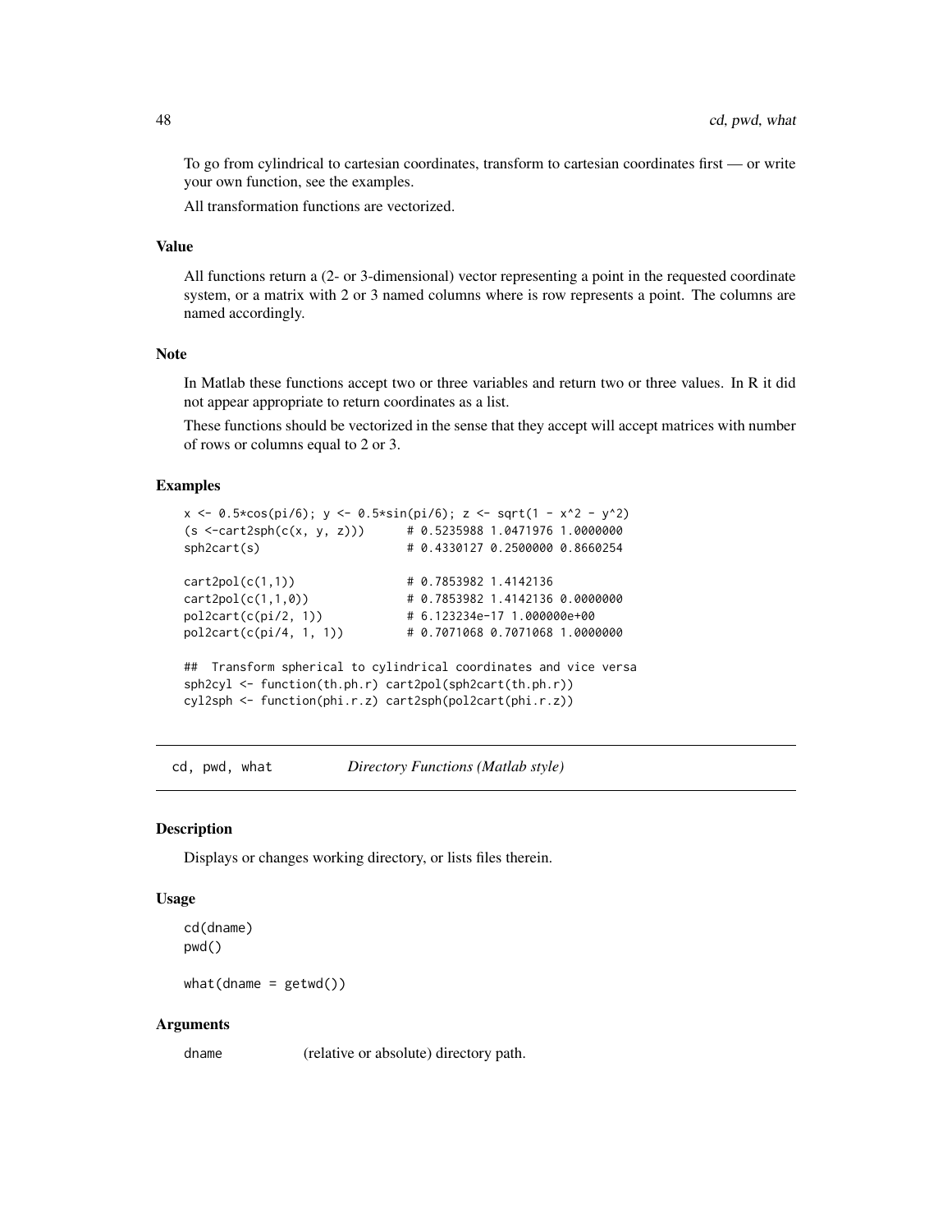To go from cylindrical to cartesian coordinates, transform to cartesian coordinates first — or write your own function, see the examples.

All transformation functions are vectorized.

### Value

All functions return a (2- or 3-dimensional) vector representing a point in the requested coordinate system, or a matrix with 2 or 3 named columns where is row represents a point. The columns are named accordingly.

### Note

In Matlab these functions accept two or three variables and return two or three values. In R it did not appear appropriate to return coordinates as a list.

These functions should be vectorized in the sense that they accept will accept matrices with number of rows or columns equal to 2 or 3.

### Examples

```
x <- 0.5*cos(pi/6); y <- 0.5*sin(pi/6); z <- sqrt(1 - x^2 - y^2)
(s <-cart2sph(c(x, y, z)))      # 0.5235988 1.0471976 1.0000000
sph2cart(s)                     # 0.4330127 0.2500000 0.8660254

cart2pol(c(1,1))                # 0.7853982 1.4142136
cart2pol(c(1,1,0))              # 0.7853982 1.4142136 0.0000000
pol2cart(c(pi/2, 1))            # 6.123234e-17 1.000000e+00
pol2cart(c(pi/4, 1, 1))         # 0.7071068 0.7071068 1.0000000

##  Transform spherical to cylindrical coordinates and vice versa
sph2cyl <- function(th.ph.r) cart2pol(sph2cart(th.ph.r))
cyl2sph <- function(phi.r.z) cart2sph(pol2cart(phi.r.z))
```

---

## cd, pwd, what — *Directory Functions (Matlab style)*

### Description

Displays or changes working directory, or lists files therein.

### Usage

```
cd(dname)
pwd()

what(dname = getwd())
```

### Arguments

| | |
|---|---|
| dname | (relative or absolute) directory path. |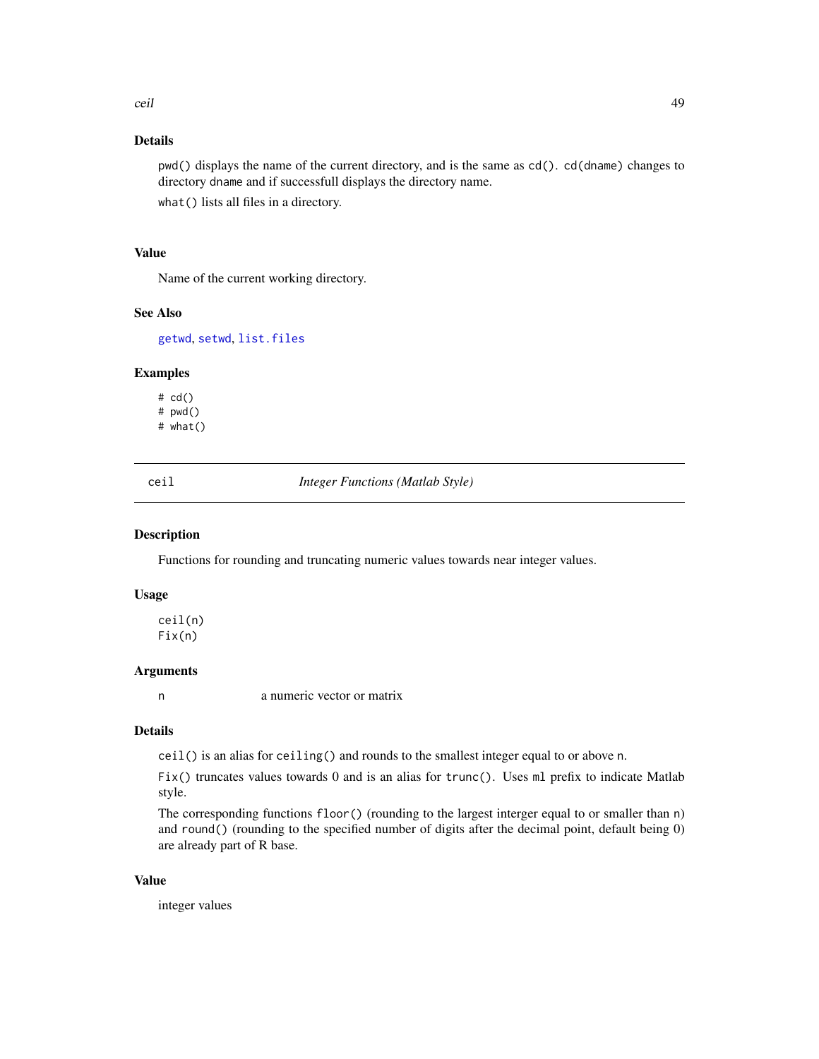## Details

`pwd()` displays the name of the current directory, and is the same as `cd()`. `cd(dname)` changes to directory `dname` and if successfull displays the directory name.

`what()` lists all files in a directory.

## Value

Name of the current working directory.

## See Also

`getwd`, `setwd`, `list.files`

## Examples

```
# cd()
# pwd()
# what()
```

---

# ceil — *Integer Functions (Matlab Style)*

---

## Description

Functions for rounding and truncating numeric values towards near integer values.

## Usage

```
ceil(n)
Fix(n)
```

## Arguments

| | |
|---|---|
| n | a numeric vector or matrix |

## Details

`ceil()` is an alias for `ceiling()` and rounds to the smallest integer equal to or above `n`.

`Fix()` truncates values towards 0 and is an alias for `trunc()`. Uses `ml` prefix to indicate Matlab style.

The corresponding functions `floor()` (rounding to the largest interger equal to or smaller than `n`) and `round()` (rounding to the specified number of digits after the decimal point, default being 0) are already part of R base.

## Value

integer values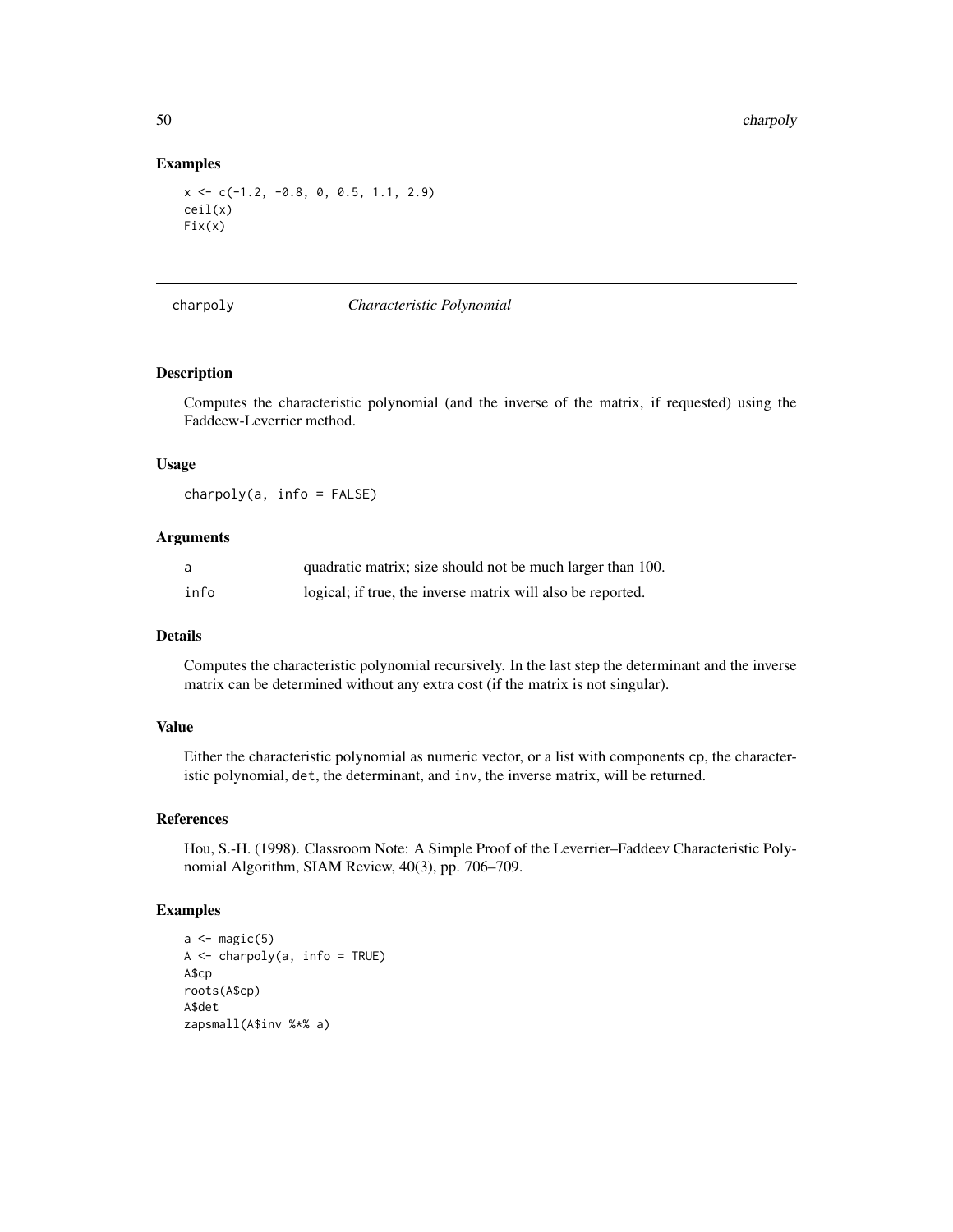## Examples

```
x <- c(-1.2, -0.8, 0, 0.5, 1.1, 2.9)
ceil(x)
Fix(x)
```

---

# charpoly *Characteristic Polynomial*

---

## Description

Computes the characteristic polynomial (and the inverse of the matrix, if requested) using the Faddeew-Leverrier method.

## Usage

```
charpoly(a, info = FALSE)
```

## Arguments

| | |
|---|---|
| a | quadratic matrix; size should not be much larger than 100. |
| info | logical; if true, the inverse matrix will also be reported. |

## Details

Computes the characteristic polynomial recursively. In the last step the determinant and the inverse matrix can be determined without any extra cost (if the matrix is not singular).

## Value

Either the characteristic polynomial as numeric vector, or a list with components `cp`, the characteristic polynomial, `det`, the determinant, and `inv`, the inverse matrix, will be returned.

## References

Hou, S.-H. (1998). Classroom Note: A Simple Proof of the Leverrier–Faddeev Characteristic Polynomial Algorithm, SIAM Review, 40(3), pp. 706–709.

## Examples

```
a <- magic(5)
A <- charpoly(a, info = TRUE)
A$cp
roots(A$cp)
A$det
zapsmall(A$inv %*% a)
```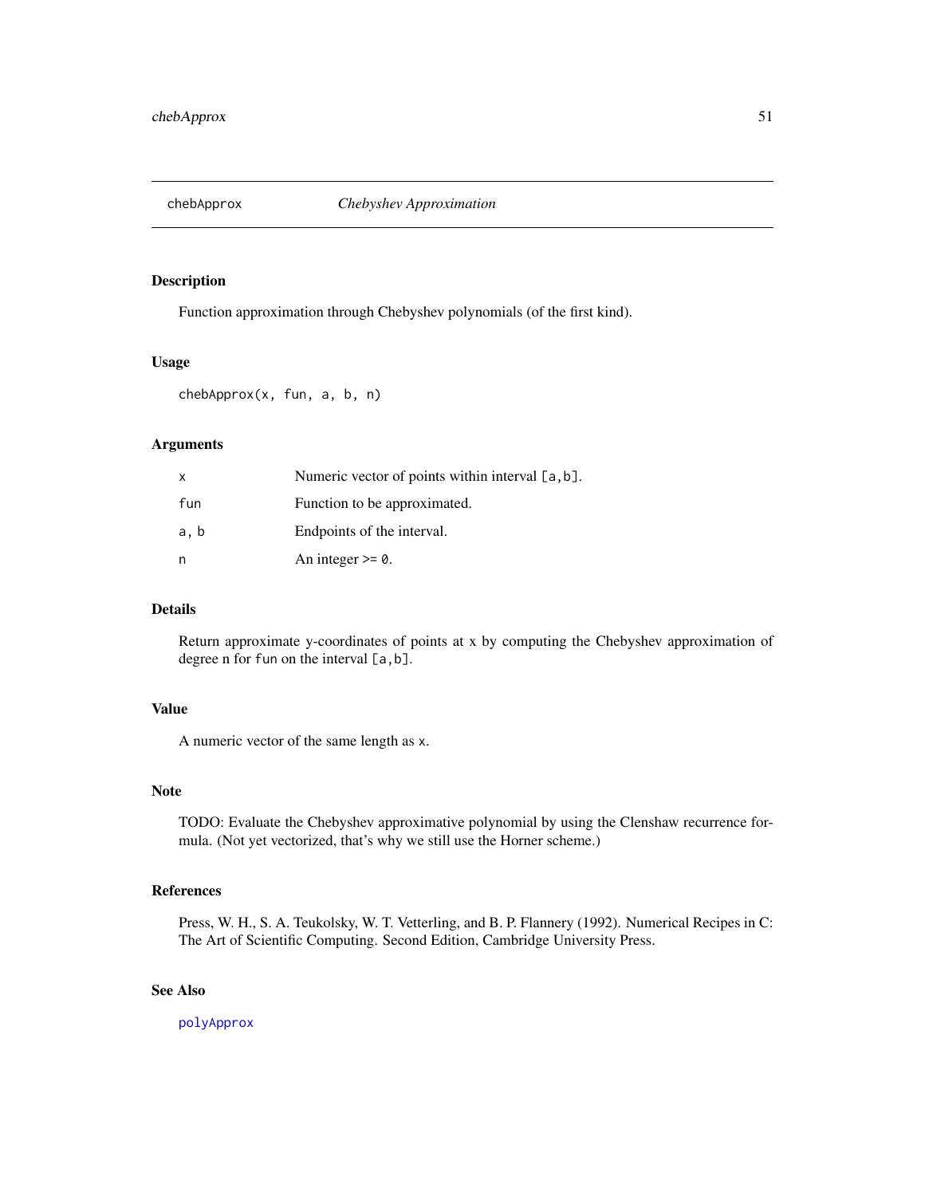## chebApprox *Chebyshev Approximation*

### Description

Function approximation through Chebyshev polynomials (of the first kind).

### Usage

```
chebApprox(x, fun, a, b, n)
```

### Arguments

| | |
|---|---|
| `x` | Numeric vector of points within interval `[a,b]`. |
| `fun` | Function to be approximated. |
| `a, b` | Endpoints of the interval. |
| `n` | An integer >= `0`. |

### Details

Return approximate y-coordinates of points at x by computing the Chebyshev approximation of degree n for `fun` on the interval `[a,b]`.

### Value

A numeric vector of the same length as `x`.

### Note

TODO: Evaluate the Chebyshev approximative polynomial by using the Clenshaw recurrence formula. (Not yet vectorized, that's why we still use the Horner scheme.)

### References

Press, W. H., S. A. Teukolsky, W. T. Vetterling, and B. P. Flannery (1992). Numerical Recipes in C: The Art of Scientific Computing. Second Edition, Cambridge University Press.

### See Also

`polyApprox`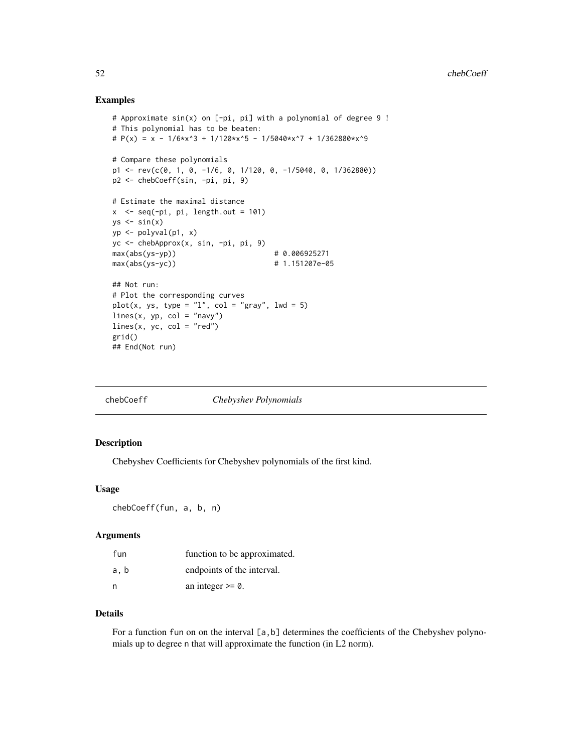## Examples

```
# Approximate sin(x) on [-pi, pi] with a polynomial of degree 9 !
# This polynomial has to be beaten:
# P(x) = x - 1/6*x^3 + 1/120*x^5 - 1/5040*x^7 + 1/362880*x^9

# Compare these polynomials
p1 <- rev(c(0, 1, 0, -1/6, 0, 1/120, 0, -1/5040, 0, 1/362880))
p2 <- chebCoeff(sin, -pi, pi, 9)

# Estimate the maximal distance
x  <- seq(-pi, pi, length.out = 101)
ys <- sin(x)
yp <- polyval(p1, x)
yc <- chebApprox(x, sin, -pi, pi, 9)
max(abs(ys-yp))                       # 0.006925271
max(abs(ys-yc))                       # 1.151207e-05

## Not run:
# Plot the corresponding curves
plot(x, ys, type = "l", col = "gray", lwd = 5)
lines(x, yp, col = "navy")
lines(x, yc, col = "red")
grid()
## End(Not run)
```

---

# chebCoeff *Chebyshev Polynomials*

## Description

Chebyshev Coefficients for Chebyshev polynomials of the first kind.

## Usage

```
chebCoeff(fun, a, b, n)
```

## Arguments

| | |
|---|---|
| fun | function to be approximated. |
| a, b | endpoints of the interval. |
| n | an integer >= 0. |

## Details

For a function fun on on the interval [a,b] determines the coefficients of the Chebyshev polynomials up to degree n that will approximate the function (in L2 norm).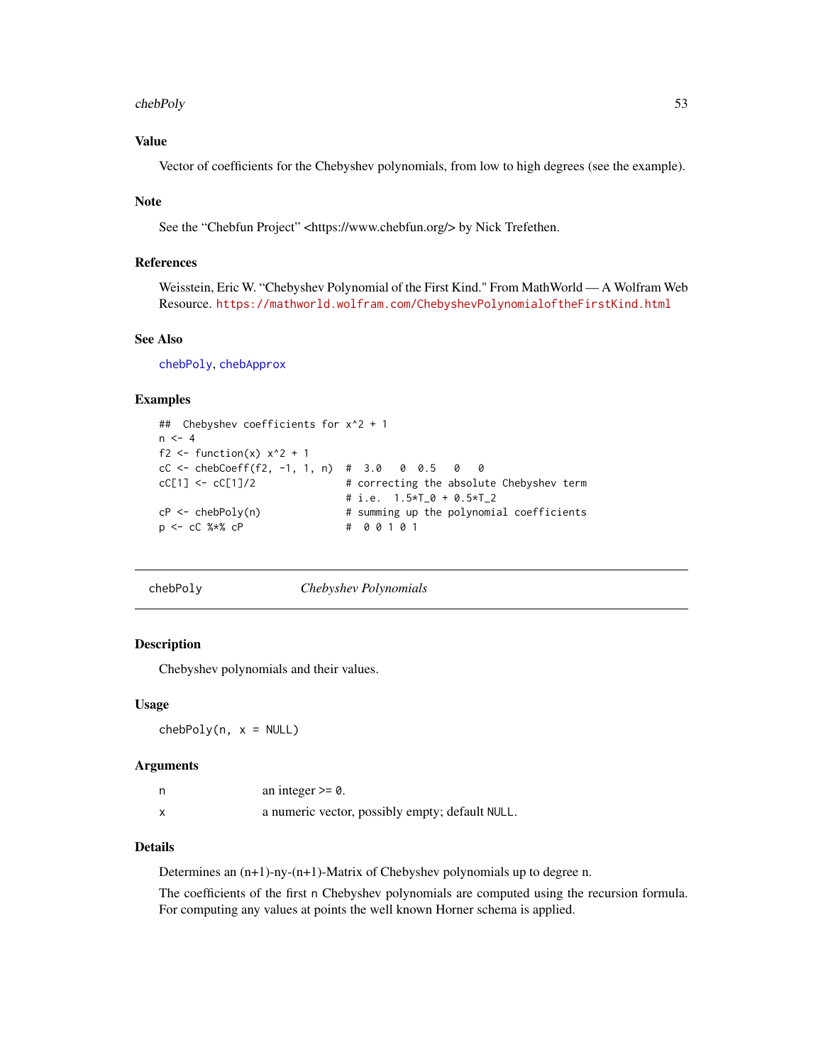### Value

Vector of coefficients for the Chebyshev polynomials, from low to high degrees (see the example).

### Note

See the "Chebfun Project" <https://www.chebfun.org/> by Nick Trefethen.

### References

Weisstein, Eric W. "Chebyshev Polynomial of the First Kind." From MathWorld — A Wolfram Web Resource. https://mathworld.wolfram.com/ChebyshevPolynomialoftheFirstKind.html

### See Also

chebPoly, chebApprox

### Examples

```
##  Chebyshev coefficients for x^2 + 1
n <- 4
f2 <- function(x) x^2 + 1
cC <- chebCoeff(f2, -1, 1, n)  #  3.0   0  0.5   0   0
cC[1] <- cC[1]/2               # correcting the absolute Chebyshev term
                               # i.e.  1.5*T_0 + 0.5*T_2
cP <- chebPoly(n)              # summing up the polynomial coefficients
p <- cC %*% cP                 #  0 0 1 0 1
```

---

## chebPoly — *Chebyshev Polynomials*

### Description

Chebyshev polynomials and their values.

### Usage

```
chebPoly(n, x = NULL)
```

### Arguments

| | |
|---|---|
| n | an integer >= 0. |
| x | a numeric vector, possibly empty; default NULL. |

### Details

Determines an (n+1)-ny-(n+1)-Matrix of Chebyshev polynomials up to degree n.

The coefficients of the first n Chebyshev polynomials are computed using the recursion formula. For computing any values at points the well known Horner schema is applied.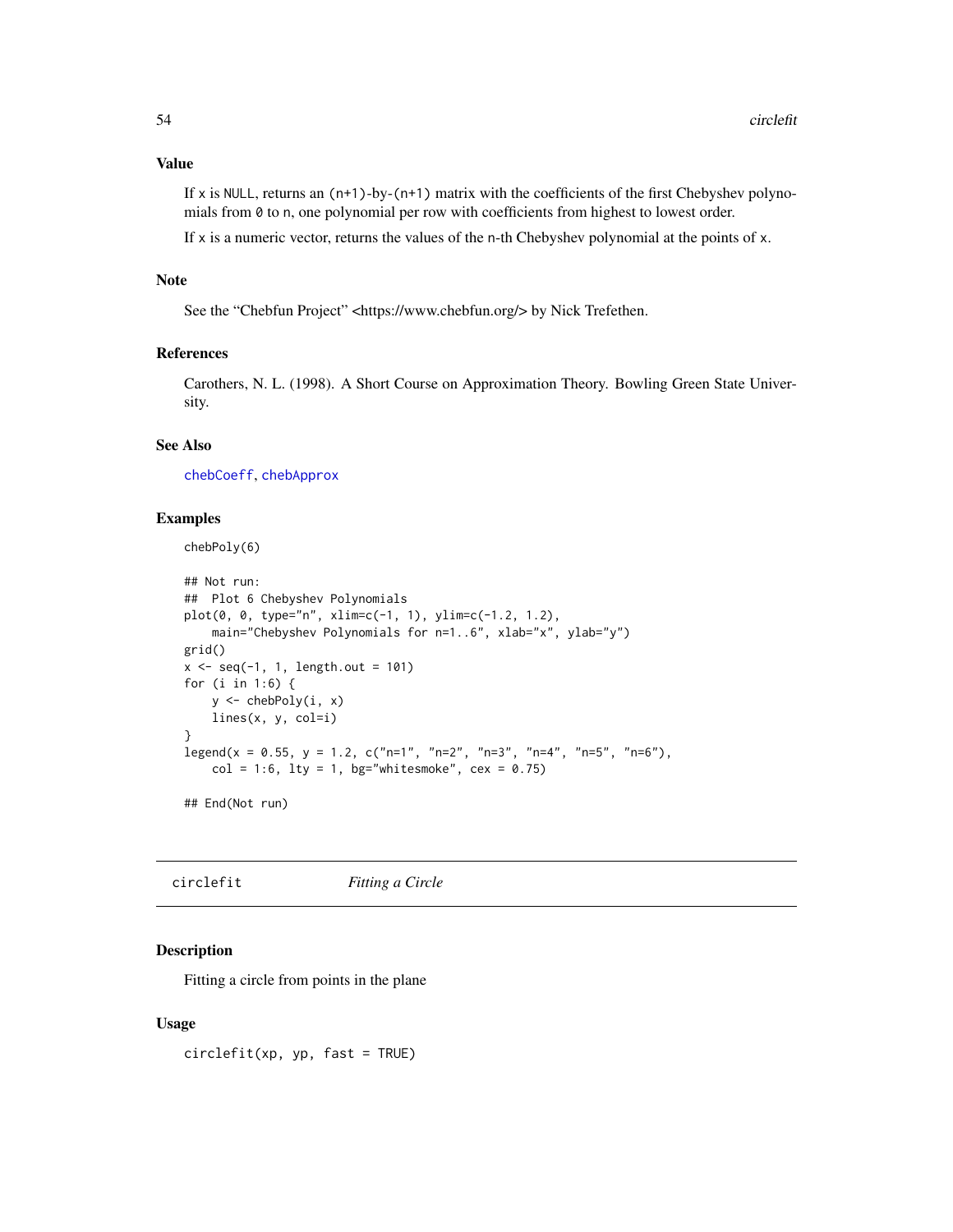### Value

If x is NULL, returns an (n+1)-by-(n+1) matrix with the coefficients of the first Chebyshev polynomials from 0 to n, one polynomial per row with coefficients from highest to lowest order.

If x is a numeric vector, returns the values of the n-th Chebyshev polynomial at the points of x.

### Note

See the "Chebfun Project" <https://www.chebfun.org/> by Nick Trefethen.

### References

Carothers, N. L. (1998). A Short Course on Approximation Theory. Bowling Green State University.

### See Also

chebCoeff, chebApprox

### Examples

```
chebPoly(6)

## Not run:
##  Plot 6 Chebyshev Polynomials
plot(0, 0, type="n", xlim=c(-1, 1), ylim=c(-1.2, 1.2),
    main="Chebyshev Polynomials for n=1..6", xlab="x", ylab="y")
grid()
x <- seq(-1, 1, length.out = 101)
for (i in 1:6) {
    y <- chebPoly(i, x)
    lines(x, y, col=i)
}
legend(x = 0.55, y = 1.2, c("n=1", "n=2", "n=3", "n=4", "n=5", "n=6"),
    col = 1:6, lty = 1, bg="whitesmoke", cex = 0.75)

## End(Not run)
```

---

## circlefit *Fitting a Circle*

### Description

Fitting a circle from points in the plane

### Usage

```
circlefit(xp, yp, fast = TRUE)
```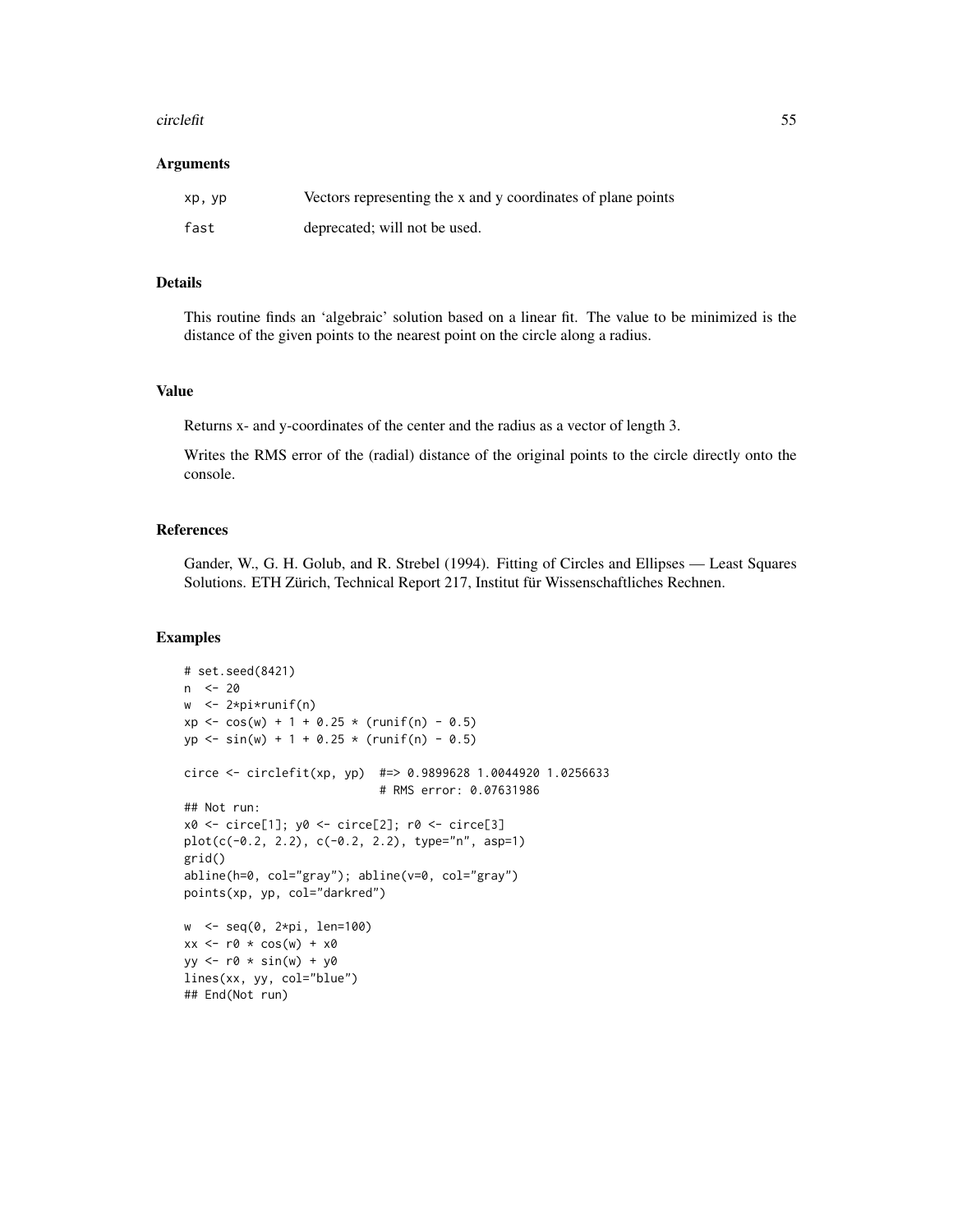### Arguments

| | |
|---|---|
| xp, yp | Vectors representing the x and y coordinates of plane points |
| fast | deprecated; will not be used. |

### Details

This routine finds an 'algebraic' solution based on a linear fit. The value to be minimized is the distance of the given points to the nearest point on the circle along a radius.

### Value

Returns x- and y-coordinates of the center and the radius as a vector of length 3.

Writes the RMS error of the (radial) distance of the original points to the circle directly onto the console.

### References

Gander, W., G. H. Golub, and R. Strebel (1994). Fitting of Circles and Ellipses — Least Squares Solutions. ETH Zürich, Technical Report 217, Institut für Wissenschaftliches Rechnen.

### Examples

```
# set.seed(8421)
n  <- 20
w  <- 2*pi*runif(n)
xp <- cos(w) + 1 + 0.25 * (runif(n) - 0.5)
yp <- sin(w) + 1 + 0.25 * (runif(n) - 0.5)

circe <- circlefit(xp, yp)  #=> 0.9899628 1.0044920 1.0256633
                            # RMS error: 0.07631986
## Not run:
x0 <- circe[1]; y0 <- circe[2]; r0 <- circe[3]
plot(c(-0.2, 2.2), c(-0.2, 2.2), type="n", asp=1)
grid()
abline(h=0, col="gray"); abline(v=0, col="gray")
points(xp, yp, col="darkred")

w  <- seq(0, 2*pi, len=100)
xx <- r0 * cos(w) + x0
yy <- r0 * sin(w) + y0
lines(xx, yy, col="blue")
## End(Not run)
```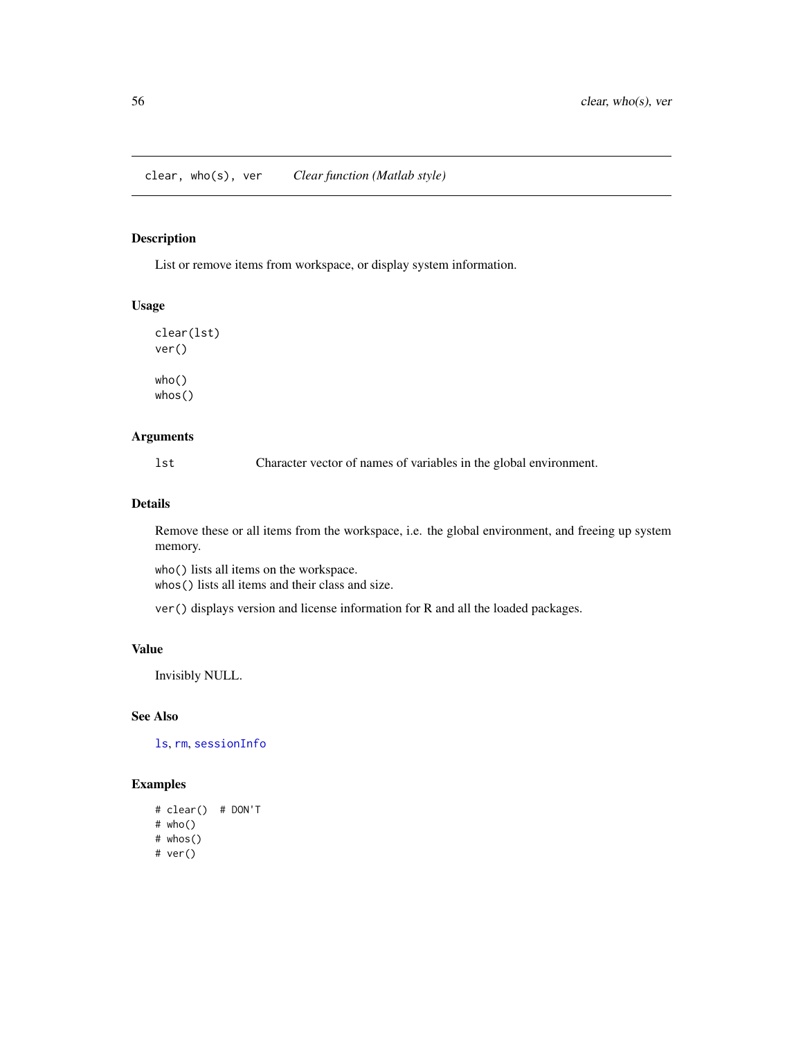## clear, who(s), ver — *Clear function (Matlab style)*

### Description

List or remove items from workspace, or display system information.

### Usage

```
clear(lst)
ver()

who()
whos()
```

### Arguments

| | |
|---|---|
| `lst` | Character vector of names of variables in the global environment. |

### Details

Remove these or all items from the workspace, i.e. the global environment, and freeing up system memory.

`who()` lists all items on the workspace.
`whos()` lists all items and their class and size.

`ver()` displays version and license information for R and all the loaded packages.

### Value

Invisibly NULL.

### See Also

`ls`, `rm`, `sessionInfo`

### Examples

```
# clear()  # DON'T
# who()
# whos()
# ver()
```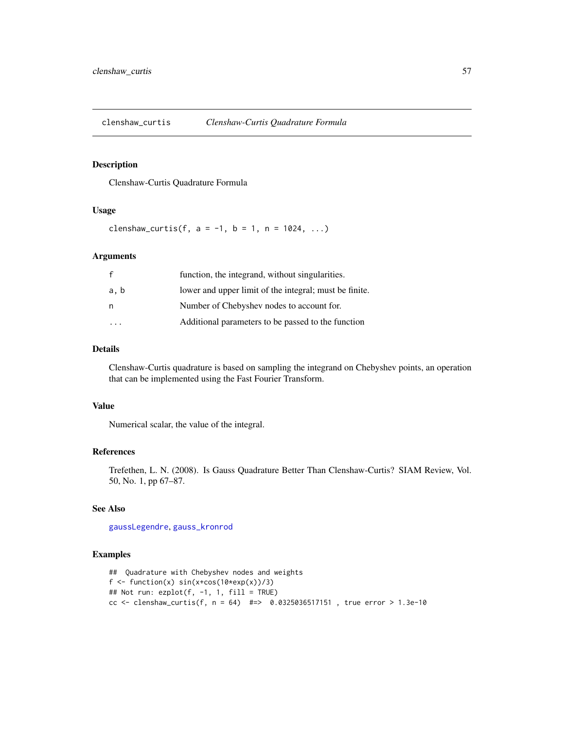# clenshaw_curtis — *Clenshaw-Curtis Quadrature Formula*

## Description

Clenshaw-Curtis Quadrature Formula

## Usage

```
clenshaw_curtis(f, a = -1, b = 1, n = 1024, ...)
```

## Arguments

| | |
|---|---|
| f | function, the integrand, without singularities. |
| a, b | lower and upper limit of the integral; must be finite. |
| n | Number of Chebyshev nodes to account for. |
| ... | Additional parameters to be passed to the function |

## Details

Clenshaw-Curtis quadrature is based on sampling the integrand on Chebyshev points, an operation that can be implemented using the Fast Fourier Transform.

## Value

Numerical scalar, the value of the integral.

## References

Trefethen, L. N. (2008). Is Gauss Quadrature Better Than Clenshaw-Curtis? SIAM Review, Vol. 50, No. 1, pp 67–87.

## See Also

gaussLegendre, gauss_kronrod

## Examples

```
##  Quadrature with Chebyshev nodes and weights
f <- function(x) sin(x+cos(10*exp(x))/3)
## Not run: ezplot(f, -1, 1, fill = TRUE)
cc <- clenshaw_curtis(f, n = 64)  #=>  0.0325036517151 , true error > 1.3e-10
```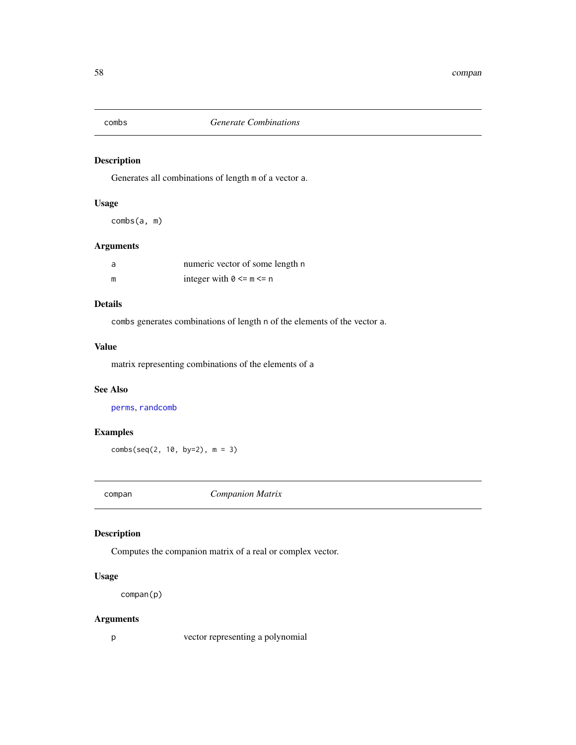## combs *Generate Combinations*

### Description

Generates all combinations of length `m` of a vector `a`.

### Usage

```
combs(a, m)
```

### Arguments

| | |
|---|---|
| `a` | numeric vector of some length `n` |
| `m` | integer with `0 <= m <= n` |

### Details

`combs` generates combinations of length `n` of the elements of the vector `a`.

### Value

matrix representing combinations of the elements of `a`

### See Also

`perms`, `randcomb`

### Examples

```
combs(seq(2, 10, by=2), m = 3)
```

## compan *Companion Matrix*

### Description

Computes the companion matrix of a real or complex vector.

### Usage

```
compan(p)
```

### Arguments

| | |
|---|---|
| `p` | vector representing a polynomial |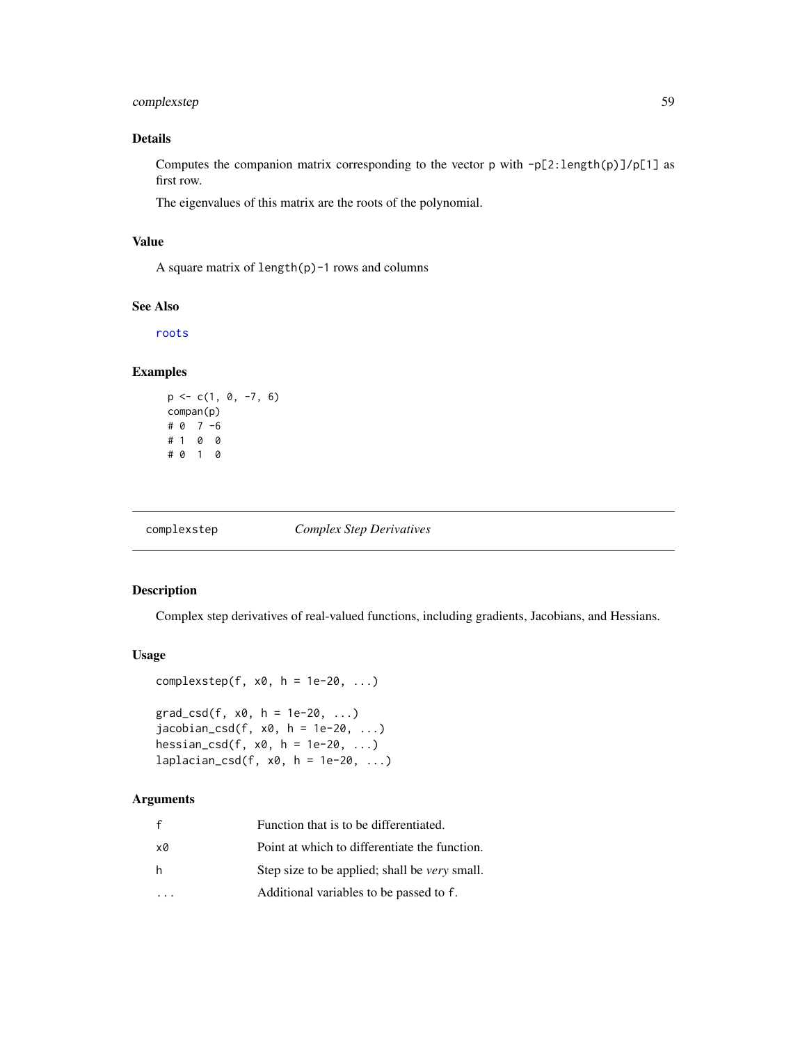## Details

Computes the companion matrix corresponding to the vector p with -p[2:length(p)]/p[1] as first row.

The eigenvalues of this matrix are the roots of the polynomial.

## Value

A square matrix of length(p)-1 rows and columns

## See Also

roots

## Examples

```
p <- c(1, 0, -7, 6)
compan(p)
# 0  7 -6
# 1  0  0
# 0  1  0
```

---

# complexstep — *Complex Step Derivatives*

## Description

Complex step derivatives of real-valued functions, including gradients, Jacobians, and Hessians.

## Usage

```
complexstep(f, x0, h = 1e-20, ...)

grad_csd(f, x0, h = 1e-20, ...)
jacobian_csd(f, x0, h = 1e-20, ...)
hessian_csd(f, x0, h = 1e-20, ...)
laplacian_csd(f, x0, h = 1e-20, ...)
```

## Arguments

| | |
|---|---|
| f | Function that is to be differentiated. |
| x0 | Point at which to differentiate the function. |
| h | Step size to be applied; shall be *very* small. |
| ... | Additional variables to be passed to f. |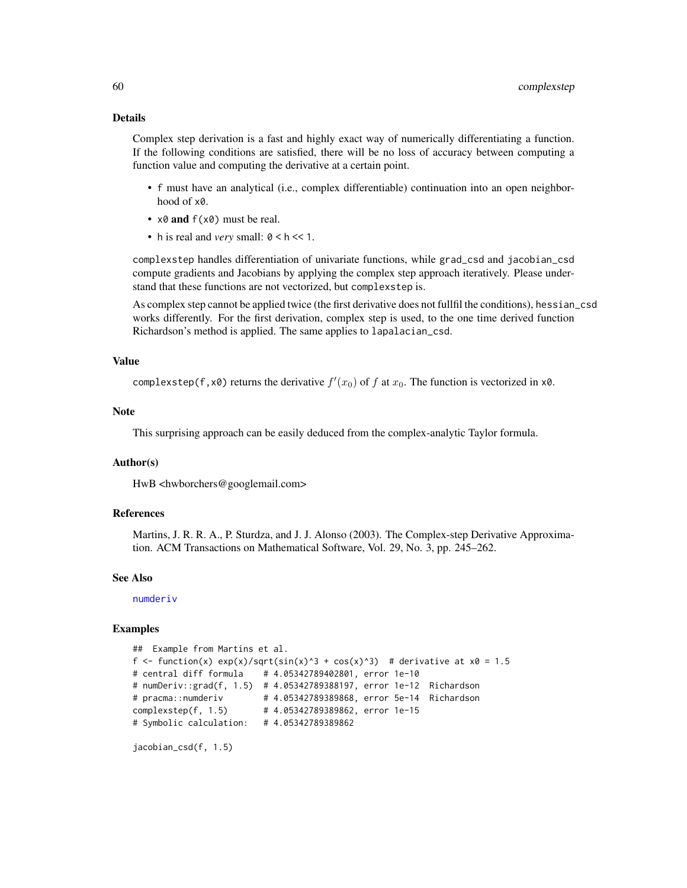## Details

Complex step derivation is a fast and highly exact way of numerically differentiating a function. If the following conditions are satisfied, there will be no loss of accuracy between computing a function value and computing the derivative at a certain point.

- `f` must have an analytical (i.e., complex differentiable) continuation into an open neighborhood of `x0`.
- `x0` **and** `f(x0)` must be real.
- `h` is real and *very* small: `0 < h << 1`.

`complexstep` handles differentiation of univariate functions, while `grad_csd` and `jacobian_csd` compute gradients and Jacobians by applying the complex step approach iteratively. Please understand that these functions are not vectorized, but `complexstep` is.

As complex step cannot be applied twice (the first derivative does not fullfil the conditions), `hessian_csd` works differently. For the first derivation, complex step is used, to the one time derived function Richardson's method is applied. The same applies to `lapalacian_csd`.

## Value

`complexstep(f,x0)` returns the derivative $f'(x_0)$ of $f$ at $x_0$. The function is vectorized in `x0`.

## Note

This surprising approach can be easily deduced from the complex-analytic Taylor formula.

## Author(s)

HwB <hwborchers@googlemail.com>

## References

Martins, J. R. R. A., P. Sturdza, and J. J. Alonso (2003). The Complex-step Derivative Approximation. ACM Transactions on Mathematical Software, Vol. 29, No. 3, pp. 245–262.

## See Also

numderiv

## Examples

```
##  Example from Martins et al.
f <- function(x) exp(x)/sqrt(sin(x)^3 + cos(x)^3)  # derivative at x0 = 1.5
# central diff formula    # 4.05342789402801, error 1e-10
# numDeriv::grad(f, 1.5)  # 4.05342789388197, error 1e-12  Richardson
# pracma::numderiv        # 4.05342789389868, error 5e-14  Richardson
complexstep(f, 1.5)       # 4.05342789389862, error 1e-15
# Symbolic calculation:   # 4.05342789389862

jacobian_csd(f, 1.5)
```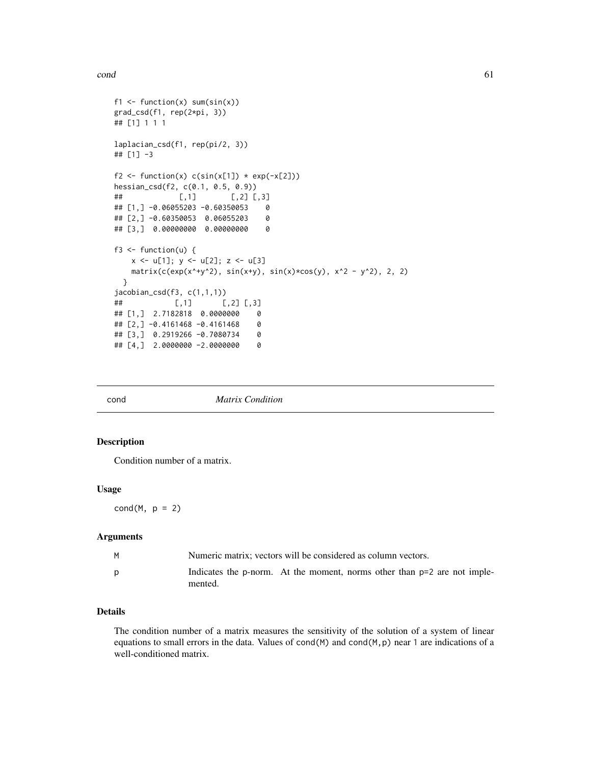```
f1 <- function(x) sum(sin(x))
grad_csd(f1, rep(2*pi, 3))
## [1] 1 1 1

laplacian_csd(f1, rep(pi/2, 3))
## [1] -3

f2 <- function(x) c(sin(x[1]) * exp(-x[2]))
hessian_csd(f2, c(0.1, 0.5, 0.9))
##             [,1]        [,2] [,3]
## [1,] -0.06055203 -0.60350053    0
## [2,] -0.60350053  0.06055203    0
## [3,]  0.00000000  0.00000000    0

f3 <- function(u) {
    x <- u[1]; y <- u[2]; z <- u[3]
    matrix(c(exp(x^+y^2), sin(x+y), sin(x)*cos(y), x^2 - y^2), 2, 2)
  }
jacobian_csd(f3, c(1,1,1))
##            [,1]       [,2] [,3]
## [1,]  2.7182818  0.0000000    0
## [2,] -0.4161468 -0.4161468    0
## [3,]  0.2919266 -0.7080734    0
## [4,]  2.0000000 -2.0000000    0
```

---

## cond — *Matrix Condition*

### Description

Condition number of a matrix.

### Usage

```
cond(M, p = 2)
```

### Arguments

| | |
|---|---|
| M | Numeric matrix; vectors will be considered as column vectors. |
| p | Indicates the p-norm. At the moment, norms other than p=2 are not implemented. |

### Details

The condition number of a matrix measures the sensitivity of the solution of a system of linear equations to small errors in the data. Values of `cond(M)` and `cond(M,p)` near `1` are indications of a well-conditioned matrix.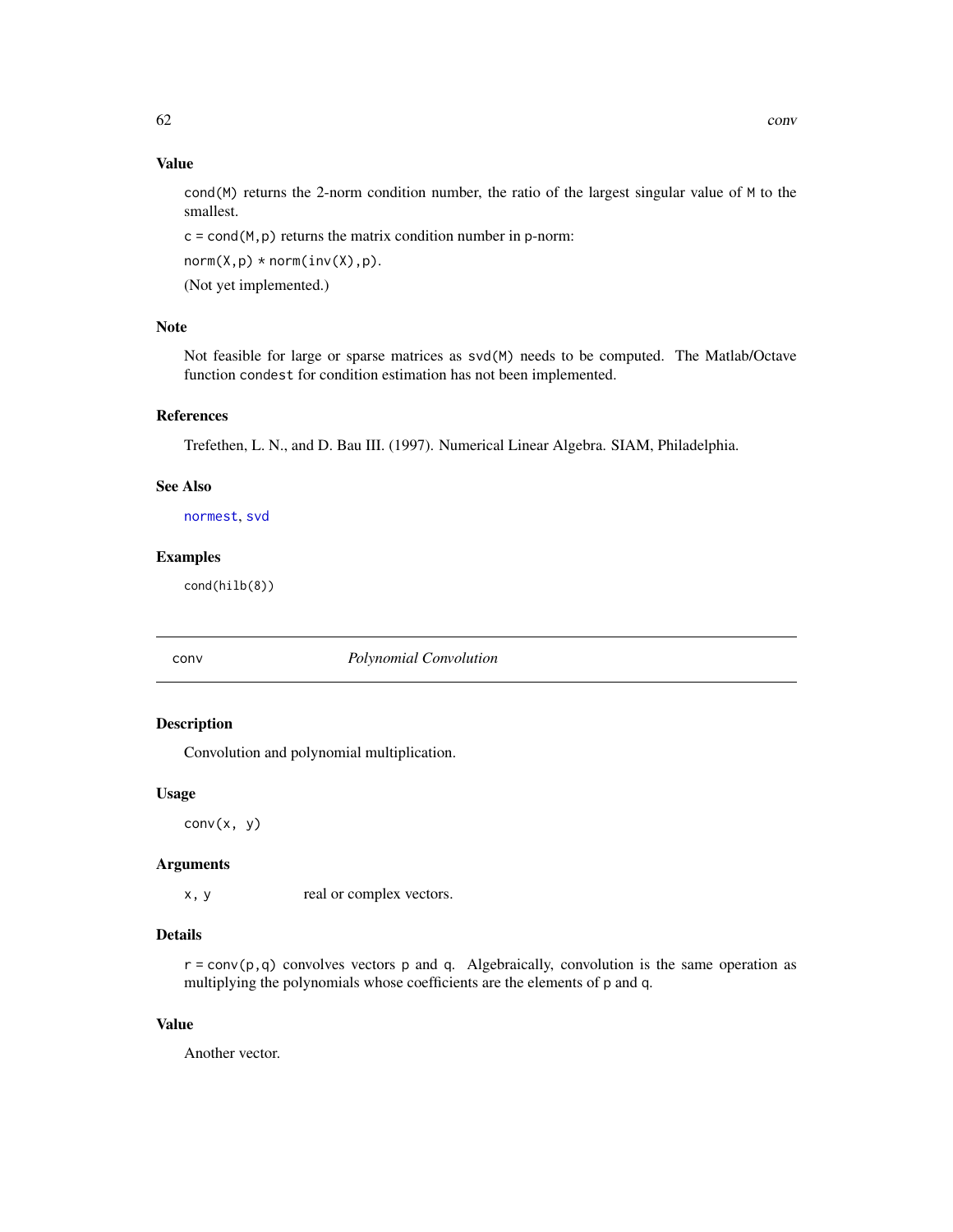### Value

`cond(M)` returns the 2-norm condition number, the ratio of the largest singular value of `M` to the smallest.

`c = cond(M,p)` returns the matrix condition number in `p`-norm:

`norm(X,p) * norm(inv(X),p)`.

(Not yet implemented.)

### Note

Not feasible for large or sparse matrices as `svd(M)` needs to be computed. The Matlab/Octave function `condest` for condition estimation has not been implemented.

### References

Trefethen, L. N., and D. Bau III. (1997). Numerical Linear Algebra. SIAM, Philadelphia.

### See Also

`normest`, `svd`

### Examples

```
cond(hilb(8))
```

---

## conv — *Polynomial Convolution*

### Description

Convolution and polynomial multiplication.

### Usage

```
conv(x, y)
```

### Arguments

| | |
|---|---|
| `x, y` | real or complex vectors. |

### Details

`r = conv(p,q)` convolves vectors `p` and `q`. Algebraically, convolution is the same operation as multiplying the polynomials whose coefficients are the elements of `p` and `q`.

### Value

Another vector.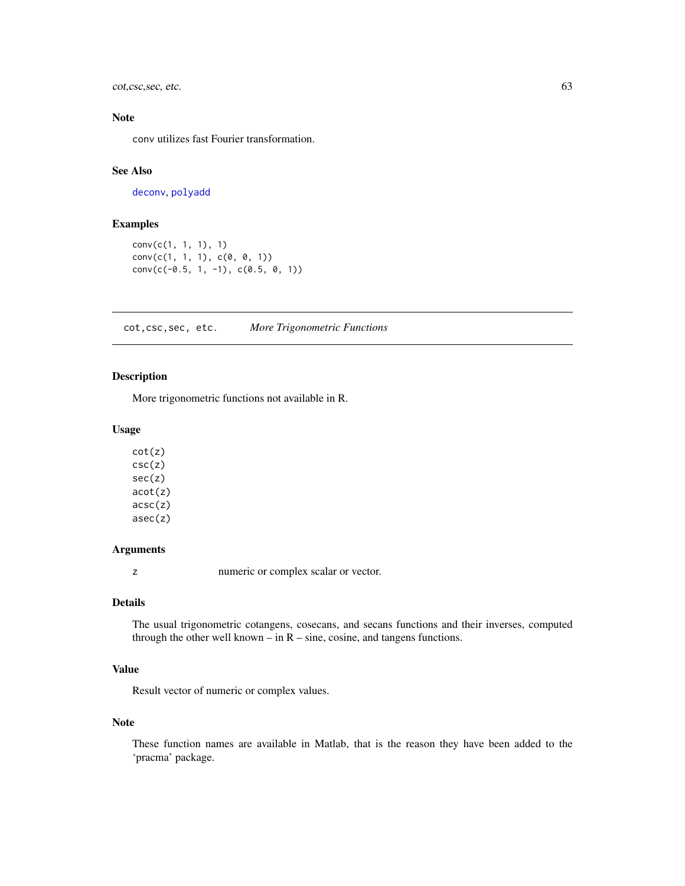## Note

conv utilizes fast Fourier transformation.

## See Also

deconv, polyadd

## Examples

```
conv(c(1, 1, 1), 1)
conv(c(1, 1, 1), c(0, 0, 1))
conv(c(-0.5, 1, -1), c(0.5, 0, 1))
```

---

# cot,csc,sec, etc. *More Trigonometric Functions*

---

## Description

More trigonometric functions not available in R.

## Usage

```
cot(z)
csc(z)
sec(z)
acot(z)
acsc(z)
asec(z)
```

## Arguments

| | |
|---|---|
| z | numeric or complex scalar or vector. |

## Details

The usual trigonometric cotangens, cosecans, and secans functions and their inverses, computed through the other well known – in R – sine, cosine, and tangens functions.

## Value

Result vector of numeric or complex values.

## Note

These function names are available in Matlab, that is the reason they have been added to the 'pracma' package.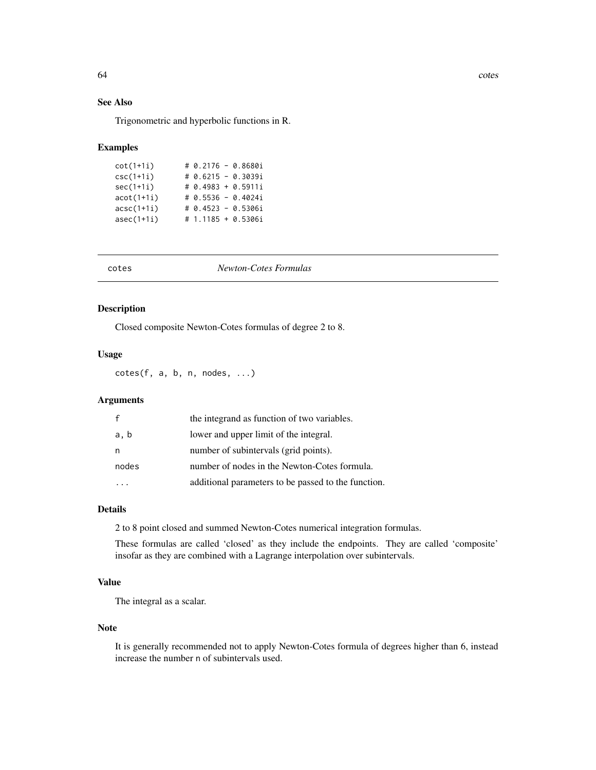### See Also

Trigonometric and hyperbolic functions in R.

### Examples

```
cot(1+1i)       # 0.2176 - 0.8680i
csc(1+1i)       # 0.6215 - 0.3039i
sec(1+1i)       # 0.4983 + 0.5911i
acot(1+1i)      # 0.5536 - 0.4024i
acsc(1+1i)      # 0.4523 - 0.5306i
asec(1+1i)      # 1.1185 + 0.5306i
```

---

## cotes *Newton-Cotes Formulas*

---

### Description

Closed composite Newton-Cotes formulas of degree 2 to 8.

### Usage

```
cotes(f, a, b, n, nodes, ...)
```

### Arguments

| | |
|---|---|
| f | the integrand as function of two variables. |
| a, b | lower and upper limit of the integral. |
| n | number of subintervals (grid points). |
| nodes | number of nodes in the Newton-Cotes formula. |
| ... | additional parameters to be passed to the function. |

### Details

2 to 8 point closed and summed Newton-Cotes numerical integration formulas.

These formulas are called 'closed' as they include the endpoints. They are called 'composite' insofar as they are combined with a Lagrange interpolation over subintervals.

### Value

The integral as a scalar.

### Note

It is generally recommended not to apply Newton-Cotes formula of degrees higher than 6, instead increase the number n of subintervals used.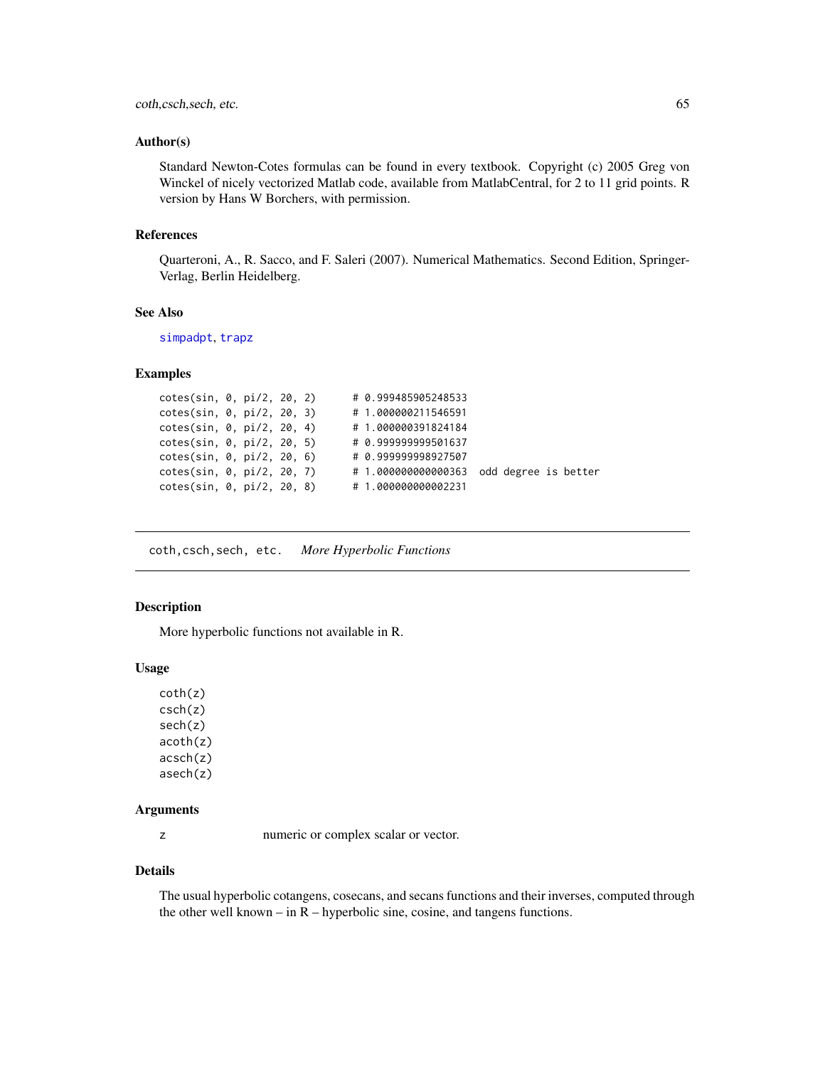## Author(s)

Standard Newton-Cotes formulas can be found in every textbook. Copyright (c) 2005 Greg von Winckel of nicely vectorized Matlab code, available from MatlabCentral, for 2 to 11 grid points. R version by Hans W Borchers, with permission.

## References

Quarteroni, A., R. Sacco, and F. Saleri (2007). Numerical Mathematics. Second Edition, Springer-Verlag, Berlin Heidelberg.

## See Also

simpadpt, trapz

## Examples

```
cotes(sin, 0, pi/2, 20, 2)      # 0.999485905248533
cotes(sin, 0, pi/2, 20, 3)      # 1.000000211546591
cotes(sin, 0, pi/2, 20, 4)      # 1.000000391824184
cotes(sin, 0, pi/2, 20, 5)      # 0.999999999501637
cotes(sin, 0, pi/2, 20, 6)      # 0.999999998927507
cotes(sin, 0, pi/2, 20, 7)      # 1.000000000000363  odd degree is better
cotes(sin, 0, pi/2, 20, 8)      # 1.000000000002231
```

---

# coth,csch,sech, etc. *More Hyperbolic Functions*

---

## Description

More hyperbolic functions not available in R.

## Usage

```
coth(z)
csch(z)
sech(z)
acoth(z)
acsch(z)
asech(z)
```

## Arguments

| | |
|---|---|
| z | numeric or complex scalar or vector. |

## Details

The usual hyperbolic cotangens, cosecans, and secans functions and their inverses, computed through the other well known – in R – hyperbolic sine, cosine, and tangens functions.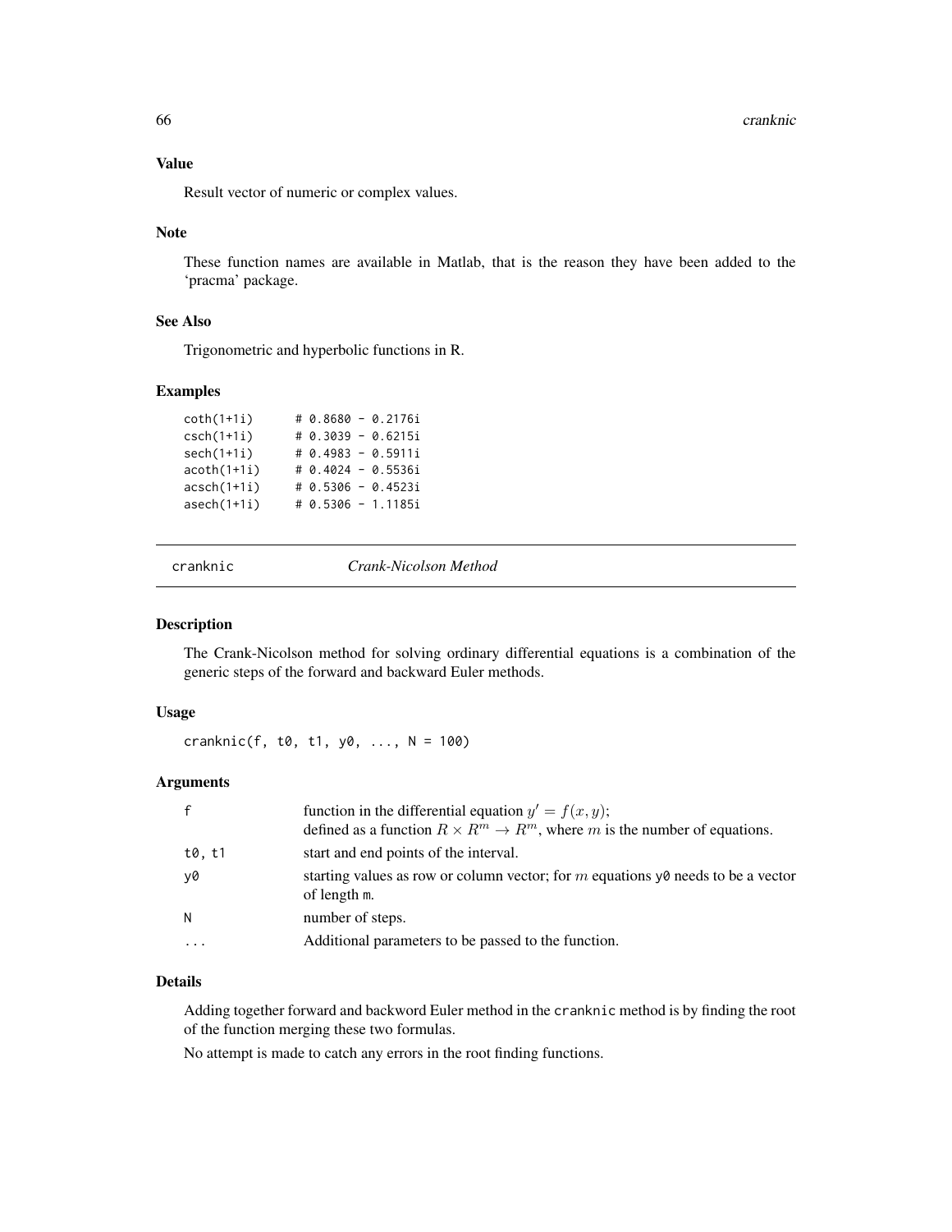### Value

Result vector of numeric or complex values.

### Note

These function names are available in Matlab, that is the reason they have been added to the 'pracma' package.

### See Also

Trigonometric and hyperbolic functions in R.

### Examples

```
coth(1+1i)      # 0.8680 - 0.2176i
csch(1+1i)      # 0.3039 - 0.6215i
sech(1+1i)      # 0.4983 - 0.5911i
acoth(1+1i)     # 0.4024 - 0.5536i
acsch(1+1i)     # 0.5306 - 0.4523i
asech(1+1i)     # 0.5306 - 1.1185i
```

---

## cranknic *Crank-Nicolson Method*

### Description

The Crank-Nicolson method for solving ordinary differential equations is a combination of the generic steps of the forward and backward Euler methods.

### Usage

```
cranknic(f, t0, t1, y0, ..., N = 100)
```

### Arguments

| | |
|---|---|
| f | function in the differential equation $y' = f(x, y)$; defined as a function $R \times R^m \rightarrow R^m$, where $m$ is the number of equations. |
| t0, t1 | start and end points of the interval. |
| y0 | starting values as row or column vector; for $m$ equations y0 needs to be a vector of length m. |
| N | number of steps. |
| ... | Additional parameters to be passed to the function. |

### Details

Adding together forward and backword Euler method in the cranknic method is by finding the root of the function merging these two formulas.

No attempt is made to catch any errors in the root finding functions.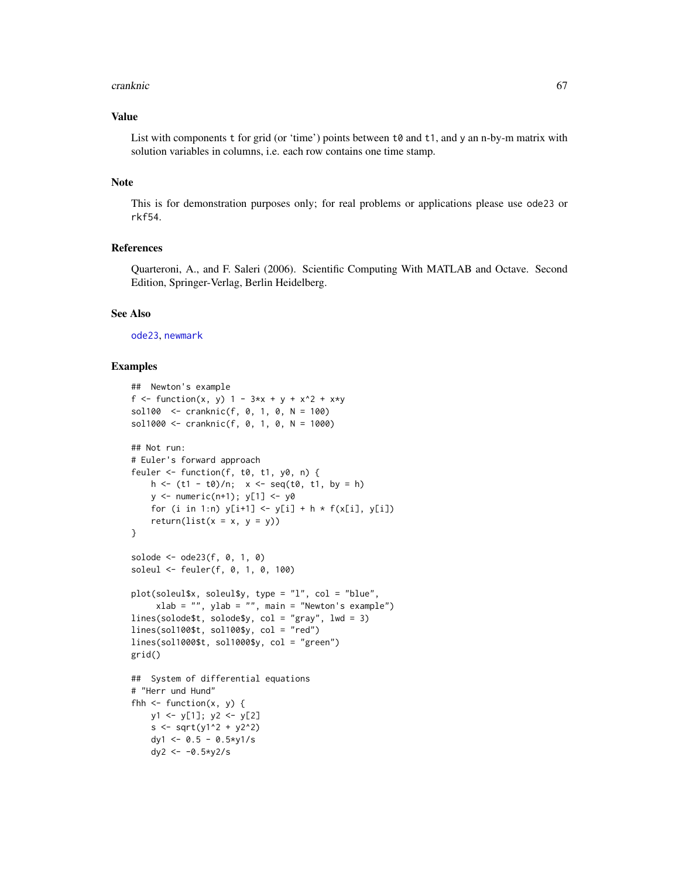## Value

List with components `t` for grid (or 'time') points between `t0` and `t1`, and `y` an n-by-m matrix with solution variables in columns, i.e. each row contains one time stamp.

## Note

This is for demonstration purposes only; for real problems or applications please use `ode23` or `rkf54`.

## References

Quarteroni, A., and F. Saleri (2006). Scientific Computing With MATLAB and Octave. Second Edition, Springer-Verlag, Berlin Heidelberg.

## See Also

`ode23`, `newmark`

## Examples

```
##  Newton's example
f <- function(x, y) 1 - 3*x + y + x^2 + x*y
sol100  <- cranknic(f, 0, 1, 0, N = 100)
sol1000 <- cranknic(f, 0, 1, 0, N = 1000)

## Not run:
# Euler's forward approach
feuler <- function(f, t0, t1, y0, n) {
    h <- (t1 - t0)/n;  x <- seq(t0, t1, by = h)
    y <- numeric(n+1); y[1] <- y0
    for (i in 1:n) y[i+1] <- y[i] + h * f(x[i], y[i])
    return(list(x = x, y = y))
}

solode <- ode23(f, 0, 1, 0)
soleul <- feuler(f, 0, 1, 0, 100)

plot(soleul$x, soleul$y, type = "l", col = "blue",
     xlab = "", ylab = "", main = "Newton's example")
lines(solode$t, solode$y, col = "gray", lwd = 3)
lines(sol100$t, sol100$y, col = "red")
lines(sol1000$t, sol1000$y, col = "green")
grid()

##  System of differential equations
# "Herr und Hund"
fhh <- function(x, y) {
    y1 <- y[1]; y2 <- y[2]
    s <- sqrt(y1^2 + y2^2)
    dy1 <- 0.5 - 0.5*y1/s
    dy2 <- -0.5*y2/s
```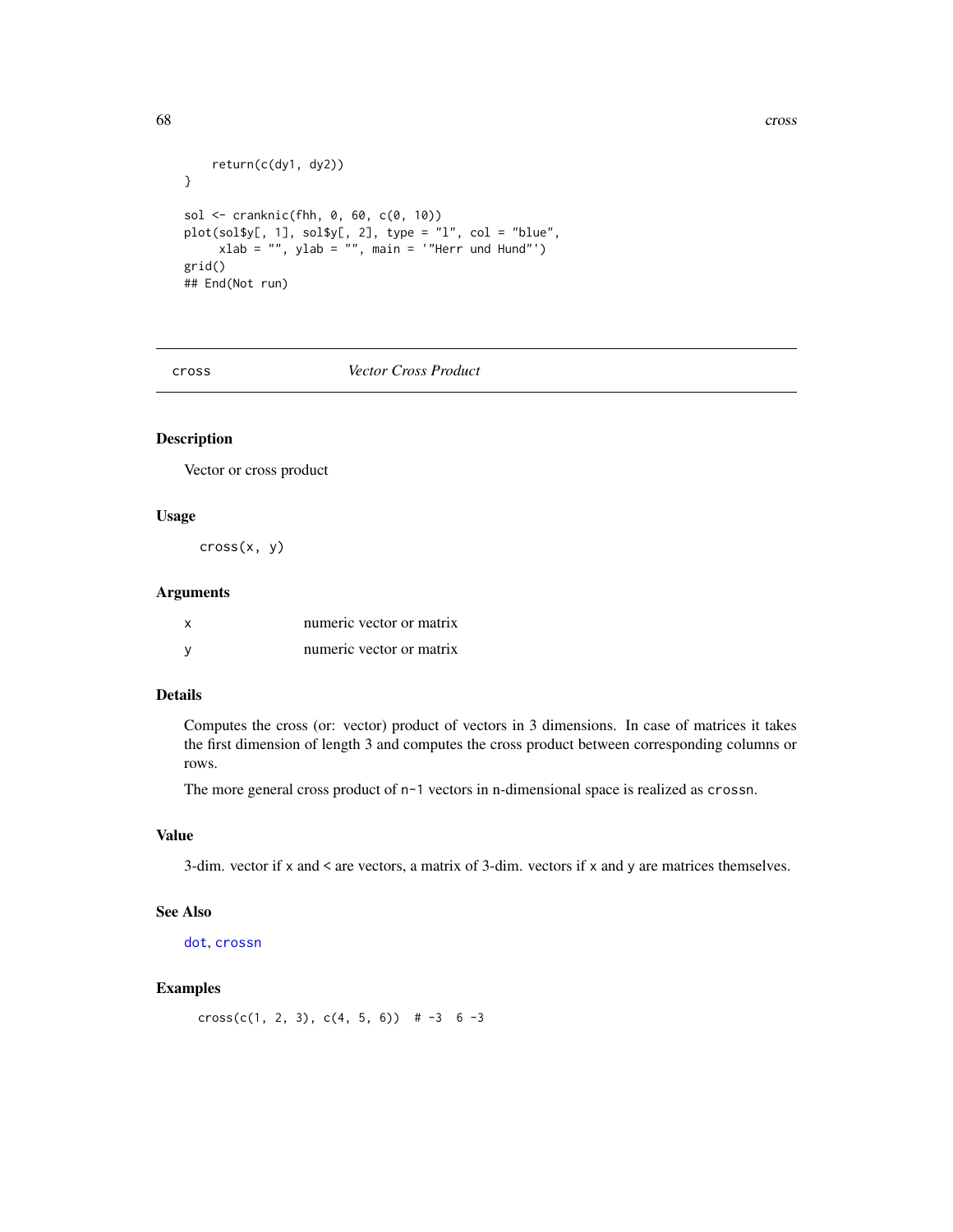```
    return(c(dy1, dy2))
}

sol <- cranknic(fhh, 0, 60, c(0, 10))
plot(sol$y[, 1], sol$y[, 2], type = "l", col = "blue",
     xlab = "", ylab = "", main = '"Herr und Hund"')
grid()
## End(Not run)
```

---

## cross — *Vector Cross Product*

### Description

Vector or cross product

### Usage

```
cross(x, y)
```

### Arguments

| | |
|---|---|
| x | numeric vector or matrix |
| y | numeric vector or matrix |

### Details

Computes the cross (or: vector) product of vectors in 3 dimensions. In case of matrices it takes the first dimension of length 3 and computes the cross product between corresponding columns or rows.

The more general cross product of `n-1` vectors in n-dimensional space is realized as `crossn`.

### Value

3-dim. vector if `x` and `<` are vectors, a matrix of 3-dim. vectors if `x` and `y` are matrices themselves.

### See Also

`dot`, `crossn`

### Examples

```
cross(c(1, 2, 3), c(4, 5, 6))  # -3  6 -3
```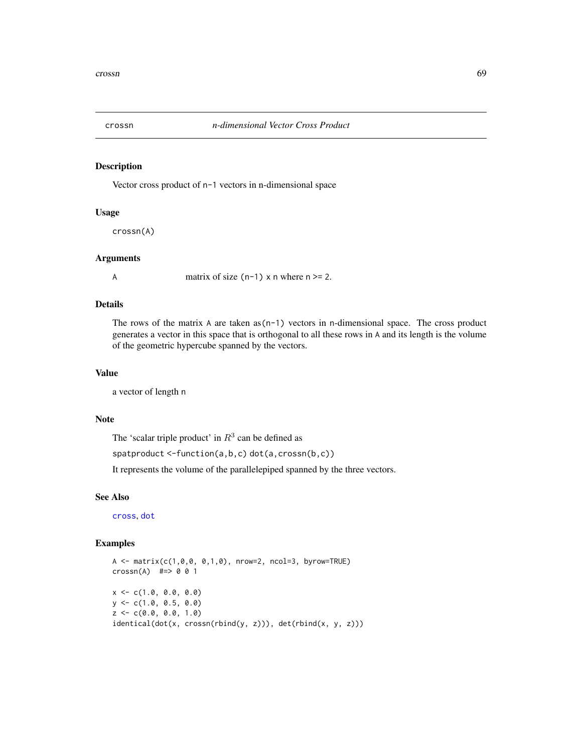crossn *n-dimensional Vector Cross Product*

## Description

Vector cross product of n-1 vectors in n-dimensional space

## Usage

```
crossn(A)
```

## Arguments

A matrix of size (n-1) x n where n >= 2.

## Details

The rows of the matrix A are taken as(n-1) vectors in n-dimensional space. The cross product generates a vector in this space that is orthogonal to all these rows in A and its length is the volume of the geometric hypercube spanned by the vectors.

## Value

a vector of length n

## Note

The 'scalar triple product' in $R^3$ can be defined as

`spatproduct <-function(a,b,c) dot(a,crossn(b,c))`

It represents the volume of the parallelepiped spanned by the three vectors.

## See Also

cross, dot

## Examples

```
A <- matrix(c(1,0,0, 0,1,0), nrow=2, ncol=3, byrow=TRUE)
crossn(A)  #=> 0 0 1

x <- c(1.0, 0.0, 0.0)
y <- c(1.0, 0.5, 0.0)
z <- c(0.0, 0.0, 1.0)
identical(dot(x, crossn(rbind(y, z))), det(rbind(x, y, z)))
```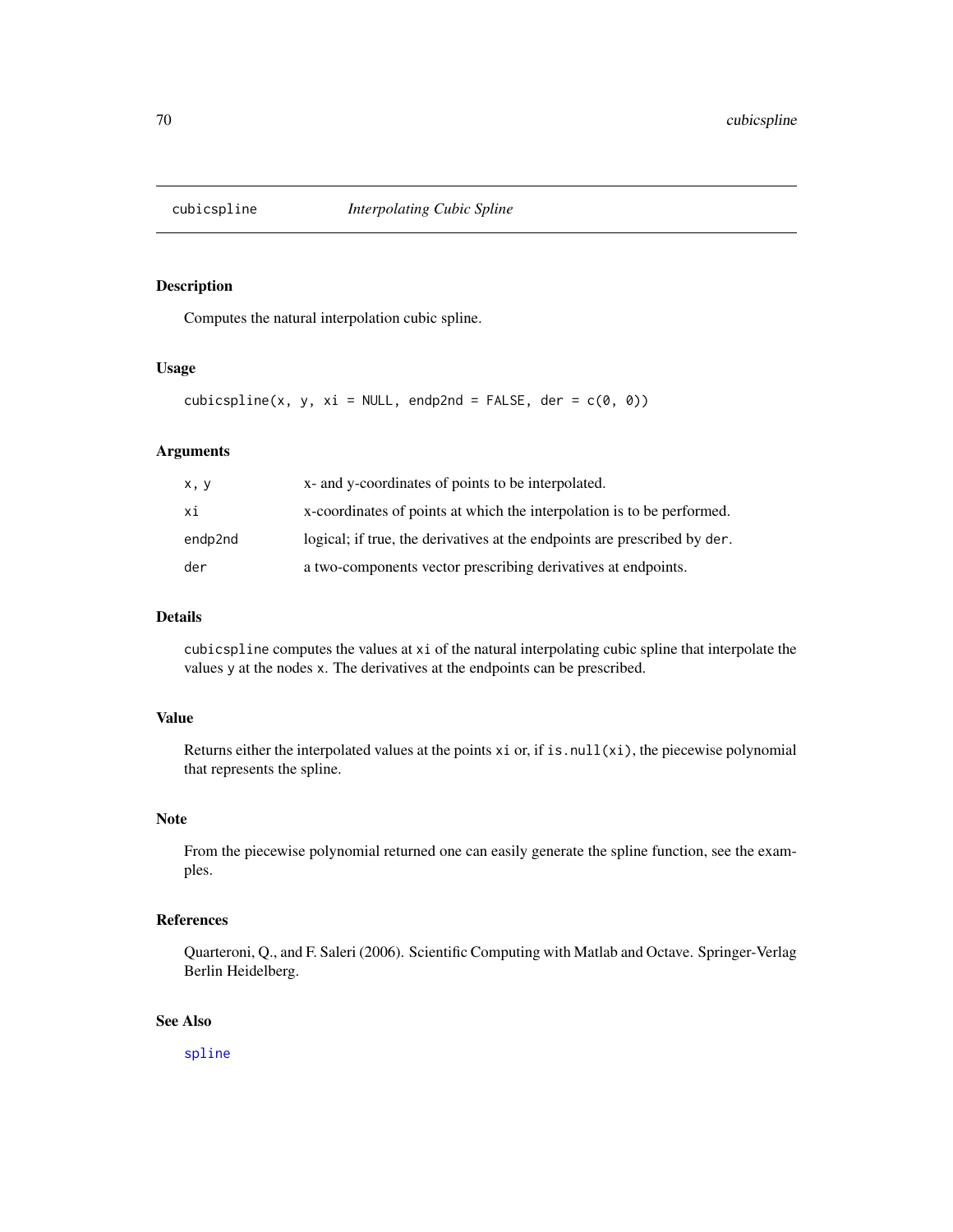# cubicspline *Interpolating Cubic Spline*

## Description

Computes the natural interpolation cubic spline.

## Usage

```
cubicspline(x, y, xi = NULL, endp2nd = FALSE, der = c(0, 0))
```

## Arguments

| | |
|---|---|
| x, y | x- and y-coordinates of points to be interpolated. |
| xi | x-coordinates of points at which the interpolation is to be performed. |
| endp2nd | logical; if true, the derivatives at the endpoints are prescribed by der. |
| der | a two-components vector prescribing derivatives at endpoints. |

## Details

cubicspline computes the values at xi of the natural interpolating cubic spline that interpolate the values y at the nodes x. The derivatives at the endpoints can be prescribed.

## Value

Returns either the interpolated values at the points xi or, if is.null(xi), the piecewise polynomial that represents the spline.

## Note

From the piecewise polynomial returned one can easily generate the spline function, see the examples.

## References

Quarteroni, Q., and F. Saleri (2006). Scientific Computing with Matlab and Octave. Springer-Verlag Berlin Heidelberg.

## See Also

spline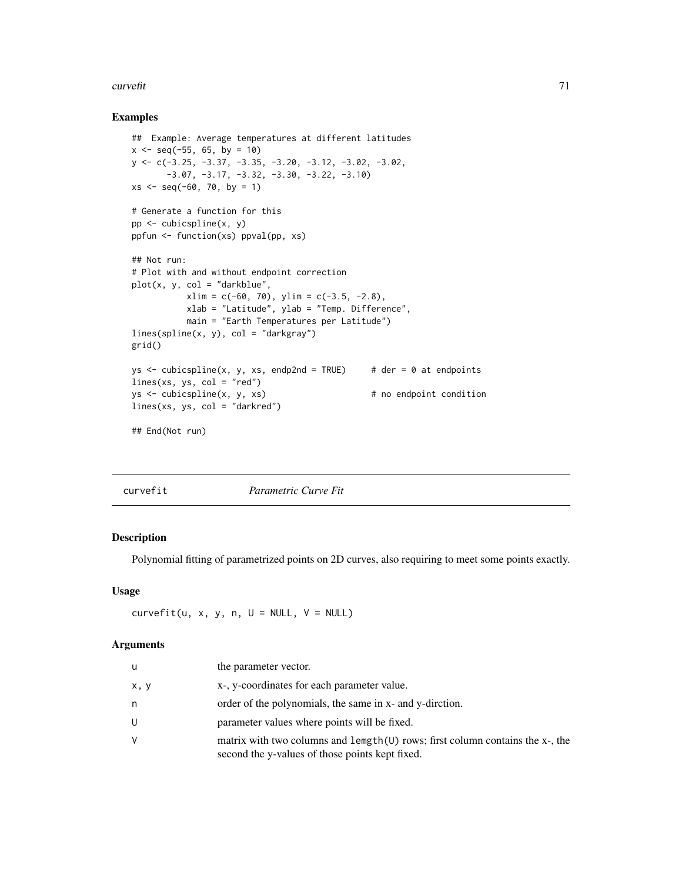## Examples

```
##  Example: Average temperatures at different latitudes
x <- seq(-55, 65, by = 10)
y <- c(-3.25, -3.37, -3.35, -3.20, -3.12, -3.02, -3.02,
       -3.07, -3.17, -3.32, -3.30, -3.22, -3.10)
xs <- seq(-60, 70, by = 1)

# Generate a function for this
pp <- cubicspline(x, y)
ppfun <- function(xs) ppval(pp, xs)

## Not run:
# Plot with and without endpoint correction
plot(x, y, col = "darkblue",
           xlim = c(-60, 70), ylim = c(-3.5, -2.8),
           xlab = "Latitude", ylab = "Temp. Difference",
           main = "Earth Temperatures per Latitude")
lines(spline(x, y), col = "darkgray")
grid()

ys <- cubicspline(x, y, xs, endp2nd = TRUE)     # der = 0 at endpoints
lines(xs, ys, col = "red")
ys <- cubicspline(x, y, xs)                     # no endpoint condition
lines(xs, ys, col = "darkred")

## End(Not run)
```

---

# curvefit *Parametric Curve Fit*

## Description

Polynomial fitting of parametrized points on 2D curves, also requiring to meet some points exactly.

## Usage

```
curvefit(u, x, y, n, U = NULL, V = NULL)
```

## Arguments

| | |
|---|---|
| u | the parameter vector. |
| x, y | x-, y-coordinates for each parameter value. |
| n | order of the polynomials, the same in x- and y-dirction. |
| U | parameter values where points will be fixed. |
| V | matrix with two columns and lemgth(U) rows; first column contains the x-, the second the y-values of those points kept fixed. |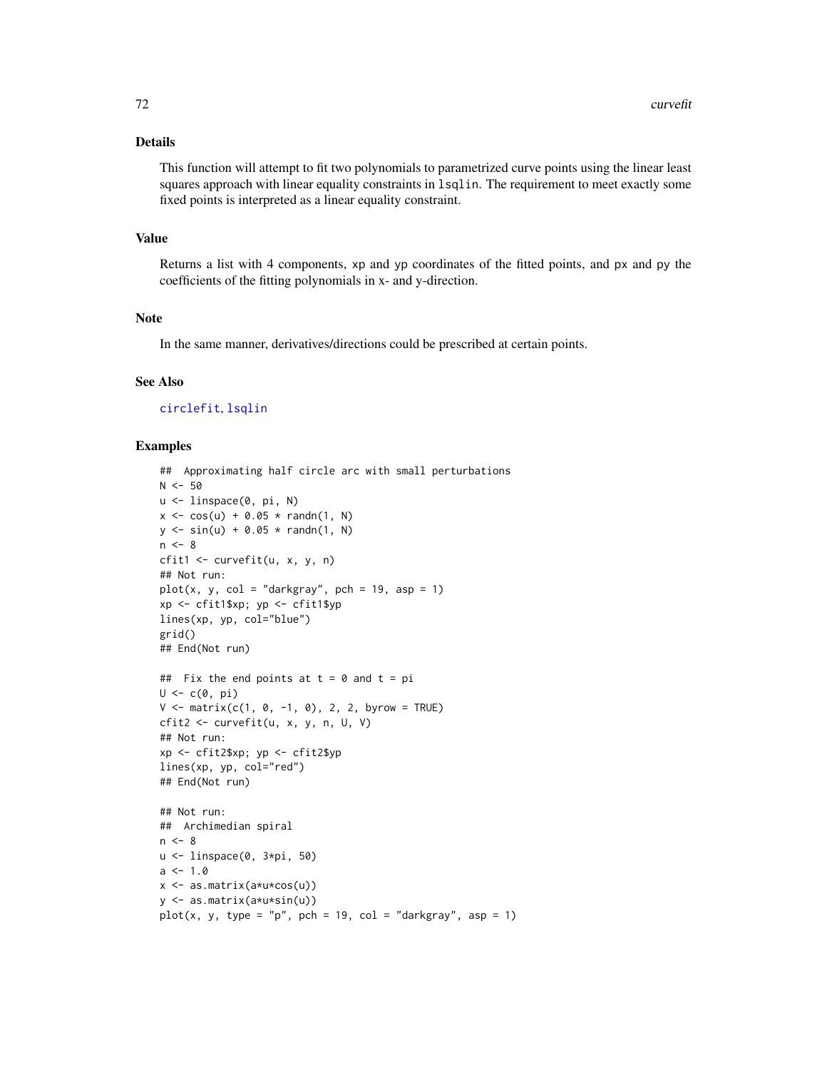### Details

This function will attempt to fit two polynomials to parametrized curve points using the linear least squares approach with linear equality constraints in `lsqlin`. The requirement to meet exactly some fixed points is interpreted as a linear equality constraint.

### Value

Returns a list with 4 components, `xp` and `yp` coordinates of the fitted points, and `px` and `py` the coefficients of the fitting polynomials in x- and y-direction.

### Note

In the same manner, derivatives/directions could be prescribed at certain points.

### See Also

`circlefit`, `lsqlin`

### Examples

```
##  Approximating half circle arc with small perturbations
N <- 50
u <- linspace(0, pi, N)
x <- cos(u) + 0.05 * randn(1, N)
y <- sin(u) + 0.05 * randn(1, N)
n <- 8
cfit1 <- curvefit(u, x, y, n)
## Not run:
plot(x, y, col = "darkgray", pch = 19, asp = 1)
xp <- cfit1$xp; yp <- cfit1$yp
lines(xp, yp, col="blue")
grid()
## End(Not run)

##  Fix the end points at t = 0 and t = pi
U <- c(0, pi)
V <- matrix(c(1, 0, -1, 0), 2, 2, byrow = TRUE)
cfit2 <- curvefit(u, x, y, n, U, V)
## Not run:
xp <- cfit2$xp; yp <- cfit2$yp
lines(xp, yp, col="red")
## End(Not run)

## Not run:
##  Archimedian spiral
n <- 8
u <- linspace(0, 3*pi, 50)
a <- 1.0
x <- as.matrix(a*u*cos(u))
y <- as.matrix(a*u*sin(u))
plot(x, y, type = "p", pch = 19, col = "darkgray", asp = 1)
```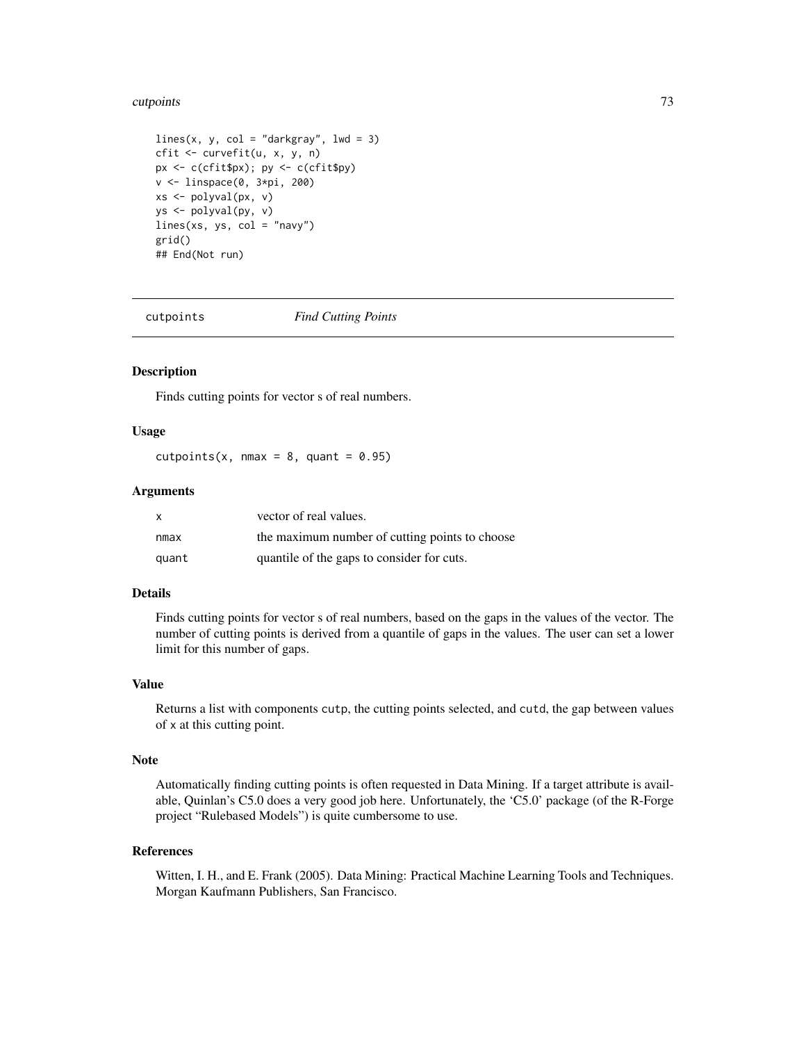```
lines(x, y, col = "darkgray", lwd = 3)
cfit <- curvefit(u, x, y, n)
px <- c(cfit$px); py <- c(cfit$py)
v <- linspace(0, 3*pi, 200)
xs <- polyval(px, v)
ys <- polyval(py, v)
lines(xs, ys, col = "navy")
grid()
## End(Not run)
```

---

## cutpoints — *Find Cutting Points*

---

### Description

Finds cutting points for vector s of real numbers.

### Usage

```
cutpoints(x, nmax = 8, quant = 0.95)
```

### Arguments

| | |
|---|---|
| `x` | vector of real values. |
| `nmax` | the maximum number of cutting points to choose |
| `quant` | quantile of the gaps to consider for cuts. |

### Details

Finds cutting points for vector s of real numbers, based on the gaps in the values of the vector. The number of cutting points is derived from a quantile of gaps in the values. The user can set a lower limit for this number of gaps.

### Value

Returns a list with components `cutp`, the cutting points selected, and `cutd`, the gap between values of `x` at this cutting point.

### Note

Automatically finding cutting points is often requested in Data Mining. If a target attribute is available, Quinlan's C5.0 does a very good job here. Unfortunately, the 'C5.0' package (of the R-Forge project "Rulebased Models") is quite cumbersome to use.

### References

Witten, I. H., and E. Frank (2005). Data Mining: Practical Machine Learning Tools and Techniques. Morgan Kaufmann Publishers, San Francisco.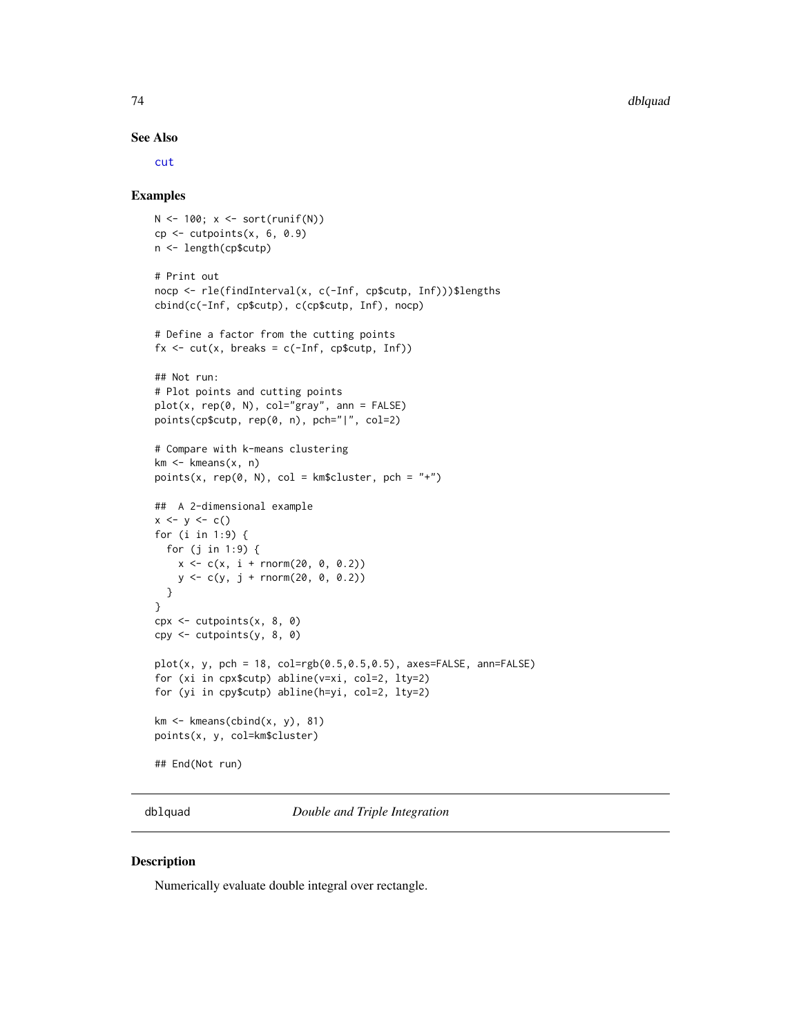### See Also

cut

### Examples

```
N <- 100; x <- sort(runif(N))
cp <- cutpoints(x, 6, 0.9)
n <- length(cp$cutp)

# Print out
nocp <- rle(findInterval(x, c(-Inf, cp$cutp, Inf)))$lengths
cbind(c(-Inf, cp$cutp), c(cp$cutp, Inf), nocp)

# Define a factor from the cutting points
fx <- cut(x, breaks = c(-Inf, cp$cutp, Inf))

## Not run:
# Plot points and cutting points
plot(x, rep(0, N), col="gray", ann = FALSE)
points(cp$cutp, rep(0, n), pch="|", col=2)

# Compare with k-means clustering
km <- kmeans(x, n)
points(x, rep(0, N), col = km$cluster, pch = "+")

##  A 2-dimensional example
x <- y <- c()
for (i in 1:9) {
  for (j in 1:9) {
    x <- c(x, i + rnorm(20, 0, 0.2))
    y <- c(y, j + rnorm(20, 0, 0.2))
  }
}
cpx <- cutpoints(x, 8, 0)
cpy <- cutpoints(y, 8, 0)

plot(x, y, pch = 18, col=rgb(0.5,0.5,0.5), axes=FALSE, ann=FALSE)
for (xi in cpx$cutp) abline(v=xi, col=2, lty=2)
for (yi in cpy$cutp) abline(h=yi, col=2, lty=2)

km <- kmeans(cbind(x, y), 81)
points(x, y, col=km$cluster)

## End(Not run)
```

---

## dblquad — *Double and Triple Integration*

### Description

Numerically evaluate double integral over rectangle.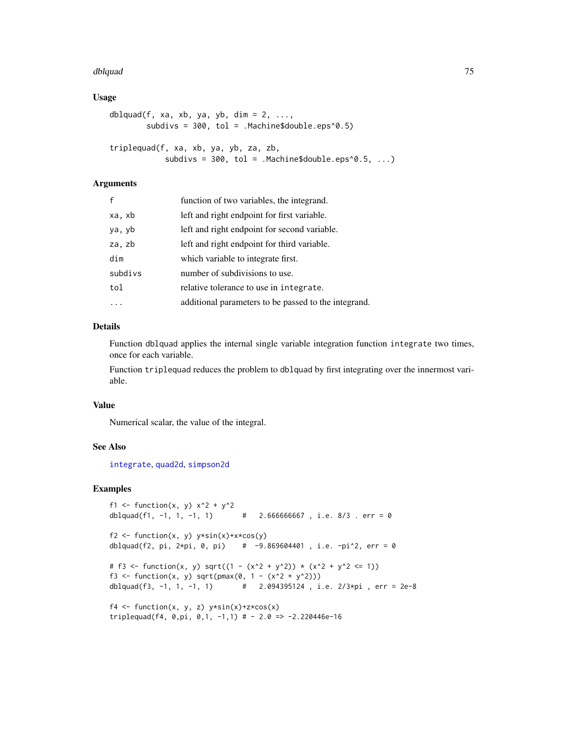## Usage

```
dblquad(f, xa, xb, ya, yb, dim = 2, ...,
        subdivs = 300, tol = .Machine$double.eps^0.5)

triplequad(f, xa, xb, ya, yb, za, zb,
           subdivs = 300, tol = .Machine$double.eps^0.5, ...)
```

## Arguments

| | |
|---|---|
| f | function of two variables, the integrand. |
| xa, xb | left and right endpoint for first variable. |
| ya, yb | left and right endpoint for second variable. |
| za, zb | left and right endpoint for third variable. |
| dim | which variable to integrate first. |
| subdivs | number of subdivisions to use. |
| tol | relative tolerance to use in integrate. |
| ... | additional parameters to be passed to the integrand. |

## Details

Function dblquad applies the internal single variable integration function integrate two times, once for each variable.

Function triplequad reduces the problem to dblquad by first integrating over the innermost variable.

## Value

Numerical scalar, the value of the integral.

## See Also

integrate, quad2d, simpson2d

## Examples

```
f1 <- function(x, y) x^2 + y^2
dblquad(f1, -1, 1, -1, 1)       #   2.666666667 , i.e. 8/3 . err = 0

f2 <- function(x, y) y*sin(x)+x*cos(y)
dblquad(f2, pi, 2*pi, 0, pi)    #  -9.869604401 , i.e. -pi^2, err = 0

# f3 <- function(x, y) sqrt((1 - (x^2 + y^2)) * (x^2 + y^2 <= 1))
f3 <- function(x, y) sqrt(pmax(0, 1 - (x^2 + y^2)))
dblquad(f3, -1, 1, -1, 1)       #   2.094395124 , i.e. 2/3*pi , err = 2e-8

f4 <- function(x, y, z) y*sin(x)+z*cos(x)
triplequad(f4, 0,pi, 0,1, -1,1) # - 2.0 => -2.220446e-16
```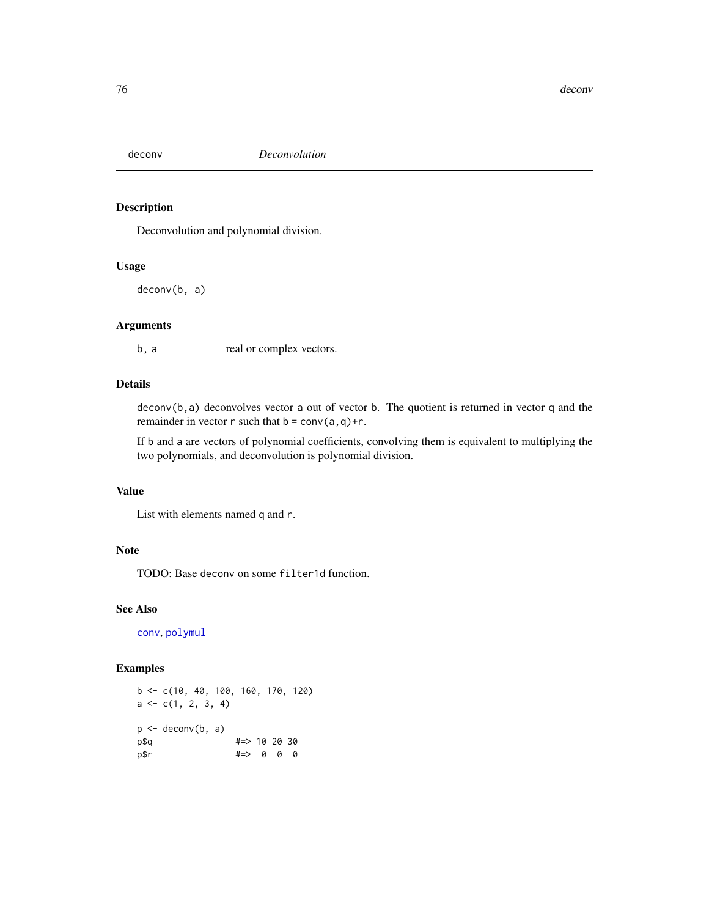# deconv — *Deconvolution*

## Description

Deconvolution and polynomial division.

## Usage

```
deconv(b, a)
```

## Arguments

| | |
|---|---|
| `b, a` | real or complex vectors. |

## Details

`deconv(b,a)` deconvolves vector `a` out of vector `b`. The quotient is returned in vector `q` and the remainder in vector `r` such that `b = conv(a,q)+r`.

If `b` and `a` are vectors of polynomial coefficients, convolving them is equivalent to multiplying the two polynomials, and deconvolution is polynomial division.

## Value

List with elements named `q` and `r`.

## Note

TODO: Base `deconv` on some `filter1d` function.

## See Also

`conv`, `polymul`

## Examples

```
b <- c(10, 40, 100, 160, 170, 120)
a <- c(1, 2, 3, 4)

p <- deconv(b, a)
p$q                #=> 10 20 30
p$r                #=>  0  0  0
```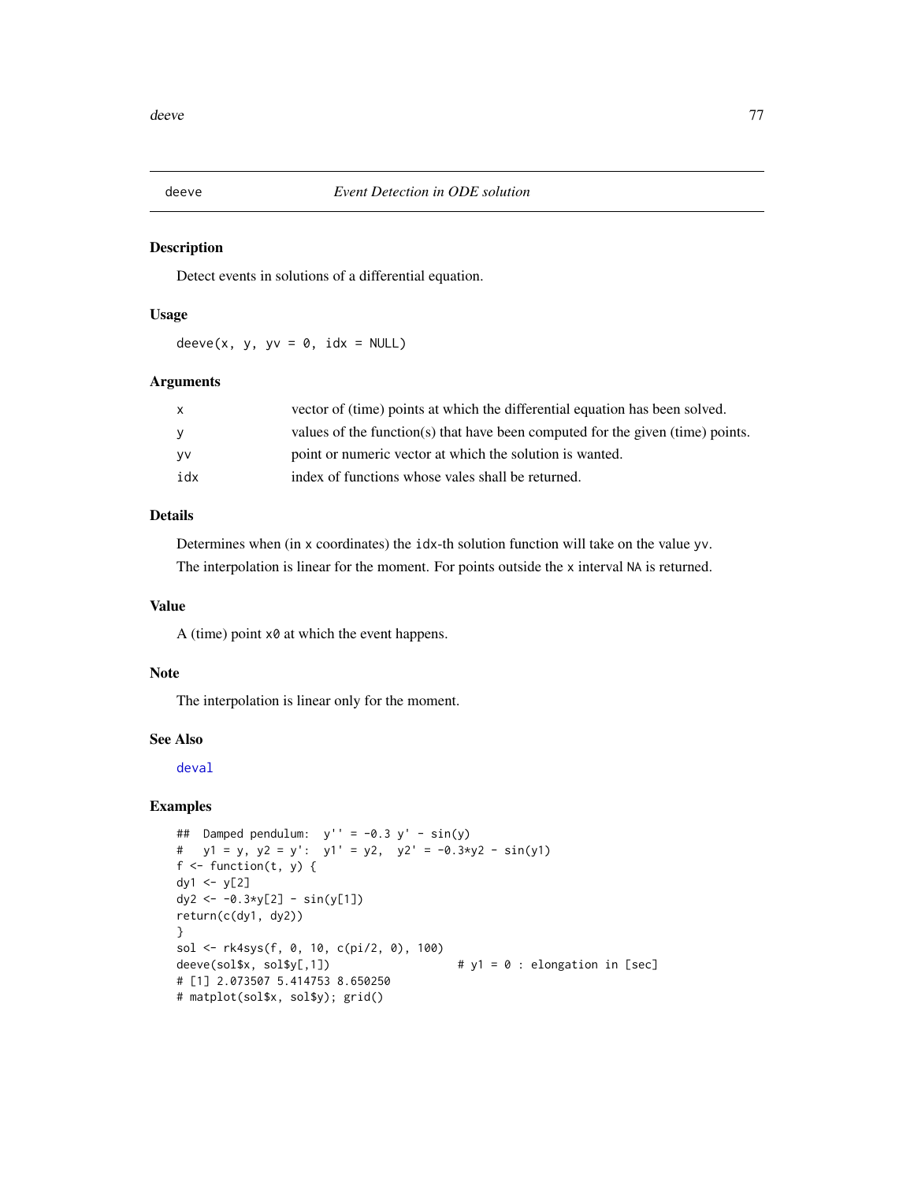# deeve — *Event Detection in ODE solution*

## Description

Detect events in solutions of a differential equation.

## Usage

```
deeve(x, y, yv = 0, idx = NULL)
```

## Arguments

| | |
|---|---|
| x | vector of (time) points at which the differential equation has been solved. |
| y | values of the function(s) that have been computed for the given (time) points. |
| yv | point or numeric vector at which the solution is wanted. |
| idx | index of functions whose vales shall be returned. |

## Details

Determines when (in x coordinates) the idx-th solution function will take on the value yv.

The interpolation is linear for the moment. For points outside the x interval NA is returned.

## Value

A (time) point x0 at which the event happens.

## Note

The interpolation is linear only for the moment.

## See Also

deval

## Examples

```
##  Damped pendulum:  y'' = -0.3 y' - sin(y)
#   y1 = y, y2 = y':  y1' = y2,  y2' = -0.3*y2 - sin(y1)
f <- function(t, y) {
dy1 <- y[2]
dy2 <- -0.3*y[2] - sin(y[1])
return(c(dy1, dy2))
}
sol <- rk4sys(f, 0, 10, c(pi/2, 0), 100)
deeve(sol$x, sol$y[,1])                   # y1 = 0 : elongation in [sec]
# [1] 2.073507 5.414753 8.650250
# matplot(sol$x, sol$y); grid()
```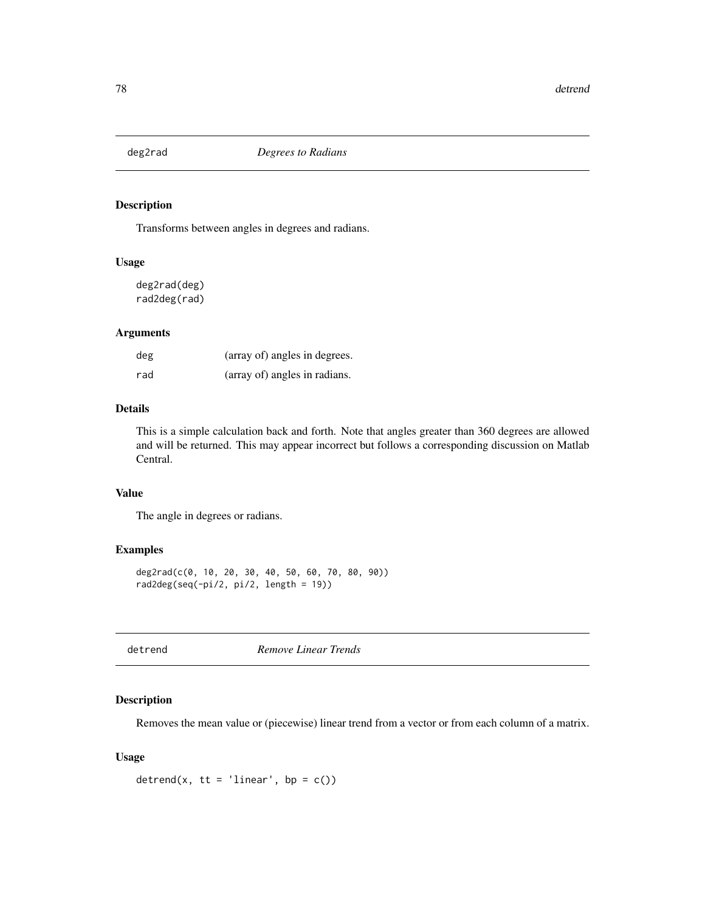## deg2rad *Degrees to Radians*

### Description

Transforms between angles in degrees and radians.

### Usage

```
deg2rad(deg)
rad2deg(rad)
```

### Arguments

| | |
|---|---|
| deg | (array of) angles in degrees. |
| rad | (array of) angles in radians. |

### Details

This is a simple calculation back and forth. Note that angles greater than 360 degrees are allowed and will be returned. This may appear incorrect but follows a corresponding discussion on Matlab Central.

### Value

The angle in degrees or radians.

### Examples

```
deg2rad(c(0, 10, 20, 30, 40, 50, 60, 70, 80, 90))
rad2deg(seq(-pi/2, pi/2, length = 19))
```

## detrend *Remove Linear Trends*

### Description

Removes the mean value or (piecewise) linear trend from a vector or from each column of a matrix.

### Usage

```
detrend(x, tt = 'linear', bp = c())
```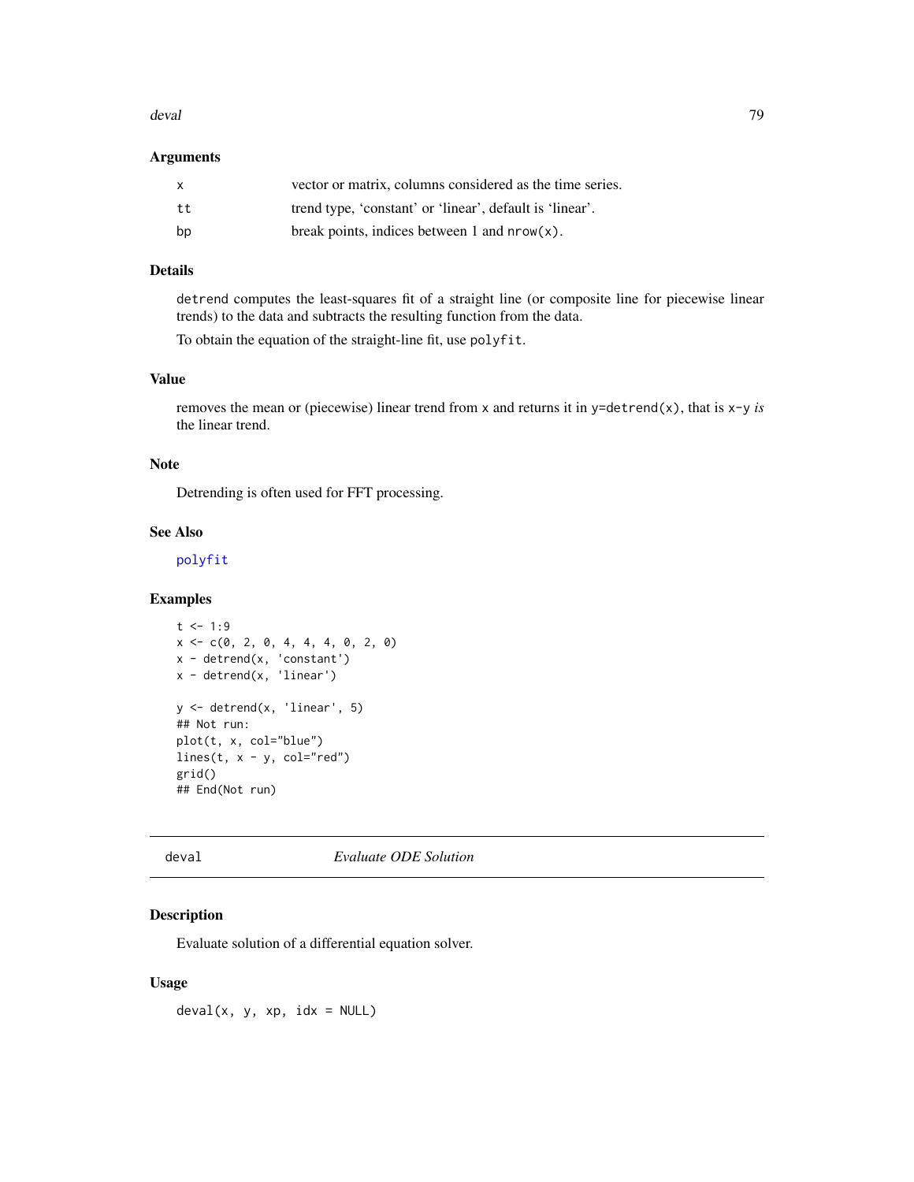### Arguments

| | |
|---|---|
| x | vector or matrix, columns considered as the time series. |
| tt | trend type, 'constant' or 'linear', default is 'linear'. |
| bp | break points, indices between 1 and `nrow(x)`. |

### Details

`detrend` computes the least-squares fit of a straight line (or composite line for piecewise linear trends) to the data and subtracts the resulting function from the data.

To obtain the equation of the straight-line fit, use `polyfit`.

### Value

removes the mean or (piecewise) linear trend from `x` and returns it in `y=detrend(x)`, that is `x-y` *is* the linear trend.

### Note

Detrending is often used for FFT processing.

### See Also

`polyfit`

### Examples

```
t <- 1:9
x <- c(0, 2, 0, 4, 4, 4, 0, 2, 0)
x - detrend(x, 'constant')
x - detrend(x, 'linear')

y <- detrend(x, 'linear', 5)
## Not run:
plot(t, x, col="blue")
lines(t, x - y, col="red")
grid()
## End(Not run)
```

---

## deval — *Evaluate ODE Solution*

### Description

Evaluate solution of a differential equation solver.

### Usage

```
deval(x, y, xp, idx = NULL)
```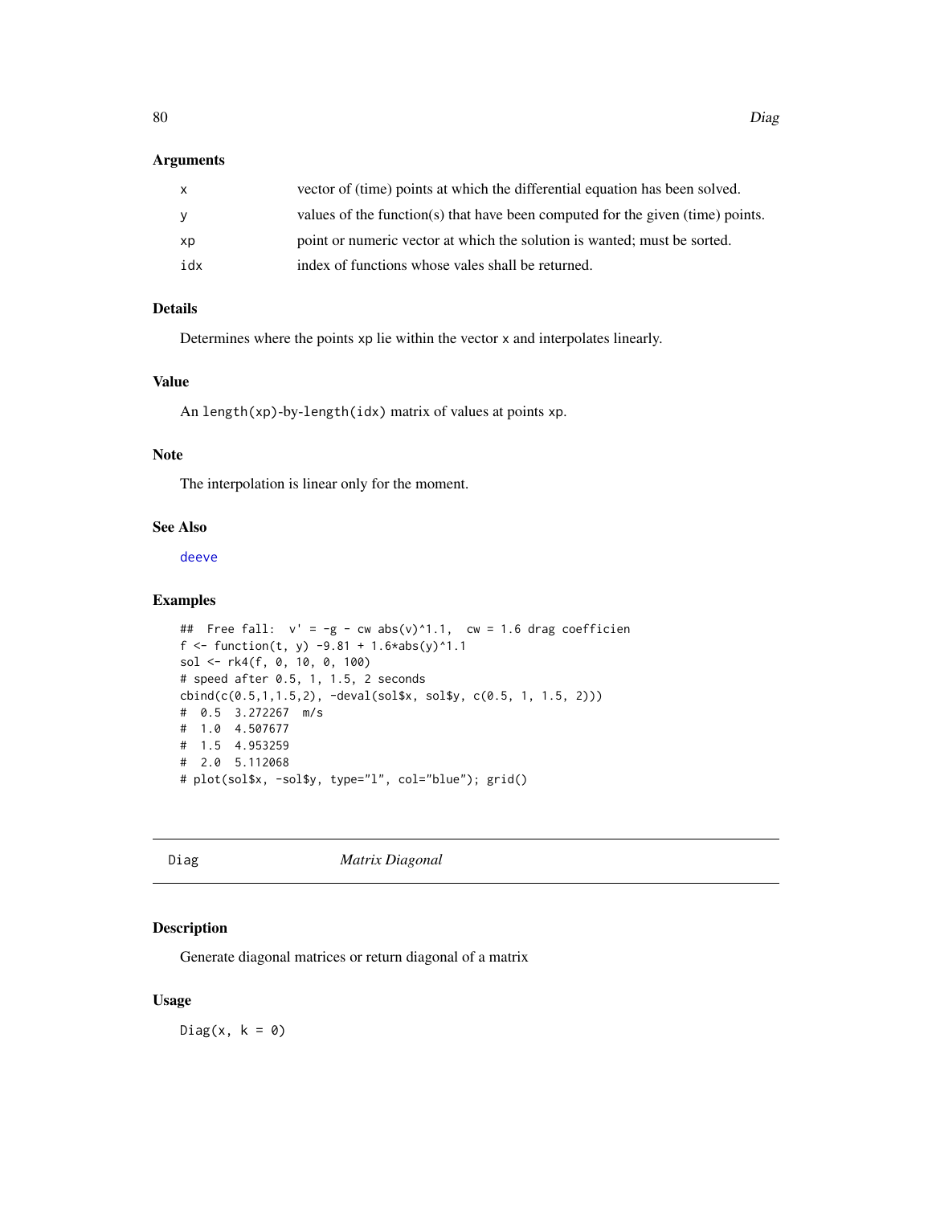### Arguments

| | |
|---|---|
| x | vector of (time) points at which the differential equation has been solved. |
| y | values of the function(s) that have been computed for the given (time) points. |
| xp | point or numeric vector at which the solution is wanted; must be sorted. |
| idx | index of functions whose vales shall be returned. |

### Details

Determines where the points xp lie within the vector x and interpolates linearly.

### Value

An length(xp)-by-length(idx) matrix of values at points xp.

### Note

The interpolation is linear only for the moment.

### See Also

deeve

### Examples

```
##  Free fall:  v' = -g - cw abs(v)^1.1,  cw = 1.6 drag coefficien
f <- function(t, y) -9.81 + 1.6*abs(y)^1.1
sol <- rk4(f, 0, 10, 0, 100)
# speed after 0.5, 1, 1.5, 2 seconds
cbind(c(0.5,1,1.5,2), -deval(sol$x, sol$y, c(0.5, 1, 1.5, 2)))
#  0.5  3.272267  m/s
#  1.0  4.507677
#  1.5  4.953259
#  2.0  5.112068
# plot(sol$x, -sol$y, type="l", col="blue"); grid()
```

---

## Diag — *Matrix Diagonal*

### Description

Generate diagonal matrices or return diagonal of a matrix

### Usage

```
Diag(x, k = 0)
```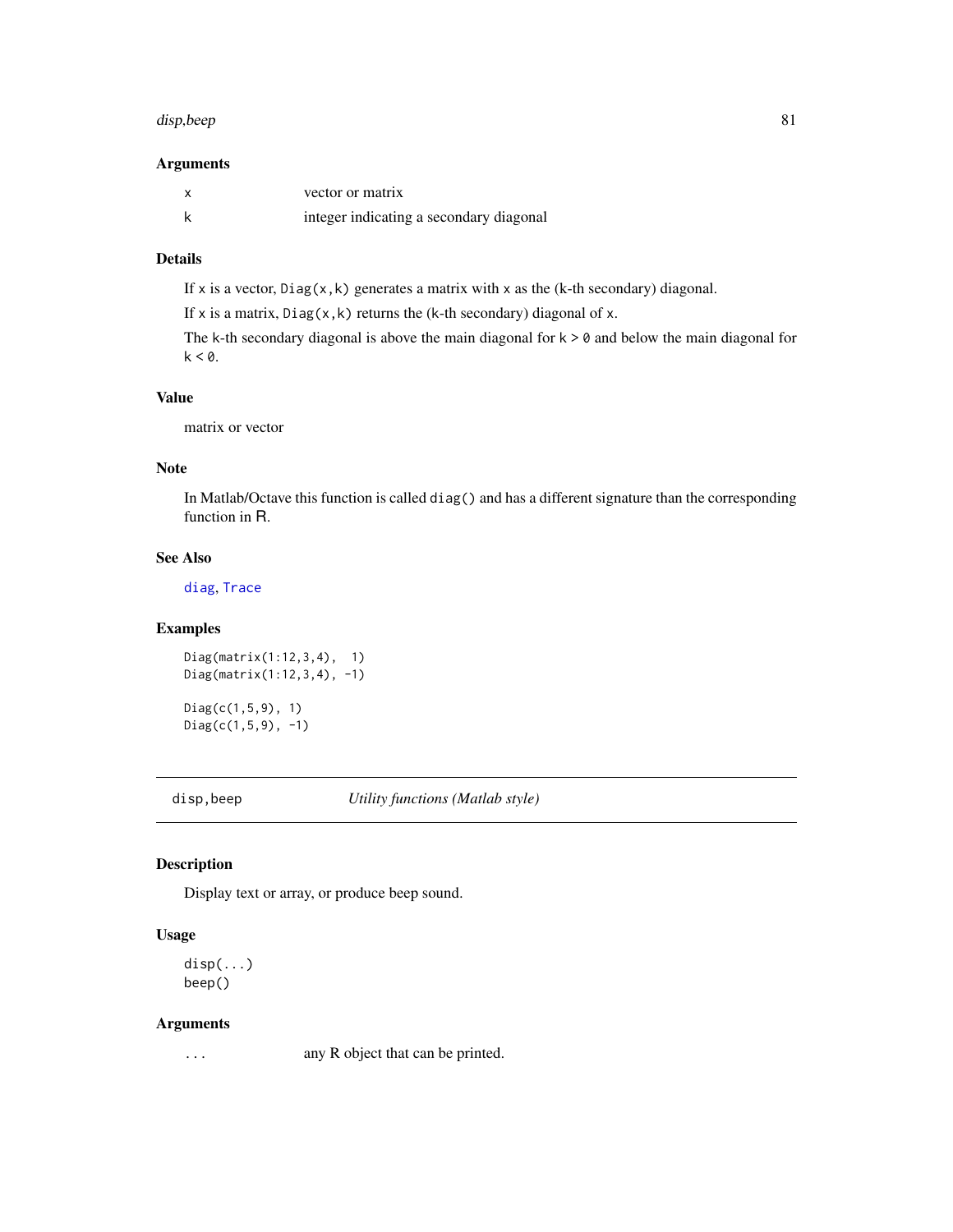### Arguments

| | |
|---|---|
| x | vector or matrix |
| k | integer indicating a secondary diagonal |

### Details

If x is a vector, `Diag(x,k)` generates a matrix with x as the (k-th secondary) diagonal.

If x is a matrix, `Diag(x,k)` returns the (k-th secondary) diagonal of x.

The k-th secondary diagonal is above the main diagonal for `k > 0` and below the main diagonal for `k < 0`.

### Value

matrix or vector

### Note

In Matlab/Octave this function is called `diag()` and has a different signature than the corresponding function in R.

### See Also

`diag`, `Trace`

### Examples

```
Diag(matrix(1:12,3,4),  1)
Diag(matrix(1:12,3,4), -1)

Diag(c(1,5,9), 1)
Diag(c(1,5,9), -1)
```

---

## disp,beep — *Utility functions (Matlab style)*

---

### Description

Display text or array, or produce beep sound.

### Usage

```
disp(...)
beep()
```

### Arguments

| | |
|---|---|
| ... | any R object that can be printed. |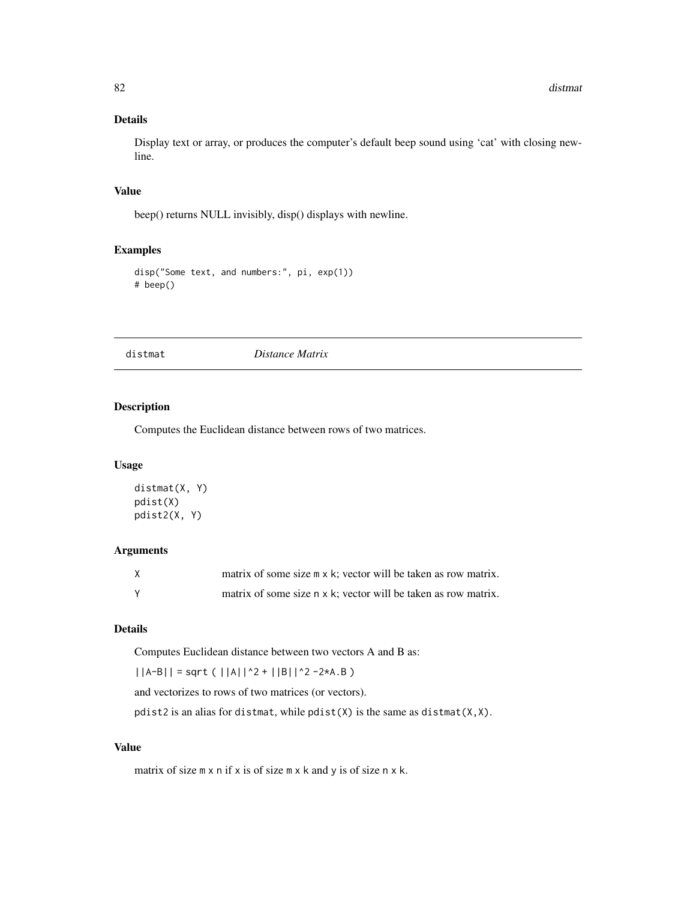### Details

Display text or array, or produces the computer's default beep sound using 'cat' with closing newline.

### Value

beep() returns NULL invisibly, disp() displays with newline.

### Examples

```
disp("Some text, and numbers:", pi, exp(1))
# beep()
```

---

## distmat *Distance Matrix*

---

### Description

Computes the Euclidean distance between rows of two matrices.

### Usage

```
distmat(X, Y)
pdist(X)
pdist2(X, Y)
```

### Arguments

| | |
|---|---|
| X | matrix of some size `m x k`; vector will be taken as row matrix. |
| Y | matrix of some size `n x k`; vector will be taken as row matrix. |

### Details

Computes Euclidean distance between two vectors A and B as:

`||A-B|| = sqrt ( ||A||^2 + ||B||^2 -2*A.B )`

and vectorizes to rows of two matrices (or vectors).

`pdist2` is an alias for `distmat`, while `pdist(X)` is the same as `distmat(X,X)`.

### Value

matrix of size `m x n` if `x` is of size `m x k` and `y` is of size `n x k`.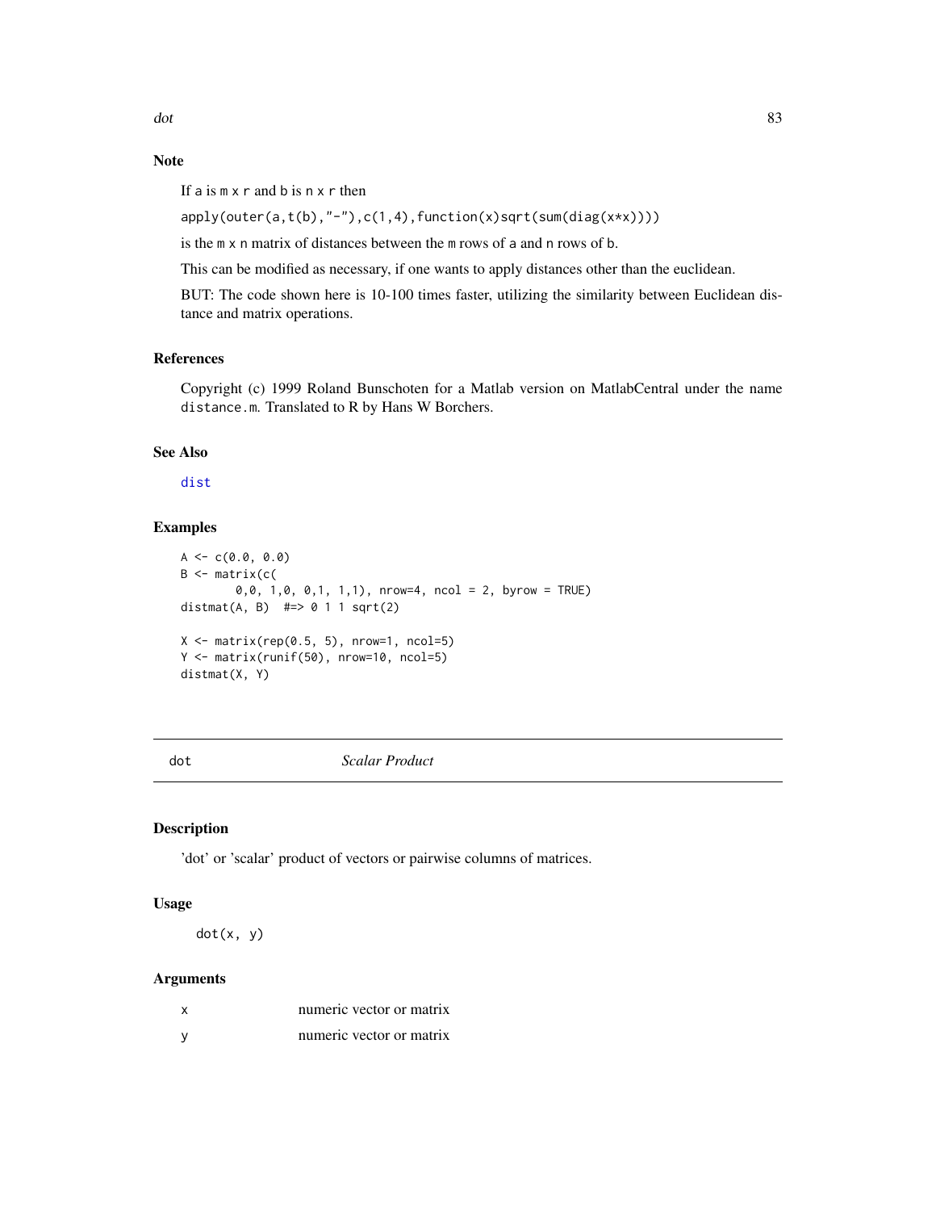### Note

If a is m x r and b is n x r then

`apply(outer(a,t(b),"-"),c(1,4),function(x)sqrt(sum(diag(x*x))))`

is the m x n matrix of distances between the m rows of a and n rows of b.

This can be modified as necessary, if one wants to apply distances other than the euclidean.

BUT: The code shown here is 10-100 times faster, utilizing the similarity between Euclidean distance and matrix operations.

### References

Copyright (c) 1999 Roland Bunschoten for a Matlab version on MatlabCentral under the name `distance.m`. Translated to R by Hans W Borchers.

### See Also

`dist`

### Examples

```
A <- c(0.0, 0.0)
B <- matrix(c(
        0,0, 1,0, 0,1, 1,1), nrow=4, ncol = 2, byrow = TRUE)
distmat(A, B)  #=> 0 1 1 sqrt(2)

X <- matrix(rep(0.5, 5), nrow=1, ncol=5)
Y <- matrix(runif(50), nrow=10, ncol=5)
distmat(X, Y)
```

---

## dot *Scalar Product*

### Description

'dot' or 'scalar' product of vectors or pairwise columns of matrices.

### Usage

```
dot(x, y)
```

### Arguments

| | |
|---|---|
| x | numeric vector or matrix |
| y | numeric vector or matrix |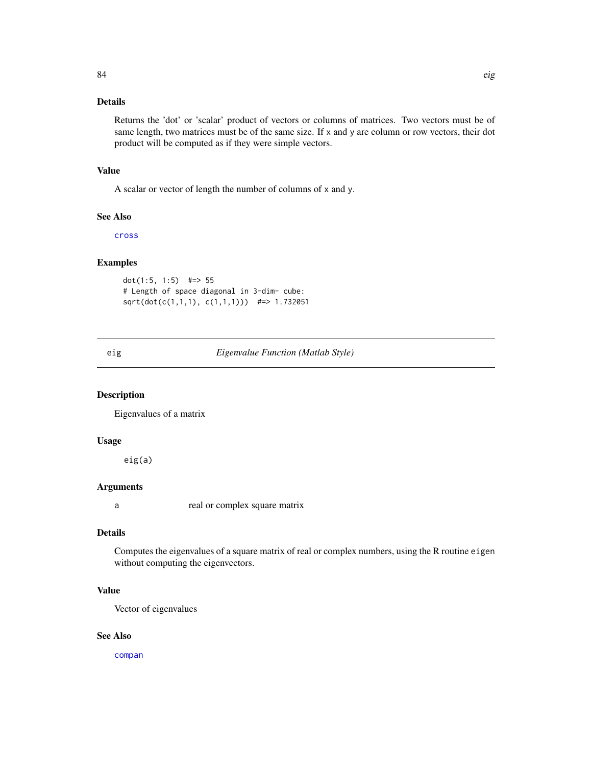### Details

Returns the 'dot' or 'scalar' product of vectors or columns of matrices. Two vectors must be of same length, two matrices must be of the same size. If `x` and `y` are column or row vectors, their dot product will be computed as if they were simple vectors.

### Value

A scalar or vector of length the number of columns of `x` and `y`.

### See Also

`cross`

### Examples

```
dot(1:5, 1:5)  #=> 55
# Length of space diagonal in 3-dim- cube:
sqrt(dot(c(1,1,1), c(1,1,1)))  #=> 1.732051
```

---

## eig — *Eigenvalue Function (Matlab Style)*

### Description

Eigenvalues of a matrix

### Usage

```
eig(a)
```

### Arguments

| | |
|---|---|
| `a` | real or complex square matrix |

### Details

Computes the eigenvalues of a square matrix of real or complex numbers, using the R routine `eigen` without computing the eigenvectors.

### Value

Vector of eigenvalues

### See Also

`compan`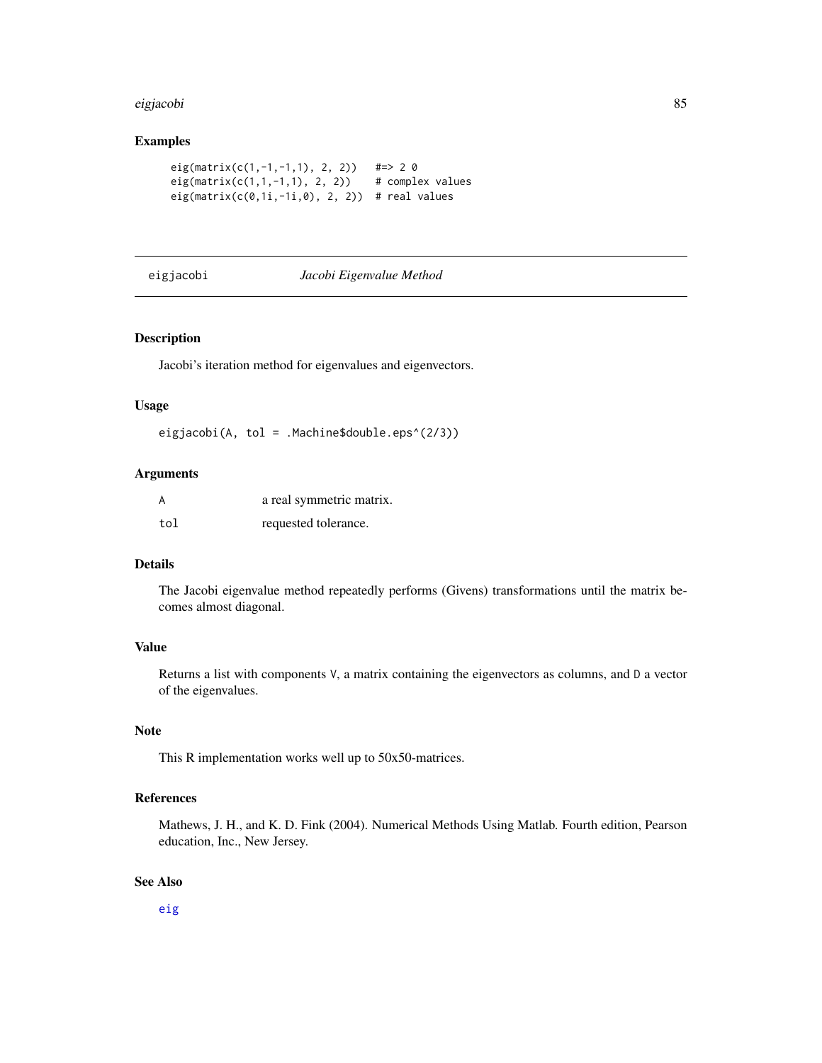## Examples

```
eig(matrix(c(1,-1,-1,1), 2, 2))   #=> 2 0
eig(matrix(c(1,1,-1,1), 2, 2))    # complex values
eig(matrix(c(0,1i,-1i,0), 2, 2))  # real values
```

---

# eigjacobi *Jacobi Eigenvalue Method*

---

### Description

Jacobi's iteration method for eigenvalues and eigenvectors.

### Usage

```
eigjacobi(A, tol = .Machine$double.eps^(2/3))
```

### Arguments

| | |
|---|---|
| `A` | a real symmetric matrix. |
| `tol` | requested tolerance. |

### Details

The Jacobi eigenvalue method repeatedly performs (Givens) transformations until the matrix becomes almost diagonal.

### Value

Returns a list with components `V`, a matrix containing the eigenvectors as columns, and `D` a vector of the eigenvalues.

### Note

This R implementation works well up to 50x50-matrices.

### References

Mathews, J. H., and K. D. Fink (2004). Numerical Methods Using Matlab. Fourth edition, Pearson education, Inc., New Jersey.

### See Also

`eig`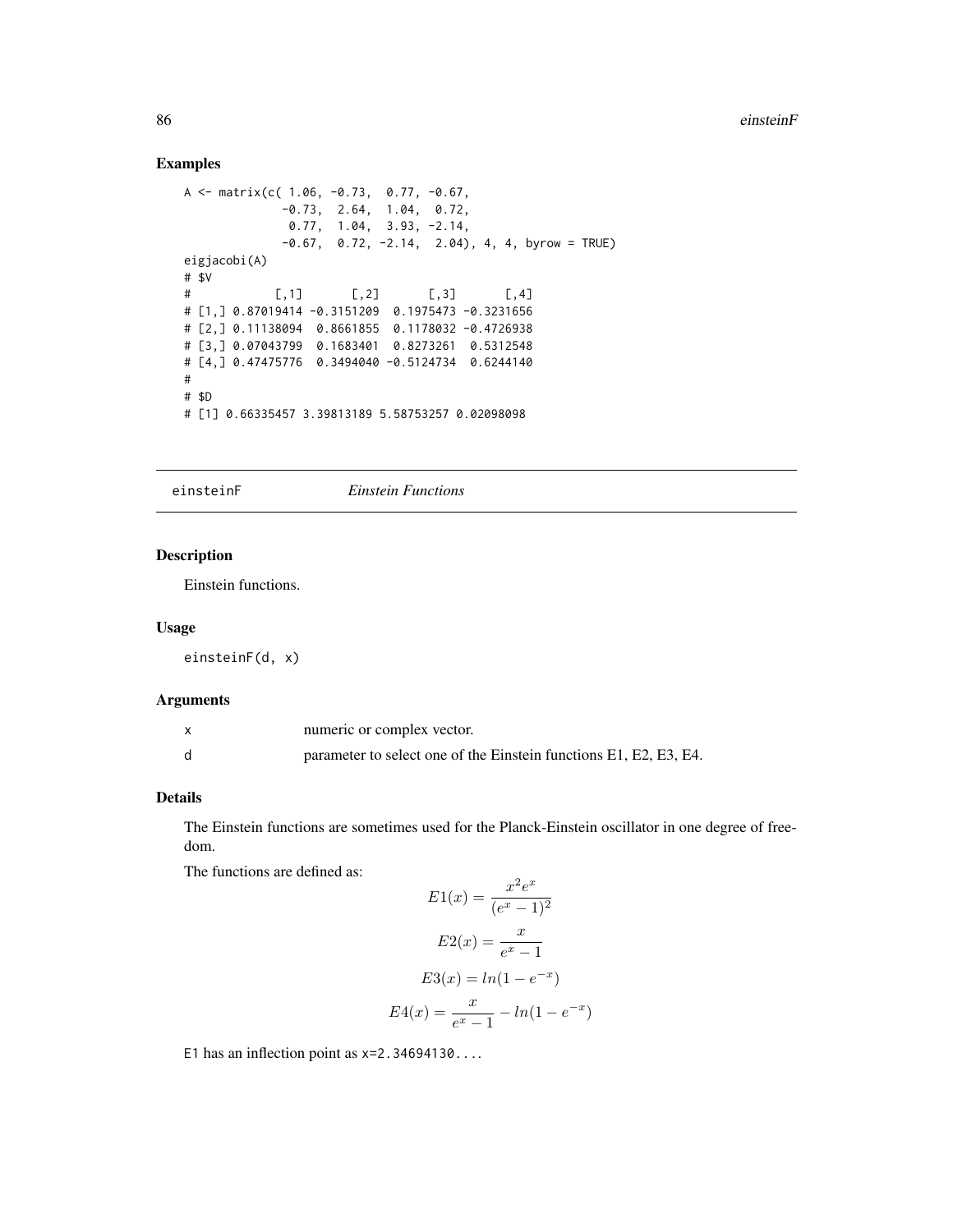## Examples

```
A <- matrix(c( 1.06, -0.73,  0.77, -0.67,
              -0.73,  2.64,  1.04,  0.72,
               0.77,  1.04,  3.93, -2.14,
              -0.67,  0.72, -2.14,  2.04), 4, 4, byrow = TRUE)
eigjacobi(A)
# $V
#            [,1]       [,2]       [,3]       [,4]
# [1,] 0.87019414 -0.3151209  0.1975473 -0.3231656
# [2,] 0.11138094  0.8661855  0.1178032 -0.4726938
# [3,] 0.07043799  0.1683401  0.8273261  0.5312548
# [4,] 0.47475776  0.3494040 -0.5124734  0.6244140
#
# $D
# [1] 0.66335457 3.39813189 5.58753257 0.02098098
```

---

einsteinF *Einstein Functions*

---

## Description

Einstein functions.

## Usage

```
einsteinF(d, x)
```

## Arguments

| | |
|---|---|
| x | numeric or complex vector. |
| d | parameter to select one of the Einstein functions E1, E2, E3, E4. |

## Details

The Einstein functions are sometimes used for the Planck-Einstein oscillator in one degree of freedom.

The functions are defined as:

$$E1(x) = \frac{x^2 e^x}{(e^x - 1)^2}$$

$$E2(x) = \frac{x}{e^x - 1}$$

$$E3(x) = ln(1 - e^{-x})$$

$$E4(x) = \frac{x}{e^x - 1} - ln(1 - e^{-x})$$

E1 has an inflection point as x=2.34694130....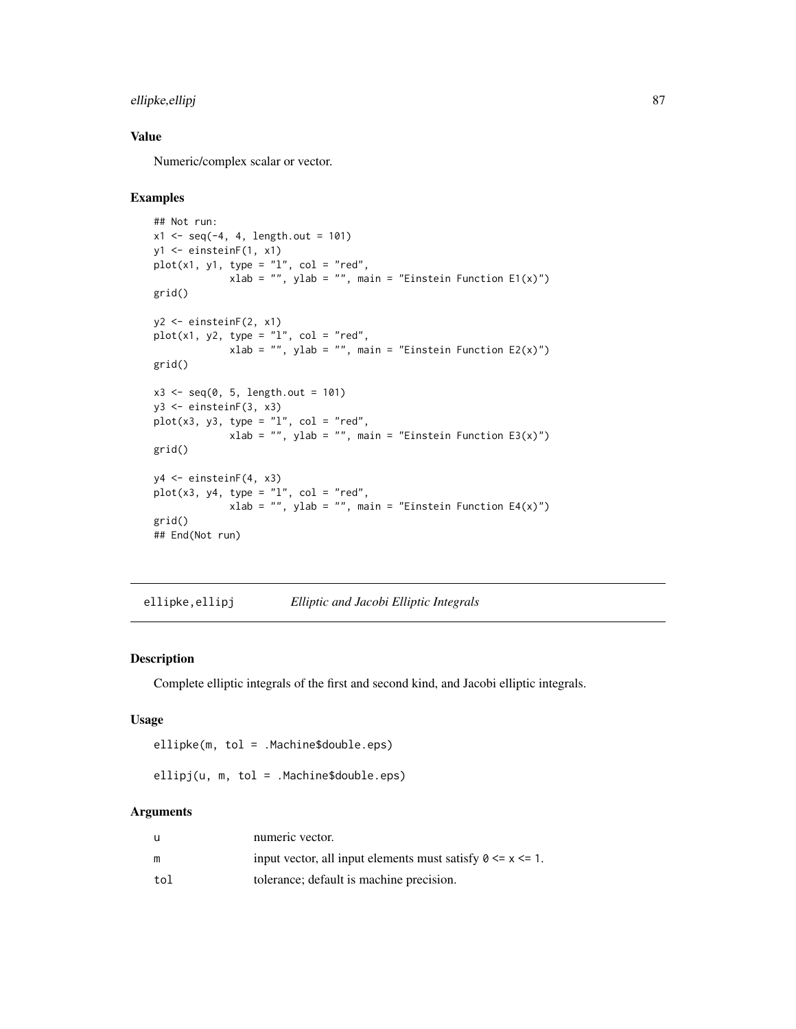### Value

Numeric/complex scalar or vector.

### Examples

```
## Not run:
x1 <- seq(-4, 4, length.out = 101)
y1 <- einsteinF(1, x1)
plot(x1, y1, type = "l", col = "red",
            xlab = "", ylab = "", main = "Einstein Function E1(x)")
grid()

y2 <- einsteinF(2, x1)
plot(x1, y2, type = "l", col = "red",
            xlab = "", ylab = "", main = "Einstein Function E2(x)")
grid()

x3 <- seq(0, 5, length.out = 101)
y3 <- einsteinF(3, x3)
plot(x3, y3, type = "l", col = "red",
            xlab = "", ylab = "", main = "Einstein Function E3(x)")
grid()

y4 <- einsteinF(4, x3)
plot(x3, y4, type = "l", col = "red",
            xlab = "", ylab = "", main = "Einstein Function E4(x)")
grid()
## End(Not run)
```

---

## ellipke,ellipj — *Elliptic and Jacobi Elliptic Integrals*

---

### Description

Complete elliptic integrals of the first and second kind, and Jacobi elliptic integrals.

### Usage

```
ellipke(m, tol = .Machine$double.eps)

ellipj(u, m, tol = .Machine$double.eps)
```

### Arguments

| | |
|---|---|
| `u` | numeric vector. |
| `m` | input vector, all input elements must satisfy `0 <= x <= 1`. |
| `tol` | tolerance; default is machine precision. |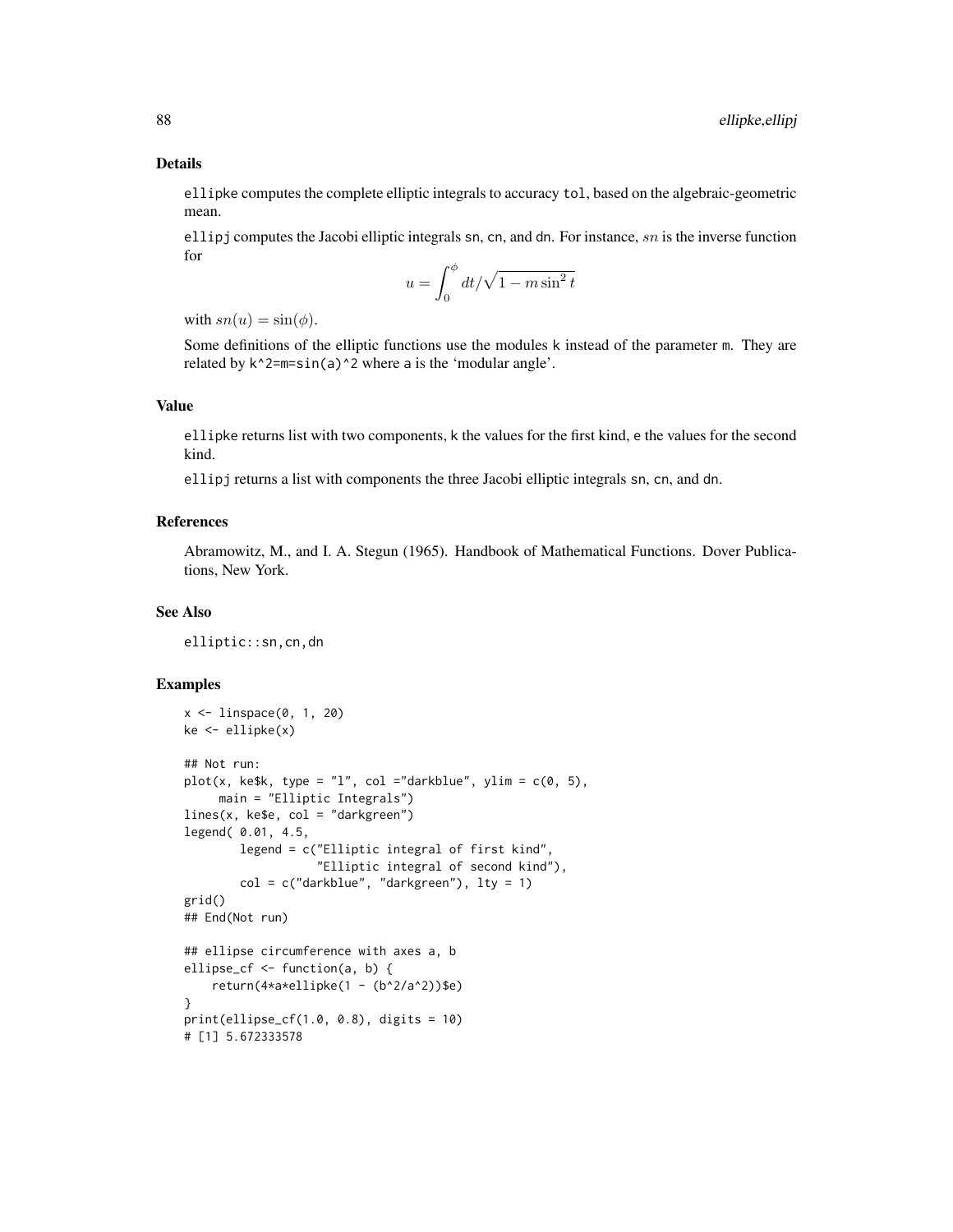### Details

ellipke computes the complete elliptic integrals to accuracy tol, based on the algebraic-geometric mean.

ellipj computes the Jacobi elliptic integrals sn, cn, and dn. For instance, $sn$ is the inverse function for

$$u = \int_0^{\phi} dt/\sqrt{1 - m \sin^2 t}$$

with $sn(u) = \sin(\phi)$.

Some definitions of the elliptic functions use the modules k instead of the parameter m. They are related by k^2=m=sin(a)^2 where a is the 'modular angle'.

### Value

ellipke returns list with two components, k the values for the first kind, e the values for the second kind.

ellipj returns a list with components the three Jacobi elliptic integrals sn, cn, and dn.

### References

Abramowitz, M., and I. A. Stegun (1965). Handbook of Mathematical Functions. Dover Publications, New York.

### See Also

elliptic::sn,cn,dn

### Examples

```
x <- linspace(0, 1, 20)
ke <- ellipke(x)

## Not run:
plot(x, ke$k, type = "l", col ="darkblue", ylim = c(0, 5),
     main = "Elliptic Integrals")
lines(x, ke$e, col = "darkgreen")
legend( 0.01, 4.5,
        legend = c("Elliptic integral of first kind",
                   "Elliptic integral of second kind"),
        col = c("darkblue", "darkgreen"), lty = 1)
grid()
## End(Not run)

## ellipse circumference with axes a, b
ellipse_cf <- function(a, b) {
    return(4*a*ellipke(1 - (b^2/a^2))$e)
}
print(ellipse_cf(1.0, 0.8), digits = 10)
# [1] 5.672333578
```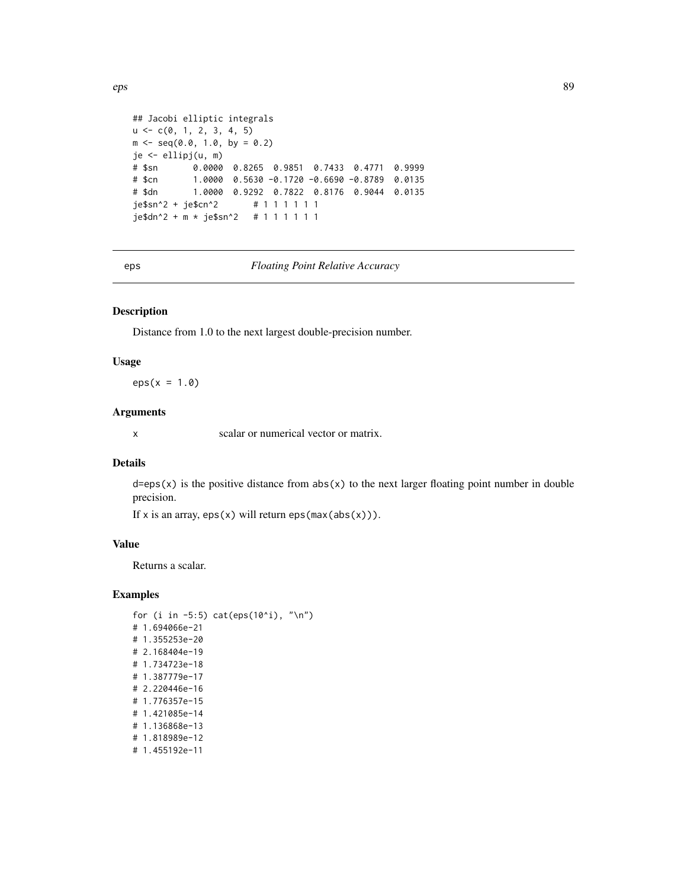```
## Jacobi elliptic integrals
u <- c(0, 1, 2, 3, 4, 5)
m <- seq(0.0, 1.0, by = 0.2)
je <- ellipj(u, m)
# $sn       0.0000  0.8265  0.9851  0.7433  0.4771  0.9999
# $cn       1.0000  0.5630 -0.1720 -0.6690 -0.8789  0.0135
# $dn       1.0000  0.9292  0.7822  0.8176  0.9044  0.0135
je$sn^2 + je$cn^2       # 1 1 1 1 1 1
je$dn^2 + m * je$sn^2   # 1 1 1 1 1 1
```

## eps — *Floating Point Relative Accuracy*

### Description

Distance from 1.0 to the next largest double-precision number.

### Usage

```
eps(x = 1.0)
```

### Arguments

| | |
|---|---|
| x | scalar or numerical vector or matrix. |

### Details

`d=eps(x)` is the positive distance from `abs(x)` to the next larger floating point number in double precision.

If `x` is an array, `eps(x)` will return `eps(max(abs(x)))`.

### Value

Returns a scalar.

### Examples

```
for (i in -5:5) cat(eps(10^i), "\n")
# 1.694066e-21
# 1.355253e-20
# 2.168404e-19
# 1.734723e-18
# 1.387779e-17
# 2.220446e-16
# 1.776357e-15
# 1.421085e-14
# 1.136868e-13
# 1.818989e-12
# 1.455192e-11
```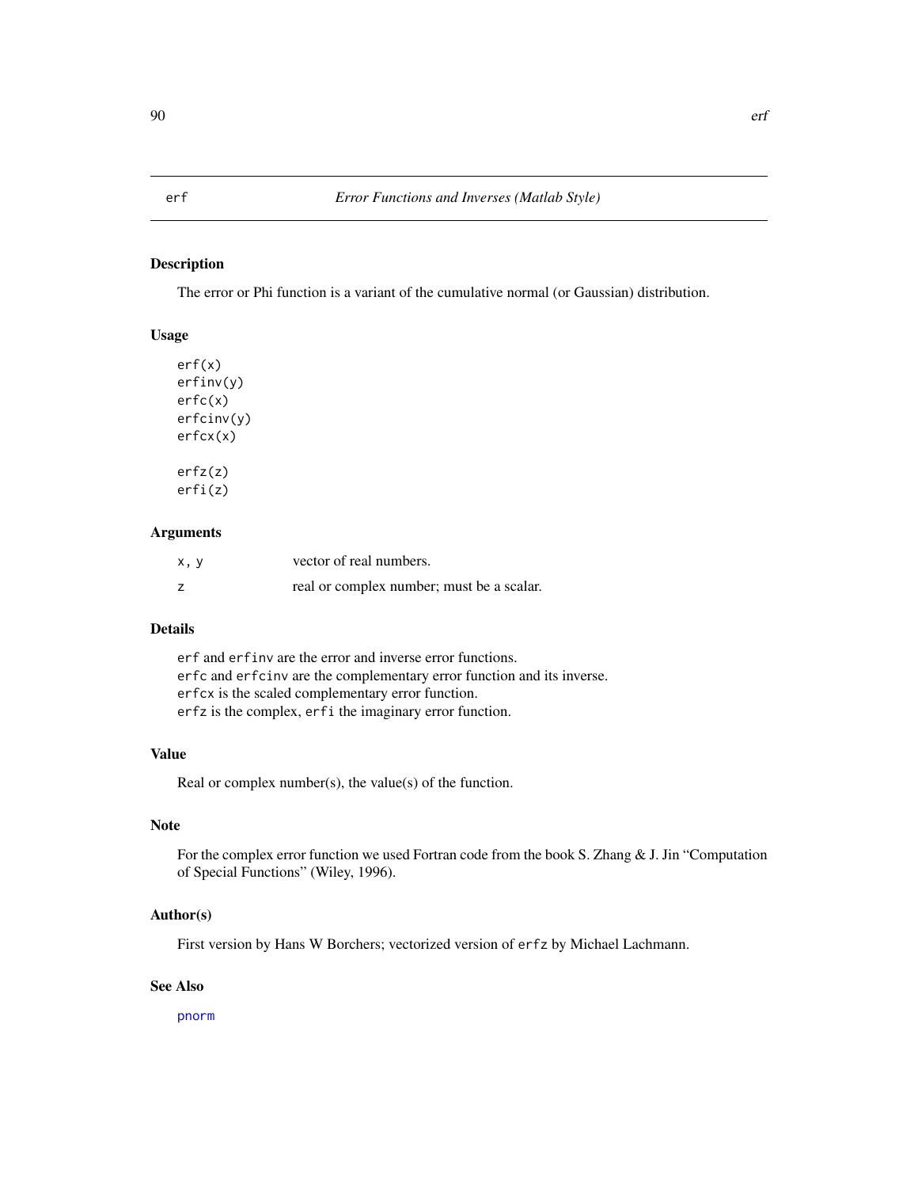erf *Error Functions and Inverses (Matlab Style)*

## Description

The error or Phi function is a variant of the cumulative normal (or Gaussian) distribution.

## Usage

```
erf(x)
erfinv(y)
erfc(x)
erfcinv(y)
erfcx(x)

erfz(z)
erfi(z)
```

## Arguments

| | |
|---|---|
| x, y | vector of real numbers. |
| z | real or complex number; must be a scalar. |

## Details

`erf` and `erfinv` are the error and inverse error functions.
`erfc` and `erfcinv` are the complementary error function and its inverse.
`erfcx` is the scaled complementary error function.
`erfz` is the complex, `erfi` the imaginary error function.

## Value

Real or complex number(s), the value(s) of the function.

## Note

For the complex error function we used Fortran code from the book S. Zhang & J. Jin "Computation of Special Functions" (Wiley, 1996).

## Author(s)

First version by Hans W Borchers; vectorized version of `erfz` by Michael Lachmann.

## See Also

`pnorm`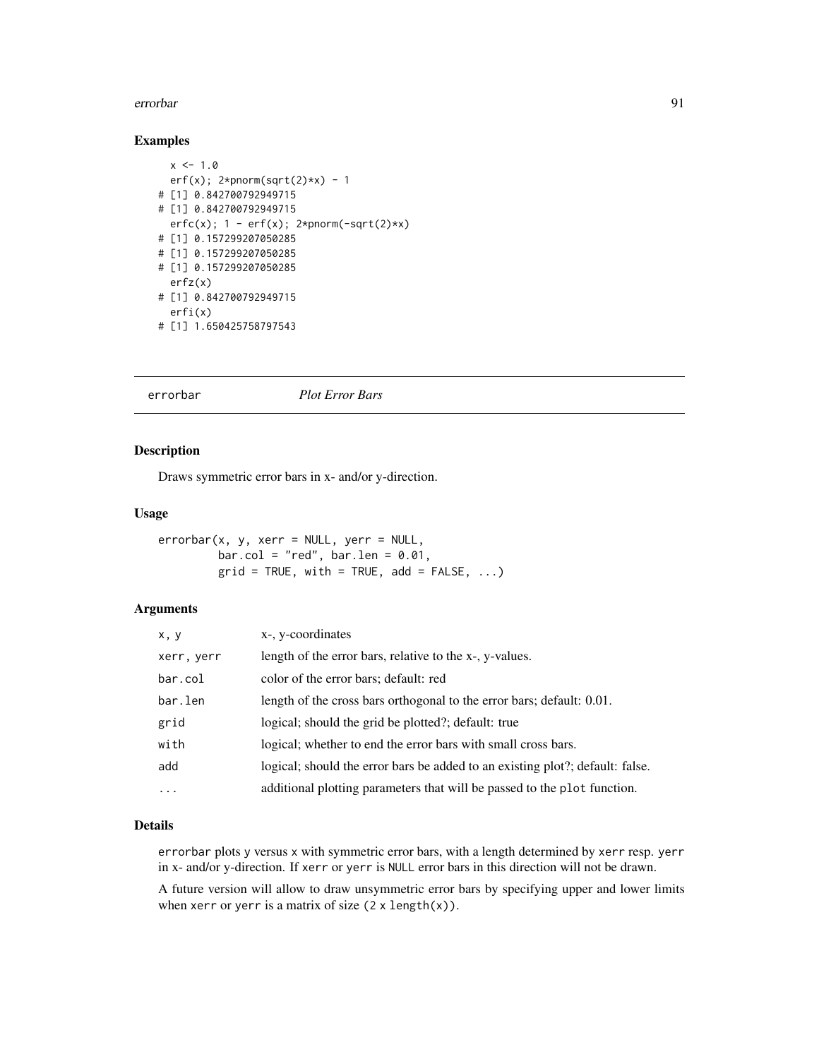## Examples

```
  x <- 1.0
  erf(x); 2*pnorm(sqrt(2)*x) - 1
# [1] 0.842700792949715
# [1] 0.842700792949715
  erfc(x); 1 - erf(x); 2*pnorm(-sqrt(2)*x)
# [1] 0.157299207050285
# [1] 0.157299207050285
# [1] 0.157299207050285
  erfz(x)
# [1] 0.842700792949715
  erfi(x)
# [1] 1.650425758797543
```

---

# errorbar *Plot Error Bars*

---

## Description

Draws symmetric error bars in x- and/or y-direction.

## Usage

```
errorbar(x, y, xerr = NULL, yerr = NULL,
         bar.col = "red", bar.len = 0.01,
         grid = TRUE, with = TRUE, add = FALSE, ...)
```

## Arguments

| | |
|---|---|
| x, y | x-, y-coordinates |
| xerr, yerr | length of the error bars, relative to the x-, y-values. |
| bar.col | color of the error bars; default: red |
| bar.len | length of the cross bars orthogonal to the error bars; default: 0.01. |
| grid | logical; should the grid be plotted?; default: true |
| with | logical; whether to end the error bars with small cross bars. |
| add | logical; should the error bars be added to an existing plot?; default: false. |
| ... | additional plotting parameters that will be passed to the plot function. |

## Details

errorbar plots y versus x with symmetric error bars, with a length determined by xerr resp. yerr in x- and/or y-direction. If xerr or yerr is NULL error bars in this direction will not be drawn.

A future version will allow to draw unsymmetric error bars by specifying upper and lower limits when xerr or yerr is a matrix of size (2 x length(x)).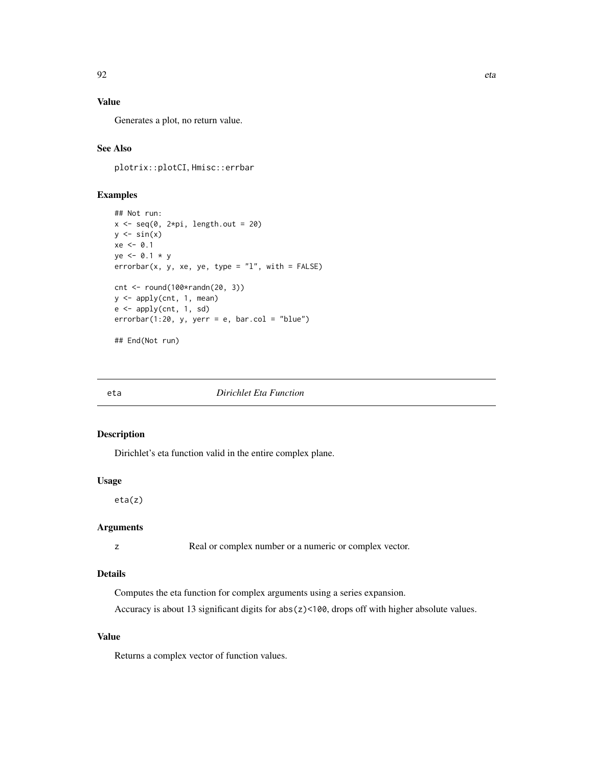### Value

Generates a plot, no return value.

### See Also

plotrix::plotCI, Hmisc::errbar

### Examples

```
## Not run:
x <- seq(0, 2*pi, length.out = 20)
y <- sin(x)
xe <- 0.1
ye <- 0.1 * y
errorbar(x, y, xe, ye, type = "l", with = FALSE)

cnt <- round(100*randn(20, 3))
y <- apply(cnt, 1, mean)
e <- apply(cnt, 1, sd)
errorbar(1:20, y, yerr = e, bar.col = "blue")

## End(Not run)
```

---

## eta *Dirichlet Eta Function*

---

### Description

Dirichlet's eta function valid in the entire complex plane.

### Usage

```
eta(z)
```

### Arguments

| | |
|---|---|
| z | Real or complex number or a numeric or complex vector. |

### Details

Computes the eta function for complex arguments using a series expansion.

Accuracy is about 13 significant digits for `abs(z)<100`, drops off with higher absolute values.

### Value

Returns a complex vector of function values.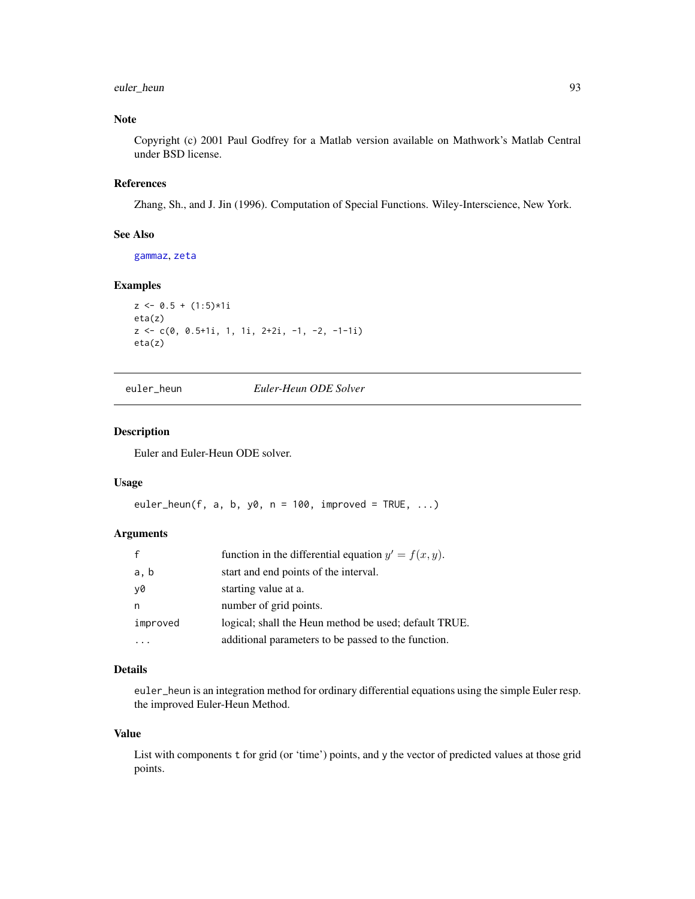## Note

Copyright (c) 2001 Paul Godfrey for a Matlab version available on Mathwork's Matlab Central under BSD license.

## References

Zhang, Sh., and J. Jin (1996). Computation of Special Functions. Wiley-Interscience, New York.

## See Also

gammaz, zeta

## Examples

```
z <- 0.5 + (1:5)*1i
eta(z)
z <- c(0, 0.5+1i, 1, 1i, 2+2i, -1, -2, -1-1i)
eta(z)
```

---

# euler_heun *Euler-Heun ODE Solver*

## Description

Euler and Euler-Heun ODE solver.

## Usage

```
euler_heun(f, a, b, y0, n = 100, improved = TRUE, ...)
```

## Arguments

| | |
|---|---|
| f | function in the differential equation $y' = f(x, y)$. |
| a, b | start and end points of the interval. |
| y0 | starting value at a. |
| n | number of grid points. |
| improved | logical; shall the Heun method be used; default TRUE. |
| ... | additional parameters to be passed to the function. |

## Details

euler_heun is an integration method for ordinary differential equations using the simple Euler resp. the improved Euler-Heun Method.

## Value

List with components t for grid (or 'time') points, and y the vector of predicted values at those grid points.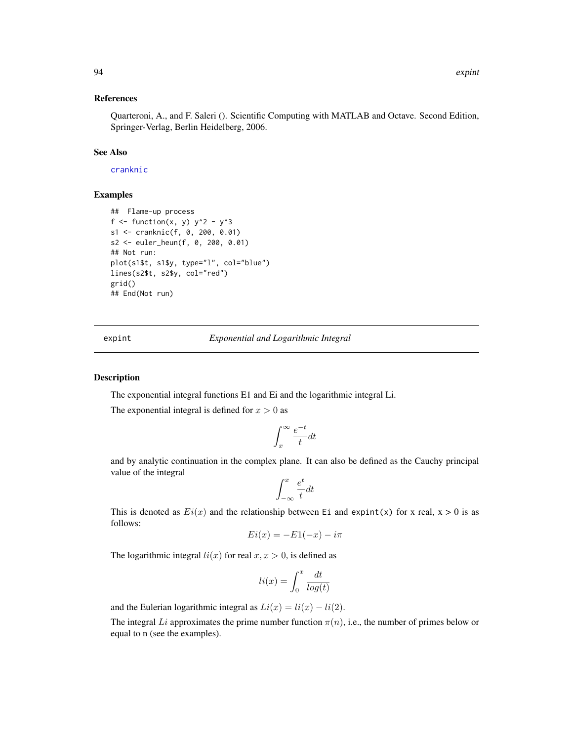### References

Quarteroni, A., and F. Saleri (). Scientific Computing with MATLAB and Octave. Second Edition, Springer-Verlag, Berlin Heidelberg, 2006.

### See Also

cranknic

### Examples

```
##  Flame-up process
f <- function(x, y) y^2 - y^3
s1 <- cranknic(f, 0, 200, 0.01)
s2 <- euler_heun(f, 0, 200, 0.01)
## Not run:
plot(s1$t, s1$y, type="l", col="blue")
lines(s2$t, s2$y, col="red")
grid()
## End(Not run)
```

---

expint *Exponential and Logarithmic Integral*

---

### Description

The exponential integral functions E1 and Ei and the logarithmic integral Li.

The exponential integral is defined for $x > 0$ as

$$\int_x^\infty \frac{e^{-t}}{t} dt$$

and by analytic continuation in the complex plane. It can also be defined as the Cauchy principal value of the integral

$$\int_{-\infty}^x \frac{e^t}{t} dt$$

This is denoted as $Ei(x)$ and the relationship between Ei and expint(x) for x real, x > 0 is as follows:

$$Ei(x) = -E1(-x) - i\pi$$

The logarithmic integral $li(x)$ for real $x, x > 0$, is defined as

$$li(x) = \int_0^x \frac{dt}{log(t)}$$

and the Eulerian logarithmic integral as $Li(x) = li(x) - li(2)$.

The integral $Li$ approximates the prime number function $\pi(n)$, i.e., the number of primes below or equal to n (see the examples).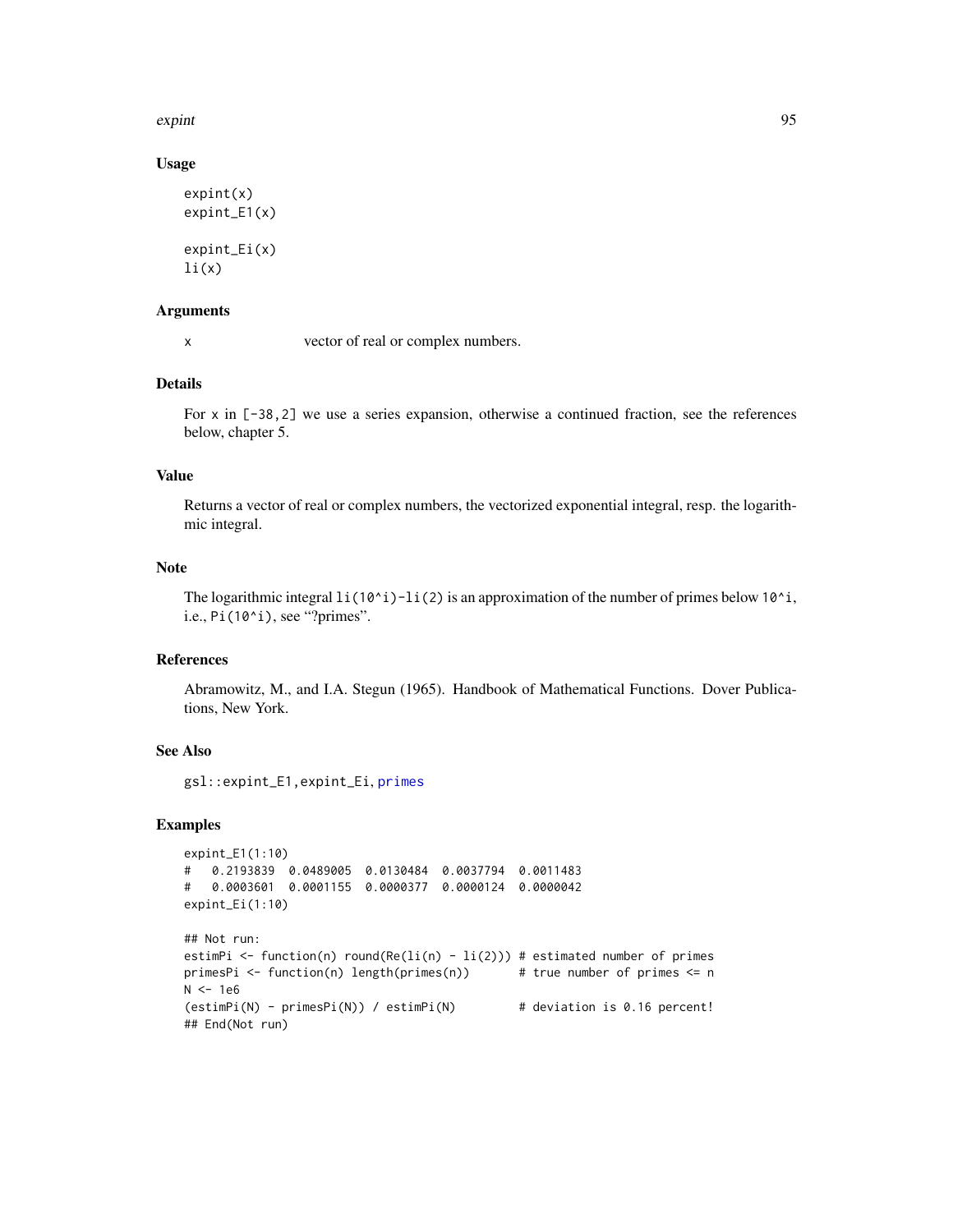## Usage

```
expint(x)
expint_E1(x)

expint_Ei(x)
li(x)
```

## Arguments

x	vector of real or complex numbers.

## Details

For `x` in `[-38,2]` we use a series expansion, otherwise a continued fraction, see the references below, chapter 5.

## Value

Returns a vector of real or complex numbers, the vectorized exponential integral, resp. the logarithmic integral.

## Note

The logarithmic integral `li(10^i)-li(2)` is an approximation of the number of primes below `10^i`, i.e., `Pi(10^i)`, see "?primes".

## References

Abramowitz, M., and I.A. Stegun (1965). Handbook of Mathematical Functions. Dover Publications, New York.

## See Also

`gsl::expint_E1`, `expint_Ei`, `primes`

## Examples

```
expint_E1(1:10)
#   0.2193839  0.0489005  0.0130484  0.0037794  0.0011483
#   0.0003601  0.0001155  0.0000377  0.0000124  0.0000042
expint_Ei(1:10)

## Not run:
estimPi <- function(n) round(Re(li(n) - li(2))) # estimated number of primes
primesPi <- function(n) length(primes(n))       # true number of primes <= n
N <- 1e6
(estimPi(N) - primesPi(N)) / estimPi(N)         # deviation is 0.16 percent!
## End(Not run)
```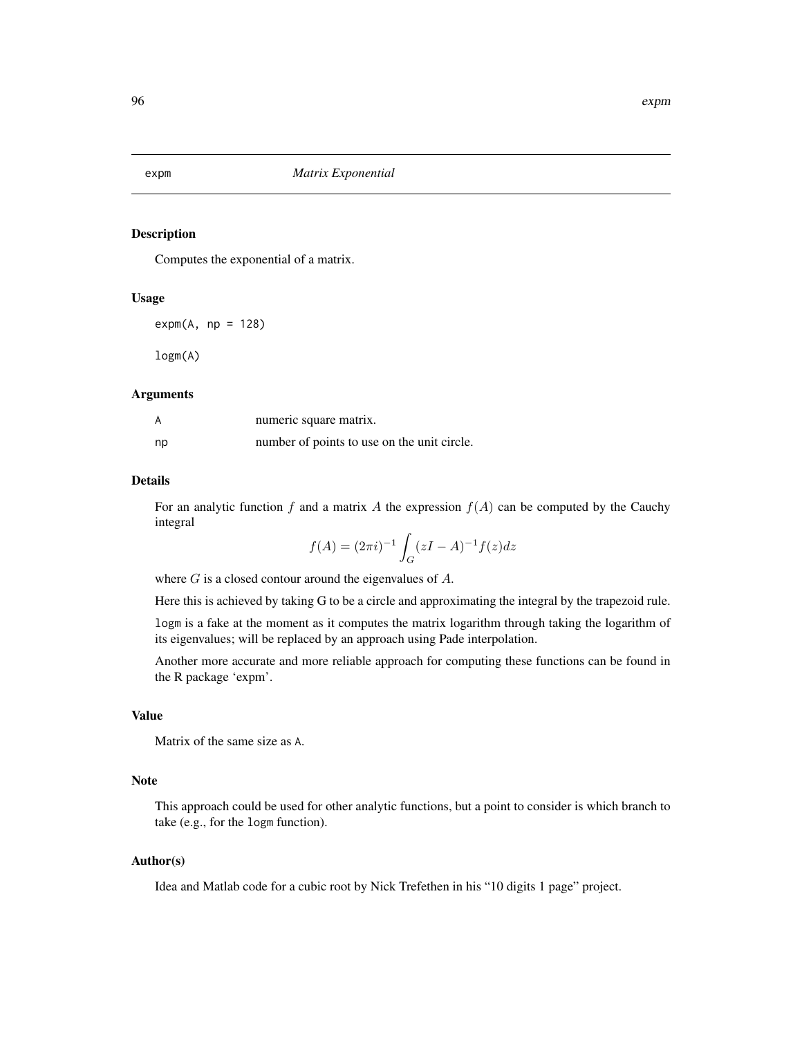## expm *Matrix Exponential*

### Description

Computes the exponential of a matrix.

### Usage

```
expm(A, np = 128)

logm(A)
```

### Arguments

| | |
|---|---|
| A | numeric square matrix. |
| np | number of points to use on the unit circle. |

### Details

For an analytic function $f$ and a matrix $A$ the expression $f(A)$ can be computed by the Cauchy integral

$$f(A) = (2\pi i)^{-1} \int_G (zI - A)^{-1} f(z) dz$$

where $G$ is a closed contour around the eigenvalues of $A$.

Here this is achieved by taking G to be a circle and approximating the integral by the trapezoid rule.

`logm` is a fake at the moment as it computes the matrix logarithm through taking the logarithm of its eigenvalues; will be replaced by an approach using Pade interpolation.

Another more accurate and more reliable approach for computing these functions can be found in the R package 'expm'.

### Value

Matrix of the same size as `A`.

### Note

This approach could be used for other analytic functions, but a point to consider is which branch to take (e.g., for the `logm` function).

### Author(s)

Idea and Matlab code for a cubic root by Nick Trefethen in his "10 digits 1 page" project.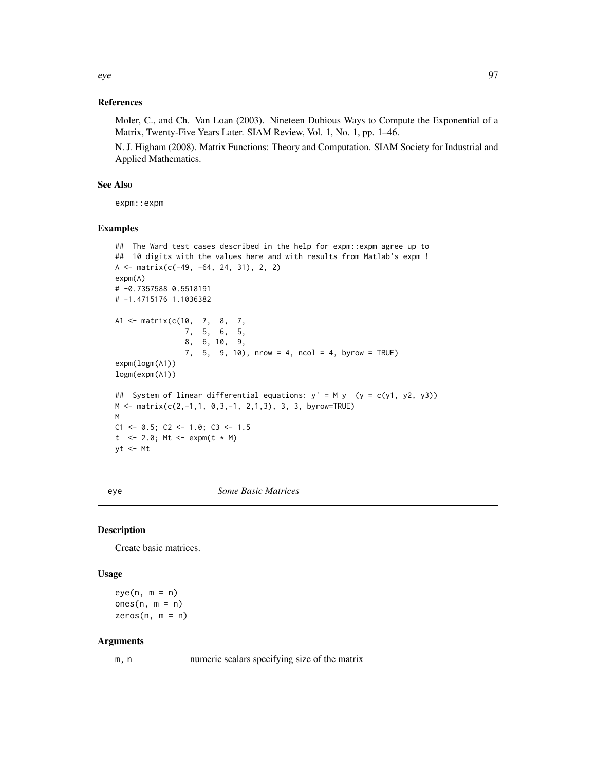### References

Moler, C., and Ch. Van Loan (2003). Nineteen Dubious Ways to Compute the Exponential of a Matrix, Twenty-Five Years Later. SIAM Review, Vol. 1, No. 1, pp. 1–46.

N. J. Higham (2008). Matrix Functions: Theory and Computation. SIAM Society for Industrial and Applied Mathematics.

### See Also

expm::expm

### Examples

```
##  The Ward test cases described in the help for expm::expm agree up to
##  10 digits with the values here and with results from Matlab's expm !
A <- matrix(c(-49, -64, 24, 31), 2, 2)
expm(A)
# -0.7357588 0.5518191
# -1.4715176 1.1036382

A1 <- matrix(c(10,  7,  8,  7,
                7,  5,  6,  5,
                8,  6, 10,  9,
                7,  5,  9, 10), nrow = 4, ncol = 4, byrow = TRUE)
expm(logm(A1))
logm(expm(A1))

##  System of linear differential equations: y' = M y  (y = c(y1, y2, y3))
M <- matrix(c(2,-1,1, 0,3,-1, 2,1,3), 3, 3, byrow=TRUE)
M
C1 <- 0.5; C2 <- 1.0; C3 <- 1.5
t  <- 2.0; Mt <- expm(t * M)
yt <- Mt
```

---

## eye &nbsp;&nbsp;&nbsp;&nbsp;&nbsp;&nbsp; *Some Basic Matrices*

---

### Description

Create basic matrices.

### Usage

```
eye(n, m = n)
ones(n, m = n)
zeros(n, m = n)
```

### Arguments

| | |
|---|---|
| m, n | numeric scalars specifying size of the matrix |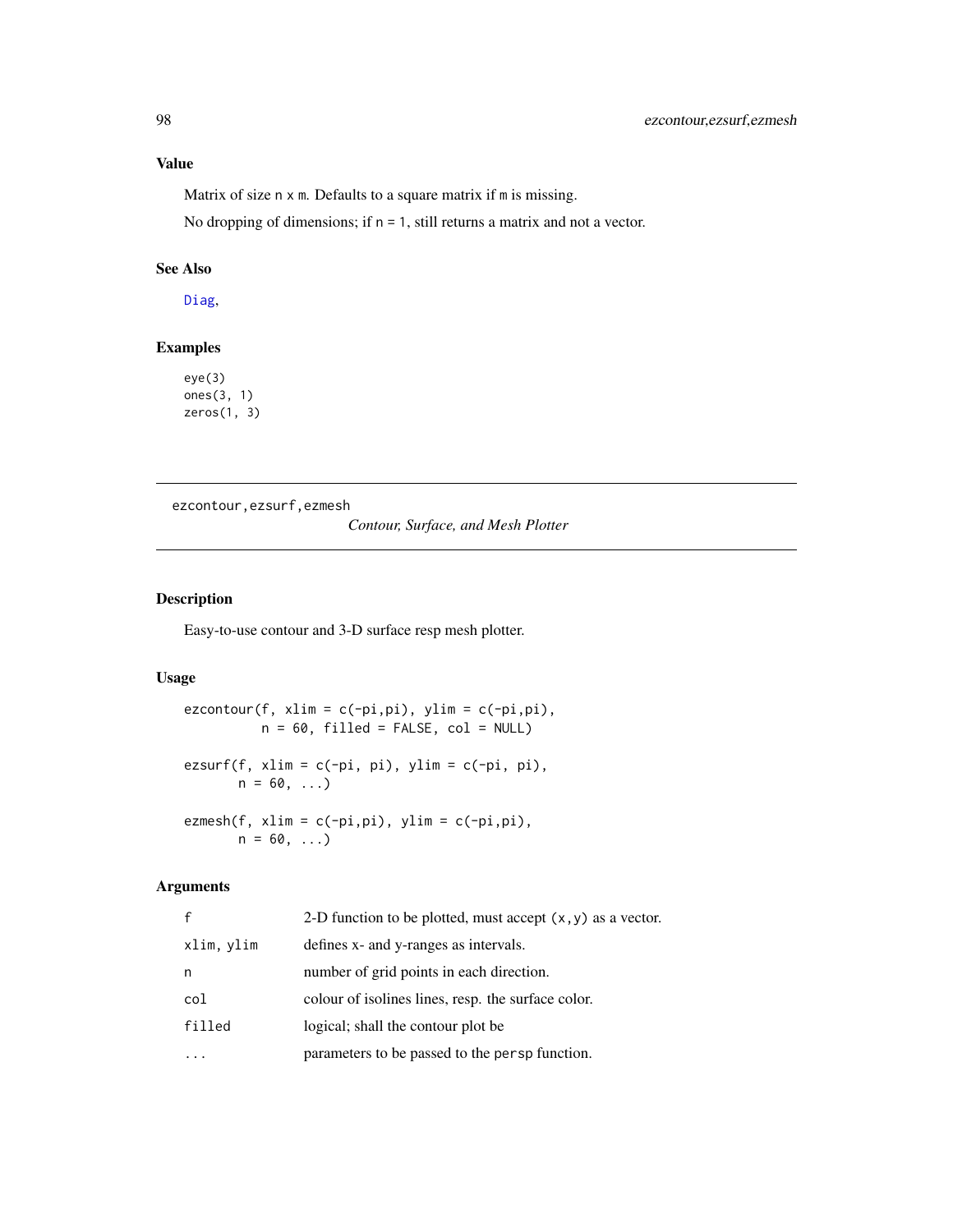## Value

Matrix of size n x m. Defaults to a square matrix if m is missing.

No dropping of dimensions; if n = 1, still returns a matrix and not a vector.

## See Also

Diag,

## Examples

```
eye(3)
ones(3, 1)
zeros(1, 3)
```

---

# ezcontour,ezsurf,ezmesh    *Contour, Surface, and Mesh Plotter*

---

## Description

Easy-to-use contour and 3-D surface resp mesh plotter.

## Usage

```
ezcontour(f, xlim = c(-pi,pi), ylim = c(-pi,pi),
          n = 60, filled = FALSE, col = NULL)

ezsurf(f, xlim = c(-pi, pi), ylim = c(-pi, pi),
       n = 60, ...)

ezmesh(f, xlim = c(-pi,pi), ylim = c(-pi,pi),
       n = 60, ...)
```

## Arguments

| | |
|---|---|
| f | 2-D function to be plotted, must accept (x,y) as a vector. |
| xlim, ylim | defines x- and y-ranges as intervals. |
| n | number of grid points in each direction. |
| col | colour of isolines lines, resp. the surface color. |
| filled | logical; shall the contour plot be |
| ... | parameters to be passed to the persp function. |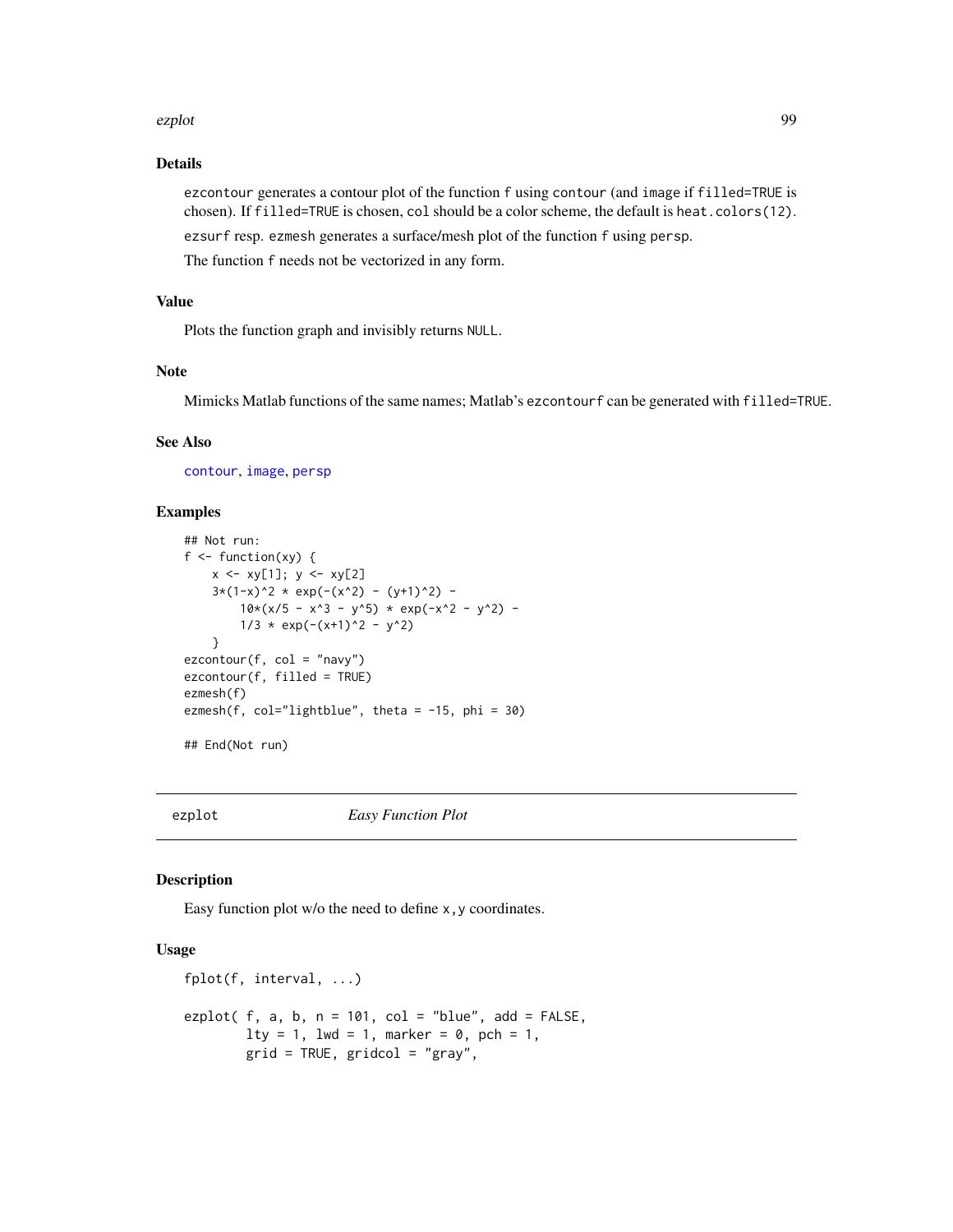### Details

`ezcontour` generates a contour plot of the function `f` using `contour` (and `image` if `filled=TRUE` is chosen). If `filled=TRUE` is chosen, `col` should be a color scheme, the default is `heat.colors(12)`.

`ezsurf` resp. `ezmesh` generates a surface/mesh plot of the function `f` using `persp`.

The function `f` needs not be vectorized in any form.

### Value

Plots the function graph and invisibly returns `NULL`.

### Note

Mimicks Matlab functions of the same names; Matlab's `ezcontourf` can be generated with `filled=TRUE`.

### See Also

`contour`, `image`, `persp`

### Examples

```
## Not run:
f <- function(xy) {
    x <- xy[1]; y <- xy[2]
    3*(1-x)^2 * exp(-(x^2) - (y+1)^2) -
        10*(x/5 - x^3 - y^5) * exp(-x^2 - y^2) -
        1/3 * exp(-(x+1)^2 - y^2)
    }
ezcontour(f, col = "navy")
ezcontour(f, filled = TRUE)
ezmesh(f)
ezmesh(f, col="lightblue", theta = -15, phi = 30)

## End(Not run)
```

---

## ezplot *Easy Function Plot*

---

### Description

Easy function plot w/o the need to define `x,y` coordinates.

### Usage

```
fplot(f, interval, ...)

ezplot( f, a, b, n = 101, col = "blue", add = FALSE,
        lty = 1, lwd = 1, marker = 0, pch = 1,
        grid = TRUE, gridcol = "gray",
```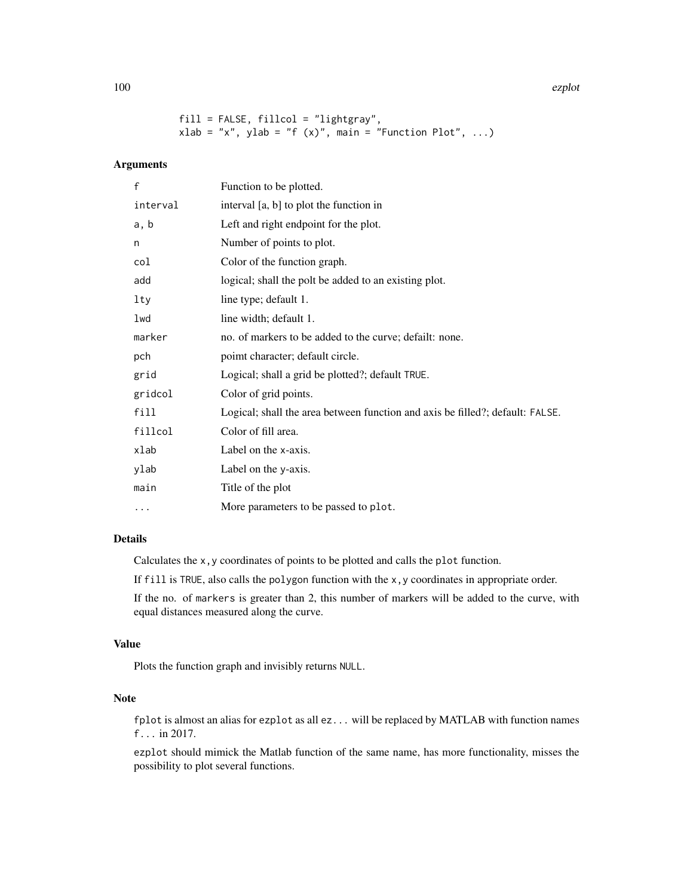```
fill = FALSE, fillcol = "lightgray",
xlab = "x", ylab = "f (x)", main = "Function Plot", ...)
```

## Arguments

| | |
|---|---|
| f | Function to be plotted. |
| interval | interval [a, b] to plot the function in |
| a, b | Left and right endpoint for the plot. |
| n | Number of points to plot. |
| col | Color of the function graph. |
| add | logical; shall the polt be added to an existing plot. |
| lty | line type; default 1. |
| lwd | line width; default 1. |
| marker | no. of markers to be added to the curve; defailt: none. |
| pch | poimt character; default circle. |
| grid | Logical; shall a grid be plotted?; default `TRUE`. |
| gridcol | Color of grid points. |
| fill | Logical; shall the area between function and axis be filled?; default: `FALSE`. |
| fillcol | Color of fill area. |
| xlab | Label on the x-axis. |
| ylab | Label on the y-axis. |
| main | Title of the plot |
| ... | More parameters to be passed to `plot`. |

## Details

Calculates the `x,y` coordinates of points to be plotted and calls the `plot` function.

If `fill` is `TRUE`, also calls the `polygon` function with the `x,y` coordinates in appropriate order.

If the no. of `markers` is greater than 2, this number of markers will be added to the curve, with equal distances measured along the curve.

## Value

Plots the function graph and invisibly returns `NULL`.

## Note

`fplot` is almost an alias for `ezplot` as all `ez...` will be replaced by MATLAB with function names `f...` in 2017.

`ezplot` should mimick the Matlab function of the same name, has more functionality, misses the possibility to plot several functions.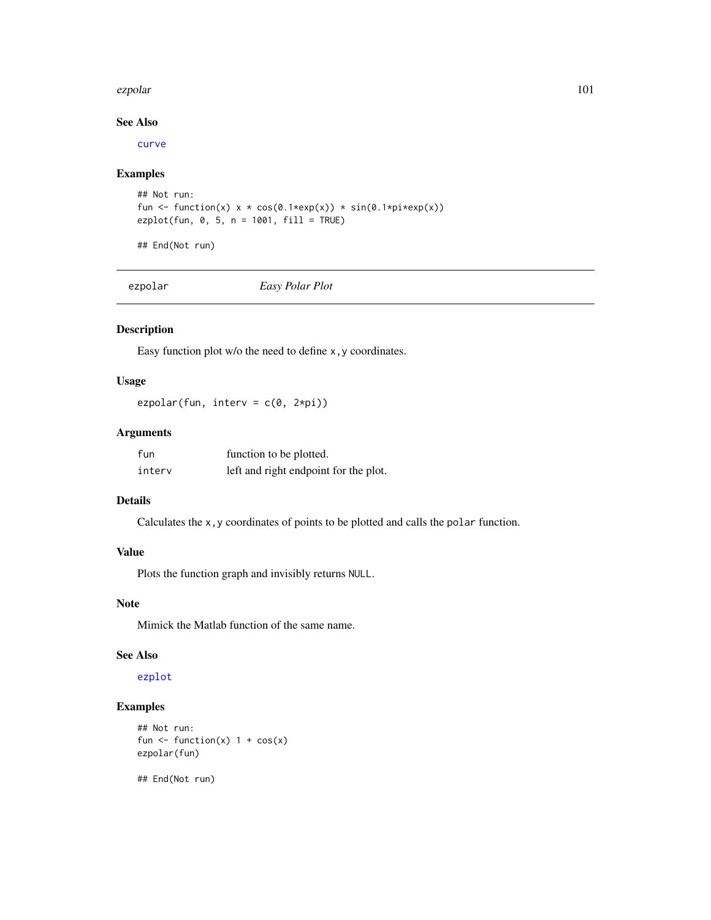### See Also

curve

### Examples

```
## Not run:
fun <- function(x) x * cos(0.1*exp(x)) * sin(0.1*pi*exp(x))
ezplot(fun, 0, 5, n = 1001, fill = TRUE)

## End(Not run)
```

---

## ezpolar — *Easy Polar Plot*

### Description

Easy function plot w/o the need to define `x,y` coordinates.

### Usage

```
ezpolar(fun, interv = c(0, 2*pi))
```

### Arguments

| | |
|---|---|
| `fun` | function to be plotted. |
| `interv` | left and right endpoint for the plot. |

### Details

Calculates the `x,y` coordinates of points to be plotted and calls the `polar` function.

### Value

Plots the function graph and invisibly returns `NULL`.

### Note

Mimick the Matlab function of the same name.

### See Also

ezplot

### Examples

```
## Not run:
fun <- function(x) 1 + cos(x)
ezpolar(fun)

## End(Not run)
```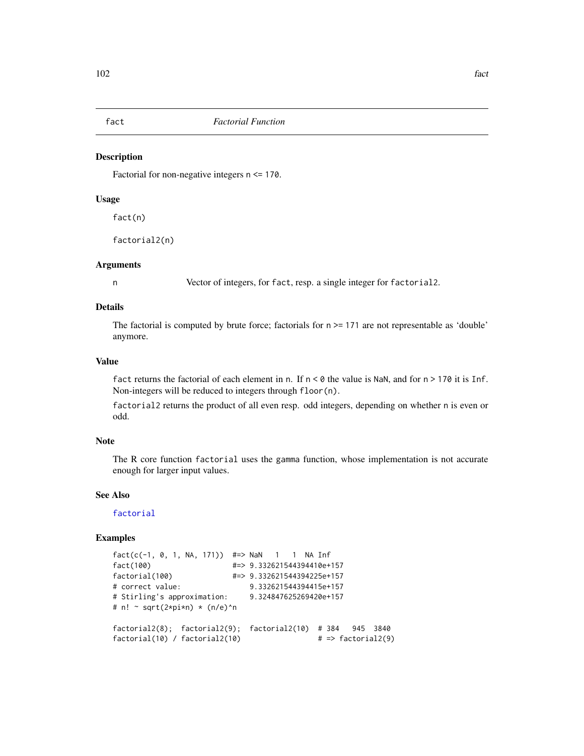# fact — *Factorial Function*

## Description

Factorial for non-negative integers `n <= 170`.

## Usage

```
fact(n)

factorial2(n)
```

## Arguments

| | |
|---|---|
| `n` | Vector of integers, for `fact`, resp. a single integer for `factorial2`. |

## Details

The factorial is computed by brute force; factorials for `n >= 171` are not representable as 'double' anymore.

## Value

`fact` returns the factorial of each element in `n`. If `n < 0` the value is `NaN`, and for `n > 170` it is `Inf`. Non-integers will be reduced to integers through `floor(n)`.

`factorial2` returns the product of all even resp. odd integers, depending on whether `n` is even or odd.

## Note

The R core function `factorial` uses the `gamma` function, whose implementation is not accurate enough for larger input values.

## See Also

`factorial`

## Examples

```
fact(c(-1, 0, 1, NA, 171))  #=> NaN   1   1  NA Inf
fact(100)                   #=> 9.332621544394410e+157
factorial(100)              #=> 9.332621544394225e+157
# correct value:                9.332621544394415e+157
# Stirling's approximation:     9.324847625269420e+157
# n! ~ sqrt(2*pi*n) * (n/e)^n

factorial2(8);  factorial2(9);  factorial2(10)  # 384   945  3840
factorial(10) / factorial2(10)                  # => factorial2(9)
```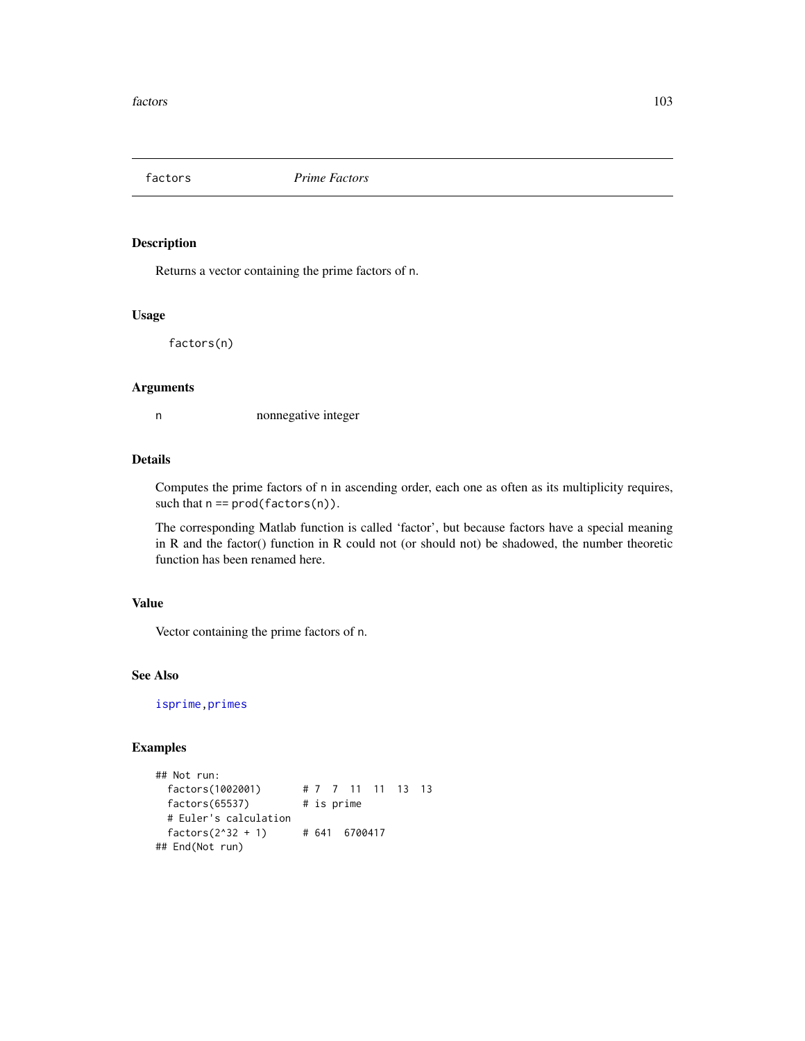# factors    *Prime Factors*

## Description

Returns a vector containing the prime factors of n.

## Usage

```
factors(n)
```

## Arguments

| | |
|---|---|
| n | nonnegative integer |

## Details

Computes the prime factors of n in ascending order, each one as often as its multiplicity requires, such that n == prod(factors(n)).

The corresponding Matlab function is called 'factor', but because factors have a special meaning in R and the factor() function in R could not (or should not) be shadowed, the number theoretic function has been renamed here.

## Value

Vector containing the prime factors of n.

## See Also

isprime, primes

## Examples

```
## Not run:
  factors(1002001)      # 7  7  11  11  13  13
  factors(65537)        # is prime
  # Euler's calculation
  factors(2^32 + 1)     # 641  6700417
## End(Not run)
```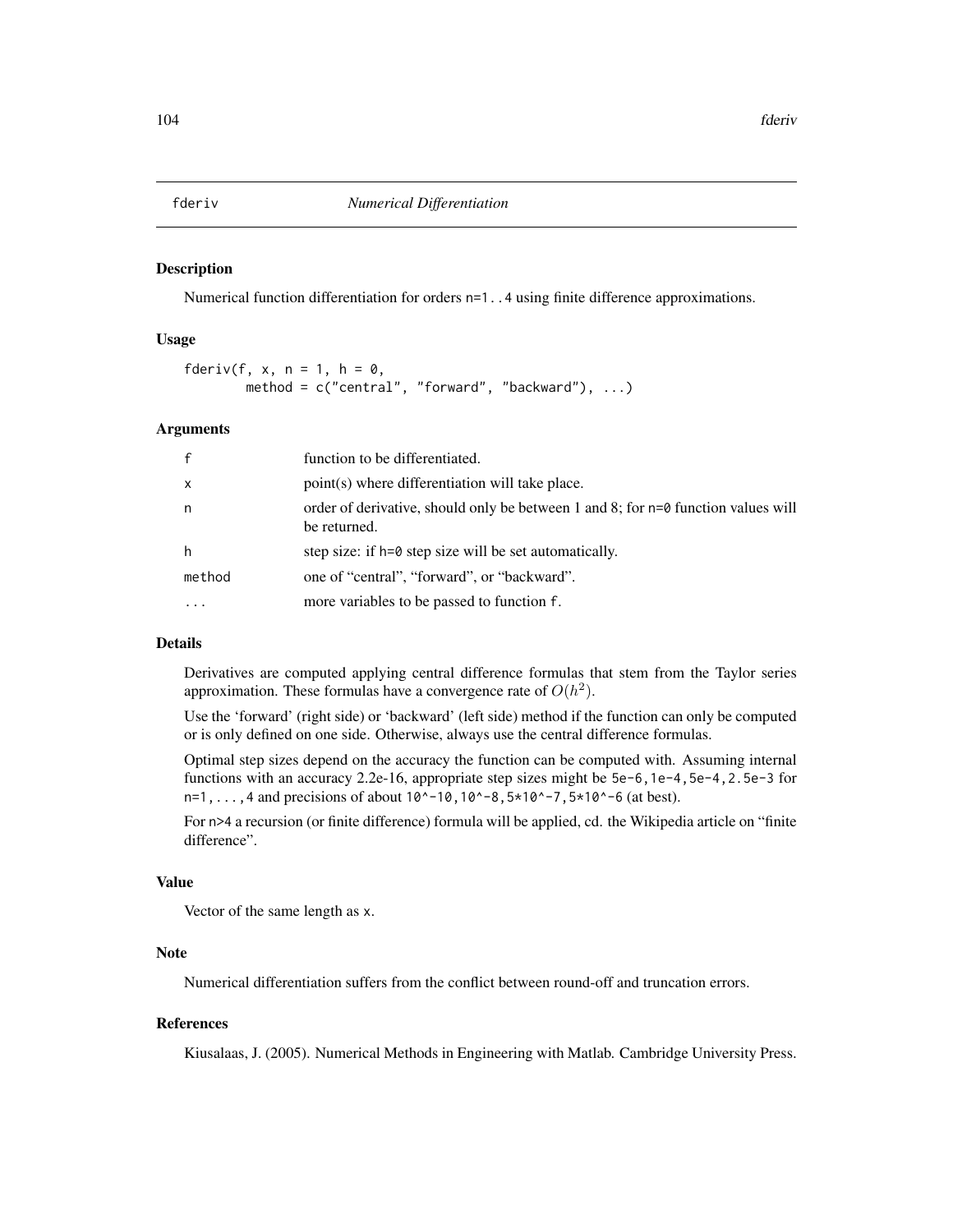## fderiv *Numerical Differentiation*

### Description

Numerical function differentiation for orders `n=1..4` using finite difference approximations.

### Usage

```
fderiv(f, x, n = 1, h = 0,
       method = c("central", "forward", "backward"), ...)
```

### Arguments

| | |
|---|---|
| `f` | function to be differentiated. |
| `x` | point(s) where differentiation will take place. |
| `n` | order of derivative, should only be between 1 and 8; for `n=0` function values will be returned. |
| `h` | step size: if `h=0` step size will be set automatically. |
| `method` | one of "central", "forward", or "backward". |
| `...` | more variables to be passed to function `f`. |

### Details

Derivatives are computed applying central difference formulas that stem from the Taylor series approximation. These formulas have a convergence rate of $O(h^2)$.

Use the 'forward' (right side) or 'backward' (left side) method if the function can only be computed or is only defined on one side. Otherwise, always use the central difference formulas.

Optimal step sizes depend on the accuracy the function can be computed with. Assuming internal functions with an accuracy 2.2e-16, appropriate step sizes might be `5e-6,1e-4,5e-4,2.5e-3` for `n=1,...,4` and precisions of about `10^-10,10^-8,5*10^-7,5*10^-6` (at best).

For `n>4` a recursion (or finite difference) formula will be applied, cd. the Wikipedia article on "finite difference".

### Value

Vector of the same length as `x`.

### Note

Numerical differentiation suffers from the conflict between round-off and truncation errors.

### References

Kiusalaas, J. (2005). Numerical Methods in Engineering with Matlab. Cambridge University Press.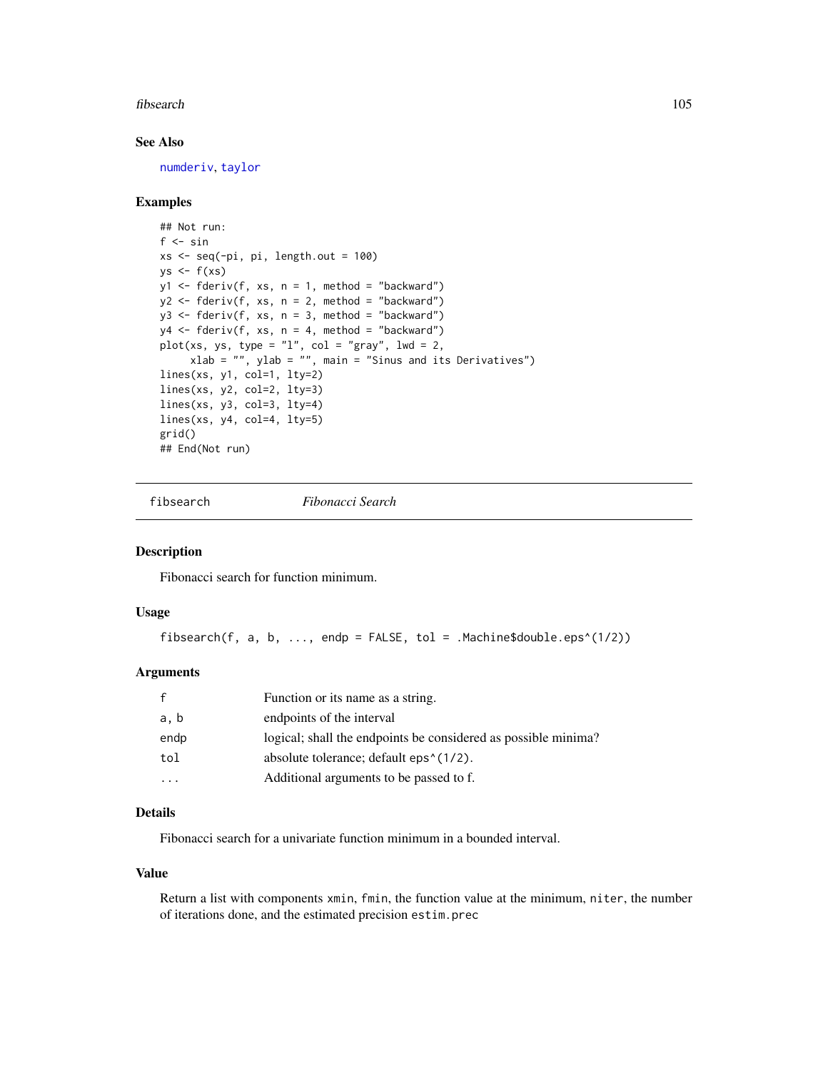### See Also

numderiv, taylor

### Examples

```
## Not run:
f <- sin
xs <- seq(-pi, pi, length.out = 100)
ys <- f(xs)
y1 <- fderiv(f, xs, n = 1, method = "backward")
y2 <- fderiv(f, xs, n = 2, method = "backward")
y3 <- fderiv(f, xs, n = 3, method = "backward")
y4 <- fderiv(f, xs, n = 4, method = "backward")
plot(xs, ys, type = "l", col = "gray", lwd = 2,
     xlab = "", ylab = "", main = "Sinus and its Derivatives")
lines(xs, y1, col=1, lty=2)
lines(xs, y2, col=2, lty=3)
lines(xs, y3, col=3, lty=4)
lines(xs, y4, col=4, lty=5)
grid()
## End(Not run)
```

---

## fibsearch *Fibonacci Search*

### Description

Fibonacci search for function minimum.

### Usage

```
fibsearch(f, a, b, ..., endp = FALSE, tol = .Machine$double.eps^(1/2))
```

### Arguments

| | |
|---|---|
| f | Function or its name as a string. |
| a, b | endpoints of the interval |
| endp | logical; shall the endpoints be considered as possible minima? |
| tol | absolute tolerance; default `eps^(1/2)`. |
| ... | Additional arguments to be passed to f. |

### Details

Fibonacci search for a univariate function minimum in a bounded interval.

### Value

Return a list with components `xmin`, `fmin`, the function value at the minimum, `niter`, the number of iterations done, and the estimated precision `estim.prec`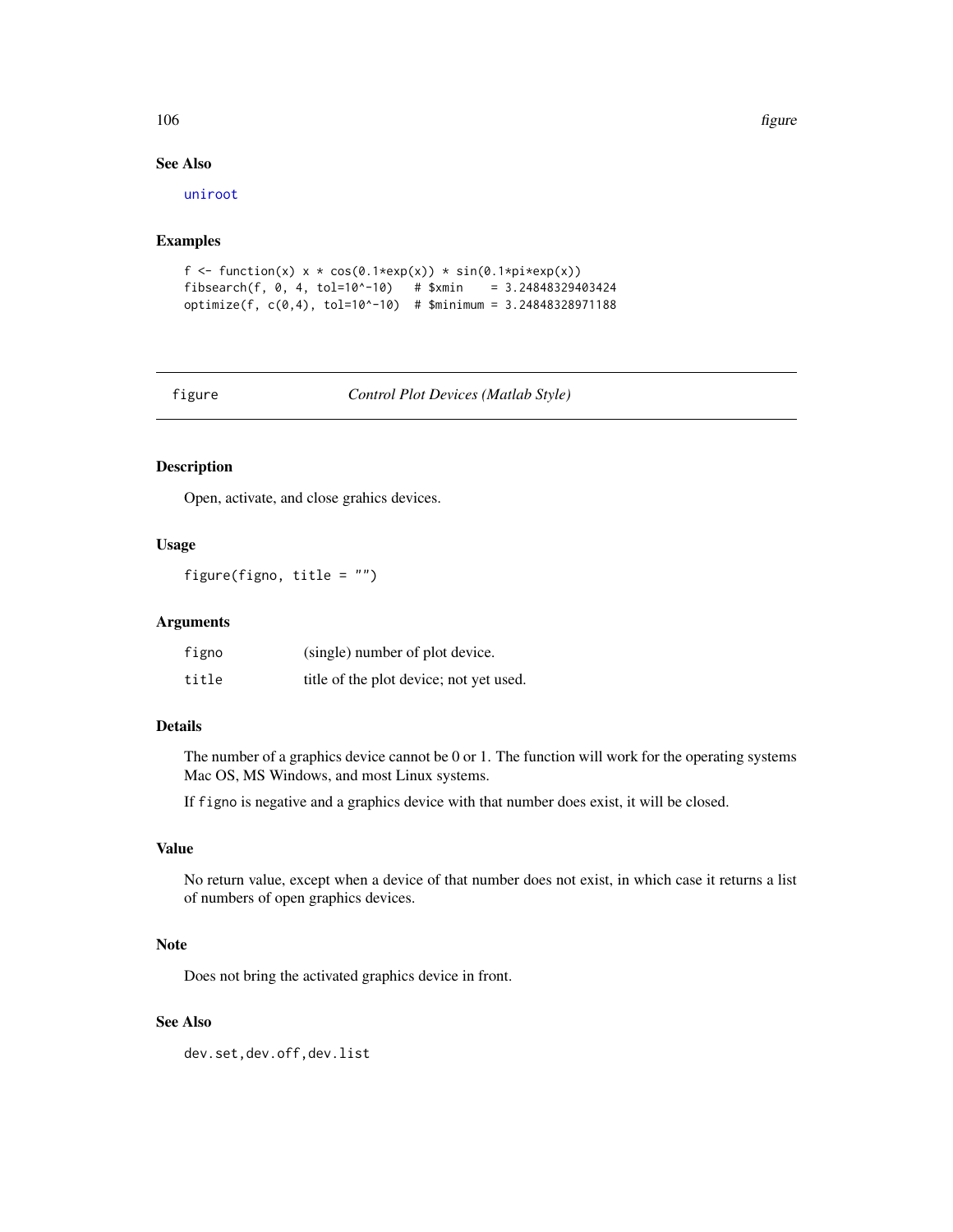### See Also

uniroot

### Examples

```
f <- function(x) x * cos(0.1*exp(x)) * sin(0.1*pi*exp(x))
fibsearch(f, 0, 4, tol=10^-10)   # $xmin    = 3.24848329403424
optimize(f, c(0,4), tol=10^-10)  # $minimum = 3.24848328971188
```

---

## figure — *Control Plot Devices (Matlab Style)*

### Description

Open, activate, and close grahics devices.

### Usage

```
figure(figno, title = "")
```

### Arguments

| | |
|---|---|
| figno | (single) number of plot device. |
| title | title of the plot device; not yet used. |

### Details

The number of a graphics device cannot be 0 or 1. The function will work for the operating systems Mac OS, MS Windows, and most Linux systems.

If figno is negative and a graphics device with that number does exist, it will be closed.

### Value

No return value, except when a device of that number does not exist, in which case it returns a list of numbers of open graphics devices.

### Note

Does not bring the activated graphics device in front.

### See Also

dev.set, dev.off, dev.list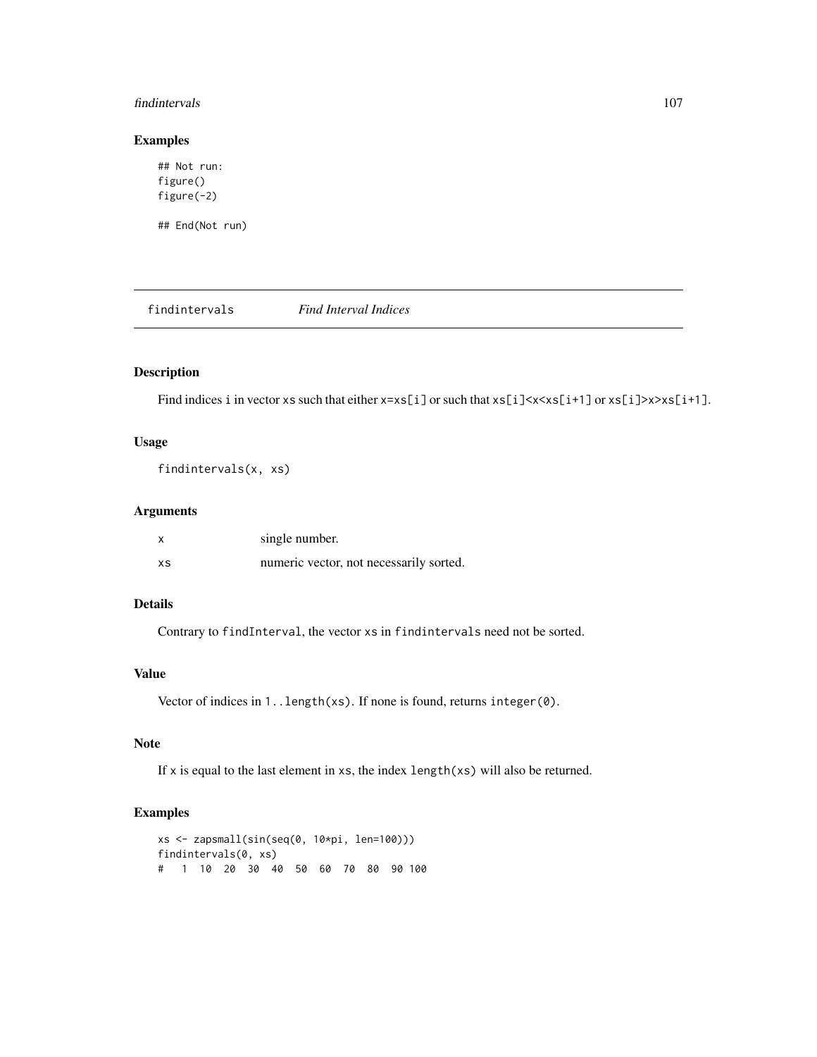## Examples

```
## Not run:
figure()
figure(-2)

## End(Not run)
```

---

# findintervals *Find Interval Indices*

---

### Description

Find indices i in vector xs such that either x=xs[i] or such that xs[i]<x<xs[i+1] or xs[i]>x>xs[i+1].

### Usage

```
findintervals(x, xs)
```

### Arguments

| | |
|---|---|
| x | single number. |
| xs | numeric vector, not necessarily sorted. |

### Details

Contrary to findInterval, the vector xs in findintervals need not be sorted.

### Value

Vector of indices in 1..length(xs). If none is found, returns integer(0).

### Note

If x is equal to the last element in xs, the index length(xs) will also be returned.

### Examples

```
xs <- zapsmall(sin(seq(0, 10*pi, len=100)))
findintervals(0, xs)
#   1  10  20  30  40  50  60  70  80  90 100
```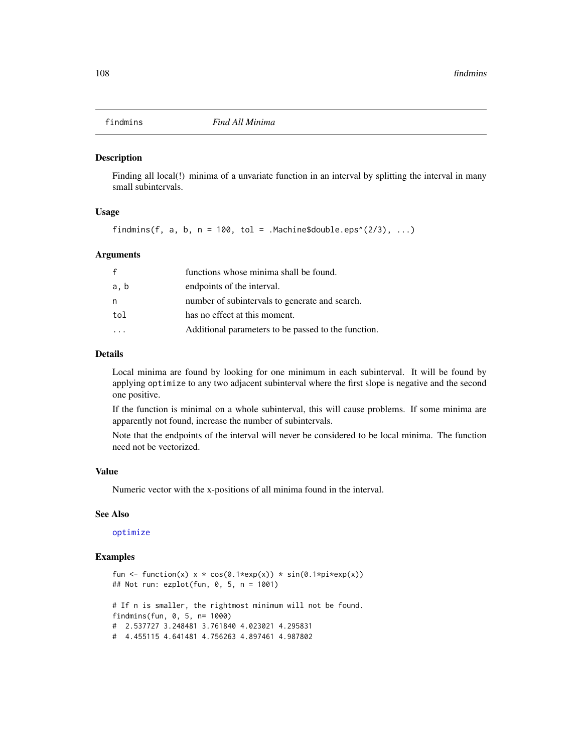# findmins — *Find All Minima*

## Description

Finding all local(!) minima of a unvariate function in an interval by splitting the interval in many small subintervals.

## Usage

```
findmins(f, a, b, n = 100, tol = .Machine$double.eps^(2/3), ...)
```

## Arguments

| | |
|---|---|
| f | functions whose minima shall be found. |
| a, b | endpoints of the interval. |
| n | number of subintervals to generate and search. |
| tol | has no effect at this moment. |
| ... | Additional parameters to be passed to the function. |

## Details

Local minima are found by looking for one minimum in each subinterval. It will be found by applying `optimize` to any two adjacent subinterval where the first slope is negative and the second one positive.

If the function is minimal on a whole subinterval, this will cause problems. If some minima are apparently not found, increase the number of subintervals.

Note that the endpoints of the interval will never be considered to be local minima. The function need not be vectorized.

## Value

Numeric vector with the x-positions of all minima found in the interval.

## See Also

optimize

## Examples

```
fun <- function(x) x * cos(0.1*exp(x)) * sin(0.1*pi*exp(x))
## Not run: ezplot(fun, 0, 5, n = 1001)

# If n is smaller, the rightmost minimum will not be found.
findmins(fun, 0, 5, n= 1000)
#  2.537727 3.248481 3.761840 4.023021 4.295831
#  4.455115 4.641481 4.756263 4.897461 4.987802
```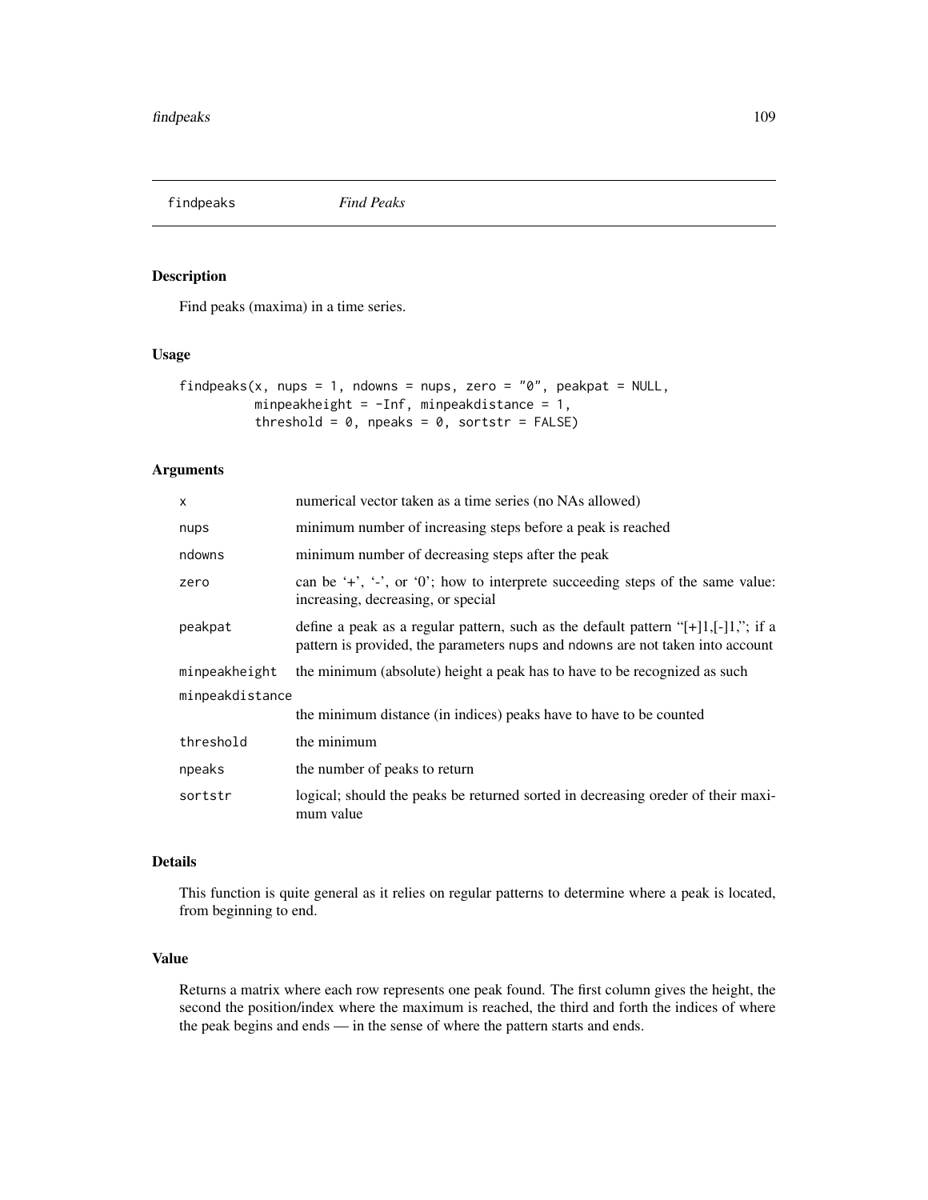findpeaks *Find Peaks*

## Description

Find peaks (maxima) in a time series.

## Usage

```
findpeaks(x, nups = 1, ndowns = nups, zero = "0", peakpat = NULL,
          minpeakheight = -Inf, minpeakdistance = 1,
          threshold = 0, npeaks = 0, sortstr = FALSE)
```

## Arguments

| | |
|---|---|
| `x` | numerical vector taken as a time series (no NAs allowed) |
| `nups` | minimum number of increasing steps before a peak is reached |
| `ndowns` | minimum number of decreasing steps after the peak |
| `zero` | can be '+', '-', or '0'; how to interprete succeeding steps of the same value: increasing, decreasing, or special |
| `peakpat` | define a peak as a regular pattern, such as the default pattern "[+]1,[-]1,"; if a pattern is provided, the parameters `nups` and `ndowns` are not taken into account |
| `minpeakheight` | the minimum (absolute) height a peak has to have to be recognized as such |
| `minpeakdistance` | the minimum distance (in indices) peaks have to have to be counted |
| `threshold` | the minimum |
| `npeaks` | the number of peaks to return |
| `sortstr` | logical; should the peaks be returned sorted in decreasing oreder of their maximum value |

## Details

This function is quite general as it relies on regular patterns to determine where a peak is located, from beginning to end.

## Value

Returns a matrix where each row represents one peak found. The first column gives the height, the second the position/index where the maximum is reached, the third and forth the indices of where the peak begins and ends — in the sense of where the pattern starts and ends.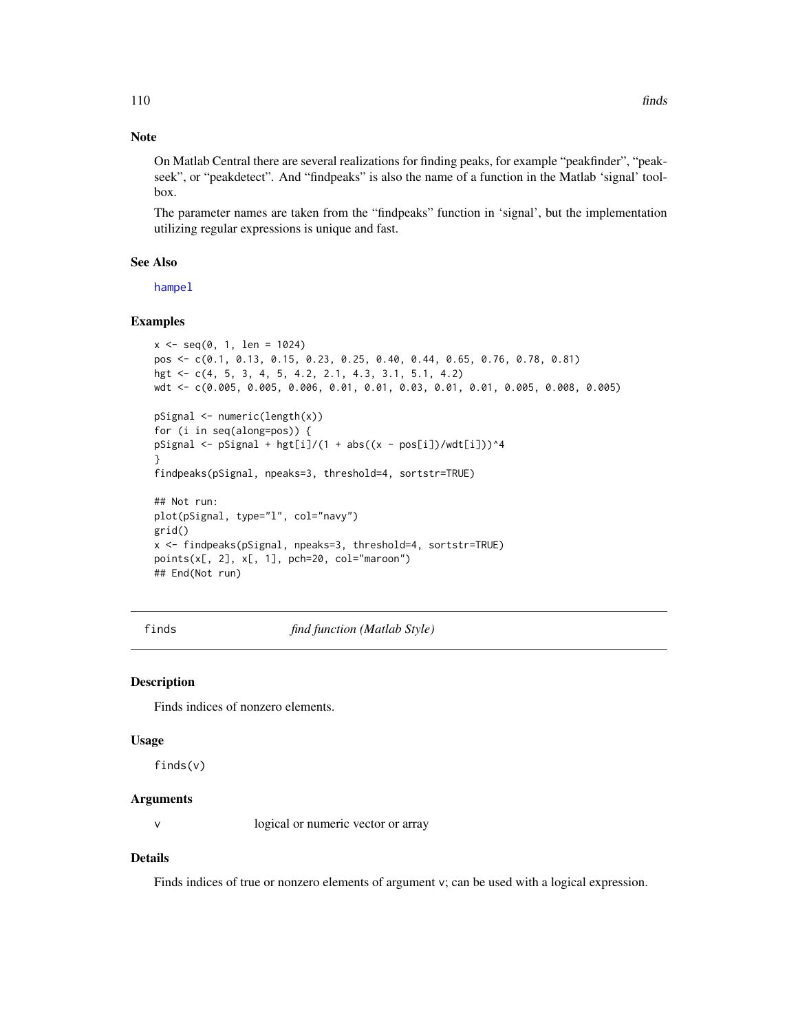### Note

On Matlab Central there are several realizations for finding peaks, for example “peakfinder”, “peakseek”, or “peakdetect”. And “findpeaks” is also the name of a function in the Matlab ‘signal’ toolbox.

The parameter names are taken from the “findpeaks” function in ‘signal’, but the implementation utilizing regular expressions is unique and fast.

### See Also

hampel

### Examples

```
x <- seq(0, 1, len = 1024)
pos <- c(0.1, 0.13, 0.15, 0.23, 0.25, 0.40, 0.44, 0.65, 0.76, 0.78, 0.81)
hgt <- c(4, 5, 3, 4, 5, 4.2, 2.1, 4.3, 3.1, 5.1, 4.2)
wdt <- c(0.005, 0.005, 0.006, 0.01, 0.01, 0.03, 0.01, 0.01, 0.005, 0.008, 0.005)

pSignal <- numeric(length(x))
for (i in seq(along=pos)) {
pSignal <- pSignal + hgt[i]/(1 + abs((x - pos[i])/wdt[i]))^4
}
findpeaks(pSignal, npeaks=3, threshold=4, sortstr=TRUE)

## Not run:
plot(pSignal, type="l", col="navy")
grid()
x <- findpeaks(pSignal, npeaks=3, threshold=4, sortstr=TRUE)
points(x[, 2], x[, 1], pch=20, col="maroon")
## End(Not run)
```

---

## finds — *find function (Matlab Style)*

### Description

Finds indices of nonzero elements.

### Usage

```
finds(v)
```

### Arguments

| | |
|---|---|
| v | logical or numeric vector or array |

### Details

Finds indices of true or nonzero elements of argument v; can be used with a logical expression.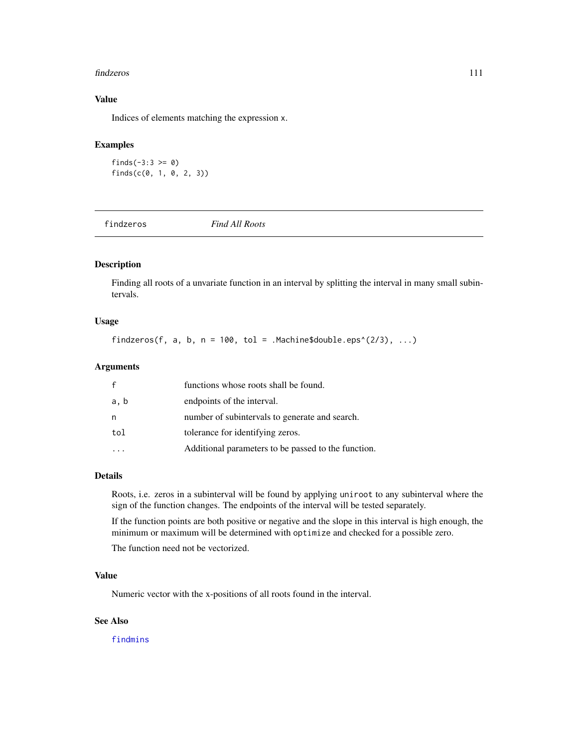## Value

Indices of elements matching the expression x.

## Examples

```
finds(-3:3 >= 0)
finds(c(0, 1, 0, 2, 3))
```

---

# findzeros — *Find All Roots*

---

## Description

Finding all roots of a unvariate function in an interval by splitting the interval in many small subintervals.

## Usage

```
findzeros(f, a, b, n = 100, tol = .Machine$double.eps^(2/3), ...)
```

## Arguments

| | |
|---|---|
| f | functions whose roots shall be found. |
| a, b | endpoints of the interval. |
| n | number of subintervals to generate and search. |
| tol | tolerance for identifying zeros. |
| ... | Additional parameters to be passed to the function. |

## Details

Roots, i.e. zeros in a subinterval will be found by applying `uniroot` to any subinterval where the sign of the function changes. The endpoints of the interval will be tested separately.

If the function points are both positive or negative and the slope in this interval is high enough, the minimum or maximum will be determined with `optimize` and checked for a possible zero.

The function need not be vectorized.

## Value

Numeric vector with the x-positions of all roots found in the interval.

## See Also

`findmins`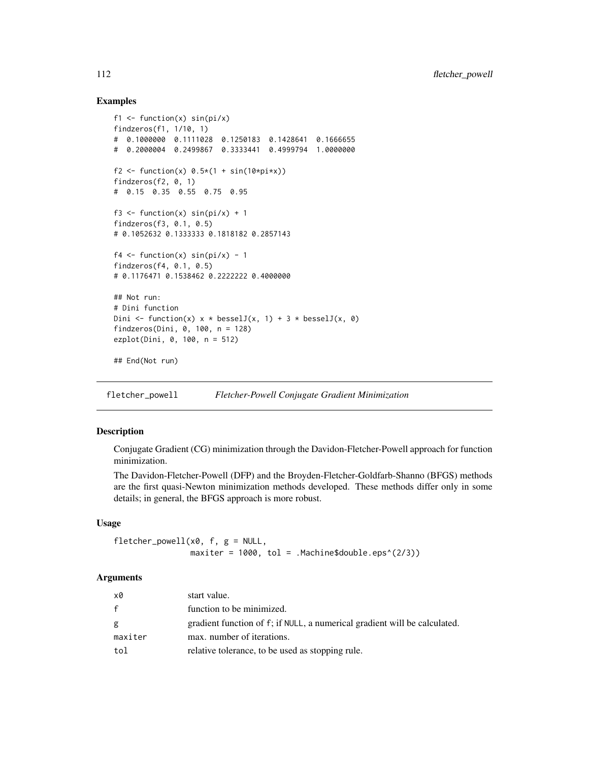## Examples

```
f1 <- function(x) sin(pi/x)
findzeros(f1, 1/10, 1)
#  0.1000000  0.1111028  0.1250183  0.1428641  0.1666655
#  0.2000004  0.2499867  0.3333441  0.4999794  1.0000000

f2 <- function(x) 0.5*(1 + sin(10*pi*x))
findzeros(f2, 0, 1)
#  0.15  0.35  0.55  0.75  0.95

f3 <- function(x) sin(pi/x) + 1
findzeros(f3, 0.1, 0.5)
# 0.1052632 0.1333333 0.1818182 0.2857143

f4 <- function(x) sin(pi/x) - 1
findzeros(f4, 0.1, 0.5)
# 0.1176471 0.1538462 0.2222222 0.4000000

## Not run:
# Dini function
Dini <- function(x) x * besselJ(x, 1) + 3 * besselJ(x, 0)
findzeros(Dini, 0, 100, n = 128)
ezplot(Dini, 0, 100, n = 512)

## End(Not run)
```

---

# fletcher_powell — *Fletcher-Powell Conjugate Gradient Minimization*

## Description

Conjugate Gradient (CG) minimization through the Davidon-Fletcher-Powell approach for function minimization.

The Davidon-Fletcher-Powell (DFP) and the Broyden-Fletcher-Goldfarb-Shanno (BFGS) methods are the first quasi-Newton minimization methods developed. These methods differ only in some details; in general, the BFGS approach is more robust.

## Usage

```
fletcher_powell(x0, f, g = NULL,
                maxiter = 1000, tol = .Machine$double.eps^(2/3))
```

## Arguments

| | |
|---|---|
| x0 | start value. |
| f | function to be minimized. |
| g | gradient function of f; if NULL, a numerical gradient will be calculated. |
| maxiter | max. number of iterations. |
| tol | relative tolerance, to be used as stopping rule. |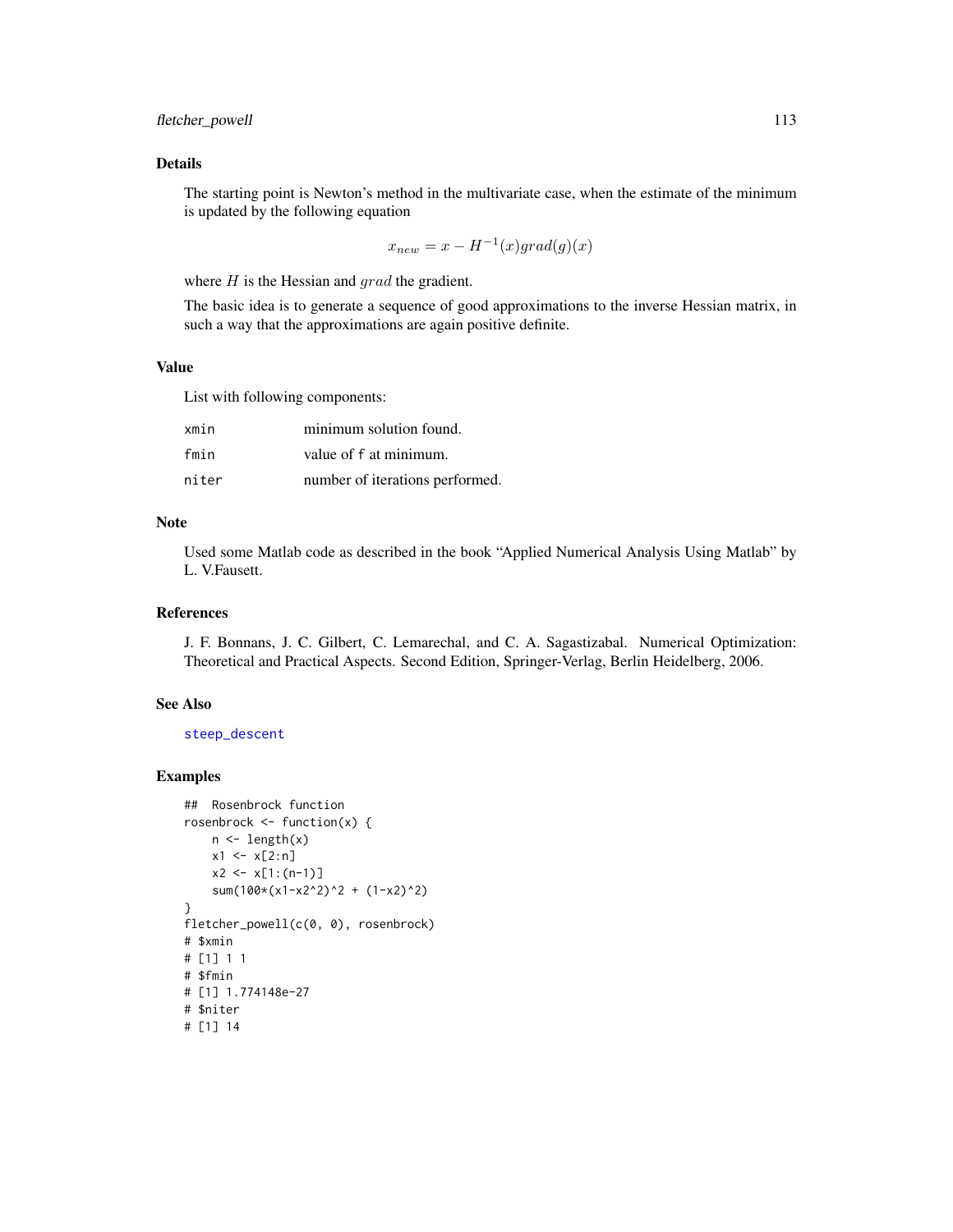### Details

The starting point is Newton's method in the multivariate case, when the estimate of the minimum is updated by the following equation

$$x_{new} = x - H^{-1}(x) grad(g)(x)$$

where $H$ is the Hessian and $grad$ the gradient.

The basic idea is to generate a sequence of good approximations to the inverse Hessian matrix, in such a way that the approximations are again positive definite.

### Value

List with following components:

| | |
|---|---|
| `xmin` | minimum solution found. |
| `fmin` | value of `f` at minimum. |
| `niter` | number of iterations performed. |

### Note

Used some Matlab code as described in the book "Applied Numerical Analysis Using Matlab" by L. V.Fausett.

### References

J. F. Bonnans, J. C. Gilbert, C. Lemarechal, and C. A. Sagastizabal. Numerical Optimization: Theoretical and Practical Aspects. Second Edition, Springer-Verlag, Berlin Heidelberg, 2006.

### See Also

`steep_descent`

### Examples

```
##  Rosenbrock function
rosenbrock <- function(x) {
    n <- length(x)
    x1 <- x[2:n]
    x2 <- x[1:(n-1)]
    sum(100*(x1-x2^2)^2 + (1-x2)^2)
}
fletcher_powell(c(0, 0), rosenbrock)
# $xmin
# [1] 1 1
# $fmin
# [1] 1.774148e-27
# $niter
# [1] 14
```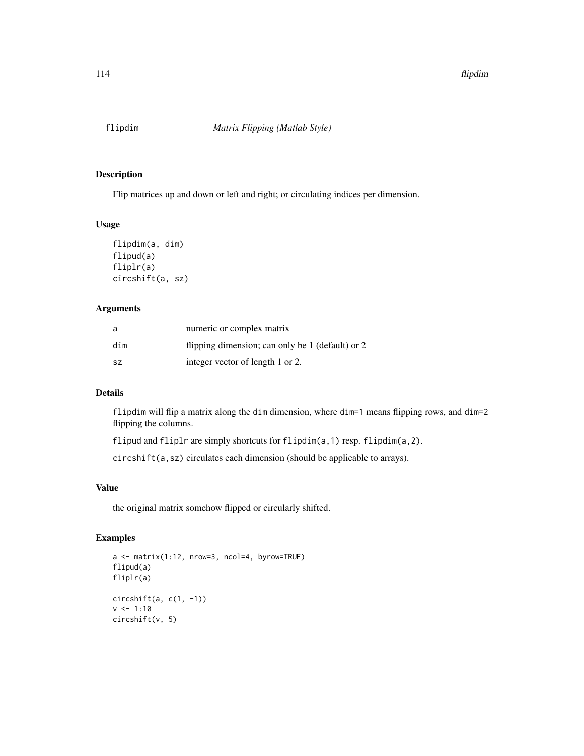# flipdim — *Matrix Flipping (Matlab Style)*

## Description

Flip matrices up and down or left and right; or circulating indices per dimension.

## Usage

```
flipdim(a, dim)
flipud(a)
fliplr(a)
circshift(a, sz)
```

## Arguments

| | |
|---|---|
| a | numeric or complex matrix |
| dim | flipping dimension; can only be 1 (default) or 2 |
| sz | integer vector of length 1 or 2. |

## Details

`flipdim` will flip a matrix along the `dim` dimension, where `dim=1` means flipping rows, and `dim=2` flipping the columns.

`flipud` and `fliplr` are simply shortcuts for `flipdim(a,1)` resp. `flipdim(a,2)`.

`circshift(a,sz)` circulates each dimension (should be applicable to arrays).

## Value

the original matrix somehow flipped or circularly shifted.

## Examples

```
a <- matrix(1:12, nrow=3, ncol=4, byrow=TRUE)
flipud(a)
fliplr(a)

circshift(a, c(1, -1))
v <- 1:10
circshift(v, 5)
```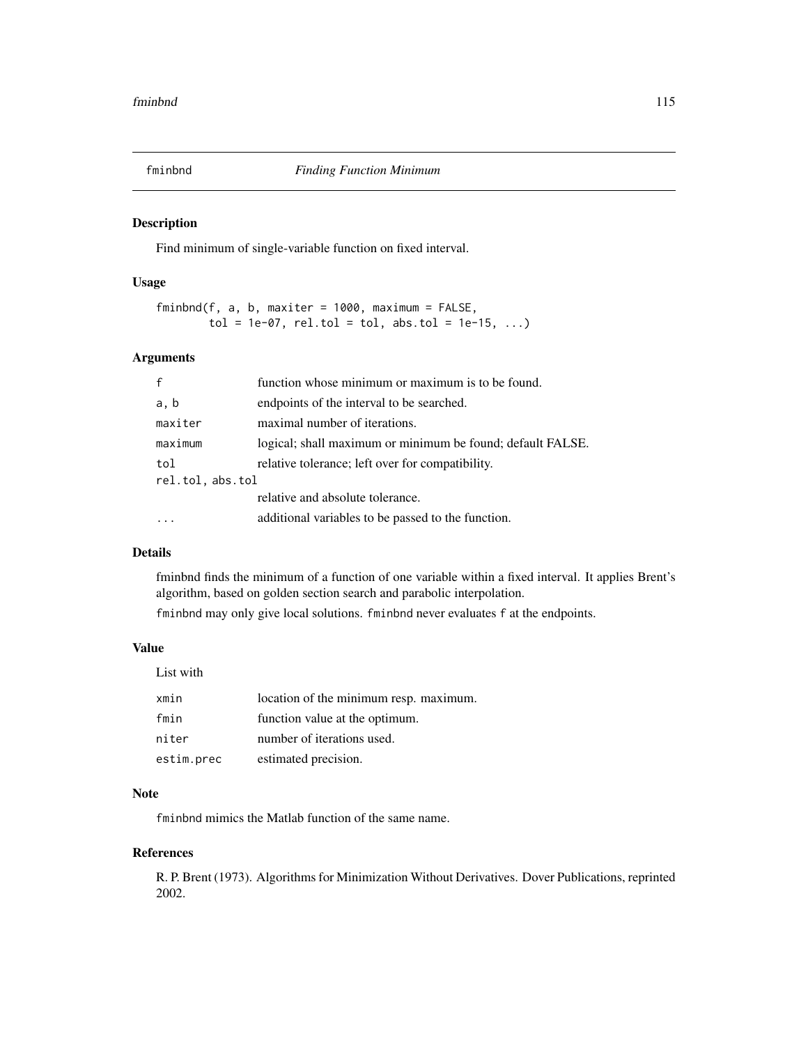## fminbnd *Finding Function Minimum*

### Description

Find minimum of single-variable function on fixed interval.

### Usage

```
fminbnd(f, a, b, maxiter = 1000, maximum = FALSE,
        tol = 1e-07, rel.tol = tol, abs.tol = 1e-15, ...)
```

### Arguments

| | |
|---|---|
| `f` | function whose minimum or maximum is to be found. |
| `a, b` | endpoints of the interval to be searched. |
| `maxiter` | maximal number of iterations. |
| `maximum` | logical; shall maximum or minimum be found; default FALSE. |
| `tol` | relative tolerance; left over for compatibility. |
| `rel.tol, abs.tol` | relative and absolute tolerance. |
| `...` | additional variables to be passed to the function. |

### Details

fminbnd finds the minimum of a function of one variable within a fixed interval. It applies Brent's algorithm, based on golden section search and parabolic interpolation.

`fminbnd` may only give local solutions. `fminbnd` never evaluates `f` at the endpoints.

### Value

List with

| | |
|---|---|
| `xmin` | location of the minimum resp. maximum. |
| `fmin` | function value at the optimum. |
| `niter` | number of iterations used. |
| `estim.prec` | estimated precision. |

### Note

`fminbnd` mimics the Matlab function of the same name.

### References

R. P. Brent (1973). Algorithms for Minimization Without Derivatives. Dover Publications, reprinted 2002.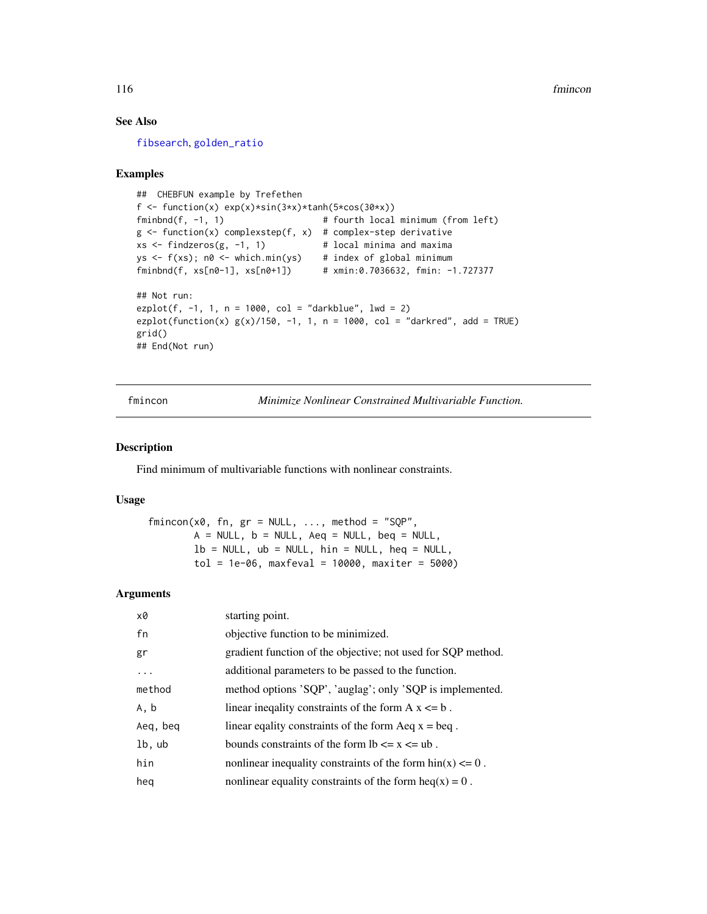### See Also

fibsearch, golden_ratio

### Examples

```
##  CHEBFUN example by Trefethen
f <- function(x) exp(x)*sin(3*x)*tanh(5*cos(30*x))
fminbnd(f, -1, 1)                   # fourth local minimum (from left)
g <- function(x) complexstep(f, x)  # complex-step derivative
xs <- findzeros(g, -1, 1)           # local minima and maxima
ys <- f(xs); n0 <- which.min(ys)    # index of global minimum
fminbnd(f, xs[n0-1], xs[n0+1])      # xmin:0.7036632, fmin: -1.727377

## Not run:
ezplot(f, -1, 1, n = 1000, col = "darkblue", lwd = 2)
ezplot(function(x) g(x)/150, -1, 1, n = 1000, col = "darkred", add = TRUE)
grid()
## End(Not run)
```

---

## fmincon — *Minimize Nonlinear Constrained Multivariable Function.*

### Description

Find minimum of multivariable functions with nonlinear constraints.

### Usage

```
fmincon(x0, fn, gr = NULL, ..., method = "SQP",
        A = NULL, b = NULL, Aeq = NULL, beq = NULL,
        lb = NULL, ub = NULL, hin = NULL, heq = NULL,
        tol = 1e-06, maxfeval = 10000, maxiter = 5000)
```

### Arguments

| | |
|---|---|
| `x0` | starting point. |
| `fn` | objective function to be minimized. |
| `gr` | gradient function of the objective; not used for SQP method. |
| `...` | additional parameters to be passed to the function. |
| `method` | method options 'SQP', 'auglag'; only 'SQP is implemented. |
| `A, b` | linear ineqality constraints of the form A x <= b . |
| `Aeq, beq` | linear eqality constraints of the form Aeq x = beq . |
| `lb, ub` | bounds constraints of the form lb <= x <= ub . |
| `hin` | nonlinear inequality constraints of the form hin(x) <= 0 . |
| `heq` | nonlinear equality constraints of the form heq(x) = 0 . |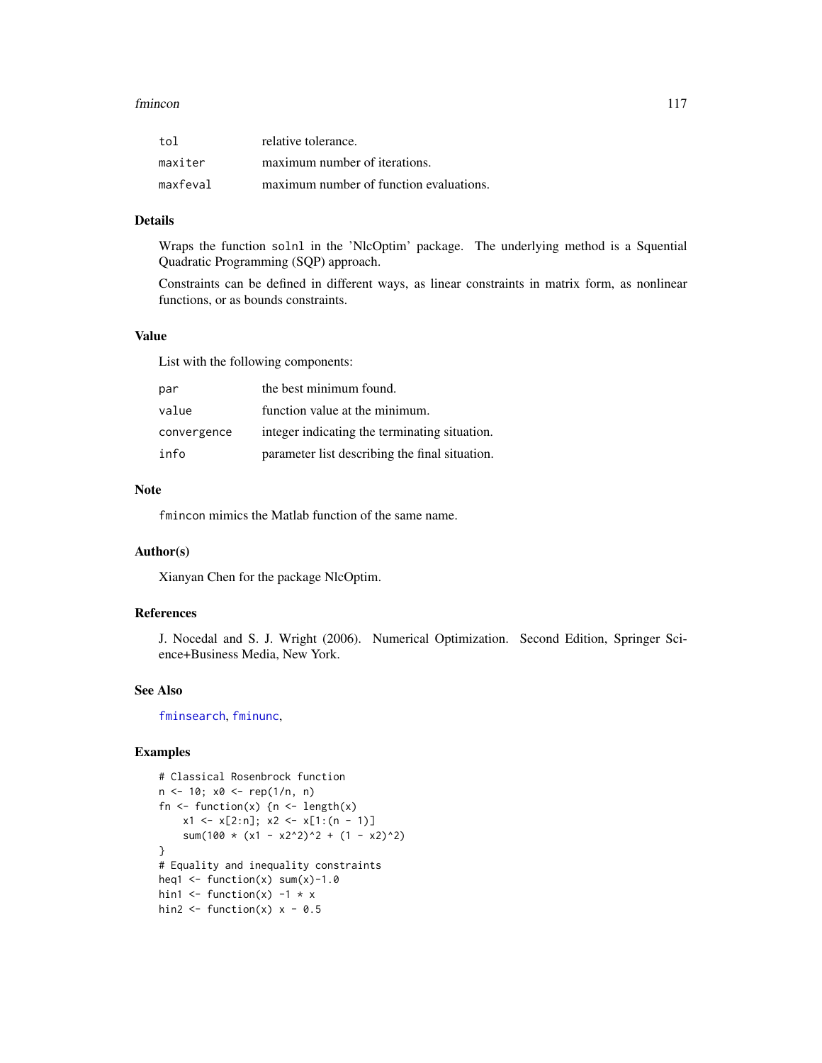| | |
|---|---|
| tol | relative tolerance. |
| maxiter | maximum number of iterations. |
| maxfeval | maximum number of function evaluations. |

### Details

Wraps the function solnl in the 'NlcOptim' package. The underlying method is a Squential Quadratic Programming (SQP) approach.

Constraints can be defined in different ways, as linear constraints in matrix form, as nonlinear functions, or as bounds constraints.

### Value

List with the following components:

| | |
|---|---|
| par | the best minimum found. |
| value | function value at the minimum. |
| convergence | integer indicating the terminating situation. |
| info | parameter list describing the final situation. |

### Note

fmincon mimics the Matlab function of the same name.

### Author(s)

Xianyan Chen for the package NlcOptim.

### References

J. Nocedal and S. J. Wright (2006). Numerical Optimization. Second Edition, Springer Science+Business Media, New York.

### See Also

fminsearch, fminunc,

### Examples

```
# Classical Rosenbrock function
n <- 10; x0 <- rep(1/n, n)
fn <- function(x) {n <- length(x)
    x1 <- x[2:n]; x2 <- x[1:(n - 1)]
    sum(100 * (x1 - x2^2)^2 + (1 - x2)^2)
}
# Equality and inequality constraints
heq1 <- function(x) sum(x)-1.0
hin1 <- function(x) -1 * x
hin2 <- function(x) x - 0.5
```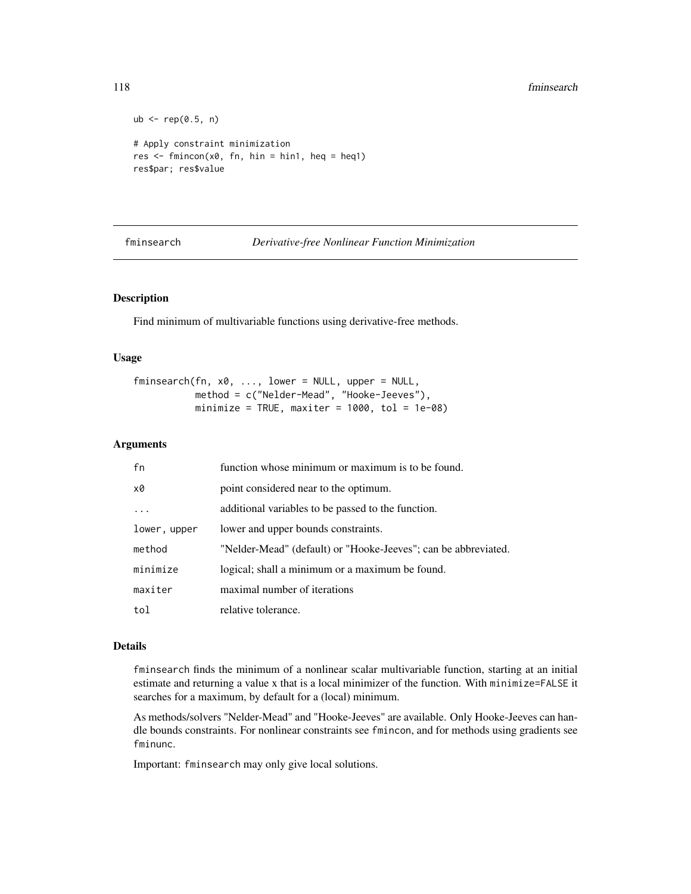```
ub <- rep(0.5, n)

# Apply constraint minimization
res <- fmincon(x0, fn, hin = hin1, heq = heq1)
res$par; res$value
```

## fminsearch — *Derivative-free Nonlinear Function Minimization*

### Description

Find minimum of multivariable functions using derivative-free methods.

### Usage

```
fminsearch(fn, x0, ..., lower = NULL, upper = NULL,
           method = c("Nelder-Mead", "Hooke-Jeeves"),
           minimize = TRUE, maxiter = 1000, tol = 1e-08)
```

### Arguments

| | |
|---|---|
| `fn` | function whose minimum or maximum is to be found. |
| `x0` | point considered near to the optimum. |
| `...` | additional variables to be passed to the function. |
| `lower, upper` | lower and upper bounds constraints. |
| `method` | "Nelder-Mead" (default) or "Hooke-Jeeves"; can be abbreviated. |
| `minimize` | logical; shall a minimum or a maximum be found. |
| `maxiter` | maximal number of iterations |
| `tol` | relative tolerance. |

### Details

`fminsearch` finds the minimum of a nonlinear scalar multivariable function, starting at an initial estimate and returning a value x that is a local minimizer of the function. With `minimize=FALSE` it searches for a maximum, by default for a (local) minimum.

As methods/solvers "Nelder-Mead" and "Hooke-Jeeves" are available. Only Hooke-Jeeves can handle bounds constraints. For nonlinear constraints see `fmincon`, and for methods using gradients see `fminunc`.

Important: `fminsearch` may only give local solutions.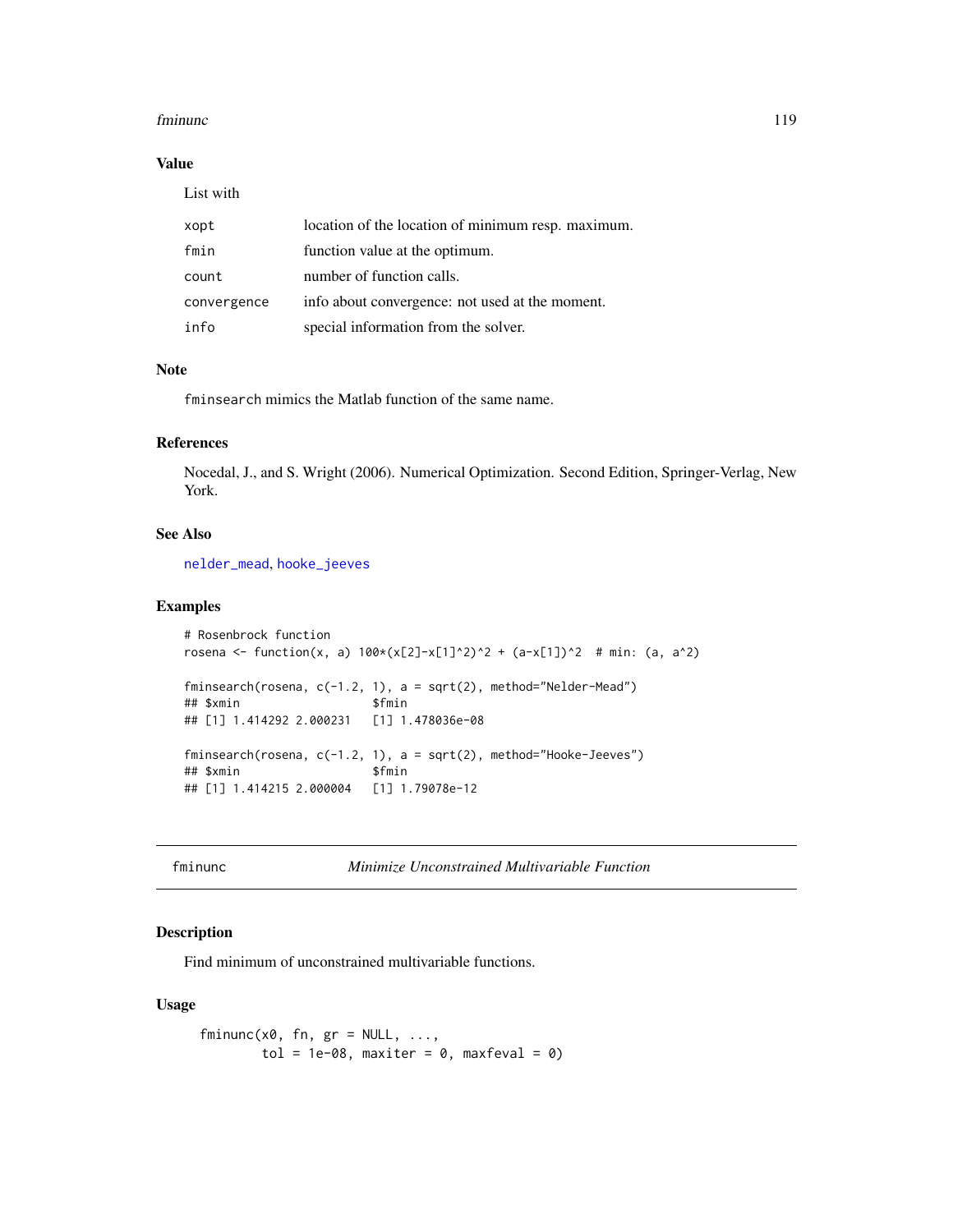### Value

List with

| | |
|---|---|
| xopt | location of the location of minimum resp. maximum. |
| fmin | function value at the optimum. |
| count | number of function calls. |
| convergence | info about convergence: not used at the moment. |
| info | special information from the solver. |

### Note

`fminsearch` mimics the Matlab function of the same name.

### References

Nocedal, J., and S. Wright (2006). Numerical Optimization. Second Edition, Springer-Verlag, New York.

### See Also

`nelder_mead`, `hooke_jeeves`

### Examples

```
# Rosenbrock function
rosena <- function(x, a) 100*(x[2]-x[1]^2)^2 + (a-x[1])^2  # min: (a, a^2)

fminsearch(rosena, c(-1.2, 1), a = sqrt(2), method="Nelder-Mead")
## $xmin                     $fmin
## [1] 1.414292 2.000231    [1] 1.478036e-08

fminsearch(rosena, c(-1.2, 1), a = sqrt(2), method="Hooke-Jeeves")
## $xmin                     $fmin
## [1] 1.414215 2.000004    [1] 1.79078e-12
```

---

## fminunc — *Minimize Unconstrained Multivariable Function*

### Description

Find minimum of unconstrained multivariable functions.

### Usage

```
fminunc(x0, fn, gr = NULL, ...,
        tol = 1e-08, maxiter = 0, maxfeval = 0)
```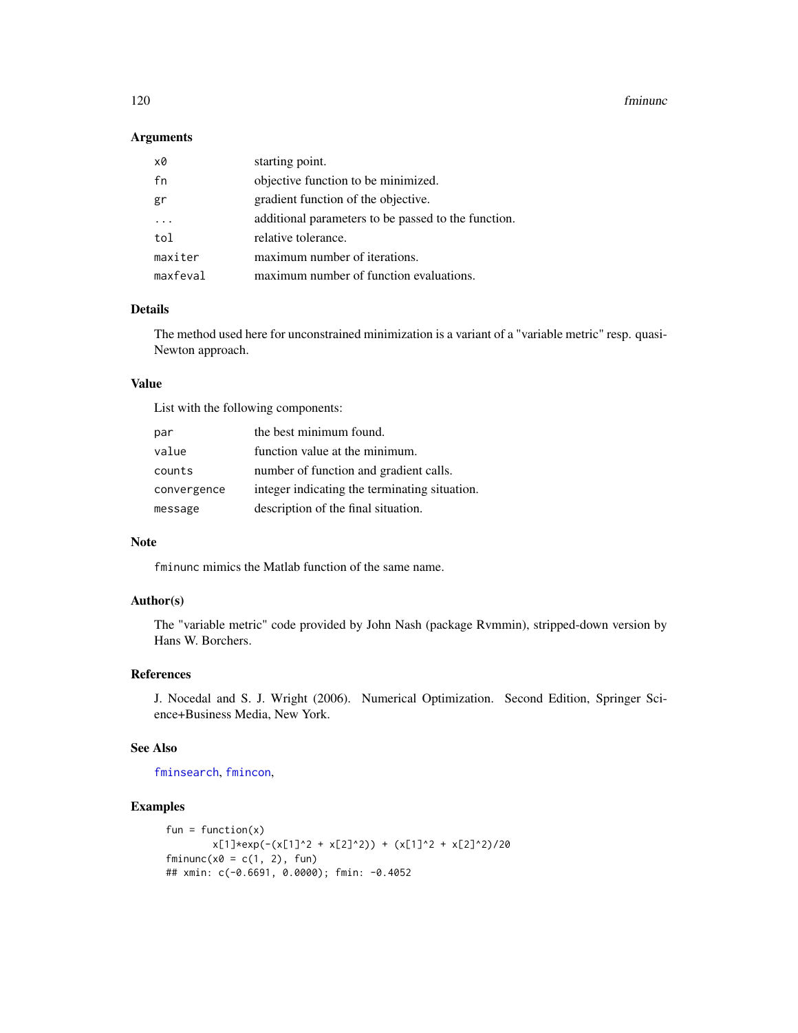## Arguments

| | |
|---|---|
| x0 | starting point. |
| fn | objective function to be minimized. |
| gr | gradient function of the objective. |
| ... | additional parameters to be passed to the function. |
| tol | relative tolerance. |
| maxiter | maximum number of iterations. |
| maxfeval | maximum number of function evaluations. |

## Details

The method used here for unconstrained minimization is a variant of a "variable metric" resp. quasi-Newton approach.

## Value

List with the following components:

| | |
|---|---|
| par | the best minimum found. |
| value | function value at the minimum. |
| counts | number of function and gradient calls. |
| convergence | integer indicating the terminating situation. |
| message | description of the final situation. |

## Note

`fminunc` mimics the Matlab function of the same name.

## Author(s)

The "variable metric" code provided by John Nash (package Rvmmin), stripped-down version by Hans W. Borchers.

## References

J. Nocedal and S. J. Wright (2006). Numerical Optimization. Second Edition, Springer Science+Business Media, New York.

## See Also

fminsearch, fmincon,

## Examples

```
fun = function(x)
        x[1]*exp(-(x[1]^2 + x[2]^2)) + (x[1]^2 + x[2]^2)/20
fminunc(x0 = c(1, 2), fun)
## xmin: c(-0.6691, 0.0000); fmin: -0.4052
```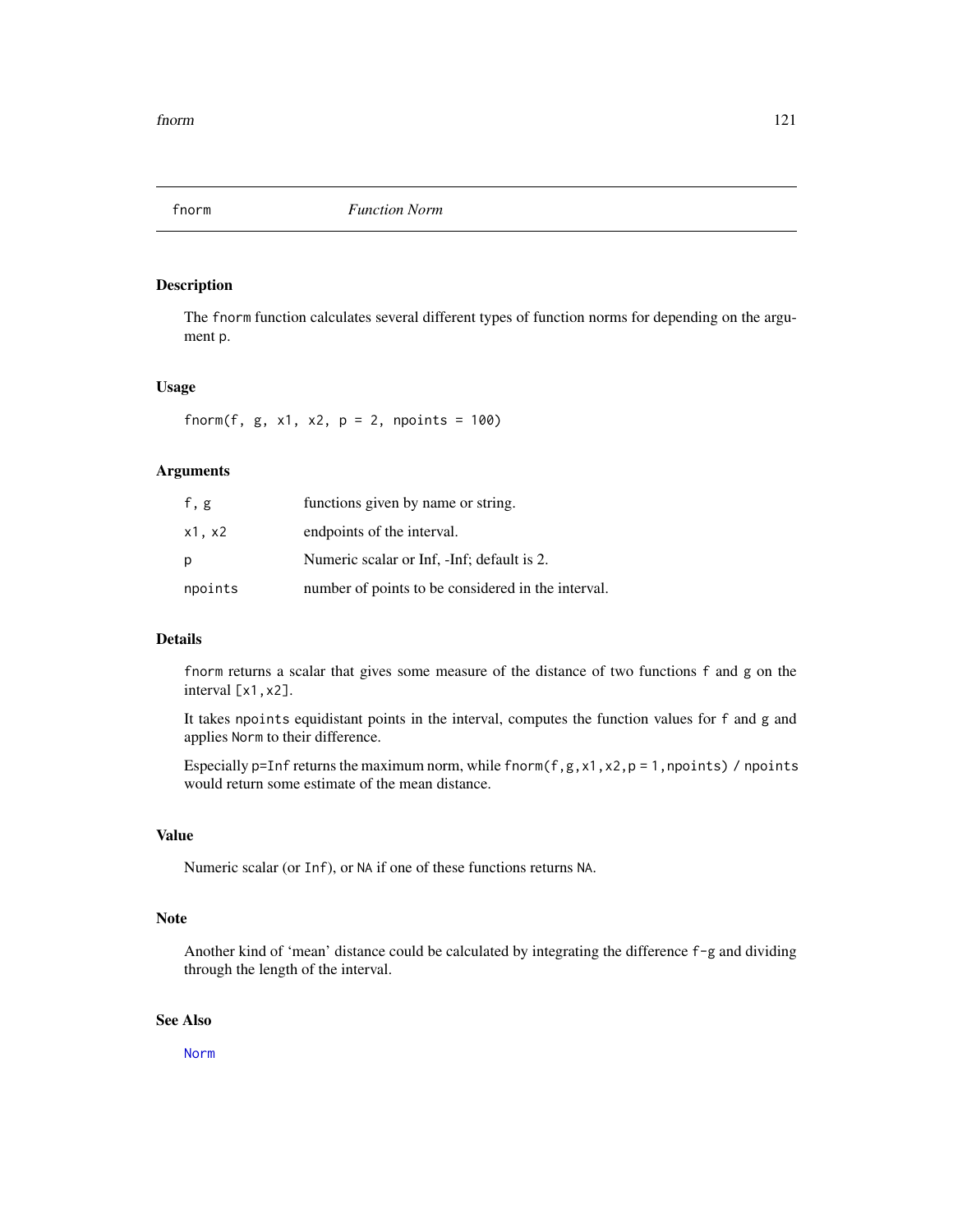# fnorm *Function Norm*

## Description

The `fnorm` function calculates several different types of function norms for depending on the argument `p`.

## Usage

```
fnorm(f, g, x1, x2, p = 2, npoints = 100)
```

## Arguments

| | |
|---|---|
| `f, g` | functions given by name or string. |
| `x1, x2` | endpoints of the interval. |
| `p` | Numeric scalar or Inf, -Inf; default is 2. |
| `npoints` | number of points to be considered in the interval. |

## Details

`fnorm` returns a scalar that gives some measure of the distance of two functions `f` and `g` on the interval `[x1,x2]`.

It takes `npoints` equidistant points in the interval, computes the function values for `f` and `g` and applies `Norm` to their difference.

Especially `p=Inf` returns the maximum norm, while `fnorm(f,g,x1,x2,p = 1,npoints) / npoints` would return some estimate of the mean distance.

## Value

Numeric scalar (or `Inf`), or `NA` if one of these functions returns `NA`.

## Note

Another kind of 'mean' distance could be calculated by integrating the difference `f-g` and dividing through the length of the interval.

## See Also

`Norm`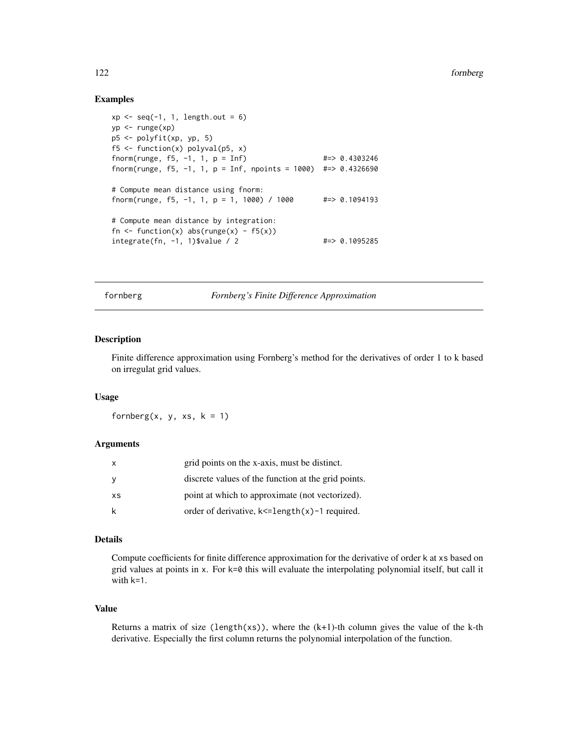### Examples

```
xp <- seq(-1, 1, length.out = 6)
yp <- runge(xp)
p5 <- polyfit(xp, yp, 5)
f5 <- function(x) polyval(p5, x)
fnorm(runge, f5, -1, 1, p = Inf)                  #=> 0.4303246
fnorm(runge, f5, -1, 1, p = Inf, npoints = 1000)  #=> 0.4326690

# Compute mean distance using fnorm:
fnorm(runge, f5, -1, 1, p = 1, 1000) / 1000       #=> 0.1094193

# Compute mean distance by integration:
fn <- function(x) abs(runge(x) - f5(x))
integrate(fn, -1, 1)$value / 2                    #=> 0.1095285
```

---

## fornberg — *Fornberg's Finite Difference Approximation*

---

### Description

Finite difference approximation using Fornberg's method for the derivatives of order 1 to k based on irregulat grid values.

### Usage

```
fornberg(x, y, xs, k = 1)
```

### Arguments

| | |
|---|---|
| x | grid points on the x-axis, must be distinct. |
| y | discrete values of the function at the grid points. |
| xs | point at which to approximate (not vectorized). |
| k | order of derivative, `k<=length(x)-1` required. |

### Details

Compute coefficients for finite difference approximation for the derivative of order `k` at `xs` based on grid values at points in `x`. For `k=0` this will evaluate the interpolating polynomial itself, but call it with `k=1`.

### Value

Returns a matrix of size `(length(xs))`, where the (k+1)-th column gives the value of the k-th derivative. Especially the first column returns the polynomial interpolation of the function.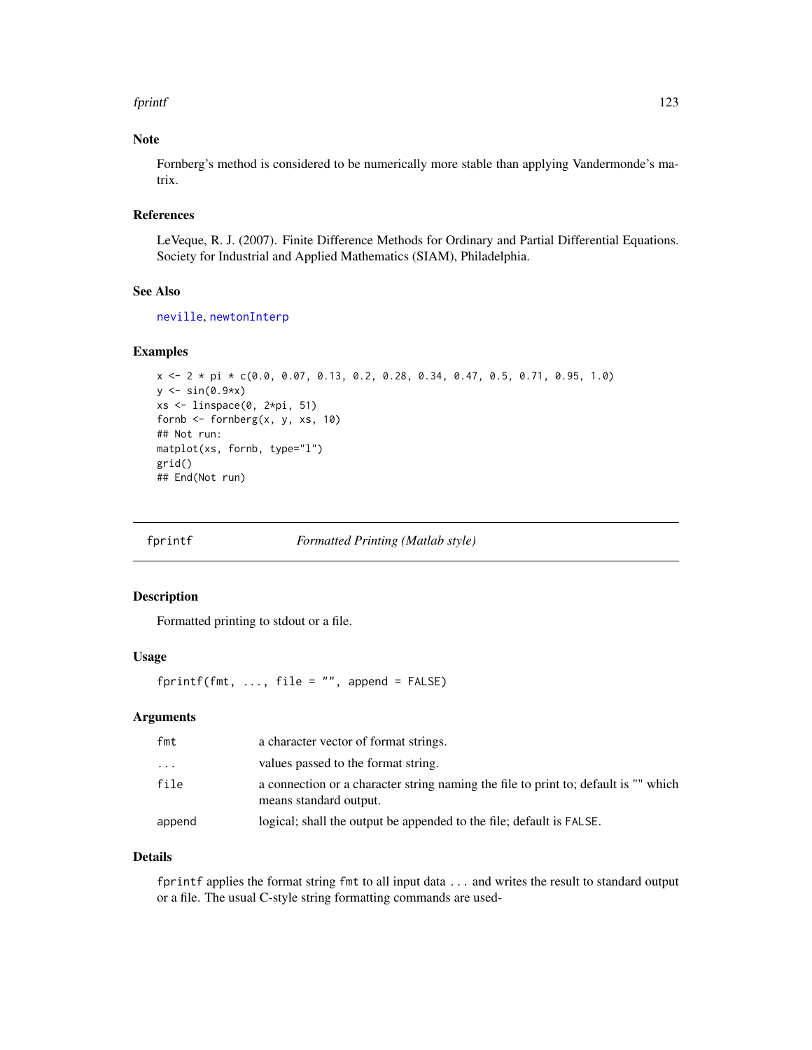### Note

Fornberg's method is considered to be numerically more stable than applying Vandermonde's matrix.

### References

LeVeque, R. J. (2007). Finite Difference Methods for Ordinary and Partial Differential Equations. Society for Industrial and Applied Mathematics (SIAM), Philadelphia.

### See Also

neville, newtonInterp

### Examples

```
x <- 2 * pi * c(0.0, 0.07, 0.13, 0.2, 0.28, 0.34, 0.47, 0.5, 0.71, 0.95, 1.0)
y <- sin(0.9*x)
xs <- linspace(0, 2*pi, 51)
fornb <- fornberg(x, y, xs, 10)
## Not run:
matplot(xs, fornb, type="l")
grid()
## End(Not run)
```

---

## fprintf — *Formatted Printing (Matlab style)*

### Description

Formatted printing to stdout or a file.

### Usage

```
fprintf(fmt, ..., file = "", append = FALSE)
```

### Arguments

| | |
|---|---|
| fmt | a character vector of format strings. |
| ... | values passed to the format string. |
| file | a connection or a character string naming the file to print to; default is "" which means standard output. |
| append | logical; shall the output be appended to the file; default is FALSE. |

### Details

fprintf applies the format string fmt to all input data ... and writes the result to standard output or a file. The usual C-style string formatting commands are used-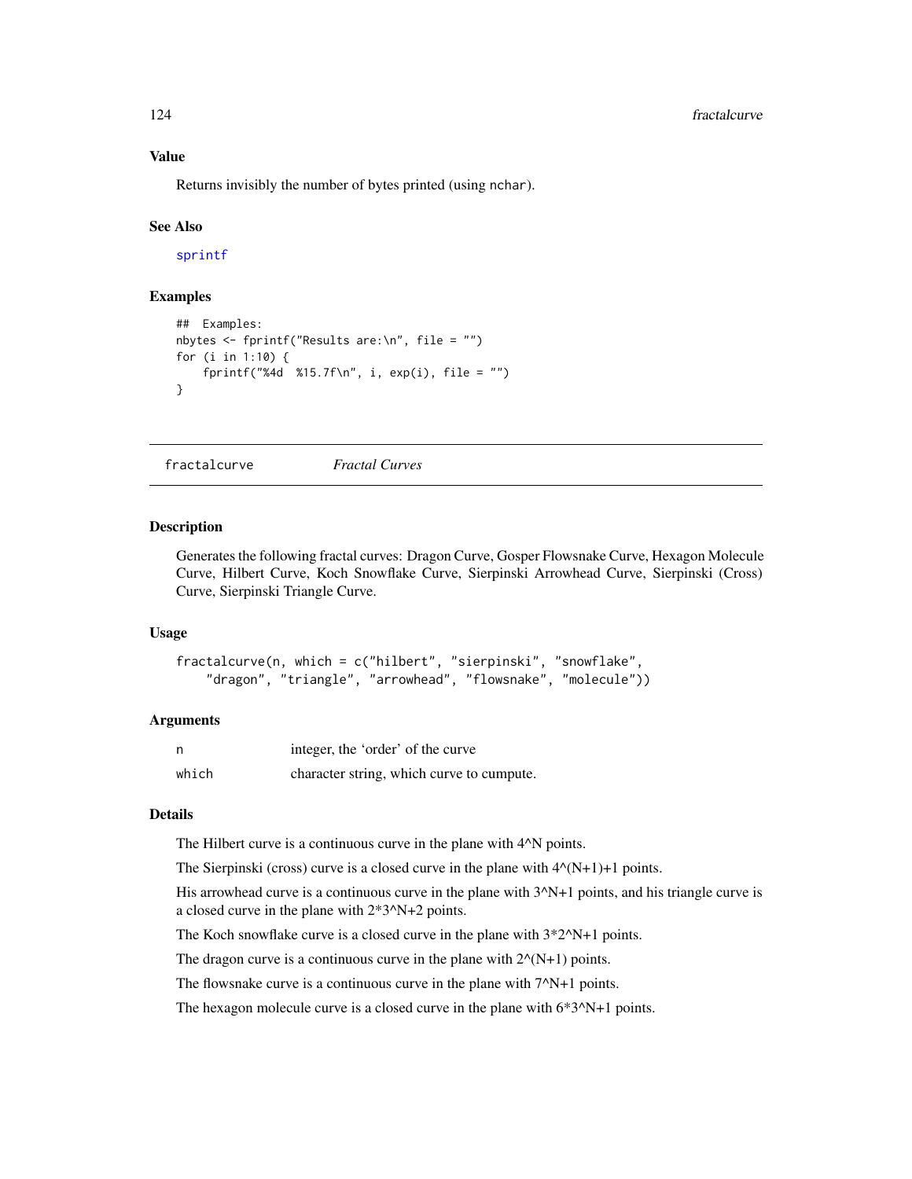### Value

Returns invisibly the number of bytes printed (using `nchar`).

### See Also

`sprintf`

### Examples

```
##  Examples:
nbytes <- fprintf("Results are:\n", file = "")
for (i in 1:10) {
    fprintf("%4d  %15.7f\n", i, exp(i), file = "")
}
```

---

`fractalcurve` *Fractal Curves*

---

### Description

Generates the following fractal curves: Dragon Curve, Gosper Flowsnake Curve, Hexagon Molecule Curve, Hilbert Curve, Koch Snowflake Curve, Sierpinski Arrowhead Curve, Sierpinski (Cross) Curve, Sierpinski Triangle Curve.

### Usage

```
fractalcurve(n, which = c("hilbert", "sierpinski", "snowflake",
    "dragon", "triangle", "arrowhead", "flowsnake", "molecule"))
```

### Arguments

| | |
|---|---|
| `n` | integer, the 'order' of the curve |
| `which` | character string, which curve to cumpute. |

### Details

The Hilbert curve is a continuous curve in the plane with 4^N points.

The Sierpinski (cross) curve is a closed curve in the plane with 4^(N+1)+1 points.

His arrowhead curve is a continuous curve in the plane with 3^N+1 points, and his triangle curve is a closed curve in the plane with 2*3^N+2 points.

The Koch snowflake curve is a closed curve in the plane with 3*2^N+1 points.

The dragon curve is a continuous curve in the plane with 2^(N+1) points.

The flowsnake curve is a continuous curve in the plane with 7^N+1 points.

The hexagon molecule curve is a closed curve in the plane with 6*3^N+1 points.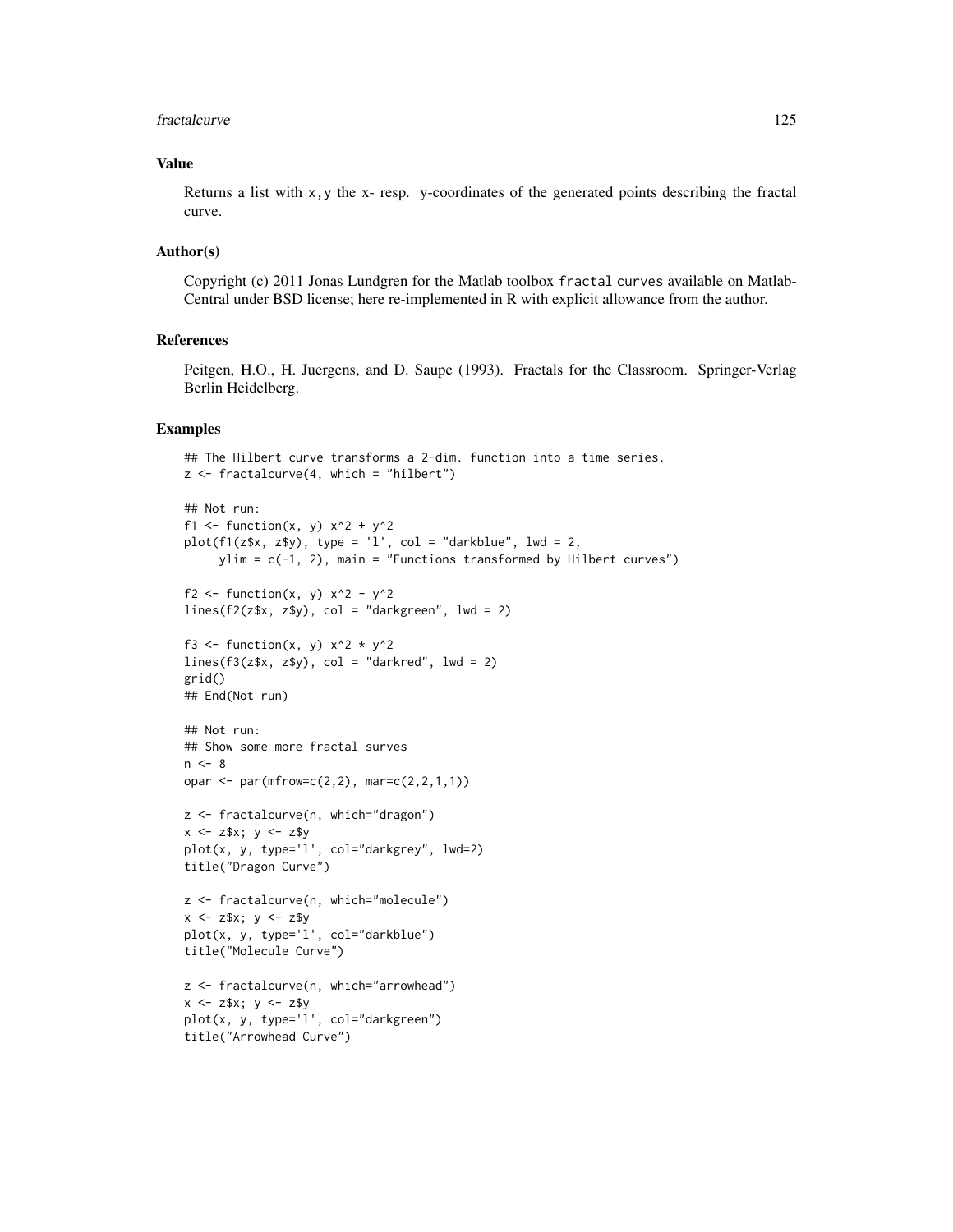### Value

Returns a list with `x,y` the x- resp. y-coordinates of the generated points describing the fractal curve.

### Author(s)

Copyright (c) 2011 Jonas Lundgren for the Matlab toolbox `fractal curves` available on Matlab-Central under BSD license; here re-implemented in R with explicit allowance from the author.

### References

Peitgen, H.O., H. Juergens, and D. Saupe (1993). Fractals for the Classroom. Springer-Verlag Berlin Heidelberg.

### Examples

```
## The Hilbert curve transforms a 2-dim. function into a time series.
z <- fractalcurve(4, which = "hilbert")

## Not run:
f1 <- function(x, y) x^2 + y^2
plot(f1(z$x, z$y), type = 'l', col = "darkblue", lwd = 2,
     ylim = c(-1, 2), main = "Functions transformed by Hilbert curves")

f2 <- function(x, y) x^2 - y^2
lines(f2(z$x, z$y), col = "darkgreen", lwd = 2)

f3 <- function(x, y) x^2 * y^2
lines(f3(z$x, z$y), col = "darkred", lwd = 2)
grid()
## End(Not run)

## Not run:
## Show some more fractal surves
n <- 8
opar <- par(mfrow=c(2,2), mar=c(2,2,1,1))

z <- fractalcurve(n, which="dragon")
x <- z$x; y <- z$y
plot(x, y, type='l', col="darkgrey", lwd=2)
title("Dragon Curve")

z <- fractalcurve(n, which="molecule")
x <- z$x; y <- z$y
plot(x, y, type='l', col="darkblue")
title("Molecule Curve")

z <- fractalcurve(n, which="arrowhead")
x <- z$x; y <- z$y
plot(x, y, type='l', col="darkgreen")
title("Arrowhead Curve")
```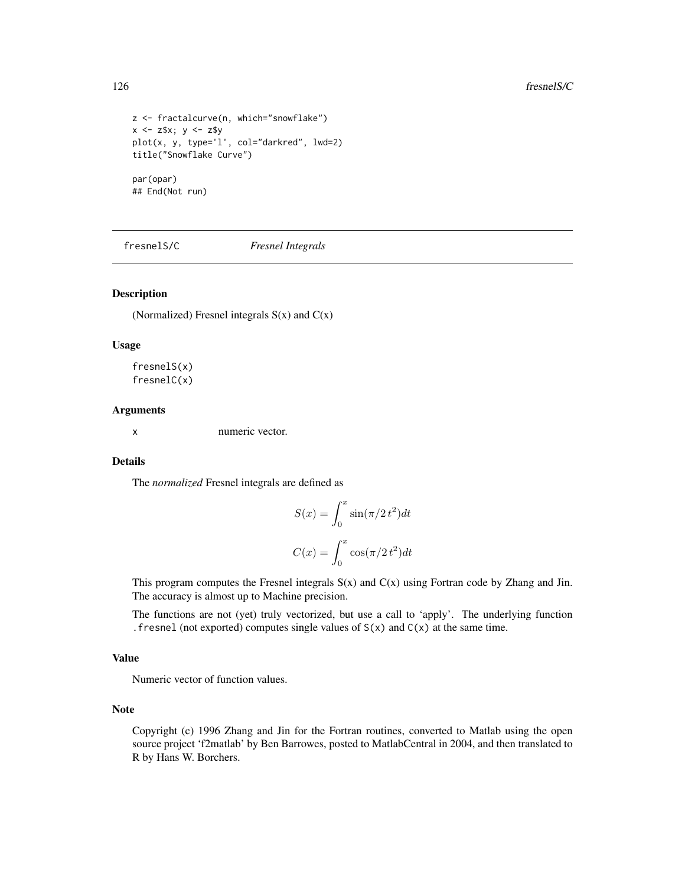```
z <- fractalcurve(n, which="snowflake")
x <- z$x; y <- z$y
plot(x, y, type='l', col="darkred", lwd=2)
title("Snowflake Curve")

par(opar)
## End(Not run)
```

---

## fresnelS/C — *Fresnel Integrals*

---

### Description

(Normalized) Fresnel integrals S(x) and C(x)

### Usage

```
fresnelS(x)
fresnelC(x)
```

### Arguments

| | |
|---|---|
| `x` | numeric vector. |

### Details

The *normalized* Fresnel integrals are defined as

$$S(x) = \int_0^x \sin(\pi/2\, t^2) dt$$

$$C(x) = \int_0^x \cos(\pi/2\, t^2) dt$$

This program computes the Fresnel integrals S(x) and C(x) using Fortran code by Zhang and Jin. The accuracy is almost up to Machine precision.

The functions are not (yet) truly vectorized, but use a call to 'apply'. The underlying function `.fresnel` (not exported) computes single values of `S(x)` and `C(x)` at the same time.

### Value

Numeric vector of function values.

### Note

Copyright (c) 1996 Zhang and Jin for the Fortran routines, converted to Matlab using the open source project 'f2matlab' by Ben Barrowes, posted to MatlabCentral in 2004, and then translated to R by Hans W. Borchers.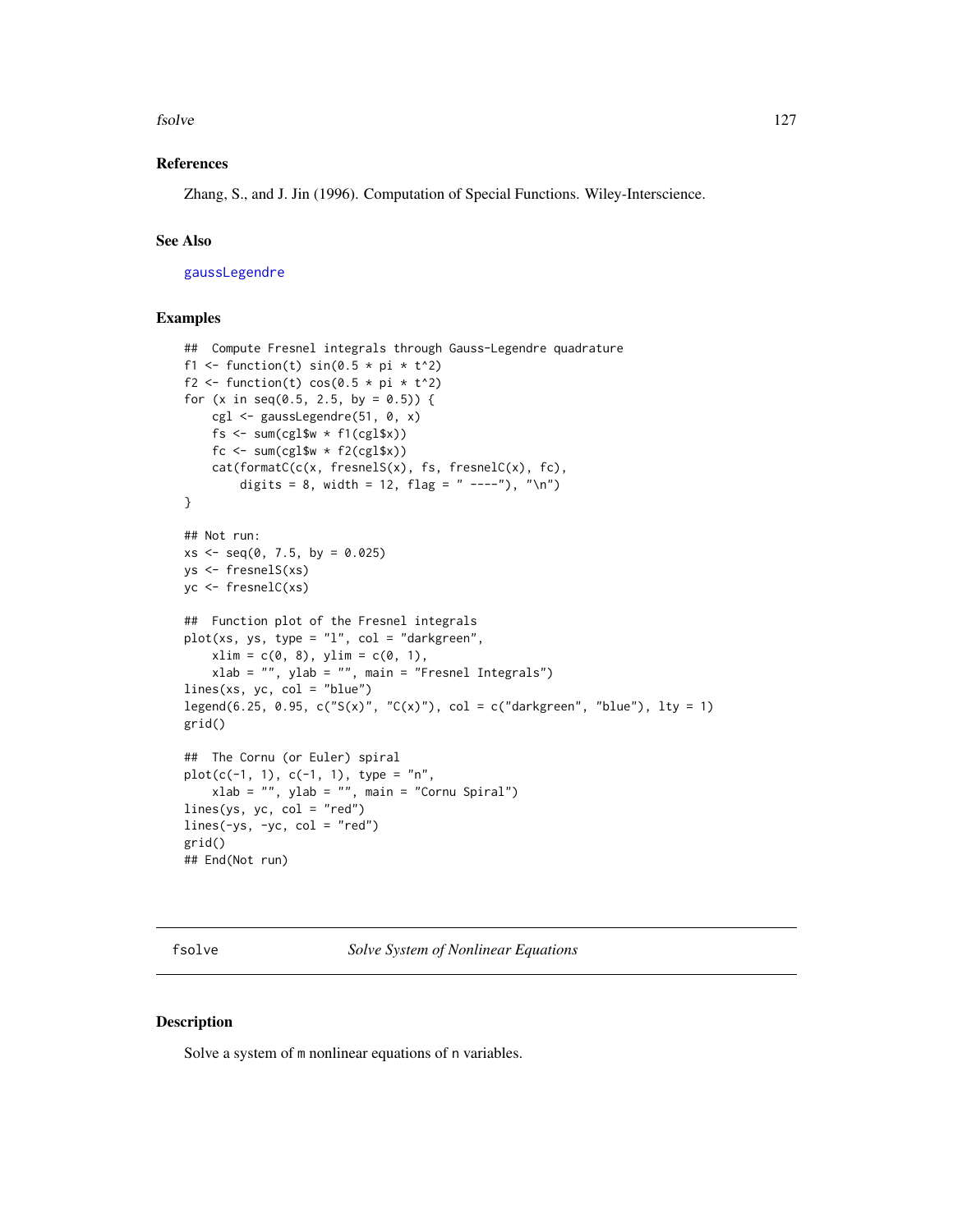### References

Zhang, S., and J. Jin (1996). Computation of Special Functions. Wiley-Interscience.

### See Also

gaussLegendre

### Examples

```
##  Compute Fresnel integrals through Gauss-Legendre quadrature
f1 <- function(t) sin(0.5 * pi * t^2)
f2 <- function(t) cos(0.5 * pi * t^2)
for (x in seq(0.5, 2.5, by = 0.5)) {
    cgl <- gaussLegendre(51, 0, x)
    fs <- sum(cgl$w * f1(cgl$x))
    fc <- sum(cgl$w * f2(cgl$x))
    cat(formatC(c(x, fresnelS(x), fs, fresnelC(x), fc),
        digits = 8, width = 12, flag = " ----"), "\n")
}

## Not run:
xs <- seq(0, 7.5, by = 0.025)
ys <- fresnelS(xs)
yc <- fresnelC(xs)

##  Function plot of the Fresnel integrals
plot(xs, ys, type = "l", col = "darkgreen",
    xlim = c(0, 8), ylim = c(0, 1),
    xlab = "", ylab = "", main = "Fresnel Integrals")
lines(xs, yc, col = "blue")
legend(6.25, 0.95, c("S(x)", "C(x)"), col = c("darkgreen", "blue"), lty = 1)
grid()

##  The Cornu (or Euler) spiral
plot(c(-1, 1), c(-1, 1), type = "n",
    xlab = "", ylab = "", main = "Cornu Spiral")
lines(ys, yc, col = "red")
lines(-ys, -yc, col = "red")
grid()
## End(Not run)
```

---

## fsolve — *Solve System of Nonlinear Equations*

---

### Description

Solve a system of `m` nonlinear equations of `n` variables.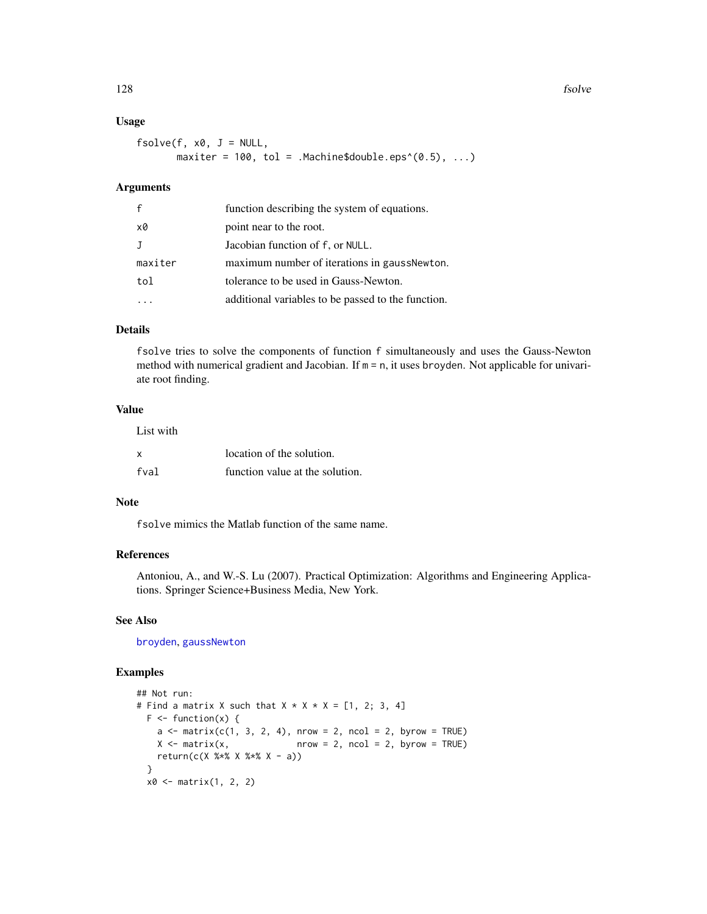## Usage

```
fsolve(f, x0, J = NULL,
       maxiter = 100, tol = .Machine$double.eps^(0.5), ...)
```

## Arguments

| | |
|---|---|
| f | function describing the system of equations. |
| x0 | point near to the root. |
| J | Jacobian function of f, or NULL. |
| maxiter | maximum number of iterations in gaussNewton. |
| tol | tolerance to be used in Gauss-Newton. |
| ... | additional variables to be passed to the function. |

## Details

fsolve tries to solve the components of function f simultaneously and uses the Gauss-Newton method with numerical gradient and Jacobian. If m = n, it uses broyden. Not applicable for univariate root finding.

## Value

List with

| | |
|---|---|
| x | location of the solution. |
| fval | function value at the solution. |

## Note

fsolve mimics the Matlab function of the same name.

## References

Antoniou, A., and W.-S. Lu (2007). Practical Optimization: Algorithms and Engineering Applications. Springer Science+Business Media, New York.

## See Also

broyden, gaussNewton

## Examples

```
## Not run:
# Find a matrix X such that X * X * X = [1, 2; 3, 4]
  F <- function(x) {
    a <- matrix(c(1, 3, 2, 4), nrow = 2, ncol = 2, byrow = TRUE)
    X <- matrix(x,             nrow = 2, ncol = 2, byrow = TRUE)
    return(c(X %*% X %*% X - a))
  }
  x0 <- matrix(1, 2, 2)
```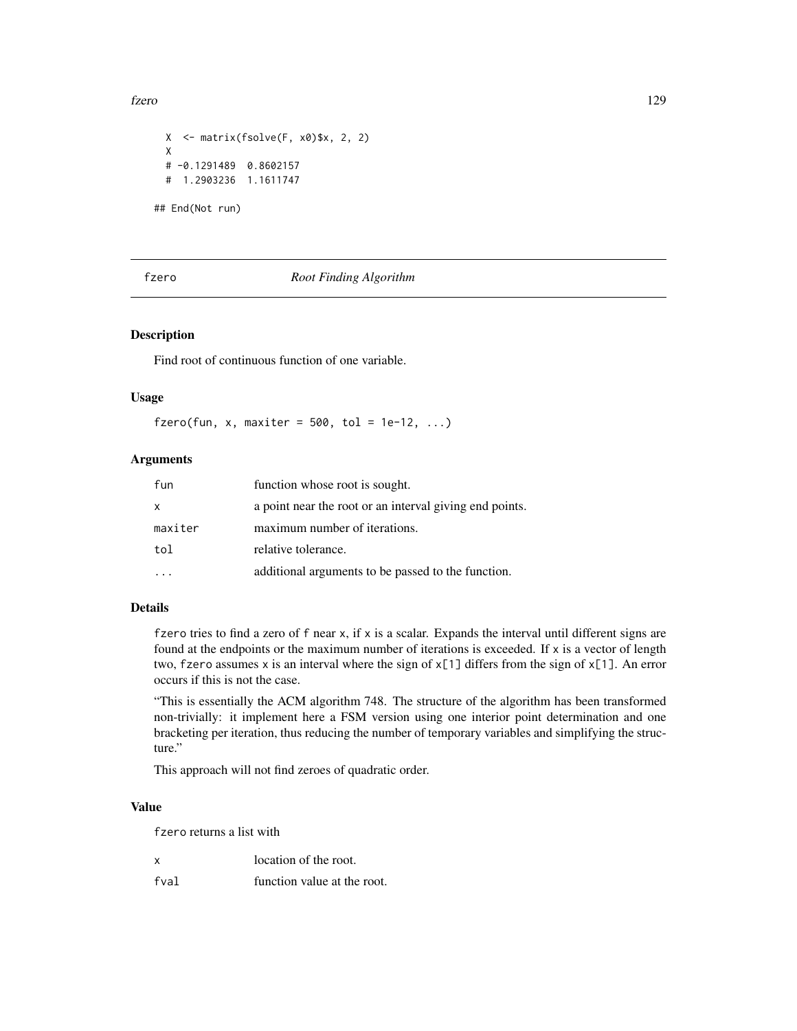```
  X  <- matrix(fsolve(F, x0)$x, 2, 2)
  X
  # -0.1291489  0.8602157
  #  1.2903236  1.1611747

## End(Not run)
```

---

## fzero — *Root Finding Algorithm*

---

### Description

Find root of continuous function of one variable.

### Usage

```
fzero(fun, x, maxiter = 500, tol = 1e-12, ...)
```

### Arguments

| | |
|---|---|
| `fun` | function whose root is sought. |
| `x` | a point near the root or an interval giving end points. |
| `maxiter` | maximum number of iterations. |
| `tol` | relative tolerance. |
| `...` | additional arguments to be passed to the function. |

### Details

`fzero` tries to find a zero of `f` near `x`, if `x` is a scalar. Expands the interval until different signs are found at the endpoints or the maximum number of iterations is exceeded. If `x` is a vector of length two, `fzero` assumes `x` is an interval where the sign of `x[1]` differs from the sign of `x[1]`. An error occurs if this is not the case.

"This is essentially the ACM algorithm 748. The structure of the algorithm has been transformed non-trivially: it implement here a FSM version using one interior point determination and one bracketing per iteration, thus reducing the number of temporary variables and simplifying the structure."

This approach will not find zeroes of quadratic order.

### Value

`fzero` returns a list with

| | |
|---|---|
| `x` | location of the root. |
| `fval` | function value at the root. |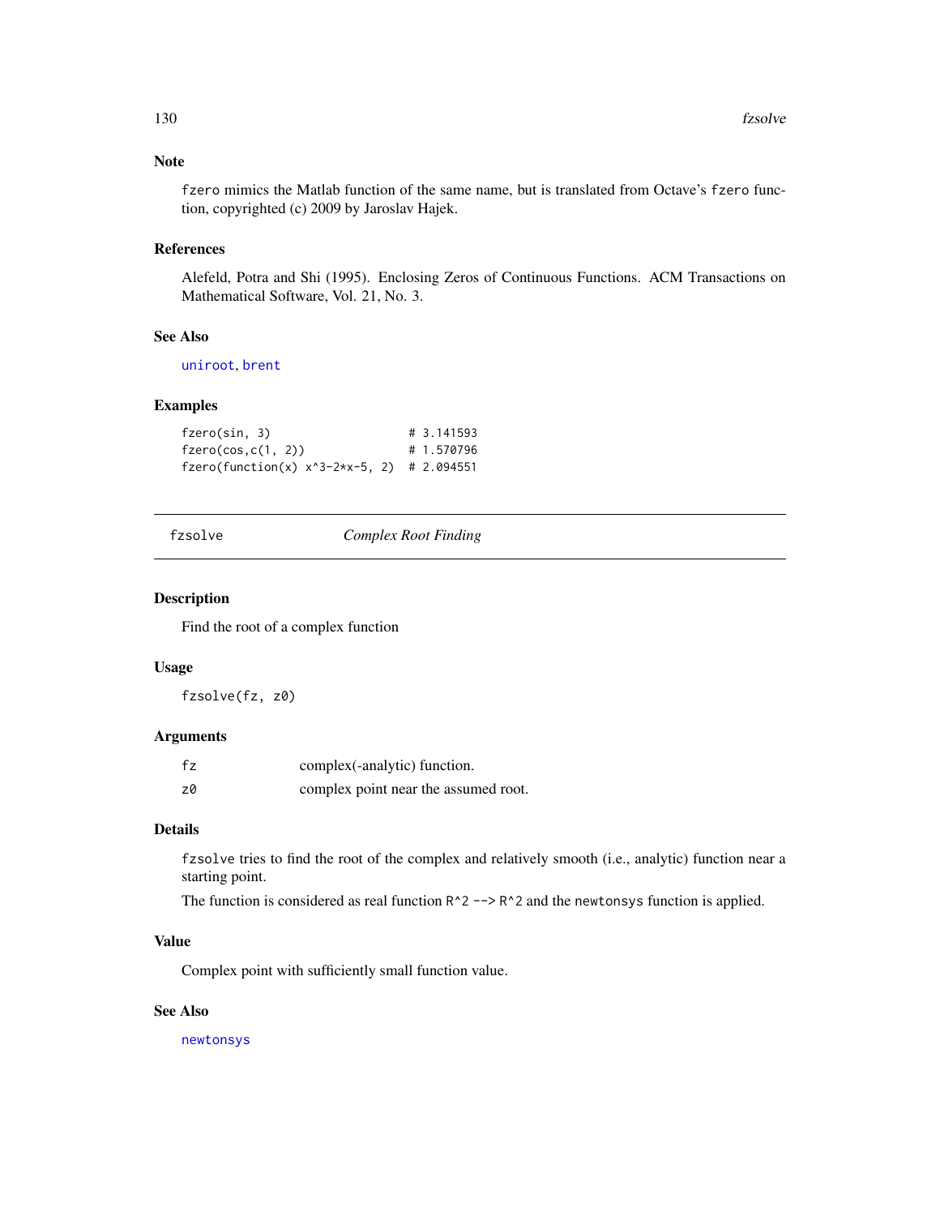## Note

fzero mimics the Matlab function of the same name, but is translated from Octave's fzero function, copyrighted (c) 2009 by Jaroslav Hajek.

## References

Alefeld, Potra and Shi (1995). Enclosing Zeros of Continuous Functions. ACM Transactions on Mathematical Software, Vol. 21, No. 3.

## See Also

uniroot, brent

## Examples

```
fzero(sin, 3)                    # 3.141593
fzero(cos,c(1, 2))               # 1.570796
fzero(function(x) x^3-2*x-5, 2)  # 2.094551
```

---

# fzsolve — *Complex Root Finding*

## Description

Find the root of a complex function

## Usage

```
fzsolve(fz, z0)
```

## Arguments

| | |
|---|---|
| fz | complex(-analytic) function. |
| z0 | complex point near the assumed root. |

## Details

fzsolve tries to find the root of the complex and relatively smooth (i.e., analytic) function near a starting point.

The function is considered as real function R^2 --> R^2 and the newtonsys function is applied.

## Value

Complex point with sufficiently small function value.

## See Also

newtonsys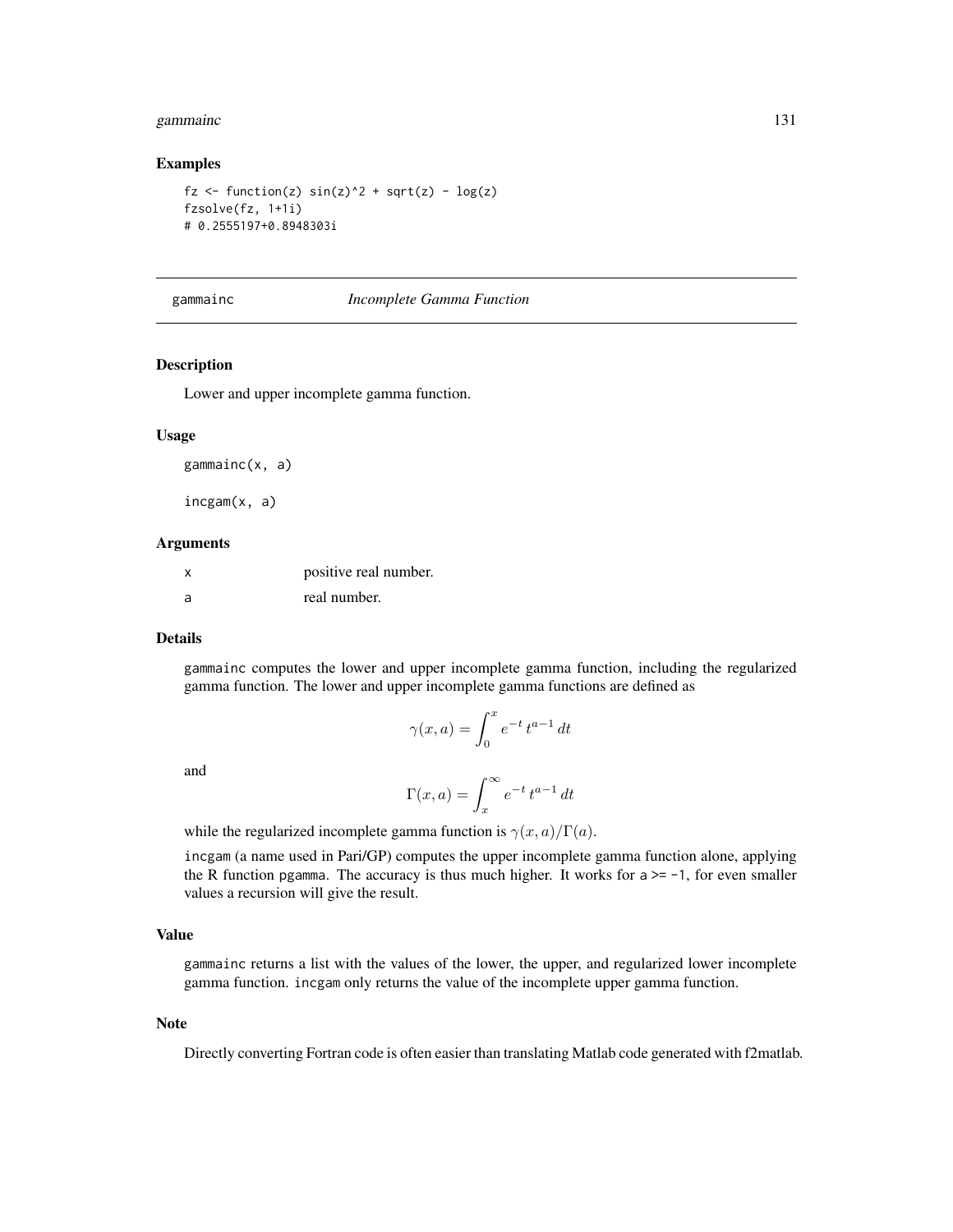## Examples

```
fz <- function(z) sin(z)^2 + sqrt(z) - log(z)
fzsolve(fz, 1+1i)
# 0.2555197+0.8948303i
```

---

# gammainc *Incomplete Gamma Function*

---

## Description

Lower and upper incomplete gamma function.

## Usage

```
gammainc(x, a)

incgam(x, a)
```

## Arguments

| | |
|---|---|
| x | positive real number. |
| a | real number. |

## Details

gammainc computes the lower and upper incomplete gamma function, including the regularized gamma function. The lower and upper incomplete gamma functions are defined as

$$\gamma(x,a) = \int_0^x e^{-t}\, t^{a-1}\, dt$$

and

$$\Gamma(x,a) = \int_x^\infty e^{-t}\, t^{a-1}\, dt$$

while the regularized incomplete gamma function is $\gamma(x,a)/\Gamma(a)$.

incgam (a name used in Pari/GP) computes the upper incomplete gamma function alone, applying the R function pgamma. The accuracy is thus much higher. It works for a >= -1, for even smaller values a recursion will give the result.

## Value

gammainc returns a list with the values of the lower, the upper, and regularized lower incomplete gamma function. incgam only returns the value of the incomplete upper gamma function.

## Note

Directly converting Fortran code is often easier than translating Matlab code generated with f2matlab.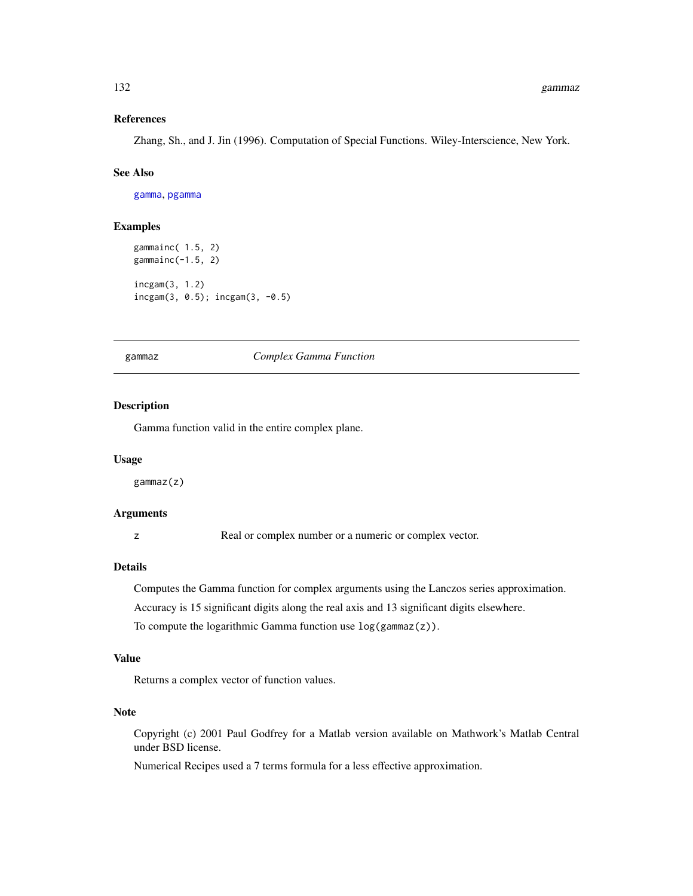### References

Zhang, Sh., and J. Jin (1996). Computation of Special Functions. Wiley-Interscience, New York.

### See Also

gamma, pgamma

### Examples

```
gammainc( 1.5, 2)
gammainc(-1.5, 2)

incgam(3, 1.2)
incgam(3, 0.5); incgam(3, -0.5)
```

---

## gammaz — *Complex Gamma Function*

### Description

Gamma function valid in the entire complex plane.

### Usage

```
gammaz(z)
```

### Arguments

| | |
|---|---|
| z | Real or complex number or a numeric or complex vector. |

### Details

Computes the Gamma function for complex arguments using the Lanczos series approximation.

Accuracy is 15 significant digits along the real axis and 13 significant digits elsewhere.

To compute the logarithmic Gamma function use `log(gammaz(z))`.

### Value

Returns a complex vector of function values.

### Note

Copyright (c) 2001 Paul Godfrey for a Matlab version available on Mathwork's Matlab Central under BSD license.

Numerical Recipes used a 7 terms formula for a less effective approximation.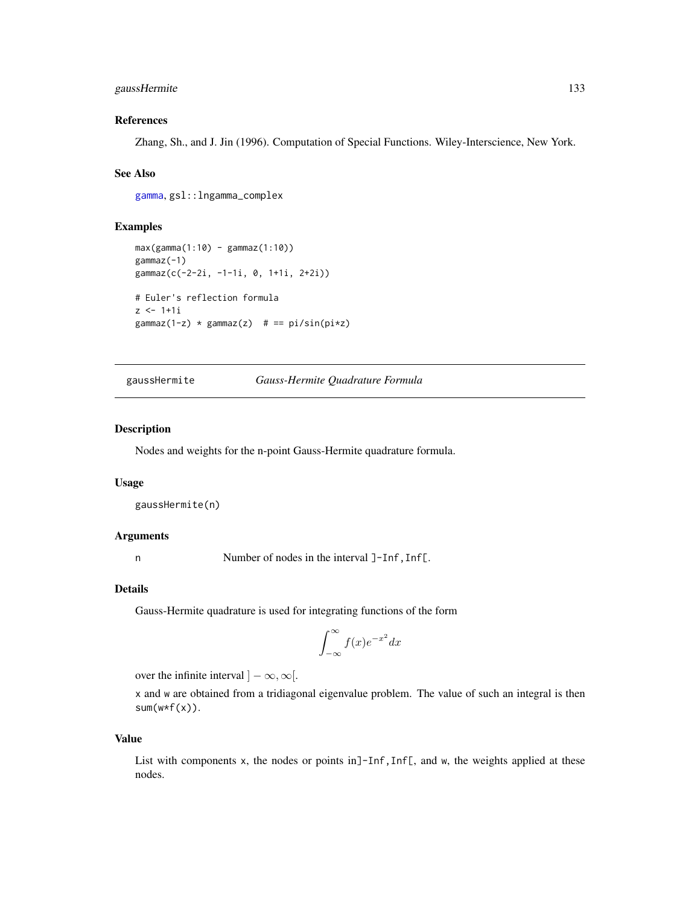### References

Zhang, Sh., and J. Jin (1996). Computation of Special Functions. Wiley-Interscience, New York.

### See Also

gamma, gsl::lngamma_complex

### Examples

```
max(gamma(1:10) - gammaz(1:10))
gammaz(-1)
gammaz(c(-2-2i, -1-1i, 0, 1+1i, 2+2i))

# Euler's reflection formula
z <- 1+1i
gammaz(1-z) * gammaz(z)  # == pi/sin(pi*z)
```

---

## gaussHermite *Gauss-Hermite Quadrature Formula*

---

### Description

Nodes and weights for the n-point Gauss-Hermite quadrature formula.

### Usage

```
gaussHermite(n)
```

### Arguments

| | |
|---|---|
| n | Number of nodes in the interval ]-Inf,Inf[. |

### Details

Gauss-Hermite quadrature is used for integrating functions of the form

$$\int_{-\infty}^{\infty} f(x)e^{-x^2}dx$$

over the infinite interval $]-\infty, \infty[$.

x and w are obtained from a tridiagonal eigenvalue problem. The value of such an integral is then sum(w*f(x)).

### Value

List with components x, the nodes or points in]-Inf,Inf[, and w, the weights applied at these nodes.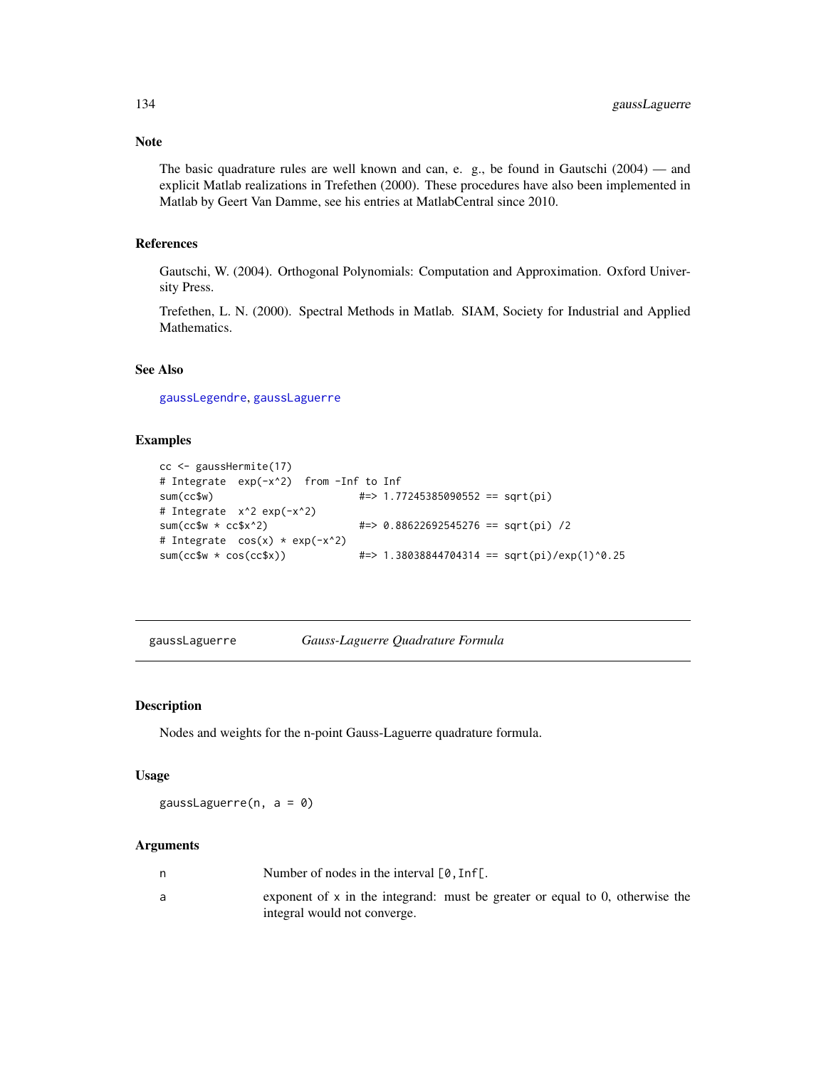## Note

The basic quadrature rules are well known and can, e. g., be found in Gautschi (2004) — and explicit Matlab realizations in Trefethen (2000). These procedures have also been implemented in Matlab by Geert Van Damme, see his entries at MatlabCentral since 2010.

## References

Gautschi, W. (2004). Orthogonal Polynomials: Computation and Approximation. Oxford University Press.

Trefethen, L. N. (2000). Spectral Methods in Matlab. SIAM, Society for Industrial and Applied Mathematics.

## See Also

gaussLegendre, gaussLaguerre

## Examples

```
cc <- gaussHermite(17)
# Integrate  exp(-x^2)  from -Inf to Inf
sum(cc$w)                       #=> 1.77245385090552 == sqrt(pi)
# Integrate  x^2 exp(-x^2)
sum(cc$w * cc$x^2)              #=> 0.88622692545276 == sqrt(pi) /2
# Integrate  cos(x) * exp(-x^2)
sum(cc$w * cos(cc$x))           #=> 1.38038844704314 == sqrt(pi)/exp(1)^0.25
```

---

# gaussLaguerre *Gauss-Laguerre Quadrature Formula*

## Description

Nodes and weights for the n-point Gauss-Laguerre quadrature formula.

## Usage

```
gaussLaguerre(n, a = 0)
```

## Arguments

| | |
|---|---|
| n | Number of nodes in the interval `[0,Inf[`. |
| a | exponent of x in the integrand: must be greater or equal to 0, otherwise the integral would not converge. |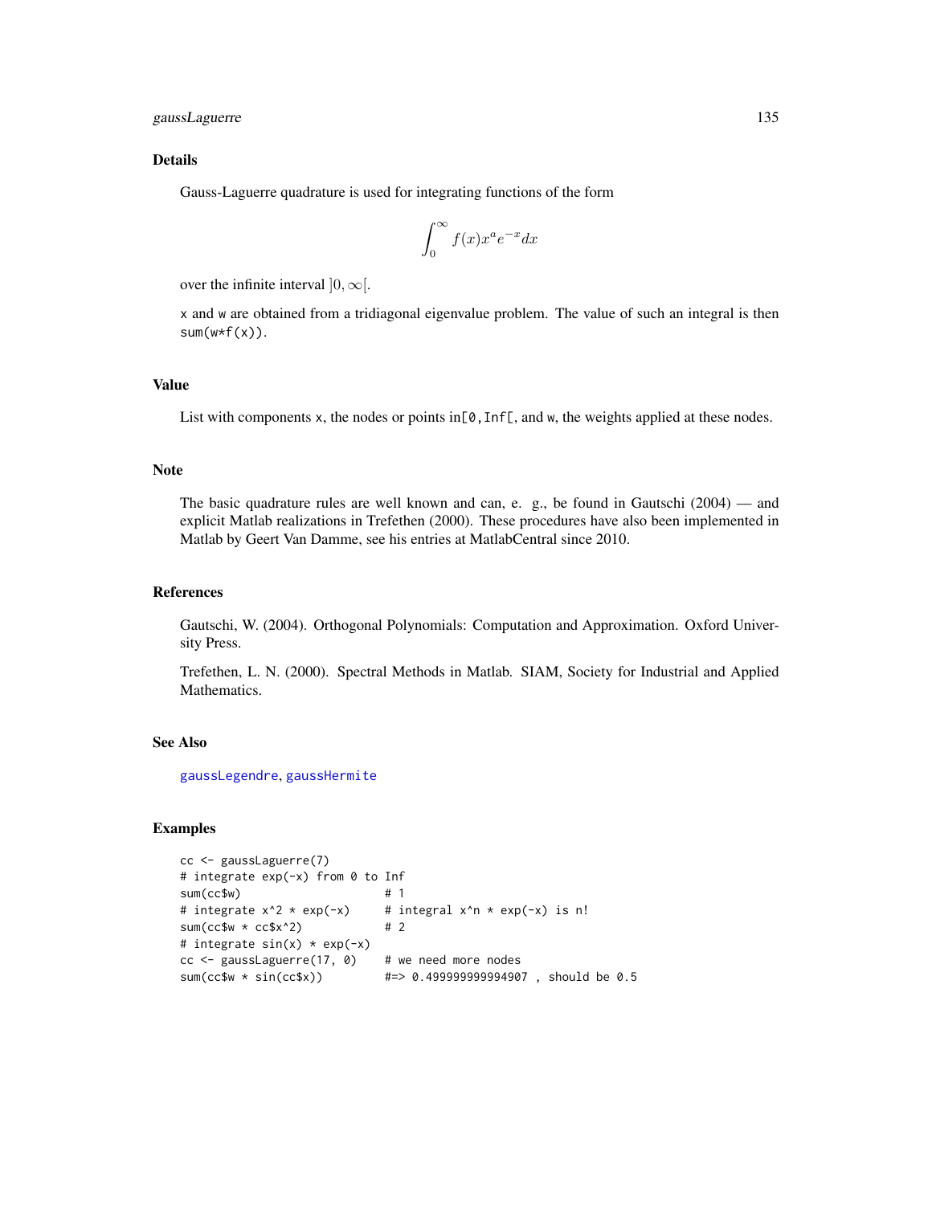## Details

Gauss-Laguerre quadrature is used for integrating functions of the form

$$\int_0^\infty f(x) x^a e^{-x} dx$$

over the infinite interval $]0, \infty[$.

x and w are obtained from a tridiagonal eigenvalue problem. The value of such an integral is then sum(w*f(x)).

## Value

List with components x, the nodes or points in[0,Inf[, and w, the weights applied at these nodes.

## Note

The basic quadrature rules are well known and can, e. g., be found in Gautschi (2004) — and explicit Matlab realizations in Trefethen (2000). These procedures have also been implemented in Matlab by Geert Van Damme, see his entries at MatlabCentral since 2010.

## References

Gautschi, W. (2004). Orthogonal Polynomials: Computation and Approximation. Oxford University Press.

Trefethen, L. N. (2000). Spectral Methods in Matlab. SIAM, Society for Industrial and Applied Mathematics.

## See Also

gaussLegendre, gaussHermite

## Examples

```
cc <- gaussLaguerre(7)
# integrate exp(-x) from 0 to Inf
sum(cc$w)                    # 1
# integrate x^2 * exp(-x)     # integral x^n * exp(-x) is n!
sum(cc$w * cc$x^2)           # 2
# integrate sin(x) * exp(-x)
cc <- gaussLaguerre(17, 0)    # we need more nodes
sum(cc$w * sin(cc$x))         #=> 0.499999999994907 , should be 0.5
```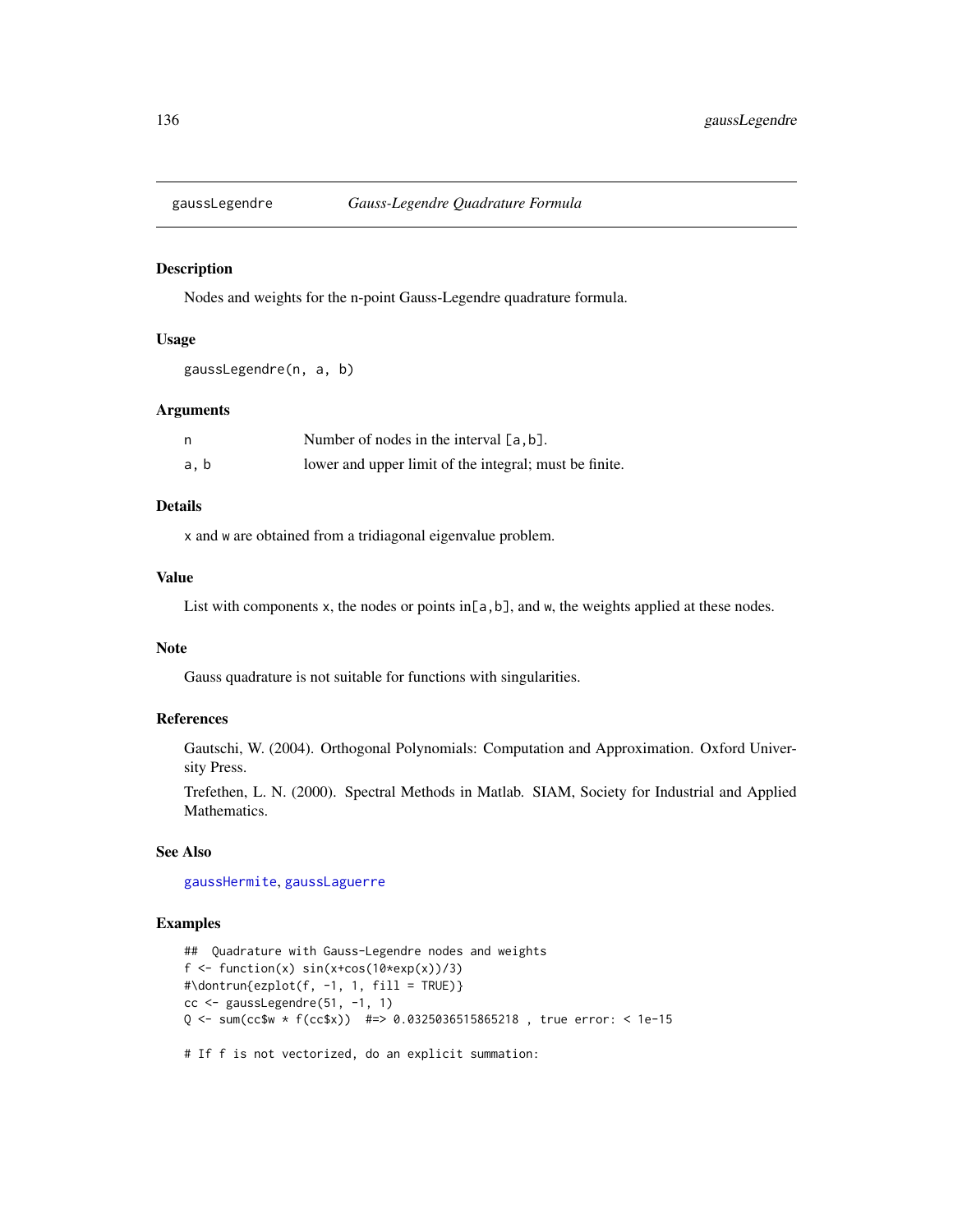# gaussLegendre — *Gauss-Legendre Quadrature Formula*

## Description

Nodes and weights for the n-point Gauss-Legendre quadrature formula.

## Usage

```
gaussLegendre(n, a, b)
```

## Arguments

| | |
|---|---|
| `n` | Number of nodes in the interval `[a,b]`. |
| `a, b` | lower and upper limit of the integral; must be finite. |

## Details

`x` and `w` are obtained from a tridiagonal eigenvalue problem.

## Value

List with components `x`, the nodes or points in`[a,b]`, and `w`, the weights applied at these nodes.

## Note

Gauss quadrature is not suitable for functions with singularities.

## References

Gautschi, W. (2004). Orthogonal Polynomials: Computation and Approximation. Oxford University Press.

Trefethen, L. N. (2000). Spectral Methods in Matlab. SIAM, Society for Industrial and Applied Mathematics.

## See Also

`gaussHermite`, `gaussLaguerre`

## Examples

```
##  Quadrature with Gauss-Legendre nodes and weights
f <- function(x) sin(x+cos(10*exp(x))/3)
#\dontrun{ezplot(f, -1, 1, fill = TRUE)}
cc <- gaussLegendre(51, -1, 1)
Q <- sum(cc$w * f(cc$x))  #=> 0.0325036515865218 , true error: < 1e-15

# If f is not vectorized, do an explicit summation:
```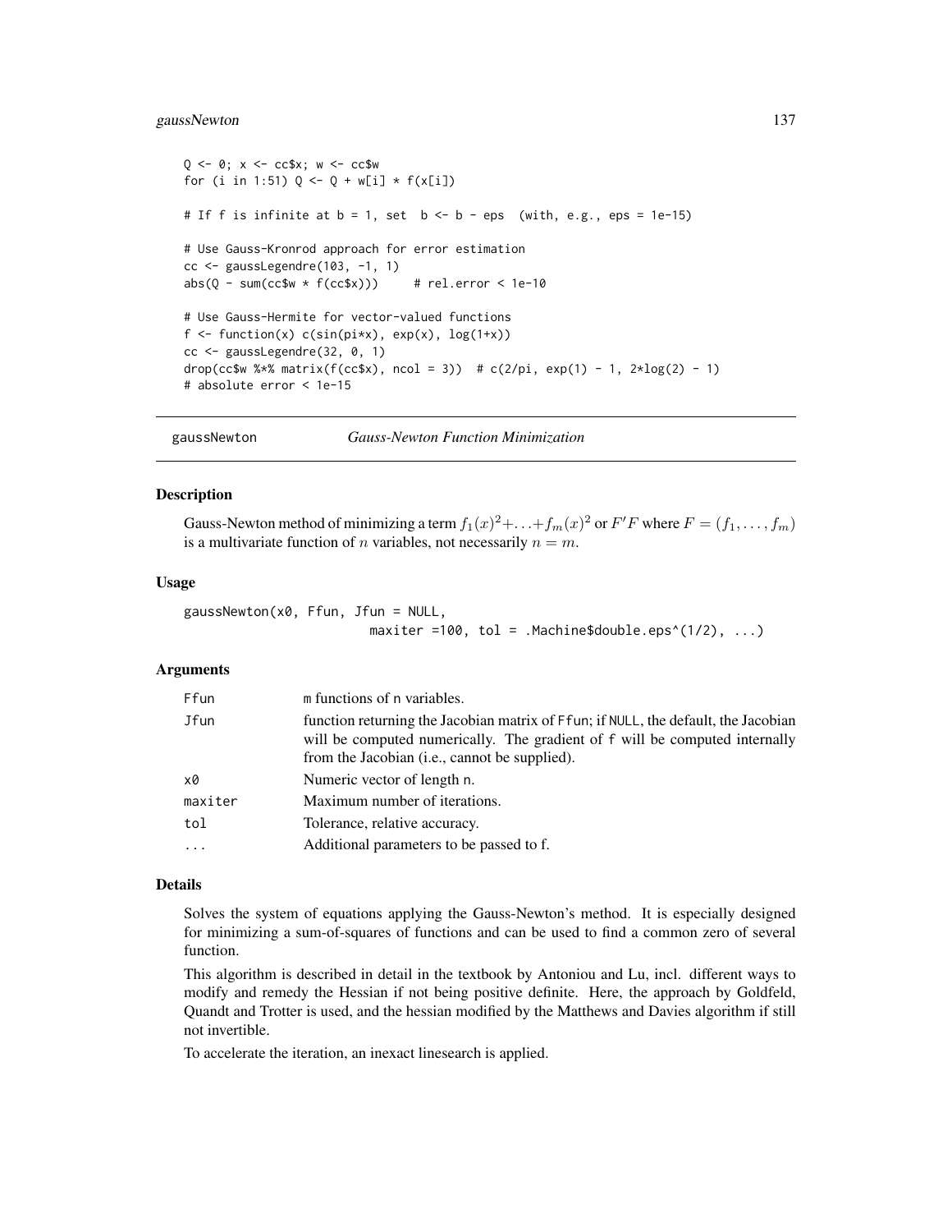```
Q <- 0; x <- cc$x; w <- cc$w
for (i in 1:51) Q <- Q + w[i] * f(x[i])

# If f is infinite at b = 1, set  b <- b - eps  (with, e.g., eps = 1e-15)

# Use Gauss-Kronrod approach for error estimation
cc <- gaussLegendre(103, -1, 1)
abs(Q - sum(cc$w * f(cc$x)))     # rel.error < 1e-10

# Use Gauss-Hermite for vector-valued functions
f <- function(x) c(sin(pi*x), exp(x), log(1+x))
cc <- gaussLegendre(32, 0, 1)
drop(cc$w %*% matrix(f(cc$x), ncol = 3))  # c(2/pi, exp(1) - 1, 2*log(2) - 1)
# absolute error < 1e-15
```

## gaussNewton — *Gauss-Newton Function Minimization*

### Description

Gauss-Newton method of minimizing a term $f_1(x)^2 + \ldots + f_m(x)^2$ or $F'F$ where $F = (f_1, \ldots, f_m)$ is a multivariate function of $n$ variables, not necessarily $n = m$.

### Usage

```
gaussNewton(x0, Ffun, Jfun = NULL,
                        maxiter =100, tol = .Machine$double.eps^(1/2), ...)
```

### Arguments

| | |
|---|---|
| Ffun | m functions of n variables. |
| Jfun | function returning the Jacobian matrix of Ffun; if NULL, the default, the Jacobian will be computed numerically. The gradient of f will be computed internally from the Jacobian (i.e., cannot be supplied). |
| x0 | Numeric vector of length n. |
| maxiter | Maximum number of iterations. |
| tol | Tolerance, relative accuracy. |
| ... | Additional parameters to be passed to f. |

### Details

Solves the system of equations applying the Gauss-Newton's method. It is especially designed for minimizing a sum-of-squares of functions and can be used to find a common zero of several function.

This algorithm is described in detail in the textbook by Antoniou and Lu, incl. different ways to modify and remedy the Hessian if not being positive definite. Here, the approach by Goldfeld, Quandt and Trotter is used, and the hessian modified by the Matthews and Davies algorithm if still not invertible.

To accelerate the iteration, an inexact linesearch is applied.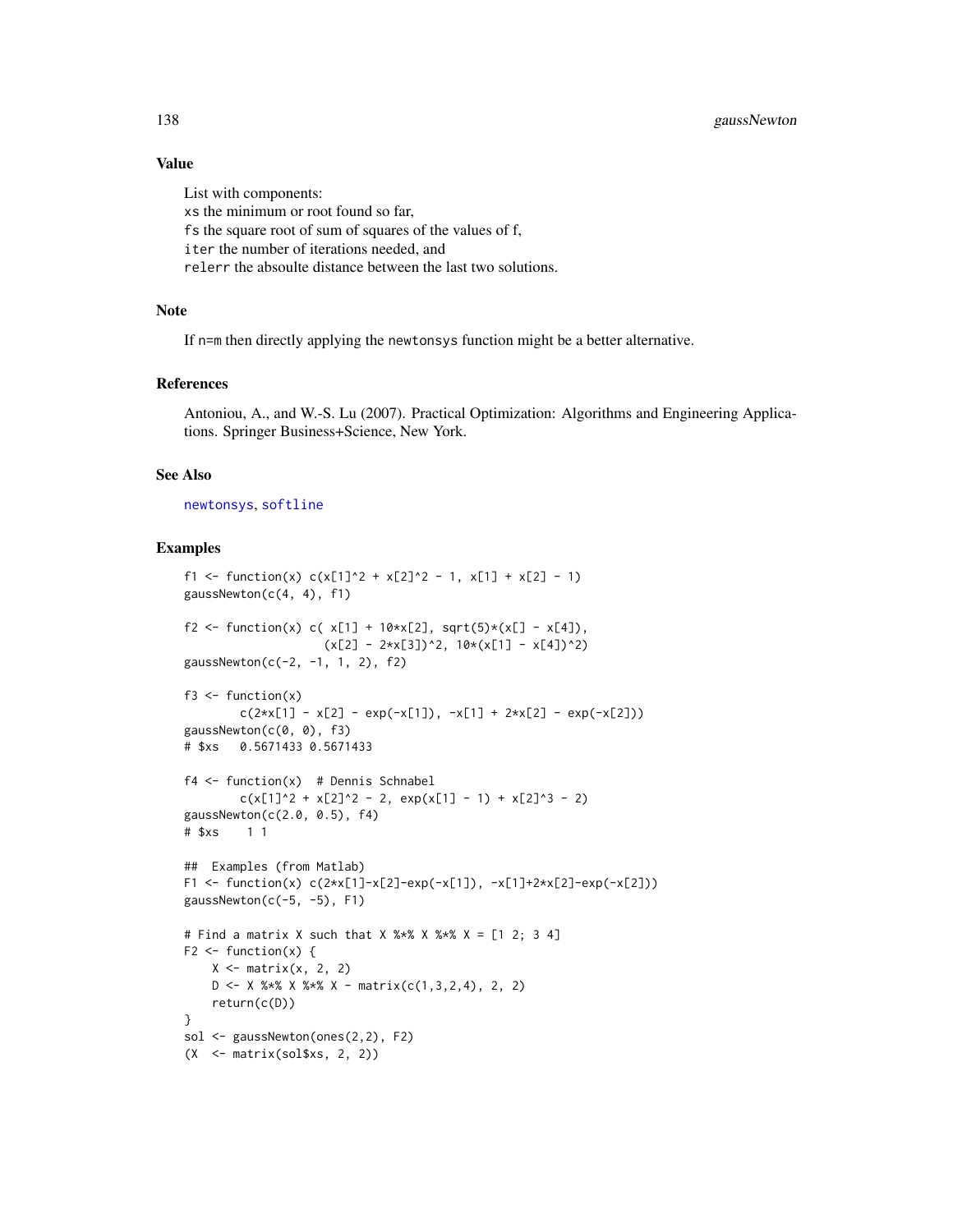### Value

List with components:
xs the minimum or root found so far,
fs the square root of sum of squares of the values of f,
iter the number of iterations needed, and
relerr the absoulte distance between the last two solutions.

### Note

If n=m then directly applying the newtonsys function might be a better alternative.

### References

Antoniou, A., and W.-S. Lu (2007). Practical Optimization: Algorithms and Engineering Applications. Springer Business+Science, New York.

### See Also

newtonsys, softline

### Examples

```
f1 <- function(x) c(x[1]^2 + x[2]^2 - 1, x[1] + x[2] - 1)
gaussNewton(c(4, 4), f1)

f2 <- function(x) c( x[1] + 10*x[2], sqrt(5)*(x[] - x[4]),
                    (x[2] - 2*x[3])^2, 10*(x[1] - x[4])^2)
gaussNewton(c(-2, -1, 1, 2), f2)

f3 <- function(x)
        c(2*x[1] - x[2] - exp(-x[1]), -x[1] + 2*x[2] - exp(-x[2]))
gaussNewton(c(0, 0), f3)
# $xs   0.5671433 0.5671433

f4 <- function(x)  # Dennis Schnabel
        c(x[1]^2 + x[2]^2 - 2, exp(x[1] - 1) + x[2]^3 - 2)
gaussNewton(c(2.0, 0.5), f4)
# $xs    1 1

##  Examples (from Matlab)
F1 <- function(x) c(2*x[1]-x[2]-exp(-x[1]), -x[1]+2*x[2]-exp(-x[2]))
gaussNewton(c(-5, -5), F1)

# Find a matrix X such that X %*% X %*% X = [1 2; 3 4]
F2 <- function(x) {
    X <- matrix(x, 2, 2)
    D <- X %*% X %*% X - matrix(c(1,3,2,4), 2, 2)
    return(c(D))
}
sol <- gaussNewton(ones(2,2), F2)
(X  <- matrix(sol$xs, 2, 2))
```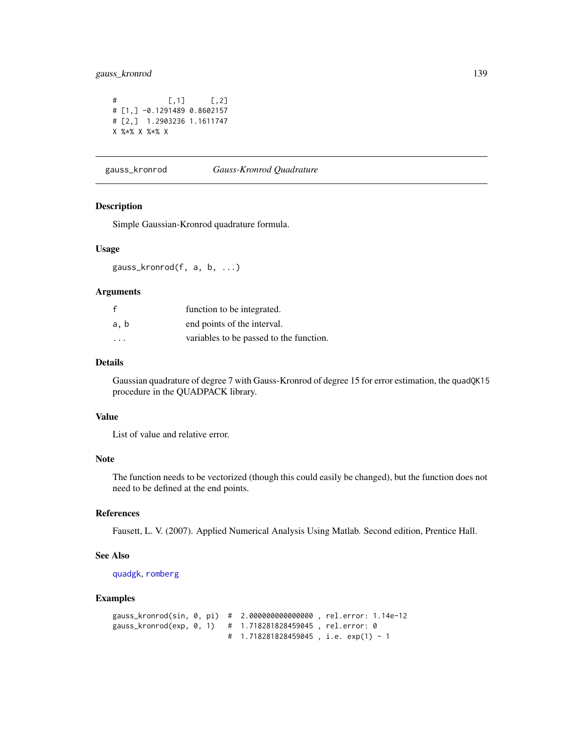```
#            [,1]      [,2]
# [1,] -0.1291489 0.8602157
# [2,]  1.2903236 1.1611747
X %*% X %*% X
```

## gauss_kronrod — *Gauss-Kronrod Quadrature*

### Description

Simple Gaussian-Kronrod quadrature formula.

### Usage

```
gauss_kronrod(f, a, b, ...)
```

### Arguments

| | |
|---|---|
| f | function to be integrated. |
| a, b | end points of the interval. |
| ... | variables to be passed to the function. |

### Details

Gaussian quadrature of degree 7 with Gauss-Kronrod of degree 15 for error estimation, the quadQK15 procedure in the QUADPACK library.

### Value

List of value and relative error.

### Note

The function needs to be vectorized (though this could easily be changed), but the function does not need to be defined at the end points.

### References

Fausett, L. V. (2007). Applied Numerical Analysis Using Matlab. Second edition, Prentice Hall.

### See Also

quadgk, romberg

### Examples

```
gauss_kronrod(sin, 0, pi)  #  2.000000000000000 , rel.error: 1.14e-12
gauss_kronrod(exp, 0, 1)   #  1.718281828459045 , rel.error: 0
                           #  1.718281828459045 , i.e. exp(1) - 1
```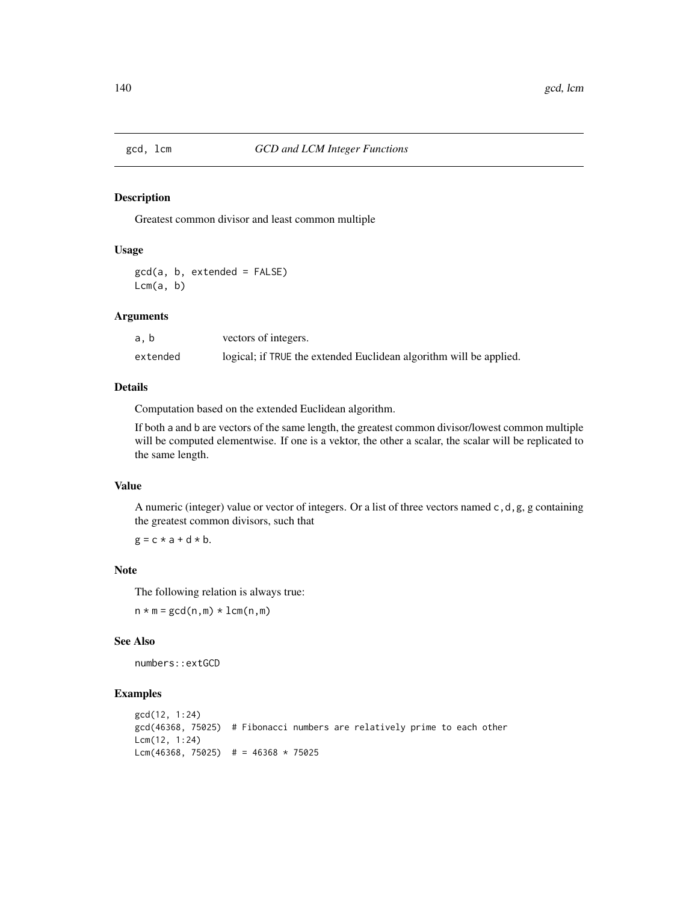## gcd, lcm    *GCD and LCM Integer Functions*

### Description

Greatest common divisor and least common multiple

### Usage

```
gcd(a, b, extended = FALSE)
Lcm(a, b)
```

### Arguments

| | |
|---|---|
| a, b | vectors of integers. |
| extended | logical; if TRUE the extended Euclidean algorithm will be applied. |

### Details

Computation based on the extended Euclidean algorithm.

If both a and b are vectors of the same length, the greatest common divisor/lowest common multiple will be computed elementwise. If one is a vektor, the other a scalar, the scalar will be replicated to the same length.

### Value

A numeric (integer) value or vector of integers. Or a list of three vectors named c,d,g, g containing the greatest common divisors, such that

g = c * a + d * b.

### Note

The following relation is always true:

n * m = gcd(n,m) * lcm(n,m)

### See Also

numbers::extGCD

### Examples

```
gcd(12, 1:24)
gcd(46368, 75025)  # Fibonacci numbers are relatively prime to each other
Lcm(12, 1:24)
Lcm(46368, 75025)  # = 46368 * 75025
```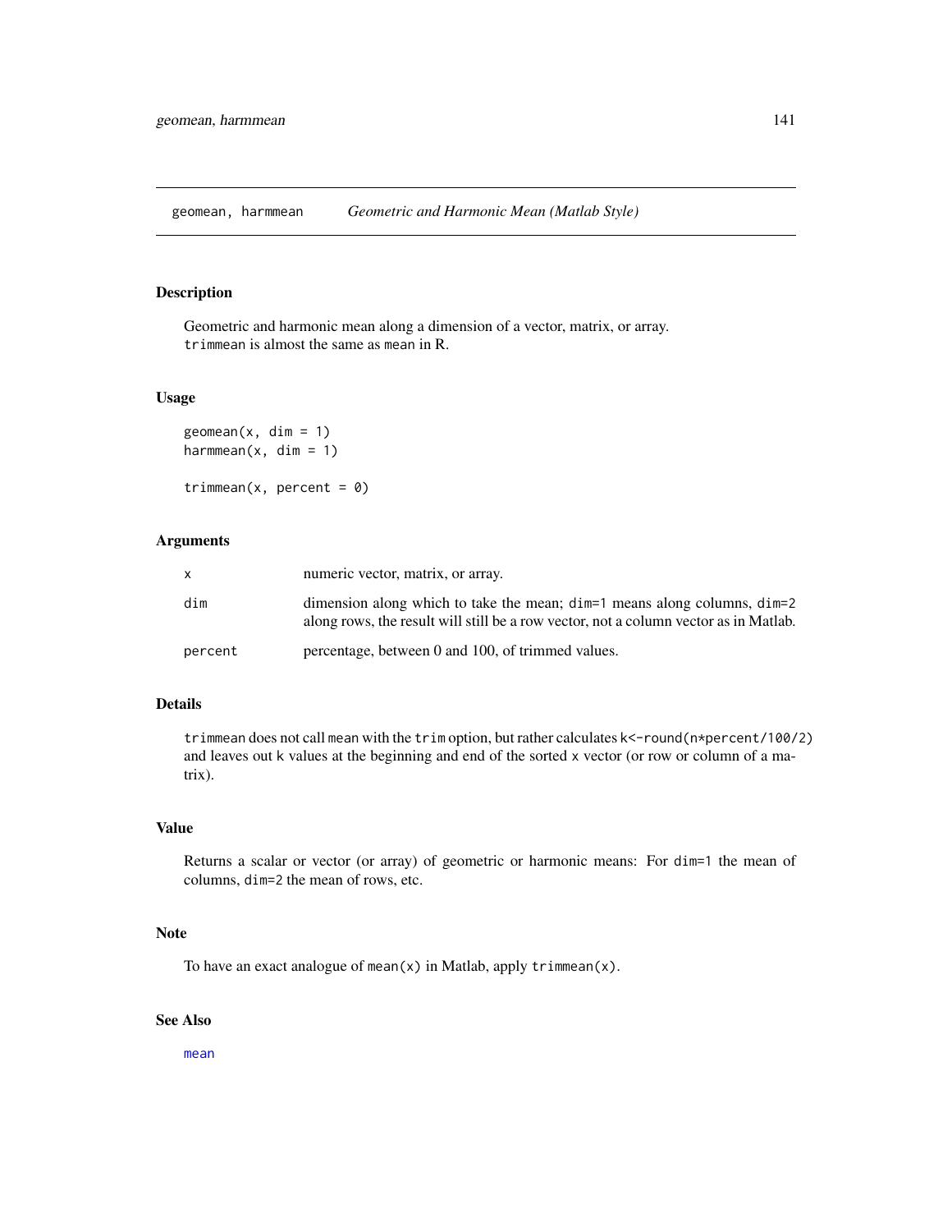## geomean, harmmean — *Geometric and Harmonic Mean (Matlab Style)*

### Description

Geometric and harmonic mean along a dimension of a vector, matrix, or array.
`trimmean` is almost the same as `mean` in R.

### Usage

```
geomean(x, dim = 1)
harmmean(x, dim = 1)

trimmean(x, percent = 0)
```

### Arguments

| | |
|---|---|
| `x` | numeric vector, matrix, or array. |
| `dim` | dimension along which to take the mean; `dim=1` means along columns, `dim=2` along rows, the result will still be a row vector, not a column vector as in Matlab. |
| `percent` | percentage, between 0 and 100, of trimmed values. |

### Details

`trimmean` does not call `mean` with the `trim` option, but rather calculates `k<-round(n*percent/100/2)` and leaves out `k` values at the beginning and end of the sorted `x` vector (or row or column of a matrix).

### Value

Returns a scalar or vector (or array) of geometric or harmonic means: For `dim=1` the mean of columns, `dim=2` the mean of rows, etc.

### Note

To have an exact analogue of `mean(x)` in Matlab, apply `trimmean(x)`.

### See Also

`mean`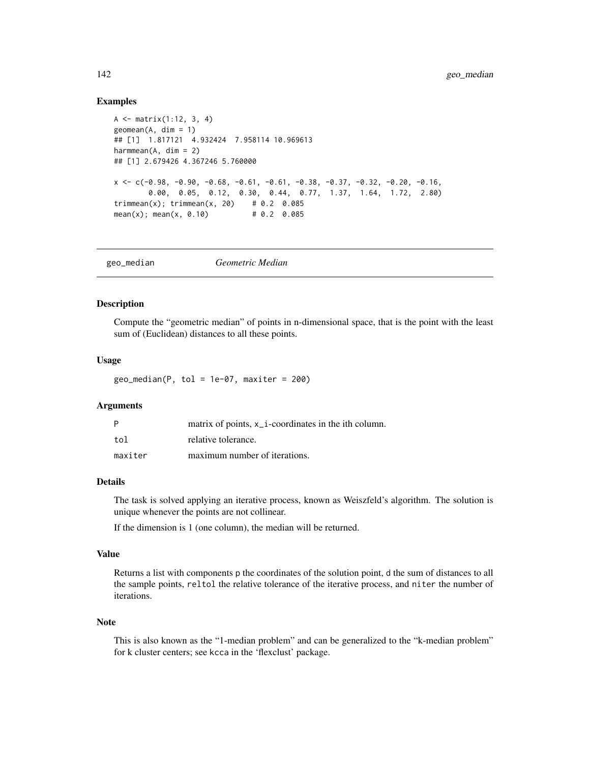### Examples

```
A <- matrix(1:12, 3, 4)
geomean(A, dim = 1)
## [1]  1.817121  4.932424  7.958114 10.969613
harmmean(A, dim = 2)
## [1] 2.679426 4.367246 5.760000

x <- c(-0.98, -0.90, -0.68, -0.61, -0.61, -0.38, -0.37, -0.32, -0.20, -0.16,
        0.00,  0.05,  0.12,  0.30,  0.44,  0.77,  1.37,  1.64,  1.72,  2.80)
trimmean(x); trimmean(x, 20)    # 0.2  0.085
mean(x); mean(x, 0.10)          # 0.2  0.085
```

---

## geo_median — *Geometric Median*

### Description

Compute the "geometric median" of points in n-dimensional space, that is the point with the least sum of (Euclidean) distances to all these points.

### Usage

```
geo_median(P, tol = 1e-07, maxiter = 200)
```

### Arguments

| | |
|---|---|
| `P` | matrix of points, `x_i`-coordinates in the ith column. |
| `tol` | relative tolerance. |
| `maxiter` | maximum number of iterations. |

### Details

The task is solved applying an iterative process, known as Weiszfeld's algorithm. The solution is unique whenever the points are not collinear.

If the dimension is 1 (one column), the median will be returned.

### Value

Returns a list with components `p` the coordinates of the solution point, `d` the sum of distances to all the sample points, `reltol` the relative tolerance of the iterative process, and `niter` the number of iterations.

### Note

This is also known as the "1-median problem" and can be generalized to the "k-median problem" for k cluster centers; see `kcca` in the 'flexclust' package.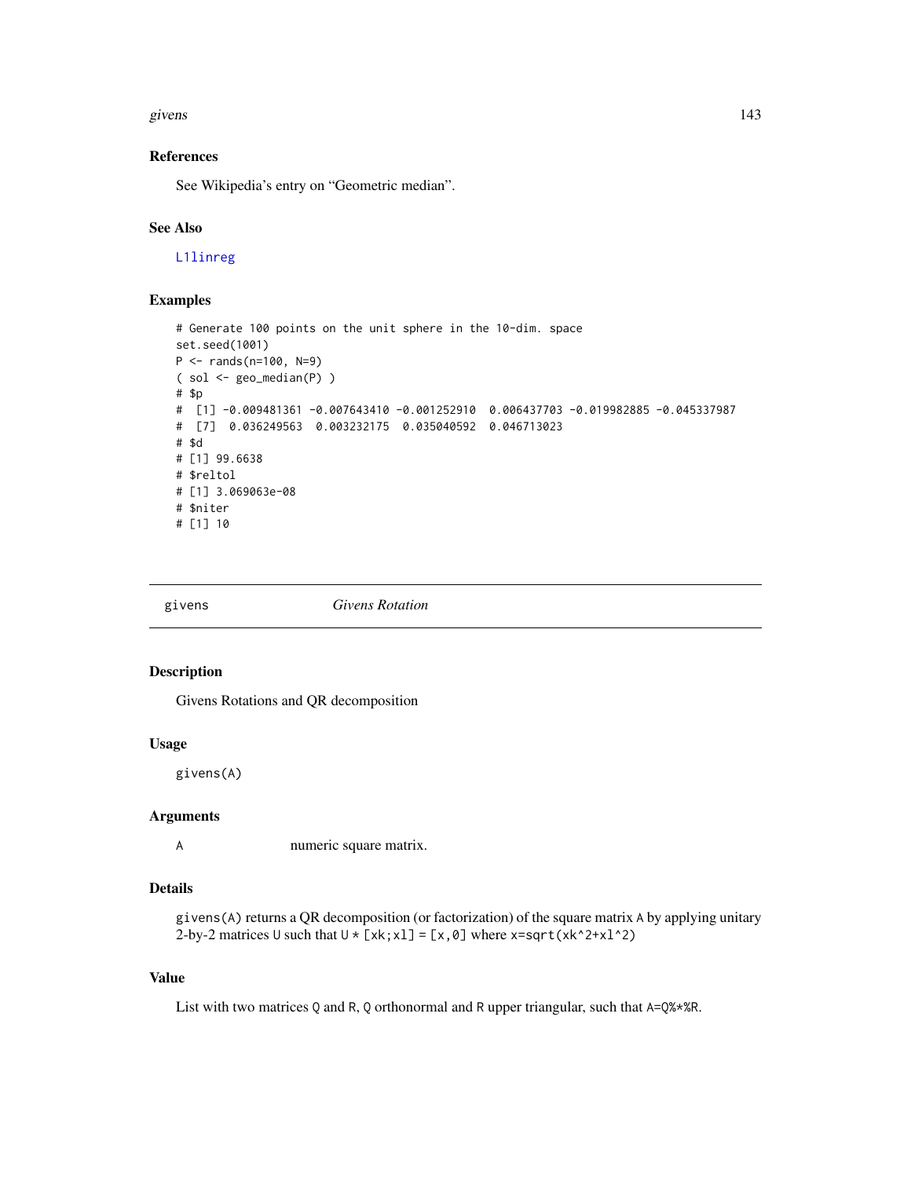### References

See Wikipedia's entry on "Geometric median".

### See Also

L1linreg

### Examples

```
# Generate 100 points on the unit sphere in the 10-dim. space
set.seed(1001)
P <- rands(n=100, N=9)
( sol <- geo_median(P) )
# $p
#  [1] -0.009481361 -0.007643410 -0.001252910  0.006437703 -0.019982885 -0.045337987
#  [7]  0.036249563  0.003232175  0.035040592  0.046713023
# $d
# [1] 99.6638
# $reltol
# [1] 3.069063e-08
# $niter
# [1] 10
```

---

## givens *Givens Rotation*

### Description

Givens Rotations and QR decomposition

### Usage

```
givens(A)
```

### Arguments

A	numeric square matrix.

### Details

`givens(A)` returns a QR decomposition (or factorization) of the square matrix A by applying unitary 2-by-2 matrices U such that `U * [xk;xl] = [x,0]` where `x=sqrt(xk^2+xl^2)`

### Value

List with two matrices Q and R, Q orthonormal and R upper triangular, such that `A=Q%*%R`.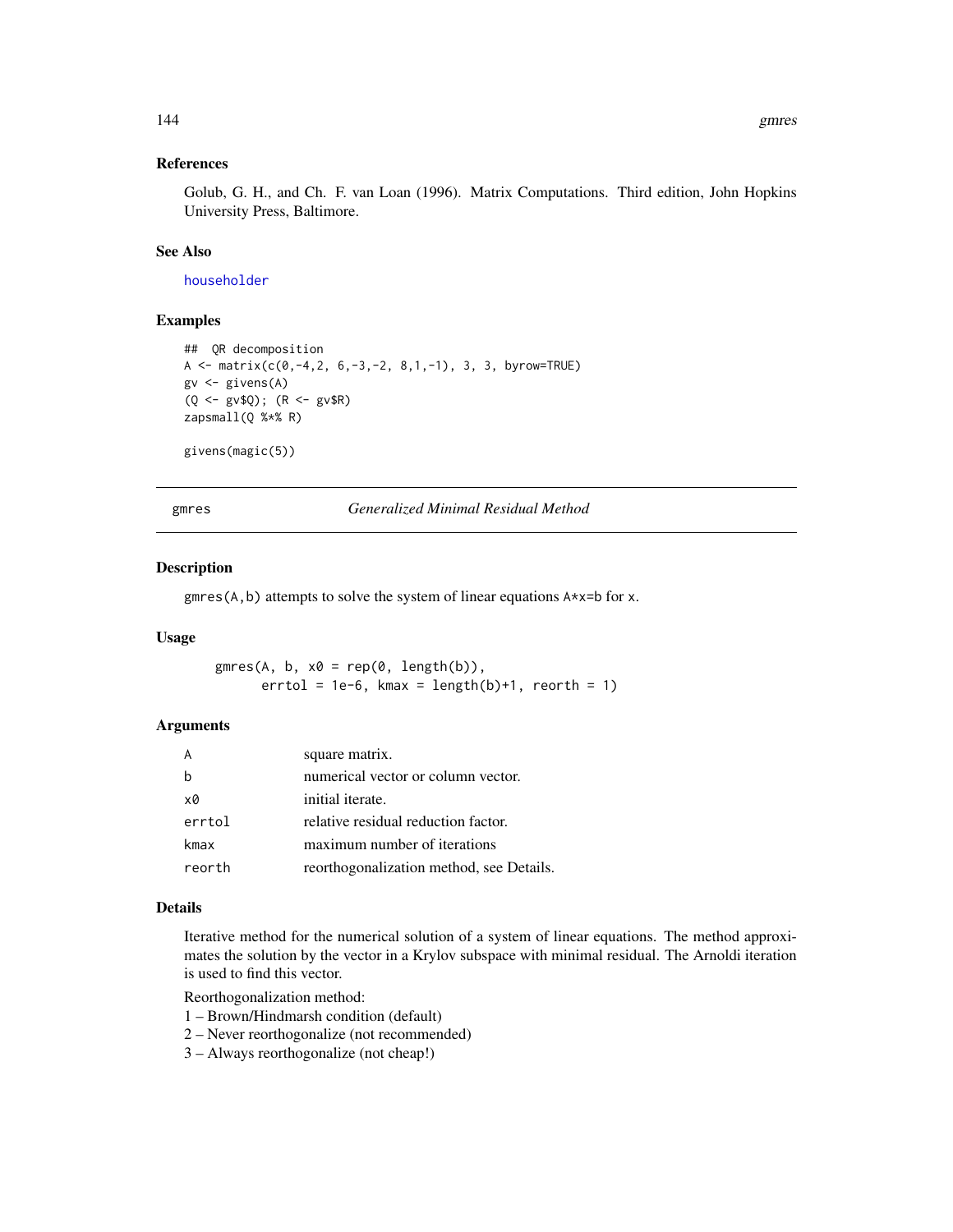### References

Golub, G. H., and Ch. F. van Loan (1996). Matrix Computations. Third edition, John Hopkins University Press, Baltimore.

### See Also

householder

### Examples

```
##  QR decomposition
A <- matrix(c(0,-4,2, 6,-3,-2, 8,1,-1), 3, 3, byrow=TRUE)
gv <- givens(A)
(Q <- gv$Q); (R <- gv$R)
zapsmall(Q %*% R)

givens(magic(5))
```

---

## gmres — *Generalized Minimal Residual Method*

### Description

gmres(A,b) attempts to solve the system of linear equations A*x=b for x.

### Usage

```
gmres(A, b, x0 = rep(0, length(b)),
      errtol = 1e-6, kmax = length(b)+1, reorth = 1)
```

### Arguments

| | |
|---|---|
| A | square matrix. |
| b | numerical vector or column vector. |
| x0 | initial iterate. |
| errtol | relative residual reduction factor. |
| kmax | maximum number of iterations |
| reorth | reorthogonalization method, see Details. |

### Details

Iterative method for the numerical solution of a system of linear equations. The method approximates the solution by the vector in a Krylov subspace with minimal residual. The Arnoldi iteration is used to find this vector.

Reorthogonalization method:
1 – Brown/Hindmarsh condition (default)
2 – Never reorthogonalize (not recommended)
3 – Always reorthogonalize (not cheap!)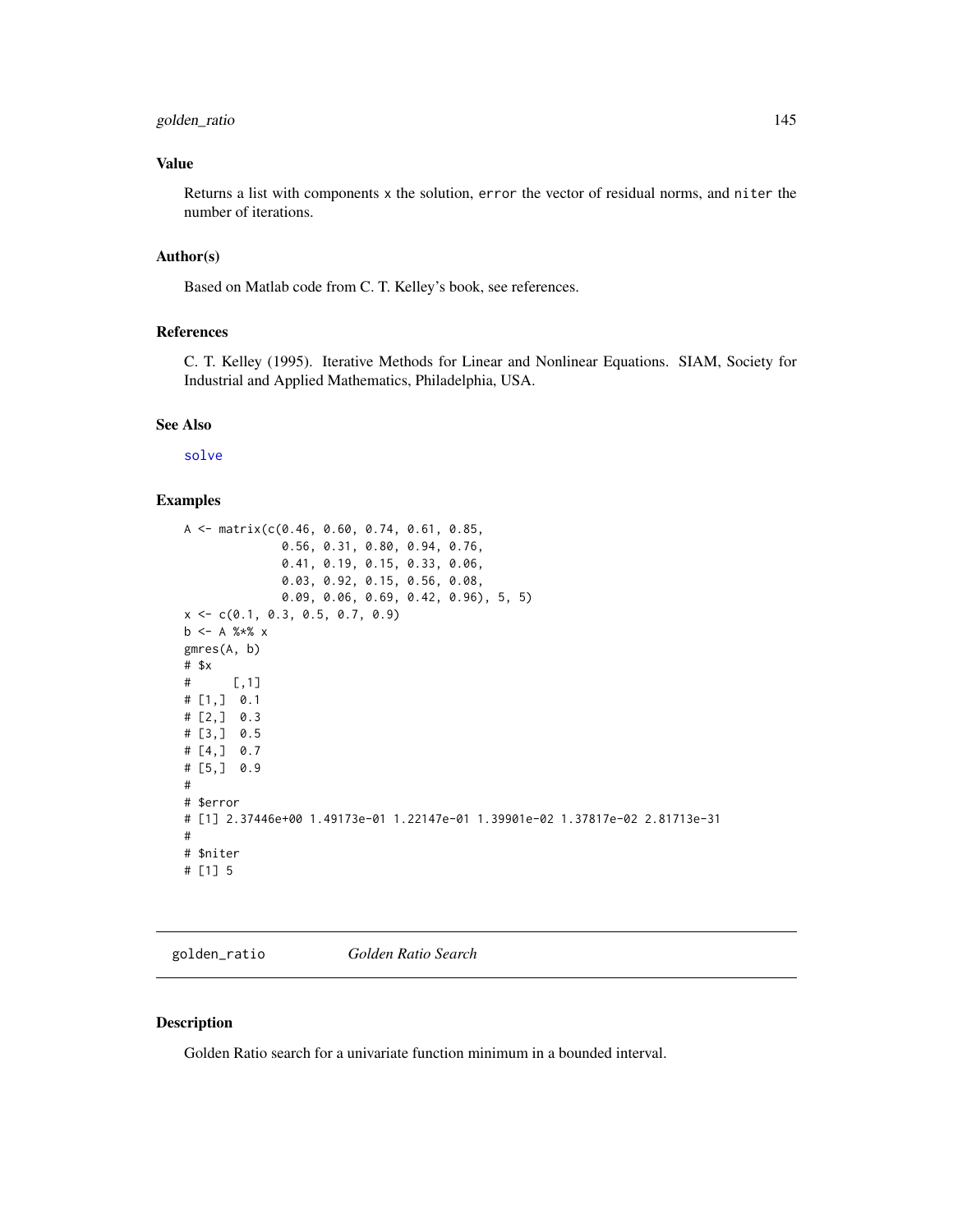### Value

Returns a list with components x the solution, error the vector of residual norms, and niter the number of iterations.

### Author(s)

Based on Matlab code from C. T. Kelley's book, see references.

### References

C. T. Kelley (1995). Iterative Methods for Linear and Nonlinear Equations. SIAM, Society for Industrial and Applied Mathematics, Philadelphia, USA.

### See Also

solve

### Examples

```
A <- matrix(c(0.46, 0.60, 0.74, 0.61, 0.85,
              0.56, 0.31, 0.80, 0.94, 0.76,
              0.41, 0.19, 0.15, 0.33, 0.06,
              0.03, 0.92, 0.15, 0.56, 0.08,
              0.09, 0.06, 0.69, 0.42, 0.96), 5, 5)
x <- c(0.1, 0.3, 0.5, 0.7, 0.9)
b <- A %*% x
gmres(A, b)
# $x
#      [,1]
# [1,]  0.1
# [2,]  0.3
# [3,]  0.5
# [4,]  0.7
# [5,]  0.9
#
# $error
# [1] 2.37446e+00 1.49173e-01 1.22147e-01 1.39901e-02 1.37817e-02 2.81713e-31
#
# $niter
# [1] 5
```

---

## golden_ratio *Golden Ratio Search*

### Description

Golden Ratio search for a univariate function minimum in a bounded interval.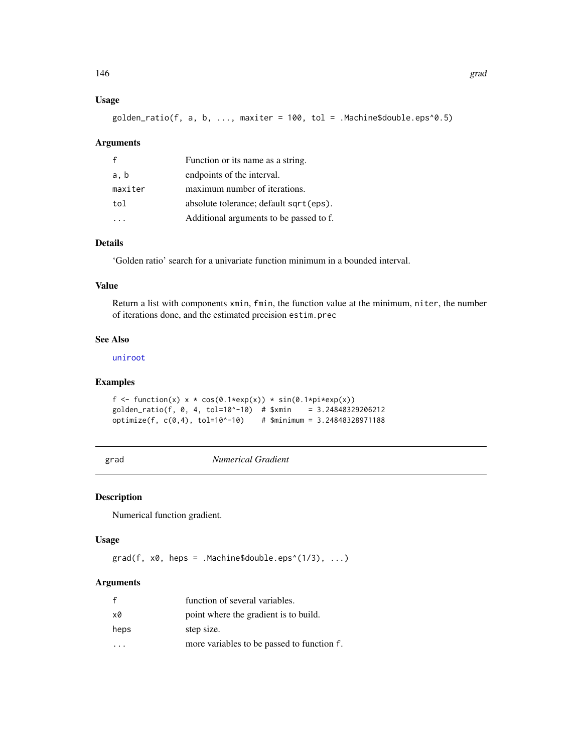### Usage

```
golden_ratio(f, a, b, ..., maxiter = 100, tol = .Machine$double.eps^0.5)
```

### Arguments

| | |
|---|---|
| f | Function or its name as a string. |
| a, b | endpoints of the interval. |
| maxiter | maximum number of iterations. |
| tol | absolute tolerance; default sqrt(eps). |
| ... | Additional arguments to be passed to f. |

### Details

'Golden ratio' search for a univariate function minimum in a bounded interval.

### Value

Return a list with components xmin, fmin, the function value at the minimum, niter, the number of iterations done, and the estimated precision estim.prec

### See Also

uniroot

### Examples

```
f <- function(x) x * cos(0.1*exp(x)) * sin(0.1*pi*exp(x))
golden_ratio(f, 0, 4, tol=10^-10)  # $xmin    = 3.24848329206212
optimize(f, c(0,4), tol=10^-10)    # $minimum = 3.24848328971188
```

---

## grad — *Numerical Gradient*

### Description

Numerical function gradient.

### Usage

```
grad(f, x0, heps = .Machine$double.eps^(1/3), ...)
```

### Arguments

| | |
|---|---|
| f | function of several variables. |
| x0 | point where the gradient is to build. |
| heps | step size. |
| ... | more variables to be passed to function f. |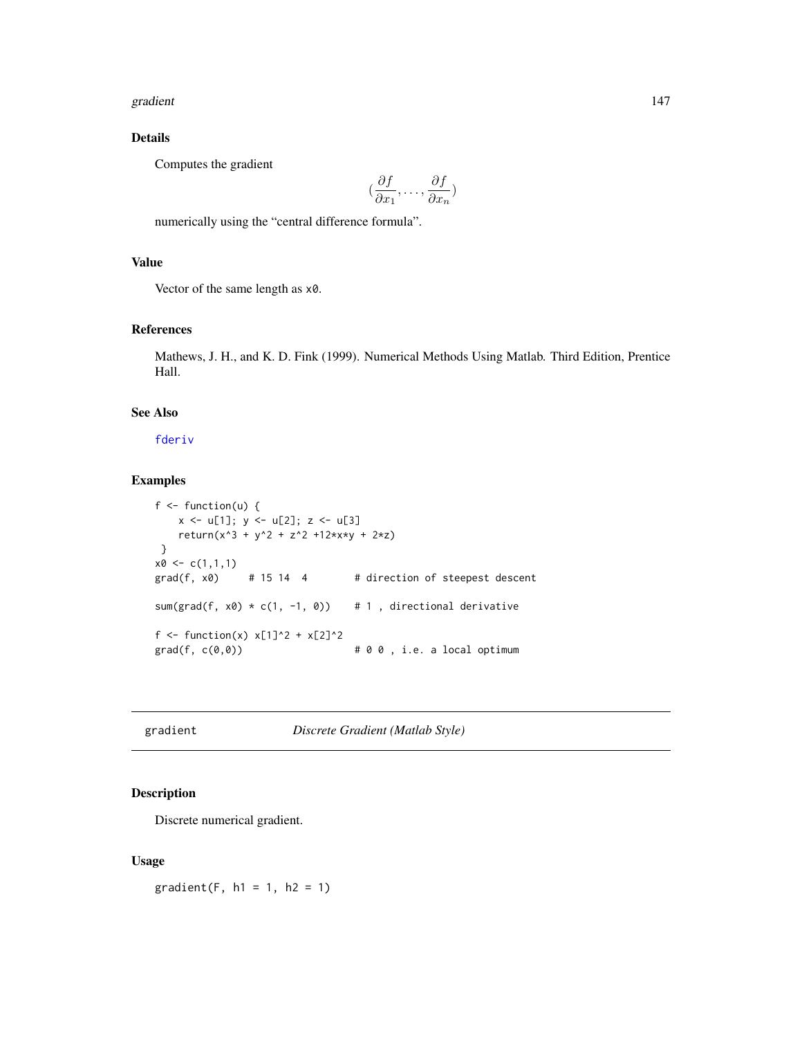## Details

Computes the gradient

$$(\frac{\partial f}{\partial x_1}, \ldots, \frac{\partial f}{\partial x_n})$$

numerically using the "central difference formula".

## Value

Vector of the same length as `x0`.

## References

Mathews, J. H., and K. D. Fink (1999). Numerical Methods Using Matlab. Third Edition, Prentice Hall.

## See Also

`fderiv`

## Examples

```
f <- function(u) {
    x <- u[1]; y <- u[2]; z <- u[3]
    return(x^3 + y^2 + z^2 +12*x*y + 2*z)
 }
x0 <- c(1,1,1)
grad(f, x0)     # 15 14  4        # direction of steepest descent

sum(grad(f, x0) * c(1, -1, 0))    # 1 , directional derivative

f <- function(x) x[1]^2 + x[2]^2
grad(f, c(0,0))                   # 0 0 , i.e. a local optimum
```

---

# gradient — *Discrete Gradient (Matlab Style)*

## Description

Discrete numerical gradient.

## Usage

```
gradient(F, h1 = 1, h2 = 1)
```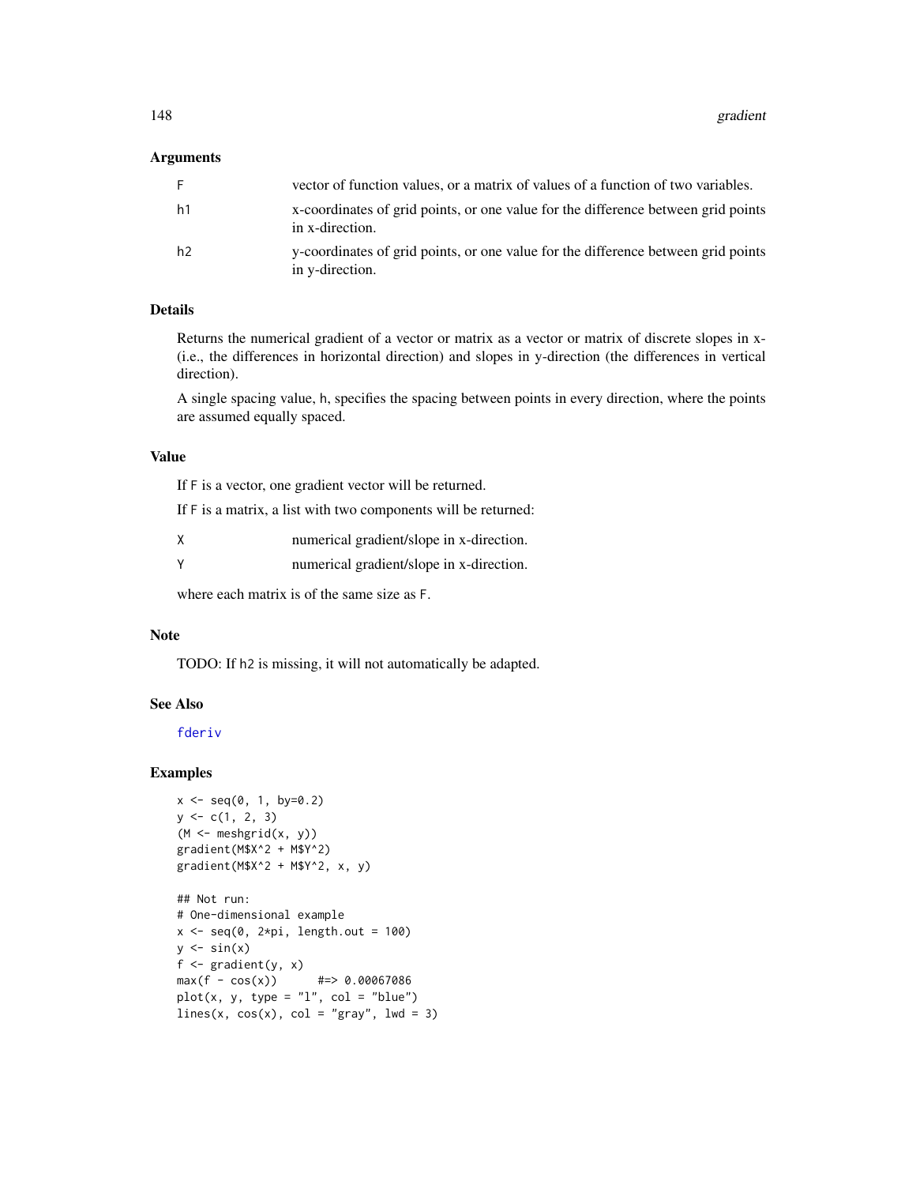### Arguments

| | |
|---|---|
| F | vector of function values, or a matrix of values of a function of two variables. |
| h1 | x-coordinates of grid points, or one value for the difference between grid points in x-direction. |
| h2 | y-coordinates of grid points, or one value for the difference between grid points in y-direction. |

### Details

Returns the numerical gradient of a vector or matrix as a vector or matrix of discrete slopes in x- (i.e., the differences in horizontal direction) and slopes in y-direction (the differences in vertical direction).

A single spacing value, h, specifies the spacing between points in every direction, where the points are assumed equally spaced.

### Value

If F is a vector, one gradient vector will be returned.

If F is a matrix, a list with two components will be returned:

| | |
|---|---|
| X | numerical gradient/slope in x-direction. |
| Y | numerical gradient/slope in x-direction. |

where each matrix is of the same size as F.

### Note

TODO: If h2 is missing, it will not automatically be adapted.

### See Also

fderiv

### Examples

```
x <- seq(0, 1, by=0.2)
y <- c(1, 2, 3)
(M <- meshgrid(x, y))
gradient(M$X^2 + M$Y^2)
gradient(M$X^2 + M$Y^2, x, y)

## Not run:
# One-dimensional example
x <- seq(0, 2*pi, length.out = 100)
y <- sin(x)
f <- gradient(y, x)
max(f - cos(x))      #=> 0.00067086
plot(x, y, type = "l", col = "blue")
lines(x, cos(x), col = "gray", lwd = 3)
```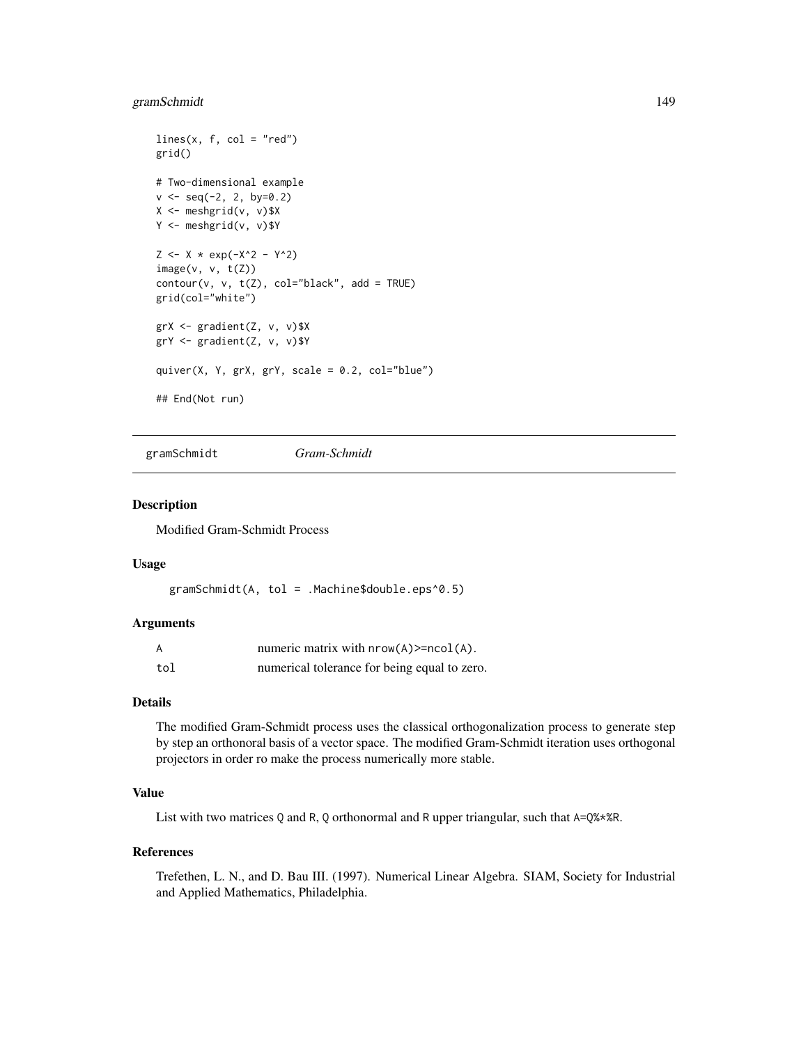```
lines(x, f, col = "red")
grid()

# Two-dimensional example
v <- seq(-2, 2, by=0.2)
X <- meshgrid(v, v)$X
Y <- meshgrid(v, v)$Y

Z <- X * exp(-X^2 - Y^2)
image(v, v, t(Z))
contour(v, v, t(Z), col="black", add = TRUE)
grid(col="white")

grX <- gradient(Z, v, v)$X
grY <- gradient(Z, v, v)$Y

quiver(X, Y, grX, grY, scale = 0.2, col="blue")

## End(Not run)
```

---

## gramSchmidt *Gram-Schmidt*

---

### Description

Modified Gram-Schmidt Process

### Usage

```
gramSchmidt(A, tol = .Machine$double.eps^0.5)
```

### Arguments

| | |
|---|---|
| A | numeric matrix with `nrow(A)>=ncol(A)`. |
| tol | numerical tolerance for being equal to zero. |

### Details

The modified Gram-Schmidt process uses the classical orthogonalization process to generate step by step an orthonoral basis of a vector space. The modified Gram-Schmidt iteration uses orthogonal projectors in order ro make the process numerically more stable.

### Value

List with two matrices `Q` and `R`, `Q` orthonormal and `R` upper triangular, such that `A=Q%*%R`.

### References

Trefethen, L. N., and D. Bau III. (1997). Numerical Linear Algebra. SIAM, Society for Industrial and Applied Mathematics, Philadelphia.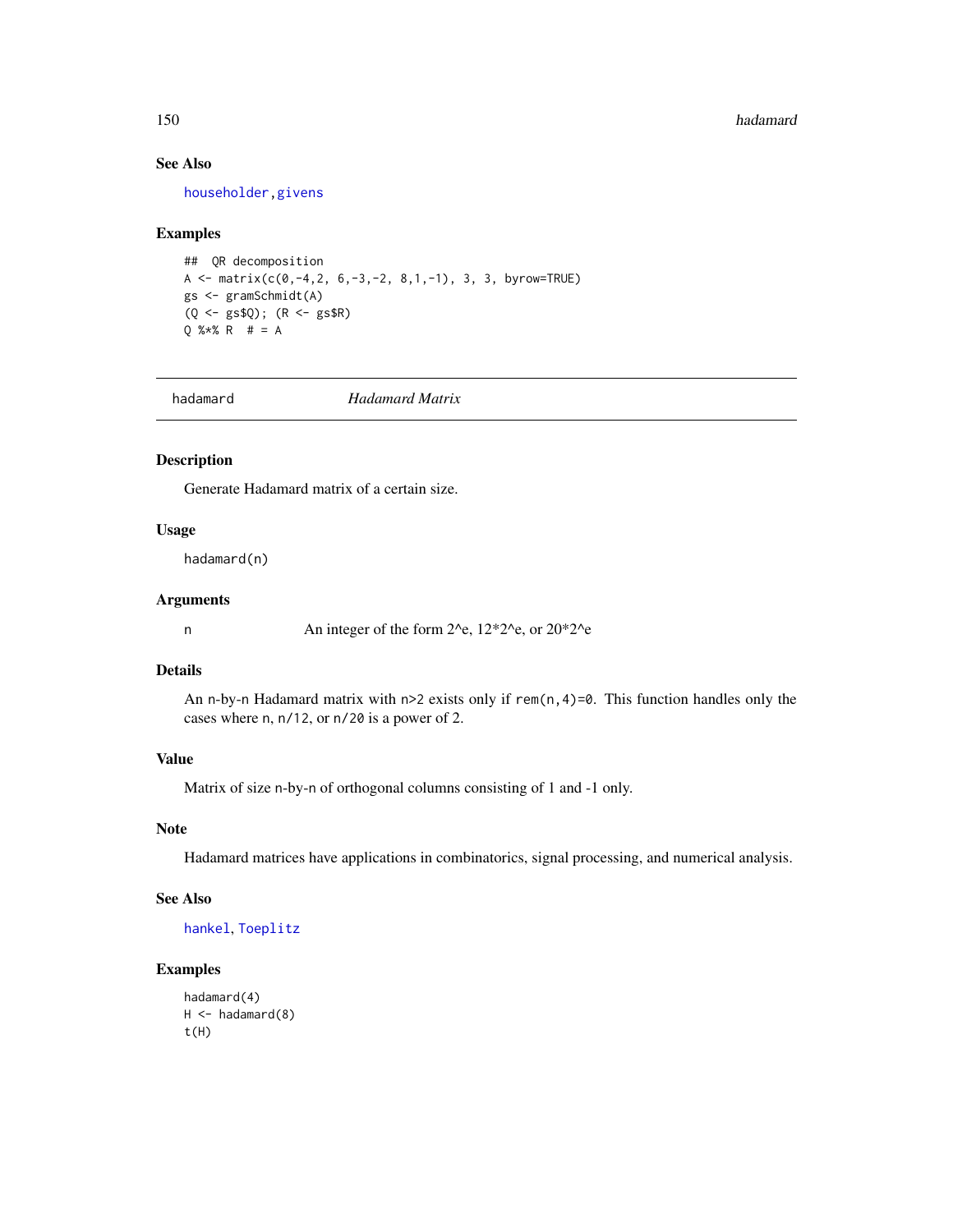### See Also

householder, givens

### Examples

```
##  QR decomposition
A <- matrix(c(0,-4,2, 6,-3,-2, 8,1,-1), 3, 3, byrow=TRUE)
gs <- gramSchmidt(A)
(Q <- gs$Q); (R <- gs$R)
Q %*% R  # = A
```

---

## hadamard *Hadamard Matrix*

---

### Description

Generate Hadamard matrix of a certain size.

### Usage

```
hadamard(n)
```

### Arguments

| | |
|---|---|
| n | An integer of the form 2^e, 12*2^e, or 20*2^e |

### Details

An n-by-n Hadamard matrix with n>2 exists only if rem(n,4)=0. This function handles only the cases where n, n/12, or n/20 is a power of 2.

### Value

Matrix of size n-by-n of orthogonal columns consisting of 1 and -1 only.

### Note

Hadamard matrices have applications in combinatorics, signal processing, and numerical analysis.

### See Also

hankel, Toeplitz

### Examples

```
hadamard(4)
H <- hadamard(8)
t(H)
```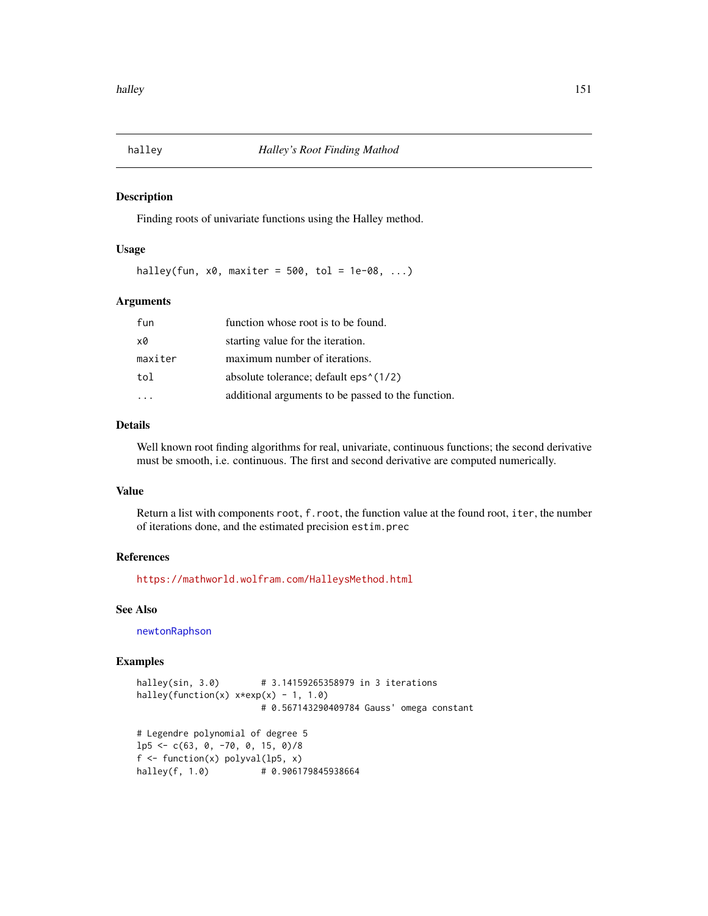halley *Halley's Root Finding Mathod*

## Description

Finding roots of univariate functions using the Halley method.

## Usage

```
halley(fun, x0, maxiter = 500, tol = 1e-08, ...)
```

## Arguments

| | |
|---|---|
| fun | function whose root is to be found. |
| x0 | starting value for the iteration. |
| maxiter | maximum number of iterations. |
| tol | absolute tolerance; default `eps^(1/2)` |
| ... | additional arguments to be passed to the function. |

## Details

Well known root finding algorithms for real, univariate, continuous functions; the second derivative must be smooth, i.e. continuous. The first and second derivative are computed numerically.

## Value

Return a list with components `root`, `f.root`, the function value at the found root, `iter`, the number of iterations done, and the estimated precision `estim.prec`

## References

https://mathworld.wolfram.com/HalleysMethod.html

## See Also

newtonRaphson

## Examples

```
halley(sin, 3.0)        # 3.14159265358979 in 3 iterations
halley(function(x) x*exp(x) - 1, 1.0)
                        # 0.567143290409784 Gauss' omega constant

# Legendre polynomial of degree 5
lp5 <- c(63, 0, -70, 0, 15, 0)/8
f <- function(x) polyval(lp5, x)
halley(f, 1.0)          # 0.906179845938664
```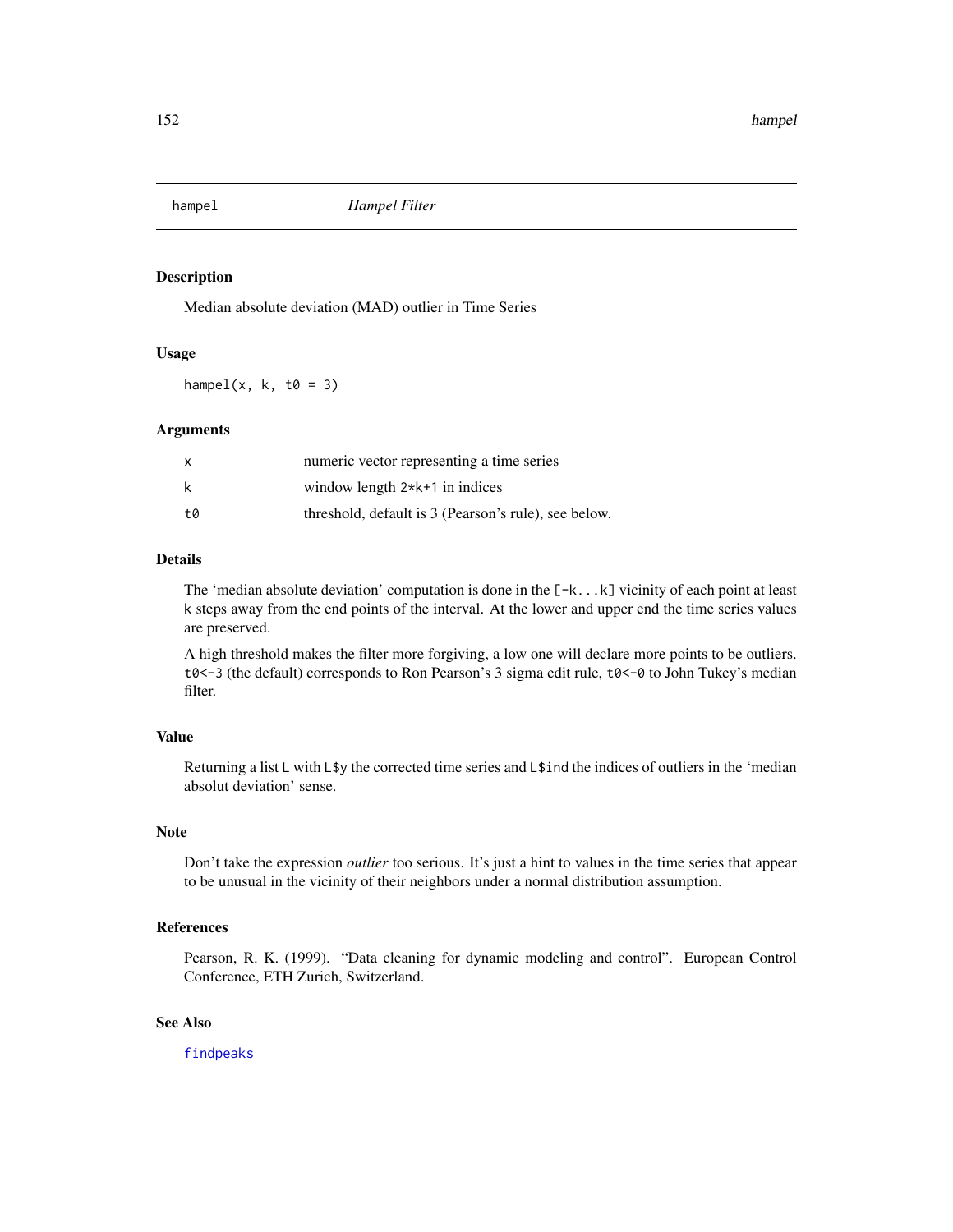# hampel — *Hampel Filter*

## Description

Median absolute deviation (MAD) outlier in Time Series

## Usage

```
hampel(x, k, t0 = 3)
```

## Arguments

| | |
|---|---|
| `x` | numeric vector representing a time series |
| `k` | window length `2*k+1` in indices |
| `t0` | threshold, default is 3 (Pearson's rule), see below. |

## Details

The 'median absolute deviation' computation is done in the `[-k...k]` vicinity of each point at least `k` steps away from the end points of the interval. At the lower and upper end the time series values are preserved.

A high threshold makes the filter more forgiving, a low one will declare more points to be outliers. `t0<-3` (the default) corresponds to Ron Pearson's 3 sigma edit rule, `t0<-0` to John Tukey's median filter.

## Value

Returning a list `L` with `L$y` the corrected time series and `L$ind` the indices of outliers in the 'median absolut deviation' sense.

## Note

Don't take the expression *outlier* too serious. It's just a hint to values in the time series that appear to be unusual in the vicinity of their neighbors under a normal distribution assumption.

## References

Pearson, R. K. (1999). "Data cleaning for dynamic modeling and control". European Control Conference, ETH Zurich, Switzerland.

## See Also

`findpeaks`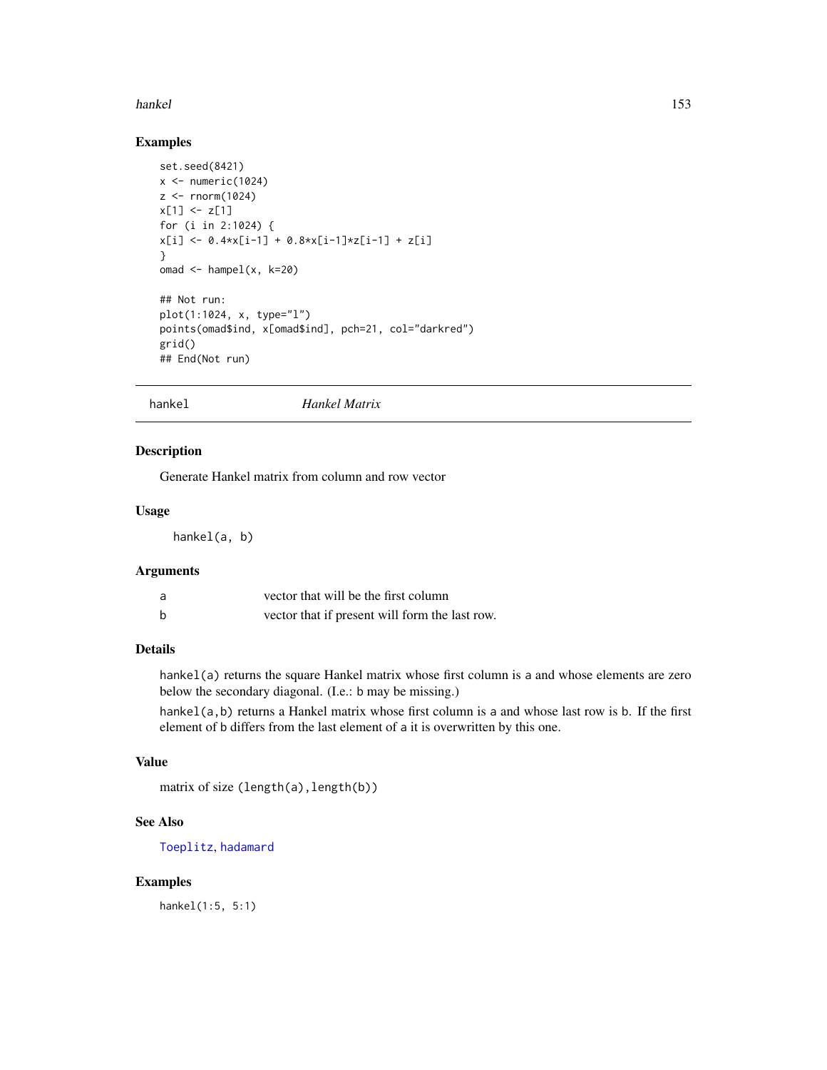## Examples

```
set.seed(8421)
x <- numeric(1024)
z <- rnorm(1024)
x[1] <- z[1]
for (i in 2:1024) {
x[i] <- 0.4*x[i-1] + 0.8*x[i-1]*z[i-1] + z[i]
}
omad <- hampel(x, k=20)

## Not run:
plot(1:1024, x, type="l")
points(omad$ind, x[omad$ind], pch=21, col="darkred")
grid()
## End(Not run)
```

---

`hankel` *Hankel Matrix*

---

## Description

Generate Hankel matrix from column and row vector

## Usage

```
hankel(a, b)
```

## Arguments

| | |
|---|---|
| a | vector that will be the first column |
| b | vector that if present will form the last row. |

## Details

`hankel(a)` returns the square Hankel matrix whose first column is `a` and whose elements are zero below the secondary diagonal. (I.e.: `b` may be missing.)

`hankel(a,b)` returns a Hankel matrix whose first column is `a` and whose last row is `b`. If the first element of `b` differs from the last element of `a` it is overwritten by this one.

## Value

matrix of size `(length(a),length(b))`

## See Also

`Toeplitz`, `hadamard`

## Examples

```
hankel(1:5, 5:1)
```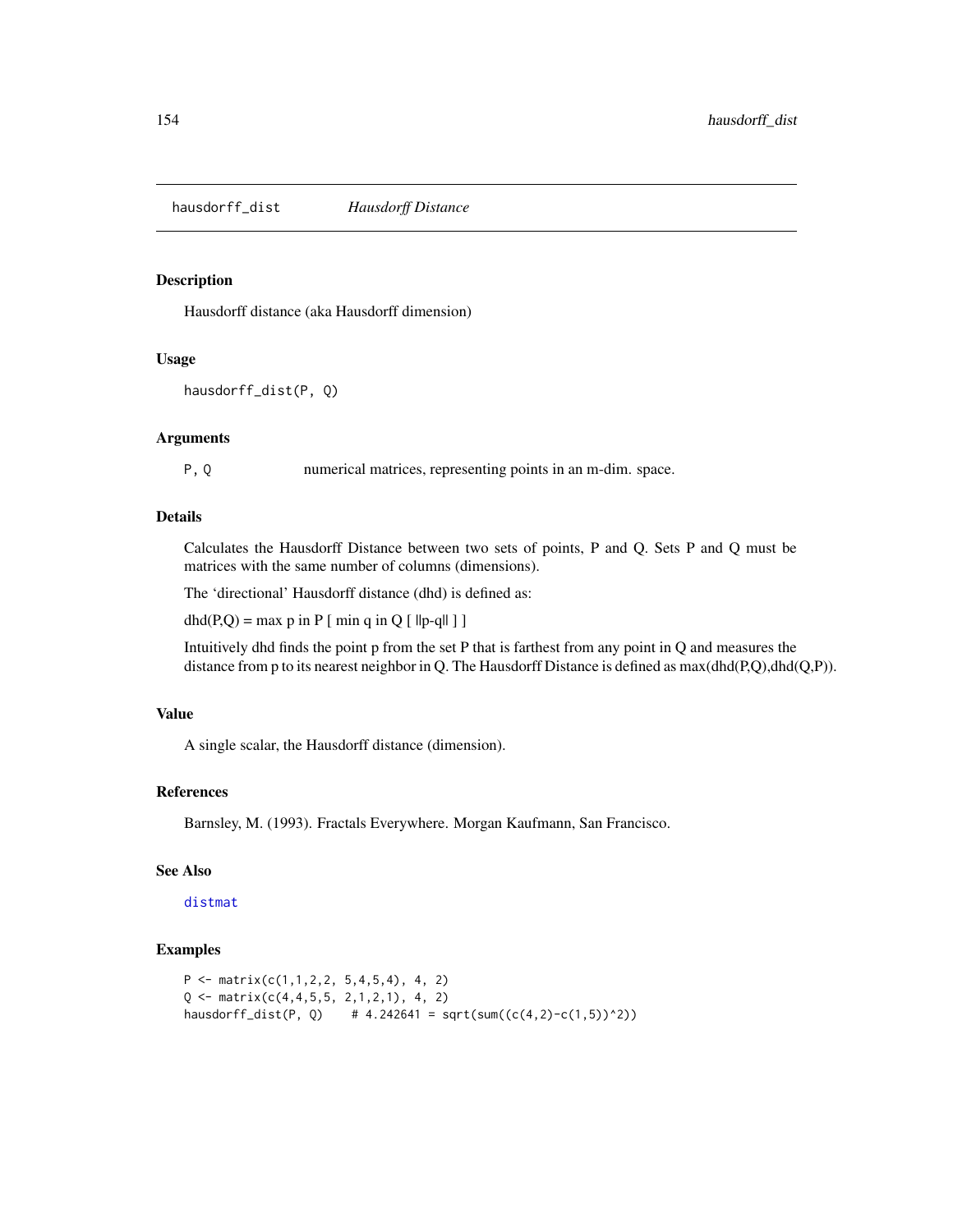hausdorff_dist    *Hausdorff Distance*

## Description

Hausdorff distance (aka Hausdorff dimension)

## Usage

```
hausdorff_dist(P, Q)
```

## Arguments

`P, Q`    numerical matrices, representing points in an m-dim. space.

## Details

Calculates the Hausdorff Distance between two sets of points, P and Q. Sets P and Q must be matrices with the same number of columns (dimensions).

The 'directional' Hausdorff distance (dhd) is defined as:

dhd(P,Q) = max p in P [ min q in Q [ ||p-q|| ] ]

Intuitively dhd finds the point p from the set P that is farthest from any point in Q and measures the distance from p to its nearest neighbor in Q. The Hausdorff Distance is defined as max(dhd(P,Q),dhd(Q,P)).

## Value

A single scalar, the Hausdorff distance (dimension).

## References

Barnsley, M. (1993). Fractals Everywhere. Morgan Kaufmann, San Francisco.

## See Also

distmat

## Examples

```
P <- matrix(c(1,1,2,2, 5,4,5,4), 4, 2)
Q <- matrix(c(4,4,5,5, 2,1,2,1), 4, 2)
hausdorff_dist(P, Q)    # 4.242641 = sqrt(sum((c(4,2)-c(1,5))^2))
```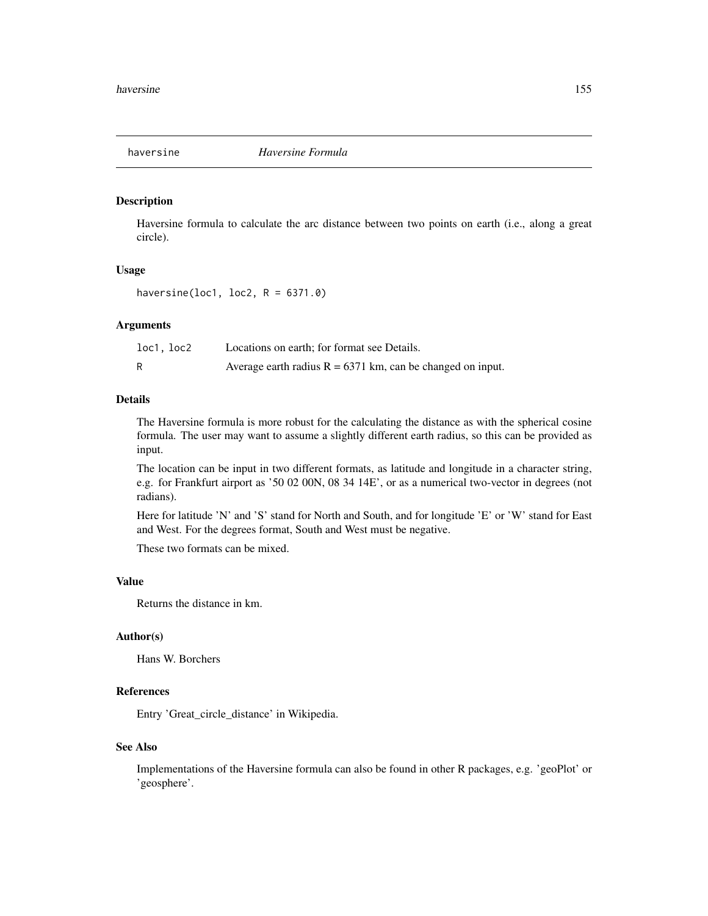## haversine *Haversine Formula*

### Description

Haversine formula to calculate the arc distance between two points on earth (i.e., along a great circle).

### Usage

```
haversine(loc1, loc2, R = 6371.0)
```

### Arguments

| | |
|---|---|
| `loc1, loc2` | Locations on earth; for format see Details. |
| `R` | Average earth radius R = 6371 km, can be changed on input. |

### Details

The Haversine formula is more robust for the calculating the distance as with the spherical cosine formula. The user may want to assume a slightly different earth radius, so this can be provided as input.

The location can be input in two different formats, as latitude and longitude in a character string, e.g. for Frankfurt airport as '50 02 00N, 08 34 14E', or as a numerical two-vector in degrees (not radians).

Here for latitude 'N' and 'S' stand for North and South, and for longitude 'E' or 'W' stand for East and West. For the degrees format, South and West must be negative.

These two formats can be mixed.

### Value

Returns the distance in km.

### Author(s)

Hans W. Borchers

### References

Entry 'Great_circle_distance' in Wikipedia.

### See Also

Implementations of the Haversine formula can also be found in other R packages, e.g. 'geoPlot' or 'geosphere'.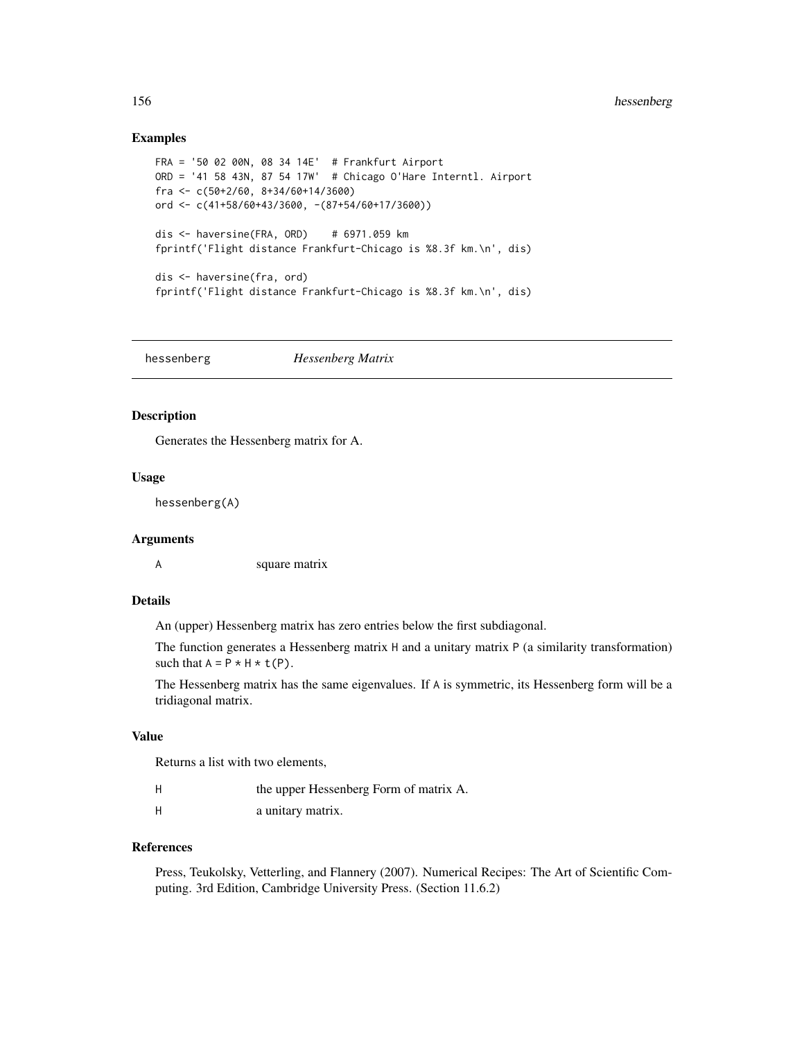## Examples

```
FRA = '50 02 00N, 08 34 14E'  # Frankfurt Airport
ORD = '41 58 43N, 87 54 17W'  # Chicago O'Hare Interntl. Airport
fra <- c(50+2/60, 8+34/60+14/3600)
ord <- c(41+58/60+43/3600, -(87+54/60+17/3600))

dis <- haversine(FRA, ORD)    # 6971.059 km
fprintf('Flight distance Frankfurt-Chicago is %8.3f km.\n', dis)

dis <- haversine(fra, ord)
fprintf('Flight distance Frankfurt-Chicago is %8.3f km.\n', dis)
```

---

# hessenberg — *Hessenberg Matrix*

---

## Description

Generates the Hessenberg matrix for A.

## Usage

```
hessenberg(A)
```

## Arguments

| | |
|---|---|
| A | square matrix |

## Details

An (upper) Hessenberg matrix has zero entries below the first subdiagonal.

The function generates a Hessenberg matrix `H` and a unitary matrix `P` (a similarity transformation) such that `A = P * H * t(P)`.

The Hessenberg matrix has the same eigenvalues. If `A` is symmetric, its Hessenberg form will be a tridiagonal matrix.

## Value

Returns a list with two elements,

| | |
|---|---|
| H | the upper Hessenberg Form of matrix A. |
| H | a unitary matrix. |

## References

Press, Teukolsky, Vetterling, and Flannery (2007). Numerical Recipes: The Art of Scientific Computing. 3rd Edition, Cambridge University Press. (Section 11.6.2)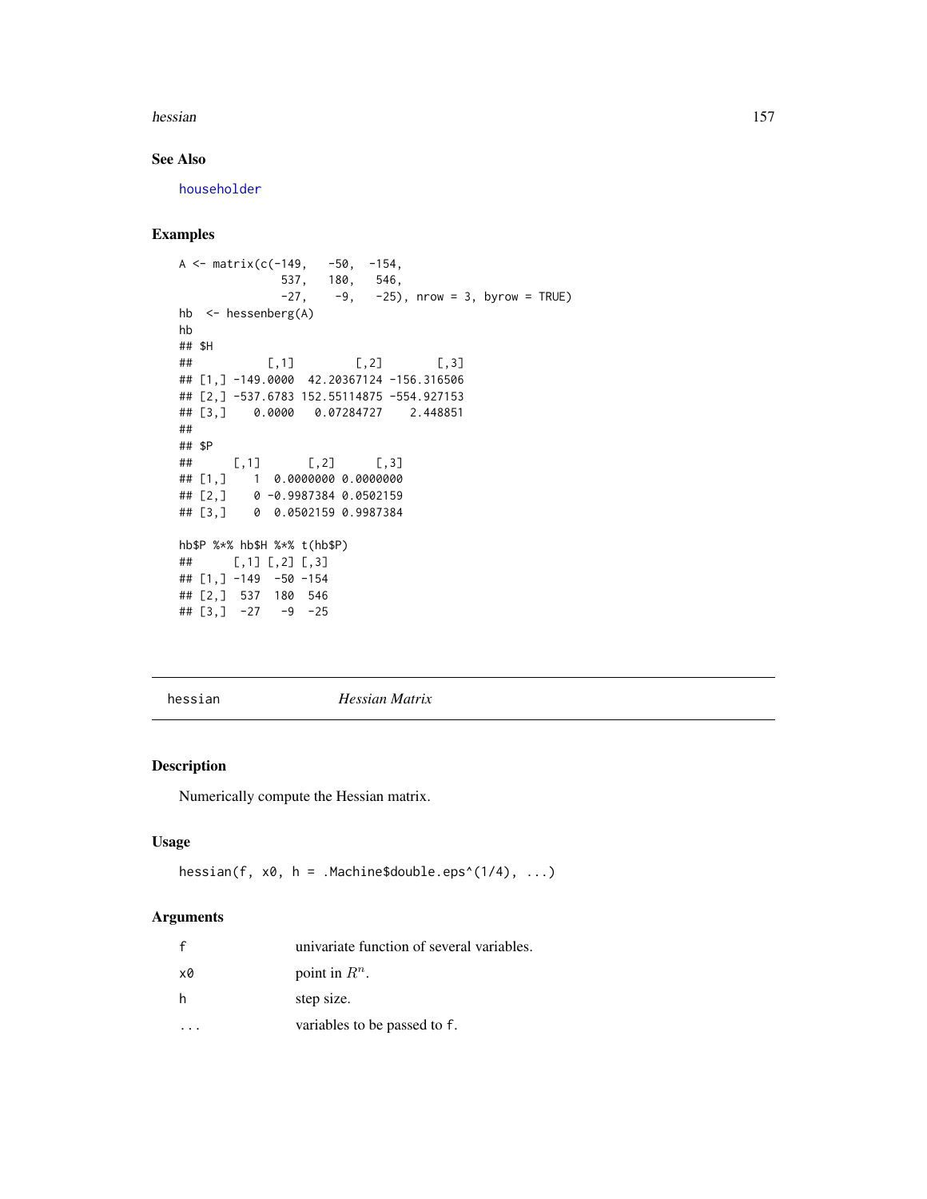## See Also

householder

## Examples

```
A <- matrix(c(-149,   -50,  -154,
               537,   180,   546,
               -27,    -9,   -25), nrow = 3, byrow = TRUE)
hb  <- hessenberg(A)
hb
## $H
##           [,1]        [,2]        [,3]
## [1,] -149.0000  42.20367124 -156.316506
## [2,] -537.6783 152.55114875 -554.927153
## [3,]    0.0000   0.07284727    2.448851
##
## $P
##      [,1]       [,2]      [,3]
## [1,]    1  0.0000000 0.0000000
## [2,]    0 -0.9987384 0.0502159
## [3,]    0  0.0502159 0.9987384

hb$P %*% hb$H %*% t(hb$P)
##      [,1] [,2] [,3]
## [1,] -149  -50 -154
## [2,]  537  180  546
## [3,]  -27   -9  -25
```

---

hessian *Hessian Matrix*

---

## Description

Numerically compute the Hessian matrix.

## Usage

```
hessian(f, x0, h = .Machine$double.eps^(1/4), ...)
```

## Arguments

| | |
|---|---|
| f | univariate function of several variables. |
| x0 | point in $R^n$. |
| h | step size. |
| ... | variables to be passed to f. |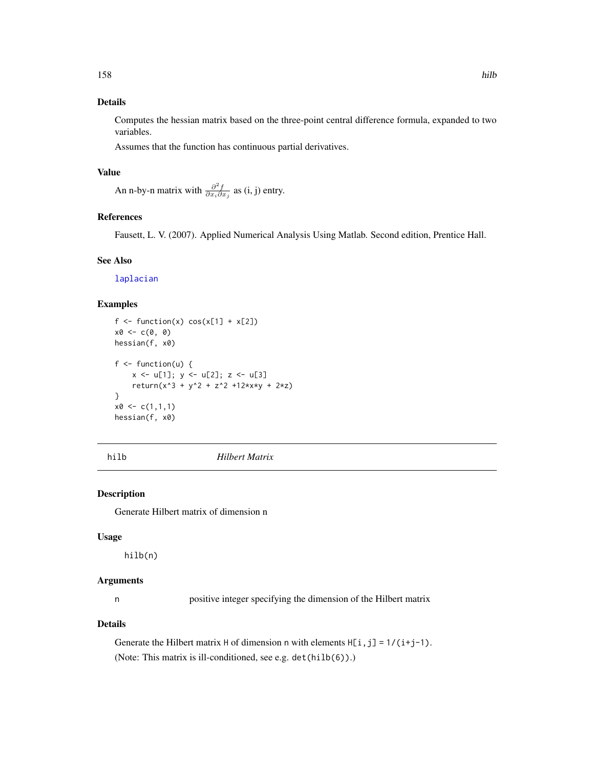### Details

Computes the hessian matrix based on the three-point central difference formula, expanded to two variables.

Assumes that the function has continuous partial derivatives.

### Value

An n-by-n matrix with $\frac{\partial^2 f}{\partial x_i \partial x_j}$ as (i, j) entry.

### References

Fausett, L. V. (2007). Applied Numerical Analysis Using Matlab. Second edition, Prentice Hall.

### See Also

laplacian

### Examples

```
f <- function(x) cos(x[1] + x[2])
x0 <- c(0, 0)
hessian(f, x0)

f <- function(u) {
    x <- u[1]; y <- u[2]; z <- u[3]
    return(x^3 + y^2 + z^2 +12*x*y + 2*z)
}
x0 <- c(1,1,1)
hessian(f, x0)
```

---

## hilb *Hilbert Matrix*

### Description

Generate Hilbert matrix of dimension n

### Usage

```
hilb(n)
```

### Arguments

n    positive integer specifying the dimension of the Hilbert matrix

### Details

Generate the Hilbert matrix H of dimension n with elements H[i,j] = 1/(i+j-1).

(Note: This matrix is ill-conditioned, see e.g. det(hilb(6)).)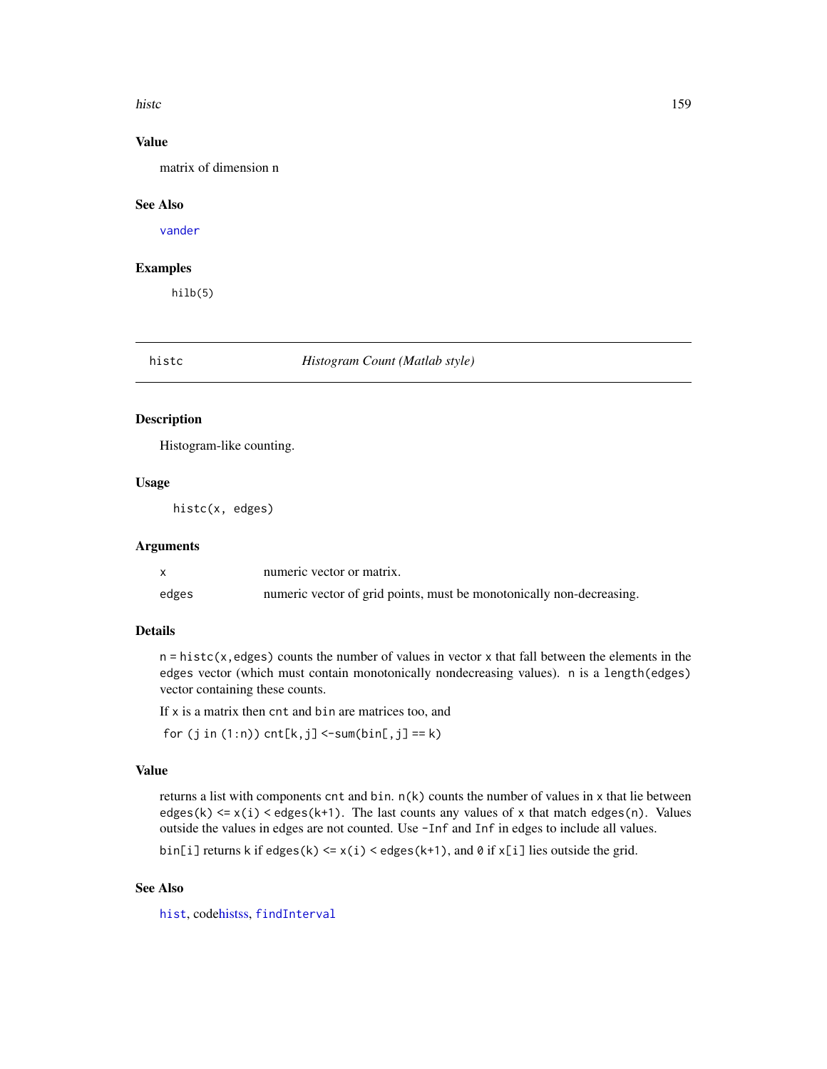### Value

matrix of dimension n

### See Also

`vander`

### Examples

```
hilb(5)
```

---

## histc — *Histogram Count (Matlab style)*

---

### Description

Histogram-like counting.

### Usage

```
histc(x, edges)
```

### Arguments

| | |
|---|---|
| `x` | numeric vector or matrix. |
| `edges` | numeric vector of grid points, must be monotonically non-decreasing. |

### Details

`n = histc(x,edges)` counts the number of values in vector `x` that fall between the elements in the `edges` vector (which must contain monotonically nondecreasing values). `n` is a `length(edges)` vector containing these counts.

If `x` is a matrix then `cnt` and `bin` are matrices too, and

`for (j in (1:n)) cnt[k,j] <-sum(bin[,j] == k)`

### Value

returns a list with components `cnt` and `bin`. `n(k)` counts the number of values in `x` that lie between `edges(k) <= x(i) < edges(k+1)`. The last counts any values of `x` that match `edges(n)`. Values outside the values in edges are not counted. Use `-Inf` and `Inf` in edges to include all values.

`bin[i]` returns `k` if `edges(k) <= x(i) < edges(k+1)`, and `0` if `x[i]` lies outside the grid.

### See Also

`hist`, codehistss, `findInterval`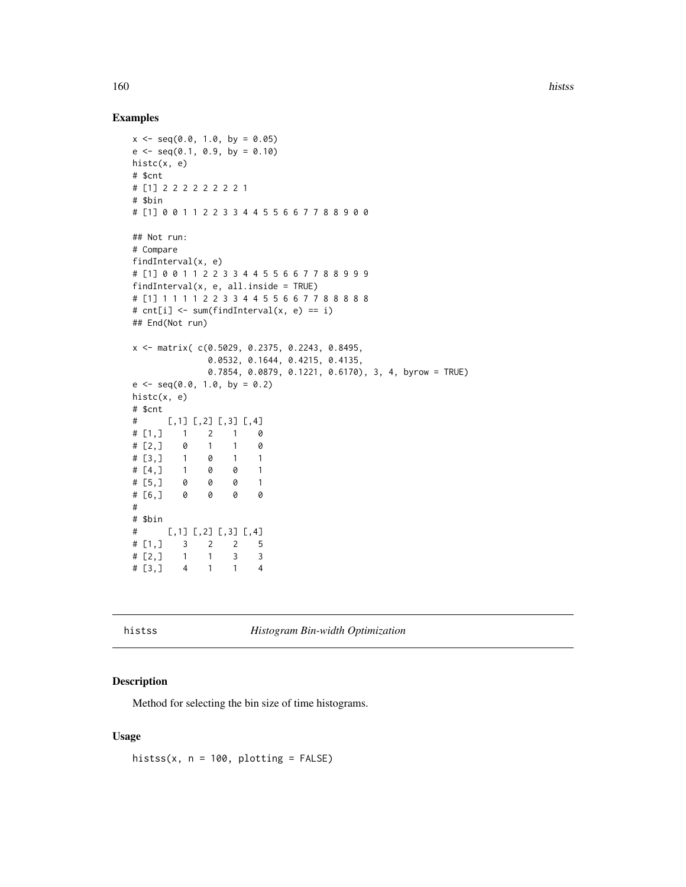## Examples

```
x <- seq(0.0, 1.0, by = 0.05)
e <- seq(0.1, 0.9, by = 0.10)
histc(x, e)
# $cnt
# [1] 2 2 2 2 2 2 2 2 1
# $bin
# [1] 0 0 1 1 2 2 3 3 4 4 5 5 6 6 7 7 8 8 9 0 0

## Not run:
# Compare
findInterval(x, e)
# [1] 0 0 1 1 2 2 3 3 4 4 5 5 6 6 7 7 8 8 9 9 9
findInterval(x, e, all.inside = TRUE)
# [1] 1 1 1 1 2 2 3 3 4 4 5 5 6 6 7 7 8 8 8 8 8
# cnt[i] <- sum(findInterval(x, e) == i)
## End(Not run)

x <- matrix( c(0.5029, 0.2375, 0.2243, 0.8495,
               0.0532, 0.1644, 0.4215, 0.4135,
               0.7854, 0.0879, 0.1221, 0.6170), 3, 4, byrow = TRUE)
e <- seq(0.0, 1.0, by = 0.2)
histc(x, e)
# $cnt
#      [,1] [,2] [,3] [,4]
# [1,]    1    2    1    0
# [2,]    0    1    1    0
# [3,]    1    0    1    1
# [4,]    1    0    0    1
# [5,]    0    0    0    1
# [6,]    0    0    0    0
#
# $bin
#      [,1] [,2] [,3] [,4]
# [1,]    3    2    2    5
# [2,]    1    1    3    3
# [3,]    4    1    1    4
```

---

# histss — *Histogram Bin-width Optimization*

## Description

Method for selecting the bin size of time histograms.

## Usage

```
histss(x, n = 100, plotting = FALSE)
```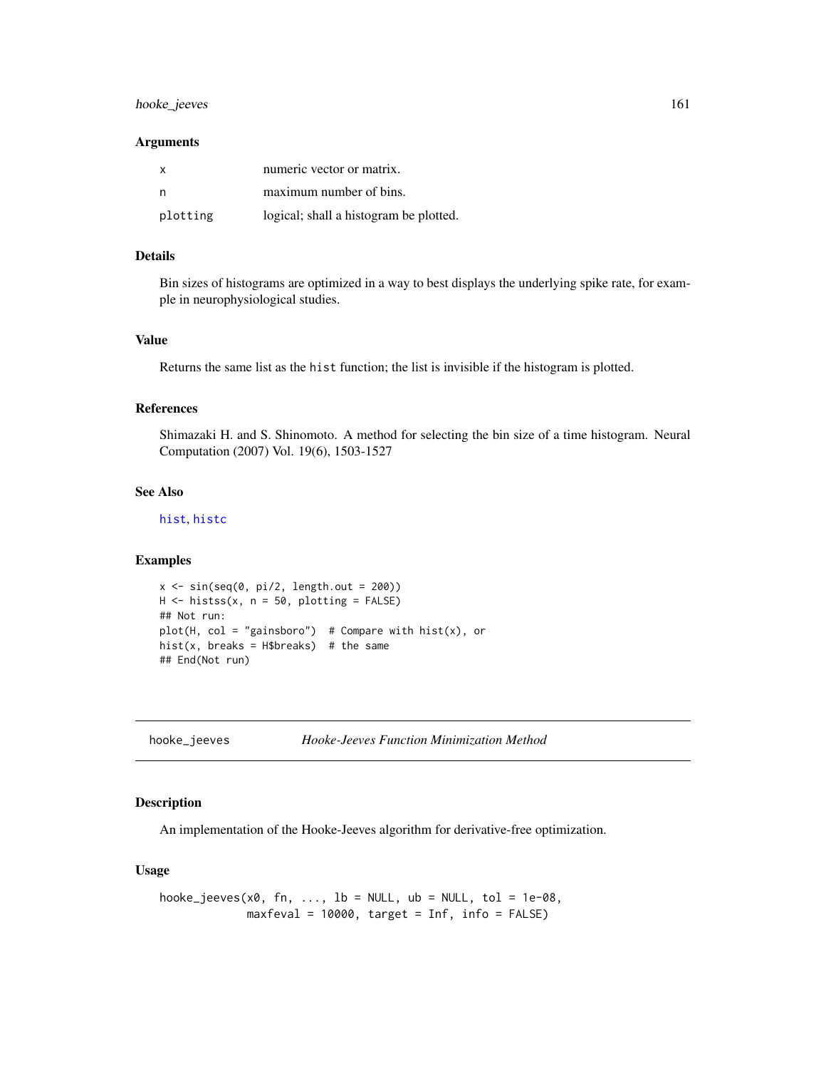### Arguments

| | |
|---|---|
| `x` | numeric vector or matrix. |
| `n` | maximum number of bins. |
| `plotting` | logical; shall a histogram be plotted. |

### Details

Bin sizes of histograms are optimized in a way to best displays the underlying spike rate, for example in neurophysiological studies.

### Value

Returns the same list as the `hist` function; the list is invisible if the histogram is plotted.

### References

Shimazaki H. and S. Shinomoto. A method for selecting the bin size of a time histogram. Neural Computation (2007) Vol. 19(6), 1503-1527

### See Also

`hist`, `histc`

### Examples

```
x <- sin(seq(0, pi/2, length.out = 200))
H <- histss(x, n = 50, plotting = FALSE)
## Not run:
plot(H, col = "gainsboro")  # Compare with hist(x), or
hist(x, breaks = H$breaks)  # the same
## End(Not run)
```

---

## hooke_jeeves    *Hooke-Jeeves Function Minimization Method*

### Description

An implementation of the Hooke-Jeeves algorithm for derivative-free optimization.

### Usage

```
hooke_jeeves(x0, fn, ..., lb = NULL, ub = NULL, tol = 1e-08,
             maxfeval = 10000, target = Inf, info = FALSE)
```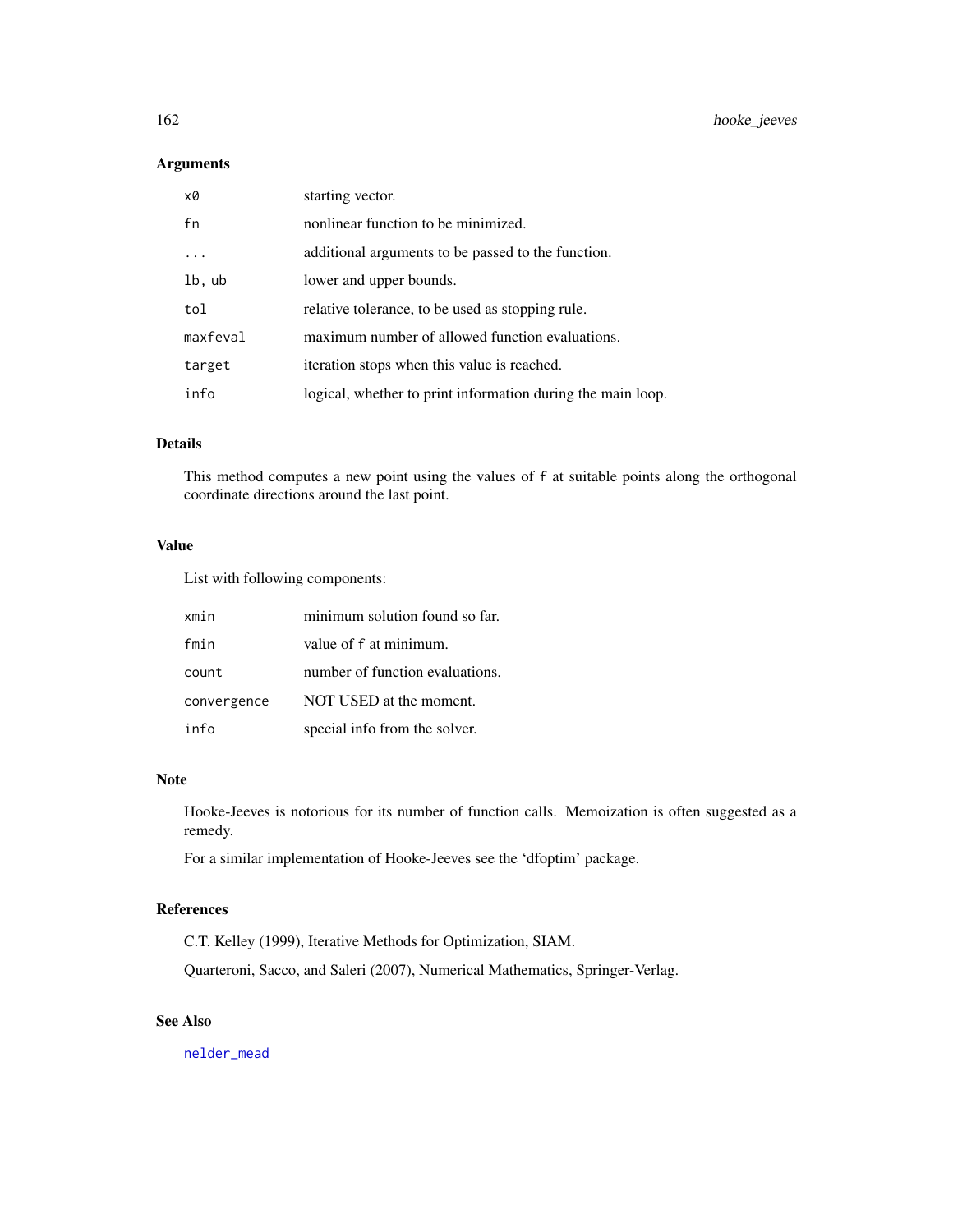## Arguments

| | |
|---|---|
| `x0` | starting vector. |
| `fn` | nonlinear function to be minimized. |
| `...` | additional arguments to be passed to the function. |
| `lb, ub` | lower and upper bounds. |
| `tol` | relative tolerance, to be used as stopping rule. |
| `maxfeval` | maximum number of allowed function evaluations. |
| `target` | iteration stops when this value is reached. |
| `info` | logical, whether to print information during the main loop. |

## Details

This method computes a new point using the values of `f` at suitable points along the orthogonal coordinate directions around the last point.

## Value

List with following components:

| | |
|---|---|
| `xmin` | minimum solution found so far. |
| `fmin` | value of `f` at minimum. |
| `count` | number of function evaluations. |
| `convergence` | NOT USED at the moment. |
| `info` | special info from the solver. |

## Note

Hooke-Jeeves is notorious for its number of function calls. Memoization is often suggested as a remedy.

For a similar implementation of Hooke-Jeeves see the 'dfoptim' package.

## References

C.T. Kelley (1999), Iterative Methods for Optimization, SIAM.

Quarteroni, Sacco, and Saleri (2007), Numerical Mathematics, Springer-Verlag.

## See Also

`nelder_mead`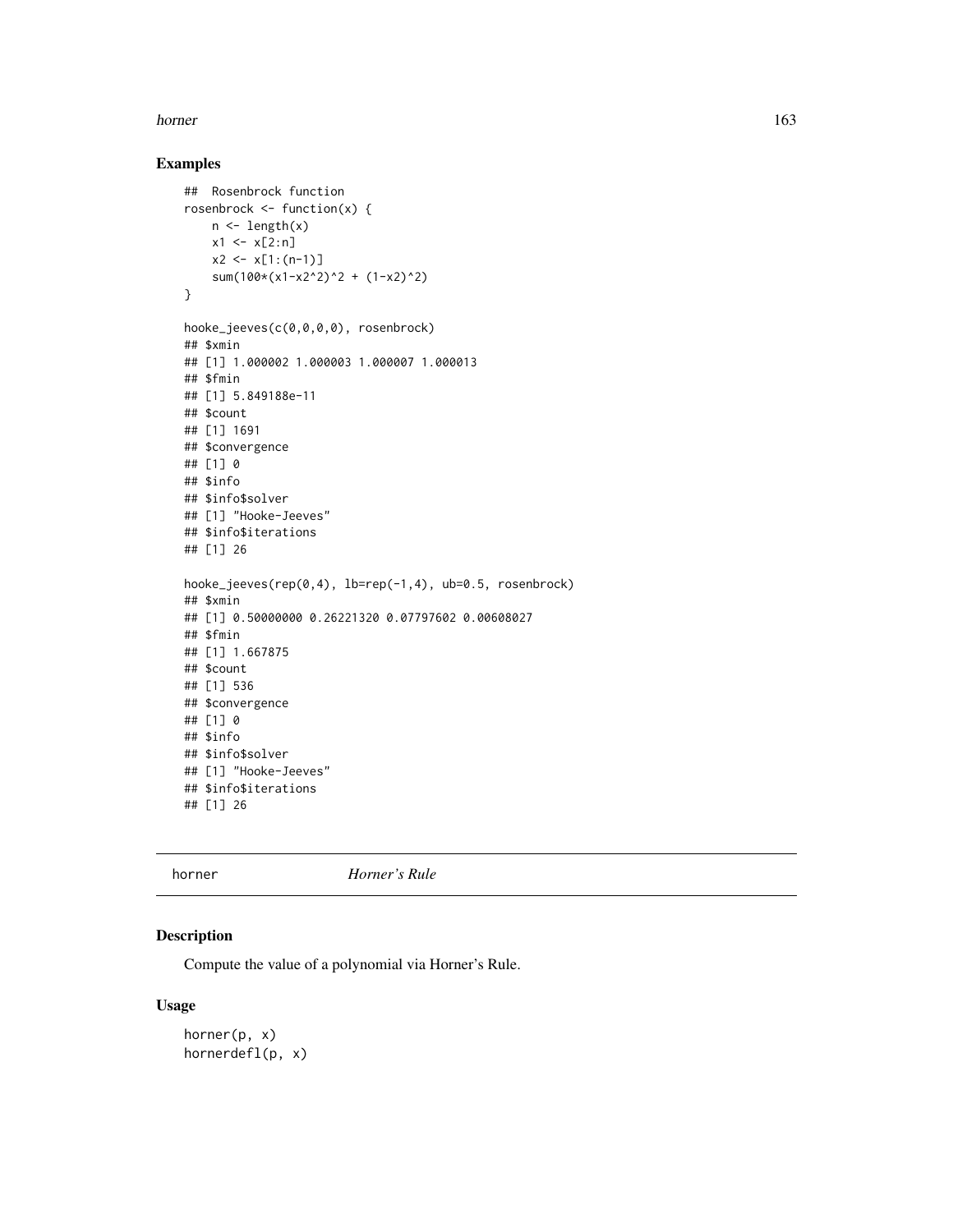## Examples

```
##  Rosenbrock function
rosenbrock <- function(x) {
    n <- length(x)
    x1 <- x[2:n]
    x2 <- x[1:(n-1)]
    sum(100*(x1-x2^2)^2 + (1-x2)^2)
}

hooke_jeeves(c(0,0,0,0), rosenbrock)
## $xmin
## [1] 1.000002 1.000003 1.000007 1.000013
## $fmin
## [1] 5.849188e-11
## $count
## [1] 1691
## $convergence
## [1] 0
## $info
## $info$solver
## [1] "Hooke-Jeeves"
## $info$iterations
## [1] 26

hooke_jeeves(rep(0,4), lb=rep(-1,4), ub=0.5, rosenbrock)
## $xmin
## [1] 0.50000000 0.26221320 0.07797602 0.00608027
## $fmin
## [1] 1.667875
## $count
## [1] 536
## $convergence
## [1] 0
## $info
## $info$solver
## [1] "Hooke-Jeeves"
## $info$iterations
## [1] 26
```

# horner &nbsp;&nbsp;&nbsp;&nbsp;&nbsp;&nbsp; *Horner's Rule*

## Description

Compute the value of a polynomial via Horner's Rule.

## Usage

```
horner(p, x)
hornerdefl(p, x)
```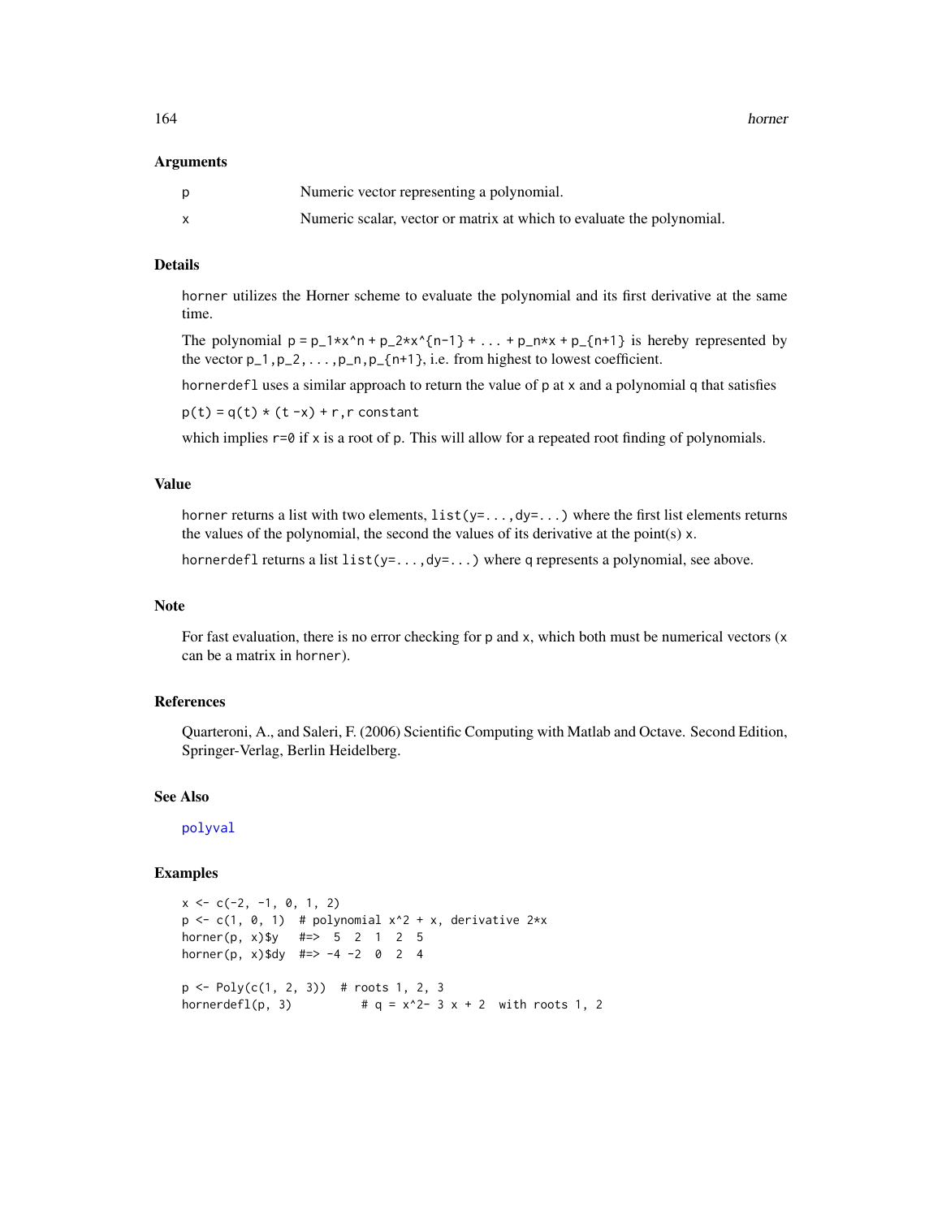### Arguments

| | |
|---|---|
| p | Numeric vector representing a polynomial. |
| x | Numeric scalar, vector or matrix at which to evaluate the polynomial. |

### Details

`horner` utilizes the Horner scheme to evaluate the polynomial and its first derivative at the same time.

The polynomial `p = p_1*x^n + p_2*x^{n-1} + ... + p_n*x + p_{n+1}` is hereby represented by the vector `p_1,p_2,...,p_n,p_{n+1}`, i.e. from highest to lowest coefficient.

`hornerdefl` uses a similar approach to return the value of `p` at `x` and a polynomial `q` that satisfies

`p(t) = q(t) * (t -x) + r,r constant`

which implies `r=0` if `x` is a root of `p`. This will allow for a repeated root finding of polynomials.

### Value

`horner` returns a list with two elements, `list(y=...,dy=...)` where the first list elements returns the values of the polynomial, the second the values of its derivative at the point(s) `x`.

`hornerdefl` returns a list `list(y=...,dy=...)` where `q` represents a polynomial, see above.

### Note

For fast evaluation, there is no error checking for `p` and `x`, which both must be numerical vectors (`x` can be a matrix in `horner`).

### References

Quarteroni, A., and Saleri, F. (2006) Scientific Computing with Matlab and Octave. Second Edition, Springer-Verlag, Berlin Heidelberg.

### See Also

`polyval`

### Examples

```
x <- c(-2, -1, 0, 1, 2)
p <- c(1, 0, 1)  # polynomial x^2 + x, derivative 2*x
horner(p, x)$y   #=>  5  2  1  2  5
horner(p, x)$dy  #=> -4 -2  0  2  4

p <- Poly(c(1, 2, 3))  # roots 1, 2, 3
hornerdefl(p, 3)          # q = x^2- 3 x + 2  with roots 1, 2
```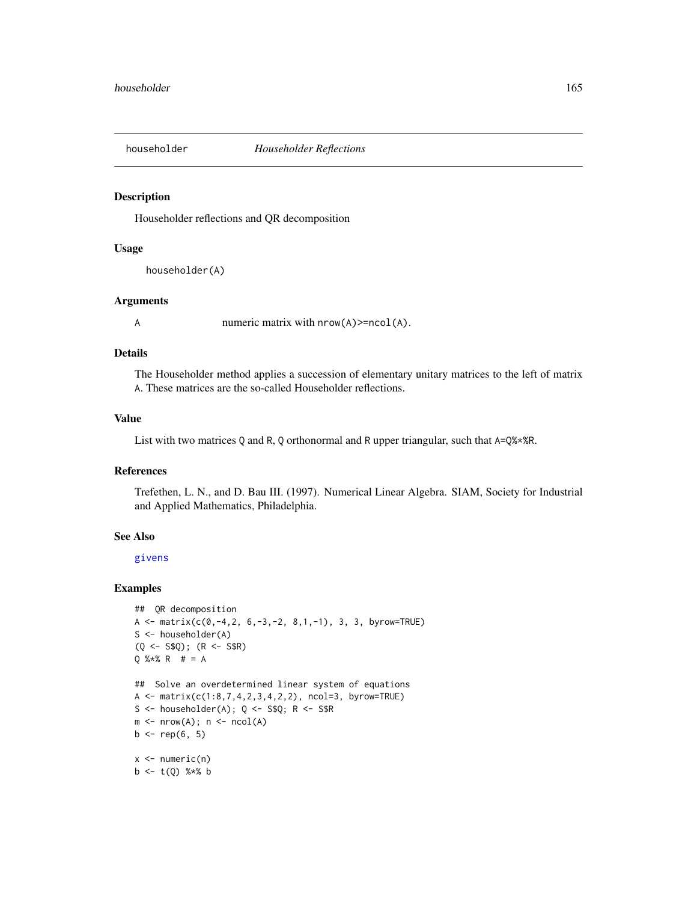## householder *Householder Reflections*

### Description

Householder reflections and QR decomposition

### Usage

```
householder(A)
```

### Arguments

A numeric matrix with `nrow(A)>=ncol(A)`.

### Details

The Householder method applies a succession of elementary unitary matrices to the left of matrix A. These matrices are the so-called Householder reflections.

### Value

List with two matrices Q and R, Q orthonormal and R upper triangular, such that `A=Q%*%R`.

### References

Trefethen, L. N., and D. Bau III. (1997). Numerical Linear Algebra. SIAM, Society for Industrial and Applied Mathematics, Philadelphia.

### See Also

givens

### Examples

```
##  QR decomposition
A <- matrix(c(0,-4,2, 6,-3,-2, 8,1,-1), 3, 3, byrow=TRUE)
S <- householder(A)
(Q <- S$Q); (R <- S$R)
Q %*% R  # = A

##  Solve an overdetermined linear system of equations
A <- matrix(c(1:8,7,4,2,3,4,2,2), ncol=3, byrow=TRUE)
S <- householder(A); Q <- S$Q; R <- S$R
m <- nrow(A); n <- ncol(A)
b <- rep(6, 5)

x <- numeric(n)
b <- t(Q) %*% b
```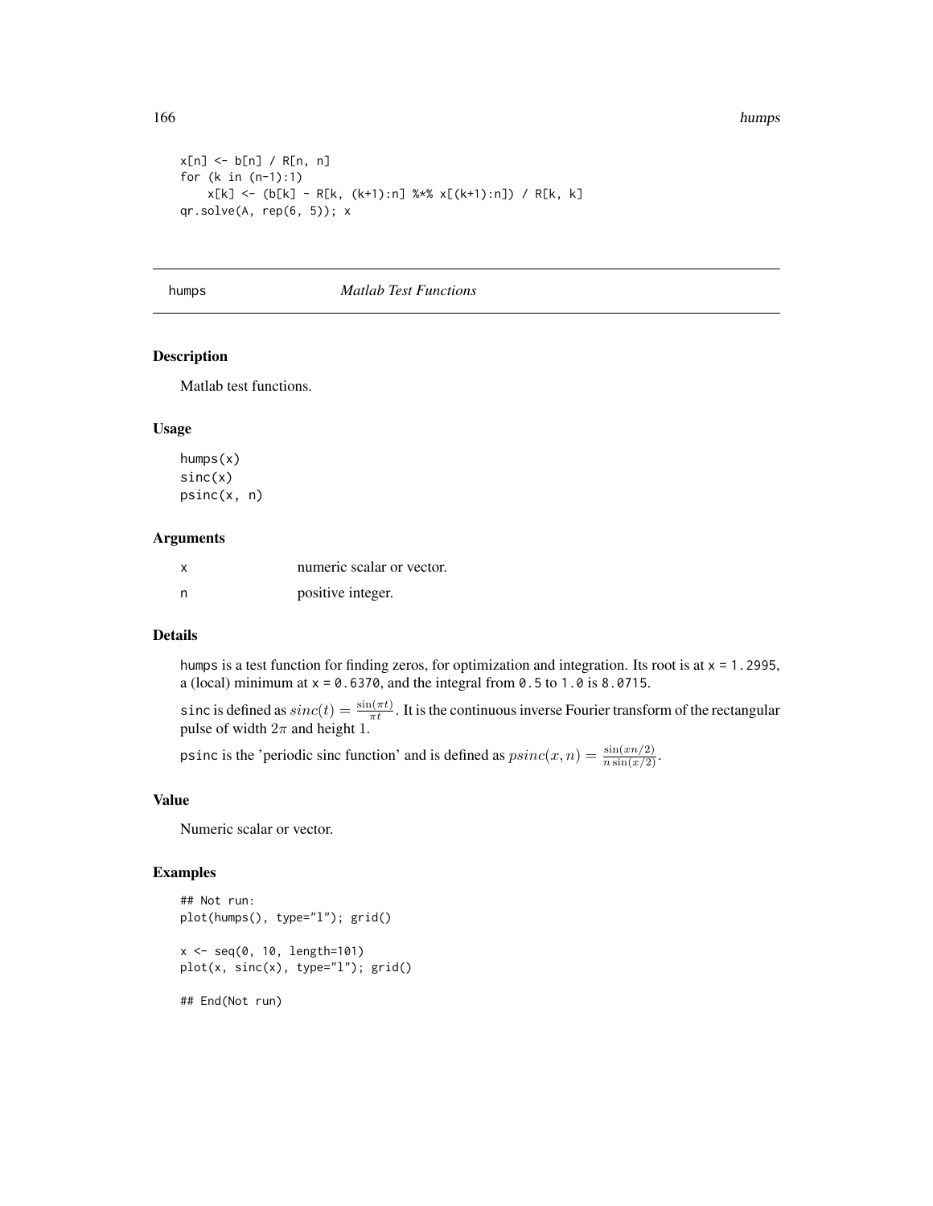```
x[n] <- b[n] / R[n, n]
for (k in (n-1):1)
    x[k] <- (b[k] - R[k, (k+1):n] %*% x[(k+1):n]) / R[k, k]
qr.solve(A, rep(6, 5)); x
```

---

## humps — *Matlab Test Functions*

### Description

Matlab test functions.

### Usage

```
humps(x)
sinc(x)
psinc(x, n)
```

### Arguments

| | |
|---|---|
| x | numeric scalar or vector. |
| n | positive integer. |

### Details

`humps` is a test function for finding zeros, for optimization and integration. Its root is at `x = 1.2995`, a (local) minimum at `x = 0.6370`, and the integral from `0.5` to `1.0` is `8.0715`.

`sinc` is defined as $sinc(t) = \frac{\sin(\pi t)}{\pi t}$. It is the continuous inverse Fourier transform of the rectangular pulse of width $2\pi$ and height $1$.

`psinc` is the 'periodic sinc function' and is defined as $psinc(x, n) = \frac{\sin(xn/2)}{n \sin(x/2)}$.

### Value

Numeric scalar or vector.

### Examples

```
## Not run:
plot(humps(), type="l"); grid()

x <- seq(0, 10, length=101)
plot(x, sinc(x), type="l"); grid()

## End(Not run)
```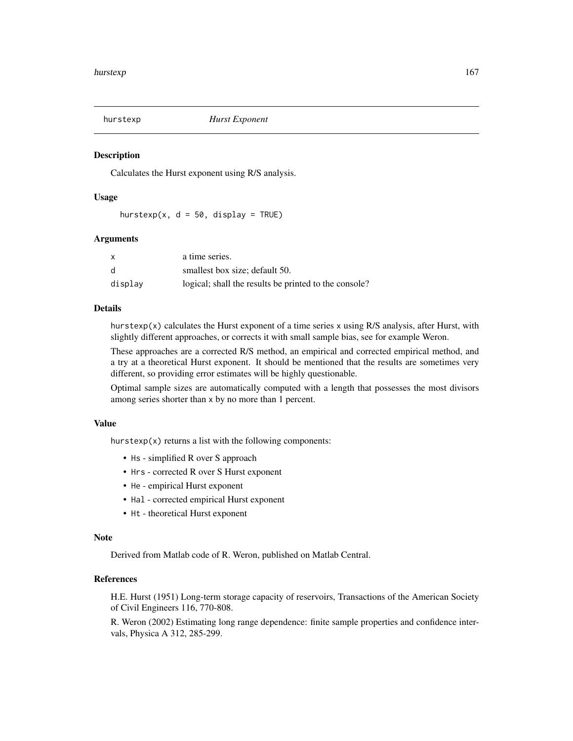## hurstexp *Hurst Exponent*

### Description

Calculates the Hurst exponent using R/S analysis.

### Usage

```
hurstexp(x, d = 50, display = TRUE)
```

### Arguments

| | |
|---|---|
| x | a time series. |
| d | smallest box size; default 50. |
| display | logical; shall the results be printed to the console? |

### Details

`hurstexp(x)` calculates the Hurst exponent of a time series `x` using R/S analysis, after Hurst, with slightly different approaches, or corrects it with small sample bias, see for example Weron.

These approaches are a corrected R/S method, an empirical and corrected empirical method, and a try at a theoretical Hurst exponent. It should be mentioned that the results are sometimes very different, so providing error estimates will be highly questionable.

Optimal sample sizes are automatically computed with a length that possesses the most divisors among series shorter than `x` by no more than 1 percent.

### Value

`hurstexp(x)` returns a list with the following components:

- `Hs` - simplified R over S approach
- `Hrs` - corrected R over S Hurst exponent
- `He` - empirical Hurst exponent
- `Hal` - corrected empirical Hurst exponent
- `Ht` - theoretical Hurst exponent

### Note

Derived from Matlab code of R. Weron, published on Matlab Central.

### References

H.E. Hurst (1951) Long-term storage capacity of reservoirs, Transactions of the American Society of Civil Engineers 116, 770-808.

R. Weron (2002) Estimating long range dependence: finite sample properties and confidence intervals, Physica A 312, 285-299.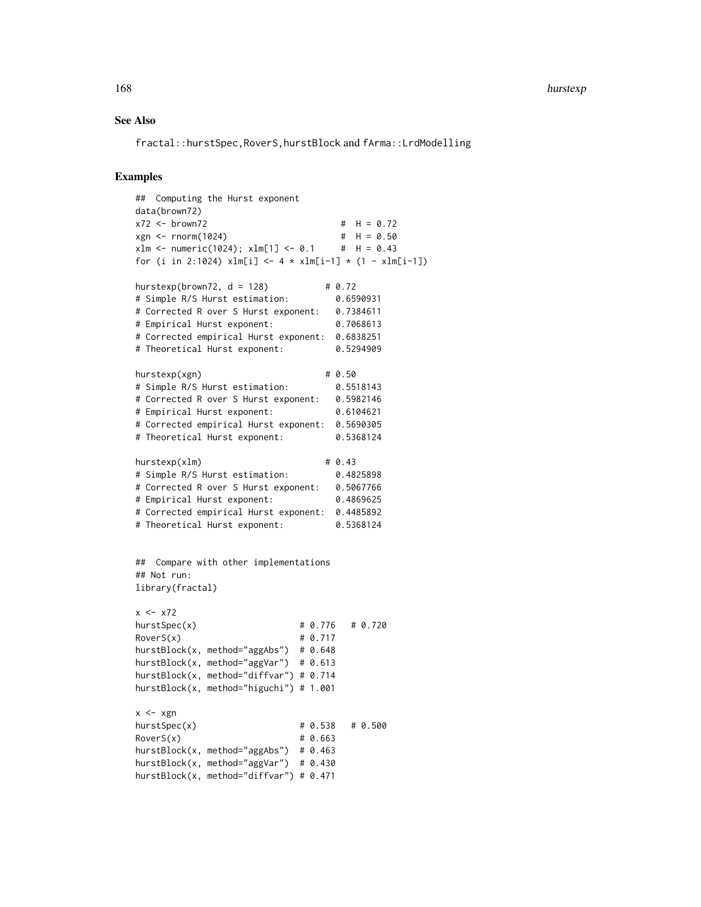## See Also

`fractal::hurstSpec`, `RoverS`, `hurstBlock` and `fArma::LrdModelling`

## Examples

```
##  Computing the Hurst exponent
data(brown72)
x72 <- brown72                          #  H = 0.72
xgn <- rnorm(1024)                      #  H = 0.50
xlm <- numeric(1024); xlm[1] <- 0.1     #  H = 0.43
for (i in 2:1024) xlm[i] <- 4 * xlm[i-1] * (1 - xlm[i-1])

hurstexp(brown72, d = 128)           # 0.72
# Simple R/S Hurst estimation:         0.6590931
# Corrected R over S Hurst exponent:   0.7384611
# Empirical Hurst exponent:            0.7068613
# Corrected empirical Hurst exponent:  0.6838251
# Theoretical Hurst exponent:          0.5294909

hurstexp(xgn)                        # 0.50
# Simple R/S Hurst estimation:         0.5518143
# Corrected R over S Hurst exponent:   0.5982146
# Empirical Hurst exponent:            0.6104621
# Corrected empirical Hurst exponent:  0.5690305
# Theoretical Hurst exponent:          0.5368124

hurstexp(xlm)                        # 0.43
# Simple R/S Hurst estimation:         0.4825898
# Corrected R over S Hurst exponent:   0.5067766
# Empirical Hurst exponent:            0.4869625
# Corrected empirical Hurst exponent:  0.4485892
# Theoretical Hurst exponent:          0.5368124


##  Compare with other implementations
## Not run:
library(fractal)

x <- x72
hurstSpec(x)                    # 0.776   # 0.720
RoverS(x)                       # 0.717
hurstBlock(x, method="aggAbs")  # 0.648
hurstBlock(x, method="aggVar")  # 0.613
hurstBlock(x, method="diffvar") # 0.714
hurstBlock(x, method="higuchi") # 1.001

x <- xgn
hurstSpec(x)                    # 0.538   # 0.500
RoverS(x)                       # 0.663
hurstBlock(x, method="aggAbs")  # 0.463
hurstBlock(x, method="aggVar")  # 0.430
hurstBlock(x, method="diffvar") # 0.471
```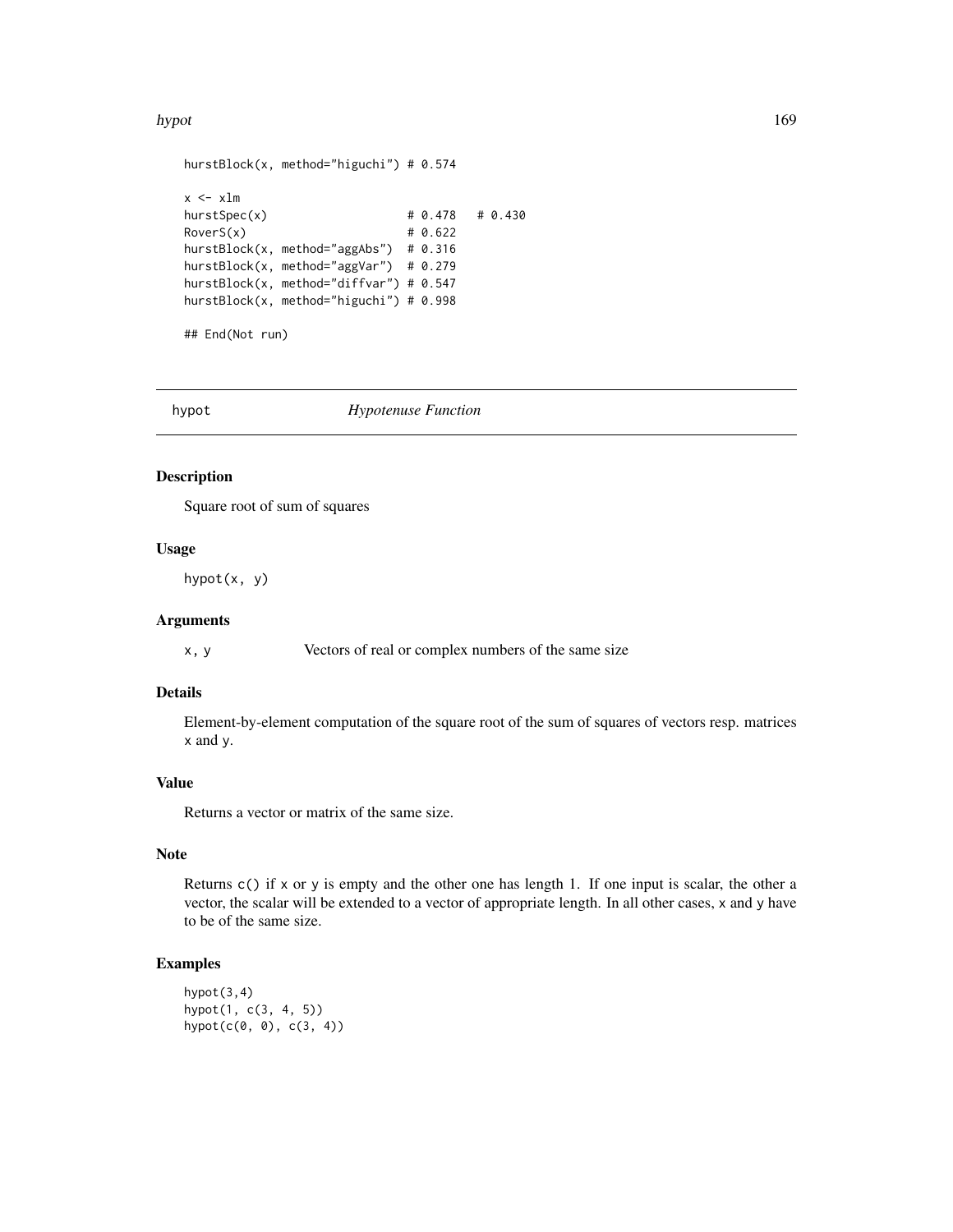```
hurstBlock(x, method="higuchi") # 0.574

x <- xlm
hurstSpec(x)                    # 0.478   # 0.430
RoverS(x)                       # 0.622
hurstBlock(x, method="aggAbs")  # 0.316
hurstBlock(x, method="aggVar")  # 0.279
hurstBlock(x, method="diffvar") # 0.547
hurstBlock(x, method="higuchi") # 0.998

## End(Not run)
```

---

## hypot *Hypotenuse Function*

### Description

Square root of sum of squares

### Usage

```
hypot(x, y)
```

### Arguments

| | |
|---|---|
| `x, y` | Vectors of real or complex numbers of the same size |

### Details

Element-by-element computation of the square root of the sum of squares of vectors resp. matrices `x` and `y`.

### Value

Returns a vector or matrix of the same size.

### Note

Returns `c()` if `x` or `y` is empty and the other one has length 1. If one input is scalar, the other a vector, the scalar will be extended to a vector of appropriate length. In all other cases, `x` and `y` have to be of the same size.

### Examples

```
hypot(3,4)
hypot(1, c(3, 4, 5))
hypot(c(0, 0), c(3, 4))
```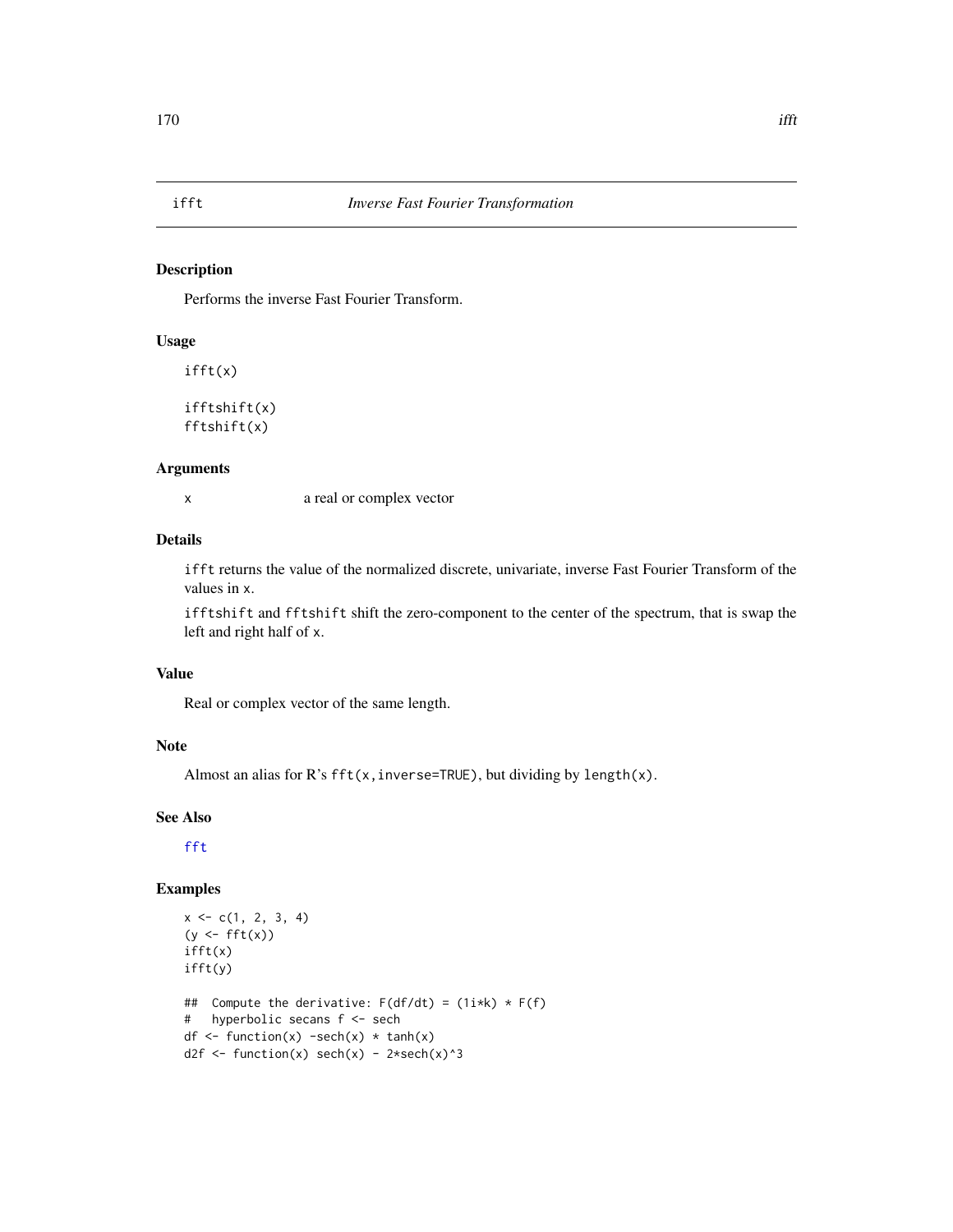## ifft *Inverse Fast Fourier Transformation*

### Description

Performs the inverse Fast Fourier Transform.

### Usage

```
ifft(x)

ifftshift(x)
fftshift(x)
```

### Arguments

| | |
|---|---|
| x | a real or complex vector |

### Details

`ifft` returns the value of the normalized discrete, univariate, inverse Fast Fourier Transform of the values in `x`.

`ifftshift` and `fftshift` shift the zero-component to the center of the spectrum, that is swap the left and right half of `x`.

### Value

Real or complex vector of the same length.

### Note

Almost an alias for R's `fft(x,inverse=TRUE)`, but dividing by `length(x)`.

### See Also

fft

### Examples

```
x <- c(1, 2, 3, 4)
(y <- fft(x))
ifft(x)
ifft(y)

##  Compute the derivative: F(df/dt) = (1i*k) * F(f)
#   hyperbolic secans f <- sech
df <- function(x) -sech(x) * tanh(x)
d2f <- function(x) sech(x) - 2*sech(x)^3
```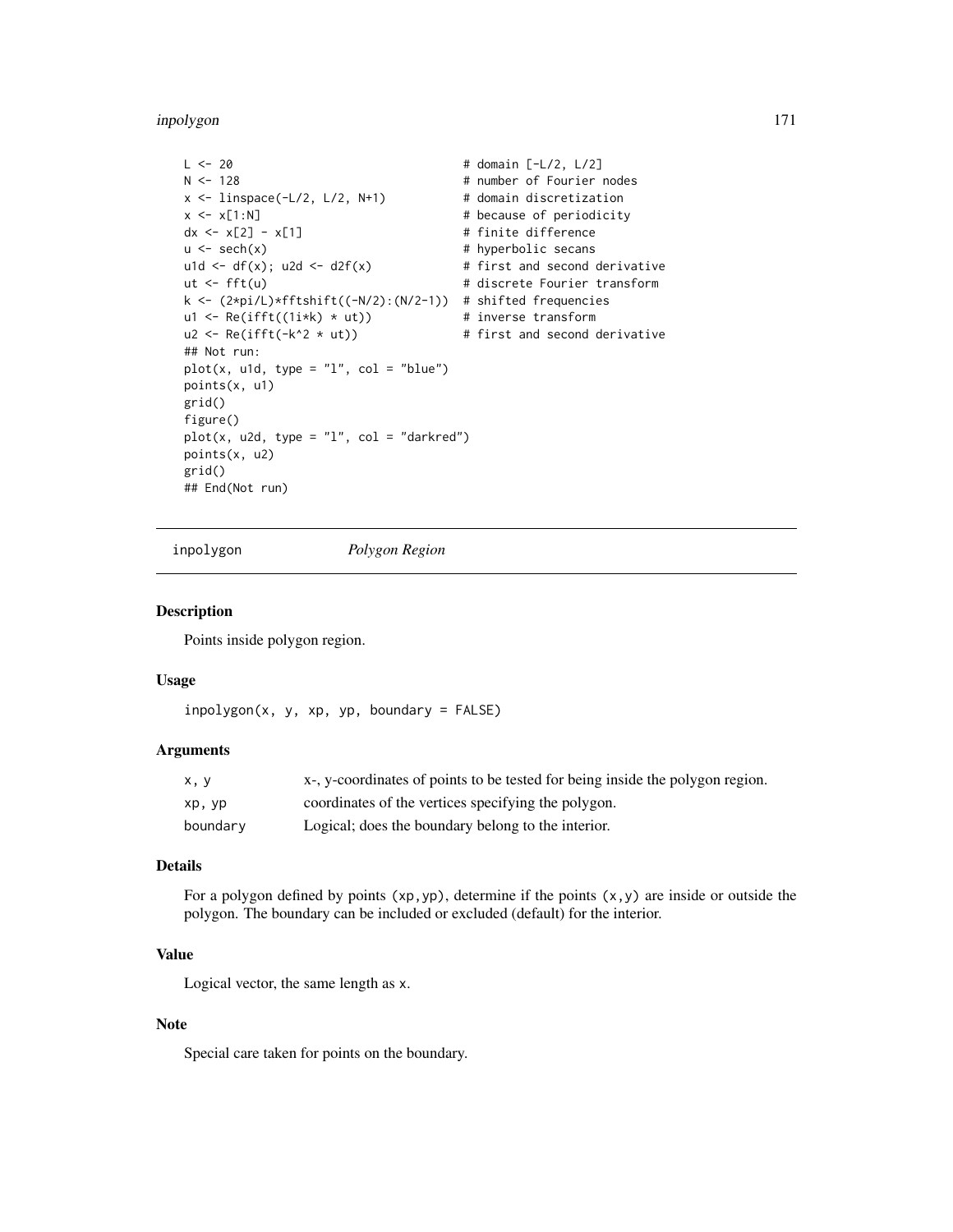```
L <- 20                                 # domain [-L/2, L/2]
N <- 128                                # number of Fourier nodes
x <- linspace(-L/2, L/2, N+1)           # domain discretization
x <- x[1:N]                             # because of periodicity
dx <- x[2] - x[1]                       # finite difference
u <- sech(x)                            # hyperbolic secans
u1d <- df(x); u2d <- d2f(x)             # first and second derivative
ut <- fft(u)                            # discrete Fourier transform
k <- (2*pi/L)*fftshift((-N/2):(N/2-1))  # shifted frequencies
u1 <- Re(ifft((1i*k) * ut))             # inverse transform
u2 <- Re(ifft(-k^2 * ut))               # first and second derivative
## Not run:
plot(x, u1d, type = "l", col = "blue")
points(x, u1)
grid()
figure()
plot(x, u2d, type = "l", col = "darkred")
points(x, u2)
grid()
## End(Not run)
```

## inpolygon *Polygon Region*

### Description

Points inside polygon region.

### Usage

```
inpolygon(x, y, xp, yp, boundary = FALSE)
```

### Arguments

| | |
|---|---|
| x, y | x-, y-coordinates of points to be tested for being inside the polygon region. |
| xp, yp | coordinates of the vertices specifying the polygon. |
| boundary | Logical; does the boundary belong to the interior. |

### Details

For a polygon defined by points (xp,yp), determine if the points (x,y) are inside or outside the polygon. The boundary can be included or excluded (default) for the interior.

### Value

Logical vector, the same length as x.

### Note

Special care taken for points on the boundary.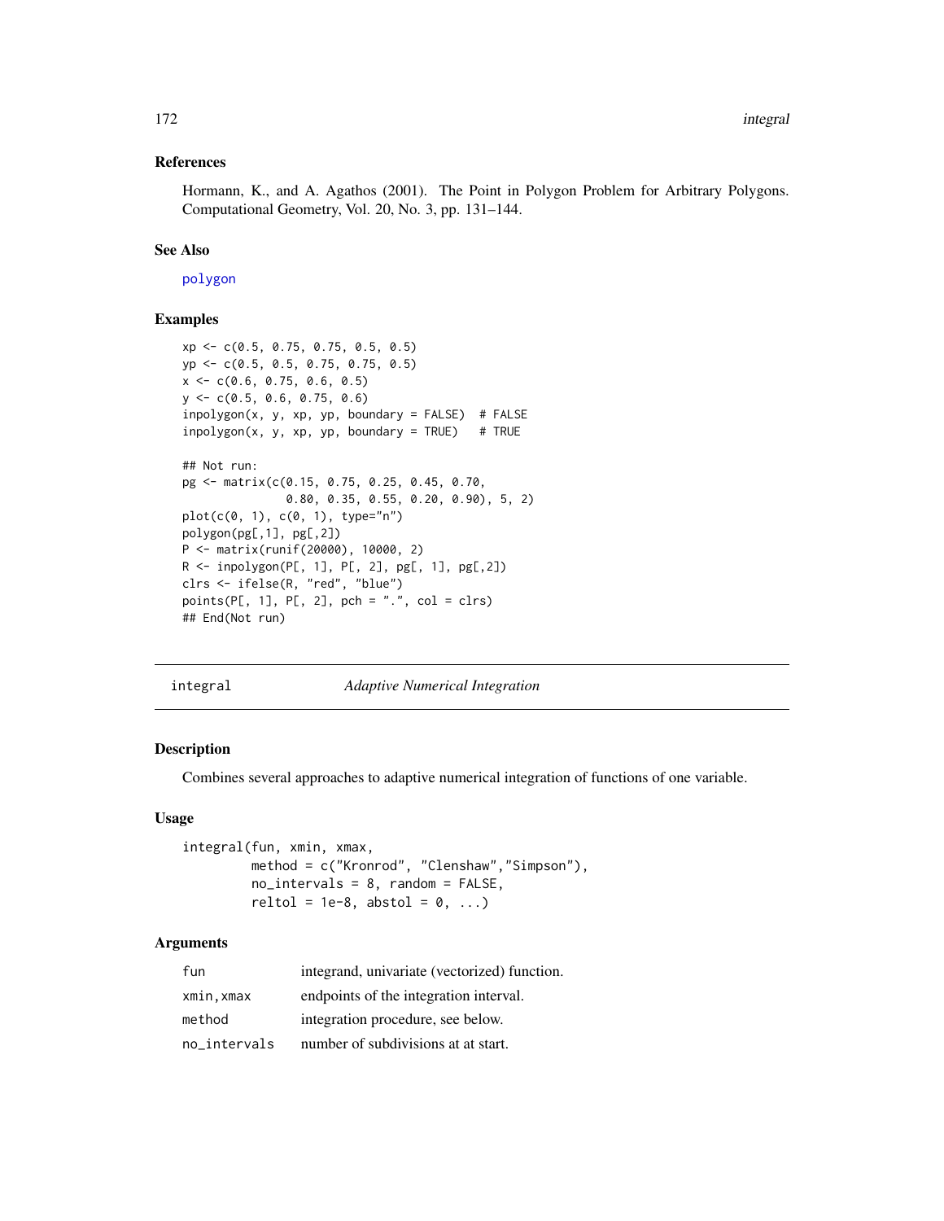## References

Hormann, K., and A. Agathos (2001). The Point in Polygon Problem for Arbitrary Polygons. Computational Geometry, Vol. 20, No. 3, pp. 131–144.

## See Also

polygon

## Examples

```
xp <- c(0.5, 0.75, 0.75, 0.5, 0.5)
yp <- c(0.5, 0.5, 0.75, 0.75, 0.5)
x <- c(0.6, 0.75, 0.6, 0.5)
y <- c(0.5, 0.6, 0.75, 0.6)
inpolygon(x, y, xp, yp, boundary = FALSE)  # FALSE
inpolygon(x, y, xp, yp, boundary = TRUE)   # TRUE

## Not run:
pg <- matrix(c(0.15, 0.75, 0.25, 0.45, 0.70,
               0.80, 0.35, 0.55, 0.20, 0.90), 5, 2)
plot(c(0, 1), c(0, 1), type="n")
polygon(pg[,1], pg[,2])
P <- matrix(runif(20000), 10000, 2)
R <- inpolygon(P[, 1], P[, 2], pg[, 1], pg[,2])
clrs <- ifelse(R, "red", "blue")
points(P[, 1], P[, 2], pch = ".", col = clrs)
## End(Not run)
```

---

# integral — *Adaptive Numerical Integration*

## Description

Combines several approaches to adaptive numerical integration of functions of one variable.

## Usage

```
integral(fun, xmin, xmax,
         method = c("Kronrod", "Clenshaw","Simpson"),
         no_intervals = 8, random = FALSE,
         reltol = 1e-8, abstol = 0, ...)
```

## Arguments

| | |
|---|---|
| fun | integrand, univariate (vectorized) function. |
| xmin,xmax | endpoints of the integration interval. |
| method | integration procedure, see below. |
| no_intervals | number of subdivisions at at start. |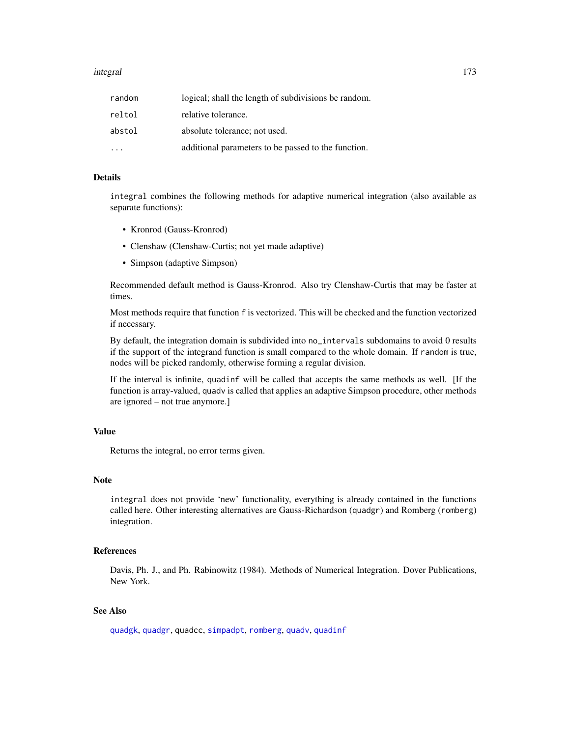| | |
|---|---|
| `random` | logical; shall the length of subdivisions be random. |
| `reltol` | relative tolerance. |
| `abstol` | absolute tolerance; not used. |
| `...` | additional parameters to be passed to the function. |

## Details

`integral` combines the following methods for adaptive numerical integration (also available as separate functions):

- Kronrod (Gauss-Kronrod)
- Clenshaw (Clenshaw-Curtis; not yet made adaptive)
- Simpson (adaptive Simpson)

Recommended default method is Gauss-Kronrod. Also try Clenshaw-Curtis that may be faster at times.

Most methods require that function `f` is vectorized. This will be checked and the function vectorized if necessary.

By default, the integration domain is subdivided into `no_intervals` subdomains to avoid 0 results if the support of the integrand function is small compared to the whole domain. If `random` is true, nodes will be picked randomly, otherwise forming a regular division.

If the interval is infinite, `quadinf` will be called that accepts the same methods as well. [If the function is array-valued, `quadv` is called that applies an adaptive Simpson procedure, other methods are ignored – not true anymore.]

## Value

Returns the integral, no error terms given.

## Note

`integral` does not provide 'new' functionality, everything is already contained in the functions called here. Other interesting alternatives are Gauss-Richardson (`quadgr`) and Romberg (`romberg`) integration.

## References

Davis, Ph. J., and Ph. Rabinowitz (1984). Methods of Numerical Integration. Dover Publications, New York.

## See Also

`quadgk`, `quadgr`, `quadcc`, `simpadpt`, `romberg`, `quadv`, `quadinf`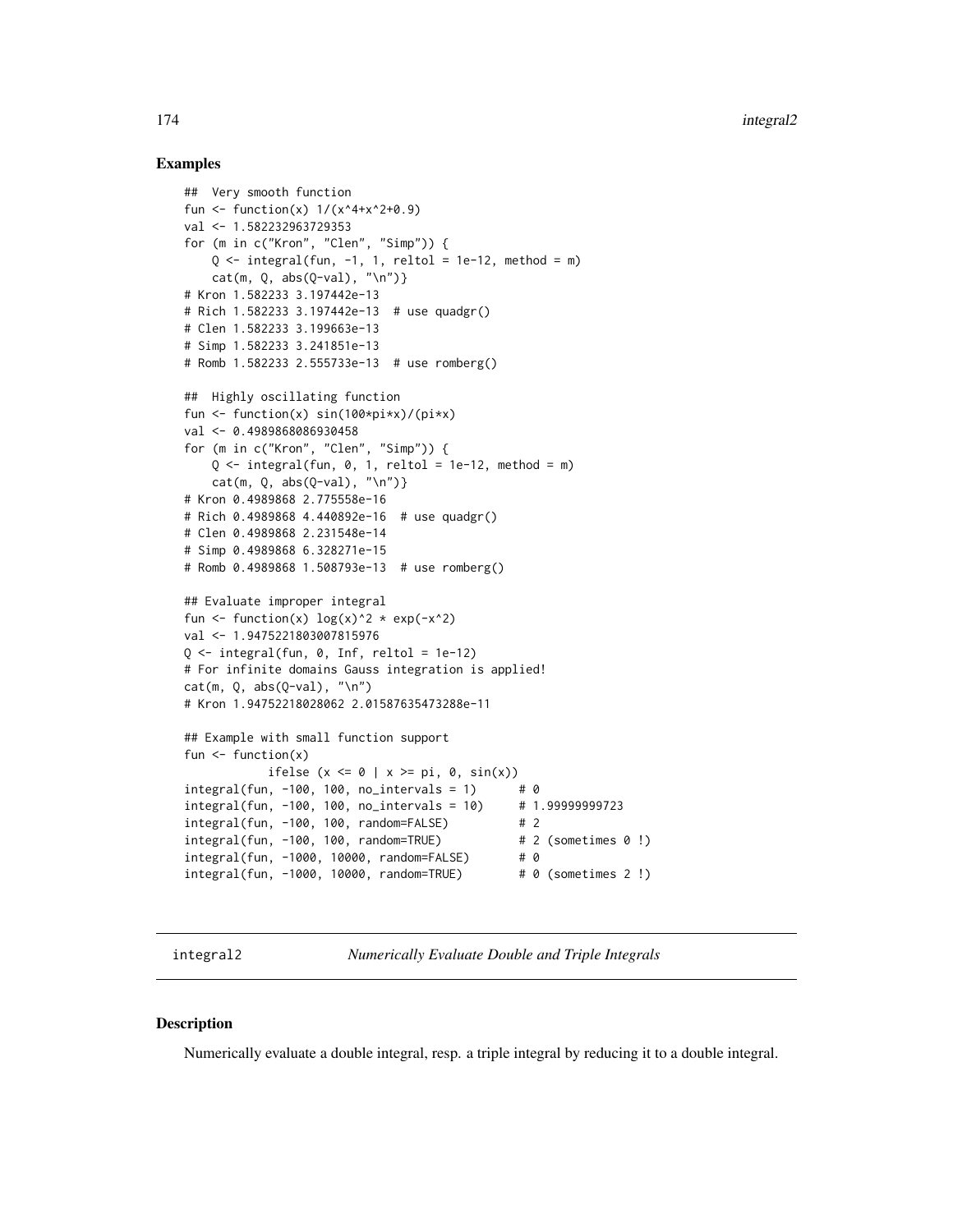## Examples

```
##  Very smooth function
fun <- function(x) 1/(x^4+x^2+0.9)
val <- 1.582232963729353
for (m in c("Kron", "Clen", "Simp")) {
    Q <- integral(fun, -1, 1, reltol = 1e-12, method = m)
    cat(m, Q, abs(Q-val), "\n")}
# Kron 1.582233 3.197442e-13
# Rich 1.582233 3.197442e-13  # use quadgr()
# Clen 1.582233 3.199663e-13
# Simp 1.582233 3.241851e-13
# Romb 1.582233 2.555733e-13  # use romberg()

##  Highly oscillating function
fun <- function(x) sin(100*pi*x)/(pi*x)
val <- 0.4989868086930458
for (m in c("Kron", "Clen", "Simp")) {
    Q <- integral(fun, 0, 1, reltol = 1e-12, method = m)
    cat(m, Q, abs(Q-val), "\n")}
# Kron 0.4989868 2.775558e-16
# Rich 0.4989868 4.440892e-16  # use quadgr()
# Clen 0.4989868 2.231548e-14
# Simp 0.4989868 6.328271e-15
# Romb 0.4989868 1.508793e-13  # use romberg()

## Evaluate improper integral
fun <- function(x) log(x)^2 * exp(-x^2)
val <- 1.9475221803007815976
Q <- integral(fun, 0, Inf, reltol = 1e-12)
# For infinite domains Gauss integration is applied!
cat(m, Q, abs(Q-val), "\n")
# Kron 1.94752218028062 2.01587635473288e-11

## Example with small function support
fun <- function(x)
            ifelse (x <= 0 | x >= pi, 0, sin(x))
integral(fun, -100, 100, no_intervals = 1)      # 0
integral(fun, -100, 100, no_intervals = 10)     # 1.99999999723
integral(fun, -100, 100, random=FALSE)          # 2
integral(fun, -100, 100, random=TRUE)           # 2 (sometimes 0 !)
integral(fun, -1000, 10000, random=FALSE)       # 0
integral(fun, -1000, 10000, random=TRUE)        # 0 (sometimes 2 !)
```

---

# integral2 — *Numerically Evaluate Double and Triple Integrals*

## Description

Numerically evaluate a double integral, resp. a triple integral by reducing it to a double integral.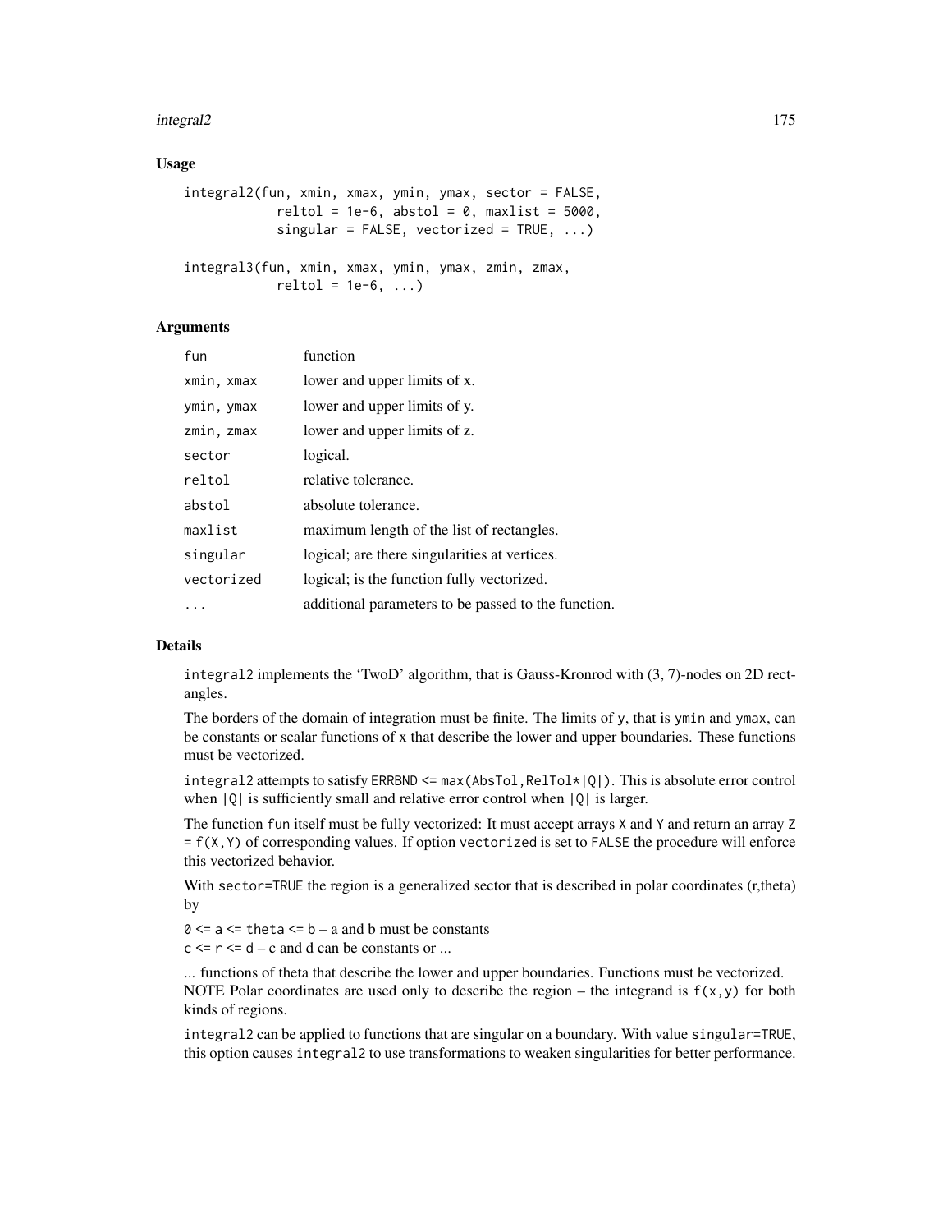## Usage

```
integral2(fun, xmin, xmax, ymin, ymax, sector = FALSE,
            reltol = 1e-6, abstol = 0, maxlist = 5000,
            singular = FALSE, vectorized = TRUE, ...)

integral3(fun, xmin, xmax, ymin, ymax, zmin, zmax,
            reltol = 1e-6, ...)
```

## Arguments

| | |
|---|---|
| `fun` | function |
| `xmin, xmax` | lower and upper limits of x. |
| `ymin, ymax` | lower and upper limits of y. |
| `zmin, zmax` | lower and upper limits of z. |
| `sector` | logical. |
| `reltol` | relative tolerance. |
| `abstol` | absolute tolerance. |
| `maxlist` | maximum length of the list of rectangles. |
| `singular` | logical; are there singularities at vertices. |
| `vectorized` | logical; is the function fully vectorized. |
| `...` | additional parameters to be passed to the function. |

## Details

`integral2` implements the 'TwoD' algorithm, that is Gauss-Kronrod with (3, 7)-nodes on 2D rectangles.

The borders of the domain of integration must be finite. The limits of `y`, that is `ymin` and `ymax`, can be constants or scalar functions of x that describe the lower and upper boundaries. These functions must be vectorized.

`integral2` attempts to satisfy `ERRBND <= max(AbsTol,RelTol*|Q|)`. This is absolute error control when `|Q|` is sufficiently small and relative error control when `|Q|` is larger.

The function `fun` itself must be fully vectorized: It must accept arrays `X` and `Y` and return an array `Z = f(X,Y)` of corresponding values. If option `vectorized` is set to `FALSE` the procedure will enforce this vectorized behavior.

With `sector=TRUE` the region is a generalized sector that is described in polar coordinates (r,theta) by

`0 <= a <= theta <= b` – a and b must be constants
`c <= r <= d` – c and d can be constants or ...

... functions of theta that describe the lower and upper boundaries. Functions must be vectorized.
NOTE Polar coordinates are used only to describe the region – the integrand is `f(x,y)` for both kinds of regions.

`integral2` can be applied to functions that are singular on a boundary. With value `singular=TRUE`, this option causes `integral2` to use transformations to weaken singularities for better performance.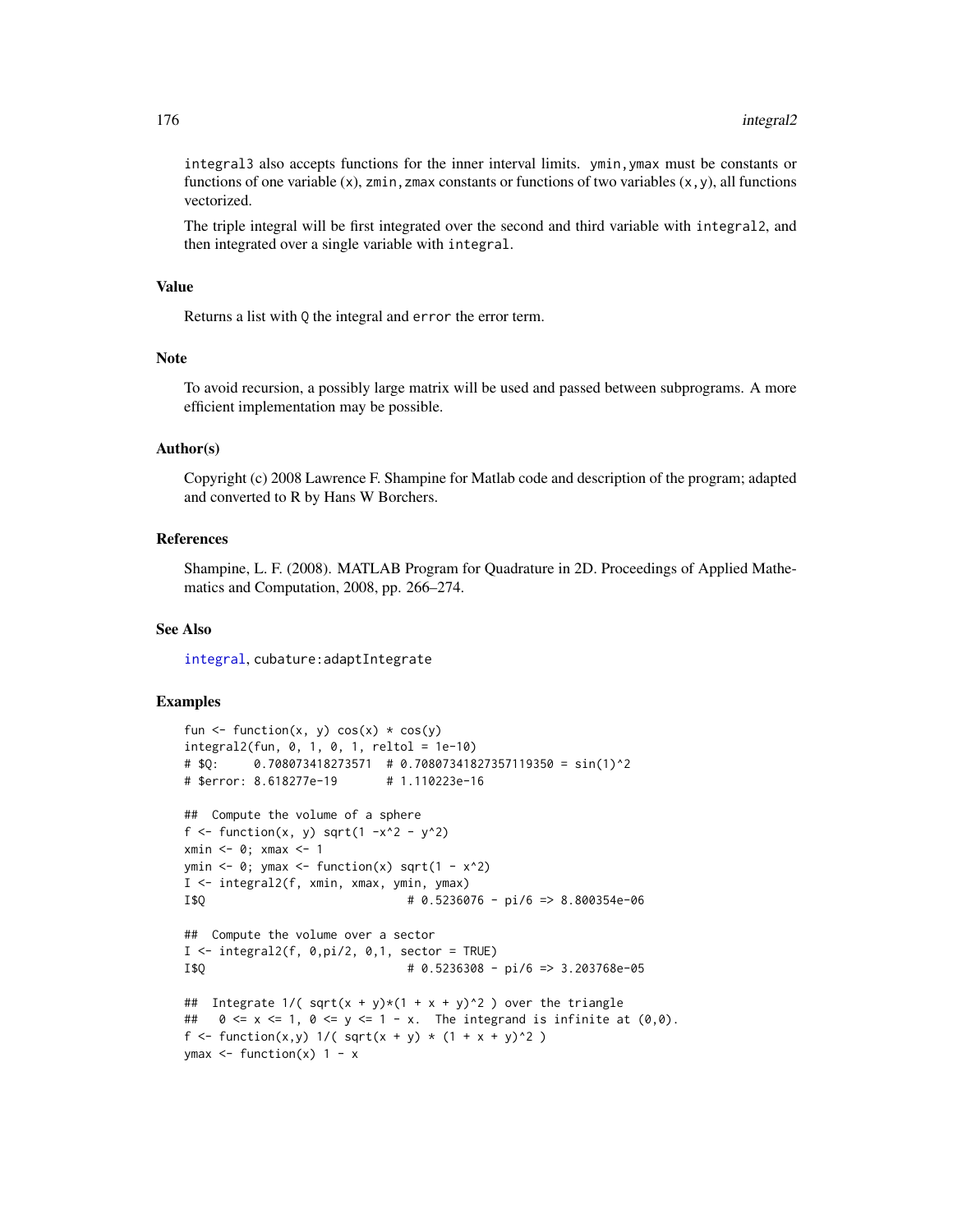integral3 also accepts functions for the inner interval limits. ymin,ymax must be constants or functions of one variable (x), zmin,zmax constants or functions of two variables (x,y), all functions vectorized.

The triple integral will be first integrated over the second and third variable with integral2, and then integrated over a single variable with integral.

### Value

Returns a list with Q the integral and error the error term.

### Note

To avoid recursion, a possibly large matrix will be used and passed between subprograms. A more efficient implementation may be possible.

### Author(s)

Copyright (c) 2008 Lawrence F. Shampine for Matlab code and description of the program; adapted and converted to R by Hans W Borchers.

### References

Shampine, L. F. (2008). MATLAB Program for Quadrature in 2D. Proceedings of Applied Mathematics and Computation, 2008, pp. 266–274.

### See Also

integral, cubature:adaptIntegrate

### Examples

```
fun <- function(x, y) cos(x) * cos(y)
integral2(fun, 0, 1, 0, 1, reltol = 1e-10)
# $Q:     0.708073418273571  # 0.70807341827357119350 = sin(1)^2
# $error: 8.618277e-19       # 1.110223e-16

##  Compute the volume of a sphere
f <- function(x, y) sqrt(1 -x^2 - y^2)
xmin <- 0; xmax <- 1
ymin <- 0; ymax <- function(x) sqrt(1 - x^2)
I <- integral2(f, xmin, xmax, ymin, ymax)
I$Q                             # 0.5236076 - pi/6 => 8.800354e-06

##  Compute the volume over a sector
I <- integral2(f, 0,pi/2, 0,1, sector = TRUE)
I$Q                             # 0.5236308 - pi/6 => 3.203768e-05

##  Integrate 1/( sqrt(x + y)*(1 + x + y)^2 ) over the triangle
##   0 <= x <= 1, 0 <= y <= 1 - x.  The integrand is infinite at (0,0).
f <- function(x,y) 1/( sqrt(x + y) * (1 + x + y)^2 )
ymax <- function(x) 1 - x
```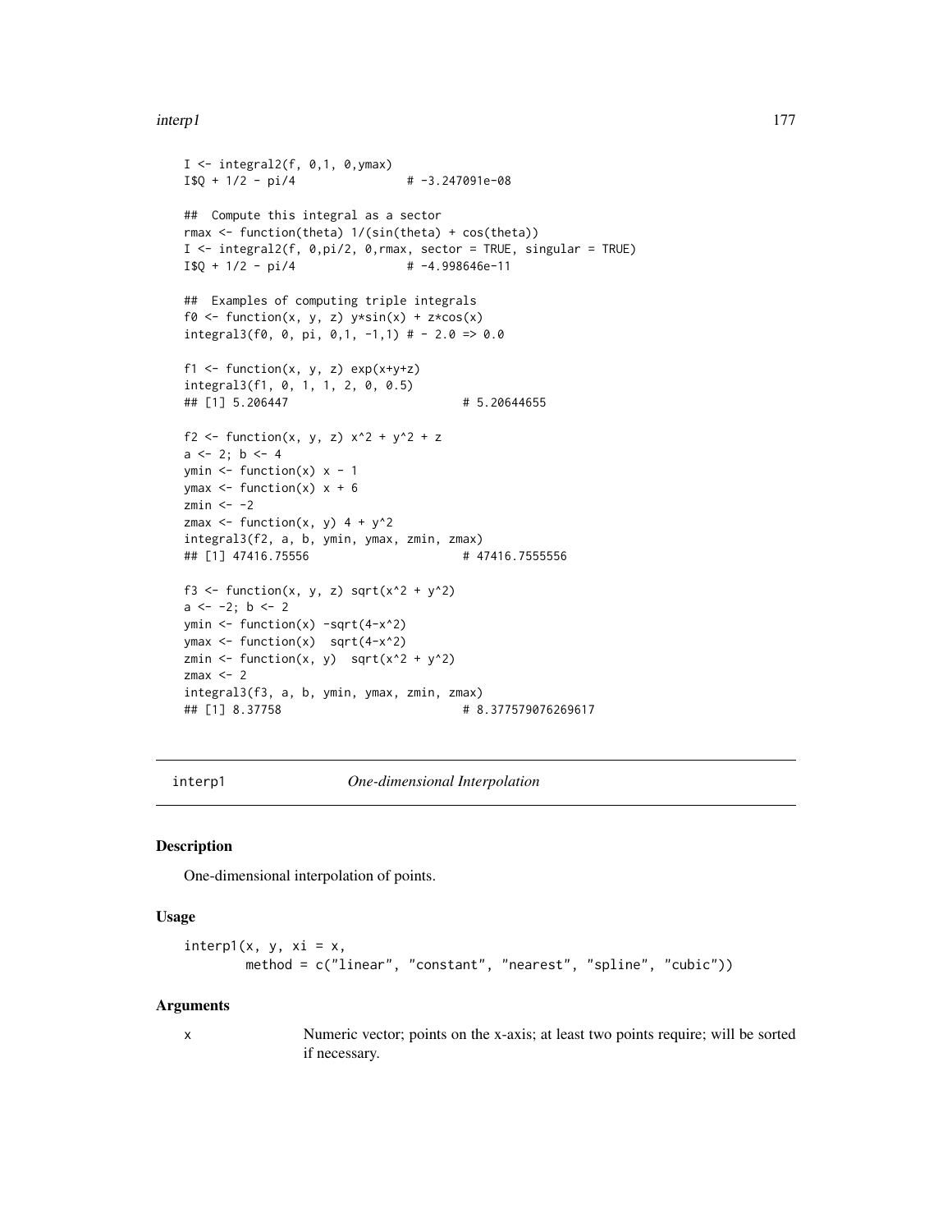```
I <- integral2(f, 0,1, 0,ymax)
I$Q + 1/2 - pi/4                # -3.247091e-08

##  Compute this integral as a sector
rmax <- function(theta) 1/(sin(theta) + cos(theta))
I <- integral2(f, 0,pi/2, 0,rmax, sector = TRUE, singular = TRUE)
I$Q + 1/2 - pi/4                # -4.998646e-11

##  Examples of computing triple integrals
f0 <- function(x, y, z) y*sin(x) + z*cos(x)
integral3(f0, 0, pi, 0,1, -1,1) # - 2.0 => 0.0

f1 <- function(x, y, z) exp(x+y+z)
integral3(f1, 0, 1, 1, 2, 0, 0.5)
## [1] 5.206447                         # 5.20644655

f2 <- function(x, y, z) x^2 + y^2 + z
a <- 2; b <- 4
ymin <- function(x) x - 1
ymax <- function(x) x + 6
zmin <- -2
zmax <- function(x, y) 4 + y^2
integral3(f2, a, b, ymin, ymax, zmin, zmax)
## [1] 47416.75556                      # 47416.7555556

f3 <- function(x, y, z) sqrt(x^2 + y^2)
a <- -2; b <- 2
ymin <- function(x) -sqrt(4-x^2)
ymax <- function(x)  sqrt(4-x^2)
zmin <- function(x, y)  sqrt(x^2 + y^2)
zmax <- 2
integral3(f3, a, b, ymin, ymax, zmin, zmax)
## [1] 8.37758                          # 8.377579076269617
```

---

interp1 *One-dimensional Interpolation*

---

### Description

One-dimensional interpolation of points.

### Usage

```
interp1(x, y, xi = x,
        method = c("linear", "constant", "nearest", "spline", "cubic"))
```

### Arguments

`x` Numeric vector; points on the x-axis; at least two points require; will be sorted if necessary.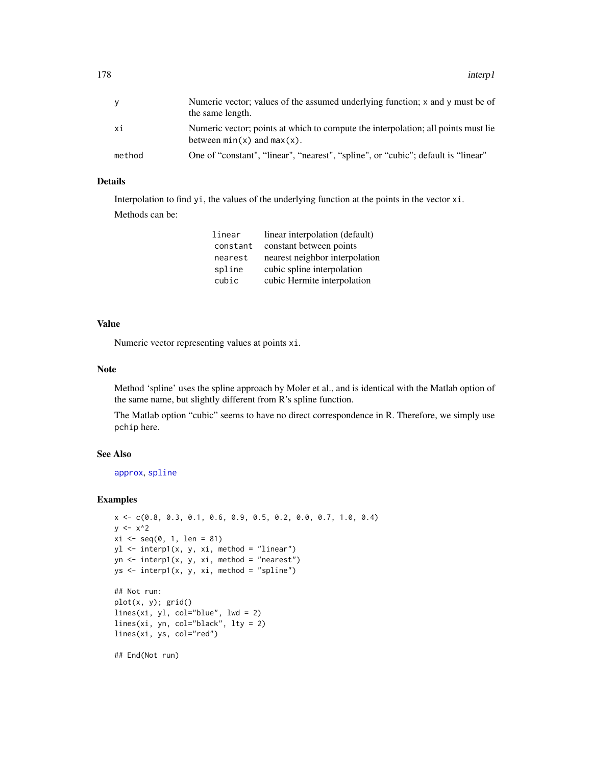| | |
|---|---|
| y | Numeric vector; values of the assumed underlying function; x and y must be of the same length. |
| xi | Numeric vector; points at which to compute the interpolation; all points must lie between min(x) and max(x). |
| method | One of "constant", "linear", "nearest", "spline", or "cubic"; default is "linear" |

## Details

Interpolation to find yi, the values of the underlying function at the points in the vector xi.

Methods can be:

| | |
|---|---|
| linear | linear interpolation (default) |
| constant | constant between points |
| nearest | nearest neighbor interpolation |
| spline | cubic spline interpolation |
| cubic | cubic Hermite interpolation |

## Value

Numeric vector representing values at points xi.

## Note

Method 'spline' uses the spline approach by Moler et al., and is identical with the Matlab option of the same name, but slightly different from R's spline function.

The Matlab option "cubic" seems to have no direct correspondence in R. Therefore, we simply use pchip here.

## See Also

approx, spline

## Examples

```
x <- c(0.8, 0.3, 0.1, 0.6, 0.9, 0.5, 0.2, 0.0, 0.7, 1.0, 0.4)
y <- x^2
xi <- seq(0, 1, len = 81)
yl <- interp1(x, y, xi, method = "linear")
yn <- interp1(x, y, xi, method = "nearest")
ys <- interp1(x, y, xi, method = "spline")

## Not run:
plot(x, y); grid()
lines(xi, yl, col="blue", lwd = 2)
lines(xi, yn, col="black", lty = 2)
lines(xi, ys, col="red")

## End(Not run)
```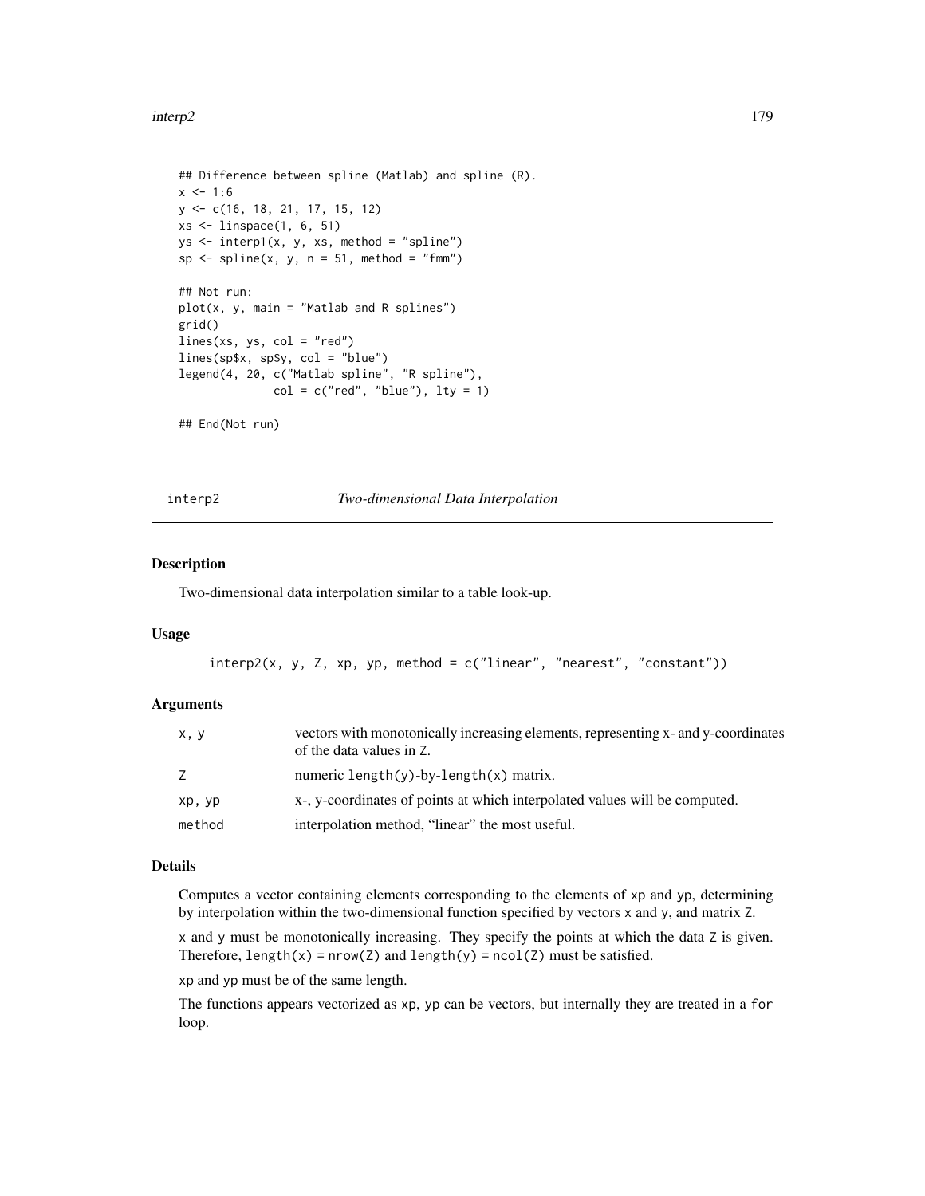```
## Difference between spline (Matlab) and spline (R).
x <- 1:6
y <- c(16, 18, 21, 17, 15, 12)
xs <- linspace(1, 6, 51)
ys <- interp1(x, y, xs, method = "spline")
sp <- spline(x, y, n = 51, method = "fmm")

## Not run:
plot(x, y, main = "Matlab and R splines")
grid()
lines(xs, ys, col = "red")
lines(sp$x, sp$y, col = "blue")
legend(4, 20, c("Matlab spline", "R spline"),
              col = c("red", "blue"), lty = 1)

## End(Not run)
```

## interp2 — *Two-dimensional Data Interpolation*

### Description

Two-dimensional data interpolation similar to a table look-up.

### Usage

```
interp2(x, y, Z, xp, yp, method = c("linear", "nearest", "constant"))
```

### Arguments

| | |
|---|---|
| `x, y` | vectors with monotonically increasing elements, representing x- and y-coordinates of the data values in `Z`. |
| `Z` | numeric `length(y)`-by-`length(x)` matrix. |
| `xp, yp` | x-, y-coordinates of points at which interpolated values will be computed. |
| `method` | interpolation method, "linear" the most useful. |

### Details

Computes a vector containing elements corresponding to the elements of `xp` and `yp`, determining by interpolation within the two-dimensional function specified by vectors `x` and `y`, and matrix `Z`.

`x` and `y` must be monotonically increasing. They specify the points at which the data `Z` is given. Therefore, `length(x) = nrow(Z)` and `length(y) = ncol(Z)` must be satisfied.

`xp` and `yp` must be of the same length.

The functions appears vectorized as `xp`, `yp` can be vectors, but internally they are treated in a `for` loop.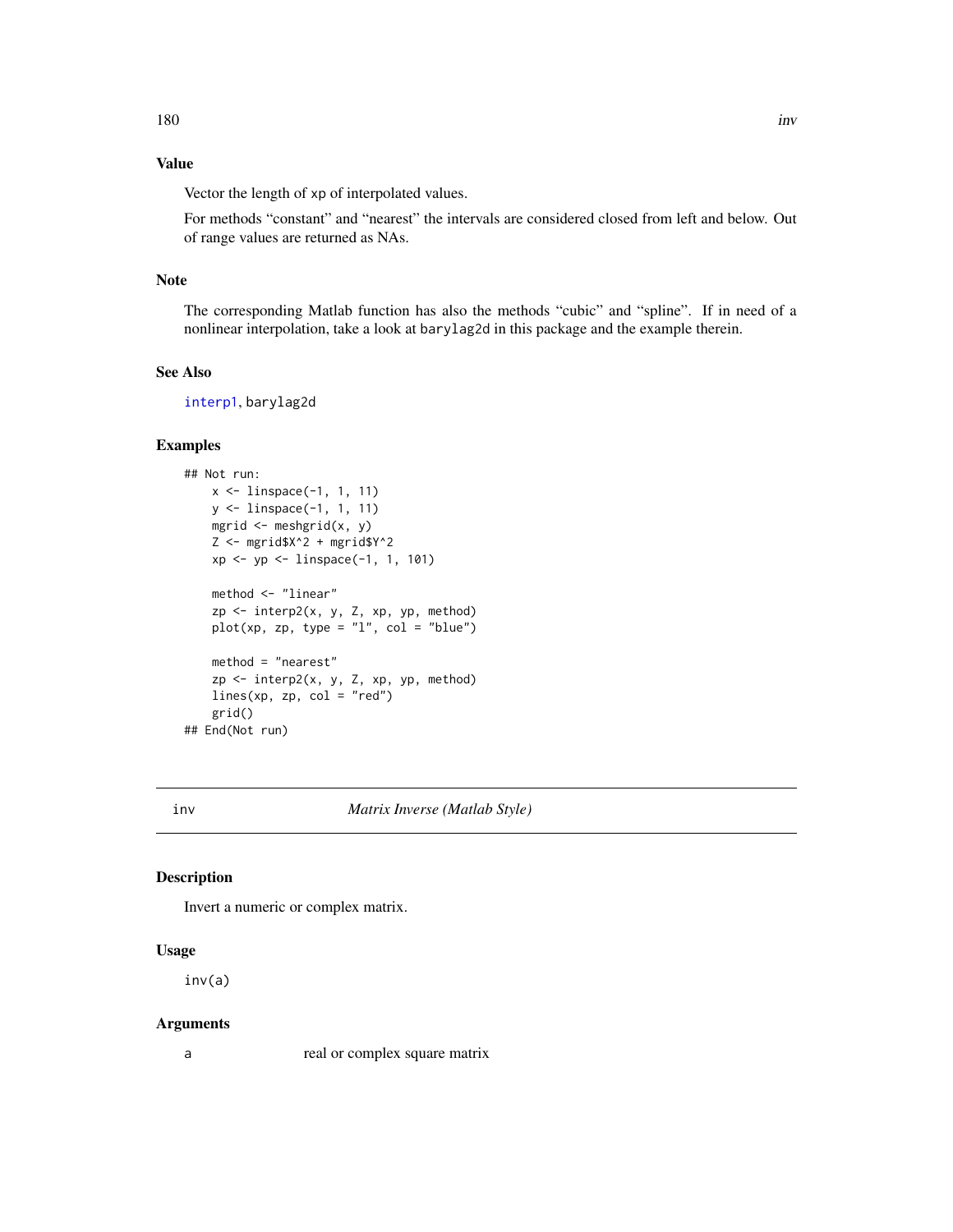## Value

Vector the length of xp of interpolated values.

For methods "constant" and "nearest" the intervals are considered closed from left and below. Out of range values are returned as NAs.

## Note

The corresponding Matlab function has also the methods "cubic" and "spline". If in need of a nonlinear interpolation, take a look at barylag2d in this package and the example therein.

## See Also

interp1, barylag2d

## Examples

```
## Not run:
    x <- linspace(-1, 1, 11)
    y <- linspace(-1, 1, 11)
    mgrid <- meshgrid(x, y)
    Z <- mgrid$X^2 + mgrid$Y^2
    xp <- yp <- linspace(-1, 1, 101)

    method <- "linear"
    zp <- interp2(x, y, Z, xp, yp, method)
    plot(xp, zp, type = "l", col = "blue")

    method = "nearest"
    zp <- interp2(x, y, Z, xp, yp, method)
    lines(xp, zp, col = "red")
    grid()
## End(Not run)
```

---

# inv — *Matrix Inverse (Matlab Style)*

## Description

Invert a numeric or complex matrix.

## Usage

```
inv(a)
```

## Arguments

a	real or complex square matrix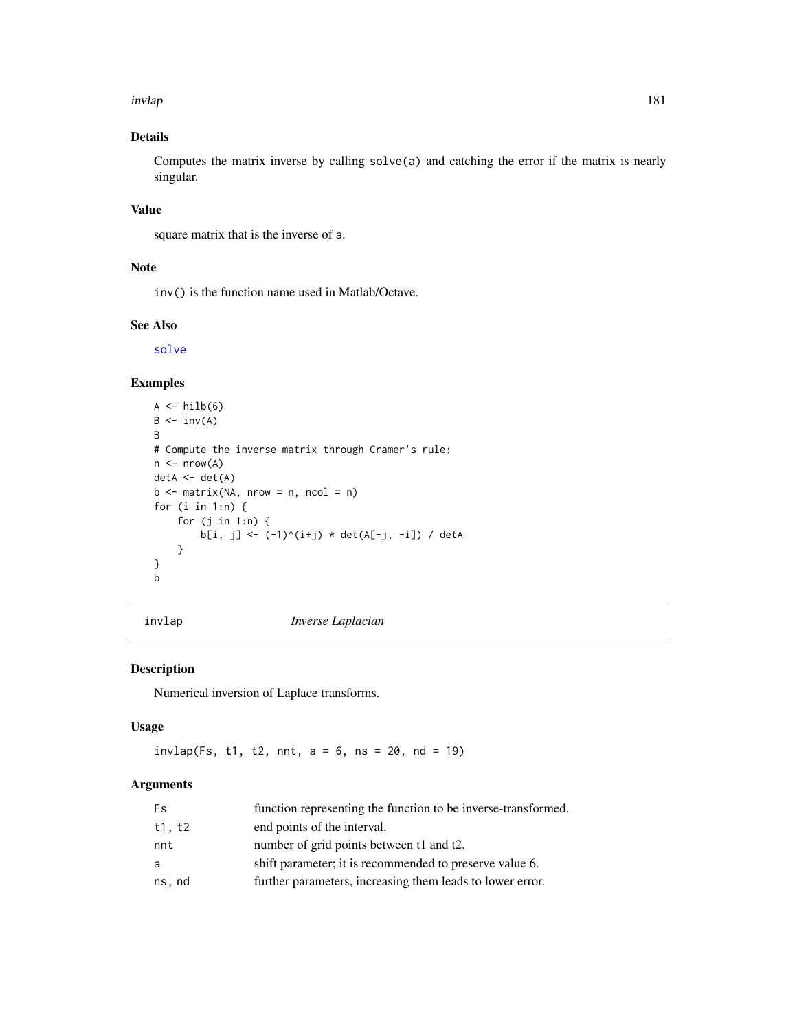## Details

Computes the matrix inverse by calling `solve(a)` and catching the error if the matrix is nearly singular.

## Value

square matrix that is the inverse of `a`.

## Note

`inv()` is the function name used in Matlab/Octave.

## See Also

`solve`

## Examples

```
A <- hilb(6)
B <- inv(A)
B
# Compute the inverse matrix through Cramer's rule:
n <- nrow(A)
detA <- det(A)
b <- matrix(NA, nrow = n, ncol = n)
for (i in 1:n) {
    for (j in 1:n) {
        b[i, j] <- (-1)^(i+j) * det(A[-j, -i]) / detA
    }
}
b
```

---

# invlap — *Inverse Laplacian*

## Description

Numerical inversion of Laplace transforms.

## Usage

```
invlap(Fs, t1, t2, nnt, a = 6, ns = 20, nd = 19)
```

## Arguments

| | |
|---|---|
| `Fs` | function representing the function to be inverse-transformed. |
| `t1, t2` | end points of the interval. |
| `nnt` | number of grid points between t1 and t2. |
| `a` | shift parameter; it is recommended to preserve value 6. |
| `ns, nd` | further parameters, increasing them leads to lower error. |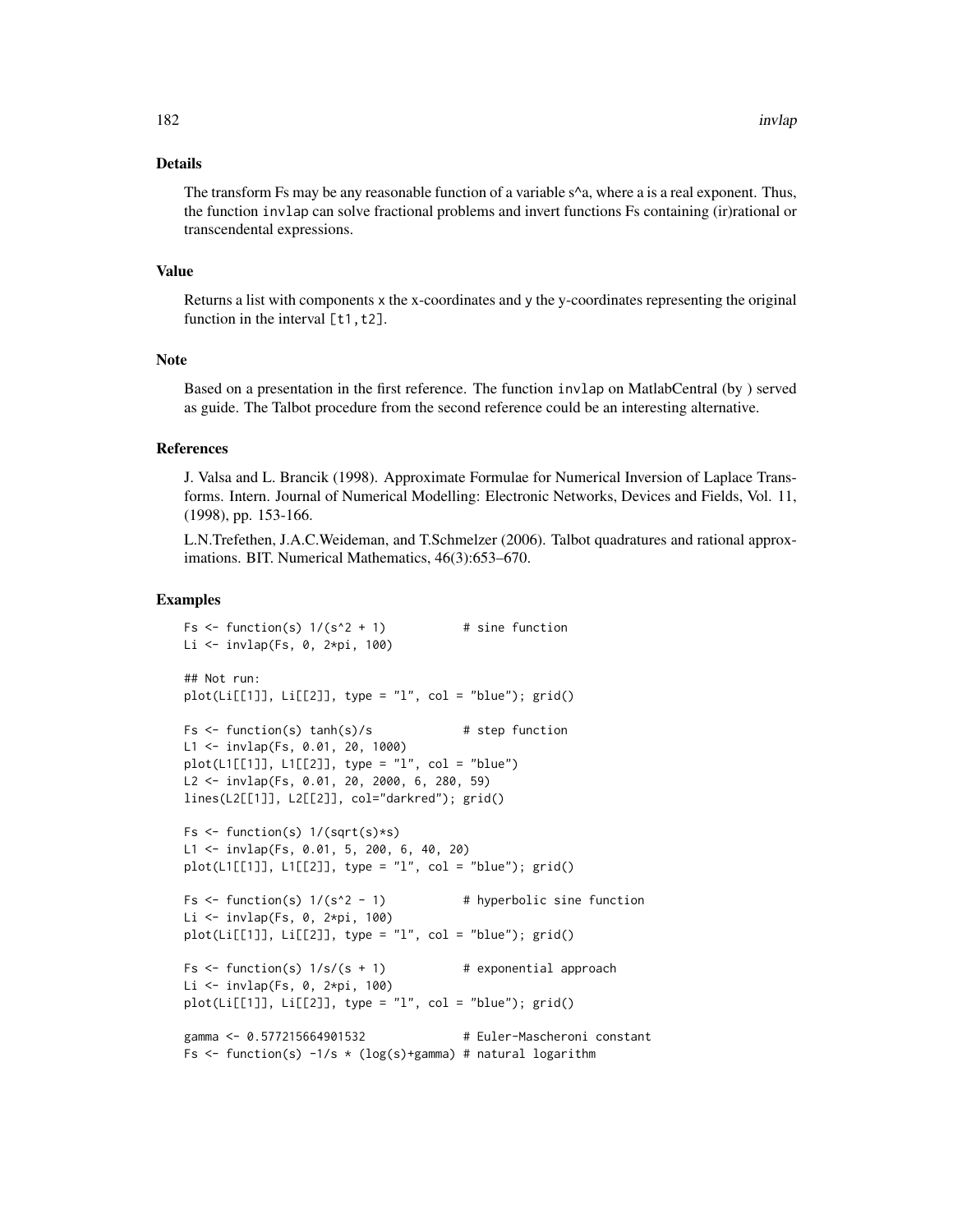## Details

The transform Fs may be any reasonable function of a variable s^a, where a is a real exponent. Thus, the function `invlap` can solve fractional problems and invert functions Fs containing (ir)rational or transcendental expressions.

## Value

Returns a list with components `x` the x-coordinates and `y` the y-coordinates representing the original function in the interval `[t1,t2]`.

## Note

Based on a presentation in the first reference. The function `invlap` on MatlabCentral (by ) served as guide. The Talbot procedure from the second reference could be an interesting alternative.

## References

J. Valsa and L. Brancik (1998). Approximate Formulae for Numerical Inversion of Laplace Transforms. Intern. Journal of Numerical Modelling: Electronic Networks, Devices and Fields, Vol. 11, (1998), pp. 153-166.

L.N.Trefethen, J.A.C.Weideman, and T.Schmelzer (2006). Talbot quadratures and rational approximations. BIT. Numerical Mathematics, 46(3):653–670.

## Examples

```
Fs <- function(s) 1/(s^2 + 1)           # sine function
Li <- invlap(Fs, 0, 2*pi, 100)

## Not run:
plot(Li[[1]], Li[[2]], type = "l", col = "blue"); grid()

Fs <- function(s) tanh(s)/s             # step function
L1 <- invlap(Fs, 0.01, 20, 1000)
plot(L1[[1]], L1[[2]], type = "l", col = "blue")
L2 <- invlap(Fs, 0.01, 20, 2000, 6, 280, 59)
lines(L2[[1]], L2[[2]], col="darkred"); grid()

Fs <- function(s) 1/(sqrt(s)*s)
L1 <- invlap(Fs, 0.01, 5, 200, 6, 40, 20)
plot(L1[[1]], L1[[2]], type = "l", col = "blue"); grid()

Fs <- function(s) 1/(s^2 - 1)           # hyperbolic sine function
Li <- invlap(Fs, 0, 2*pi, 100)
plot(Li[[1]], Li[[2]], type = "l", col = "blue"); grid()

Fs <- function(s) 1/s/(s + 1)           # exponential approach
Li <- invlap(Fs, 0, 2*pi, 100)
plot(Li[[1]], Li[[2]], type = "l", col = "blue"); grid()

gamma <- 0.577215664901532              # Euler-Mascheroni constant
Fs <- function(s) -1/s * (log(s)+gamma) # natural logarithm
```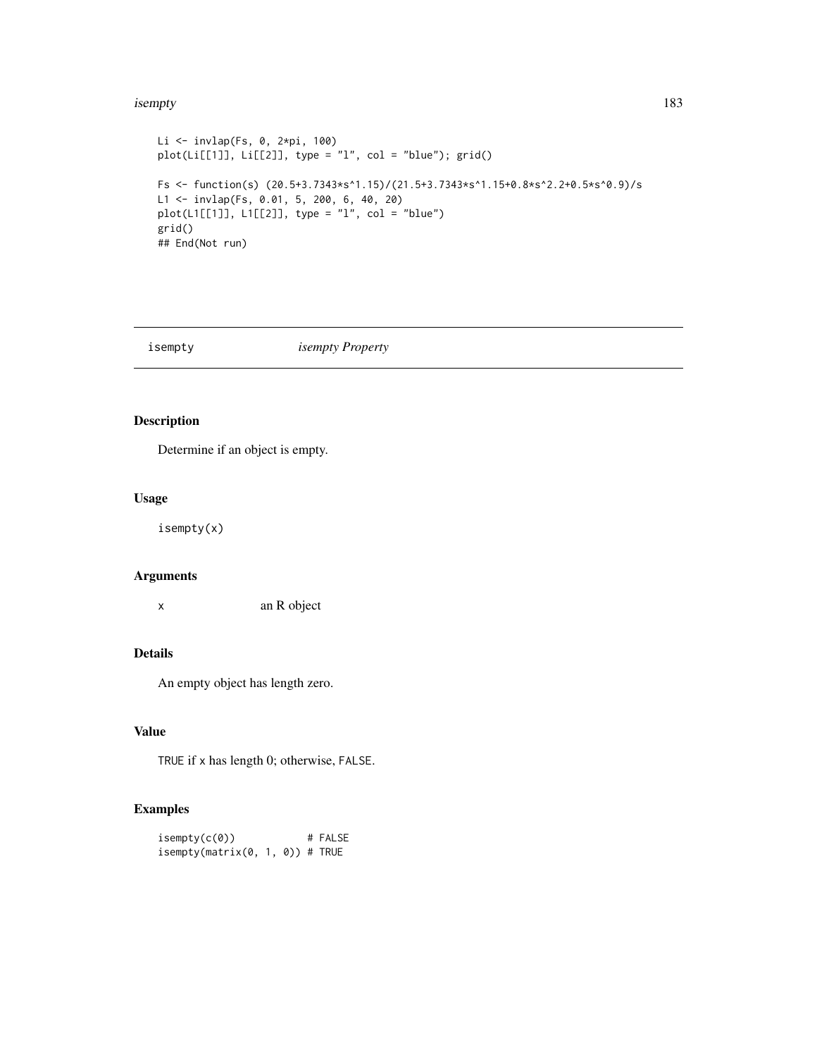```
Li <- invlap(Fs, 0, 2*pi, 100)
plot(Li[[1]], Li[[2]], type = "l", col = "blue"); grid()

Fs <- function(s) (20.5+3.7343*s^1.15)/(21.5+3.7343*s^1.15+0.8*s^2.2+0.5*s^0.9)/s
L1 <- invlap(Fs, 0.01, 5, 200, 6, 40, 20)
plot(L1[[1]], L1[[2]], type = "l", col = "blue")
grid()
## End(Not run)
```

---

## isempty — *isempty Property*

---

### Description

Determine if an object is empty.

### Usage

```
isempty(x)
```

### Arguments

| | |
|---|---|
| x | an R object |

### Details

An empty object has length zero.

### Value

TRUE if x has length 0; otherwise, FALSE.

### Examples

```
isempty(c(0))           # FALSE
isempty(matrix(0, 1, 0)) # TRUE
```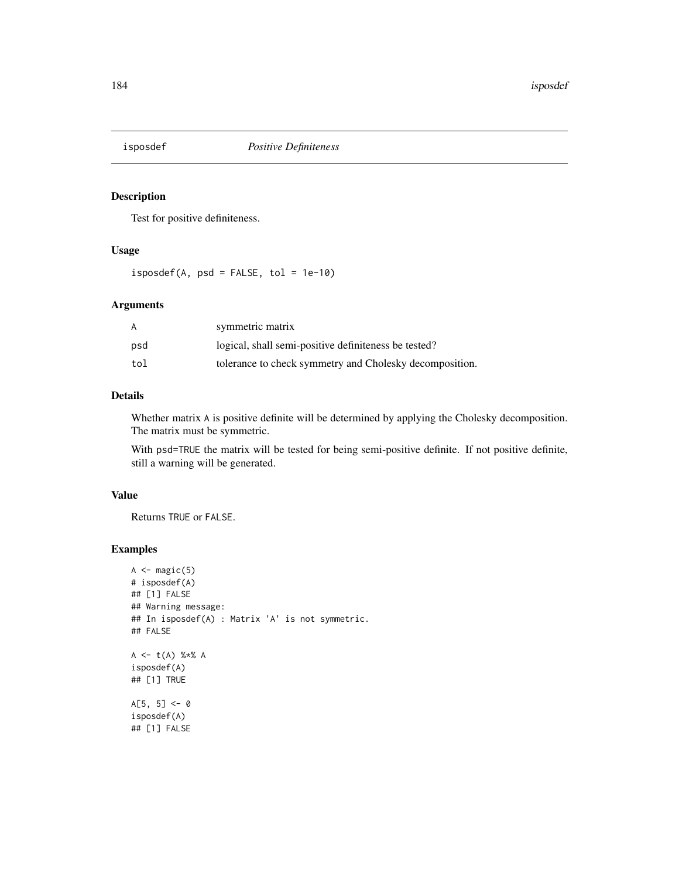## isposdef *Positive Definiteness*

### Description

Test for positive definiteness.

### Usage

```
isposdef(A, psd = FALSE, tol = 1e-10)
```

### Arguments

| | |
|---|---|
| A | symmetric matrix |
| psd | logical, shall semi-positive definiteness be tested? |
| tol | tolerance to check symmetry and Cholesky decomposition. |

### Details

Whether matrix A is positive definite will be determined by applying the Cholesky decomposition. The matrix must be symmetric.

With psd=TRUE the matrix will be tested for being semi-positive definite. If not positive definite, still a warning will be generated.

### Value

Returns TRUE or FALSE.

### Examples

```
A <- magic(5)
# isposdef(A)
## [1] FALSE
## Warning message:
## In isposdef(A) : Matrix 'A' is not symmetric.
## FALSE

A <- t(A) %*% A
isposdef(A)
## [1] TRUE

A[5, 5] <- 0
isposdef(A)
## [1] FALSE
```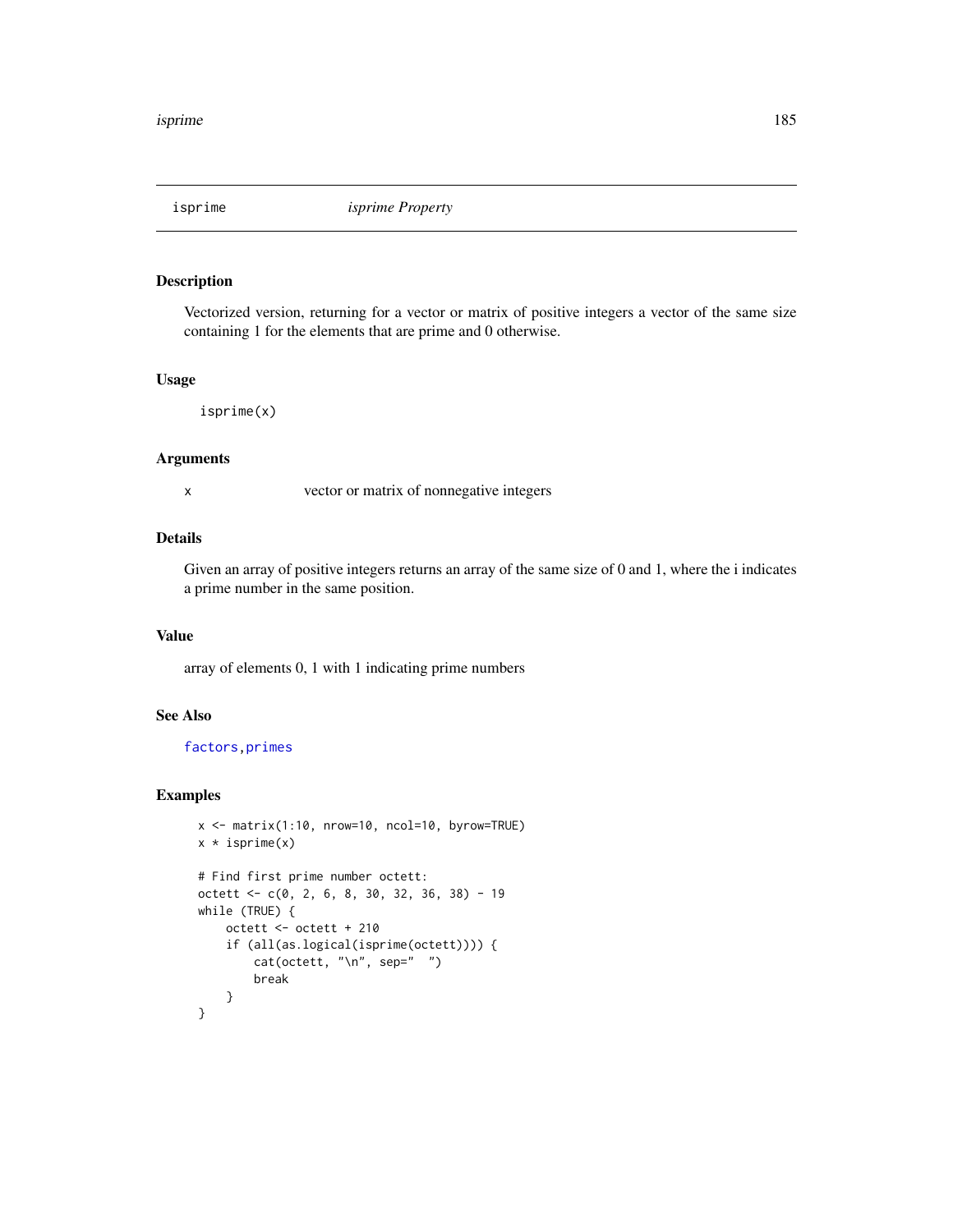# isprime *isprime Property*

## Description

Vectorized version, returning for a vector or matrix of positive integers a vector of the same size containing 1 for the elements that are prime and 0 otherwise.

## Usage

```
isprime(x)
```

## Arguments

| | |
|---|---|
| x | vector or matrix of nonnegative integers |

## Details

Given an array of positive integers returns an array of the same size of 0 and 1, where the i indicates a prime number in the same position.

## Value

array of elements 0, 1 with 1 indicating prime numbers

## See Also

factors, primes

## Examples

```
x <- matrix(1:10, nrow=10, ncol=10, byrow=TRUE)
x * isprime(x)

# Find first prime number octett:
octett <- c(0, 2, 6, 8, 30, 32, 36, 38) - 19
while (TRUE) {
    octett <- octett + 210
    if (all(as.logical(isprime(octett)))) {
        cat(octett, "\n", sep="  ")
        break
    }
}
```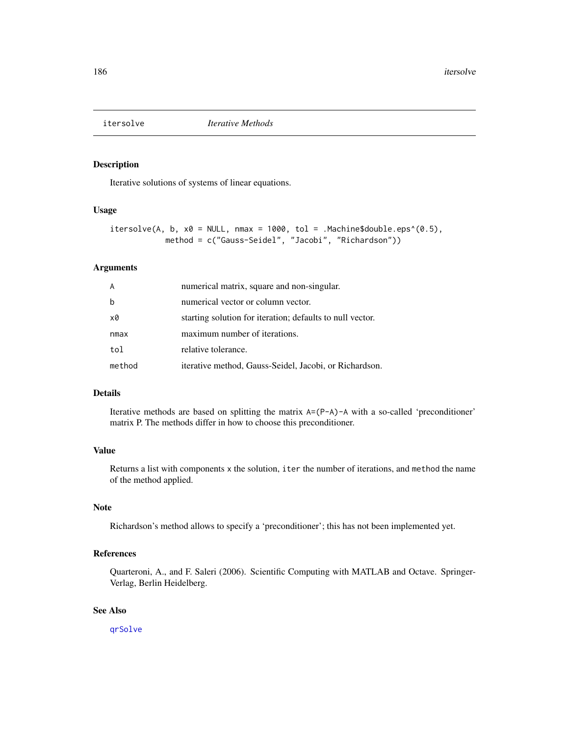## itersolve *Iterative Methods*

### Description

Iterative solutions of systems of linear equations.

### Usage

```
itersolve(A, b, x0 = NULL, nmax = 1000, tol = .Machine$double.eps^(0.5),
          method = c("Gauss-Seidel", "Jacobi", "Richardson"))
```

### Arguments

| | |
|---|---|
| A | numerical matrix, square and non-singular. |
| b | numerical vector or column vector. |
| x0 | starting solution for iteration; defaults to null vector. |
| nmax | maximum number of iterations. |
| tol | relative tolerance. |
| method | iterative method, Gauss-Seidel, Jacobi, or Richardson. |

### Details

Iterative methods are based on splitting the matrix `A=(P-A)-A` with a so-called 'preconditioner' matrix P. The methods differ in how to choose this preconditioner.

### Value

Returns a list with components `x` the solution, `iter` the number of iterations, and `method` the name of the method applied.

### Note

Richardson's method allows to specify a 'preconditioner'; this has not been implemented yet.

### References

Quarteroni, A., and F. Saleri (2006). Scientific Computing with MATLAB and Octave. Springer-Verlag, Berlin Heidelberg.

### See Also

`qrSolve`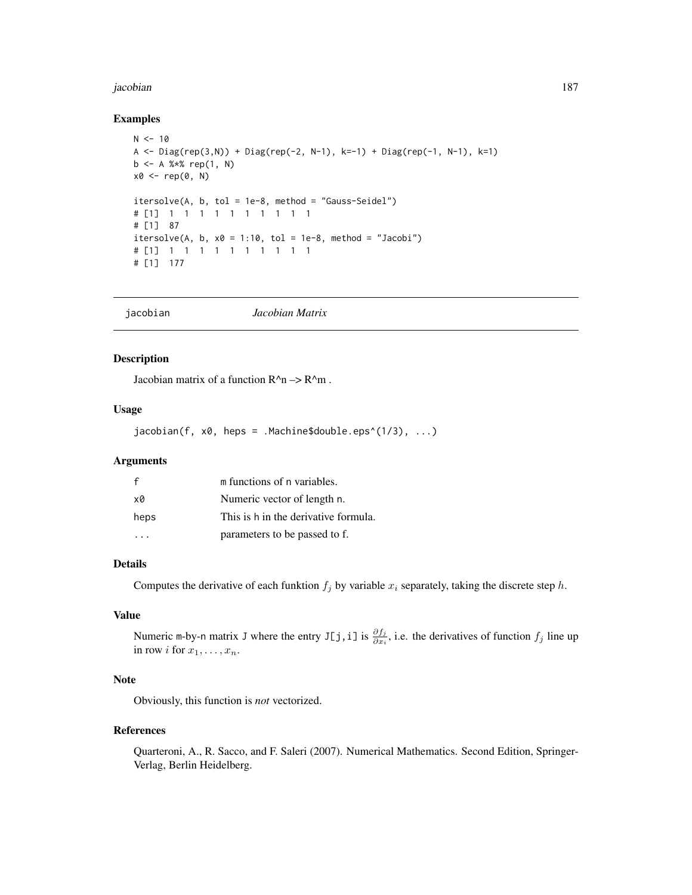## Examples

```
N <- 10
A <- Diag(rep(3,N)) + Diag(rep(-2, N-1), k=-1) + Diag(rep(-1, N-1), k=1)
b <- A %*% rep(1, N)
x0 <- rep(0, N)

itersolve(A, b, tol = 1e-8, method = "Gauss-Seidel")
# [1]  1  1  1  1  1  1  1  1  1  1
# [1]  87
itersolve(A, b, x0 = 1:10, tol = 1e-8, method = "Jacobi")
# [1]  1  1  1  1  1  1  1  1  1  1
# [1]  177
```

---

# jacobian    *Jacobian Matrix*

---

## Description

Jacobian matrix of a function R^n –> R^m .

## Usage

```
jacobian(f, x0, heps = .Machine$double.eps^(1/3), ...)
```

## Arguments

| | |
|---|---|
| f | m functions of n variables. |
| x0 | Numeric vector of length n. |
| heps | This is h in the derivative formula. |
| ... | parameters to be passed to f. |

## Details

Computes the derivative of each funktion $f_j$ by variable $x_i$ separately, taking the discrete step $h$.

## Value

Numeric m-by-n matrix J where the entry J[j,i] is $\frac{\partial f_j}{\partial x_i}$, i.e. the derivatives of function $f_j$ line up in row $i$ for $x_1, \ldots, x_n$.

## Note

Obviously, this function is *not* vectorized.

## References

Quarteroni, A., R. Sacco, and F. Saleri (2007). Numerical Mathematics. Second Edition, Springer-Verlag, Berlin Heidelberg.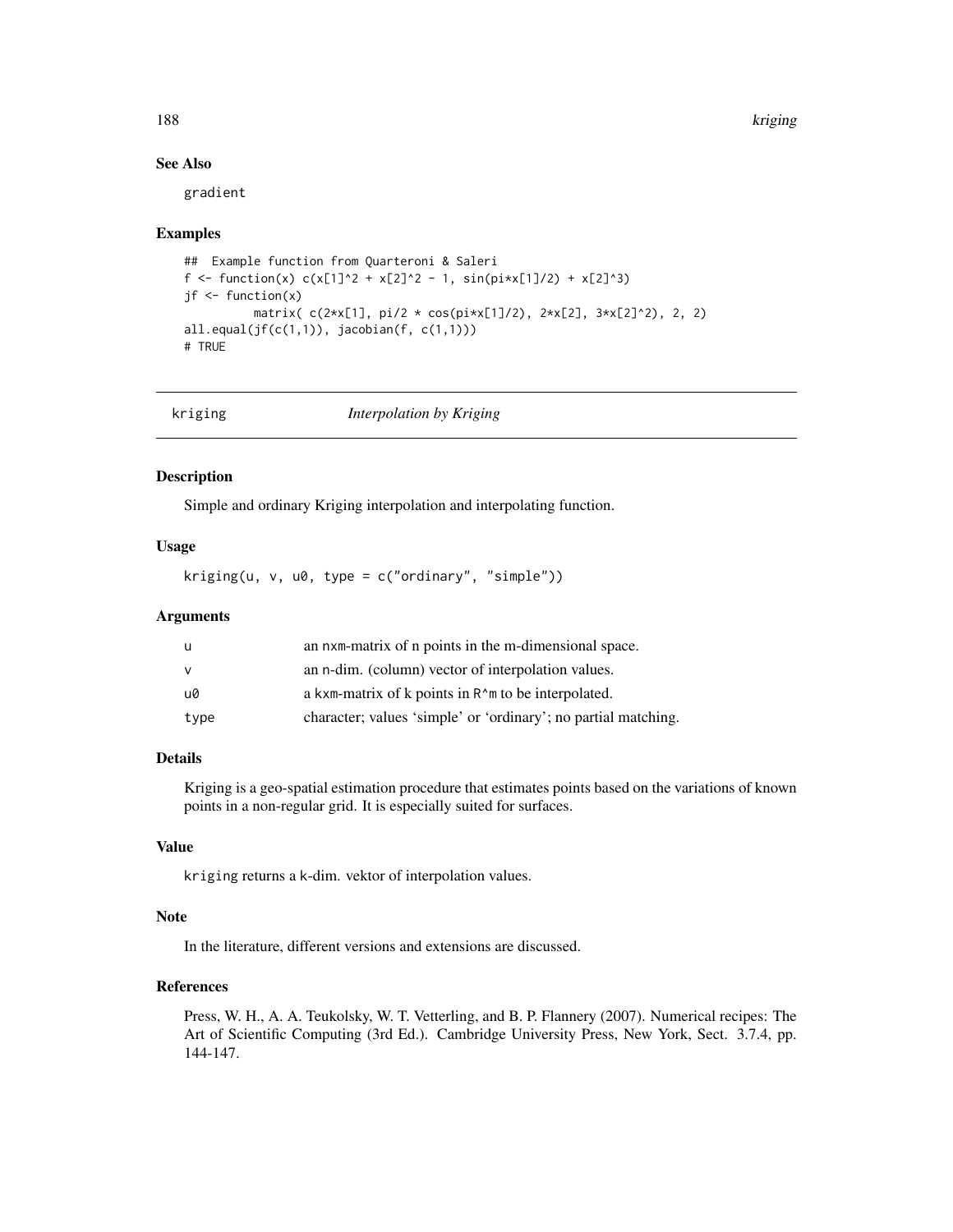## See Also

gradient

## Examples

```
##  Example function from Quarteroni & Saleri
f <- function(x) c(x[1]^2 + x[2]^2 - 1, sin(pi*x[1]/2) + x[2]^3)
jf <- function(x)
          matrix( c(2*x[1], pi/2 * cos(pi*x[1]/2), 2*x[2], 3*x[2]^2), 2, 2)
all.equal(jf(c(1,1)), jacobian(f, c(1,1)))
# TRUE
```

---

# kriging *Interpolation by Kriging*

---

## Description

Simple and ordinary Kriging interpolation and interpolating function.

## Usage

```
kriging(u, v, u0, type = c("ordinary", "simple"))
```

## Arguments

| | |
|---|---|
| u | an nxm-matrix of n points in the m-dimensional space. |
| v | an n-dim. (column) vector of interpolation values. |
| u0 | a kxm-matrix of k points in R^m to be interpolated. |
| type | character; values 'simple' or 'ordinary'; no partial matching. |

## Details

Kriging is a geo-spatial estimation procedure that estimates points based on the variations of known points in a non-regular grid. It is especially suited for surfaces.

## Value

kriging returns a k-dim. vektor of interpolation values.

## Note

In the literature, different versions and extensions are discussed.

## References

Press, W. H., A. A. Teukolsky, W. T. Vetterling, and B. P. Flannery (2007). Numerical recipes: The Art of Scientific Computing (3rd Ed.). Cambridge University Press, New York, Sect. 3.7.4, pp. 144-147.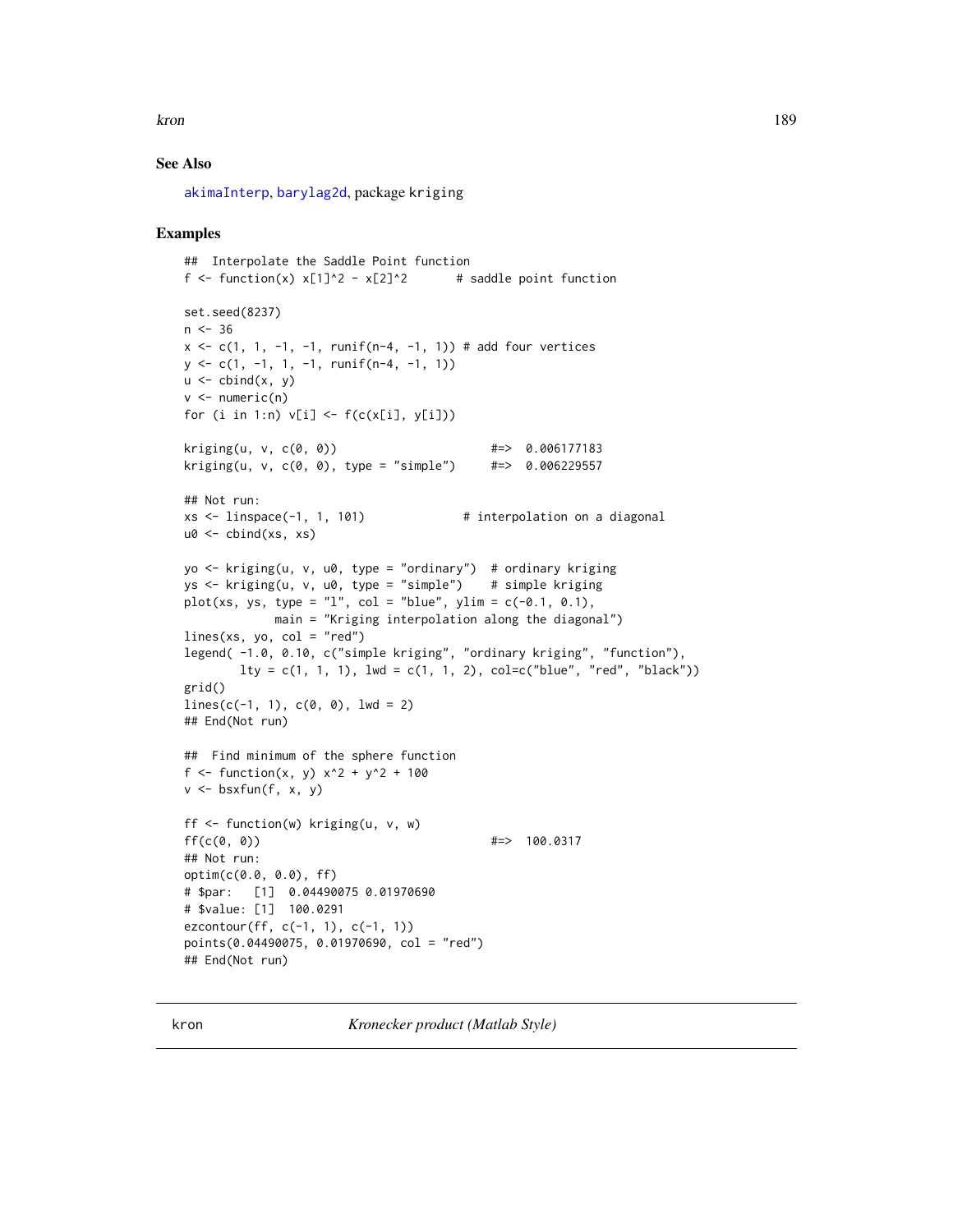## See Also

akimaInterp, barylag2d, package kriging

## Examples

```
##  Interpolate the Saddle Point function
f <- function(x) x[1]^2 - x[2]^2       # saddle point function

set.seed(8237)
n <- 36
x <- c(1, 1, -1, -1, runif(n-4, -1, 1)) # add four vertices
y <- c(1, -1, 1, -1, runif(n-4, -1, 1))
u <- cbind(x, y)
v <- numeric(n)
for (i in 1:n) v[i] <- f(c(x[i], y[i]))

kriging(u, v, c(0, 0))                      #=>  0.006177183
kriging(u, v, c(0, 0), type = "simple")     #=>  0.006229557

## Not run:
xs <- linspace(-1, 1, 101)              # interpolation on a diagonal
u0 <- cbind(xs, xs)

yo <- kriging(u, v, u0, type = "ordinary")  # ordinary kriging
ys <- kriging(u, v, u0, type = "simple")    # simple kriging
plot(xs, ys, type = "l", col = "blue", ylim = c(-0.1, 0.1),
             main = "Kriging interpolation along the diagonal")
lines(xs, yo, col = "red")
legend( -1.0, 0.10, c("simple kriging", "ordinary kriging", "function"),
        lty = c(1, 1, 1), lwd = c(1, 1, 2), col=c("blue", "red", "black"))
grid()
lines(c(-1, 1), c(0, 0), lwd = 2)
## End(Not run)

##  Find minimum of the sphere function
f <- function(x, y) x^2 + y^2 + 100
v <- bsxfun(f, x, y)

ff <- function(w) kriging(u, v, w)
ff(c(0, 0))                                 #=>  100.0317
## Not run:
optim(c(0.0, 0.0), ff)
# $par:   [1]  0.04490075 0.01970690
# $value: [1]  100.0291
ezcontour(ff, c(-1, 1), c(-1, 1))
points(0.04490075, 0.01970690, col = "red")
## End(Not run)
```

---

kron&emsp;&emsp;&emsp;&emsp;*Kronecker product (Matlab Style)*

---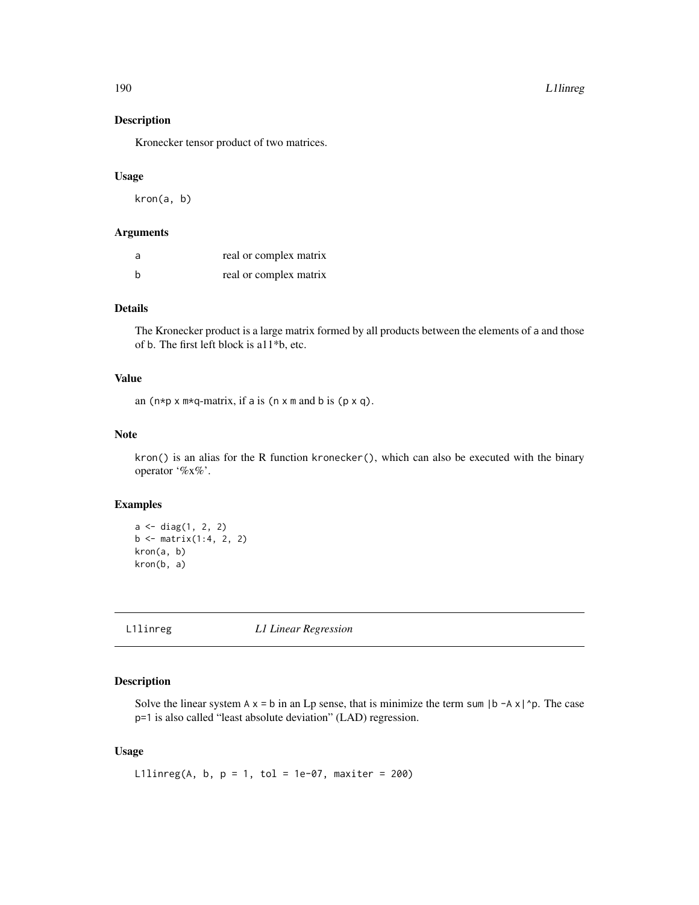### Description

Kronecker tensor product of two matrices.

### Usage

```
kron(a, b)
```

### Arguments

| | |
|---|---|
| a | real or complex matrix |
| b | real or complex matrix |

### Details

The Kronecker product is a large matrix formed by all products between the elements of a and those of b. The first left block is a11*b, etc.

### Value

an (n*p x m*q-matrix, if a is (n x m and b is (p x q).

### Note

kron() is an alias for the R function kronecker(), which can also be executed with the binary operator '%x%'.

### Examples

```
a <- diag(1, 2, 2)
b <- matrix(1:4, 2, 2)
kron(a, b)
kron(b, a)
```

---

## L1linreg *L1 Linear Regression*

---

### Description

Solve the linear system A x = b in an Lp sense, that is minimize the term sum |b -A x|^p. The case p=1 is also called "least absolute deviation" (LAD) regression.

### Usage

```
L1linreg(A, b, p = 1, tol = 1e-07, maxiter = 200)
```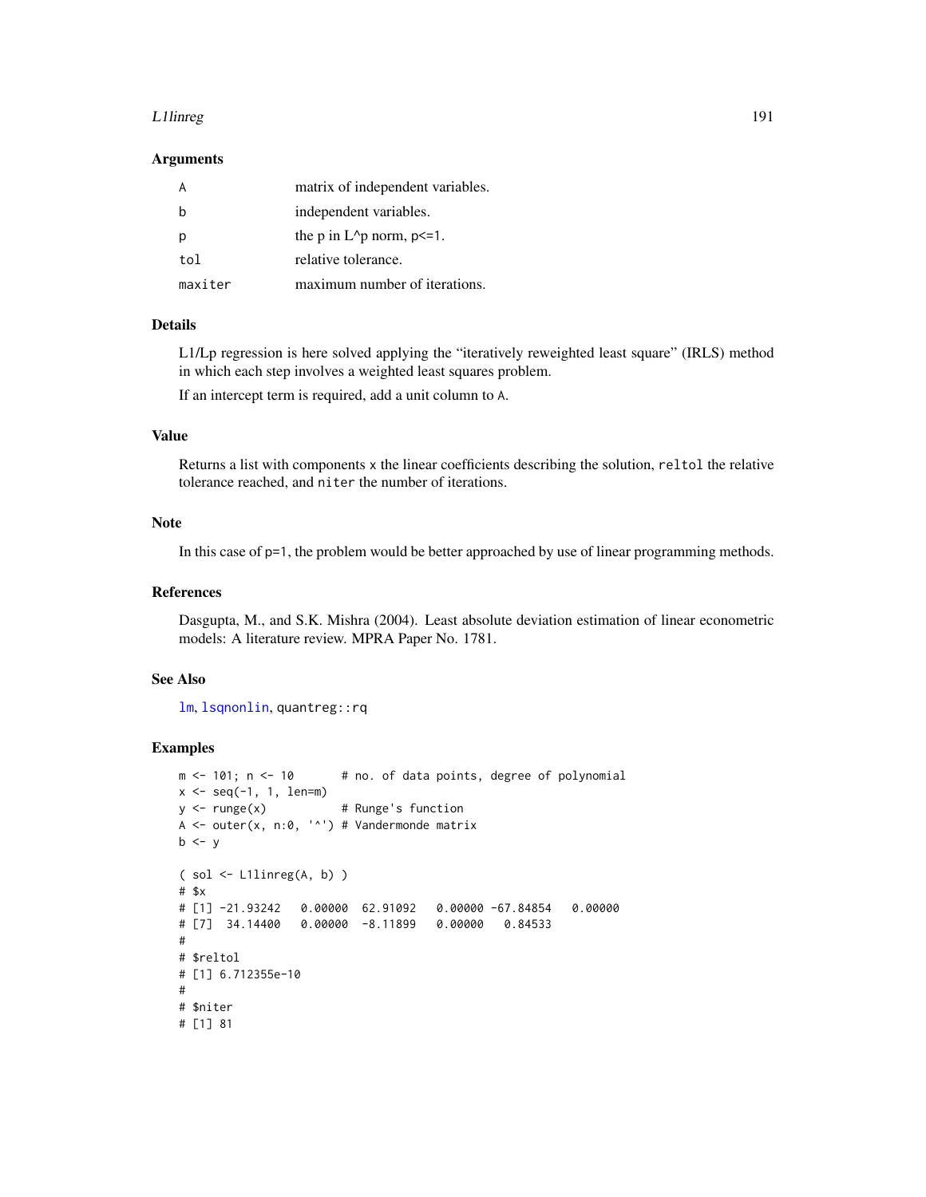### Arguments

| | |
|---|---|
| A | matrix of independent variables. |
| b | independent variables. |
| p | the p in L^p norm, p<=1. |
| tol | relative tolerance. |
| maxiter | maximum number of iterations. |

### Details

L1/Lp regression is here solved applying the "iteratively reweighted least square" (IRLS) method in which each step involves a weighted least squares problem.

If an intercept term is required, add a unit column to A.

### Value

Returns a list with components x the linear coefficients describing the solution, reltol the relative tolerance reached, and niter the number of iterations.

### Note

In this case of p=1, the problem would be better approached by use of linear programming methods.

### References

Dasgupta, M., and S.K. Mishra (2004). Least absolute deviation estimation of linear econometric models: A literature review. MPRA Paper No. 1781.

### See Also

lm, lsqnonlin, quantreg::rq

### Examples

```
m <- 101; n <- 10       # no. of data points, degree of polynomial
x <- seq(-1, 1, len=m)
y <- runge(x)           # Runge's function
A <- outer(x, n:0, '^') # Vandermonde matrix
b <- y

( sol <- L1linreg(A, b) )
# $x
# [1] -21.93242   0.00000  62.91092   0.00000 -67.84854   0.00000
# [7]  34.14400   0.00000  -8.11899   0.00000   0.84533
#
# $reltol
# [1] 6.712355e-10
#
# $niter
# [1] 81
```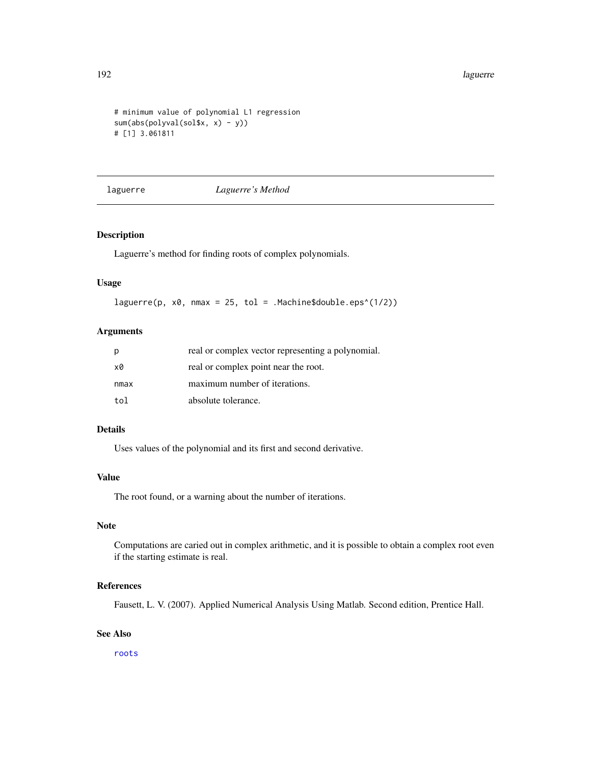```
# minimum value of polynomial L1 regression
sum(abs(polyval(sol$x, x) - y))
# [1] 3.061811
```

## laguerre — *Laguerre's Method*

### Description

Laguerre's method for finding roots of complex polynomials.

### Usage

```
laguerre(p, x0, nmax = 25, tol = .Machine$double.eps^(1/2))
```

### Arguments

| | |
|---|---|
| p | real or complex vector representing a polynomial. |
| x0 | real or complex point near the root. |
| nmax | maximum number of iterations. |
| tol | absolute tolerance. |

### Details

Uses values of the polynomial and its first and second derivative.

### Value

The root found, or a warning about the number of iterations.

### Note

Computations are caried out in complex arithmetic, and it is possible to obtain a complex root even if the starting estimate is real.

### References

Fausett, L. V. (2007). Applied Numerical Analysis Using Matlab. Second edition, Prentice Hall.

### See Also

roots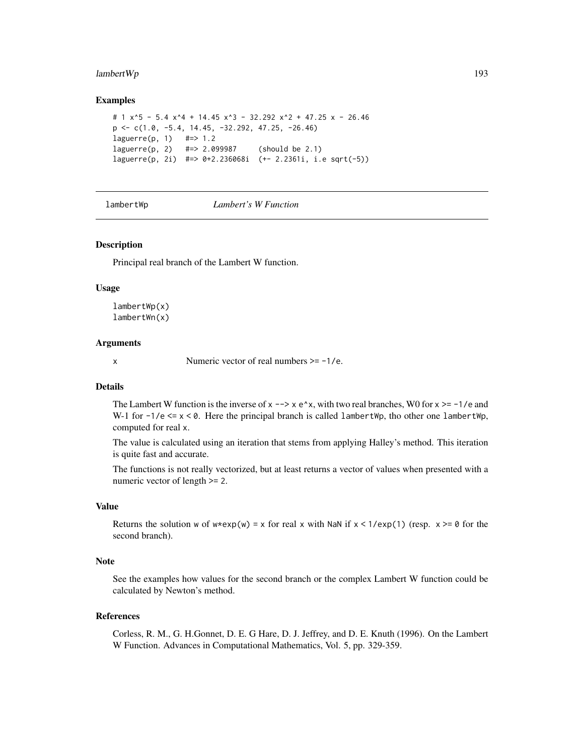## Examples

```
# 1 x^5 - 5.4 x^4 + 14.45 x^3 - 32.292 x^2 + 47.25 x - 26.46
p <- c(1.0, -5.4, 14.45, -32.292, 47.25, -26.46)
laguerre(p, 1)   #=> 1.2
laguerre(p, 2)   #=> 2.099987     (should be 2.1)
laguerre(p, 2i)  #=> 0+2.236068i  (+- 2.2361i, i.e sqrt(-5))
```

---

# lambertWp *Lambert's W Function*

---

## Description

Principal real branch of the Lambert W function.

## Usage

```
lambertWp(x)
lambertWn(x)
```

## Arguments

| | |
|---|---|
| x | Numeric vector of real numbers >= -1/e. |

## Details

The Lambert W function is the inverse of `x --> x e^x`, with two real branches, W0 for `x >= -1/e` and W-1 for `-1/e <= x < 0`. Here the principal branch is called `lambertWp`, tho other one `lambertWp`, computed for real `x`.

The value is calculated using an iteration that stems from applying Halley's method. This iteration is quite fast and accurate.

The functions is not really vectorized, but at least returns a vector of values when presented with a numeric vector of length `>= 2`.

## Value

Returns the solution `w` of `w*exp(w) = x` for real `x` with `NaN` if `x < 1/exp(1)` (resp. `x >= 0` for the second branch).

## Note

See the examples how values for the second branch or the complex Lambert W function could be calculated by Newton's method.

## References

Corless, R. M., G. H.Gonnet, D. E. G Hare, D. J. Jeffrey, and D. E. Knuth (1996). On the Lambert W Function. Advances in Computational Mathematics, Vol. 5, pp. 329-359.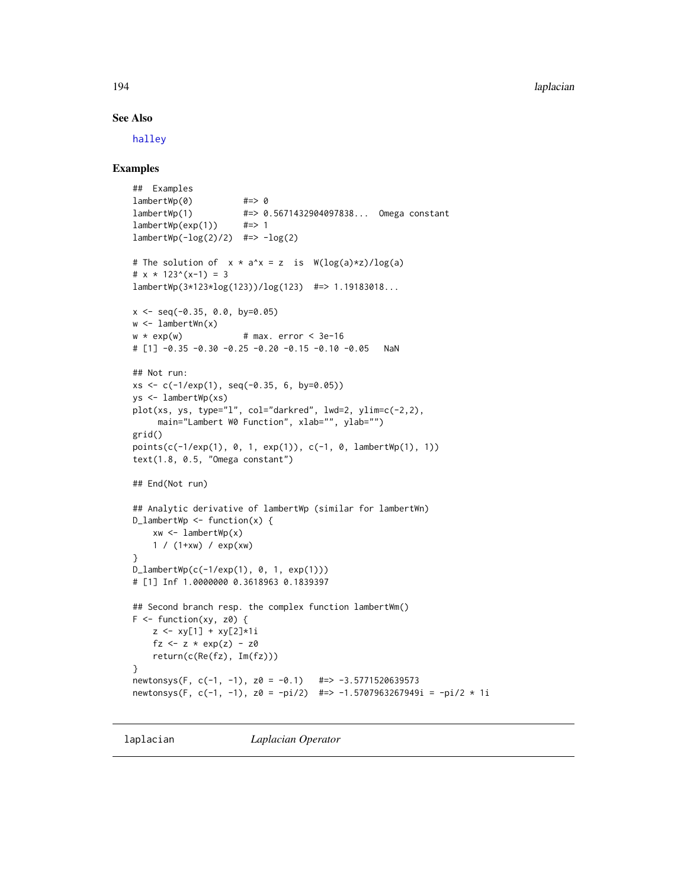## See Also

halley

## Examples

```
##  Examples
lambertWp(0)          #=> 0
lambertWp(1)          #=> 0.5671432904097838...  Omega constant
lambertWp(exp(1))     #=> 1
lambertWp(-log(2)/2)  #=> -log(2)

# The solution of  x * a^x = z  is  W(log(a)*z)/log(a)
# x * 123^(x-1) = 3
lambertWp(3*123*log(123))/log(123)  #=> 1.19183018...

x <- seq(-0.35, 0.0, by=0.05)
w <- lambertWn(x)
w * exp(w)            # max. error < 3e-16
# [1] -0.35 -0.30 -0.25 -0.20 -0.15 -0.10 -0.05   NaN

## Not run:
xs <- c(-1/exp(1), seq(-0.35, 6, by=0.05))
ys <- lambertWp(xs)
plot(xs, ys, type="l", col="darkred", lwd=2, ylim=c(-2,2),
     main="Lambert W0 Function", xlab="", ylab="")
grid()
points(c(-1/exp(1), 0, 1, exp(1)), c(-1, 0, lambertWp(1), 1))
text(1.8, 0.5, "Omega constant")

## End(Not run)

## Analytic derivative of lambertWp (similar for lambertWn)
D_lambertWp <- function(x) {
    xw <- lambertWp(x)
    1 / (1+xw) / exp(xw)
}
D_lambertWp(c(-1/exp(1), 0, 1, exp(1)))
# [1] Inf 1.0000000 0.3618963 0.1839397

## Second branch resp. the complex function lambertWm()
F <- function(xy, z0) {
    z <- xy[1] + xy[2]*1i
    fz <- z * exp(z) - z0
    return(c(Re(fz), Im(fz)))
}
newtonsys(F, c(-1, -1), z0 = -0.1)   #=> -3.5771520639573
newtonsys(F, c(-1, -1), z0 = -pi/2)  #=> -1.5707963267949i = -pi/2 * 1i
```

---

`laplacian` *Laplacian Operator*

---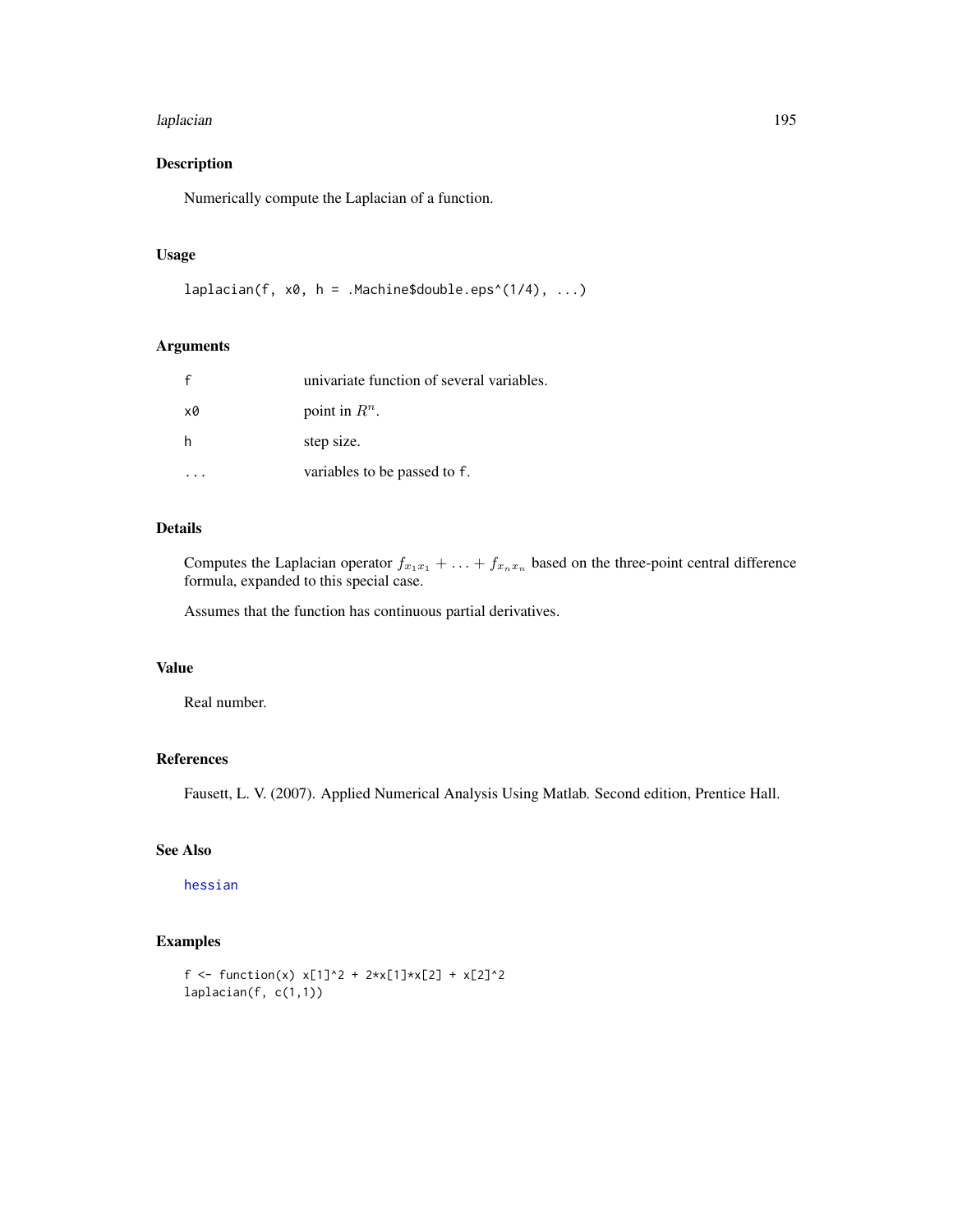### Description

Numerically compute the Laplacian of a function.

### Usage

```
laplacian(f, x0, h = .Machine$double.eps^(1/4), ...)
```

### Arguments

| | |
|---|---|
| f | univariate function of several variables. |
| x0 | point in $R^n$. |
| h | step size. |
| ... | variables to be passed to f. |

### Details

Computes the Laplacian operator $f_{x_1 x_1} + \ldots + f_{x_n x_n}$ based on the three-point central difference formula, expanded to this special case.

Assumes that the function has continuous partial derivatives.

### Value

Real number.

### References

Fausett, L. V. (2007). Applied Numerical Analysis Using Matlab. Second edition, Prentice Hall.

### See Also

hessian

### Examples

```
f <- function(x) x[1]^2 + 2*x[1]*x[2] + x[2]^2
laplacian(f, c(1,1))
```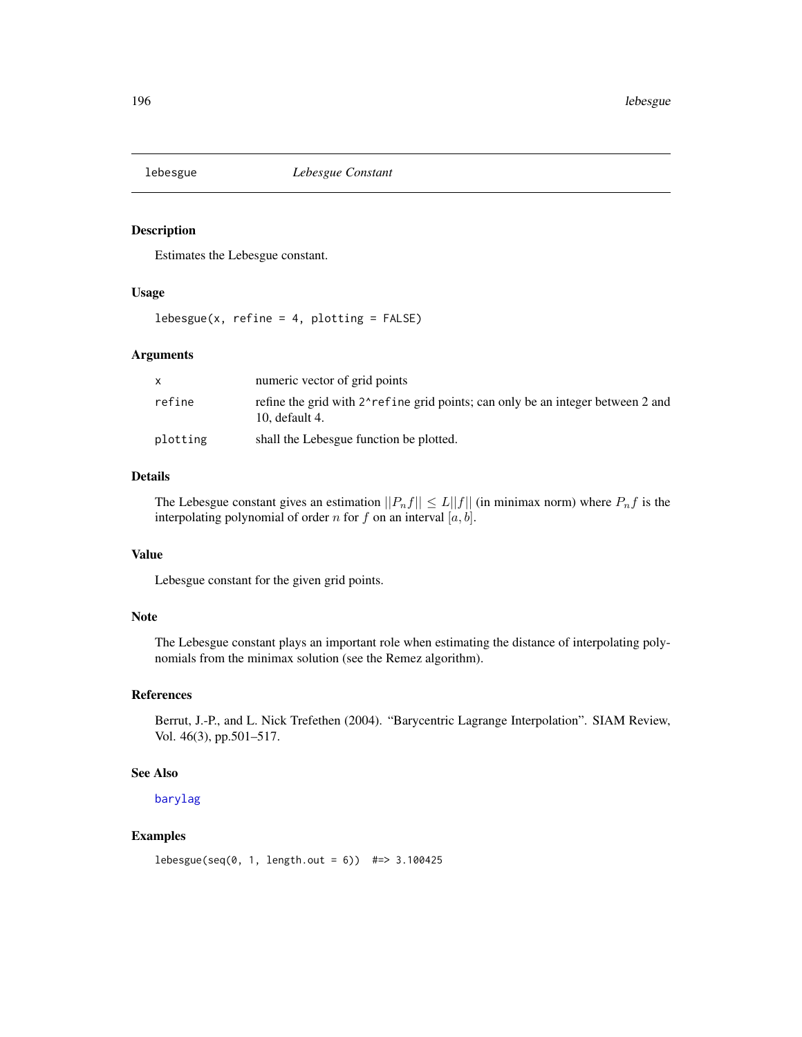lebesgue *Lebesgue Constant*

## Description

Estimates the Lebesgue constant.

## Usage

```
lebesgue(x, refine = 4, plotting = FALSE)
```

## Arguments

| | |
|---|---|
| x | numeric vector of grid points |
| refine | refine the grid with `2^refine` grid points; can only be an integer between 2 and 10, default 4. |
| plotting | shall the Lebesgue function be plotted. |

## Details

The Lebesgue constant gives an estimation $||P_n f|| \leq L||f||$ (in minimax norm) where $P_n f$ is the interpolating polynomial of order $n$ for $f$ on an interval $[a, b]$.

## Value

Lebesgue constant for the given grid points.

## Note

The Lebesgue constant plays an important role when estimating the distance of interpolating polynomials from the minimax solution (see the Remez algorithm).

## References

Berrut, J.-P., and L. Nick Trefethen (2004). "Barycentric Lagrange Interpolation". SIAM Review, Vol. 46(3), pp.501–517.

## See Also

barylag

## Examples

```
lebesgue(seq(0, 1, length.out = 6))  #=> 3.100425
```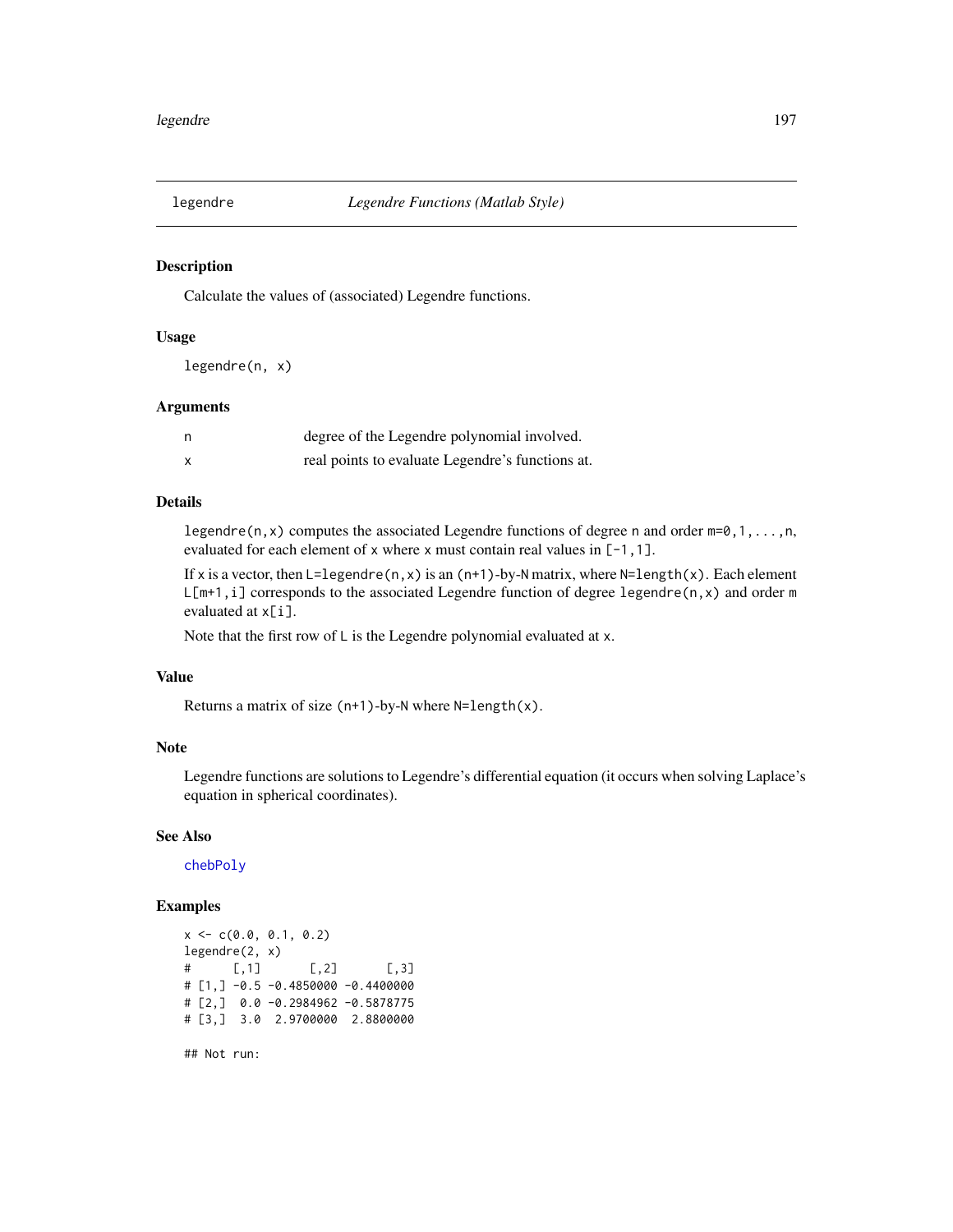## legendre — *Legendre Functions (Matlab Style)*

### Description

Calculate the values of (associated) Legendre functions.

### Usage

```
legendre(n, x)
```

### Arguments

| | |
|---|---|
| `n` | degree of the Legendre polynomial involved. |
| `x` | real points to evaluate Legendre's functions at. |

### Details

`legendre(n,x)` computes the associated Legendre functions of degree `n` and order `m=0,1,...,n`, evaluated for each element of `x` where `x` must contain real values in `[-1,1]`.

If `x` is a vector, then `L=legendre(n,x)` is an `(n+1)`-by-`N` matrix, where `N=length(x)`. Each element `L[m+1,i]` corresponds to the associated Legendre function of degree `legendre(n,x)` and order `m` evaluated at `x[i]`.

Note that the first row of `L` is the Legendre polynomial evaluated at `x`.

### Value

Returns a matrix of size `(n+1)`-by-`N` where `N=length(x)`.

### Note

Legendre functions are solutions to Legendre's differential equation (it occurs when solving Laplace's equation in spherical coordinates).

### See Also

`chebPoly`

### Examples

```
x <- c(0.0, 0.1, 0.2)
legendre(2, x)
#      [,1]       [,2]       [,3]
# [1,] -0.5 -0.4850000 -0.4400000
# [2,]  0.0 -0.2984962 -0.5878775
# [3,]  3.0  2.9700000  2.8800000

## Not run:
```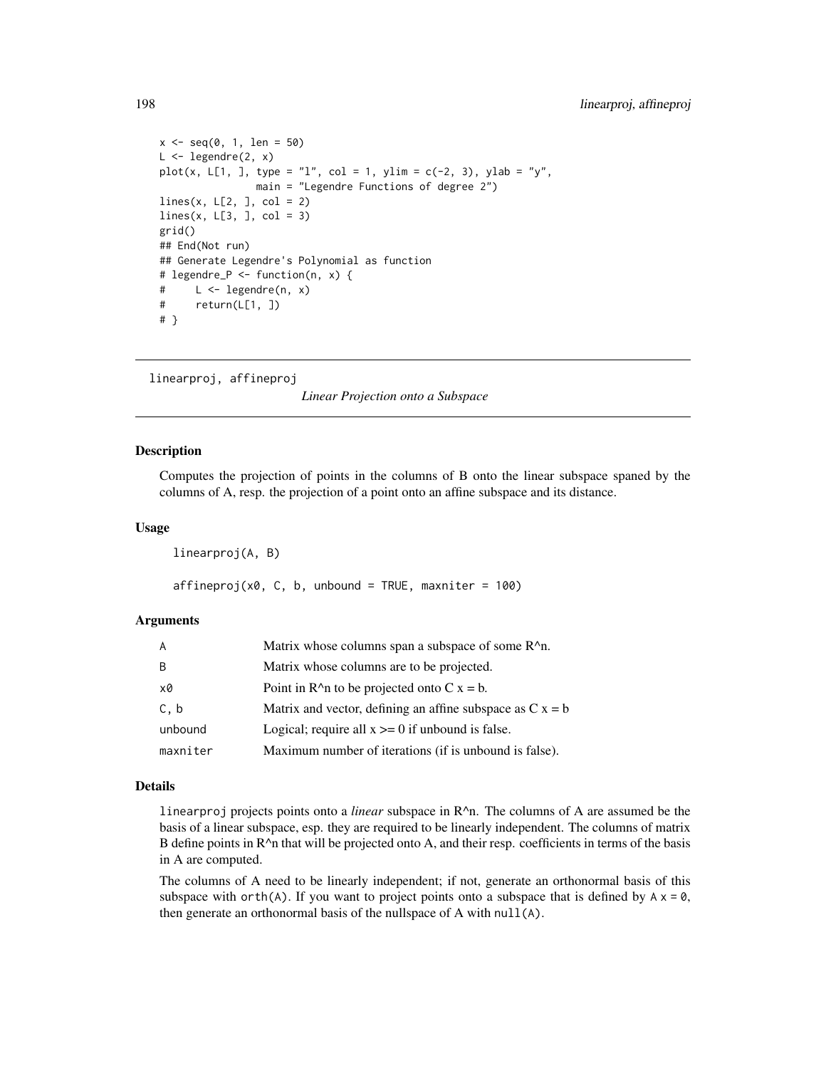```
x <- seq(0, 1, len = 50)
L <- legendre(2, x)
plot(x, L[1, ], type = "l", col = 1, ylim = c(-2, 3), ylab = "y",
                main = "Legendre Functions of degree 2")
lines(x, L[2, ], col = 2)
lines(x, L[3, ], col = 3)
grid()
## End(Not run)
## Generate Legendre's Polynomial as function
# legendre_P <- function(n, x) {
#     L <- legendre(n, x)
#     return(L[1, ])
# }
```

---

## linearproj, affineproj

*Linear Projection onto a Subspace*

---

### Description

Computes the projection of points in the columns of B onto the linear subspace spaned by the columns of A, resp. the projection of a point onto an affine subspace and its distance.

### Usage

```
linearproj(A, B)

affineproj(x0, C, b, unbound = TRUE, maxniter = 100)
```

### Arguments

| | |
|---|---|
| A | Matrix whose columns span a subspace of some R^n. |
| B | Matrix whose columns are to be projected. |
| x0 | Point in R^n to be projected onto C x = b. |
| C, b | Matrix and vector, defining an affine subspace as C x = b |
| unbound | Logical; require all x >= 0 if unbound is false. |
| maxniter | Maximum number of iterations (if is unbound is false). |

### Details

`linearproj` projects points onto a *linear* subspace in R^n. The columns of A are assumed be the basis of a linear subspace, esp. they are required to be linearly independent. The columns of matrix B define points in R^n that will be projected onto A, and their resp. coefficients in terms of the basis in A are computed.

The columns of A need to be linearly independent; if not, generate an orthonormal basis of this subspace with `orth(A)`. If you want to project points onto a subspace that is defined by `A x = 0`, then generate an orthonormal basis of the nullspace of A with `null(A)`.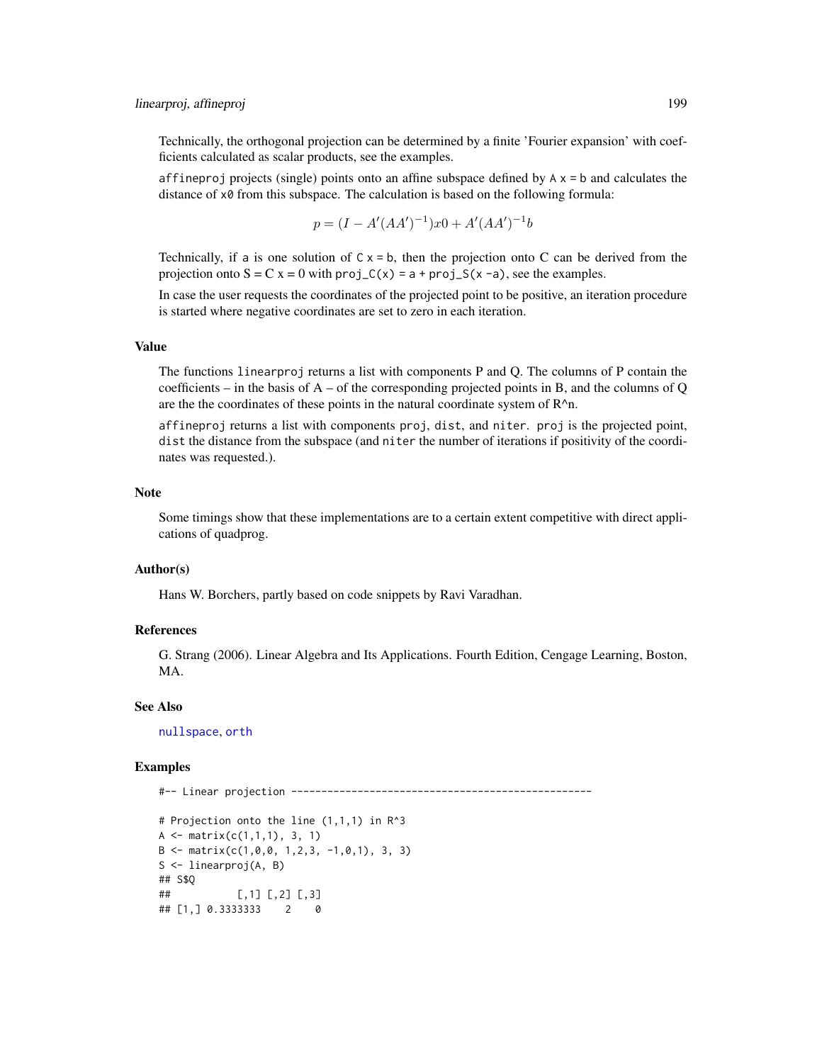Technically, the orthogonal projection can be determined by a finite 'Fourier expansion' with coefficients calculated as scalar products, see the examples.

`affineproj` projects (single) points onto an affine subspace defined by `A x = b` and calculates the distance of `x0` from this subspace. The calculation is based on the following formula:

$$p = (I - A'(AA')^{-1})x0 + A'(AA')^{-1}b$$

Technically, if `a` is one solution of `C x = b`, then the projection onto C can be derived from the projection onto S = C x = 0 with `proj_C(x) = a + proj_S(x -a)`, see the examples.

In case the user requests the coordinates of the projected point to be positive, an iteration procedure is started where negative coordinates are set to zero in each iteration.

### Value

The functions `linearproj` returns a list with components P and Q. The columns of P contain the coefficients – in the basis of A – of the corresponding projected points in B, and the columns of Q are the the coordinates of these points in the natural coordinate system of R^n.

`affineproj` returns a list with components `proj`, `dist`, and `niter`. `proj` is the projected point, `dist` the distance from the subspace (and `niter` the number of iterations if positivity of the coordinates was requested.).

### Note

Some timings show that these implementations are to a certain extent competitive with direct applications of quadprog.

### Author(s)

Hans W. Borchers, partly based on code snippets by Ravi Varadhan.

### References

G. Strang (2006). Linear Algebra and Its Applications. Fourth Edition, Cengage Learning, Boston, MA.

### See Also

`nullspace`, `orth`

### Examples

```
#-- Linear projection --------------------------------------------------

# Projection onto the line (1,1,1) in R^3
A <- matrix(c(1,1,1), 3, 1)
B <- matrix(c(1,0,0, 1,2,3, -1,0,1), 3, 3)
S <- linearproj(A, B)
## S$Q
##           [,1] [,2] [,3]
## [1,] 0.3333333    2    0
```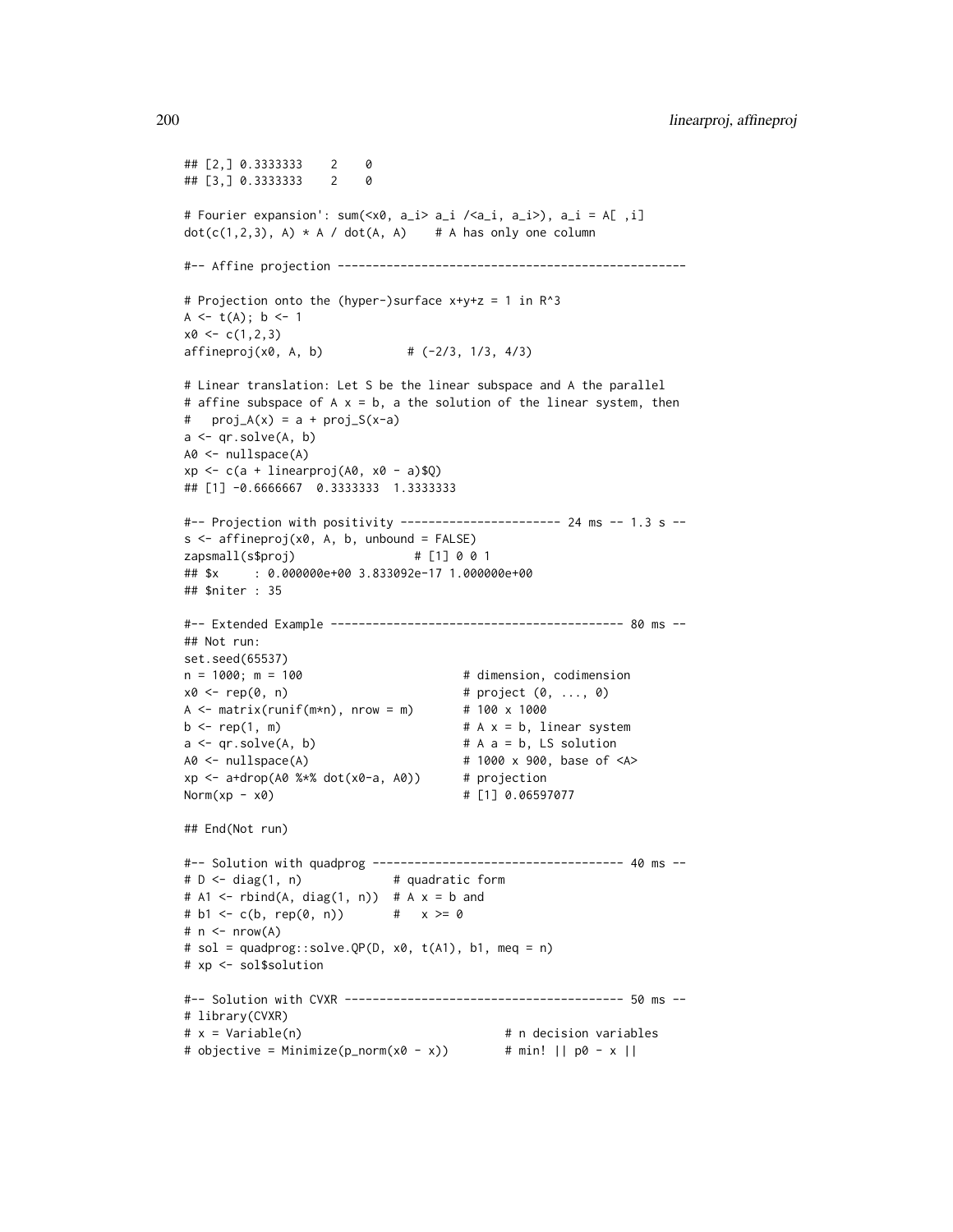```
## [2,] 0.3333333    2    0
## [3,] 0.3333333    2    0

# Fourier expansion': sum(<x0, a_i> a_i /<a_i, a_i>), a_i = A[ ,i]
dot(c(1,2,3), A) * A / dot(A, A)    # A has only one column

#-- Affine projection --------------------------------------------------

# Projection onto the (hyper-)surface x+y+z = 1 in R^3
A <- t(A); b <- 1
x0 <- c(1,2,3)
affineproj(x0, A, b)            # (-2/3, 1/3, 4/3)

# Linear translation: Let S be the linear subspace and A the parallel
# affine subspace of A x = b, a the solution of the linear system, then
#   proj_A(x) = a + proj_S(x-a)
a <- qr.solve(A, b)
A0 <- nullspace(A)
xp <- c(a + linearproj(A0, x0 - a)$Q)
## [1] -0.6666667  0.3333333  1.3333333

#-- Projection with positivity ----------------------- 24 ms -- 1.3 s --
s <- affineproj(x0, A, b, unbound = FALSE)
zapsmall(s$proj)                 # [1] 0 0 1
## $x     : 0.000000e+00 3.833092e-17 1.000000e+00
## $niter : 35

#-- Extended Example ----------------------------------------- 80 ms --
## Not run:
set.seed(65537)
n = 1000; m = 100                       # dimension, codimension
x0 <- rep(0, n)                         # project (0, ..., 0)
A <- matrix(runif(m*n), nrow = m)       # 100 x 1000
b <- rep(1, m)                          # A x = b, linear system
a <- qr.solve(A, b)                     # A a = b, LS solution
A0 <- nullspace(A)                      # 1000 x 900, base of <A>
xp <- a+drop(A0 %*% dot(x0-a, A0))      # projection
Norm(xp - x0)                           # [1] 0.06597077

## End(Not run)

#-- Solution with quadprog ------------------------------------ 40 ms --
# D <- diag(1, n)             # quadratic form
# A1 <- rbind(A, diag(1, n))  # A x = b and
# b1 <- c(b, rep(0, n))       #   x >= 0
# n <- nrow(A)
# sol = quadprog::solve.QP(D, x0, t(A1), b1, meq = n)
# xp <- sol$solution

#-- Solution with CVXR ---------------------------------------- 50 ms --
# library(CVXR)
# x = Variable(n)                              # n decision variables
# objective = Minimize(p_norm(x0 - x))         # min! || p0 - x ||
```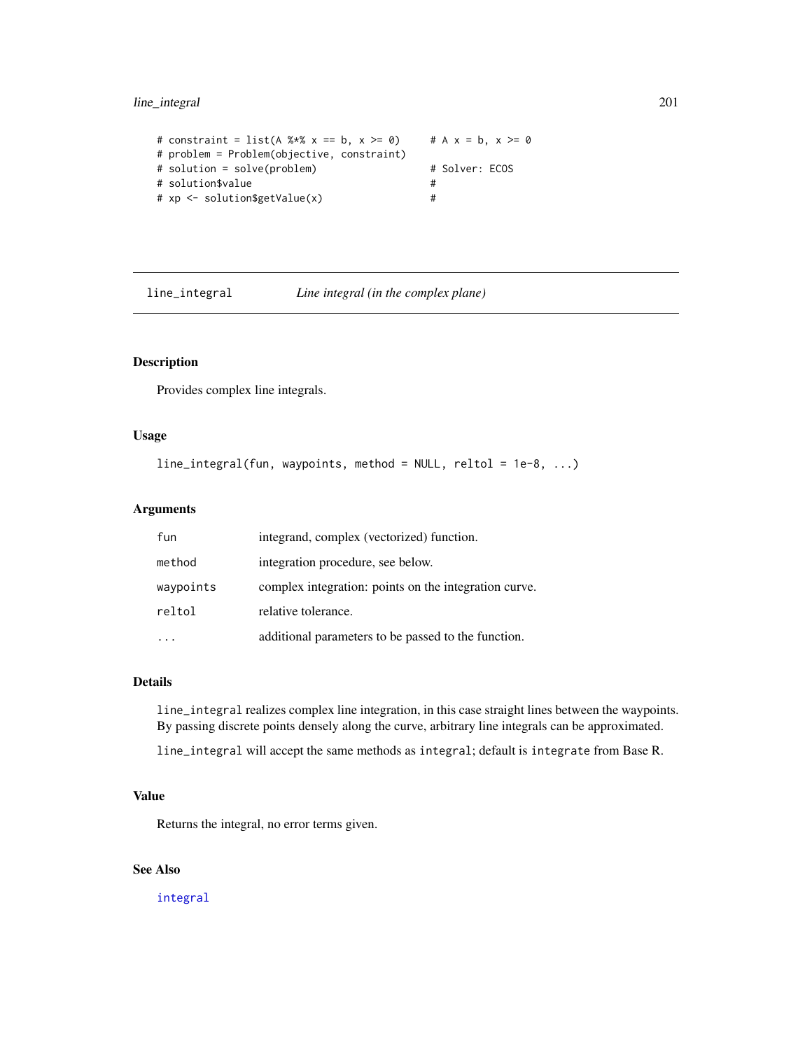```
# constraint = list(A %*% x == b, x >= 0)     # A x = b, x >= 0
# problem = Problem(objective, constraint)
# solution = solve(problem)                   # Solver: ECOS
# solution$value                              #
# xp <- solution$getValue(x)                  #
```

## line_integral — *Line integral (in the complex plane)*

### Description

Provides complex line integrals.

### Usage

```
line_integral(fun, waypoints, method = NULL, reltol = 1e-8, ...)
```

### Arguments

| | |
|---|---|
| `fun` | integrand, complex (vectorized) function. |
| `method` | integration procedure, see below. |
| `waypoints` | complex integration: points on the integration curve. |
| `reltol` | relative tolerance. |
| `...` | additional parameters to be passed to the function. |

### Details

`line_integral` realizes complex line integration, in this case straight lines between the waypoints. By passing discrete points densely along the curve, arbitrary line integrals can be approximated.

`line_integral` will accept the same methods as `integral`; default is `integrate` from Base R.

### Value

Returns the integral, no error terms given.

### See Also

`integral`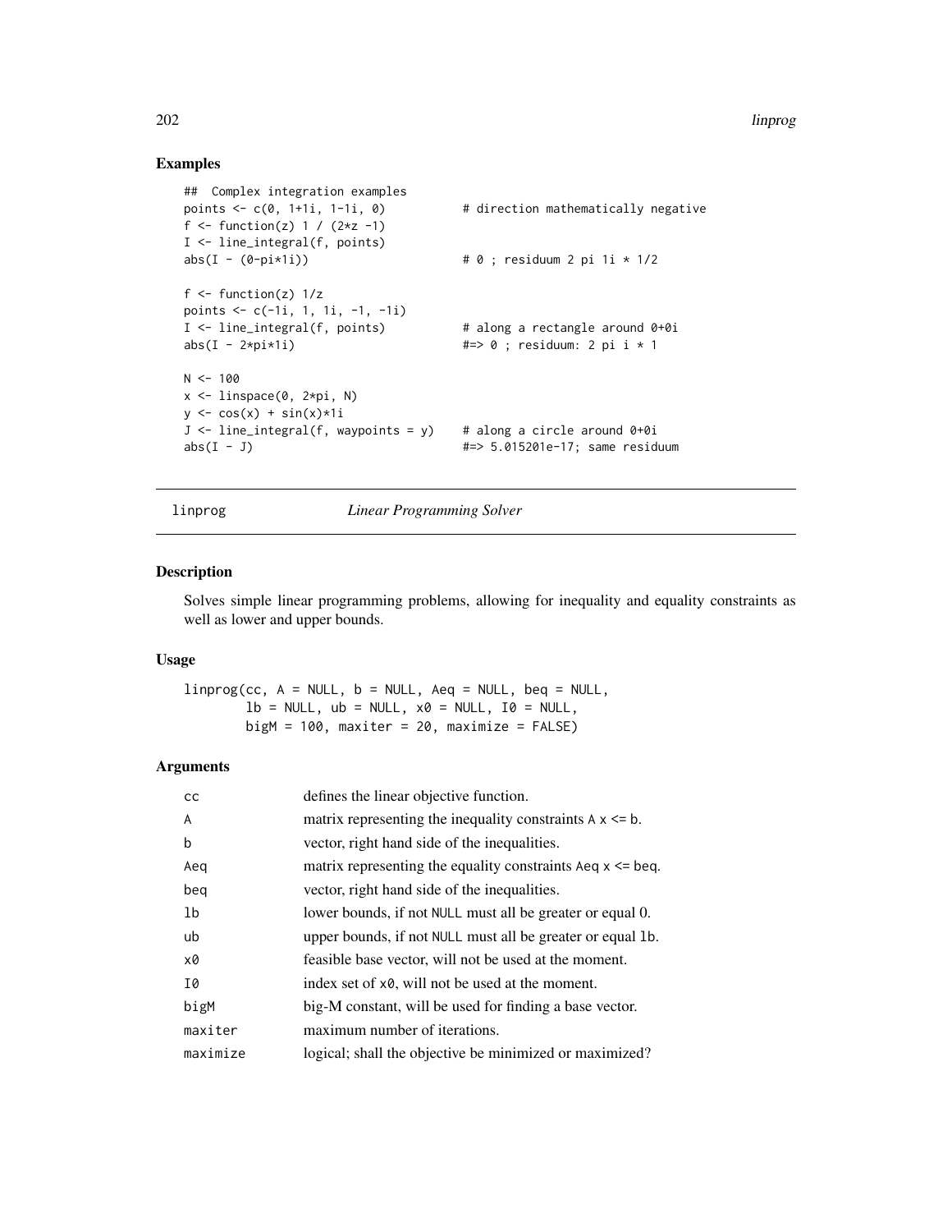## Examples

```
##  Complex integration examples
points <- c(0, 1+1i, 1-1i, 0)           # direction mathematically negative
f <- function(z) 1 / (2*z -1)
I <- line_integral(f, points)
abs(I - (0-pi*1i))                      # 0 ; residuum 2 pi 1i * 1/2

f <- function(z) 1/z
points <- c(-1i, 1, 1i, -1, -1i)
I <- line_integral(f, points)           # along a rectangle around 0+0i
abs(I - 2*pi*1i)                        #=> 0 ; residuum: 2 pi i * 1

N <- 100
x <- linspace(0, 2*pi, N)
y <- cos(x) + sin(x)*1i
J <- line_integral(f, waypoints = y)    # along a circle around 0+0i
abs(I - J)                              #=> 5.015201e-17; same residuum
```

---

# linprog *Linear Programming Solver*

---

## Description

Solves simple linear programming problems, allowing for inequality and equality constraints as well as lower and upper bounds.

## Usage

```
linprog(cc, A = NULL, b = NULL, Aeq = NULL, beq = NULL,
        lb = NULL, ub = NULL, x0 = NULL, I0 = NULL,
        bigM = 100, maxiter = 20, maximize = FALSE)
```

## Arguments

| | |
|---|---|
| `cc` | defines the linear objective function. |
| `A` | matrix representing the inequality constraints `A x <= b`. |
| `b` | vector, right hand side of the inequalities. |
| `Aeq` | matrix representing the equality constraints `Aeq x <= beq`. |
| `beq` | vector, right hand side of the inequalities. |
| `lb` | lower bounds, if not `NULL` must all be greater or equal 0. |
| `ub` | upper bounds, if not `NULL` must all be greater or equal `lb`. |
| `x0` | feasible base vector, will not be used at the moment. |
| `I0` | index set of `x0`, will not be used at the moment. |
| `bigM` | big-M constant, will be used for finding a base vector. |
| `maxiter` | maximum number of iterations. |
| `maximize` | logical; shall the objective be minimized or maximized? |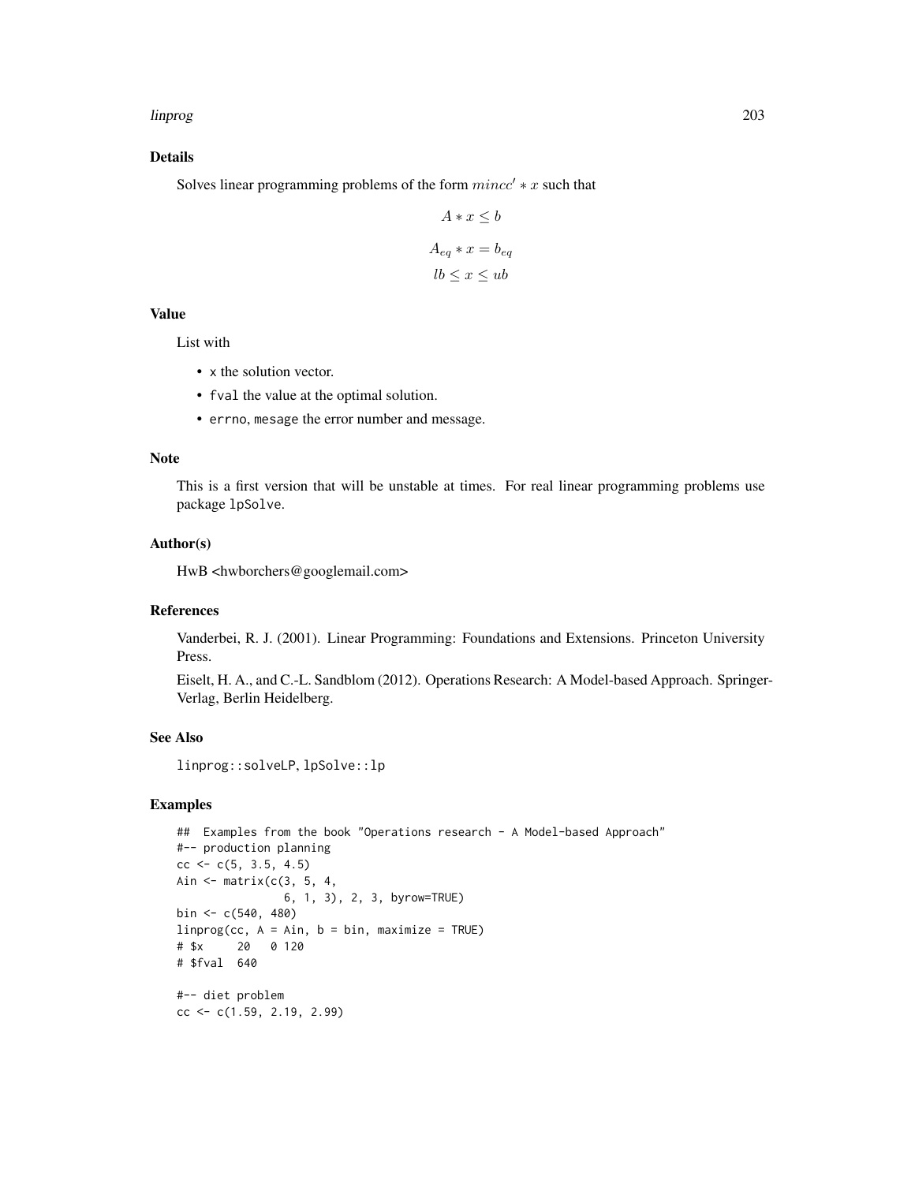### Details

Solves linear programming problems of the form $min c' * x$ such that

$$A * x \leq b$$

$$A_{eq} * x = b_{eq}$$

$$lb \leq x \leq ub$$

### Value

List with

- x the solution vector.
- fval the value at the optimal solution.
- errno, mesage the error number and message.

### Note

This is a first version that will be unstable at times. For real linear programming problems use package lpSolve.

### Author(s)

HwB <hwborchers@googlemail.com>

### References

Vanderbei, R. J. (2001). Linear Programming: Foundations and Extensions. Princeton University Press.

Eiselt, H. A., and C.-L. Sandblom (2012). Operations Research: A Model-based Approach. Springer-Verlag, Berlin Heidelberg.

### See Also

linprog::solveLP, lpSolve::lp

### Examples

```
##  Examples from the book "Operations research - A Model-based Approach"
#-- production planning
cc <- c(5, 3.5, 4.5)
Ain <- matrix(c(3, 5, 4,
                6, 1, 3), 2, 3, byrow=TRUE)
bin <- c(540, 480)
linprog(cc, A = Ain, b = bin, maximize = TRUE)
# $x     20   0 120
# $fval  640

#-- diet problem
cc <- c(1.59, 2.19, 2.99)
```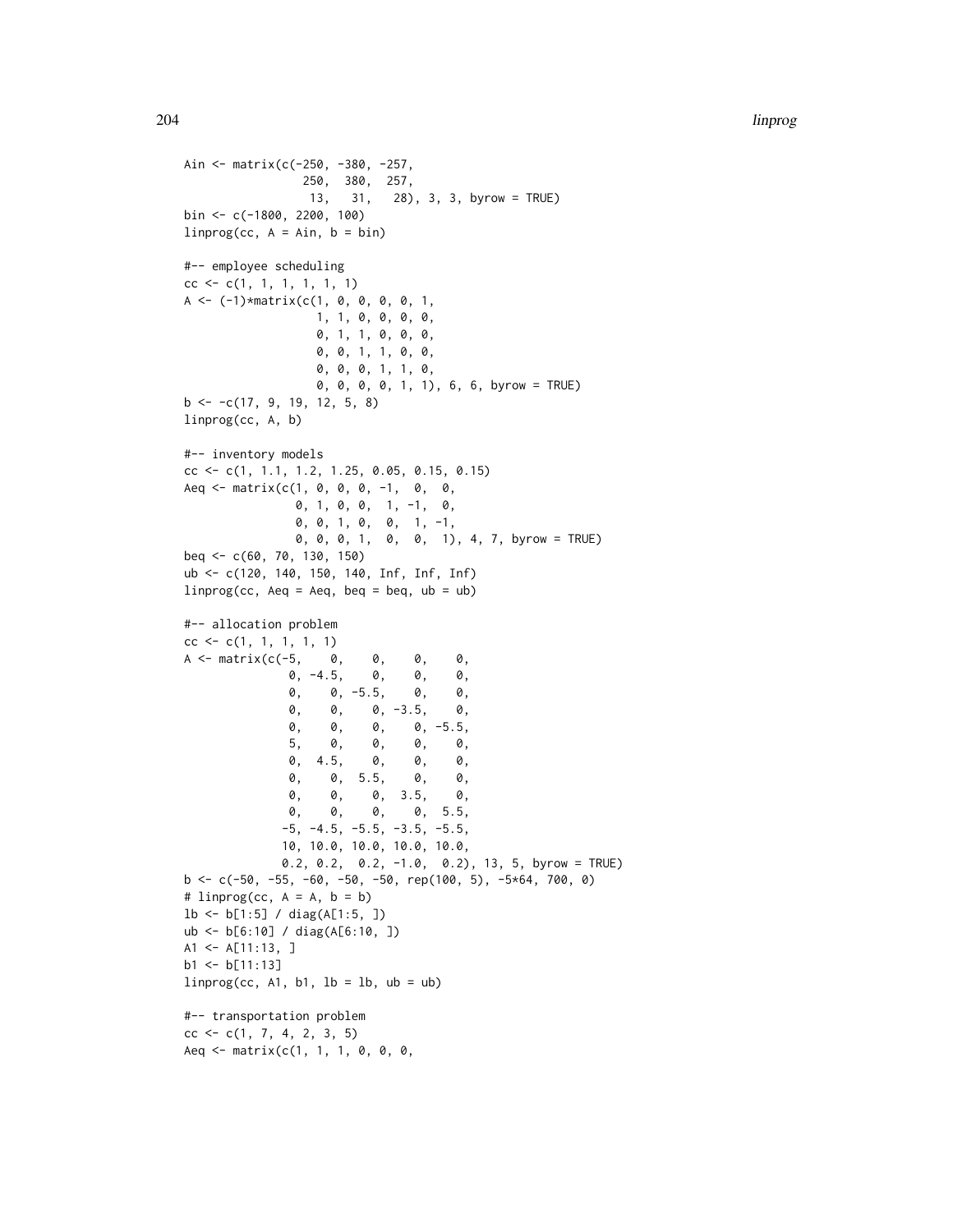```
Ain <- matrix(c(-250, -380, -257,
                 250,  380,  257,
                  13,   31,   28), 3, 3, byrow = TRUE)
bin <- c(-1800, 2200, 100)
linprog(cc, A = Ain, b = bin)

#-- employee scheduling
cc <- c(1, 1, 1, 1, 1, 1)
A <- (-1)*matrix(c(1, 0, 0, 0, 0, 1,
                   1, 1, 0, 0, 0, 0,
                   0, 1, 1, 0, 0, 0,
                   0, 0, 1, 1, 0, 0,
                   0, 0, 0, 1, 1, 0,
                   0, 0, 0, 0, 1, 1), 6, 6, byrow = TRUE)
b <- -c(17, 9, 19, 12, 5, 8)
linprog(cc, A, b)

#-- inventory models
cc <- c(1, 1.1, 1.2, 1.25, 0.05, 0.15, 0.15)
Aeq <- matrix(c(1, 0, 0, 0, -1,  0,  0,
                0, 1, 0, 0,  1, -1,  0,
                0, 0, 1, 0,  0,  1, -1,
                0, 0, 0, 1,  0,  0,  1), 4, 7, byrow = TRUE)
beq <- c(60, 70, 130, 150)
ub <- c(120, 140, 150, 140, Inf, Inf, Inf)
linprog(cc, Aeq = Aeq, beq = beq, ub = ub)

#-- allocation problem
cc <- c(1, 1, 1, 1, 1)
A <- matrix(c(-5,    0,    0,    0,    0,
               0, -4.5,    0,    0,    0,
               0,    0, -5.5,    0,    0,
               0,    0,    0, -3.5,    0,
               0,    0,    0,    0, -5.5,
               5,    0,    0,    0,    0,
               0,  4.5,    0,    0,    0,
               0,    0,  5.5,    0,    0,
               0,    0,    0,  3.5,    0,
               0,    0,    0,    0,  5.5,
              -5, -4.5, -5.5, -3.5, -5.5,
              10, 10.0, 10.0, 10.0, 10.0,
              0.2, 0.2,  0.2, -1.0,  0.2), 13, 5, byrow = TRUE)
b <- c(-50, -55, -60, -50, -50, rep(100, 5), -5*64, 700, 0)
# linprog(cc, A = A, b = b)
lb <- b[1:5] / diag(A[1:5, ])
ub <- b[6:10] / diag(A[6:10, ])
A1 <- A[11:13, ]
b1 <- b[11:13]
linprog(cc, A1, b1, lb = lb, ub = ub)

#-- transportation problem
cc <- c(1, 7, 4, 2, 3, 5)
Aeq <- matrix(c(1, 1, 1, 0, 0, 0,
```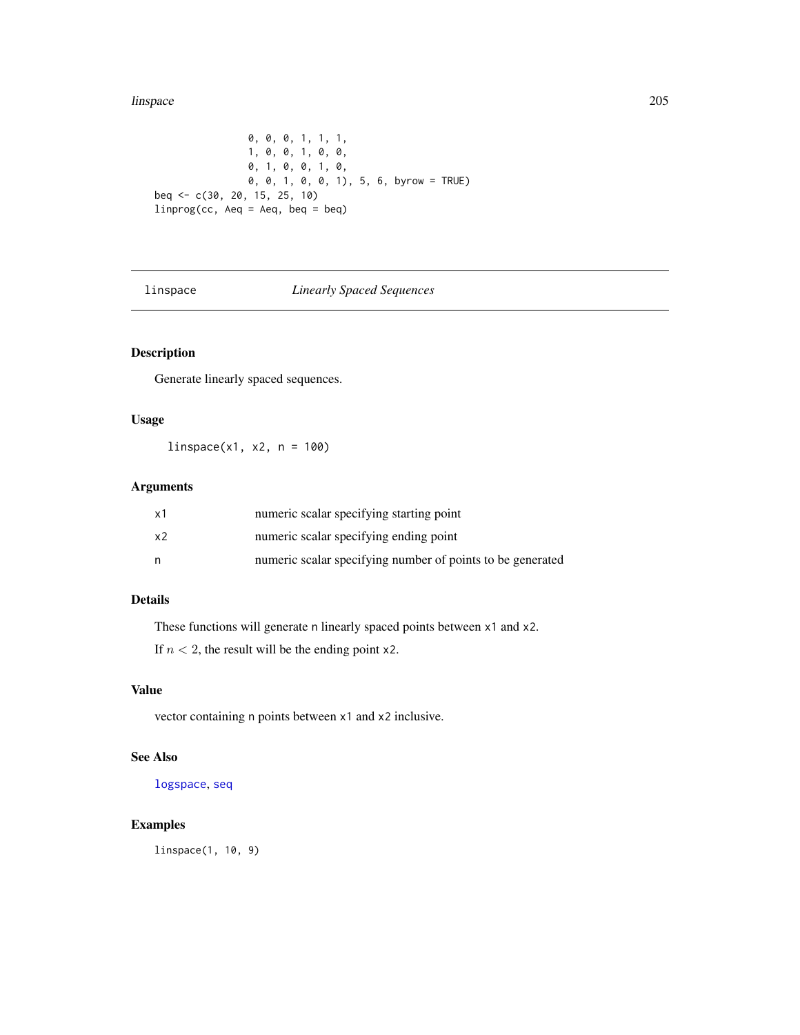```
                0, 0, 0, 1, 1, 1,
                1, 0, 0, 1, 0, 0,
                0, 1, 0, 0, 1, 0,
                0, 0, 1, 0, 0, 1), 5, 6, byrow = TRUE)
beq <- c(30, 20, 15, 25, 10)
linprog(cc, Aeq = Aeq, beq = beq)
```

---

## linspace — *Linearly Spaced Sequences*

---

### Description

Generate linearly spaced sequences.

### Usage

```
linspace(x1, x2, n = 100)
```

### Arguments

| | |
|---|---|
| x1 | numeric scalar specifying starting point |
| x2 | numeric scalar specifying ending point |
| n | numeric scalar specifying number of points to be generated |

### Details

These functions will generate n linearly spaced points between x1 and x2.

If $n < 2$, the result will be the ending point x2.

### Value

vector containing n points between x1 and x2 inclusive.

### See Also

logspace, seq

### Examples

```
linspace(1, 10, 9)
```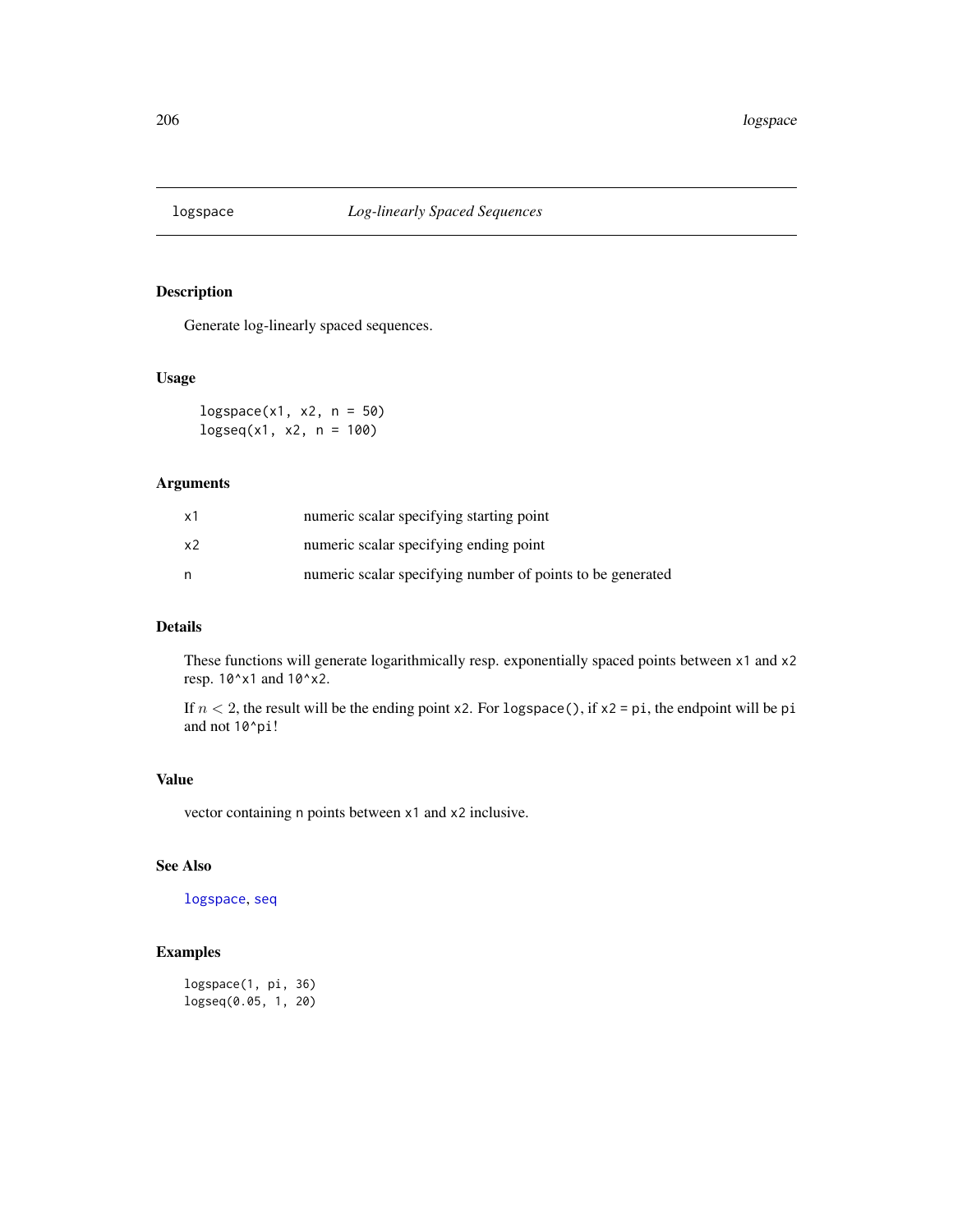# logspace — *Log-linearly Spaced Sequences*

## Description

Generate log-linearly spaced sequences.

## Usage

```
logspace(x1, x2, n = 50)
logseq(x1, x2, n = 100)
```

## Arguments

| | |
|---|---|
| x1 | numeric scalar specifying starting point |
| x2 | numeric scalar specifying ending point |
| n | numeric scalar specifying number of points to be generated |

## Details

These functions will generate logarithmically resp. exponentially spaced points between `x1` and `x2` resp. `10^x1` and `10^x2`.

If $n < 2$, the result will be the ending point `x2`. For `logspace()`, if `x2 = pi`, the endpoint will be `pi` and not `10^pi`!

## Value

vector containing `n` points between `x1` and `x2` inclusive.

## See Also

`logspace`, `seq`

## Examples

```
logspace(1, pi, 36)
logseq(0.05, 1, 20)
```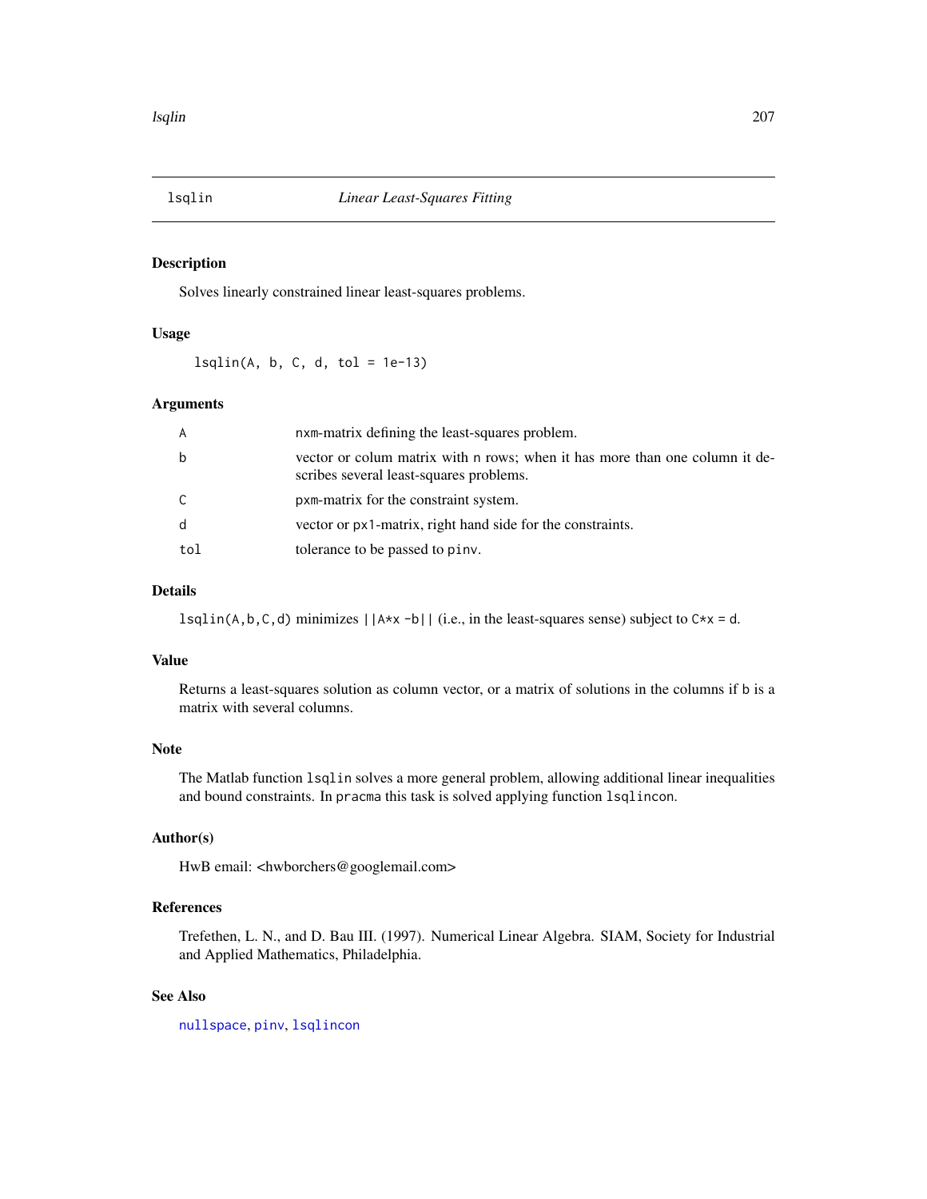## lsqlin *Linear Least-Squares Fitting*

### Description

Solves linearly constrained linear least-squares problems.

### Usage

```
lsqlin(A, b, C, d, tol = 1e-13)
```

### Arguments

| | |
|---|---|
| A | nxm-matrix defining the least-squares problem. |
| b | vector or colum matrix with n rows; when it has more than one column it describes several least-squares problems. |
| C | pxm-matrix for the constraint system. |
| d | vector or px1-matrix, right hand side for the constraints. |
| tol | tolerance to be passed to pinv. |

### Details

`lsqlin(A,b,C,d)` minimizes `||A*x -b||` (i.e., in the least-squares sense) subject to `C*x = d`.

### Value

Returns a least-squares solution as column vector, or a matrix of solutions in the columns if b is a matrix with several columns.

### Note

The Matlab function `lsqlin` solves a more general problem, allowing additional linear inequalities and bound constraints. In `pracma` this task is solved applying function `lsqlincon`.

### Author(s)

HwB email: <hwborchers@googlemail.com>

### References

Trefethen, L. N., and D. Bau III. (1997). Numerical Linear Algebra. SIAM, Society for Industrial and Applied Mathematics, Philadelphia.

### See Also

`nullspace`, `pinv`, `lsqlincon`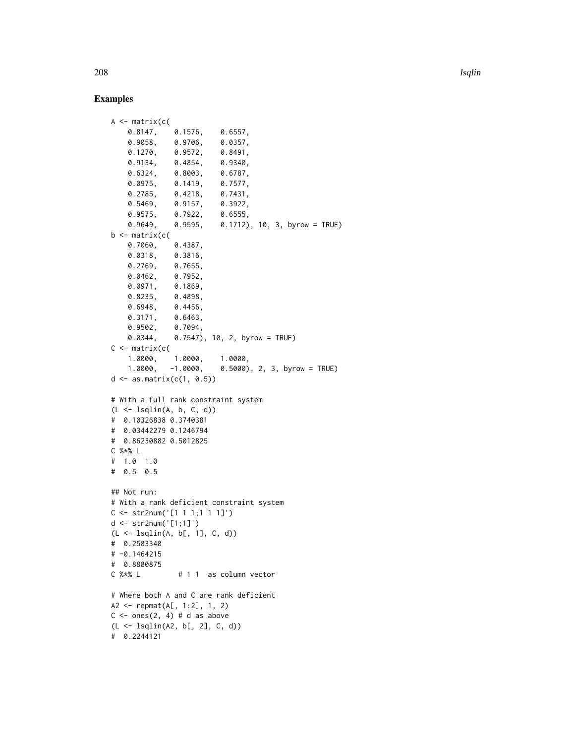### Examples

```
A <- matrix(c(
    0.8147,    0.1576,    0.6557,
    0.9058,    0.9706,    0.0357,
    0.1270,    0.9572,    0.8491,
    0.9134,    0.4854,    0.9340,
    0.6324,    0.8003,    0.6787,
    0.0975,    0.1419,    0.7577,
    0.2785,    0.4218,    0.7431,
    0.5469,    0.9157,    0.3922,
    0.9575,    0.7922,    0.6555,
    0.9649,    0.9595,    0.1712), 10, 3, byrow = TRUE)
b <- matrix(c(
    0.7060,    0.4387,
    0.0318,    0.3816,
    0.2769,    0.7655,
    0.0462,    0.7952,
    0.0971,    0.1869,
    0.8235,    0.4898,
    0.6948,    0.4456,
    0.3171,    0.6463,
    0.9502,    0.7094,
    0.0344,    0.7547), 10, 2, byrow = TRUE)
C <- matrix(c(
    1.0000,    1.0000,    1.0000,
    1.0000,   -1.0000,    0.5000), 2, 3, byrow = TRUE)
d <- as.matrix(c(1, 0.5))

# With a full rank constraint system
(L <- lsqlin(A, b, C, d))
#  0.10326838 0.3740381
#  0.03442279 0.1246794
#  0.86230882 0.5012825
C %*% L
#  1.0  1.0
#  0.5  0.5

## Not run:
# With a rank deficient constraint system
C <- str2num('[1 1 1;1 1 1]')
d <- str2num('[1;1]')
(L <- lsqlin(A, b[, 1], C, d))
#  0.2583340
# -0.1464215
#  0.8880875
C %*% L         # 1 1  as column vector

# Where both A and C are rank deficient
A2 <- repmat(A[, 1:2], 1, 2)
C <- ones(2, 4) # d as above
(L <- lsqlin(A2, b[, 2], C, d))
#  0.2244121
```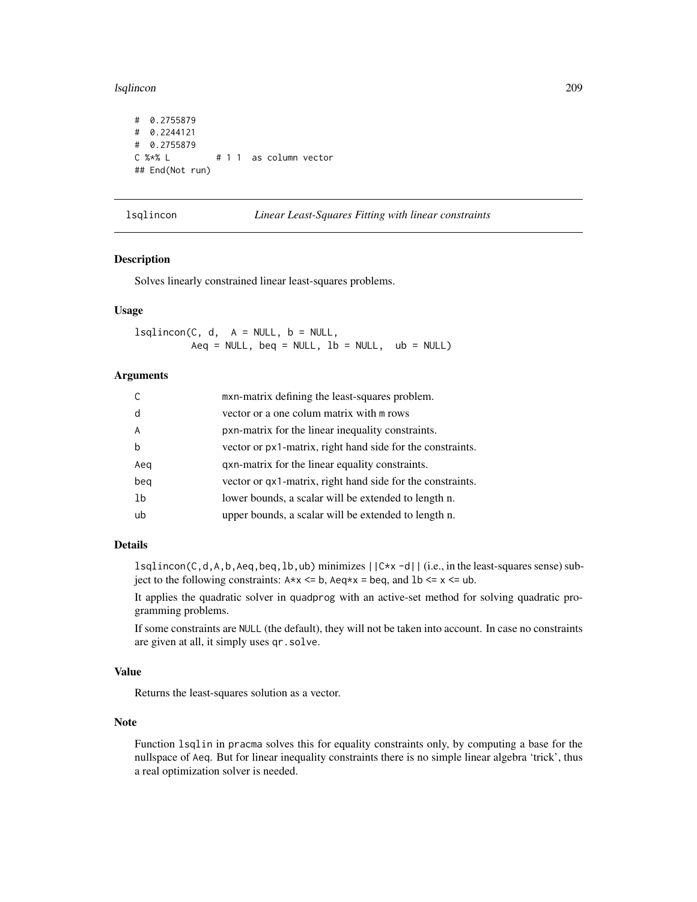```
# 0.2755879
# 0.2244121
# 0.2755879
C %*% L        # 1 1  as column vector
## End(Not run)
```

---

## lsqlincon — *Linear Least-Squares Fitting with linear constraints*

### Description

Solves linearly constrained linear least-squares problems.

### Usage

```
lsqlincon(C, d,  A = NULL, b = NULL,
          Aeq = NULL, beq = NULL, lb = NULL,  ub = NULL)
```

### Arguments

| | |
|---|---|
| C | mxn-matrix defining the least-squares problem. |
| d | vector or a one colum matrix with m rows |
| A | pxn-matrix for the linear inequality constraints. |
| b | vector or px1-matrix, right hand side for the constraints. |
| Aeq | qxn-matrix for the linear equality constraints. |
| beq | vector or qx1-matrix, right hand side for the constraints. |
| lb | lower bounds, a scalar will be extended to length n. |
| ub | upper bounds, a scalar will be extended to length n. |

### Details

`lsqlincon(C,d,A,b,Aeq,beq,lb,ub)` minimizes `||C*x -d||` (i.e., in the least-squares sense) subject to the following constraints: `A*x <= b`, `Aeq*x = beq`, and `lb <= x <= ub`.

It applies the quadratic solver in `quadprog` with an active-set method for solving quadratic programming problems.

If some constraints are `NULL` (the default), they will not be taken into account. In case no constraints are given at all, it simply uses `qr.solve`.

### Value

Returns the least-squares solution as a vector.

### Note

Function `lsqlin` in `pracma` solves this for equality constraints only, by computing a base for the nullspace of `Aeq`. But for linear inequality constraints there is no simple linear algebra 'trick', thus a real optimization solver is needed.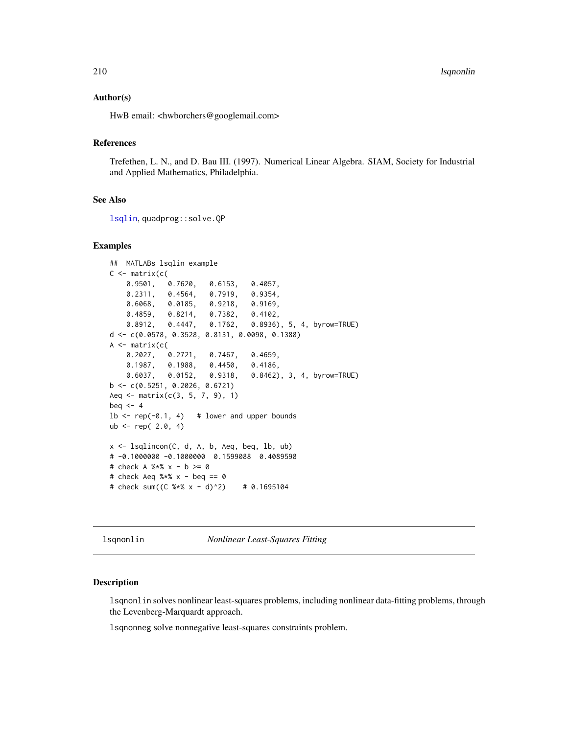### Author(s)

HwB email: <hwborchers@googlemail.com>

### References

Trefethen, L. N., and D. Bau III. (1997). Numerical Linear Algebra. SIAM, Society for Industrial and Applied Mathematics, Philadelphia.

### See Also

lsqlin, quadprog::solve.QP

### Examples

```
##  MATLABs lsqlin example
C <- matrix(c(
    0.9501,   0.7620,   0.6153,   0.4057,
    0.2311,   0.4564,   0.7919,   0.9354,
    0.6068,   0.0185,   0.9218,   0.9169,
    0.4859,   0.8214,   0.7382,   0.4102,
    0.8912,   0.4447,   0.1762,   0.8936), 5, 4, byrow=TRUE)
d <- c(0.0578, 0.3528, 0.8131, 0.0098, 0.1388)
A <- matrix(c(
    0.2027,   0.2721,   0.7467,   0.4659,
    0.1987,   0.1988,   0.4450,   0.4186,
    0.6037,   0.0152,   0.9318,   0.8462), 3, 4, byrow=TRUE)
b <- c(0.5251, 0.2026, 0.6721)
Aeq <- matrix(c(3, 5, 7, 9), 1)
beq <- 4
lb <- rep(-0.1, 4)   # lower and upper bounds
ub <- rep( 2.0, 4)

x <- lsqlincon(C, d, A, b, Aeq, beq, lb, ub)
# -0.1000000 -0.1000000  0.1599088  0.4089598
# check A %*% x - b >= 0
# check Aeq %*% x - beq == 0
# check sum((C %*% x - d)^2)    # 0.1695104
```

---

## lsqnonlin    *Nonlinear Least-Squares Fitting*

---

### Description

lsqnonlin solves nonlinear least-squares problems, including nonlinear data-fitting problems, through the Levenberg-Marquardt approach.

lsqnonneg solve nonnegative least-squares constraints problem.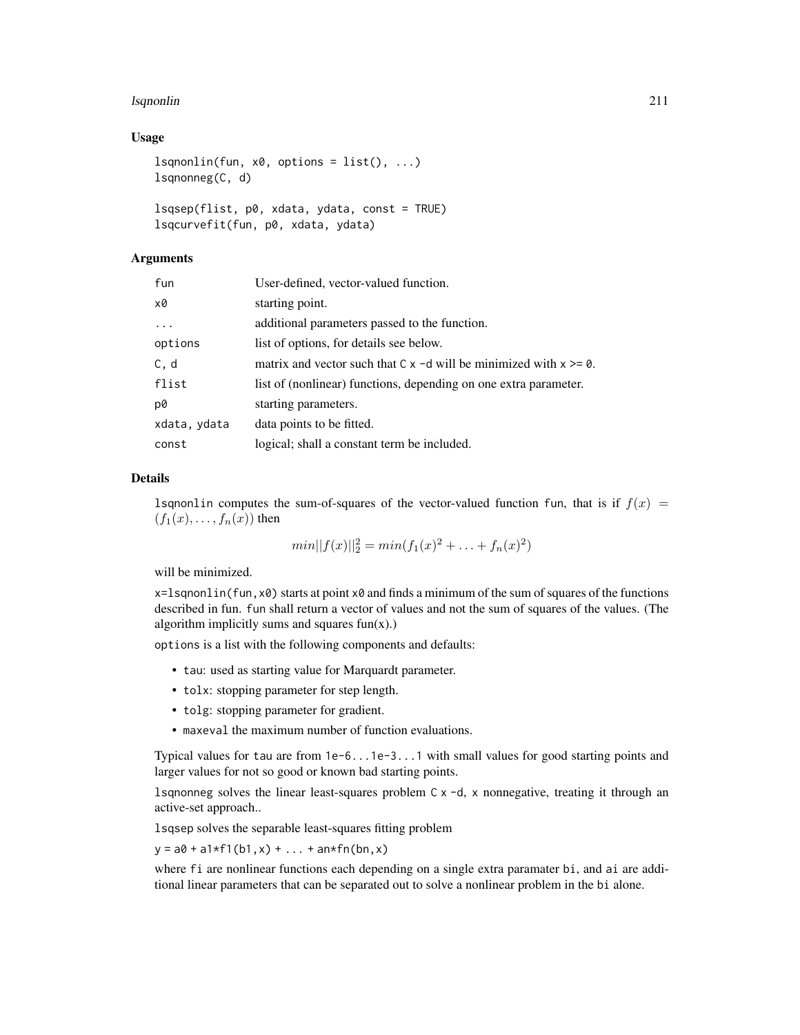## Usage

```
lsqnonlin(fun, x0, options = list(), ...)
lsqnonneg(C, d)

lsqsep(flist, p0, xdata, ydata, const = TRUE)
lsqcurvefit(fun, p0, xdata, ydata)
```

## Arguments

| | |
|---|---|
| fun | User-defined, vector-valued function. |
| x0 | starting point. |
| ... | additional parameters passed to the function. |
| options | list of options, for details see below. |
| C, d | matrix and vector such that `C x -d` will be minimized with `x >= 0`. |
| flist | list of (nonlinear) functions, depending on one extra parameter. |
| p0 | starting parameters. |
| xdata, ydata | data points to be fitted. |
| const | logical; shall a constant term be included. |

## Details

`lsqnonlin` computes the sum-of-squares of the vector-valued function `fun`, that is if $f(x) = (f_1(x), \ldots, f_n(x))$ then

$$min||f(x)||_2^2 = min(f_1(x)^2 + \ldots + f_n(x)^2)$$

will be minimized.

`x=lsqnonlin(fun,x0)` starts at point `x0` and finds a minimum of the sum of squares of the functions described in fun. `fun` shall return a vector of values and not the sum of squares of the values. (The algorithm implicitly sums and squares fun(x).)

`options` is a list with the following components and defaults:

- `tau`: used as starting value for Marquardt parameter.
- `tolx`: stopping parameter for step length.
- `tolg`: stopping parameter for gradient.
- `maxeval` the maximum number of function evaluations.

Typical values for `tau` are from `1e-6...1e-3...1` with small values for good starting points and larger values for not so good or known bad starting points.

`lsqnonneg` solves the linear least-squares problem `C x -d`, `x` nonnegative, treating it through an active-set approach..

`lsqsep` solves the separable least-squares fitting problem

`y = a0 + a1*f1(b1,x) + ... + an*fn(bn,x)`

where `fi` are nonlinear functions each depending on a single extra paramater `bi`, and `ai` are additional linear parameters that can be separated out to solve a nonlinear problem in the `bi` alone.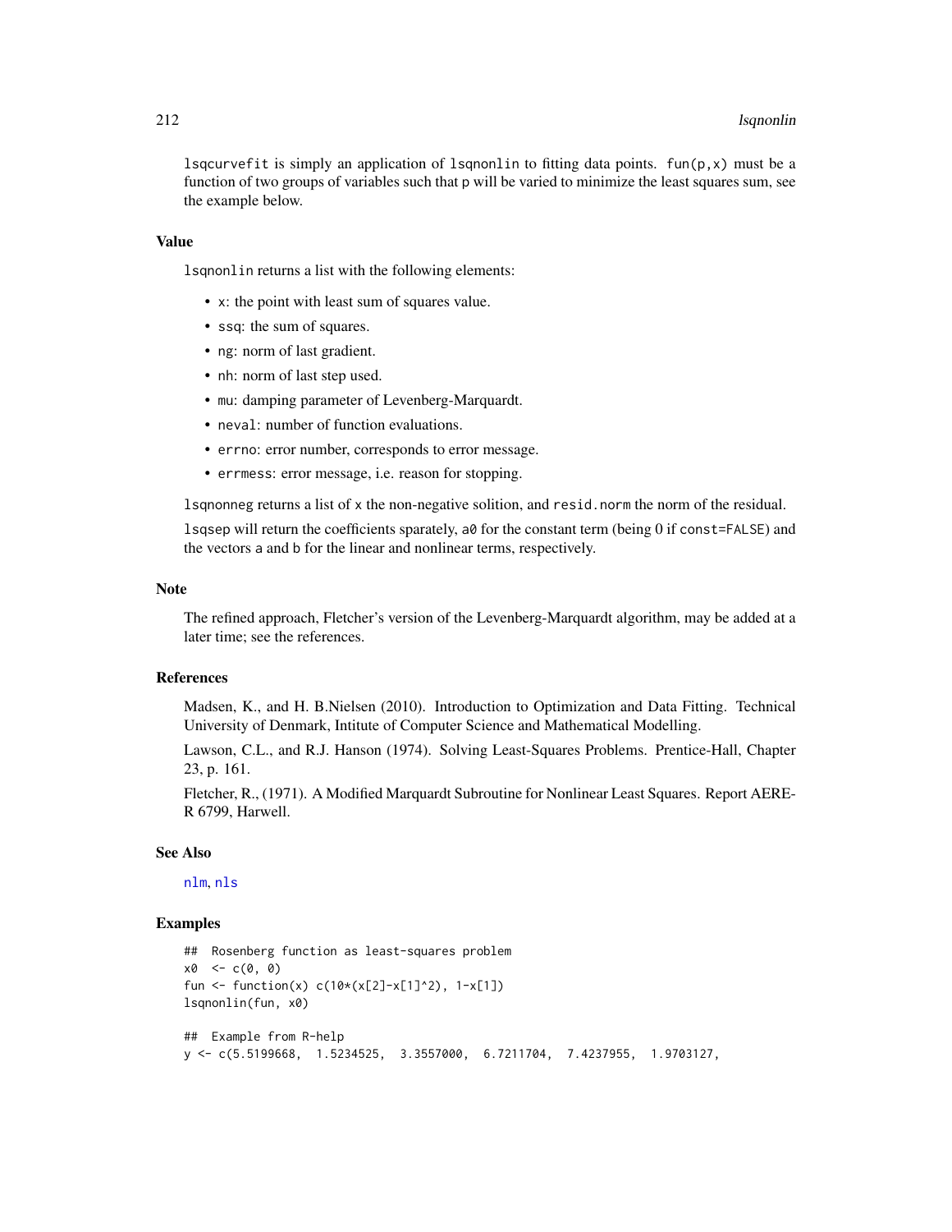lsqcurvefit is simply an application of lsqnonlin to fitting data points. fun(p,x) must be a function of two groups of variables such that p will be varied to minimize the least squares sum, see the example below.

### Value

lsqnonlin returns a list with the following elements:

- x: the point with least sum of squares value.
- ssq: the sum of squares.
- ng: norm of last gradient.
- nh: norm of last step used.
- mu: damping parameter of Levenberg-Marquardt.
- neval: number of function evaluations.
- errno: error number, corresponds to error message.
- errmess: error message, i.e. reason for stopping.

lsqnonneg returns a list of x the non-negative solition, and resid.norm the norm of the residual.

lsqsep will return the coefficients sparately, a0 for the constant term (being 0 if const=FALSE) and the vectors a and b for the linear and nonlinear terms, respectively.

### Note

The refined approach, Fletcher's version of the Levenberg-Marquardt algorithm, may be added at a later time; see the references.

### References

Madsen, K., and H. B.Nielsen (2010). Introduction to Optimization and Data Fitting. Technical University of Denmark, Intitute of Computer Science and Mathematical Modelling.

Lawson, C.L., and R.J. Hanson (1974). Solving Least-Squares Problems. Prentice-Hall, Chapter 23, p. 161.

Fletcher, R., (1971). A Modified Marquardt Subroutine for Nonlinear Least Squares. Report AERE-R 6799, Harwell.

### See Also

nlm, nls

### Examples

```
##  Rosenberg function as least-squares problem
x0  <- c(0, 0)
fun <- function(x) c(10*(x[2]-x[1]^2), 1-x[1])
lsqnonlin(fun, x0)

##  Example from R-help
y <- c(5.5199668,  1.5234525,  3.3557000,  6.7211704,  7.4237955,  1.9703127,
```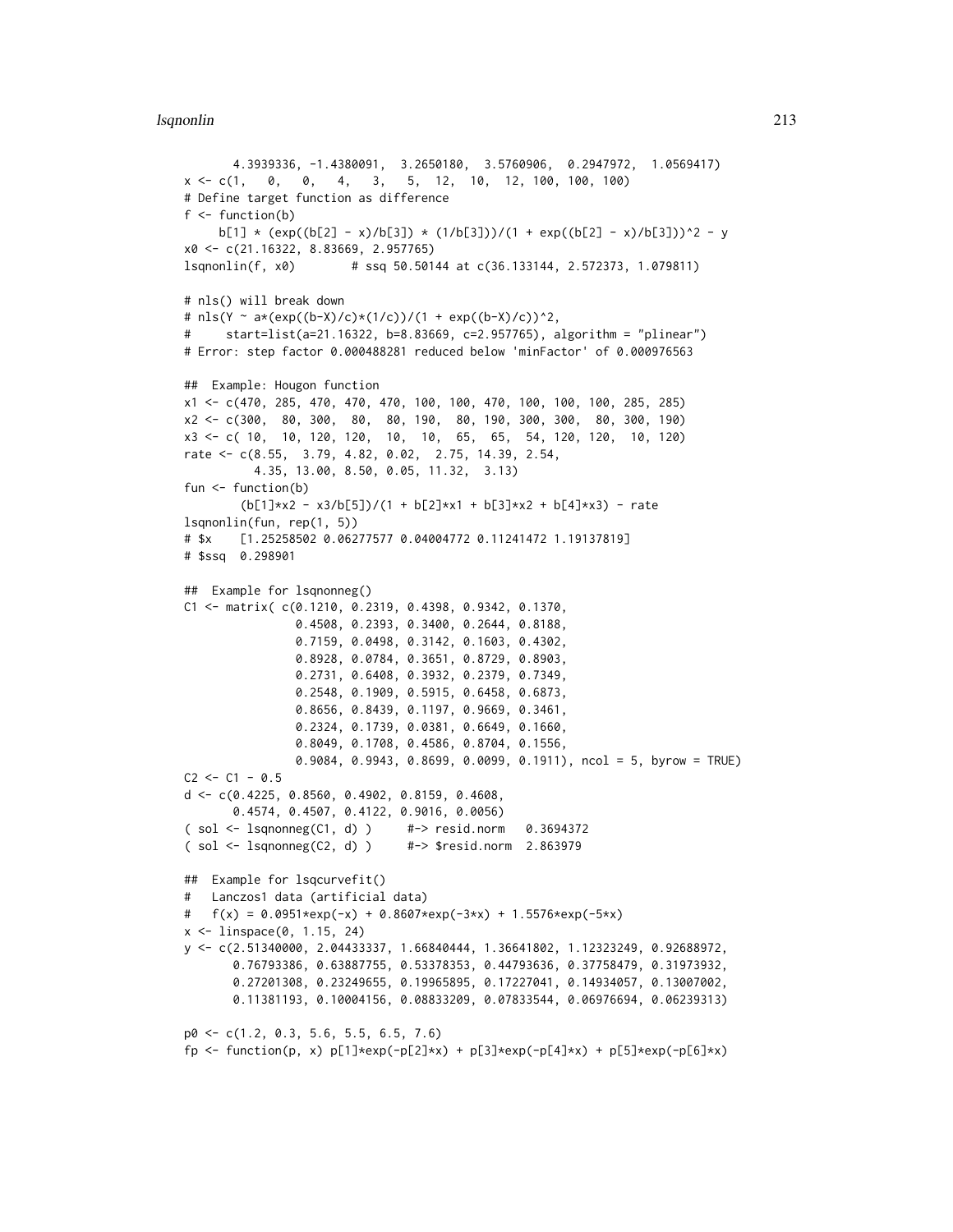```
       4.3939336, -1.4380091,  3.2650180,  3.5760906,  0.2947972,  1.0569417)
x <- c(1,   0,   0,   4,   3,   5,  12,  10,  12, 100, 100, 100)
# Define target function as difference
f <- function(b)
     b[1] * (exp((b[2] - x)/b[3]) * (1/b[3]))/(1 + exp((b[2] - x)/b[3]))^2 - y
x0 <- c(21.16322, 8.83669, 2.957765)
lsqnonlin(f, x0)        # ssq 50.50144 at c(36.133144, 2.572373, 1.079811)

# nls() will break down
# nls(Y ~ a*(exp((b-X)/c)*(1/c))/(1 + exp((b-X)/c))^2,
#     start=list(a=21.16322, b=8.83669, c=2.957765), algorithm = "plinear")
# Error: step factor 0.000488281 reduced below 'minFactor' of 0.000976563

##  Example: Hougon function
x1 <- c(470, 285, 470, 470, 470, 100, 100, 470, 100, 100, 100, 285, 285)
x2 <- c(300,  80, 300,  80,  80, 190,  80, 190, 300, 300,  80, 300, 190)
x3 <- c( 10,  10, 120, 120,  10,  10,  65,  65,  54, 120, 120,  10, 120)
rate <- c(8.55,  3.79, 4.82, 0.02,  2.75, 14.39, 2.54,
          4.35, 13.00, 8.50, 0.05, 11.32,  3.13)
fun <- function(b)
        (b[1]*x2 - x3/b[5])/(1 + b[2]*x1 + b[3]*x2 + b[4]*x3) - rate
lsqnonlin(fun, rep(1, 5))
# $x    [1.25258502 0.06277577 0.04004772 0.11241472 1.19137819]
# $ssq  0.298901

##  Example for lsqnonneg()
C1 <- matrix( c(0.1210, 0.2319, 0.4398, 0.9342, 0.1370,
                0.4508, 0.2393, 0.3400, 0.2644, 0.8188,
                0.7159, 0.0498, 0.3142, 0.1603, 0.4302,
                0.8928, 0.0784, 0.3651, 0.8729, 0.8903,
                0.2731, 0.6408, 0.3932, 0.2379, 0.7349,
                0.2548, 0.1909, 0.5915, 0.6458, 0.6873,
                0.8656, 0.8439, 0.1197, 0.9669, 0.3461,
                0.2324, 0.1739, 0.0381, 0.6649, 0.1660,
                0.8049, 0.1708, 0.4586, 0.8704, 0.1556,
                0.9084, 0.9943, 0.8699, 0.0099, 0.1911), ncol = 5, byrow = TRUE)
C2 <- C1 - 0.5
d <- c(0.4225, 0.8560, 0.4902, 0.8159, 0.4608,
       0.4574, 0.4507, 0.4122, 0.9016, 0.0056)
( sol <- lsqnonneg(C1, d) )     #-> resid.norm   0.3694372
( sol <- lsqnonneg(C2, d) )     #-> $resid.norm  2.863979

##  Example for lsqcurvefit()
#   Lanczos1 data (artificial data)
#   f(x) = 0.0951*exp(-x) + 0.8607*exp(-3*x) + 1.5576*exp(-5*x)
x <- linspace(0, 1.15, 24)
y <- c(2.51340000, 2.04433337, 1.66840444, 1.36641802, 1.12323249, 0.92688972,
       0.76793386, 0.63887755, 0.53378353, 0.44793636, 0.37758479, 0.31973932,
       0.27201308, 0.23249655, 0.19965895, 0.17227041, 0.14934057, 0.13007002,
       0.11381193, 0.10004156, 0.08833209, 0.07833544, 0.06976694, 0.06239313)

p0 <- c(1.2, 0.3, 5.6, 5.5, 6.5, 7.6)
fp <- function(p, x) p[1]*exp(-p[2]*x) + p[3]*exp(-p[4]*x) + p[5]*exp(-p[6]*x)
```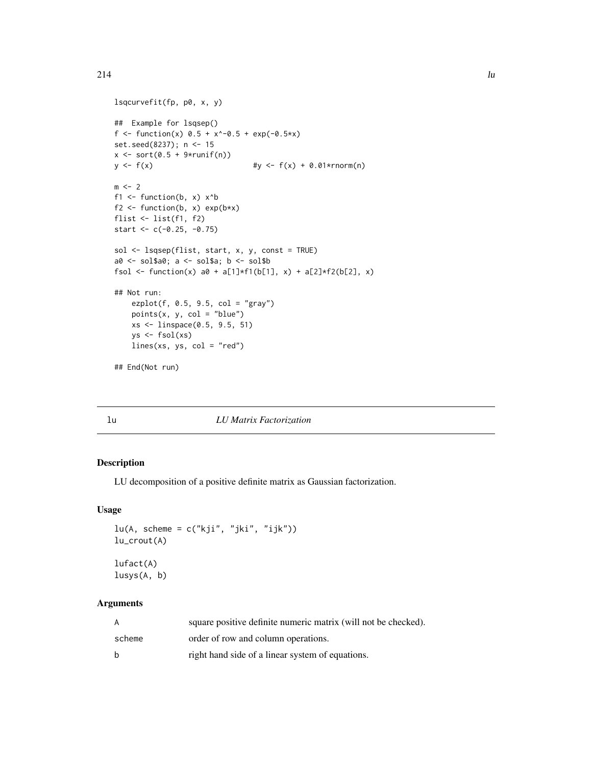```
lsqcurvefit(fp, p0, x, y)

##  Example for lsqsep()
f <- function(x) 0.5 + x^-0.5 + exp(-0.5*x)
set.seed(8237); n <- 15
x <- sort(0.5 + 9*runif(n))
y <- f(x)                       #y <- f(x) + 0.01*rnorm(n)

m <- 2
f1 <- function(b, x) x^b
f2 <- function(b, x) exp(b*x)
flist <- list(f1, f2)
start <- c(-0.25, -0.75)

sol <- lsqsep(flist, start, x, y, const = TRUE)
a0 <- sol$a0; a <- sol$a; b <- sol$b
fsol <- function(x) a0 + a[1]*f1(b[1], x) + a[2]*f2(b[2], x)

## Not run:
    ezplot(f, 0.5, 9.5, col = "gray")
    points(x, y, col = "blue")
    xs <- linspace(0.5, 9.5, 51)
    ys <- fsol(xs)
    lines(xs, ys, col = "red")

## End(Not run)
```

## lu — *LU Matrix Factorization*

### Description

LU decomposition of a positive definite matrix as Gaussian factorization.

### Usage

```
lu(A, scheme = c("kji", "jki", "ijk"))
lu_crout(A)

lufact(A)
lusys(A, b)
```

### Arguments

| | |
|---|---|
| A | square positive definite numeric matrix (will not be checked). |
| scheme | order of row and column operations. |
| b | right hand side of a linear system of equations. |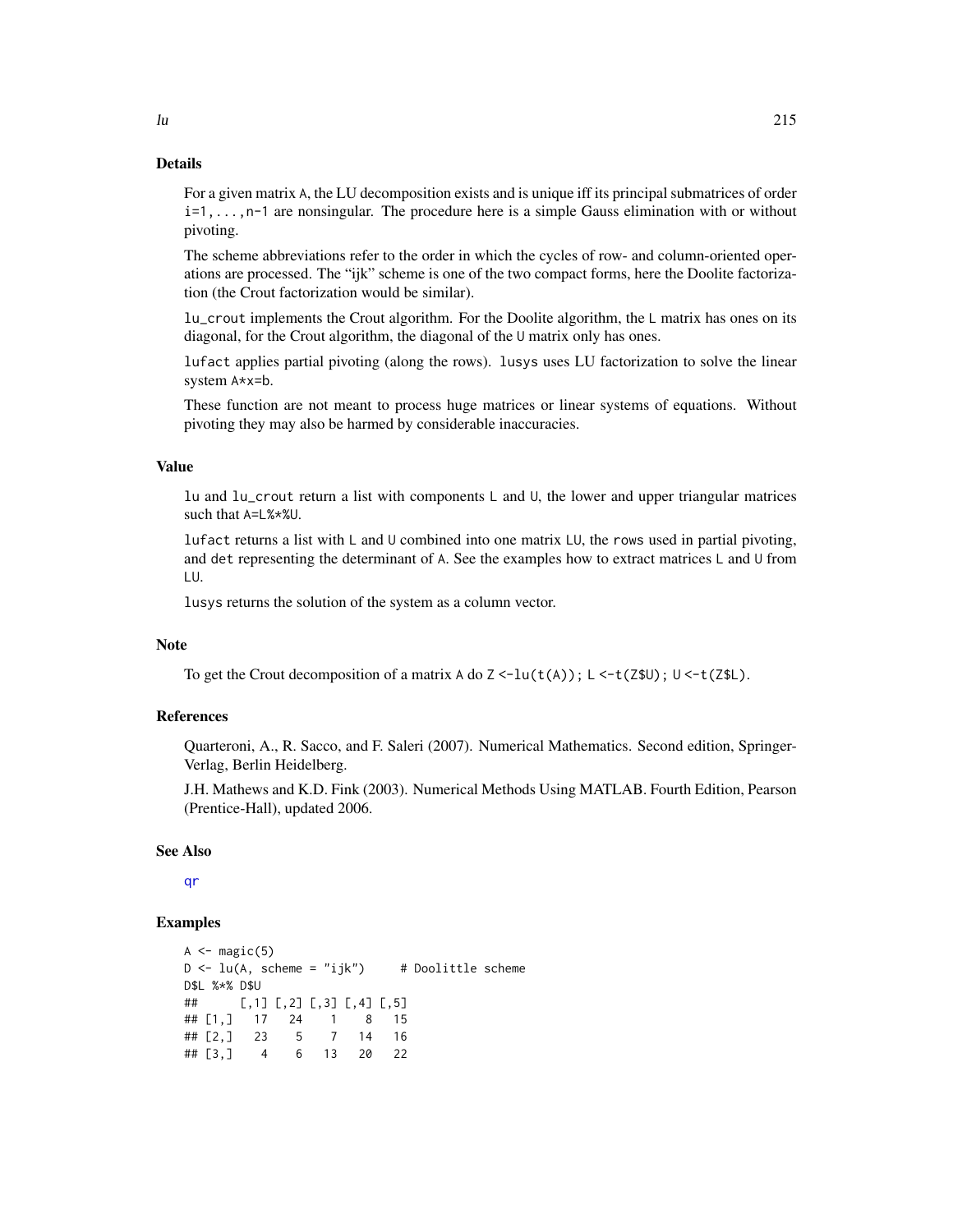## Details

For a given matrix A, the LU decomposition exists and is unique iff its principal submatrices of order i=1,...,n-1 are nonsingular. The procedure here is a simple Gauss elimination with or without pivoting.

The scheme abbreviations refer to the order in which the cycles of row- and column-oriented operations are processed. The "ijk" scheme is one of the two compact forms, here the Doolite factorization (the Crout factorization would be similar).

lu_crout implements the Crout algorithm. For the Doolite algorithm, the L matrix has ones on its diagonal, for the Crout algorithm, the diagonal of the U matrix only has ones.

lufact applies partial pivoting (along the rows). lusys uses LU factorization to solve the linear system A*x=b.

These function are not meant to process huge matrices or linear systems of equations. Without pivoting they may also be harmed by considerable inaccuracies.

## Value

lu and lu_crout return a list with components L and U, the lower and upper triangular matrices such that A=L%*%U.

lufact returns a list with L and U combined into one matrix LU, the rows used in partial pivoting, and det representing the determinant of A. See the examples how to extract matrices L and U from LU.

lusys returns the solution of the system as a column vector.

## Note

To get the Crout decomposition of a matrix A do Z <-lu(t(A)); L <-t(Z$U); U <-t(Z$L).

## References

Quarteroni, A., R. Sacco, and F. Saleri (2007). Numerical Mathematics. Second edition, Springer-Verlag, Berlin Heidelberg.

J.H. Mathews and K.D. Fink (2003). Numerical Methods Using MATLAB. Fourth Edition, Pearson (Prentice-Hall), updated 2006.

## See Also

qr

## Examples

```
A <- magic(5)
D <- lu(A, scheme = "ijk")     # Doolittle scheme
D$L %*% D$U
##      [,1] [,2] [,3] [,4] [,5]
## [1,]   17   24    1    8   15
## [2,]   23    5    7   14   16
## [3,]    4    6   13   20   22
```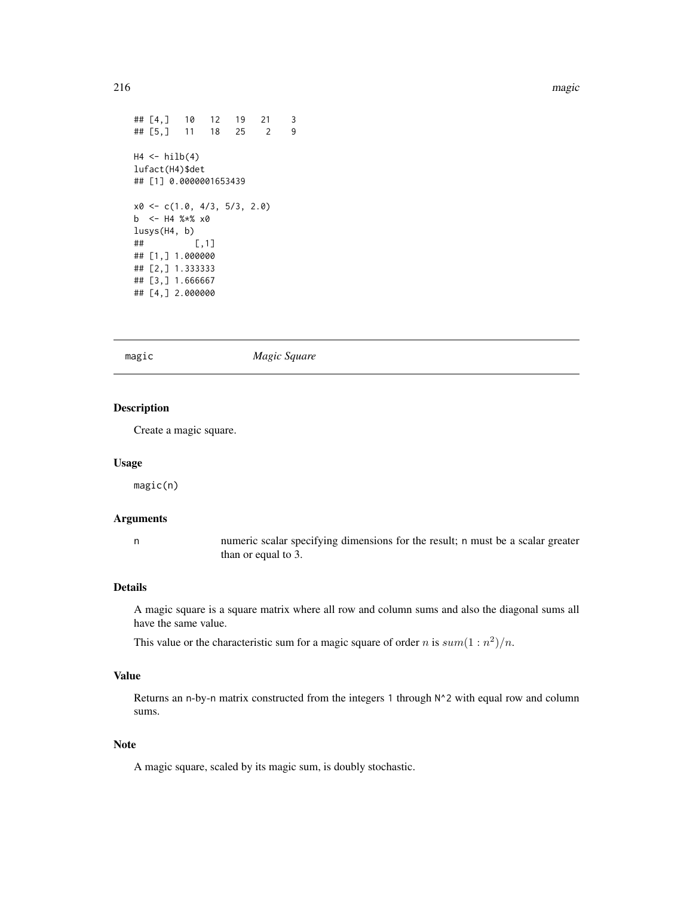```
## [4,]   10   12   19   21    3
## [5,]   11   18   25    2    9

H4 <- hilb(4)
lufact(H4)$det
## [1] 0.0000001653439

x0 <- c(1.0, 4/3, 5/3, 2.0)
b  <- H4 %*% x0
lusys(H4, b)
##          [,1]
## [1,] 1.000000
## [2,] 1.333333
## [3,] 1.666667
## [4,] 2.000000
```

---

magic *Magic Square*

---

### Description

Create a magic square.

### Usage

```
magic(n)
```

### Arguments

| | |
|---|---|
| n | numeric scalar specifying dimensions for the result; n must be a scalar greater than or equal to 3. |

### Details

A magic square is a square matrix where all row and column sums and also the diagonal sums all have the same value.

This value or the characteristic sum for a magic square of order $n$ is $sum(1 : n^2)/n$.

### Value

Returns an n-by-n matrix constructed from the integers 1 through N^2 with equal row and column sums.

### Note

A magic square, scaled by its magic sum, is doubly stochastic.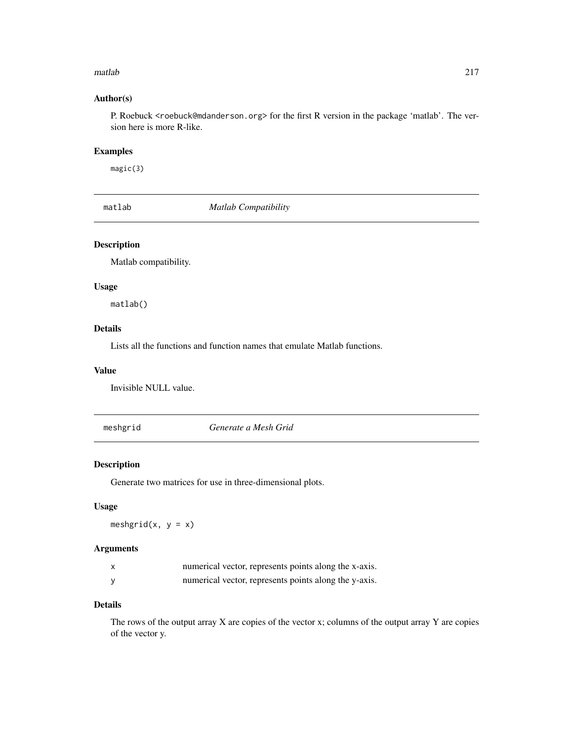### Author(s)

P. Roebuck <roebuck@mdanderson.org> for the first R version in the package 'matlab'. The version here is more R-like.

### Examples

```
magic(3)
```

---

## matlab — *Matlab Compatibility*

### Description

Matlab compatibility.

### Usage

```
matlab()
```

### Details

Lists all the functions and function names that emulate Matlab functions.

### Value

Invisible NULL value.

---

## meshgrid — *Generate a Mesh Grid*

### Description

Generate two matrices for use in three-dimensional plots.

### Usage

```
meshgrid(x, y = x)
```

### Arguments

| | |
|---|---|
| x | numerical vector, represents points along the x-axis. |
| y | numerical vector, represents points along the y-axis. |

### Details

The rows of the output array X are copies of the vector x; columns of the output array Y are copies of the vector y.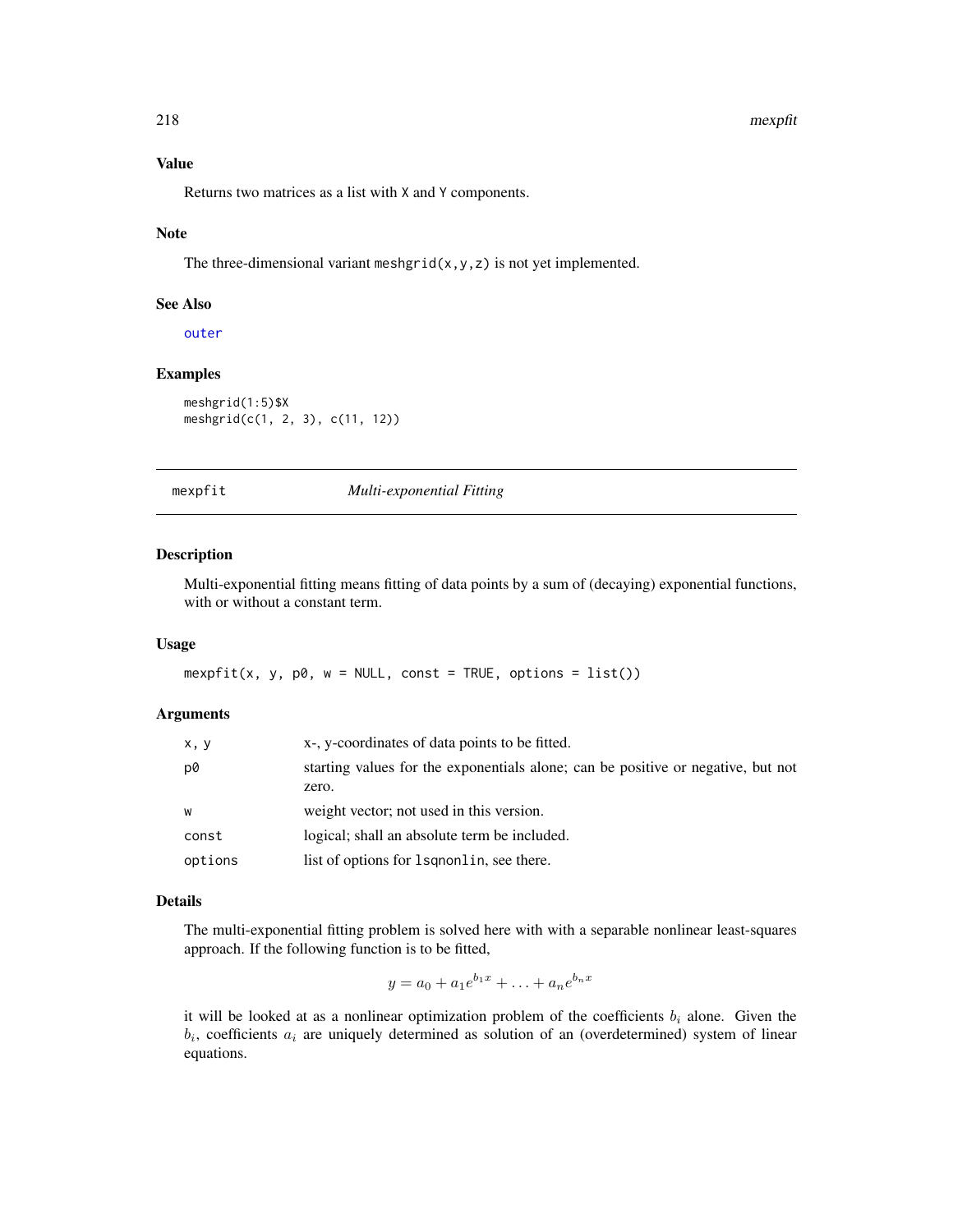### Value

Returns two matrices as a list with X and Y components.

### Note

The three-dimensional variant `meshgrid(x,y,z)` is not yet implemented.

### See Also

`outer`

### Examples

```
meshgrid(1:5)$X
meshgrid(c(1, 2, 3), c(11, 12))
```

---

## mexpfit — *Multi-exponential Fitting*

### Description

Multi-exponential fitting means fitting of data points by a sum of (decaying) exponential functions, with or without a constant term.

### Usage

```
mexpfit(x, y, p0, w = NULL, const = TRUE, options = list())
```

### Arguments

| | |
|---|---|
| `x, y` | x-, y-coordinates of data points to be fitted. |
| `p0` | starting values for the exponentials alone; can be positive or negative, but not zero. |
| `w` | weight vector; not used in this version. |
| `const` | logical; shall an absolute term be included. |
| `options` | list of options for `lsqnonlin`, see there. |

### Details

The multi-exponential fitting problem is solved here with with a separable nonlinear least-squares approach. If the following function is to be fitted,

$$y = a_0 + a_1 e^{b_1 x} + \ldots + a_n e^{b_n x}$$

it will be looked at as a nonlinear optimization problem of the coefficients $b_i$ alone. Given the $b_i$, coefficients $a_i$ are uniquely determined as solution of an (overdetermined) system of linear equations.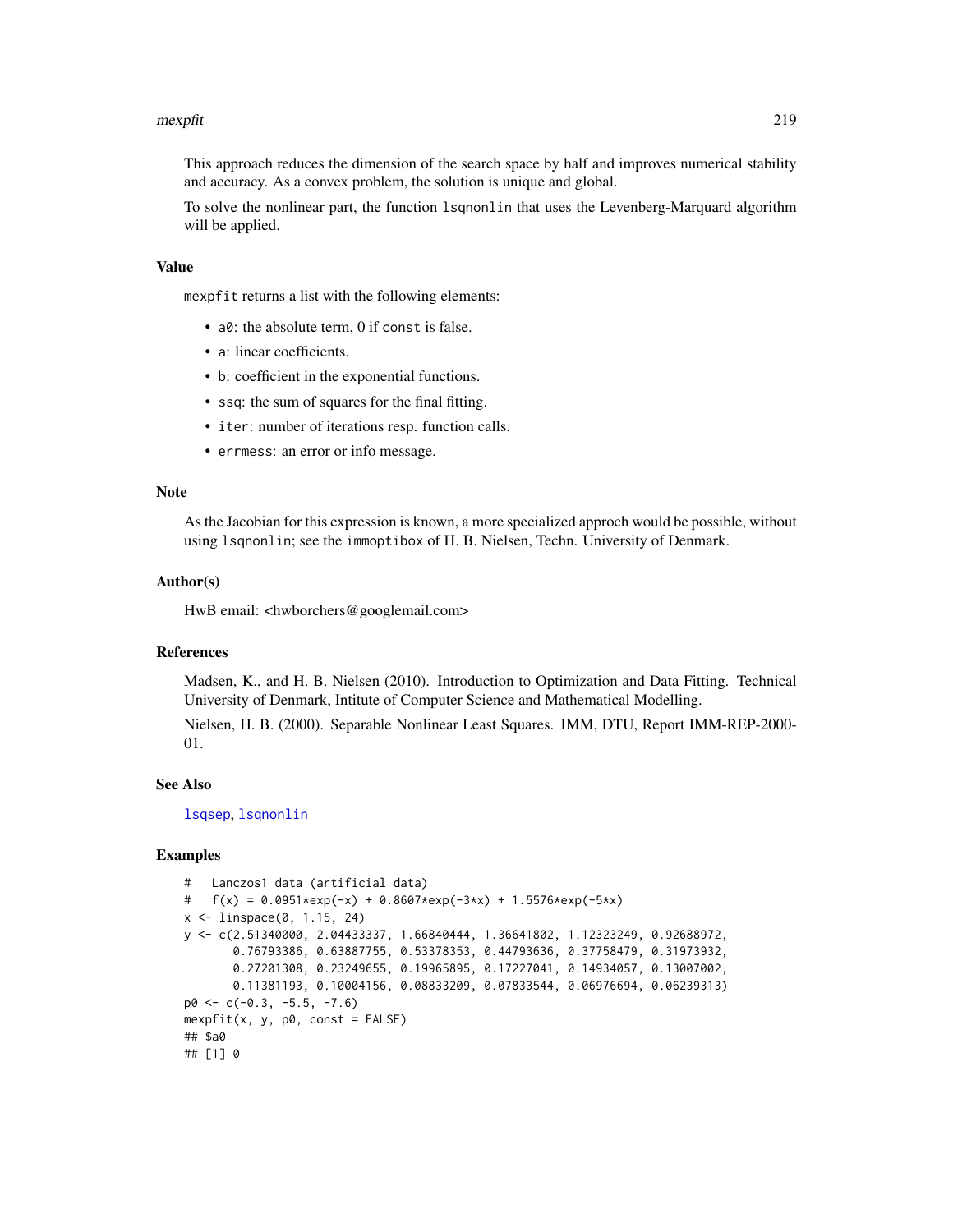This approach reduces the dimension of the search space by half and improves numerical stability and accuracy. As a convex problem, the solution is unique and global.

To solve the nonlinear part, the function `lsqnonlin` that uses the Levenberg-Marquard algorithm will be applied.

## Value

`mexpfit` returns a list with the following elements:

- `a0`: the absolute term, 0 if `const` is false.
- `a`: linear coefficients.
- `b`: coefficient in the exponential functions.
- `ssq`: the sum of squares for the final fitting.
- `iter`: number of iterations resp. function calls.
- `errmess`: an error or info message.

## Note

As the Jacobian for this expression is known, a more specialized approch would be possible, without using `lsqnonlin`; see the `immoptibox` of H. B. Nielsen, Techn. University of Denmark.

## Author(s)

HwB email: <hwborchers@googlemail.com>

## References

Madsen, K., and H. B. Nielsen (2010). Introduction to Optimization and Data Fitting. Technical University of Denmark, Intitute of Computer Science and Mathematical Modelling.

Nielsen, H. B. (2000). Separable Nonlinear Least Squares. IMM, DTU, Report IMM-REP-2000-01.

## See Also

`lsqsep`, `lsqnonlin`

## Examples

```
#   Lanczos1 data (artificial data)
#   f(x) = 0.0951*exp(-x) + 0.8607*exp(-3*x) + 1.5576*exp(-5*x)
x <- linspace(0, 1.15, 24)
y <- c(2.51340000, 2.04433337, 1.66840444, 1.36641802, 1.12323249, 0.92688972,
       0.76793386, 0.63887755, 0.53378353, 0.44793636, 0.37758479, 0.31973932,
       0.27201308, 0.23249655, 0.19965895, 0.17227041, 0.14934057, 0.13007002,
       0.11381193, 0.10004156, 0.08833209, 0.07833544, 0.06976694, 0.06239313)
p0 <- c(-0.3, -5.5, -7.6)
mexpfit(x, y, p0, const = FALSE)
## $a0
## [1] 0
```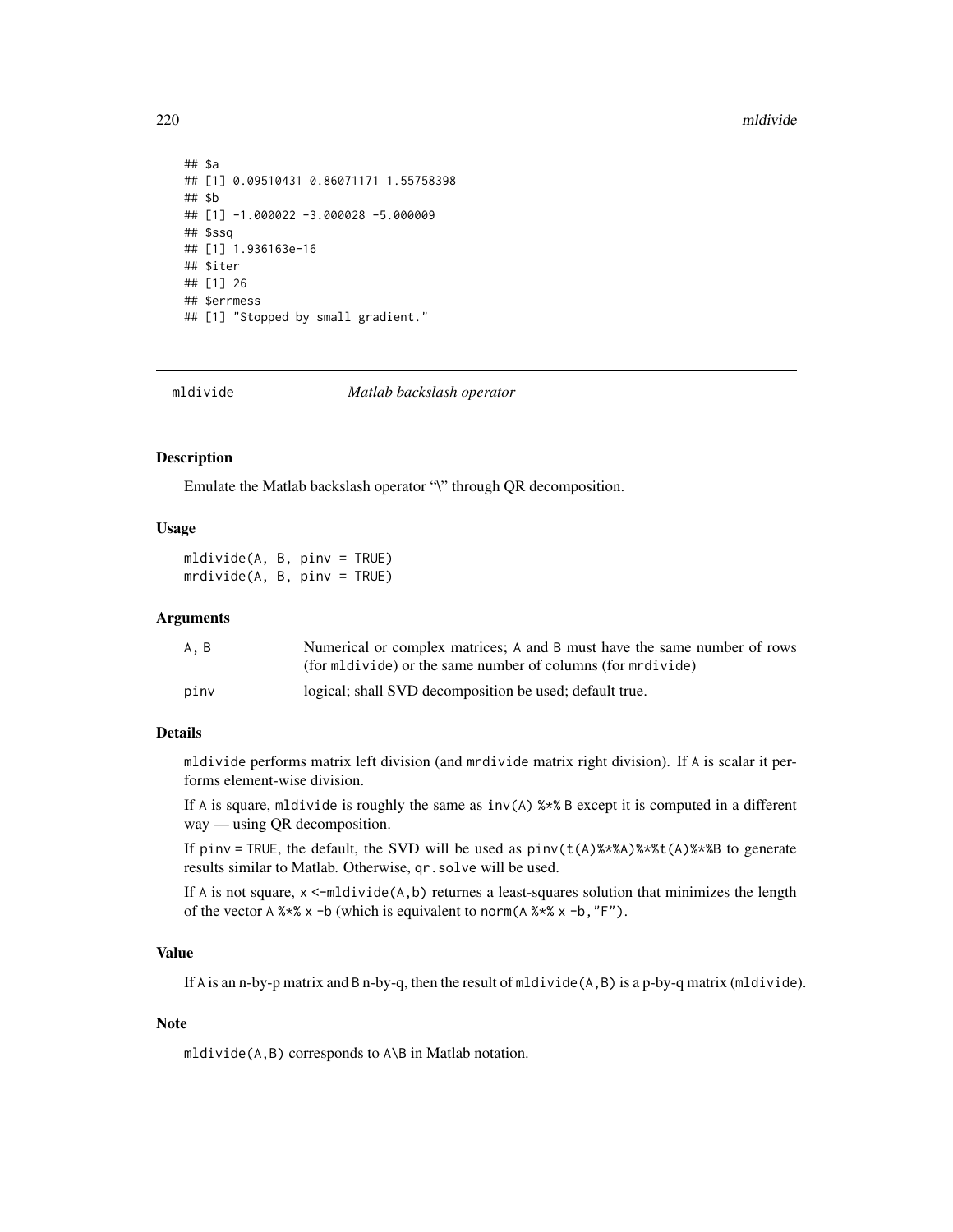```
## $a
## [1] 0.09510431 0.86071171 1.55758398
## $b
## [1] -1.000022 -3.000028 -5.000009
## $ssq
## [1] 1.936163e-16
## $iter
## [1] 26
## $errmess
## [1] "Stopped by small gradient."
```

---

mldivide — *Matlab backslash operator*

---

### Description

Emulate the Matlab backslash operator "\" through QR decomposition.

### Usage

```
mldivide(A, B, pinv = TRUE)
mrdivide(A, B, pinv = TRUE)
```

### Arguments

| | |
|---|---|
| A, B | Numerical or complex matrices; A and B must have the same number of rows (for mldivide) or the same number of columns (for mrdivide) |
| pinv | logical; shall SVD decomposition be used; default true. |

### Details

mldivide performs matrix left division (and mrdivide matrix right division). If A is scalar it performs element-wise division.

If A is square, mldivide is roughly the same as inv(A) %*% B except it is computed in a different way — using QR decomposition.

If pinv = TRUE, the default, the SVD will be used as pinv(t(A)%*%A)%*%t(A)%*%B to generate results similar to Matlab. Otherwise, qr.solve will be used.

If A is not square, x <-mldivide(A,b) returnes a least-squares solution that minimizes the length of the vector A %*% x -b (which is equivalent to norm(A %*% x -b,"F").

### Value

If A is an n-by-p matrix and B n-by-q, then the result of mldivide(A,B) is a p-by-q matrix (mldivide).

### Note

mldivide(A,B) corresponds to A\B in Matlab notation.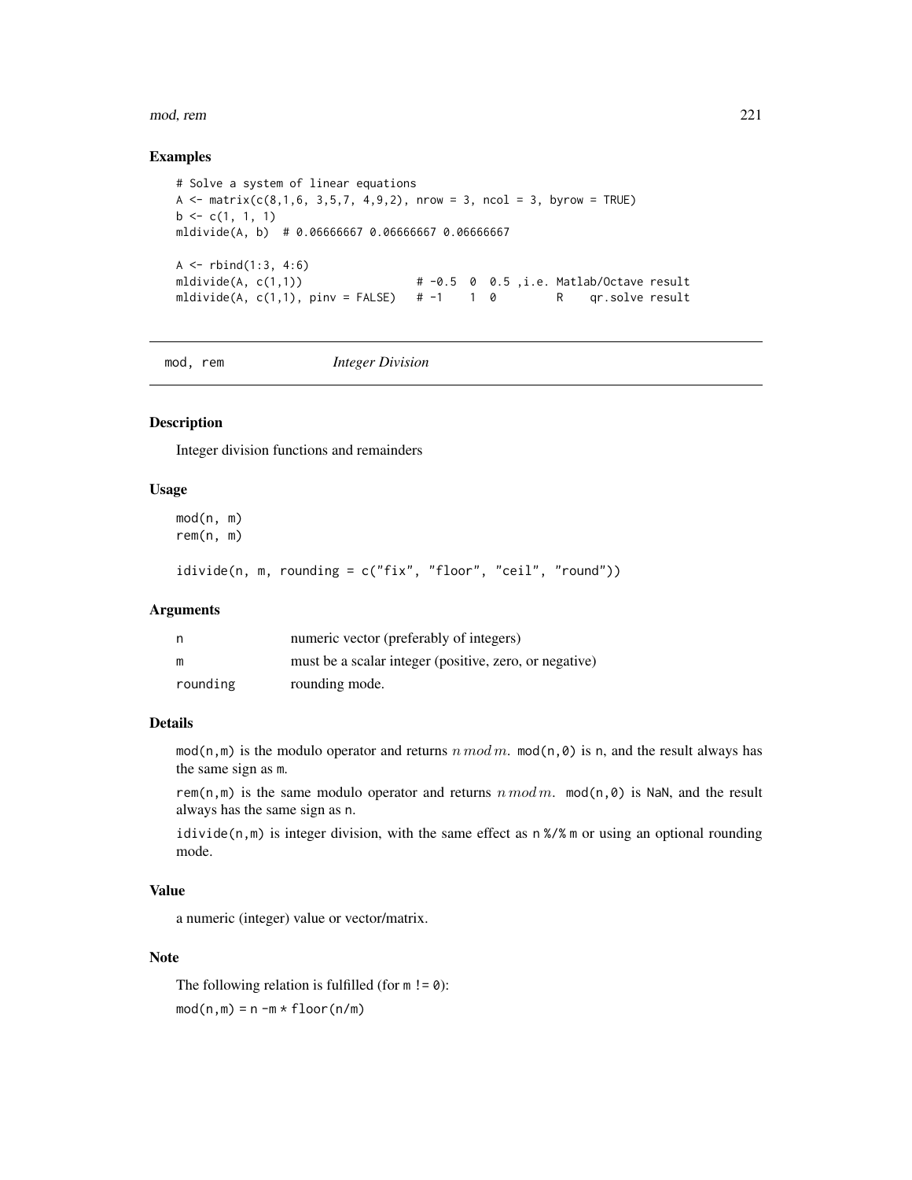## Examples

```
# Solve a system of linear equations
A <- matrix(c(8,1,6, 3,5,7, 4,9,2), nrow = 3, ncol = 3, byrow = TRUE)
b <- c(1, 1, 1)
mldivide(A, b)  # 0.06666667 0.06666667 0.06666667

A <- rbind(1:3, 4:6)
mldivide(A, c(1,1))                # -0.5  0  0.5 ,i.e. Matlab/Octave result
mldivide(A, c(1,1), pinv = FALSE)  # -1    1  0         R    qr.solve result
```

---

`mod, rem` *Integer Division*

---

## Description

Integer division functions and remainders

## Usage

```
mod(n, m)
rem(n, m)

idivide(n, m, rounding = c("fix", "floor", "ceil", "round"))
```

## Arguments

| | |
|---|---|
| `n` | numeric vector (preferably of integers) |
| `m` | must be a scalar integer (positive, zero, or negative) |
| `rounding` | rounding mode. |

## Details

`mod(n,m)` is the modulo operator and returns $n\,mod\,m$. `mod(n,0)` is `n`, and the result always has the same sign as `m`.

`rem(n,m)` is the same modulo operator and returns $n\,mod\,m$. `mod(n,0)` is `NaN`, and the result always has the same sign as `n`.

`idivide(n,m)` is integer division, with the same effect as `n %/% m` or using an optional rounding mode.

## Value

a numeric (integer) value or vector/matrix.

## Note

The following relation is fulfilled (for `m != 0`):

`mod(n,m) = n -m * floor(n/m)`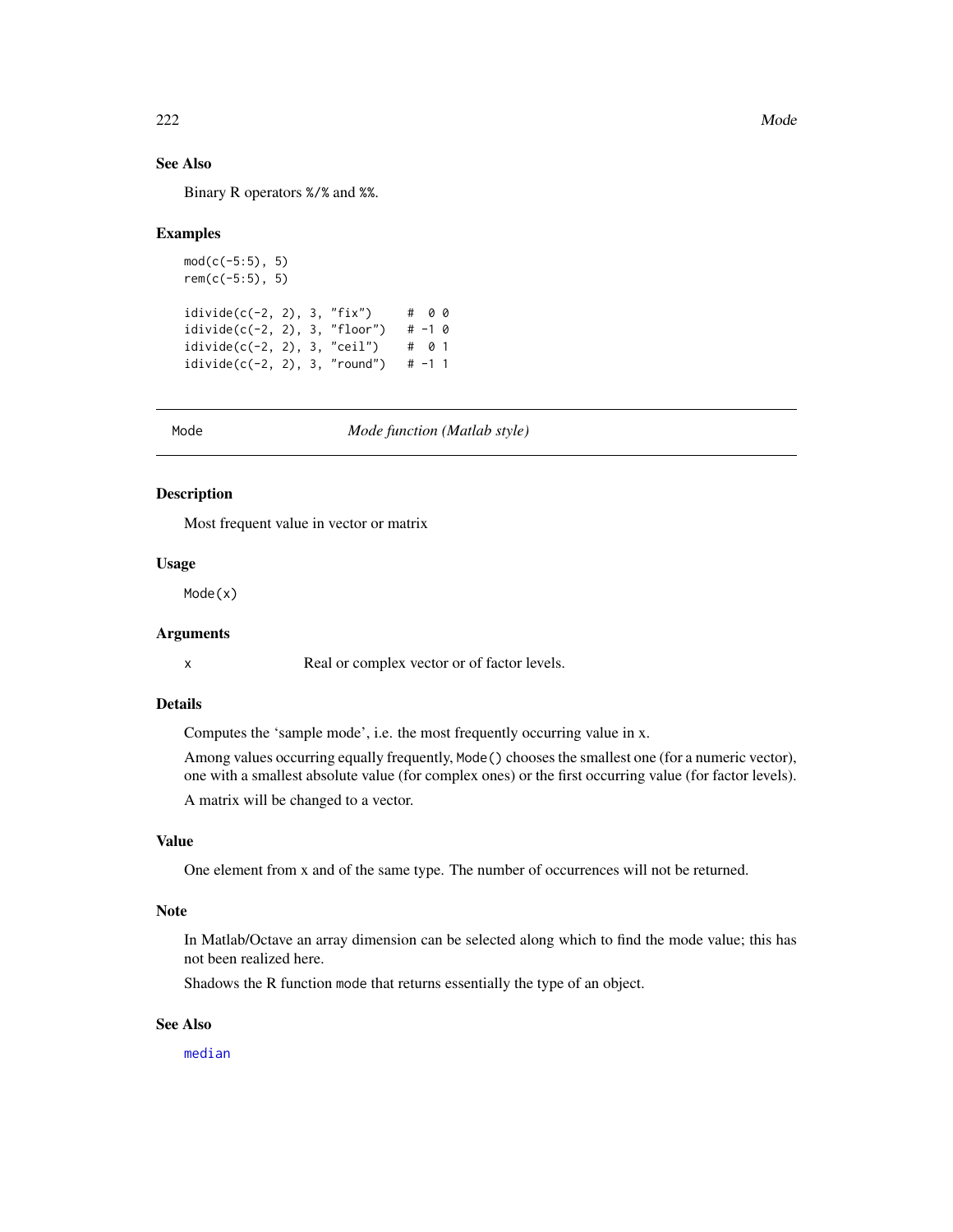### See Also

Binary R operators %/% and %%.

### Examples

```
mod(c(-5:5), 5)
rem(c(-5:5), 5)

idivide(c(-2, 2), 3, "fix")     #  0 0
idivide(c(-2, 2), 3, "floor")   # -1 0
idivide(c(-2, 2), 3, "ceil")    #  0 1
idivide(c(-2, 2), 3, "round")   # -1 1
```

---

## Mode — *Mode function (Matlab style)*

---

### Description

Most frequent value in vector or matrix

### Usage

```
Mode(x)
```

### Arguments

| | |
|---|---|
| x | Real or complex vector or of factor levels. |

### Details

Computes the 'sample mode', i.e. the most frequently occurring value in x.

Among values occurring equally frequently, `Mode()` chooses the smallest one (for a numeric vector), one with a smallest absolute value (for complex ones) or the first occurring value (for factor levels).

A matrix will be changed to a vector.

### Value

One element from x and of the same type. The number of occurrences will not be returned.

### Note

In Matlab/Octave an array dimension can be selected along which to find the mode value; this has not been realized here.

Shadows the R function `mode` that returns essentially the type of an object.

### See Also

`median`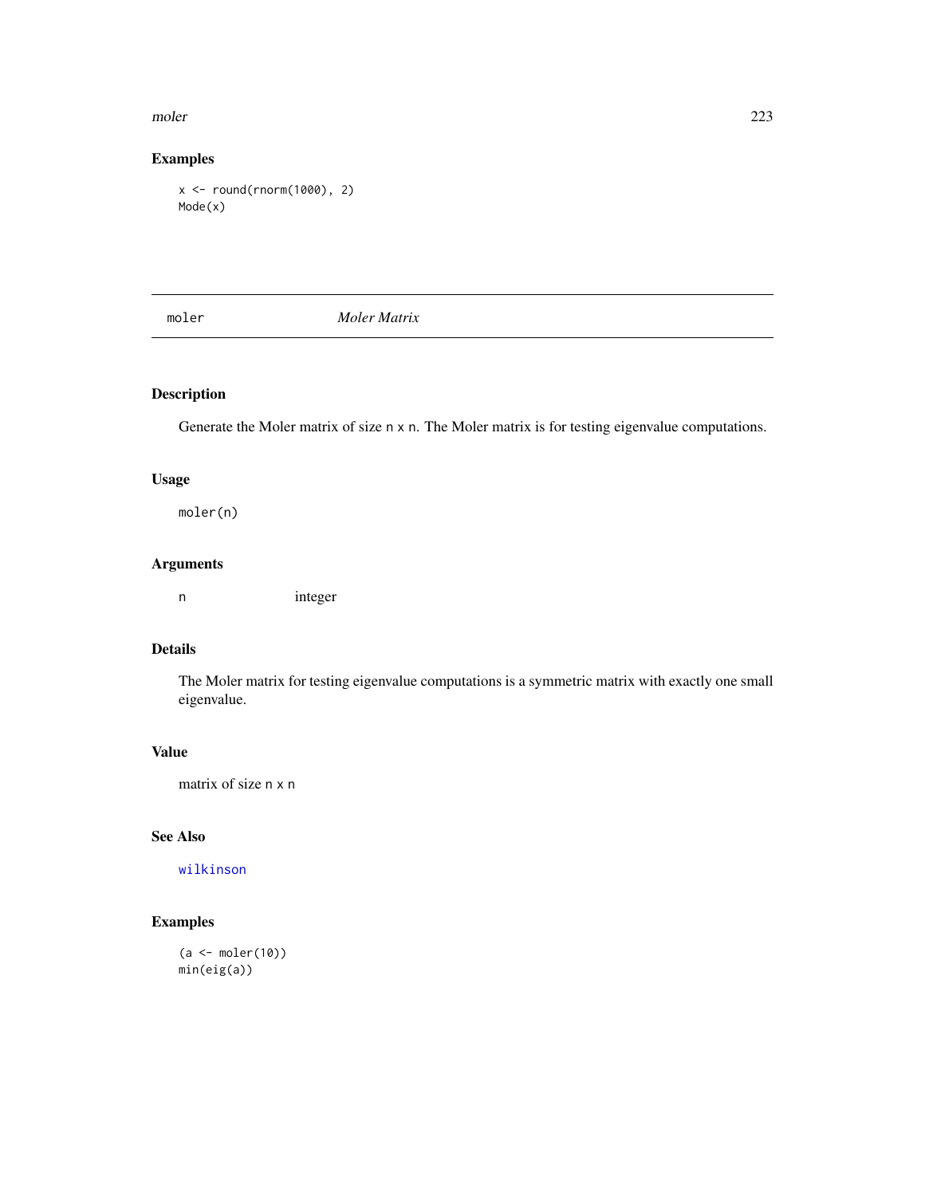## Examples

```
x <- round(rnorm(1000), 2)
Mode(x)
```

---

# moler *Moler Matrix*

---

## Description

Generate the Moler matrix of size n x n. The Moler matrix is for testing eigenvalue computations.

## Usage

```
moler(n)
```

## Arguments

| | |
|---|---|
| n | integer |

## Details

The Moler matrix for testing eigenvalue computations is a symmetric matrix with exactly one small eigenvalue.

## Value

matrix of size n x n

## See Also

wilkinson

## Examples

```
(a <- moler(10))
min(eig(a))
```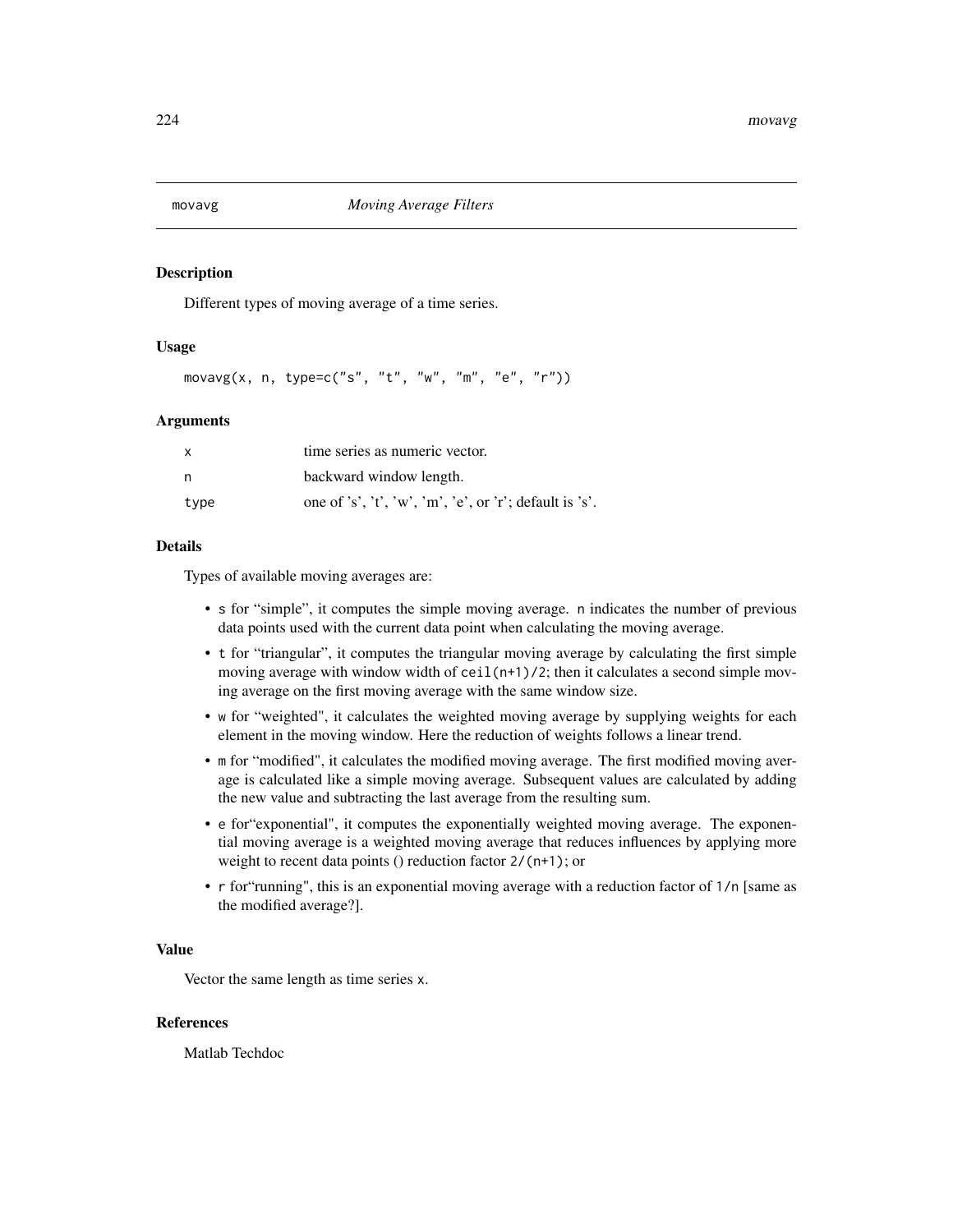# movavg *Moving Average Filters*

## Description

Different types of moving average of a time series.

## Usage

```
movavg(x, n, type=c("s", "t", "w", "m", "e", "r"))
```

## Arguments

| | |
|---|---|
| x | time series as numeric vector. |
| n | backward window length. |
| type | one of 's', 't', 'w', 'm', 'e', or 'r'; default is 's'. |

## Details

Types of available moving averages are:

- s for "simple", it computes the simple moving average. n indicates the number of previous data points used with the current data point when calculating the moving average.
- t for "triangular", it computes the triangular moving average by calculating the first simple moving average with window width of `ceil(n+1)/2`; then it calculates a second simple moving average on the first moving average with the same window size.
- w for "weighted", it calculates the weighted moving average by supplying weights for each element in the moving window. Here the reduction of weights follows a linear trend.
- m for "modified", it calculates the modified moving average. The first modified moving average is calculated like a simple moving average. Subsequent values are calculated by adding the new value and subtracting the last average from the resulting sum.
- e for"exponential", it computes the exponentially weighted moving average. The exponential moving average is a weighted moving average that reduces influences by applying more weight to recent data points () reduction factor `2/(n+1)`; or
- r for"running", this is an exponential moving average with a reduction factor of `1/n` [same as the modified average?].

## Value

Vector the same length as time series x.

## References

Matlab Techdoc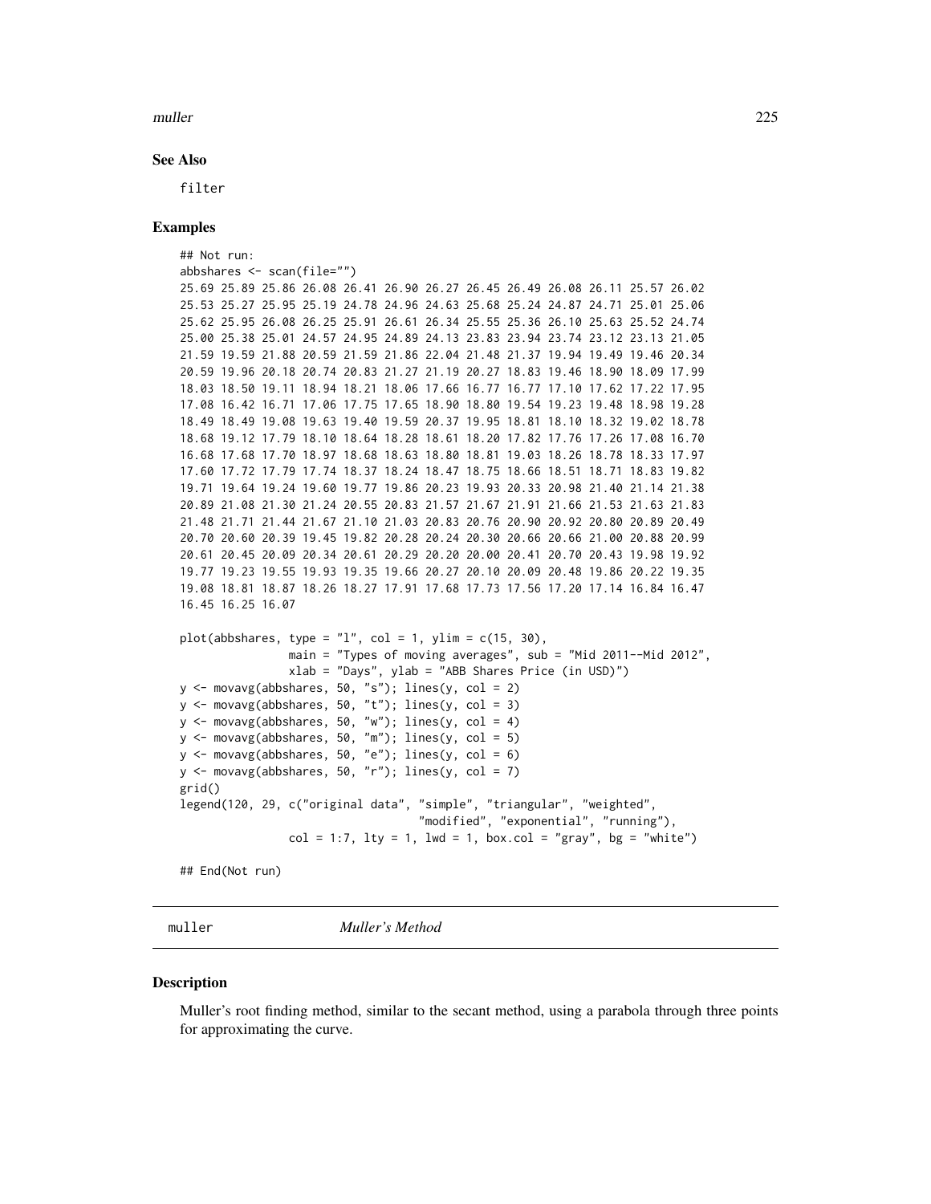### See Also

filter

### Examples

```
## Not run:
abbshares <- scan(file="")
25.69 25.89 25.86 26.08 26.41 26.90 26.27 26.45 26.49 26.08 26.11 25.57 26.02
25.53 25.27 25.95 25.19 24.78 24.96 24.63 25.68 25.24 24.87 24.71 25.01 25.06
25.62 25.95 26.08 26.25 25.91 26.61 26.34 25.55 25.36 26.10 25.63 25.52 24.74
25.00 25.38 25.01 24.57 24.95 24.89 24.13 23.83 23.94 23.74 23.12 23.13 21.05
21.59 19.59 21.88 20.59 21.59 21.86 22.04 21.48 21.37 19.94 19.49 19.46 20.34
20.59 19.96 20.18 20.74 20.83 21.27 21.19 20.27 18.83 19.46 18.90 18.09 17.99
18.03 18.50 19.11 18.94 18.21 18.06 17.66 16.77 16.77 17.10 17.62 17.22 17.95
17.08 16.42 16.71 17.06 17.75 17.65 18.90 18.80 19.54 19.23 19.48 18.98 19.28
18.49 18.49 19.08 19.63 19.40 19.59 20.37 19.95 18.81 18.10 18.32 19.02 18.78
18.68 19.12 17.79 18.10 18.64 18.28 18.61 18.20 17.82 17.76 17.26 17.08 16.70
16.68 17.68 17.70 18.97 18.68 18.63 18.80 18.81 19.03 18.26 18.78 18.33 17.97
17.60 17.72 17.79 17.74 18.37 18.24 18.47 18.75 18.66 18.51 18.71 18.83 19.82
19.71 19.64 19.24 19.60 19.77 19.86 20.23 19.93 20.33 20.98 21.40 21.14 21.38
20.89 21.08 21.30 21.24 20.55 20.83 21.57 21.67 21.91 21.66 21.53 21.63 21.83
21.48 21.71 21.44 21.67 21.10 21.03 20.83 20.76 20.90 20.92 20.80 20.89 20.49
20.70 20.60 20.39 19.45 19.82 20.28 20.24 20.30 20.66 20.66 21.00 20.88 20.99
20.61 20.45 20.09 20.34 20.61 20.29 20.20 20.00 20.41 20.70 20.43 19.98 19.92
19.77 19.23 19.55 19.93 19.35 19.66 20.27 20.10 20.09 20.48 19.86 20.22 19.35
19.08 18.81 18.87 18.26 18.27 17.91 17.68 17.73 17.56 17.20 17.14 16.84 16.47
16.45 16.25 16.07

plot(abbshares, type = "l", col = 1, ylim = c(15, 30),
               main = "Types of moving averages", sub = "Mid 2011--Mid 2012",
               xlab = "Days", ylab = "ABB Shares Price (in USD)")
y <- movavg(abbshares, 50, "s"); lines(y, col = 2)
y <- movavg(abbshares, 50, "t"); lines(y, col = 3)
y <- movavg(abbshares, 50, "w"); lines(y, col = 4)
y <- movavg(abbshares, 50, "m"); lines(y, col = 5)
y <- movavg(abbshares, 50, "e"); lines(y, col = 6)
y <- movavg(abbshares, 50, "r"); lines(y, col = 7)
grid()
legend(120, 29, c("original data", "simple", "triangular", "weighted",
                               "modified", "exponential", "running"),
               col = 1:7, lty = 1, lwd = 1, box.col = "gray", bg = "white")

## End(Not run)
```

---

## muller *Muller's Method*

### Description

Muller's root finding method, similar to the secant method, using a parabola through three points for approximating the curve.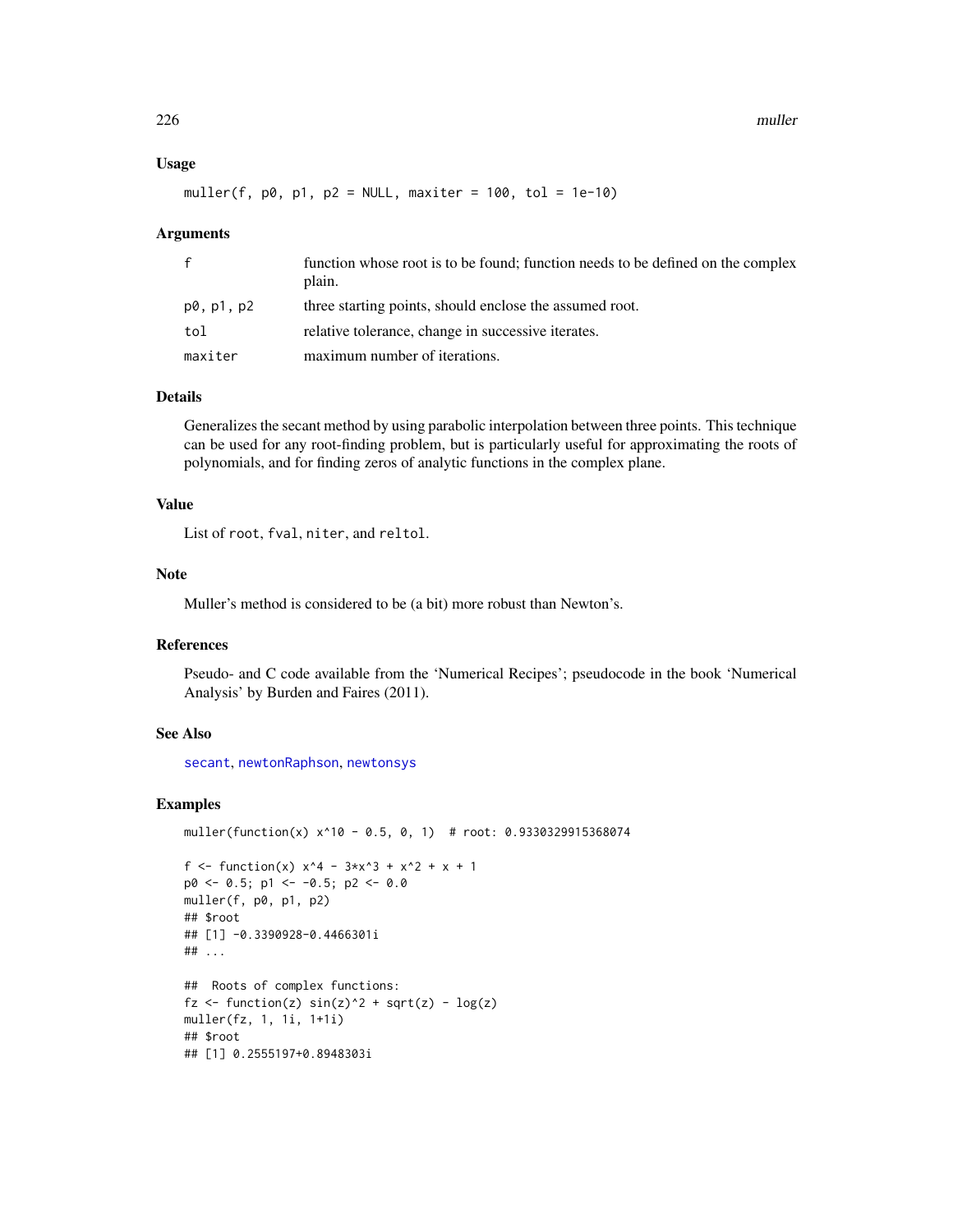### Usage

```
muller(f, p0, p1, p2 = NULL, maxiter = 100, tol = 1e-10)
```

### Arguments

| | |
|---|---|
| f | function whose root is to be found; function needs to be defined on the complex plain. |
| p0, p1, p2 | three starting points, should enclose the assumed root. |
| tol | relative tolerance, change in successive iterates. |
| maxiter | maximum number of iterations. |

### Details

Generalizes the secant method by using parabolic interpolation between three points. This technique can be used for any root-finding problem, but is particularly useful for approximating the roots of polynomials, and for finding zeros of analytic functions in the complex plane.

### Value

List of `root`, `fval`, `niter`, and `reltol`.

### Note

Muller's method is considered to be (a bit) more robust than Newton's.

### References

Pseudo- and C code available from the 'Numerical Recipes'; pseudocode in the book 'Numerical Analysis' by Burden and Faires (2011).

### See Also

`secant`, `newtonRaphson`, `newtonsys`

### Examples

```
muller(function(x) x^10 - 0.5, 0, 1)  # root: 0.9330329915368074

f <- function(x) x^4 - 3*x^3 + x^2 + x + 1
p0 <- 0.5; p1 <- -0.5; p2 <- 0.0
muller(f, p0, p1, p2)
## $root
## [1] -0.3390928-0.4466301i
## ...

##  Roots of complex functions:
fz <- function(z) sin(z)^2 + sqrt(z) - log(z)
muller(fz, 1, 1i, 1+1i)
## $root
## [1] 0.2555197+0.8948303i
```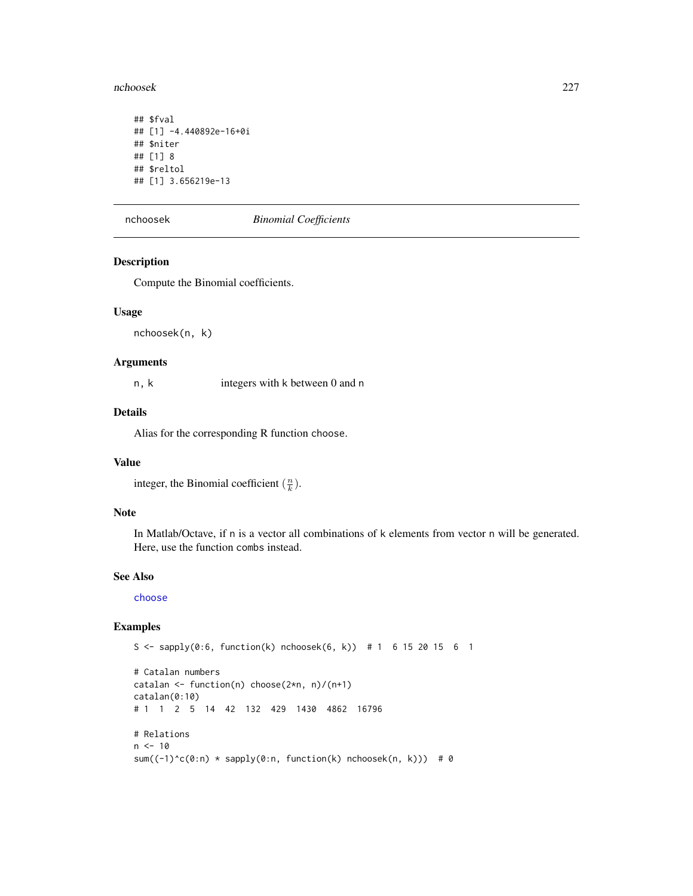```
## $fval
## [1] -4.440892e-16+0i
## $niter
## [1] 8
## $reltol
## [1] 3.656219e-13
```

## nchoosek *Binomial Coefficients*

### Description

Compute the Binomial coefficients.

### Usage

```
nchoosek(n, k)
```

### Arguments

`n, k` integers with `k` between 0 and `n`

### Details

Alias for the corresponding R function `choose`.

### Value

integer, the Binomial coefficient $\binom{n}{k}$.

### Note

In Matlab/Octave, if `n` is a vector all combinations of `k` elements from vector `n` will be generated. Here, use the function `combs` instead.

### See Also

`choose`

### Examples

```
S <- sapply(0:6, function(k) nchoosek(6, k))  # 1  6 15 20 15  6  1

# Catalan numbers
catalan <- function(n) choose(2*n, n)/(n+1)
catalan(0:10)
# 1  1  2  5  14  42  132  429  1430  4862  16796

# Relations
n <- 10
sum((-1)^c(0:n) * sapply(0:n, function(k) nchoosek(n, k)))  # 0
```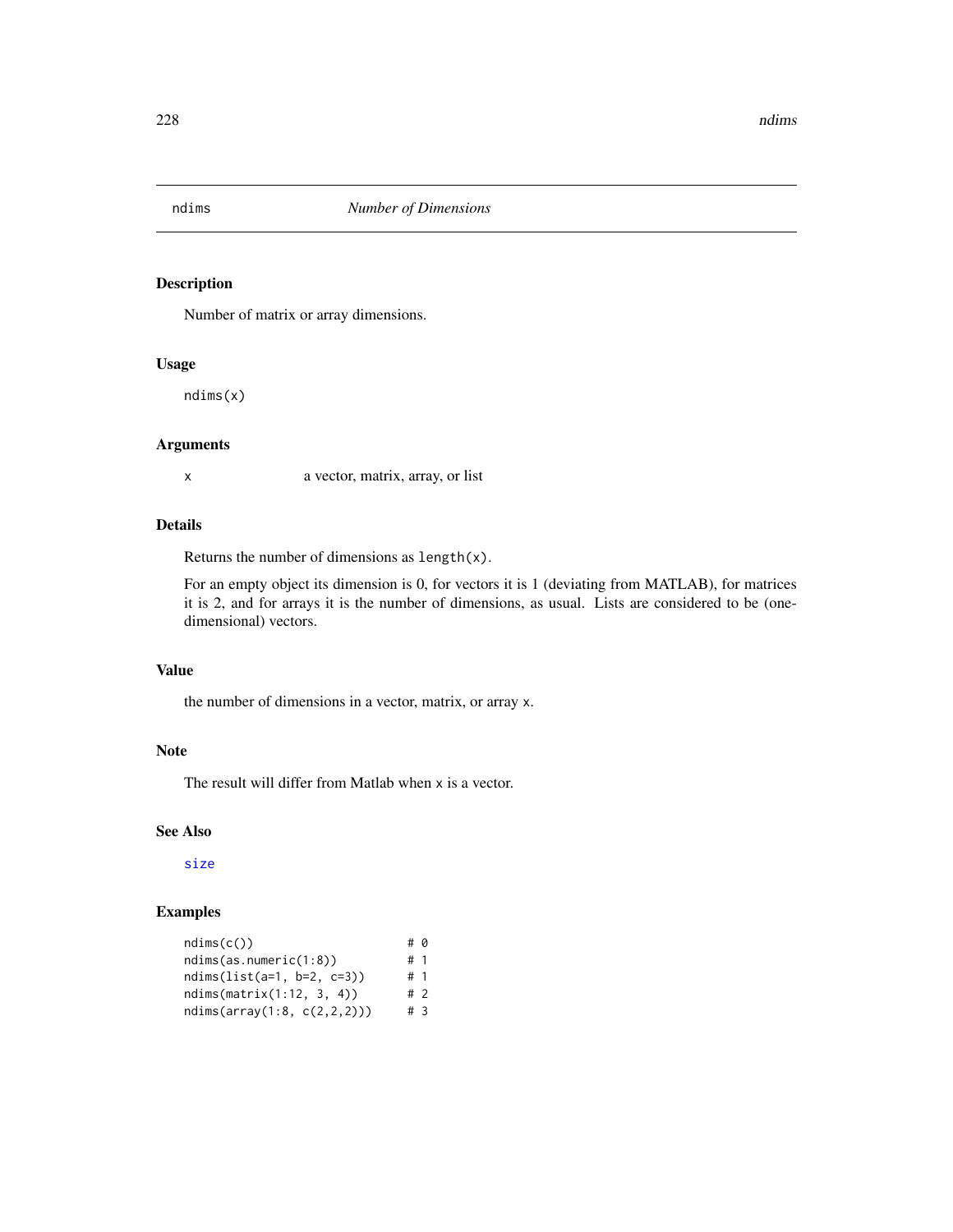# ndims — *Number of Dimensions*

## Description

Number of matrix or array dimensions.

## Usage

```
ndims(x)
```

## Arguments

| | |
|---|---|
| x | a vector, matrix, array, or list |

## Details

Returns the number of dimensions as `length(x)`.

For an empty object its dimension is 0, for vectors it is 1 (deviating from MATLAB), for matrices it is 2, and for arrays it is the number of dimensions, as usual. Lists are considered to be (one-dimensional) vectors.

## Value

the number of dimensions in a vector, matrix, or array `x`.

## Note

The result will differ from Matlab when `x` is a vector.

## See Also

`size`

## Examples

```
ndims(c())                    # 0
ndims(as.numeric(1:8))        # 1
ndims(list(a=1, b=2, c=3))    # 1
ndims(matrix(1:12, 3, 4))     # 2
ndims(array(1:8, c(2,2,2)))   # 3
```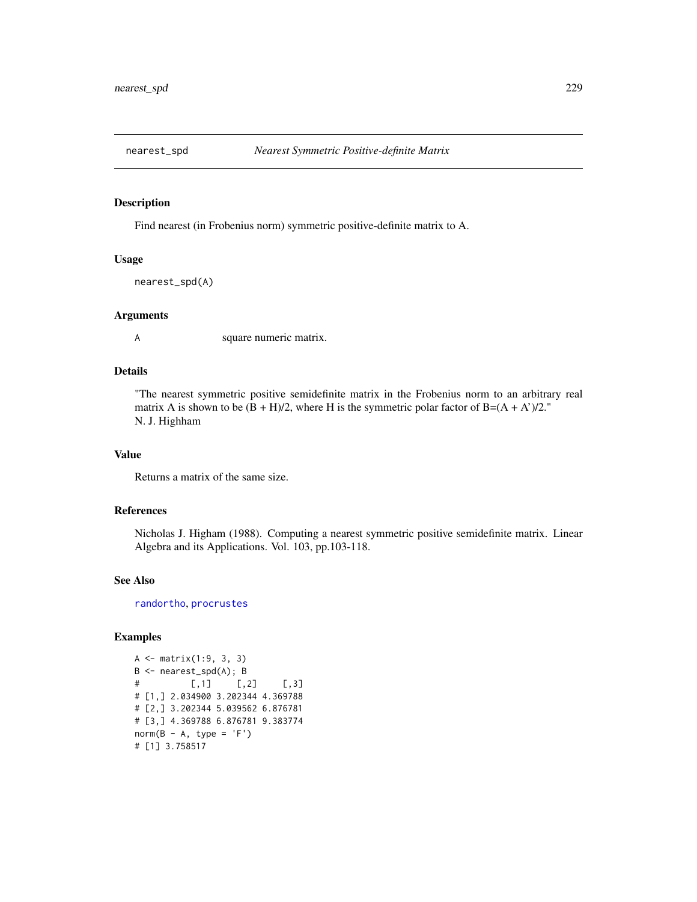# nearest_spd — *Nearest Symmetric Positive-definite Matrix*

## Description

Find nearest (in Frobenius norm) symmetric positive-definite matrix to A.

## Usage

```
nearest_spd(A)
```

## Arguments

| | |
|---|---|
| A | square numeric matrix. |

## Details

"The nearest symmetric positive semidefinite matrix in the Frobenius norm to an arbitrary real matrix A is shown to be (B + H)/2, where H is the symmetric polar factor of B=(A + A')/2."
N. J. Highham

## Value

Returns a matrix of the same size.

## References

Nicholas J. Higham (1988). Computing a nearest symmetric positive semidefinite matrix. Linear Algebra and its Applications. Vol. 103, pp.103-118.

## See Also

randortho, procrustes

## Examples

```
A <- matrix(1:9, 3, 3)
B <- nearest_spd(A); B
#          [,1]     [,2]     [,3]
# [1,] 2.034900 3.202344 4.369788
# [2,] 3.202344 5.039562 6.876781
# [3,] 4.369788 6.876781 9.383774
norm(B - A, type = 'F')
# [1] 3.758517
```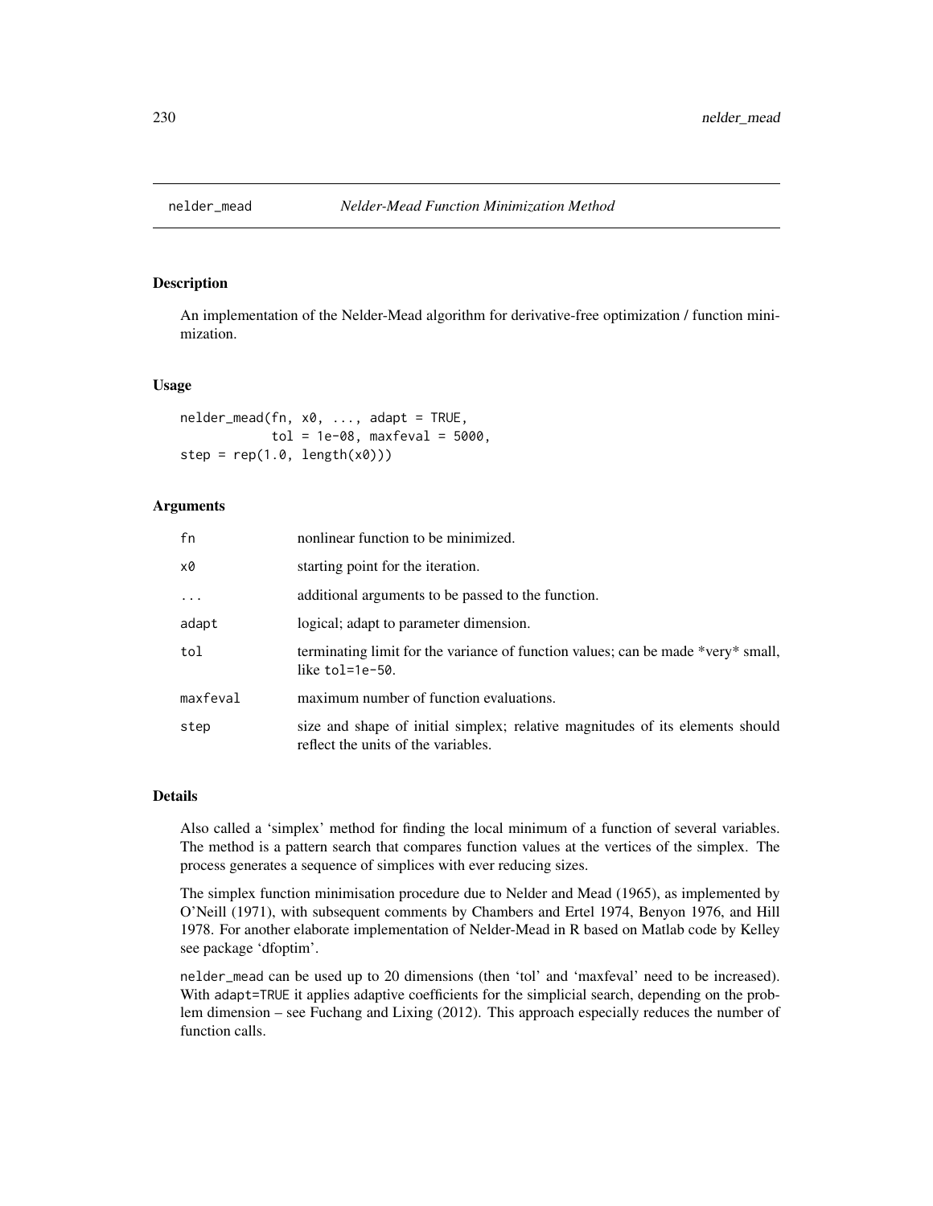## nelder_mead — *Nelder-Mead Function Minimization Method*

### Description

An implementation of the Nelder-Mead algorithm for derivative-free optimization / function minimization.

### Usage

```
nelder_mead(fn, x0, ..., adapt = TRUE,
            tol = 1e-08, maxfeval = 5000,
step = rep(1.0, length(x0)))
```

### Arguments

| | |
|---|---|
| fn | nonlinear function to be minimized. |
| x0 | starting point for the iteration. |
| ... | additional arguments to be passed to the function. |
| adapt | logical; adapt to parameter dimension. |
| tol | terminating limit for the variance of function values; can be made *very* small, like tol=1e-50. |
| maxfeval | maximum number of function evaluations. |
| step | size and shape of initial simplex; relative magnitudes of its elements should reflect the units of the variables. |

### Details

Also called a 'simplex' method for finding the local minimum of a function of several variables. The method is a pattern search that compares function values at the vertices of the simplex. The process generates a sequence of simplices with ever reducing sizes.

The simplex function minimisation procedure due to Nelder and Mead (1965), as implemented by O'Neill (1971), with subsequent comments by Chambers and Ertel 1974, Benyon 1976, and Hill 1978. For another elaborate implementation of Nelder-Mead in R based on Matlab code by Kelley see package 'dfoptim'.

nelder_mead can be used up to 20 dimensions (then 'tol' and 'maxfeval' need to be increased). With adapt=TRUE it applies adaptive coefficients for the simplicial search, depending on the problem dimension – see Fuchang and Lixing (2012). This approach especially reduces the number of function calls.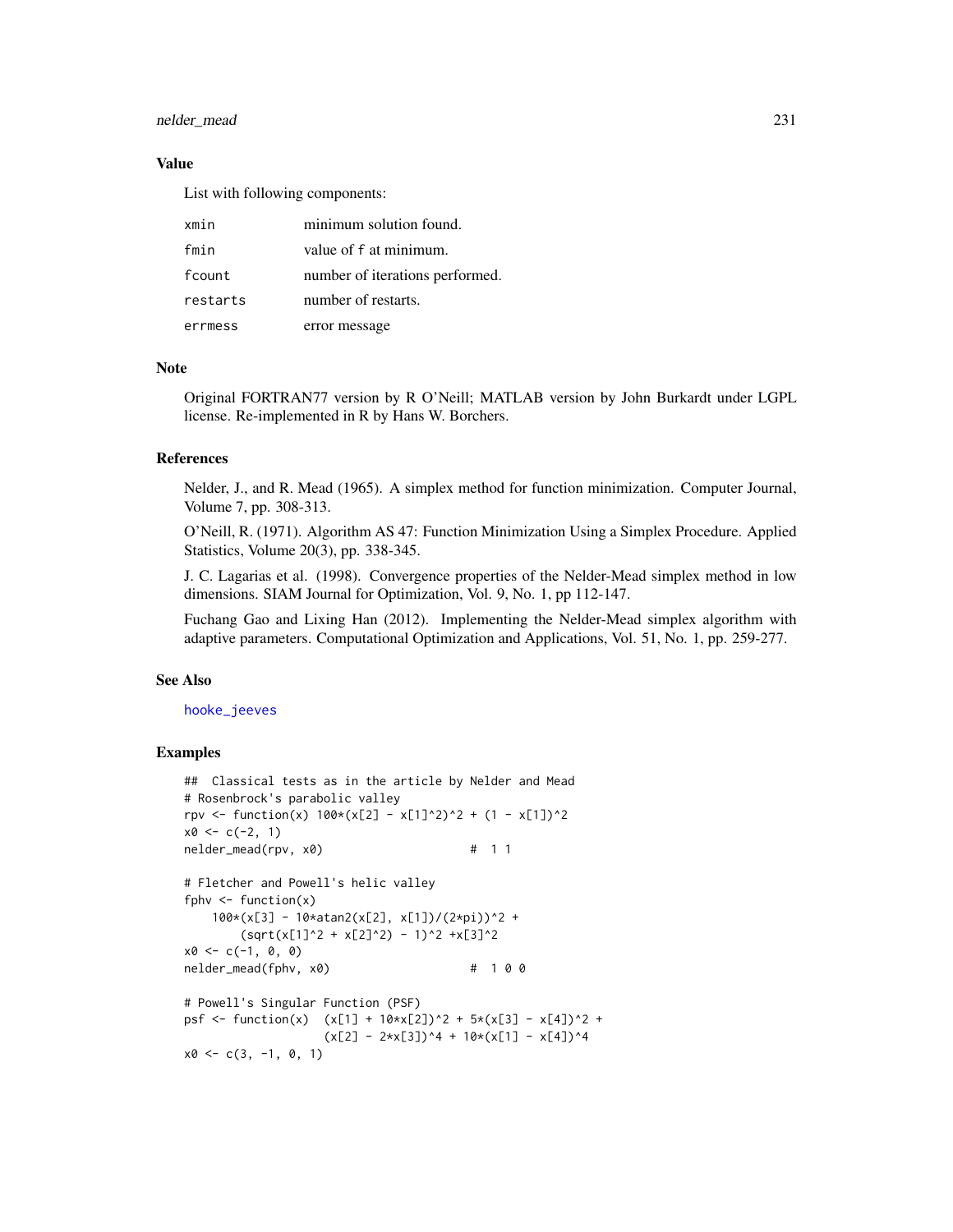### Value

List with following components:

| | |
|---|---|
| xmin | minimum solution found. |
| fmin | value of f at minimum. |
| fcount | number of iterations performed. |
| restarts | number of restarts. |
| errmess | error message |

### Note

Original FORTRAN77 version by R O'Neill; MATLAB version by John Burkardt under LGPL license. Re-implemented in R by Hans W. Borchers.

### References

Nelder, J., and R. Mead (1965). A simplex method for function minimization. Computer Journal, Volume 7, pp. 308-313.

O'Neill, R. (1971). Algorithm AS 47: Function Minimization Using a Simplex Procedure. Applied Statistics, Volume 20(3), pp. 338-345.

J. C. Lagarias et al. (1998). Convergence properties of the Nelder-Mead simplex method in low dimensions. SIAM Journal for Optimization, Vol. 9, No. 1, pp 112-147.

Fuchang Gao and Lixing Han (2012). Implementing the Nelder-Mead simplex algorithm with adaptive parameters. Computational Optimization and Applications, Vol. 51, No. 1, pp. 259-277.

### See Also

hooke_jeeves

### Examples

```
##  Classical tests as in the article by Nelder and Mead
# Rosenbrock's parabolic valley
rpv <- function(x) 100*(x[2] - x[1]^2)^2 + (1 - x[1])^2
x0 <- c(-2, 1)
nelder_mead(rpv, x0)                    #  1 1

# Fletcher and Powell's helic valley
fphv <- function(x)
    100*(x[3] - 10*atan2(x[2], x[1])/(2*pi))^2 +
        (sqrt(x[1]^2 + x[2]^2) - 1)^2 +x[3]^2
x0 <- c(-1, 0, 0)
nelder_mead(fphv, x0)                   #  1 0 0

# Powell's Singular Function (PSF)
psf <- function(x)  (x[1] + 10*x[2])^2 + 5*(x[3] - x[4])^2 +
                    (x[2] - 2*x[3])^4 + 10*(x[1] - x[4])^4
x0 <- c(3, -1, 0, 1)
```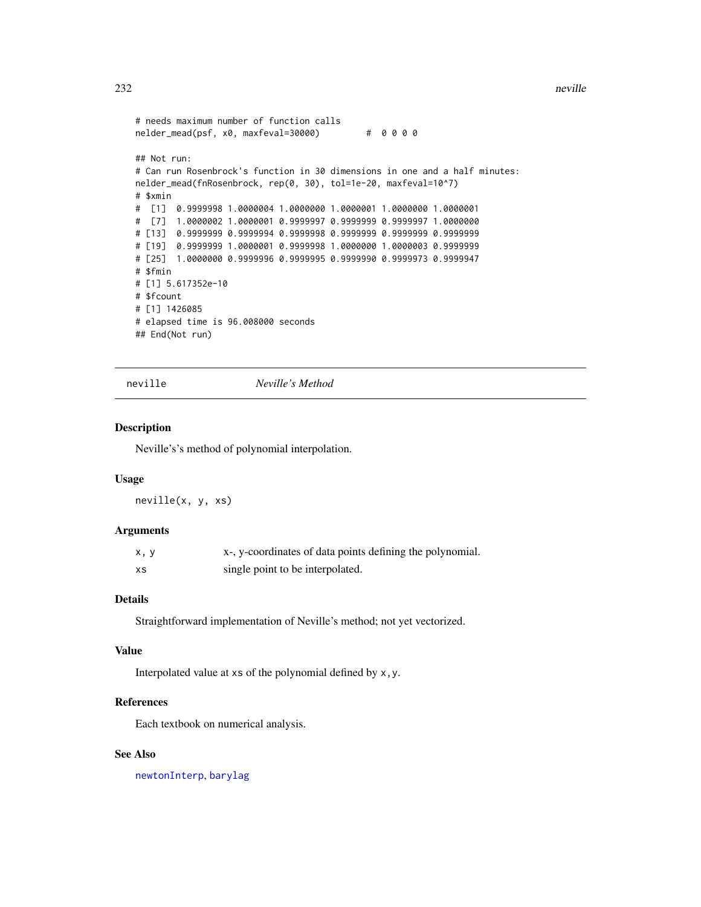```
# needs maximum number of function calls
nelder_mead(psf, x0, maxfeval=30000)        #  0 0 0 0

## Not run:
# Can run Rosenbrock's function in 30 dimensions in one and a half minutes:
nelder_mead(fnRosenbrock, rep(0, 30), tol=1e-20, maxfeval=10^7)
# $xmin
#  [1]  0.9999998 1.0000004 1.0000000 1.0000001 1.0000000 1.0000001
#  [7]  1.0000002 1.0000001 0.9999997 0.9999999 0.9999997 1.0000000
# [13]  0.9999999 0.9999994 0.9999998 0.9999999 0.9999999 0.9999999
# [19]  0.9999999 1.0000001 0.9999998 1.0000000 1.0000003 0.9999999
# [25]  1.0000000 0.9999996 0.9999995 0.9999990 0.9999973 0.9999947
# $fmin
# [1] 5.617352e-10
# $fcount
# [1] 1426085
# elapsed time is 96.008000 seconds
## End(Not run)
```

---

## neville — *Neville's Method*

### Description

Neville's's method of polynomial interpolation.

### Usage

```
neville(x, y, xs)
```

### Arguments

| | |
|---|---|
| `x, y` | x-, y-coordinates of data points defining the polynomial. |
| `xs` | single point to be interpolated. |

### Details

Straightforward implementation of Neville's method; not yet vectorized.

### Value

Interpolated value at `xs` of the polynomial defined by `x,y`.

### References

Each textbook on numerical analysis.

### See Also

`newtonInterp`, `barylag`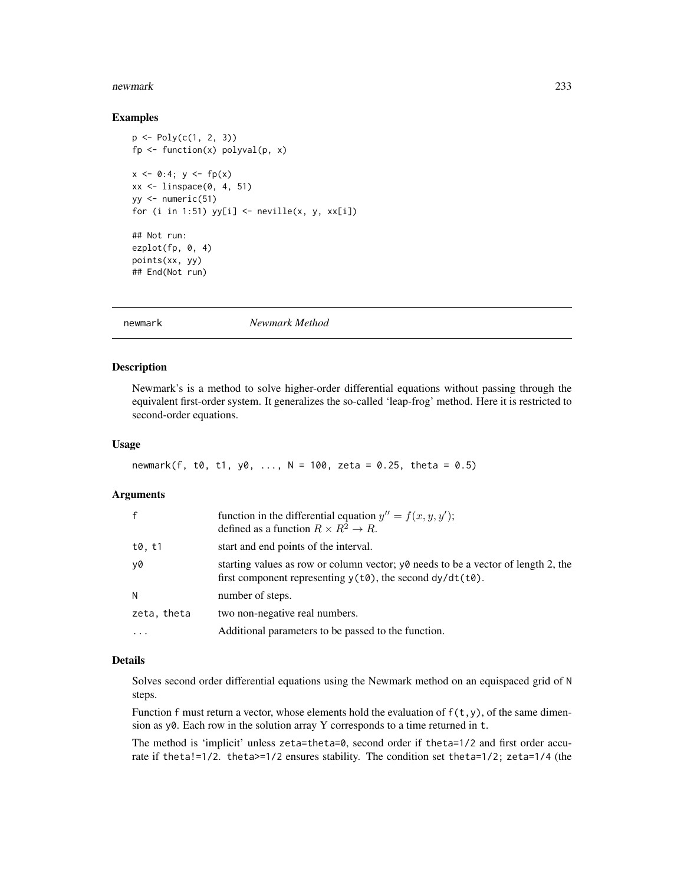### Examples

```
p <- Poly(c(1, 2, 3))
fp <- function(x) polyval(p, x)

x <- 0:4; y <- fp(x)
xx <- linspace(0, 4, 51)
yy <- numeric(51)
for (i in 1:51) yy[i] <- neville(x, y, xx[i])

## Not run:
ezplot(fp, 0, 4)
points(xx, yy)
## End(Not run)
```

---

## newmark *Newmark Method*

---

### Description

Newmark's is a method to solve higher-order differential equations without passing through the equivalent first-order system. It generalizes the so-called 'leap-frog' method. Here it is restricted to second-order equations.

### Usage

```
newmark(f, t0, t1, y0, ..., N = 100, zeta = 0.25, theta = 0.5)
```

### Arguments

| | |
|---|---|
| `f` | function in the differential equation $y'' = f(x, y, y')$; defined as a function $R \times R^2 \to R$. |
| `t0, t1` | start and end points of the interval. |
| `y0` | starting values as row or column vector; `y0` needs to be a vector of length 2, the first component representing `y(t0)`, the second `dy/dt(t0)`. |
| `N` | number of steps. |
| `zeta, theta` | two non-negative real numbers. |
| `...` | Additional parameters to be passed to the function. |

### Details

Solves second order differential equations using the Newmark method on an equispaced grid of `N` steps.

Function `f` must return a vector, whose elements hold the evaluation of `f(t,y)`, of the same dimension as `y0`. Each row in the solution array Y corresponds to a time returned in `t`.

The method is 'implicit' unless `zeta=theta=0`, second order if `theta=1/2` and first order accurate if `theta!=1/2`. `theta>=1/2` ensures stability. The condition set `theta=1/2; zeta=1/4` (the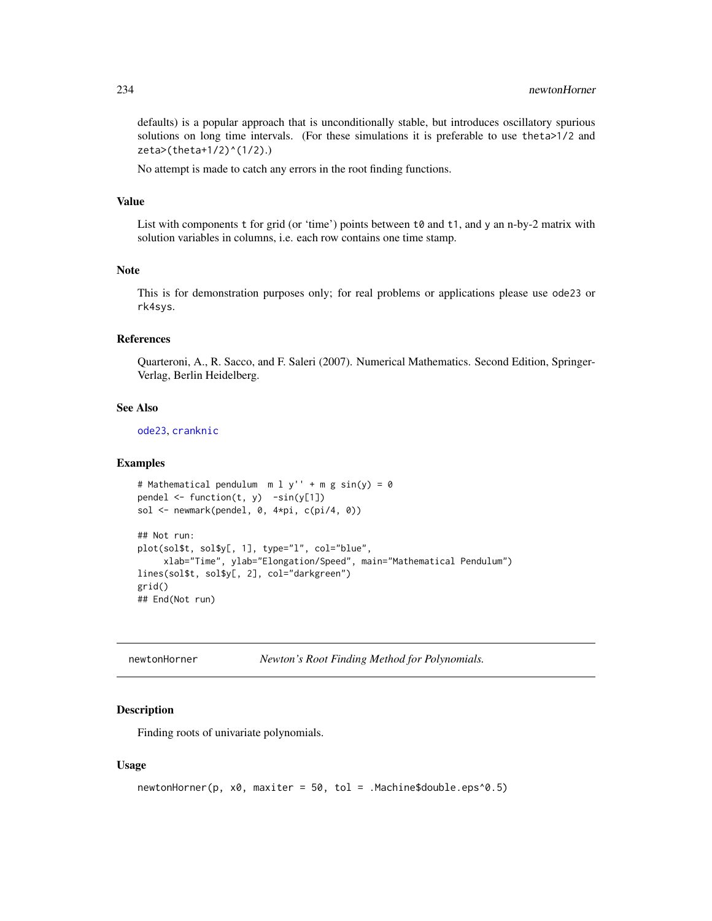defaults) is a popular approach that is unconditionally stable, but introduces oscillatory spurious solutions on long time intervals. (For these simulations it is preferable to use `theta>1/2` and `zeta>(theta+1/2)^(1/2)`.)

No attempt is made to catch any errors in the root finding functions.

### Value

List with components `t` for grid (or 'time') points between `t0` and `t1`, and `y` an n-by-2 matrix with solution variables in columns, i.e. each row contains one time stamp.

### Note

This is for demonstration purposes only; for real problems or applications please use `ode23` or `rk4sys`.

### References

Quarteroni, A., R. Sacco, and F. Saleri (2007). Numerical Mathematics. Second Edition, Springer-Verlag, Berlin Heidelberg.

### See Also

`ode23`, `cranknic`

### Examples

```
# Mathematical pendulum  m l y'' + m g sin(y) = 0
pendel <- function(t, y)  -sin(y[1])
sol <- newmark(pendel, 0, 4*pi, c(pi/4, 0))

## Not run:
plot(sol$t, sol$y[, 1], type="l", col="blue",
     xlab="Time", ylab="Elongation/Speed", main="Mathematical Pendulum")
lines(sol$t, sol$y[, 2], col="darkgreen")
grid()
## End(Not run)
```

---

## newtonHorner — *Newton's Root Finding Method for Polynomials.*

### Description

Finding roots of univariate polynomials.

### Usage

```
newtonHorner(p, x0, maxiter = 50, tol = .Machine$double.eps^0.5)
```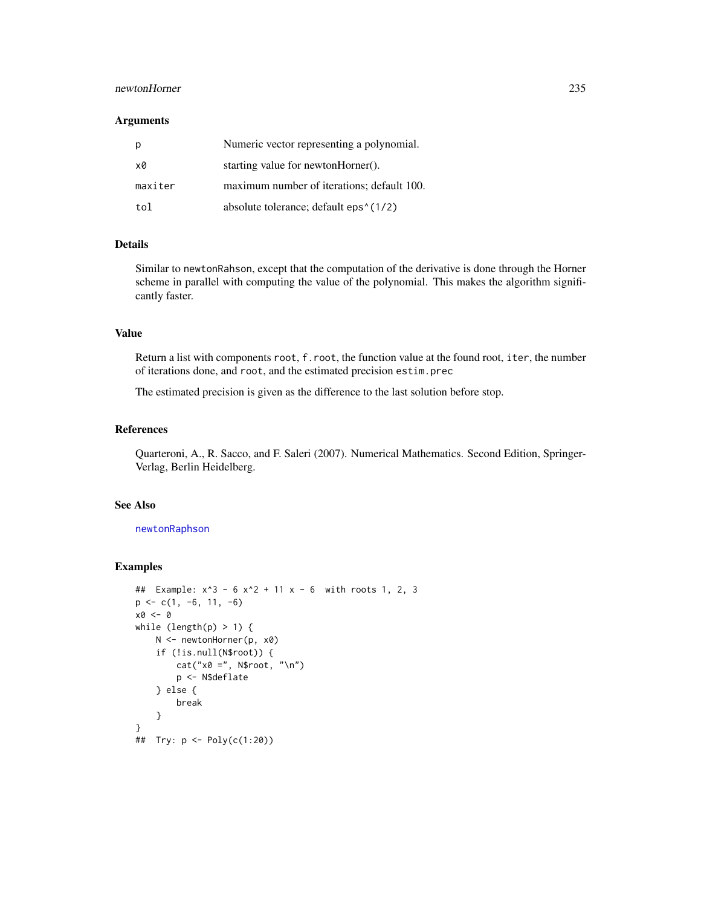## Arguments

| | |
|---|---|
| p | Numeric vector representing a polynomial. |
| x0 | starting value for newtonHorner(). |
| maxiter | maximum number of iterations; default 100. |
| tol | absolute tolerance; default eps^(1/2) |

## Details

Similar to newtonRahson, except that the computation of the derivative is done through the Horner scheme in parallel with computing the value of the polynomial. This makes the algorithm significantly faster.

## Value

Return a list with components root, f.root, the function value at the found root, iter, the number of iterations done, and root, and the estimated precision estim.prec

The estimated precision is given as the difference to the last solution before stop.

## References

Quarteroni, A., R. Sacco, and F. Saleri (2007). Numerical Mathematics. Second Edition, Springer-Verlag, Berlin Heidelberg.

## See Also

newtonRaphson

## Examples

```
##  Example: x^3 - 6 x^2 + 11 x - 6  with roots 1, 2, 3
p <- c(1, -6, 11, -6)
x0 <- 0
while (length(p) > 1) {
    N <- newtonHorner(p, x0)
    if (!is.null(N$root)) {
        cat("x0 =", N$root, "\n")
        p <- N$deflate
    } else {
        break
    }
}
##  Try: p <- Poly(c(1:20))
```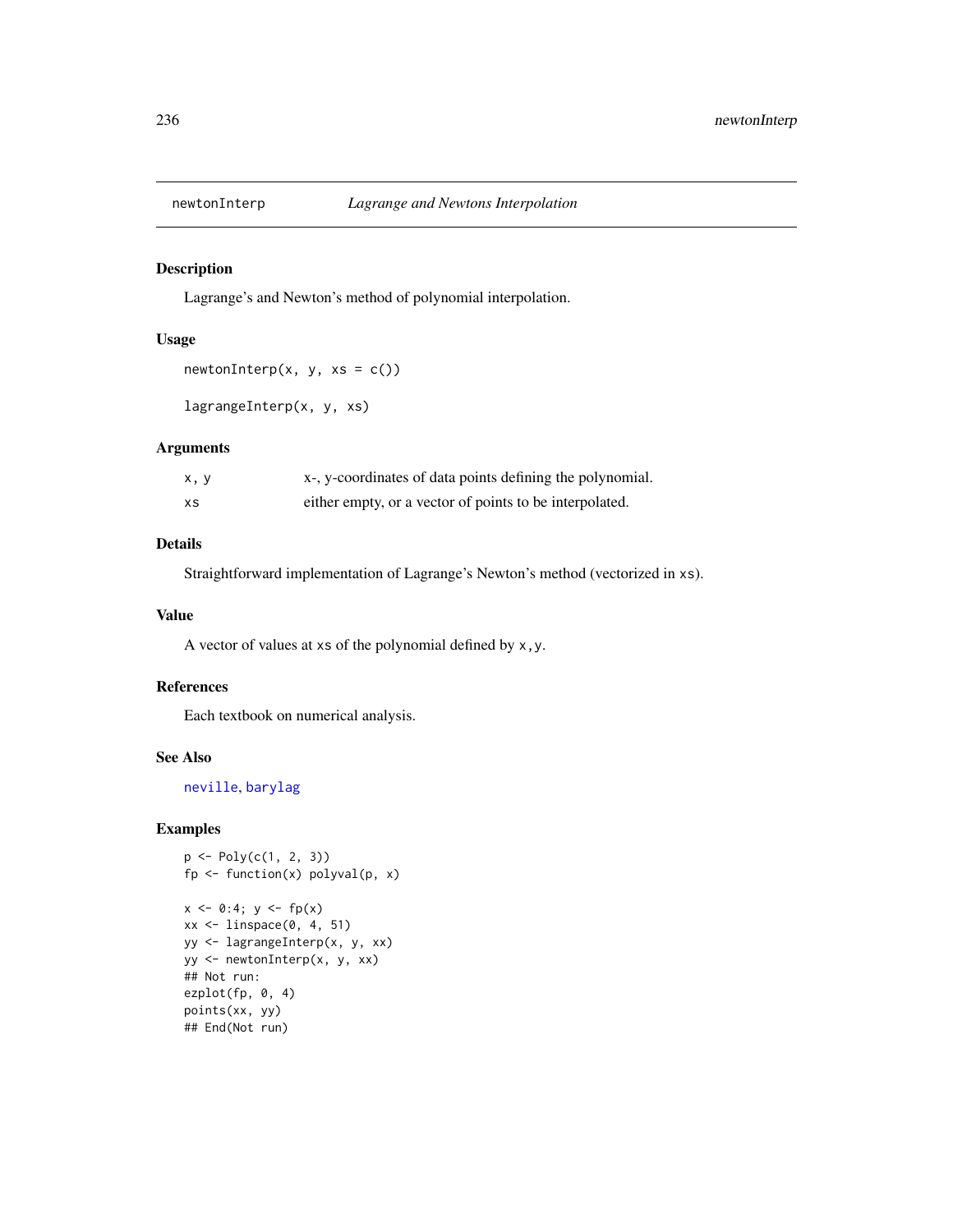newtonInterp *Lagrange and Newtons Interpolation*

## Description

Lagrange's and Newton's method of polynomial interpolation.

## Usage

```
newtonInterp(x, y, xs = c())

lagrangeInterp(x, y, xs)
```

## Arguments

| | |
|---|---|
| x, y | x-, y-coordinates of data points defining the polynomial. |
| xs | either empty, or a vector of points to be interpolated. |

## Details

Straightforward implementation of Lagrange's Newton's method (vectorized in xs).

## Value

A vector of values at xs of the polynomial defined by x,y.

## References

Each textbook on numerical analysis.

## See Also

neville, barylag

## Examples

```
p <- Poly(c(1, 2, 3))
fp <- function(x) polyval(p, x)

x <- 0:4; y <- fp(x)
xx <- linspace(0, 4, 51)
yy <- lagrangeInterp(x, y, xx)
yy <- newtonInterp(x, y, xx)
## Not run:
ezplot(fp, 0, 4)
points(xx, yy)
## End(Not run)
```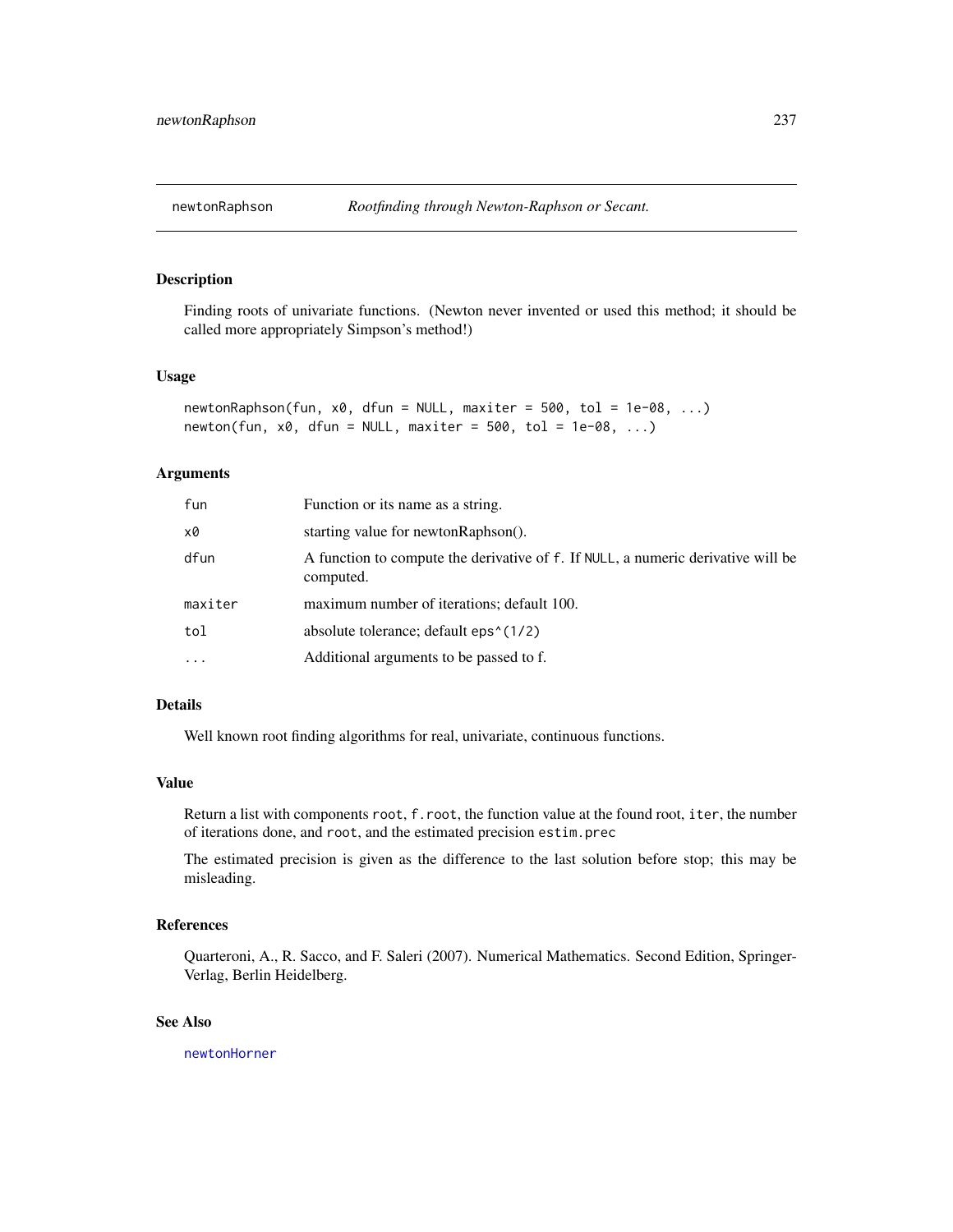newtonRaphson *Rootfinding through Newton-Raphson or Secant.*

## Description

Finding roots of univariate functions. (Newton never invented or used this method; it should be called more appropriately Simpson's method!)

## Usage

```
newtonRaphson(fun, x0, dfun = NULL, maxiter = 500, tol = 1e-08, ...)
newton(fun, x0, dfun = NULL, maxiter = 500, tol = 1e-08, ...)
```

## Arguments

| | |
|---|---|
| `fun` | Function or its name as a string. |
| `x0` | starting value for newtonRaphson(). |
| `dfun` | A function to compute the derivative of `f`. If `NULL`, a numeric derivative will be computed. |
| `maxiter` | maximum number of iterations; default 100. |
| `tol` | absolute tolerance; default `eps^(1/2)` |
| `...` | Additional arguments to be passed to f. |

## Details

Well known root finding algorithms for real, univariate, continuous functions.

## Value

Return a list with components `root`, `f.root`, the function value at the found root, `iter`, the number of iterations done, and `root`, and the estimated precision `estim.prec`

The estimated precision is given as the difference to the last solution before stop; this may be misleading.

## References

Quarteroni, A., R. Sacco, and F. Saleri (2007). Numerical Mathematics. Second Edition, Springer-Verlag, Berlin Heidelberg.

## See Also

`newtonHorner`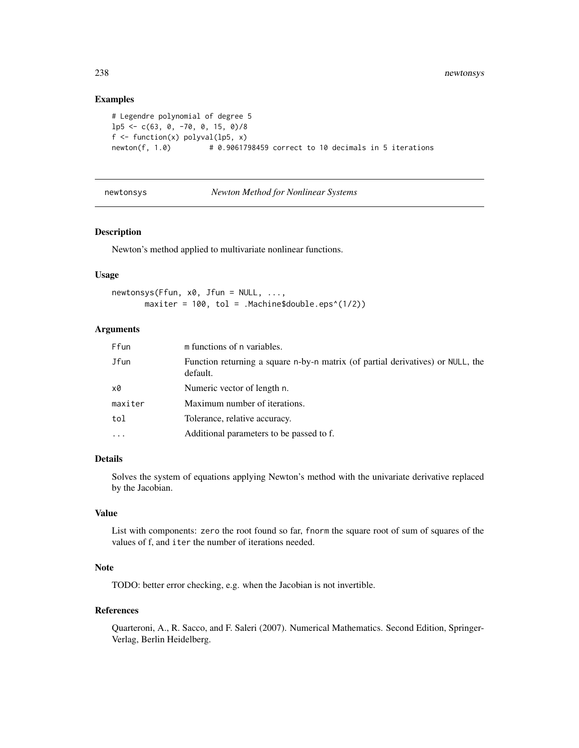## Examples

```
# Legendre polynomial of degree 5
lp5 <- c(63, 0, -70, 0, 15, 0)/8
f <- function(x) polyval(lp5, x)
newton(f, 1.0)        # 0.9061798459 correct to 10 decimals in 5 iterations
```

---

`newtonsys` *Newton Method for Nonlinear Systems*

---

### Description

Newton's method applied to multivariate nonlinear functions.

### Usage

```
newtonsys(Ffun, x0, Jfun = NULL, ...,
       maxiter = 100, tol = .Machine$double.eps^(1/2))
```

### Arguments

| | |
|---|---|
| `Ffun` | `m` functions of `n` variables. |
| `Jfun` | Function returning a square `n`-by-`n` matrix (of partial derivatives) or `NULL`, the default. |
| `x0` | Numeric vector of length `n`. |
| `maxiter` | Maximum number of iterations. |
| `tol` | Tolerance, relative accuracy. |
| `...` | Additional parameters to be passed to f. |

### Details

Solves the system of equations applying Newton's method with the univariate derivative replaced by the Jacobian.

### Value

List with components: `zero` the root found so far, `fnorm` the square root of sum of squares of the values of f, and `iter` the number of iterations needed.

### Note

TODO: better error checking, e.g. when the Jacobian is not invertible.

### References

Quarteroni, A., R. Sacco, and F. Saleri (2007). Numerical Mathematics. Second Edition, Springer-Verlag, Berlin Heidelberg.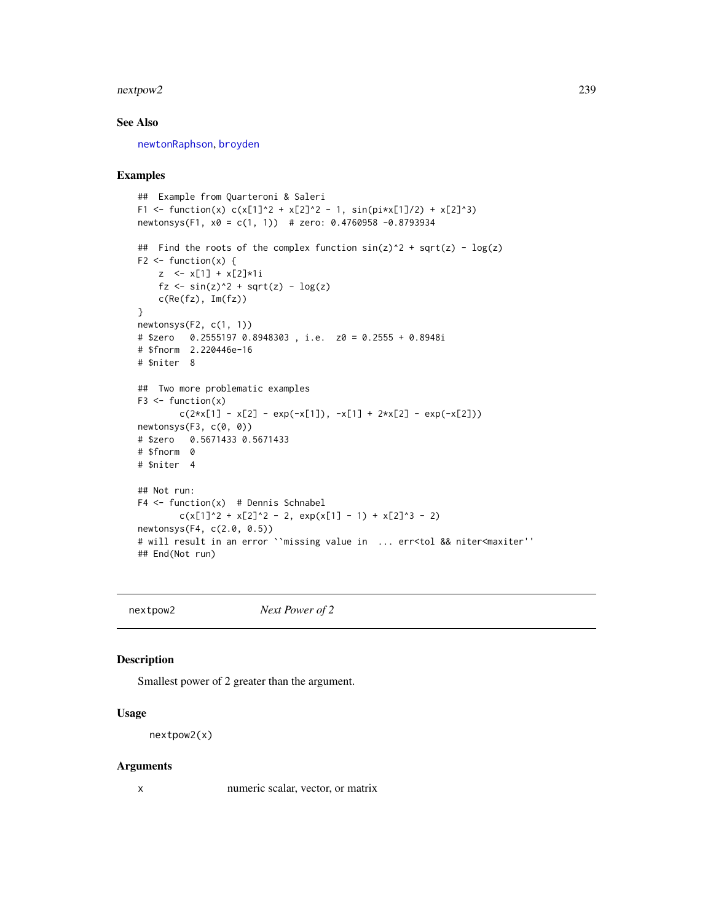## See Also

newtonRaphson, broyden

## Examples

```
##  Example from Quarteroni & Saleri
F1 <- function(x) c(x[1]^2 + x[2]^2 - 1, sin(pi*x[1]/2) + x[2]^3)
newtonsys(F1, x0 = c(1, 1))  # zero: 0.4760958 -0.8793934

##  Find the roots of the complex function sin(z)^2 + sqrt(z) - log(z)
F2 <- function(x) {
    z  <- x[1] + x[2]*1i
    fz <- sin(z)^2 + sqrt(z) - log(z)
    c(Re(fz), Im(fz))
}
newtonsys(F2, c(1, 1))
# $zero   0.2555197 0.8948303 , i.e.  z0 = 0.2555 + 0.8948i
# $fnorm  2.220446e-16
# $niter  8

##  Two more problematic examples
F3 <- function(x)
        c(2*x[1] - x[2] - exp(-x[1]), -x[1] + 2*x[2] - exp(-x[2]))
newtonsys(F3, c(0, 0))
# $zero   0.5671433 0.5671433
# $fnorm  0
# $niter  4

## Not run:
F4 <- function(x)  # Dennis Schnabel
        c(x[1]^2 + x[2]^2 - 2, exp(x[1] - 1) + x[2]^3 - 2)
newtonsys(F4, c(2.0, 0.5))
# will result in an error ``missing value in  ... err<tol && niter<maxiter''
## End(Not run)
```

---

# nextpow2 *Next Power of 2*

## Description

Smallest power of 2 greater than the argument.

## Usage

```
nextpow2(x)
```

## Arguments

x	numeric scalar, vector, or matrix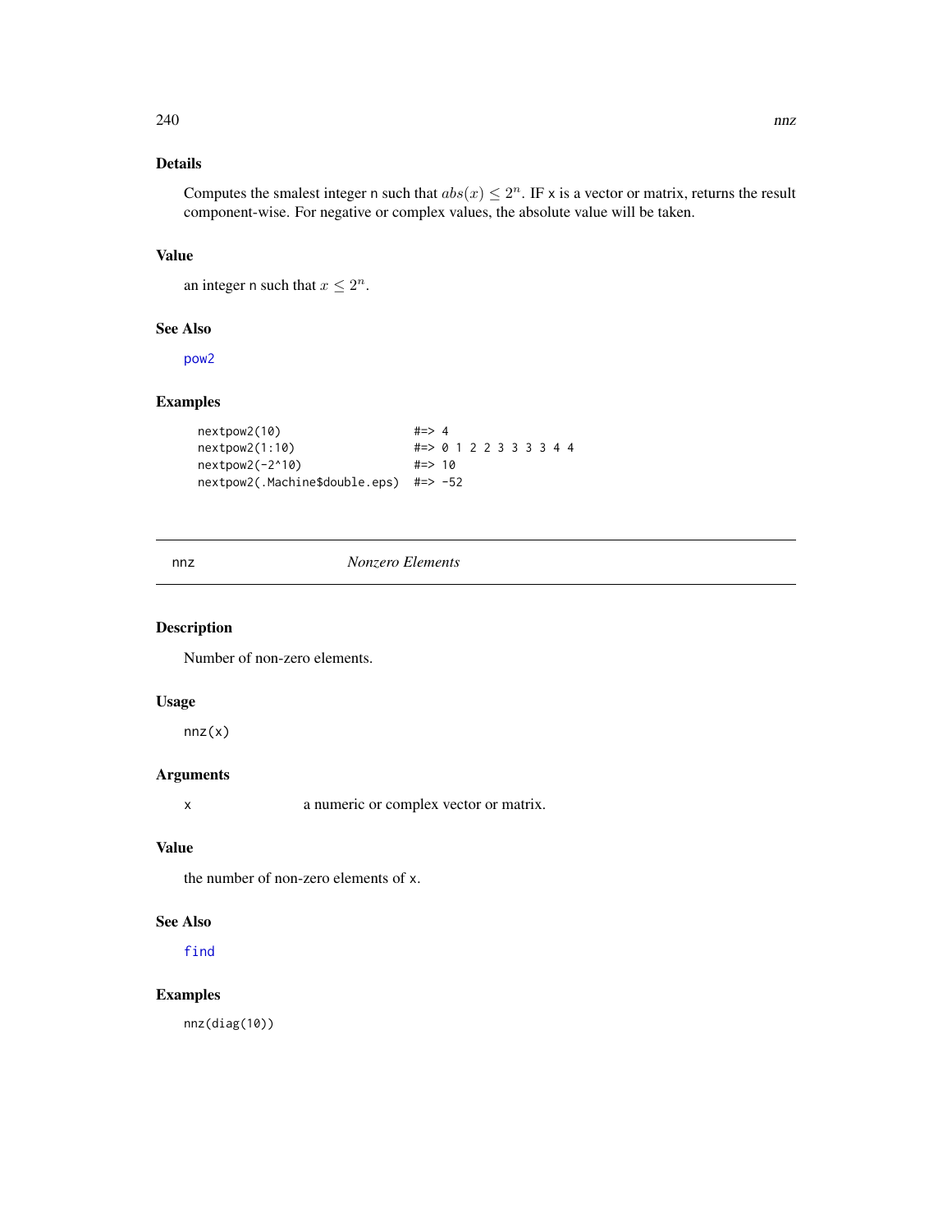### Details

Computes the smalest integer n such that $abs(x) \leq 2^n$. IF x is a vector or matrix, returns the result component-wise. For negative or complex values, the absolute value will be taken.

### Value

an integer n such that $x \leq 2^n$.

### See Also

pow2

### Examples

```
nextpow2(10)                  #=> 4
nextpow2(1:10)                #=> 0 1 2 2 3 3 3 3 4 4
nextpow2(-2^10)               #=> 10
nextpow2(.Machine$double.eps) #=> -52
```

---

## nnz — *Nonzero Elements*

### Description

Number of non-zero elements.

### Usage

```
nnz(x)
```

### Arguments

| | |
|---|---|
| x | a numeric or complex vector or matrix. |

### Value

the number of non-zero elements of x.

### See Also

find

### Examples

```
nnz(diag(10))
```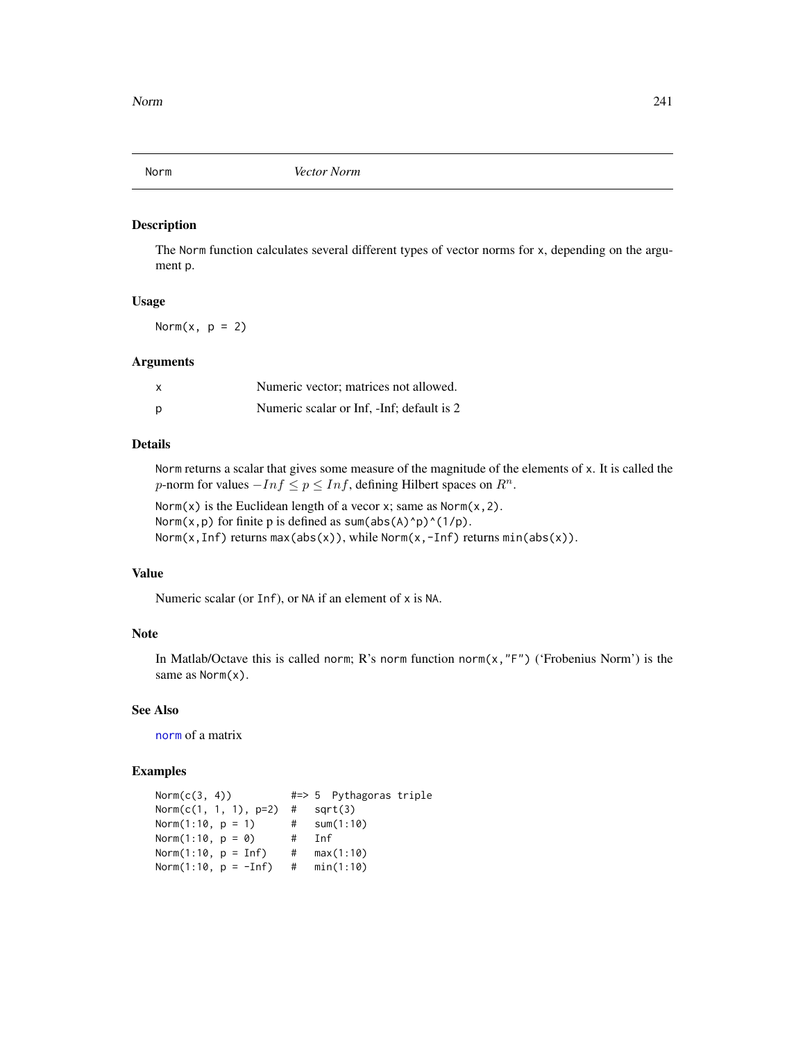Norm *Vector Norm*

### Description

The Norm function calculates several different types of vector norms for x, depending on the argument p.

### Usage

```
Norm(x, p = 2)
```

### Arguments

| | |
|---|---|
| x | Numeric vector; matrices not allowed. |
| p | Numeric scalar or Inf, -Inf; default is 2 |

### Details

Norm returns a scalar that gives some measure of the magnitude of the elements of x. It is called the $p$-norm for values $-Inf \leq p \leq Inf$, defining Hilbert spaces on $R^n$.

Norm(x) is the Euclidean length of a vecor x; same as Norm(x,2).
Norm(x,p) for finite p is defined as sum(abs(A)^p)^(1/p).
Norm(x,Inf) returns max(abs(x)), while Norm(x,-Inf) returns min(abs(x)).

### Value

Numeric scalar (or Inf), or NA if an element of x is NA.

### Note

In Matlab/Octave this is called norm; R's norm function norm(x,"F") ('Frobenius Norm') is the same as Norm(x).

### See Also

norm of a matrix

### Examples

```
Norm(c(3, 4))          #=> 5  Pythagoras triple
Norm(c(1, 1, 1), p=2)  #   sqrt(3)
Norm(1:10, p = 1)      #   sum(1:10)
Norm(1:10, p = 0)      #   Inf
Norm(1:10, p = Inf)    #   max(1:10)
Norm(1:10, p = -Inf)   #   min(1:10)
```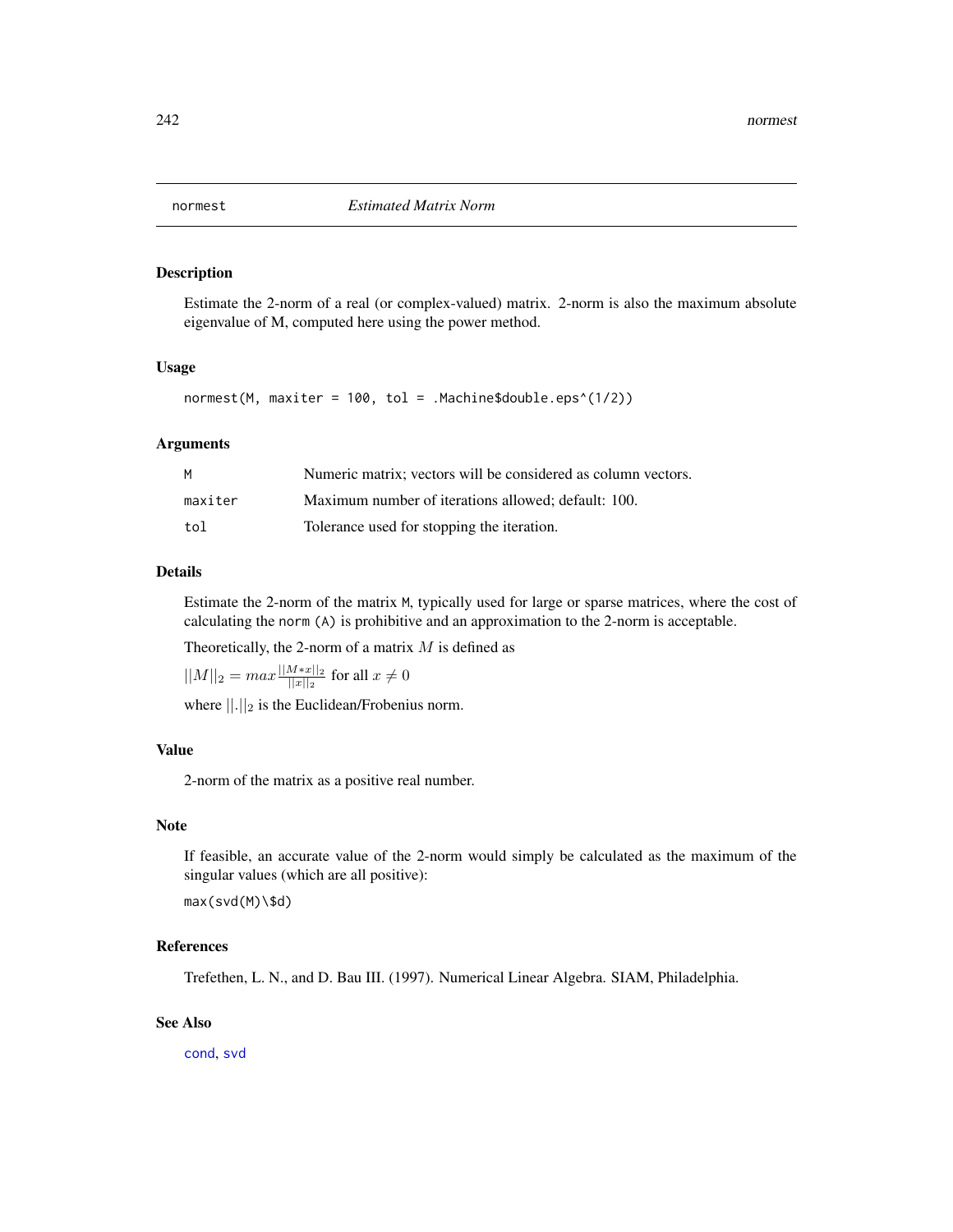# normest *Estimated Matrix Norm*

## Description

Estimate the 2-norm of a real (or complex-valued) matrix. 2-norm is also the maximum absolute eigenvalue of M, computed here using the power method.

## Usage

```
normest(M, maxiter = 100, tol = .Machine$double.eps^(1/2))
```

## Arguments

| | |
|---|---|
| M | Numeric matrix; vectors will be considered as column vectors. |
| maxiter | Maximum number of iterations allowed; default: 100. |
| tol | Tolerance used for stopping the iteration. |

## Details

Estimate the 2-norm of the matrix M, typically used for large or sparse matrices, where the cost of calculating the `norm (A)` is prohibitive and an approximation to the 2-norm is acceptable.

Theoretically, the 2-norm of a matrix $M$ is defined as

$||M||_2 = max \frac{||M*x||_2}{||x||_2}$ for all $x \neq 0$

where $||.||_2$ is the Euclidean/Frobenius norm.

## Value

2-norm of the matrix as a positive real number.

## Note

If feasible, an accurate value of the 2-norm would simply be calculated as the maximum of the singular values (which are all positive):

```
max(svd(M)\$d)
```

## References

Trefethen, L. N., and D. Bau III. (1997). Numerical Linear Algebra. SIAM, Philadelphia.

## See Also

cond, svd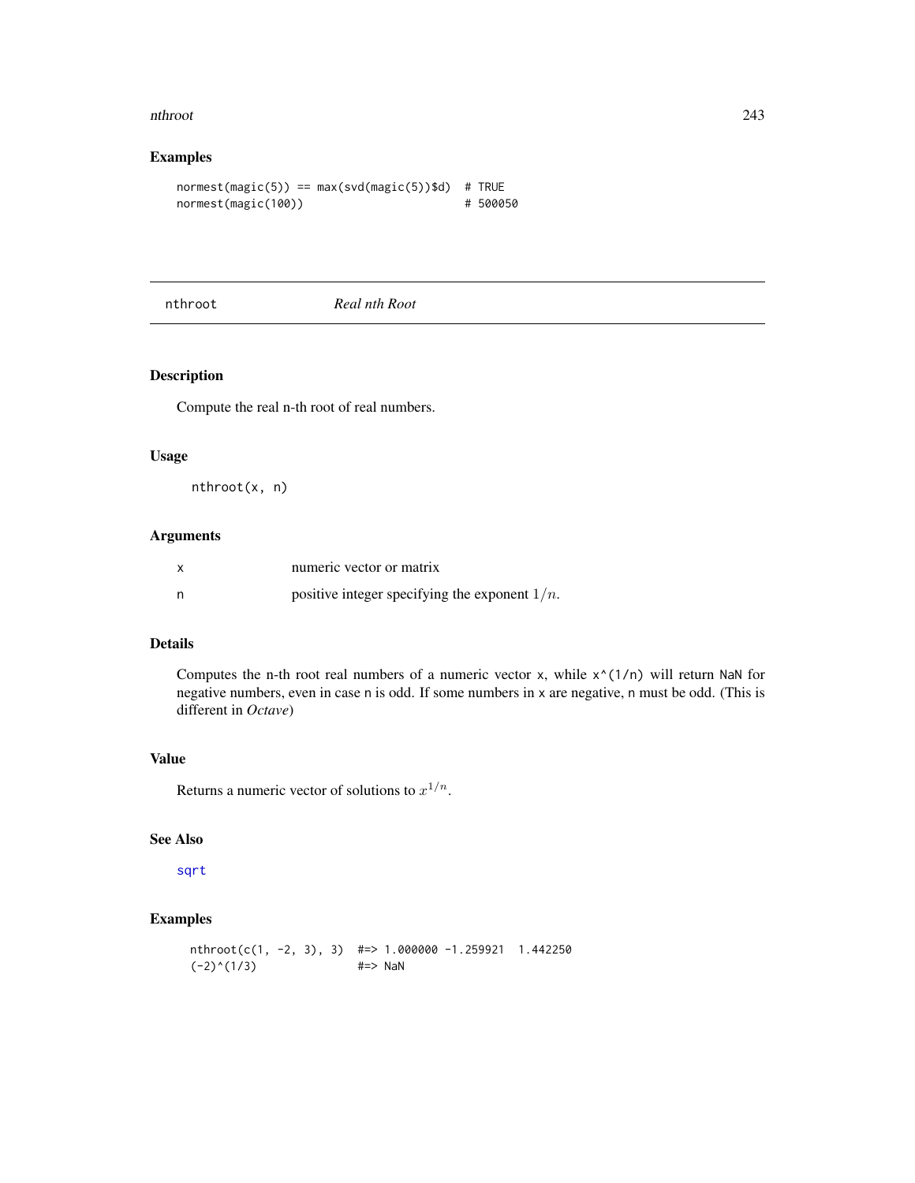## Examples

```
normest(magic(5)) == max(svd(magic(5))$d)  # TRUE
normest(magic(100))                        # 500050
```

---

# nthroot *Real nth Root*

## Description

Compute the real n-th root of real numbers.

## Usage

```
nthroot(x, n)
```

## Arguments

| | |
|---|---|
| x | numeric vector or matrix |
| n | positive integer specifying the exponent $1/n$. |

## Details

Computes the n-th root real numbers of a numeric vector `x`, while `x^(1/n)` will return `NaN` for negative numbers, even in case `n` is odd. If some numbers in `x` are negative, `n` must be odd. (This is different in *Octave*)

## Value

Returns a numeric vector of solutions to $x^{1/n}$.

## See Also

`sqrt`

## Examples

```
nthroot(c(1, -2, 3), 3)  #=> 1.000000 -1.259921  1.442250
(-2)^(1/3)               #=> NaN
```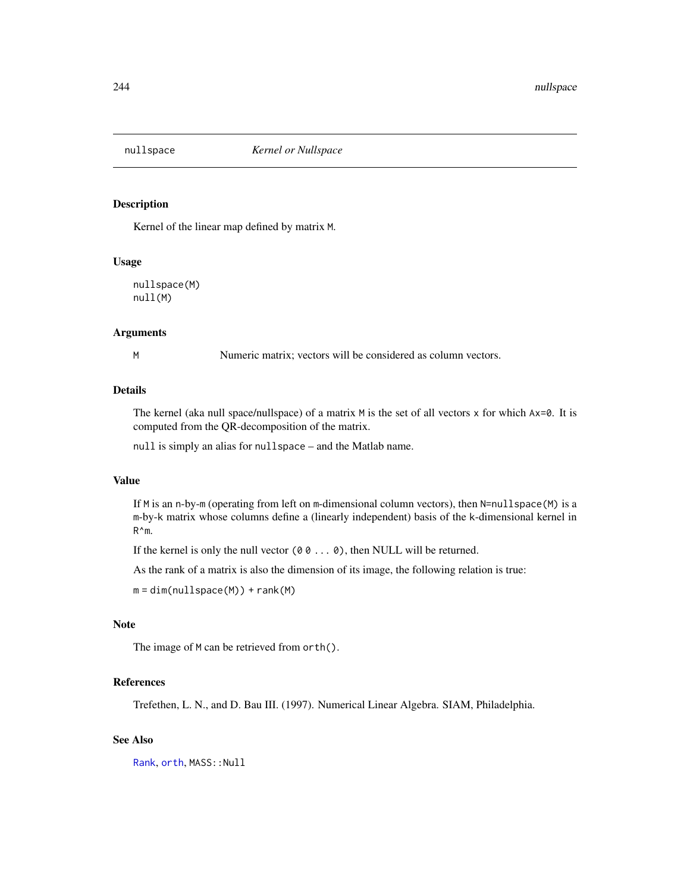# nullspace *Kernel or Nullspace*

## Description

Kernel of the linear map defined by matrix `M`.

## Usage

```
nullspace(M)
null(M)
```

## Arguments

| | |
|---|---|
| `M` | Numeric matrix; vectors will be considered as column vectors. |

## Details

The kernel (aka null space/nullspace) of a matrix `M` is the set of all vectors `x` for which `Ax=0`. It is computed from the QR-decomposition of the matrix.

`null` is simply an alias for `nullspace` – and the Matlab name.

## Value

If `M` is an `n`-by-`m` (operating from left on `m`-dimensional column vectors), then `N=nullspace(M)` is a `m`-by-`k` matrix whose columns define a (linearly independent) basis of the `k`-dimensional kernel in `R^m`.

If the kernel is only the null vector `(0 0 ... 0)`, then NULL will be returned.

As the rank of a matrix is also the dimension of its image, the following relation is true:

`m = dim(nullspace(M)) + rank(M)`

## Note

The image of `M` can be retrieved from `orth()`.

## References

Trefethen, L. N., and D. Bau III. (1997). Numerical Linear Algebra. SIAM, Philadelphia.

## See Also

`Rank`, `orth`, `MASS::Null`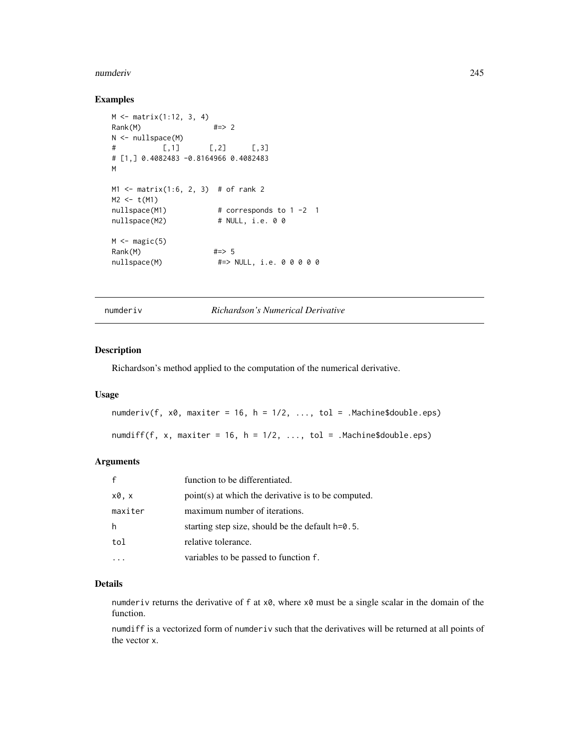## Examples

```
M <- matrix(1:12, 3, 4)
Rank(M)                #=> 2
N <- nullspace(M)
#           [,1]       [,2]      [,3]
# [1,] 0.4082483 -0.8164966 0.4082483
M

M1 <- matrix(1:6, 2, 3)  # of rank 2
M2 <- t(M1)
nullspace(M1)            # corresponds to 1 -2  1
nullspace(M2)            # NULL, i.e. 0 0

M <- magic(5)
Rank(M)                 #=> 5
nullspace(M)             #=> NULL, i.e. 0 0 0 0 0
```

---

numderiv — *Richardson's Numerical Derivative*

---

## Description

Richardson's method applied to the computation of the numerical derivative.

## Usage

```
numderiv(f, x0, maxiter = 16, h = 1/2, ..., tol = .Machine$double.eps)

numdiff(f, x, maxiter = 16, h = 1/2, ..., tol = .Machine$double.eps)
```

## Arguments

| | |
|---|---|
| f | function to be differentiated. |
| x0, x | point(s) at which the derivative is to be computed. |
| maxiter | maximum number of iterations. |
| h | starting step size, should be the default h=0.5. |
| tol | relative tolerance. |
| ... | variables to be passed to function f. |

## Details

numderiv returns the derivative of f at x0, where x0 must be a single scalar in the domain of the function.

numdiff is a vectorized form of numderiv such that the derivatives will be returned at all points of the vector x.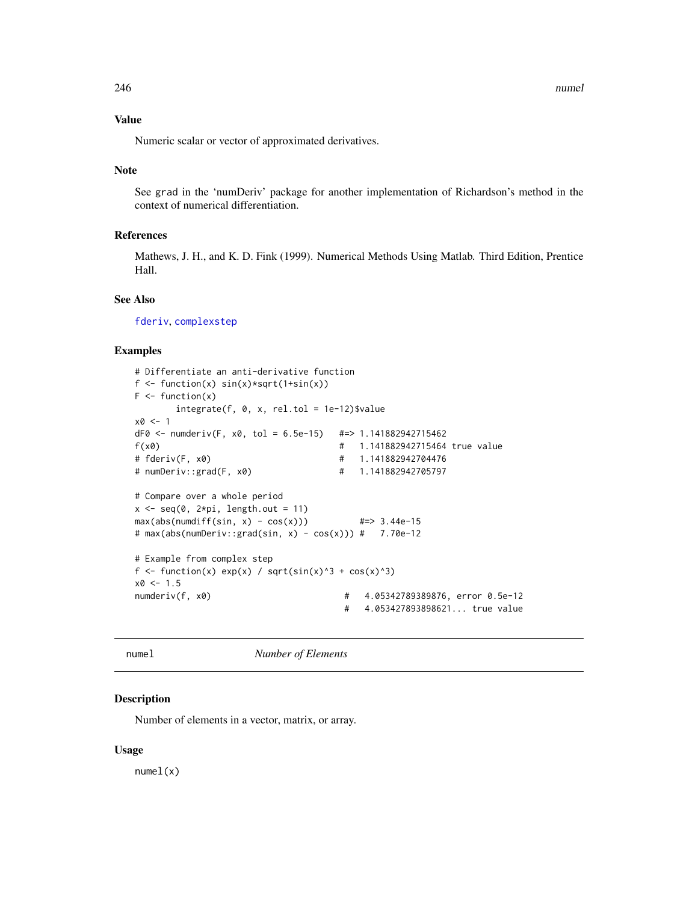### Value

Numeric scalar or vector of approximated derivatives.

### Note

See grad in the 'numDeriv' package for another implementation of Richardson's method in the context of numerical differentiation.

### References

Mathews, J. H., and K. D. Fink (1999). Numerical Methods Using Matlab. Third Edition, Prentice Hall.

### See Also

fderiv, complexstep

### Examples

```
# Differentiate an anti-derivative function
f <- function(x) sin(x)*sqrt(1+sin(x))
F <- function(x)
        integrate(f, 0, x, rel.tol = 1e-12)$value
x0 <- 1
dF0 <- numderiv(F, x0, tol = 6.5e-15)   #=> 1.141882942715462
f(x0)                                   #   1.141882942715464 true value
# fderiv(F, x0)                         #   1.141882942704476
# numDeriv::grad(F, x0)                 #   1.141882942705797

# Compare over a whole period
x <- seq(0, 2*pi, length.out = 11)
max(abs(numdiff(sin, x) - cos(x)))          #=> 3.44e-15
# max(abs(numDeriv::grad(sin, x) - cos(x))) #   7.70e-12

# Example from complex step
f <- function(x) exp(x) / sqrt(sin(x)^3 + cos(x)^3)
x0 <- 1.5
numderiv(f, x0)                          #   4.05342789389876, error 0.5e-12
                                         #   4.053427893898621... true value
```

---

## numel — *Number of Elements*

### Description

Number of elements in a vector, matrix, or array.

### Usage

```
numel(x)
```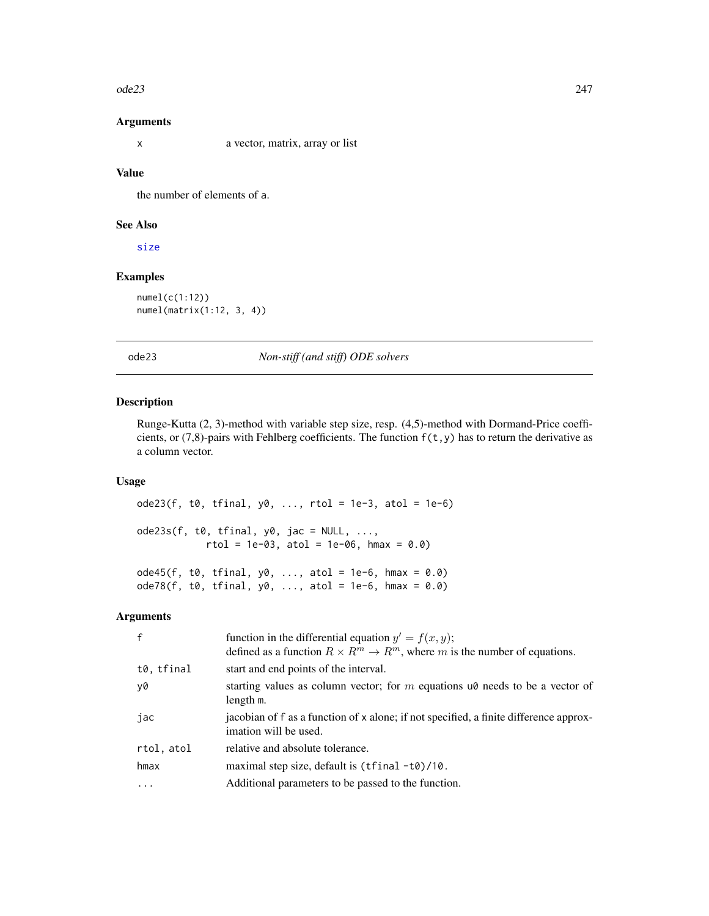### Arguments

| | |
|---|---|
| x | a vector, matrix, array or list |

### Value

the number of elements of a.

### See Also

size

### Examples

```
numel(c(1:12))
numel(matrix(1:12, 3, 4))
```

---

## ode23 *Non-stiff (and stiff) ODE solvers*

---

### Description

Runge-Kutta (2, 3)-method with variable step size, resp. (4,5)-method with Dormand-Price coefficients, or (7,8)-pairs with Fehlberg coefficients. The function `f(t,y)` has to return the derivative as a column vector.

### Usage

```
ode23(f, t0, tfinal, y0, ..., rtol = 1e-3, atol = 1e-6)

ode23s(f, t0, tfinal, y0, jac = NULL, ...,
            rtol = 1e-03, atol = 1e-06, hmax = 0.0)

ode45(f, t0, tfinal, y0, ..., atol = 1e-6, hmax = 0.0)
ode78(f, t0, tfinal, y0, ..., atol = 1e-6, hmax = 0.0)
```

### Arguments

| | |
|---|---|
| f | function in the differential equation $y' = f(x, y)$; defined as a function $R \times R^m \rightarrow R^m$, where $m$ is the number of equations. |
| t0, tfinal | start and end points of the interval. |
| y0 | starting values as column vector; for $m$ equations u0 needs to be a vector of length m. |
| jac | jacobian of f as a function of x alone; if not specified, a finite difference approximation will be used. |
| rtol, atol | relative and absolute tolerance. |
| hmax | maximal step size, default is (tfinal -t0)/10. |
| ... | Additional parameters to be passed to the function. |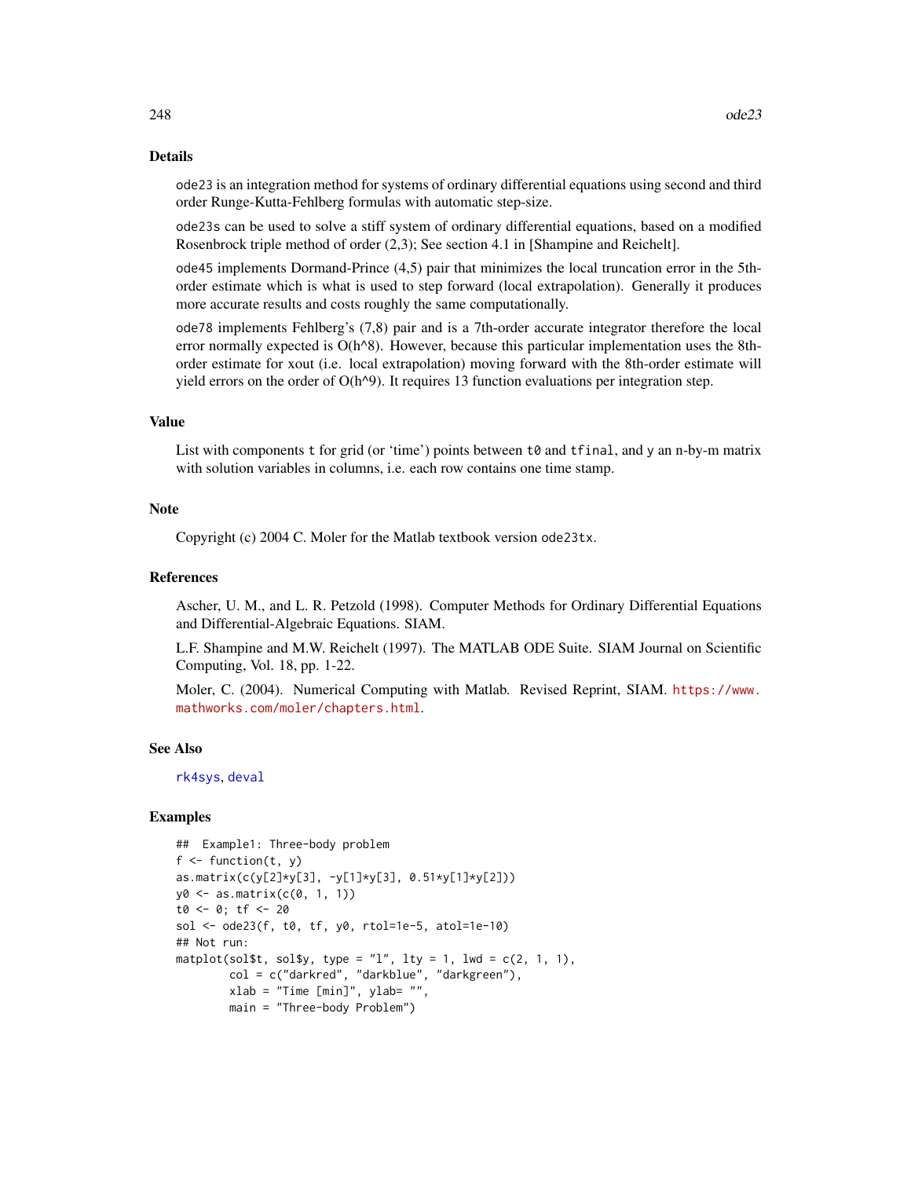## Details

`ode23` is an integration method for systems of ordinary differential equations using second and third order Runge-Kutta-Fehlberg formulas with automatic step-size.

`ode23s` can be used to solve a stiff system of ordinary differential equations, based on a modified Rosenbrock triple method of order (2,3); See section 4.1 in [Shampine and Reichelt].

`ode45` implements Dormand-Prince (4,5) pair that minimizes the local truncation error in the 5th-order estimate which is what is used to step forward (local extrapolation). Generally it produces more accurate results and costs roughly the same computationally.

`ode78` implements Fehlberg's (7,8) pair and is a 7th-order accurate integrator therefore the local error normally expected is O(h^8). However, because this particular implementation uses the 8th-order estimate for xout (i.e. local extrapolation) moving forward with the 8th-order estimate will yield errors on the order of O(h^9). It requires 13 function evaluations per integration step.

## Value

List with components `t` for grid (or 'time') points between `t0` and `tfinal`, and `y` an n-by-m matrix with solution variables in columns, i.e. each row contains one time stamp.

## Note

Copyright (c) 2004 C. Moler for the Matlab textbook version `ode23tx`.

## References

Ascher, U. M., and L. R. Petzold (1998). Computer Methods for Ordinary Differential Equations and Differential-Algebraic Equations. SIAM.

L.F. Shampine and M.W. Reichelt (1997). The MATLAB ODE Suite. SIAM Journal on Scientific Computing, Vol. 18, pp. 1-22.

Moler, C. (2004). Numerical Computing with Matlab. Revised Reprint, SIAM. https://www.mathworks.com/moler/chapters.html.

## See Also

`rk4sys`, `deval`

## Examples

```
##  Example1: Three-body problem
f <- function(t, y)
as.matrix(c(y[2]*y[3], -y[1]*y[3], 0.51*y[1]*y[2]))
y0 <- as.matrix(c(0, 1, 1))
t0 <- 0; tf <- 20
sol <- ode23(f, t0, tf, y0, rtol=1e-5, atol=1e-10)
## Not run:
matplot(sol$t, sol$y, type = "l", lty = 1, lwd = c(2, 1, 1),
        col = c("darkred", "darkblue", "darkgreen"),
        xlab = "Time [min]", ylab= "",
        main = "Three-body Problem")
```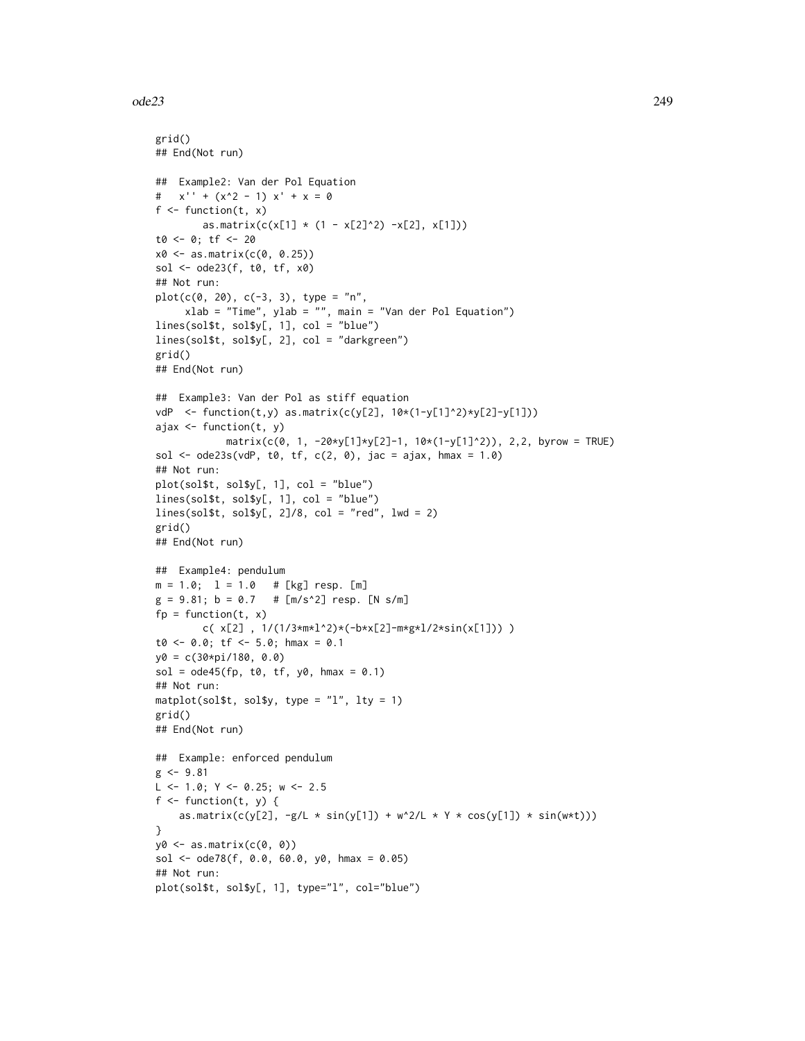```
grid()
## End(Not run)

##  Example2: Van der Pol Equation
#   x'' + (x^2 - 1) x' + x = 0
f <- function(t, x)
        as.matrix(c(x[1] * (1 - x[2]^2) -x[2], x[1]))
t0 <- 0; tf <- 20
x0 <- as.matrix(c(0, 0.25))
sol <- ode23(f, t0, tf, x0)
## Not run:
plot(c(0, 20), c(-3, 3), type = "n",
     xlab = "Time", ylab = "", main = "Van der Pol Equation")
lines(sol$t, sol$y[, 1], col = "blue")
lines(sol$t, sol$y[, 2], col = "darkgreen")
grid()
## End(Not run)

##  Example3: Van der Pol as stiff equation
vdP  <- function(t,y) as.matrix(c(y[2], 10*(1-y[1]^2)*y[2]-y[1]))
ajax <- function(t, y)
            matrix(c(0, 1, -20*y[1]*y[2]-1, 10*(1-y[1]^2)), 2,2, byrow = TRUE)
sol <- ode23s(vdP, t0, tf, c(2, 0), jac = ajax, hmax = 1.0)
## Not run:
plot(sol$t, sol$y[, 1], col = "blue")
lines(sol$t, sol$y[, 1], col = "blue")
lines(sol$t, sol$y[, 2]/8, col = "red", lwd = 2)
grid()
## End(Not run)

##  Example4: pendulum
m = 1.0;  l = 1.0   # [kg] resp. [m]
g = 9.81; b = 0.7   # [m/s^2] resp. [N s/m]
fp = function(t, x)
        c( x[2] , 1/(1/3*m*l^2)*(-b*x[2]-m*g*l/2*sin(x[1])) )
t0 <- 0.0; tf <- 5.0; hmax = 0.1
y0 = c(30*pi/180, 0.0)
sol = ode45(fp, t0, tf, y0, hmax = 0.1)
## Not run:
matplot(sol$t, sol$y, type = "l", lty = 1)
grid()
## End(Not run)

##  Example: enforced pendulum
g <- 9.81
L <- 1.0; Y <- 0.25; w <- 2.5
f <- function(t, y) {
    as.matrix(c(y[2], -g/L * sin(y[1]) + w^2/L * Y * cos(y[1]) * sin(w*t)))
}
y0 <- as.matrix(c(0, 0))
sol <- ode78(f, 0.0, 60.0, y0, hmax = 0.05)
## Not run:
plot(sol$t, sol$y[, 1], type="l", col="blue")
```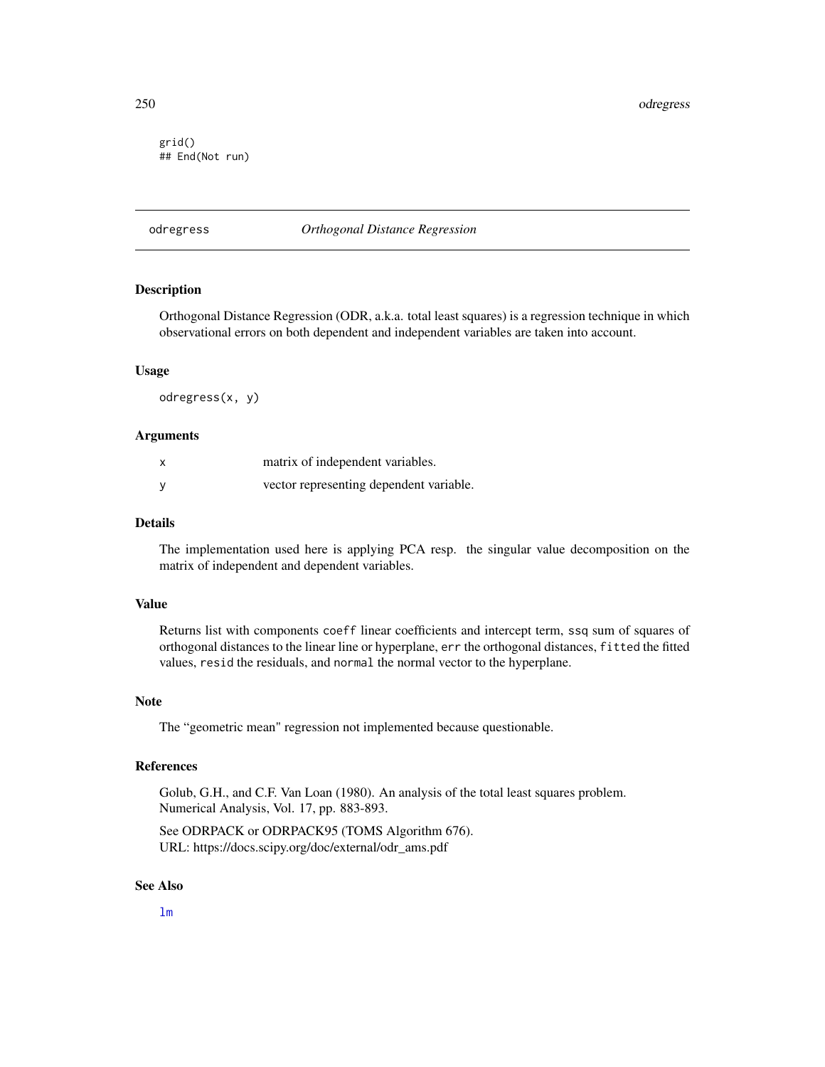```
grid()
## End(Not run)
```

---

## odregress *Orthogonal Distance Regression*

### Description

Orthogonal Distance Regression (ODR, a.k.a. total least squares) is a regression technique in which observational errors on both dependent and independent variables are taken into account.

### Usage

```
odregress(x, y)
```

### Arguments

| | |
|---|---|
| x | matrix of independent variables. |
| y | vector representing dependent variable. |

### Details

The implementation used here is applying PCA resp. the singular value decomposition on the matrix of independent and dependent variables.

### Value

Returns list with components `coeff` linear coefficients and intercept term, `ssq` sum of squares of orthogonal distances to the linear line or hyperplane, `err` the orthogonal distances, `fitted` the fitted values, `resid` the residuals, and `normal` the normal vector to the hyperplane.

### Note

The "geometric mean" regression not implemented because questionable.

### References

Golub, G.H., and C.F. Van Loan (1980). An analysis of the total least squares problem.
Numerical Analysis, Vol. 17, pp. 883-893.

See ODRPACK or ODRPACK95 (TOMS Algorithm 676).
URL: https://docs.scipy.org/doc/external/odr_ams.pdf

### See Also

`lm`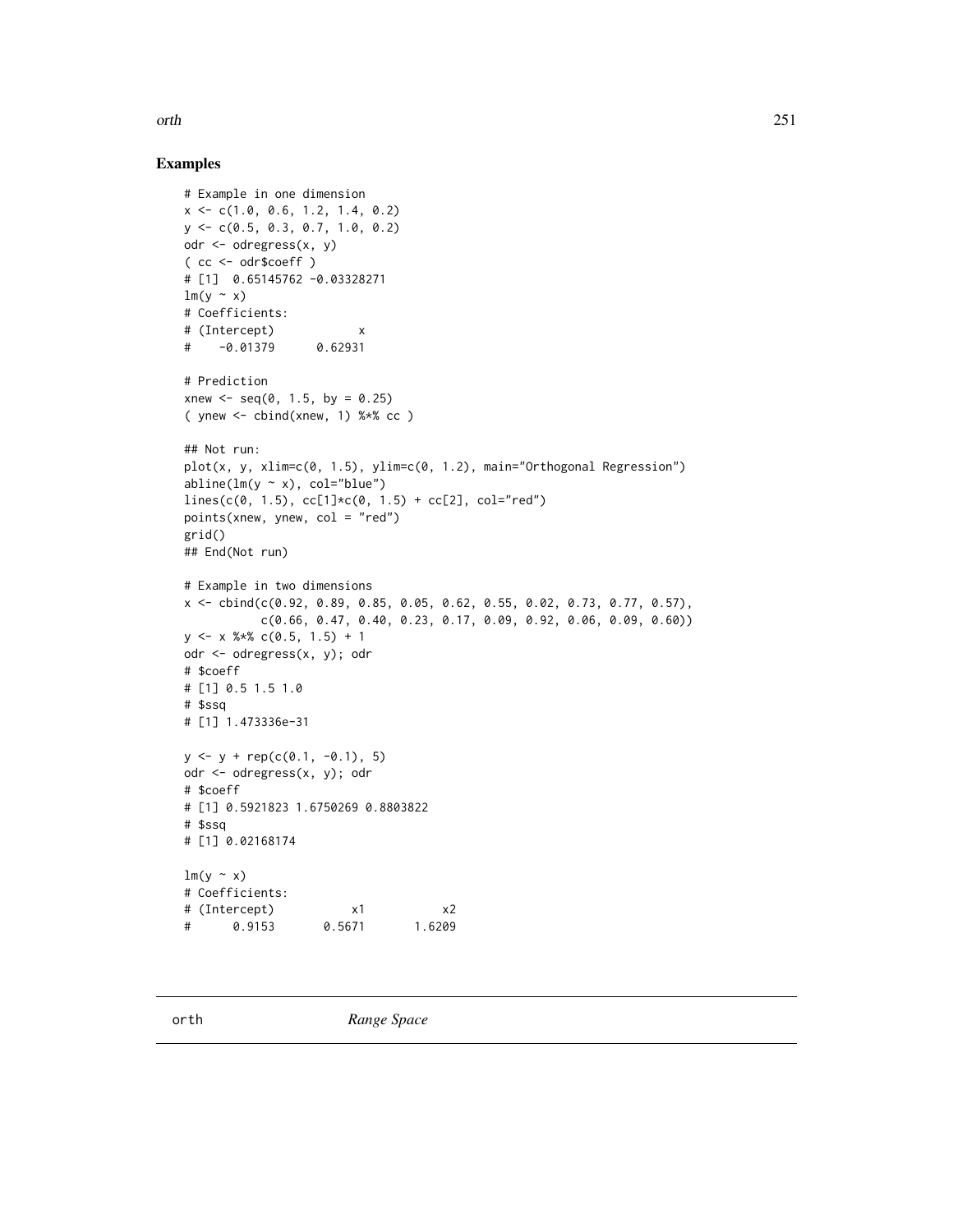## Examples

```
# Example in one dimension
x <- c(1.0, 0.6, 1.2, 1.4, 0.2)
y <- c(0.5, 0.3, 0.7, 1.0, 0.2)
odr <- odregress(x, y)
( cc <- odr$coeff )
# [1]  0.65145762 -0.03328271
lm(y ~ x)
# Coefficients:
# (Intercept)            x
#    -0.01379      0.62931

# Prediction
xnew <- seq(0, 1.5, by = 0.25)
( ynew <- cbind(xnew, 1) %*% cc )

## Not run:
plot(x, y, xlim=c(0, 1.5), ylim=c(0, 1.2), main="Orthogonal Regression")
abline(lm(y ~ x), col="blue")
lines(c(0, 1.5), cc[1]*c(0, 1.5) + cc[2], col="red")
points(xnew, ynew, col = "red")
grid()
## End(Not run)

# Example in two dimensions
x <- cbind(c(0.92, 0.89, 0.85, 0.05, 0.62, 0.55, 0.02, 0.73, 0.77, 0.57),
           c(0.66, 0.47, 0.40, 0.23, 0.17, 0.09, 0.92, 0.06, 0.09, 0.60))
y <- x %*% c(0.5, 1.5) + 1
odr <- odregress(x, y); odr
# $coeff
# [1] 0.5 1.5 1.0
# $ssq
# [1] 1.473336e-31

y <- y + rep(c(0.1, -0.1), 5)
odr <- odregress(x, y); odr
# $coeff
# [1] 0.5921823 1.6750269 0.8803822
# $ssq
# [1] 0.02168174

lm(y ~ x)
# Coefficients:
# (Intercept)           x1           x2
#      0.9153       0.5671       1.6209
```

---

orth &nbsp;&nbsp;&nbsp;&nbsp;&nbsp;&nbsp;&nbsp;&nbsp;&nbsp;&nbsp;&nbsp;&nbsp; *Range Space*

---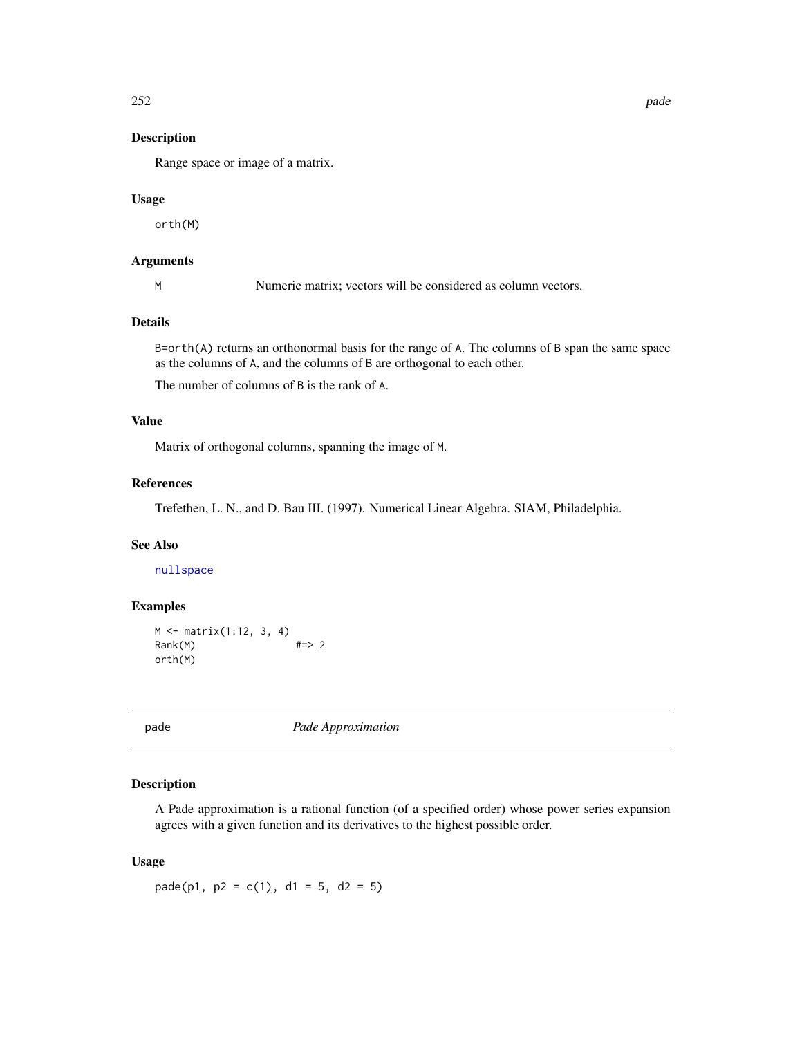### Description

Range space or image of a matrix.

### Usage

```
orth(M)
```

### Arguments

| | |
|---|---|
| M | Numeric matrix; vectors will be considered as column vectors. |

### Details

`B=orth(A)` returns an orthonormal basis for the range of `A`. The columns of `B` span the same space as the columns of `A`, and the columns of `B` are orthogonal to each other.

The number of columns of `B` is the rank of `A`.

### Value

Matrix of orthogonal columns, spanning the image of `M`.

### References

Trefethen, L. N., and D. Bau III. (1997). Numerical Linear Algebra. SIAM, Philadelphia.

### See Also

`nullspace`

### Examples

```
M <- matrix(1:12, 3, 4)
Rank(M)              #=> 2
orth(M)
```

---

## pade — *Pade Approximation*

---

### Description

A Pade approximation is a rational function (of a specified order) whose power series expansion agrees with a given function and its derivatives to the highest possible order.

### Usage

```
pade(p1, p2 = c(1), d1 = 5, d2 = 5)
```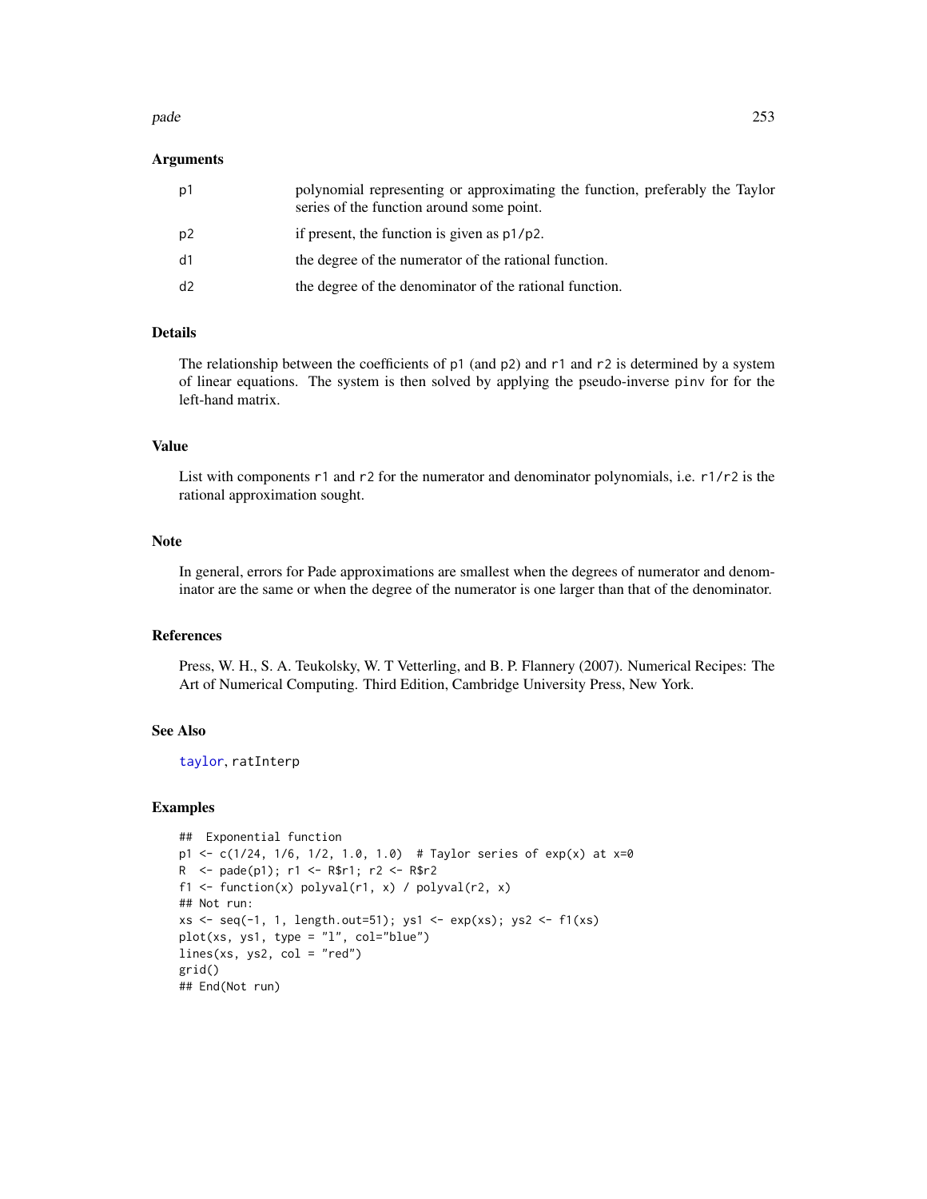### Arguments

| | |
|---|---|
| p1 | polynomial representing or approximating the function, preferably the Taylor series of the function around some point. |
| p2 | if present, the function is given as p1/p2. |
| d1 | the degree of the numerator of the rational function. |
| d2 | the degree of the denominator of the rational function. |

### Details

The relationship between the coefficients of p1 (and p2) and r1 and r2 is determined by a system of linear equations. The system is then solved by applying the pseudo-inverse pinv for for the left-hand matrix.

### Value

List with components r1 and r2 for the numerator and denominator polynomials, i.e. r1/r2 is the rational approximation sought.

### Note

In general, errors for Pade approximations are smallest when the degrees of numerator and denominator are the same or when the degree of the numerator is one larger than that of the denominator.

### References

Press, W. H., S. A. Teukolsky, W. T Vetterling, and B. P. Flannery (2007). Numerical Recipes: The Art of Numerical Computing. Third Edition, Cambridge University Press, New York.

### See Also

taylor, ratInterp

### Examples

```
##  Exponential function
p1 <- c(1/24, 1/6, 1/2, 1.0, 1.0)  # Taylor series of exp(x) at x=0
R  <- pade(p1); r1 <- R$r1; r2 <- R$r2
f1 <- function(x) polyval(r1, x) / polyval(r2, x)
## Not run:
xs <- seq(-1, 1, length.out=51); ys1 <- exp(xs); ys2 <- f1(xs)
plot(xs, ys1, type = "l", col="blue")
lines(xs, ys2, col = "red")
grid()
## End(Not run)
```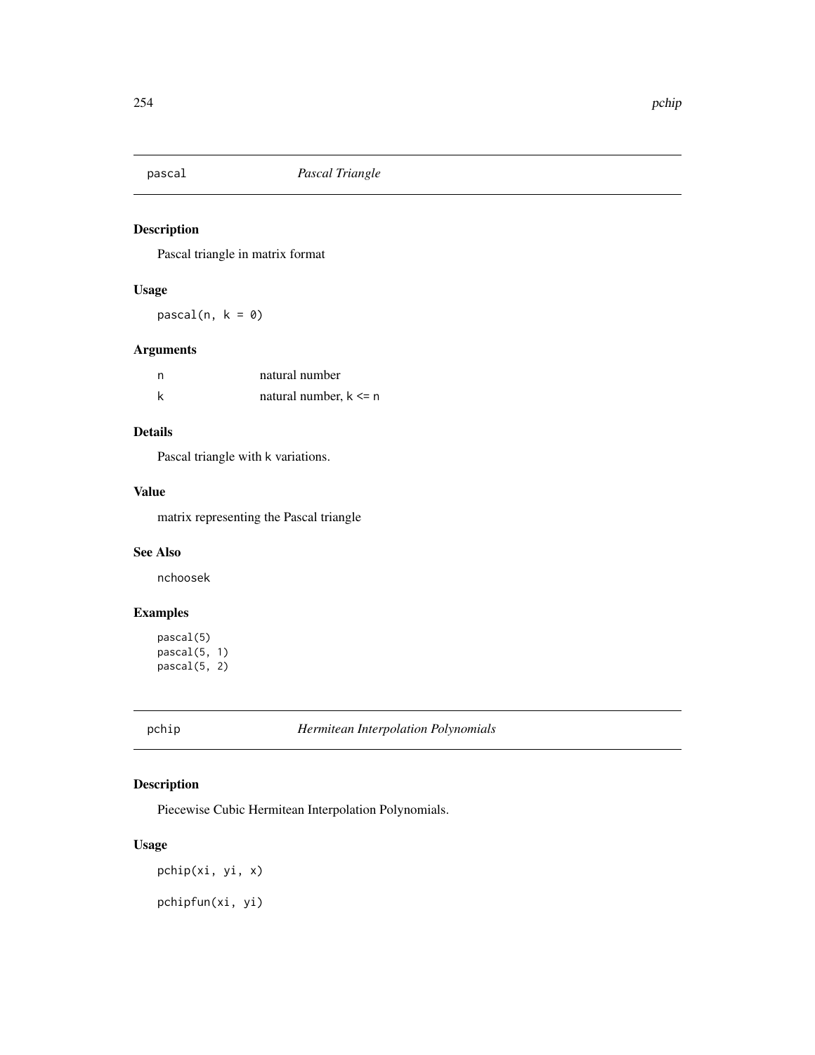## pascal *Pascal Triangle*

### Description

Pascal triangle in matrix format

### Usage

```
pascal(n, k = 0)
```

### Arguments

| | |
|---|---|
| n | natural number |
| k | natural number, k <= n |

### Details

Pascal triangle with k variations.

### Value

matrix representing the Pascal triangle

### See Also

nchoosek

### Examples

```
pascal(5)
pascal(5, 1)
pascal(5, 2)
```

## pchip *Hermitean Interpolation Polynomials*

### Description

Piecewise Cubic Hermitean Interpolation Polynomials.

### Usage

```
pchip(xi, yi, x)

pchipfun(xi, yi)
```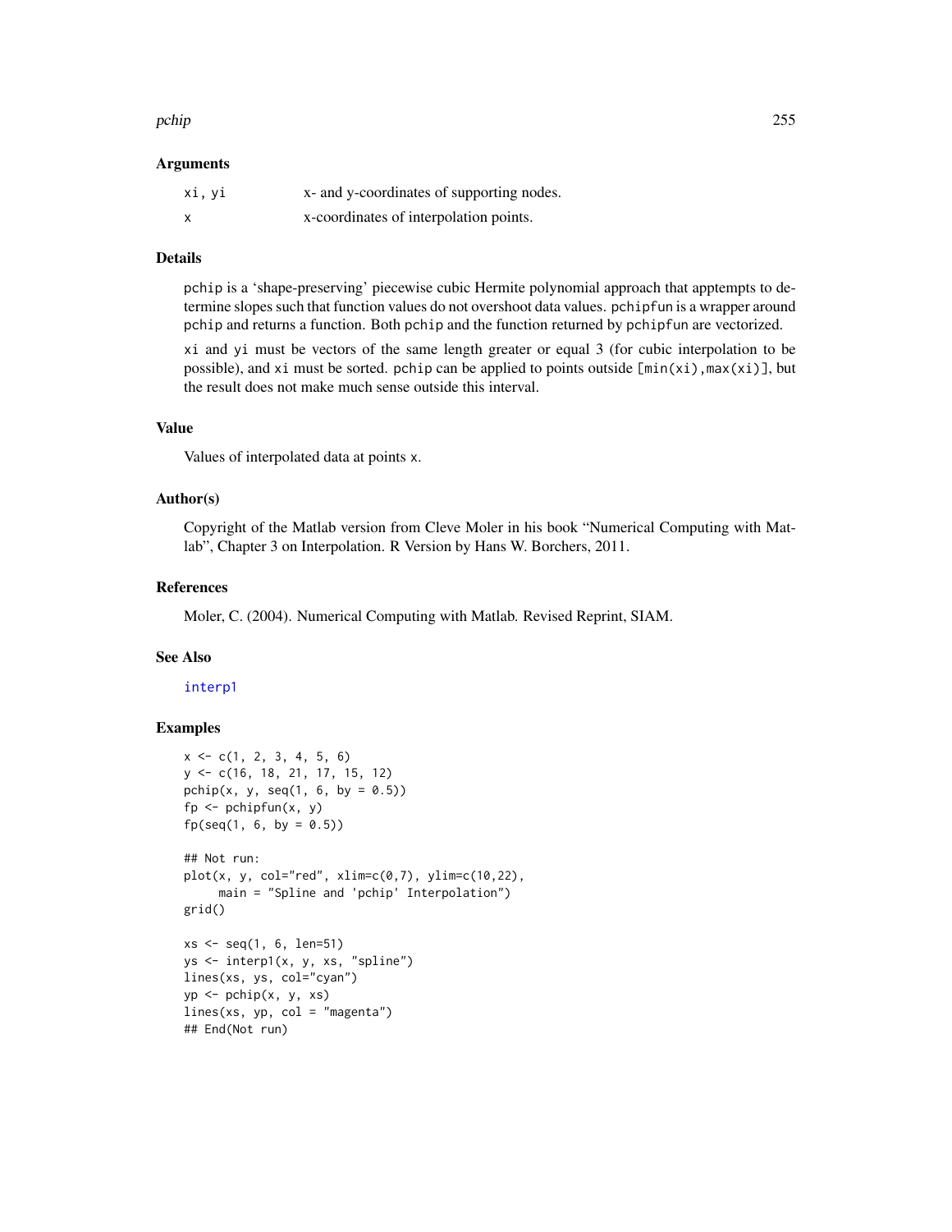### Arguments

| | |
|---|---|
| xi, yi | x- and y-coordinates of supporting nodes. |
| x | x-coordinates of interpolation points. |

### Details

pchip is a 'shape-preserving' piecewise cubic Hermite polynomial approach that apptempts to determine slopes such that function values do not overshoot data values. pchipfun is a wrapper around pchip and returns a function. Both pchip and the function returned by pchipfun are vectorized.

xi and yi must be vectors of the same length greater or equal 3 (for cubic interpolation to be possible), and xi must be sorted. pchip can be applied to points outside [min(xi),max(xi)], but the result does not make much sense outside this interval.

### Value

Values of interpolated data at points x.

### Author(s)

Copyright of the Matlab version from Cleve Moler in his book "Numerical Computing with Matlab", Chapter 3 on Interpolation. R Version by Hans W. Borchers, 2011.

### References

Moler, C. (2004). Numerical Computing with Matlab. Revised Reprint, SIAM.

### See Also

interp1

### Examples

```
x <- c(1, 2, 3, 4, 5, 6)
y <- c(16, 18, 21, 17, 15, 12)
pchip(x, y, seq(1, 6, by = 0.5))
fp <- pchipfun(x, y)
fp(seq(1, 6, by = 0.5))

## Not run:
plot(x, y, col="red", xlim=c(0,7), ylim=c(10,22),
     main = "Spline and 'pchip' Interpolation")
grid()

xs <- seq(1, 6, len=51)
ys <- interp1(x, y, xs, "spline")
lines(xs, ys, col="cyan")
yp <- pchip(x, y, xs)
lines(xs, yp, col = "magenta")
## End(Not run)
```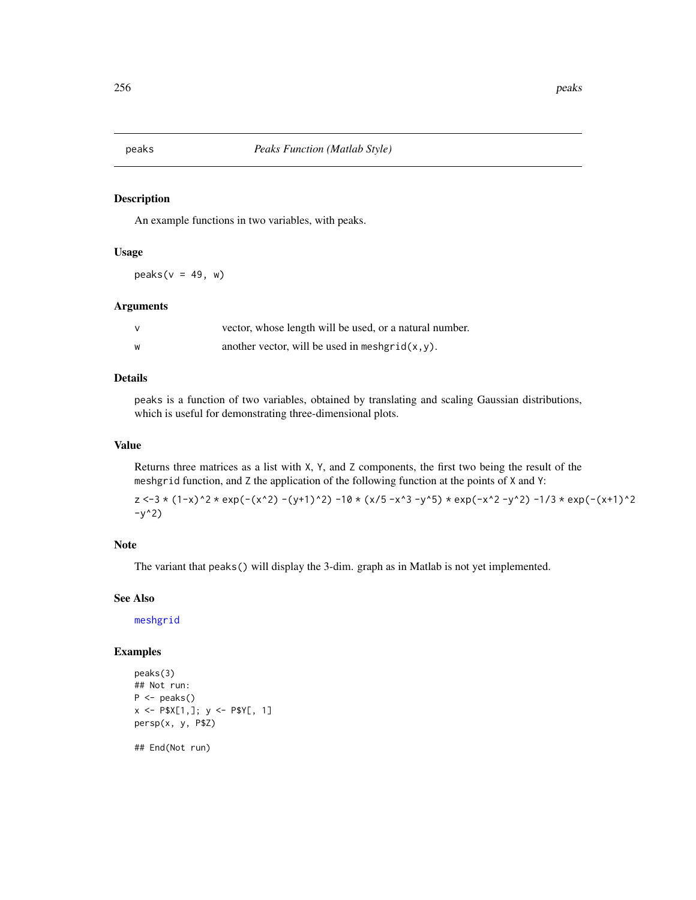# peaks — *Peaks Function (Matlab Style)*

## Description

An example functions in two variables, with peaks.

## Usage

```
peaks(v = 49, w)
```

## Arguments

| | |
|---|---|
| v | vector, whose length will be used, or a natural number. |
| w | another vector, will be used in `meshgrid(x,y)`. |

## Details

`peaks` is a function of two variables, obtained by translating and scaling Gaussian distributions, which is useful for demonstrating three-dimensional plots.

## Value

Returns three matrices as a list with `X`, `Y`, and `Z` components, the first two being the result of the `meshgrid` function, and `Z` the application of the following function at the points of `X` and `Y`:

```
z <-3 * (1-x)^2 * exp(-(x^2) -(y+1)^2) -10 * (x/5 -x^3 -y^5) * exp(-x^2 -y^2) -1/3 * exp(-(x+1)^2 -y^2)
```

## Note

The variant that `peaks()` will display the 3-dim. graph as in Matlab is not yet implemented.

## See Also

`meshgrid`

## Examples

```
peaks(3)
## Not run:
P <- peaks()
x <- P$X[1,]; y <- P$Y[, 1]
persp(x, y, P$Z)

## End(Not run)
```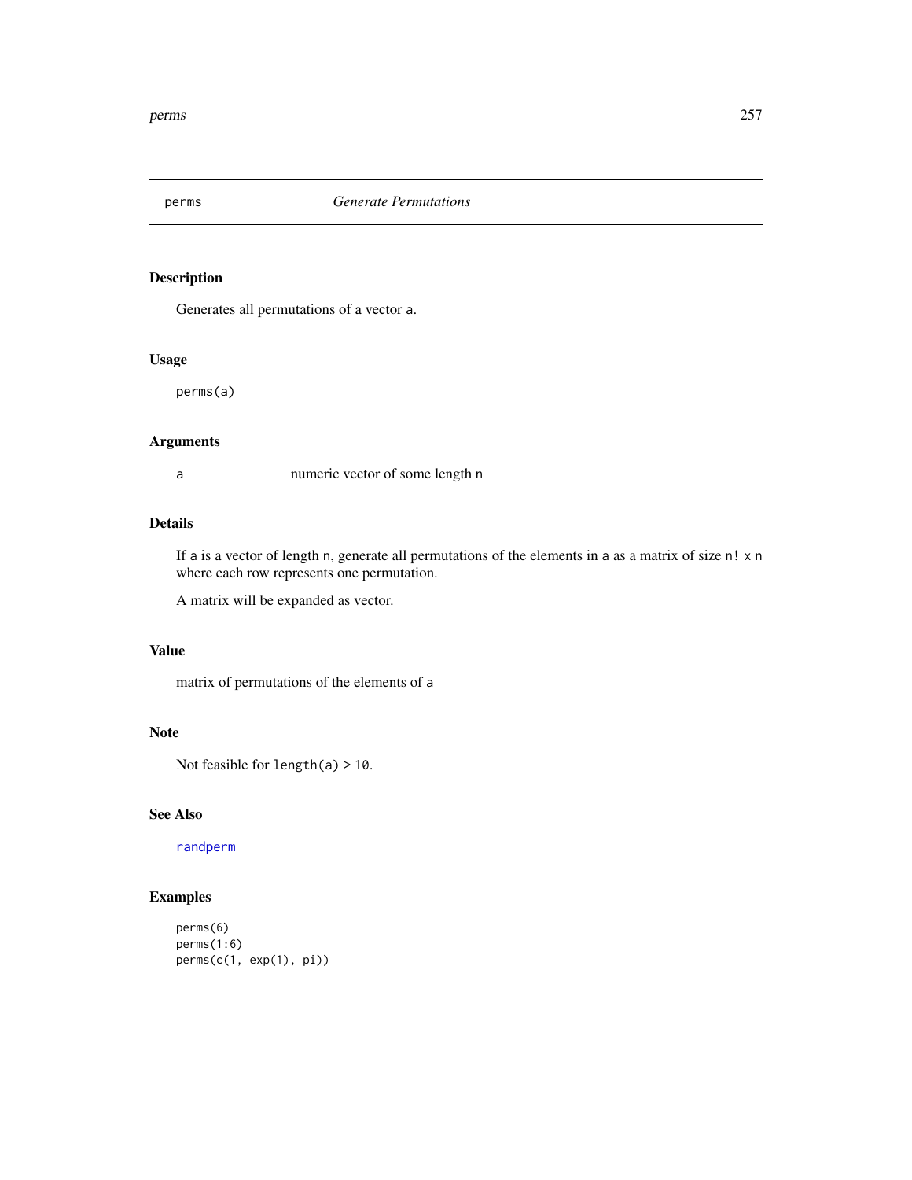perms *Generate Permutations*

## Description

Generates all permutations of a vector a.

## Usage

```
perms(a)
```

## Arguments

a numeric vector of some length n

## Details

If a is a vector of length n, generate all permutations of the elements in a as a matrix of size n! x n where each row represents one permutation.

A matrix will be expanded as vector.

## Value

matrix of permutations of the elements of a

## Note

Not feasible for length(a) > 10.

## See Also

randperm

## Examples

```
perms(6)
perms(1:6)
perms(c(1, exp(1), pi))
```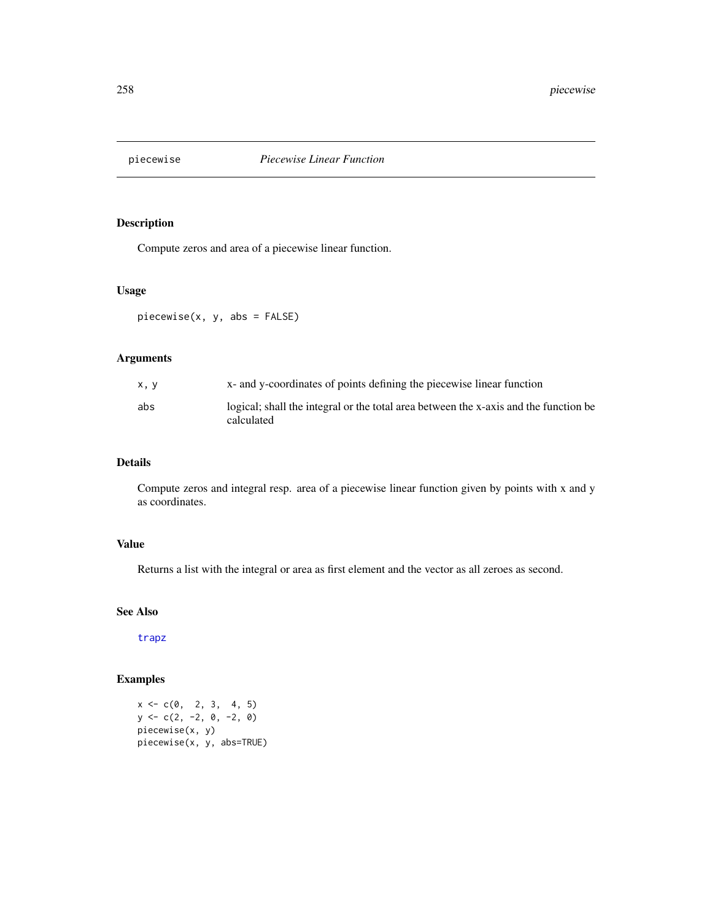piecewise *Piecewise Linear Function*

## Description

Compute zeros and area of a piecewise linear function.

## Usage

```
piecewise(x, y, abs = FALSE)
```

## Arguments

| | |
|---|---|
| `x, y` | x- and y-coordinates of points defining the piecewise linear function |
| `abs` | logical; shall the integral or the total area between the x-axis and the function be calculated |

## Details

Compute zeros and integral resp. area of a piecewise linear function given by points with x and y as coordinates.

## Value

Returns a list with the integral or area as first element and the vector as all zeroes as second.

## See Also

`trapz`

## Examples

```
x <- c(0,  2, 3,  4, 5)
y <- c(2, -2, 0, -2, 0)
piecewise(x, y)
piecewise(x, y, abs=TRUE)
```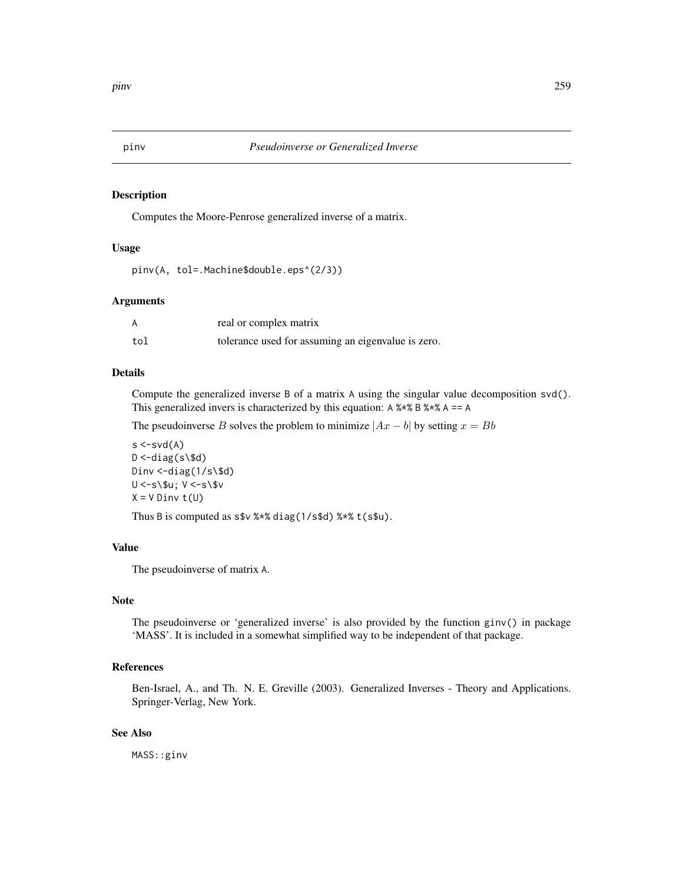# pinv — *Pseudoinverse or Generalized Inverse*

## Description

Computes the Moore-Penrose generalized inverse of a matrix.

## Usage

```
pinv(A, tol=.Machine$double.eps^(2/3))
```

## Arguments

| | |
|---|---|
| A | real or complex matrix |
| tol | tolerance used for assuming an eigenvalue is zero. |

## Details

Compute the generalized inverse B of a matrix A using the singular value decomposition svd(). This generalized invers is characterized by this equation: A %*% B %*% A == A

The pseudoinverse $B$ solves the problem to minimize $|Ax - b|$ by setting $x = Bb$

```
s <-svd(A)
D <-diag(s\$d)
Dinv <-diag(1/s\$d)
U <-s\$u; V <-s\$v
X = V Dinv t(U)
```

Thus B is computed as s$v %*% diag(1/s$d) %*% t(s$u).

## Value

The pseudoinverse of matrix A.

## Note

The pseudoinverse or 'generalized inverse' is also provided by the function ginv() in package 'MASS'. It is included in a somewhat simplified way to be independent of that package.

## References

Ben-Israel, A., and Th. N. E. Greville (2003). Generalized Inverses - Theory and Applications. Springer-Verlag, New York.

## See Also

MASS::ginv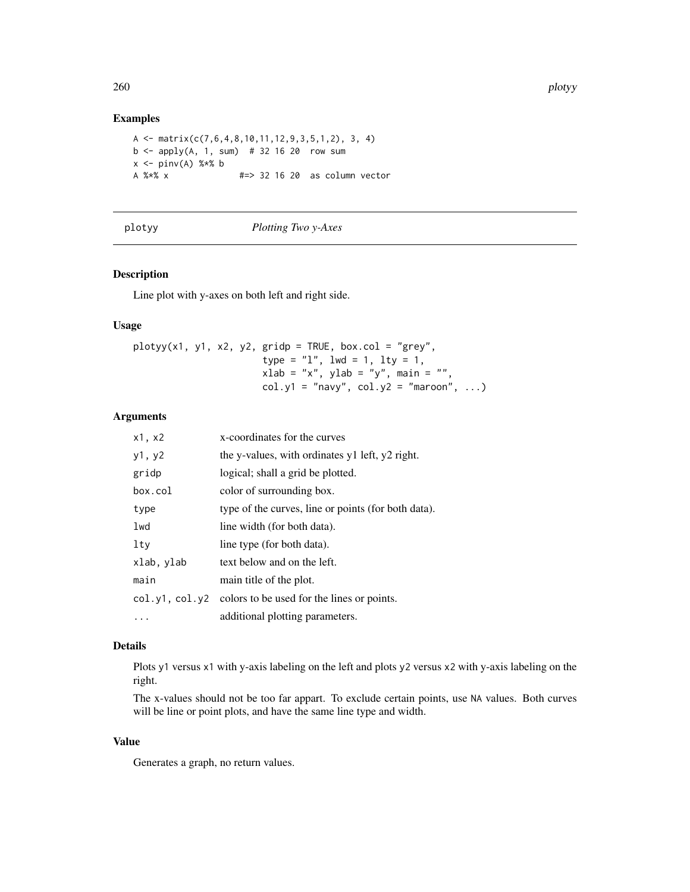## Examples

```
A <- matrix(c(7,6,4,8,10,11,12,9,3,5,1,2), 3, 4)
b <- apply(A, 1, sum)  # 32 16 20  row sum
x <- pinv(A) %*% b
A %*% x              #=> 32 16 20  as column vector
```

---

# plotyy *Plotting Two y-Axes*

---

## Description

Line plot with y-axes on both left and right side.

## Usage

```
plotyy(x1, y1, x2, y2, gridp = TRUE, box.col = "grey",
                       type = "l", lwd = 1, lty = 1,
                       xlab = "x", ylab = "y", main = "",
                       col.y1 = "navy", col.y2 = "maroon", ...)
```

## Arguments

| | |
|---|---|
| `x1, x2` | x-coordinates for the curves |
| `y1, y2` | the y-values, with ordinates y1 left, y2 right. |
| `gridp` | logical; shall a grid be plotted. |
| `box.col` | color of surrounding box. |
| `type` | type of the curves, line or points (for both data). |
| `lwd` | line width (for both data). |
| `lty` | line type (for both data). |
| `xlab, ylab` | text below and on the left. |
| `main` | main title of the plot. |
| `col.y1, col.y2` | colors to be used for the lines or points. |
| `...` | additional plotting parameters. |

## Details

Plots `y1` versus `x1` with y-axis labeling on the left and plots `y2` versus `x2` with y-axis labeling on the right.

The x-values should not be too far appart. To exclude certain points, use `NA` values. Both curves will be line or point plots, and have the same line type and width.

## Value

Generates a graph, no return values.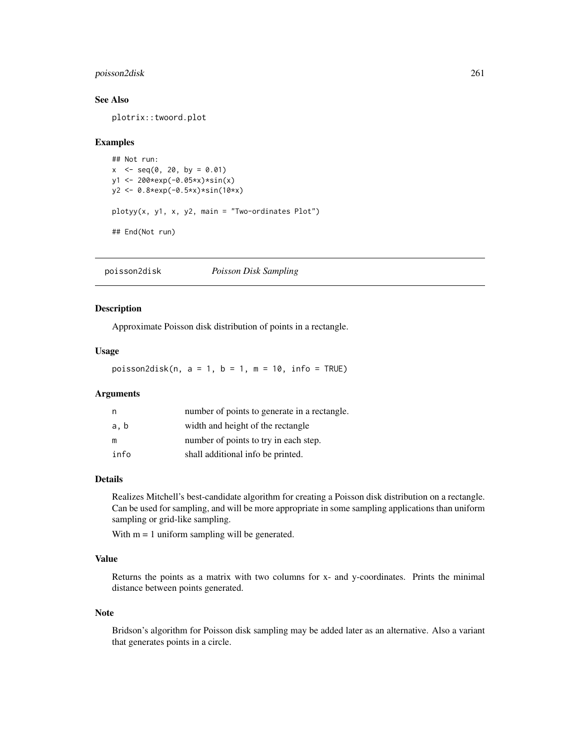## See Also

plotrix::twoord.plot

## Examples

```
## Not run:
x  <- seq(0, 20, by = 0.01)
y1 <- 200*exp(-0.05*x)*sin(x)
y2 <- 0.8*exp(-0.5*x)*sin(10*x)

plotyy(x, y1, x, y2, main = "Two-ordinates Plot")

## End(Not run)
```

---

# poisson2disk &nbsp;&nbsp;&nbsp;&nbsp; *Poisson Disk Sampling*

---

## Description

Approximate Poisson disk distribution of points in a rectangle.

## Usage

```
poisson2disk(n, a = 1, b = 1, m = 10, info = TRUE)
```

## Arguments

| | |
|---|---|
| n | number of points to generate in a rectangle. |
| a, b | width and height of the rectangle |
| m | number of points to try in each step. |
| info | shall additional info be printed. |

## Details

Realizes Mitchell's best-candidate algorithm for creating a Poisson disk distribution on a rectangle. Can be used for sampling, and will be more appropriate in some sampling applications than uniform sampling or grid-like sampling.

With m = 1 uniform sampling will be generated.

## Value

Returns the points as a matrix with two columns for x- and y-coordinates. Prints the minimal distance between points generated.

## Note

Bridson's algorithm for Poisson disk sampling may be added later as an alternative. Also a variant that generates points in a circle.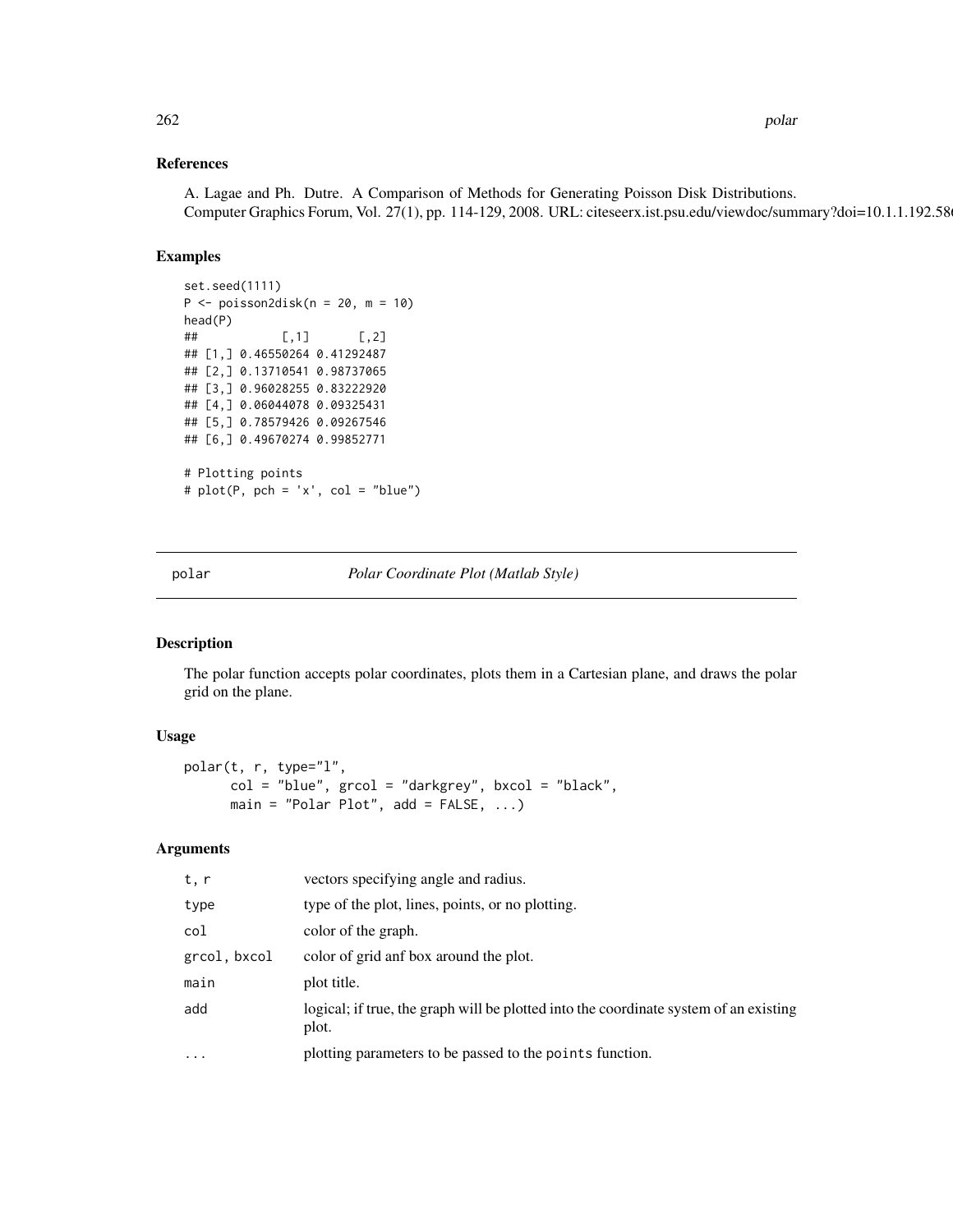## References

A. Lagae and Ph. Dutre. A Comparison of Methods for Generating Poisson Disk Distributions. Computer Graphics Forum, Vol. 27(1), pp. 114-129, 2008. URL: citeseerx.ist.psu.edu/viewdoc/summary?doi=10.1.1.192.58

## Examples

```
set.seed(1111)
P <- poisson2disk(n = 20, m = 10)
head(P)
##            [,1]       [,2]
## [1,] 0.46550264 0.41292487
## [2,] 0.13710541 0.98737065
## [3,] 0.96028255 0.83222920
## [4,] 0.06044078 0.09325431
## [5,] 0.78579426 0.09267546
## [6,] 0.49670274 0.99852771

# Plotting points
# plot(P, pch = 'x', col = "blue")
```

---

# polar — *Polar Coordinate Plot (Matlab Style)*

## Description

The polar function accepts polar coordinates, plots them in a Cartesian plane, and draws the polar grid on the plane.

## Usage

```
polar(t, r, type="l",
      col = "blue", grcol = "darkgrey", bxcol = "black",
      main = "Polar Plot", add = FALSE, ...)
```

## Arguments

| | |
|---|---|
| `t, r` | vectors specifying angle and radius. |
| `type` | type of the plot, lines, points, or no plotting. |
| `col` | color of the graph. |
| `grcol, bxcol` | color of grid anf box around the plot. |
| `main` | plot title. |
| `add` | logical; if true, the graph will be plotted into the coordinate system of an existing plot. |
| `...` | plotting parameters to be passed to the `points` function. |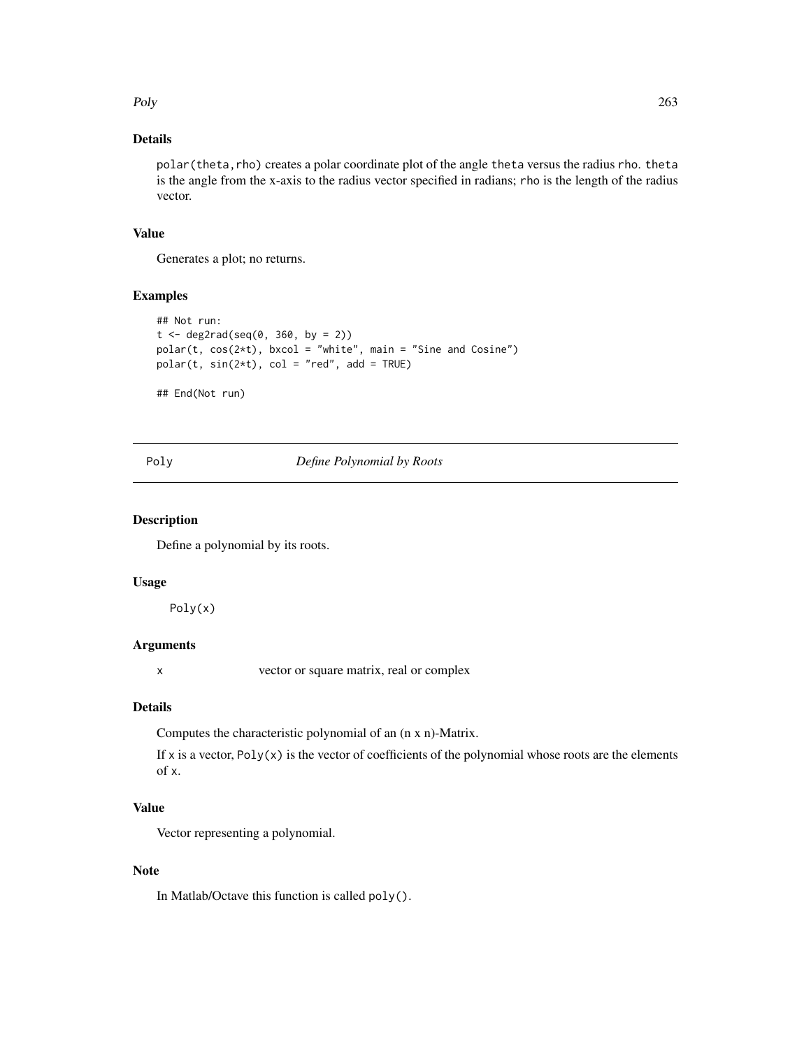### Details

`polar(theta,rho)` creates a polar coordinate plot of the angle `theta` versus the radius `rho`. `theta` is the angle from the x-axis to the radius vector specified in radians; `rho` is the length of the radius vector.

### Value

Generates a plot; no returns.

### Examples

```
## Not run:
t <- deg2rad(seq(0, 360, by = 2))
polar(t, cos(2*t), bxcol = "white", main = "Sine and Cosine")
polar(t, sin(2*t), col = "red", add = TRUE)

## End(Not run)
```

---

## Poly — *Define Polynomial by Roots*

### Description

Define a polynomial by its roots.

### Usage

```
Poly(x)
```

### Arguments

| | |
|---|---|
| `x` | vector or square matrix, real or complex |

### Details

Computes the characteristic polynomial of an (n x n)-Matrix.

If `x` is a vector, `Poly(x)` is the vector of coefficients of the polynomial whose roots are the elements of `x`.

### Value

Vector representing a polynomial.

### Note

In Matlab/Octave this function is called `poly()`.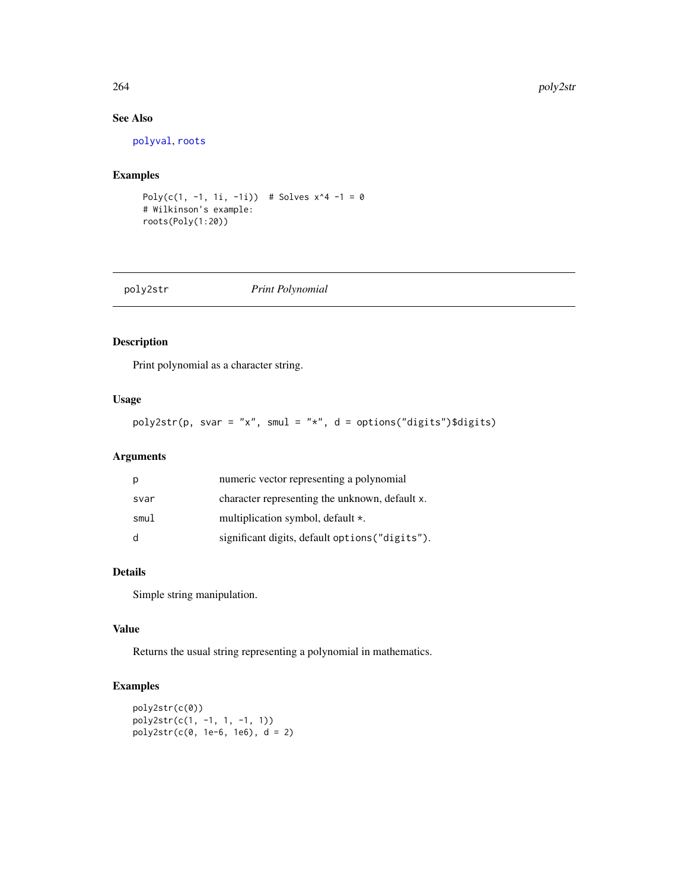## See Also

polyval, roots

## Examples

```
Poly(c(1, -1, 1i, -1i))  # Solves x^4 -1 = 0
# Wilkinson's example:
roots(Poly(1:20))
```

---

# poly2str — *Print Polynomial*

## Description

Print polynomial as a character string.

## Usage

```
poly2str(p, svar = "x", smul = "*", d = options("digits")$digits)
```

## Arguments

| | |
|---|---|
| p | numeric vector representing a polynomial |
| svar | character representing the unknown, default x. |
| smul | multiplication symbol, default *. |
| d | significant digits, default options("digits"). |

## Details

Simple string manipulation.

## Value

Returns the usual string representing a polynomial in mathematics.

## Examples

```
poly2str(c(0))
poly2str(c(1, -1, 1, -1, 1))
poly2str(c(0, 1e-6, 1e6), d = 2)
```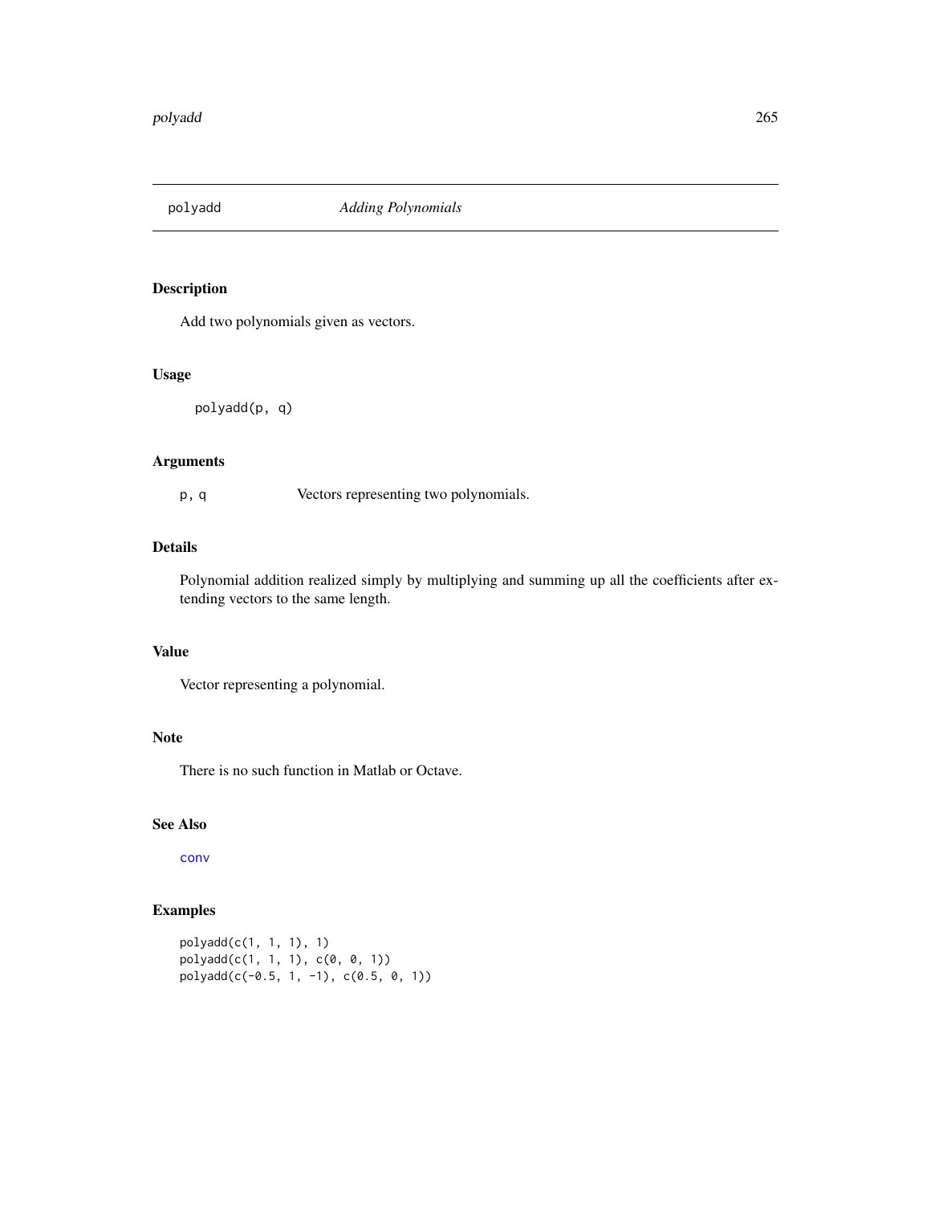## polyadd — *Adding Polynomials*

### Description

Add two polynomials given as vectors.

### Usage

```
polyadd(p, q)
```

### Arguments

| | |
|---|---|
| `p, q` | Vectors representing two polynomials. |

### Details

Polynomial addition realized simply by multiplying and summing up all the coefficients after extending vectors to the same length.

### Value

Vector representing a polynomial.

### Note

There is no such function in Matlab or Octave.

### See Also

`conv`

### Examples

```
polyadd(c(1, 1, 1), 1)
polyadd(c(1, 1, 1), c(0, 0, 1))
polyadd(c(-0.5, 1, -1), c(0.5, 0, 1))
```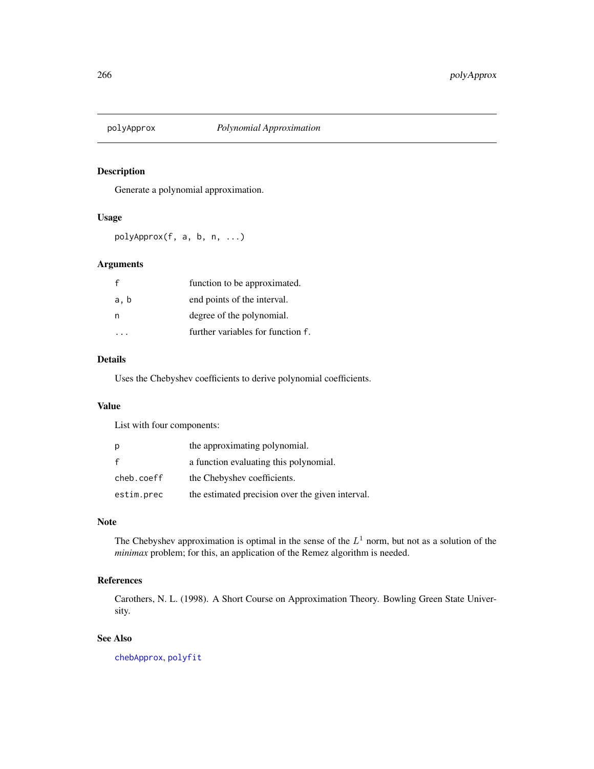# polyApprox — *Polynomial Approximation*

## Description

Generate a polynomial approximation.

## Usage

```
polyApprox(f, a, b, n, ...)
```

## Arguments

| | |
|---|---|
| `f` | function to be approximated. |
| `a, b` | end points of the interval. |
| `n` | degree of the polynomial. |
| `...` | further variables for function `f`. |

## Details

Uses the Chebyshev coefficients to derive polynomial coefficients.

## Value

List with four components:

| | |
|---|---|
| `p` | the approximating polynomial. |
| `f` | a function evaluating this polynomial. |
| `cheb.coeff` | the Chebyshev coefficients. |
| `estim.prec` | the estimated precision over the given interval. |

## Note

The Chebyshev approximation is optimal in the sense of the $L^1$ norm, but not as a solution of the *minimax* problem; for this, an application of the Remez algorithm is needed.

## References

Carothers, N. L. (1998). A Short Course on Approximation Theory. Bowling Green State University.

## See Also

`chebApprox`, `polyfit`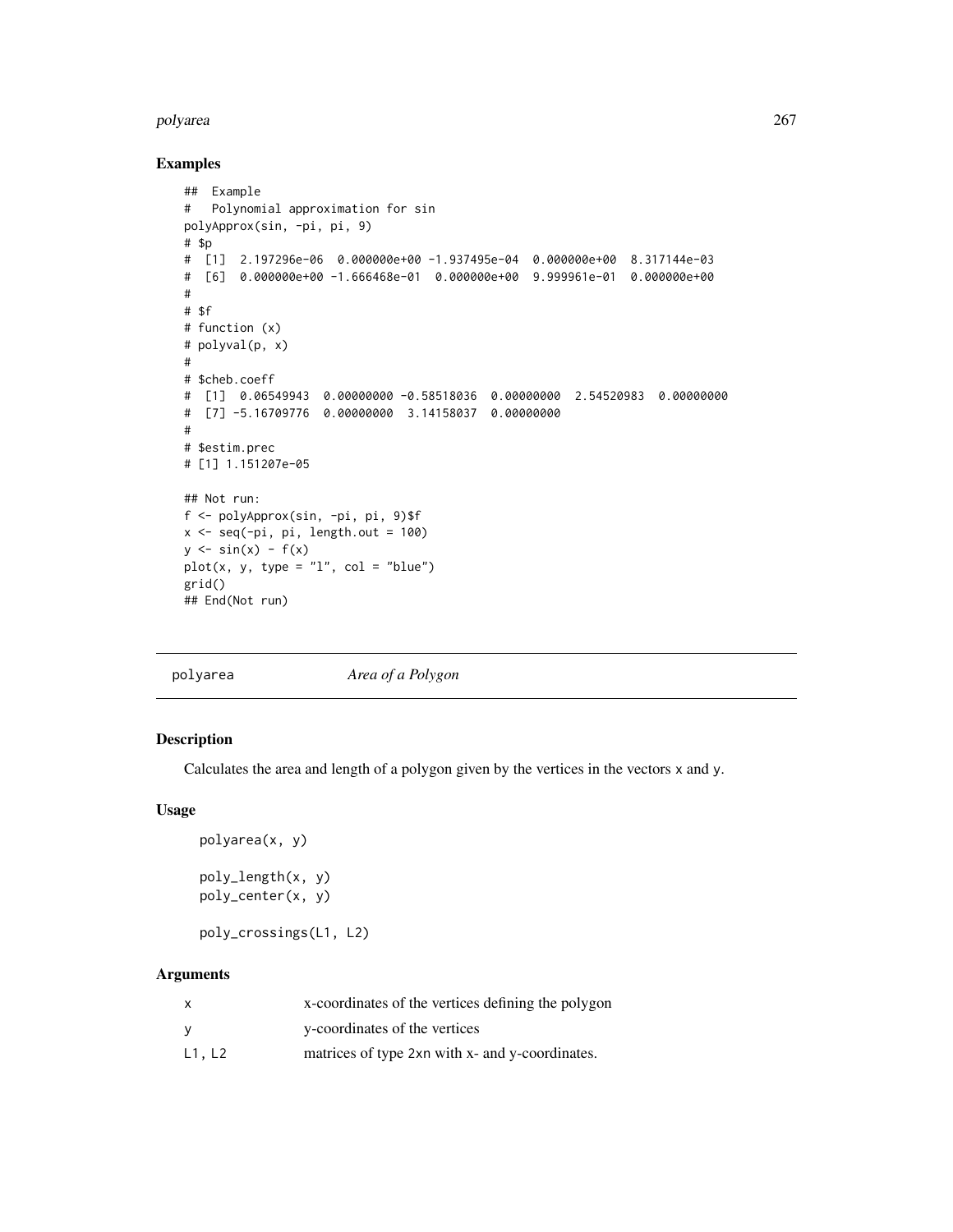## Examples

```
##  Example
#   Polynomial approximation for sin
polyApprox(sin, -pi, pi, 9)
# $p
#  [1]  2.197296e-06  0.000000e+00 -1.937495e-04  0.000000e+00  8.317144e-03
#  [6]  0.000000e+00 -1.666468e-01  0.000000e+00  9.999961e-01  0.000000e+00
#
# $f
# function (x)
# polyval(p, x)
#
# $cheb.coeff
#  [1]  0.06549943  0.00000000 -0.58518036  0.00000000  2.54520983  0.00000000
#  [7] -5.16709776  0.00000000  3.14158037  0.00000000
#
# $estim.prec
# [1] 1.151207e-05

## Not run:
f <- polyApprox(sin, -pi, pi, 9)$f
x <- seq(-pi, pi, length.out = 100)
y <- sin(x) - f(x)
plot(x, y, type = "l", col = "blue")
grid()
## End(Not run)
```

---

# polyarea *Area of a Polygon*

---

## Description

Calculates the area and length of a polygon given by the vertices in the vectors x and y.

## Usage

```
polyarea(x, y)

poly_length(x, y)
poly_center(x, y)

poly_crossings(L1, L2)
```

## Arguments

| | |
|---|---|
| x | x-coordinates of the vertices defining the polygon |
| y | y-coordinates of the vertices |
| L1, L2 | matrices of type 2xn with x- and y-coordinates. |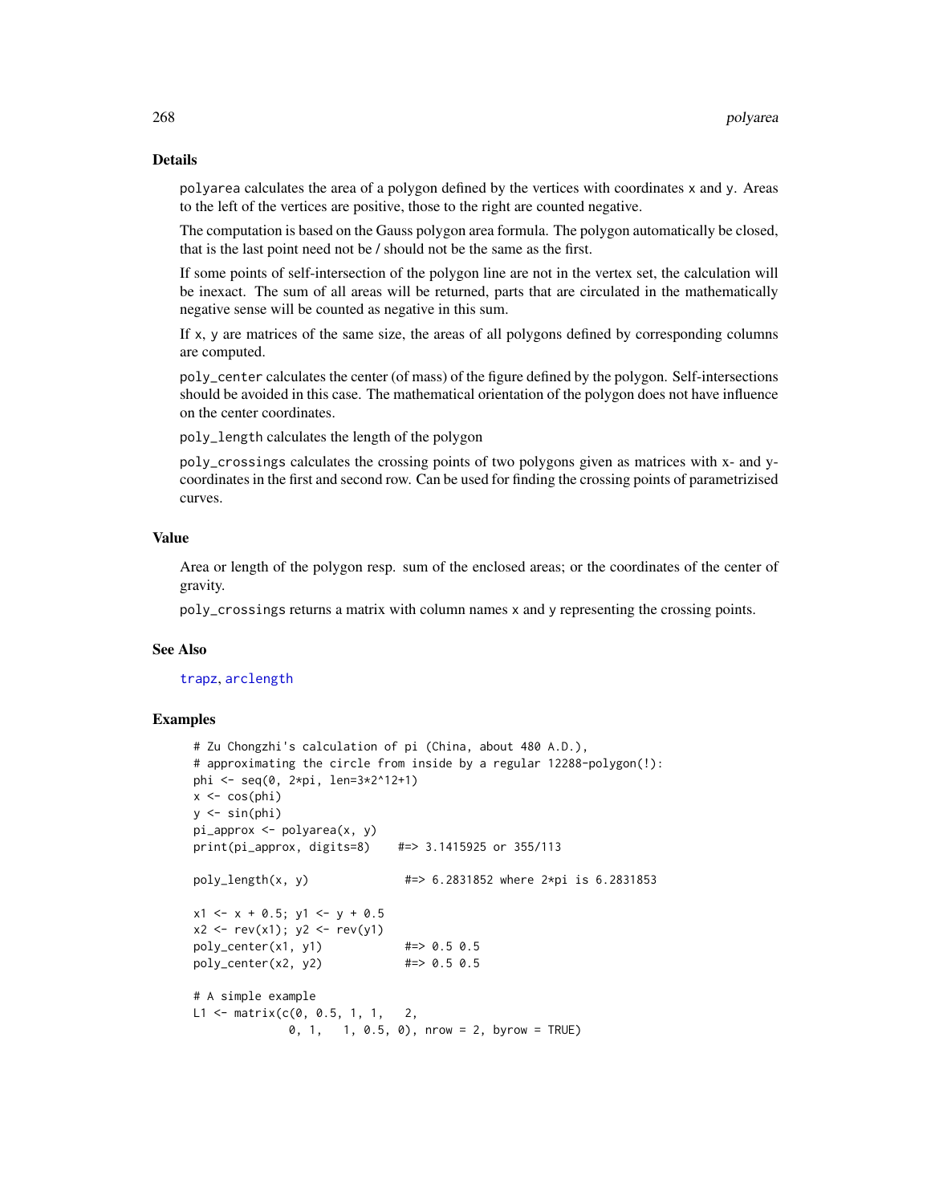## Details

`polyarea` calculates the area of a polygon defined by the vertices with coordinates `x` and `y`. Areas to the left of the vertices are positive, those to the right are counted negative.

The computation is based on the Gauss polygon area formula. The polygon automatically be closed, that is the last point need not be / should not be the same as the first.

If some points of self-intersection of the polygon line are not in the vertex set, the calculation will be inexact. The sum of all areas will be returned, parts that are circulated in the mathematically negative sense will be counted as negative in this sum.

If `x`, `y` are matrices of the same size, the areas of all polygons defined by corresponding columns are computed.

`poly_center` calculates the center (of mass) of the figure defined by the polygon. Self-intersections should be avoided in this case. The mathematical orientation of the polygon does not have influence on the center coordinates.

`poly_length` calculates the length of the polygon

`poly_crossings` calculates the crossing points of two polygons given as matrices with x- and y-coordinates in the first and second row. Can be used for finding the crossing points of parametrizised curves.

## Value

Area or length of the polygon resp. sum of the enclosed areas; or the coordinates of the center of gravity.

`poly_crossings` returns a matrix with column names `x` and `y` representing the crossing points.

## See Also

`trapz`, `arclength`

## Examples

```
# Zu Chongzhi's calculation of pi (China, about 480 A.D.),
# approximating the circle from inside by a regular 12288-polygon(!):
phi <- seq(0, 2*pi, len=3*2^12+1)
x <- cos(phi)
y <- sin(phi)
pi_approx <- polyarea(x, y)
print(pi_approx, digits=8)    #=> 3.1415925 or 355/113

poly_length(x, y)              #=> 6.2831852 where 2*pi is 6.2831853

x1 <- x + 0.5; y1 <- y + 0.5
x2 <- rev(x1); y2 <- rev(y1)
poly_center(x1, y1)            #=> 0.5 0.5
poly_center(x2, y2)            #=> 0.5 0.5

# A simple example
L1 <- matrix(c(0, 0.5, 1, 1,   2,
               0, 1,   1, 0.5, 0), nrow = 2, byrow = TRUE)
```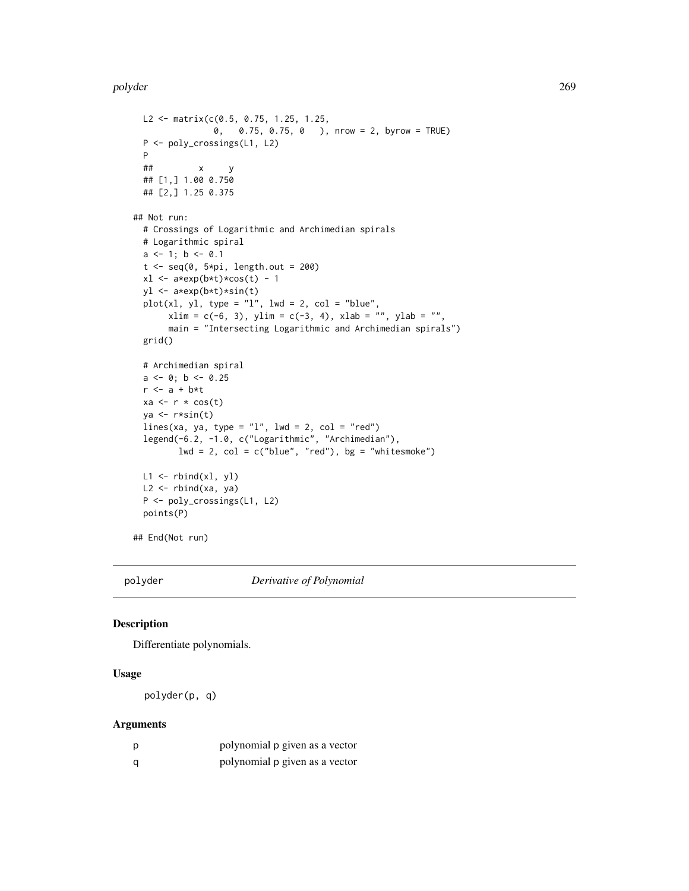```
  L2 <- matrix(c(0.5, 0.75, 1.25, 1.25,
                 0,   0.75, 0.75, 0   ), nrow = 2, byrow = TRUE)
  P <- poly_crossings(L1, L2)
  P
  ##         x     y
  ## [1,] 1.00 0.750
  ## [2,] 1.25 0.375

## Not run:
  # Crossings of Logarithmic and Archimedian spirals
  # Logarithmic spiral
  a <- 1; b <- 0.1
  t <- seq(0, 5*pi, length.out = 200)
  xl <- a*exp(b*t)*cos(t) - 1
  yl <- a*exp(b*t)*sin(t)
  plot(xl, yl, type = "l", lwd = 2, col = "blue",
       xlim = c(-6, 3), ylim = c(-3, 4), xlab = "", ylab = "",
       main = "Intersecting Logarithmic and Archimedian spirals")
  grid()

  # Archimedian spiral
  a <- 0; b <- 0.25
  r <- a + b*t
  xa <- r * cos(t)
  ya <- r*sin(t)
  lines(xa, ya, type = "l", lwd = 2, col = "red")
  legend(-6.2, -1.0, c("Logarithmic", "Archimedian"),
         lwd = 2, col = c("blue", "red"), bg = "whitesmoke")

  L1 <- rbind(xl, yl)
  L2 <- rbind(xa, ya)
  P <- poly_crossings(L1, L2)
  points(P)

## End(Not run)
```

## polyder — *Derivative of Polynomial*

### Description

Differentiate polynomials.

### Usage

```
polyder(p, q)
```

### Arguments

| | |
|---|---|
| p | polynomial p given as a vector |
| q | polynomial p given as a vector |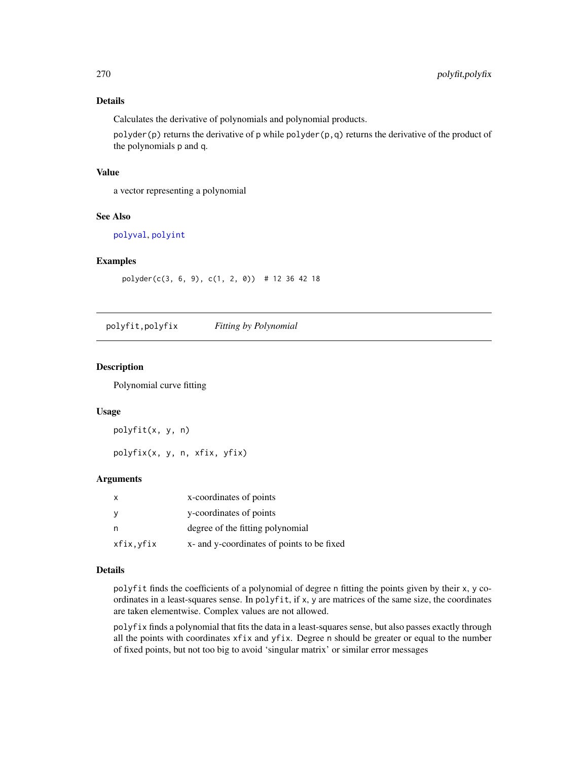### Details

Calculates the derivative of polynomials and polynomial products.

`polyder(p)` returns the derivative of `p` while `polyder(p,q)` returns the derivative of the product of the polynomials `p` and `q`.

### Value

a vector representing a polynomial

### See Also

`polyval`, `polyint`

### Examples

```
polyder(c(3, 6, 9), c(1, 2, 0))  # 12 36 42 18
```

---

## polyfit,polyfix    *Fitting by Polynomial*

---

### Description

Polynomial curve fitting

### Usage

```
polyfit(x, y, n)

polyfix(x, y, n, xfix, yfix)
```

### Arguments

| | |
|---|---|
| `x` | x-coordinates of points |
| `y` | y-coordinates of points |
| `n` | degree of the fitting polynomial |
| `xfix,yfix` | x- and y-coordinates of points to be fixed |

### Details

`polyfit` finds the coefficients of a polynomial of degree `n` fitting the points given by their `x`, `y` coordinates in a least-squares sense. In `polyfit`, if `x`, `y` are matrices of the same size, the coordinates are taken elementwise. Complex values are not allowed.

`polyfix` finds a polynomial that fits the data in a least-squares sense, but also passes exactly through all the points with coordinates `xfix` and `yfix`. Degree `n` should be greater or equal to the number of fixed points, but not too big to avoid 'singular matrix' or similar error messages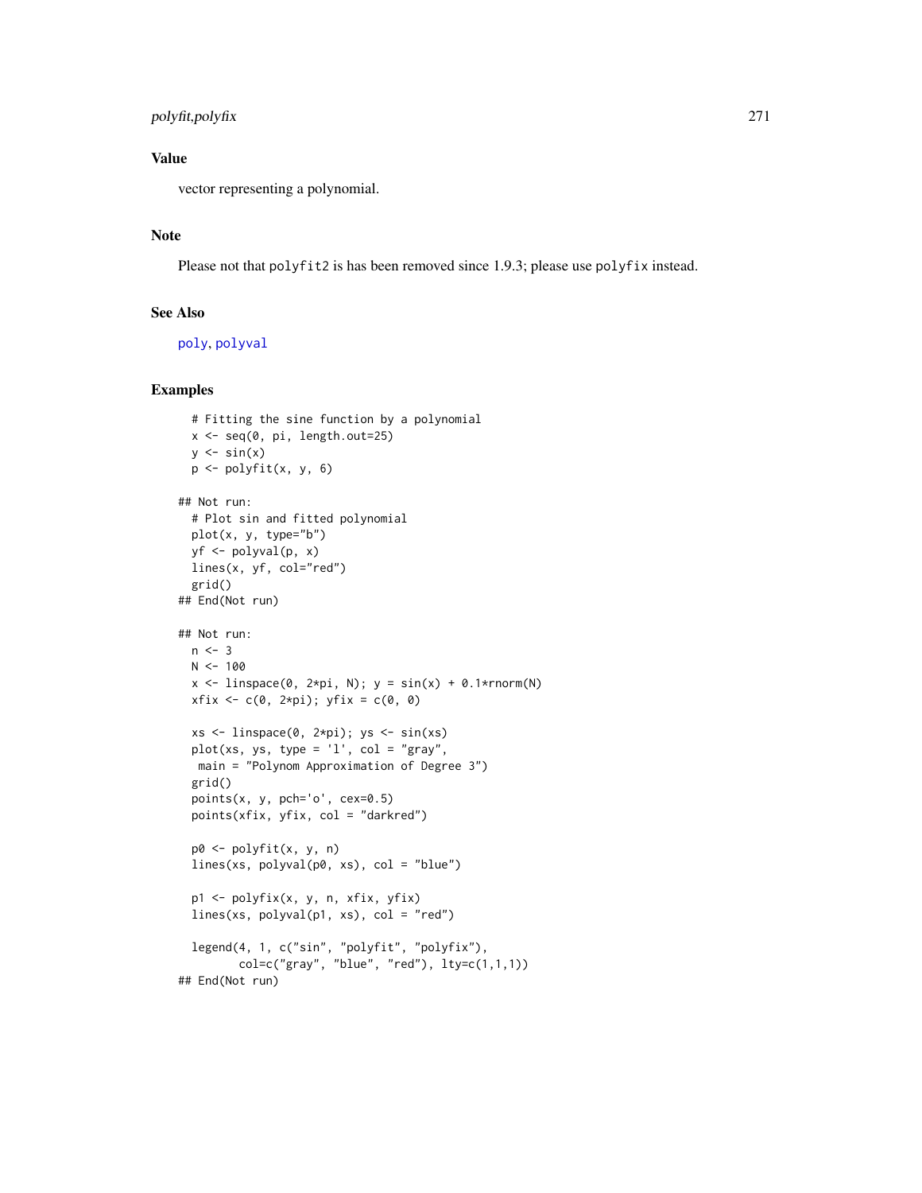### Value

vector representing a polynomial.

### Note

Please not that `polyfit2` is has been removed since 1.9.3; please use `polyfix` instead.

### See Also

poly, polyval

### Examples

```
  # Fitting the sine function by a polynomial
  x <- seq(0, pi, length.out=25)
  y <- sin(x)
  p <- polyfit(x, y, 6)

## Not run:
  # Plot sin and fitted polynomial
  plot(x, y, type="b")
  yf <- polyval(p, x)
  lines(x, yf, col="red")
  grid()
## End(Not run)

## Not run:
  n <- 3
  N <- 100
  x <- linspace(0, 2*pi, N); y = sin(x) + 0.1*rnorm(N)
  xfix <- c(0, 2*pi); yfix = c(0, 0)

  xs <- linspace(0, 2*pi); ys <- sin(xs)
  plot(xs, ys, type = 'l', col = "gray",
   main = "Polynom Approximation of Degree 3")
  grid()
  points(x, y, pch='o', cex=0.5)
  points(xfix, yfix, col = "darkred")

  p0 <- polyfit(x, y, n)
  lines(xs, polyval(p0, xs), col = "blue")

  p1 <- polyfix(x, y, n, xfix, yfix)
  lines(xs, polyval(p1, xs), col = "red")

  legend(4, 1, c("sin", "polyfit", "polyfix"),
         col=c("gray", "blue", "red"), lty=c(1,1,1))
## End(Not run)
```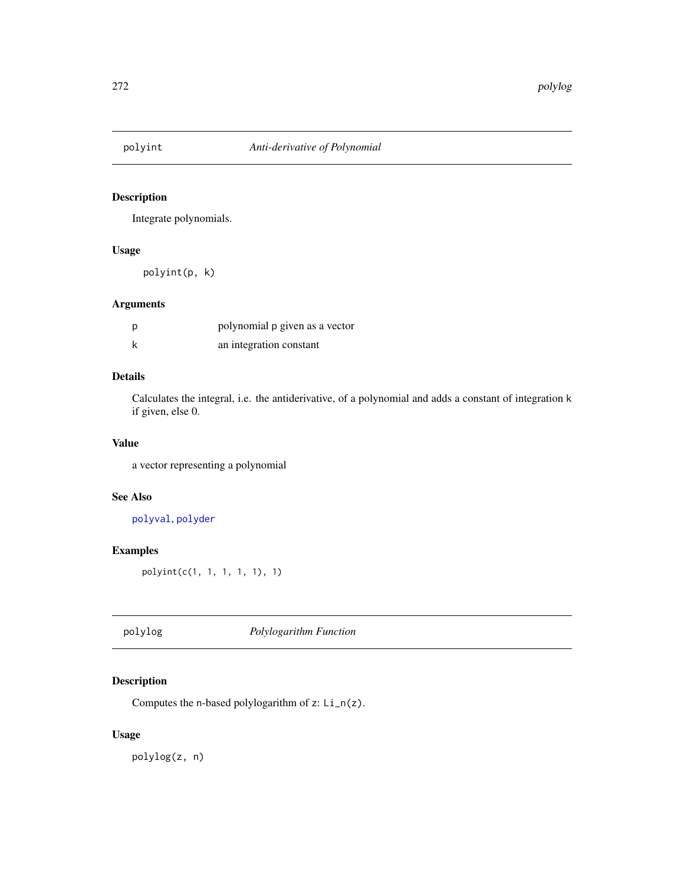## polyint — *Anti-derivative of Polynomial*

### Description

Integrate polynomials.

### Usage

```
polyint(p, k)
```

### Arguments

| | |
|---|---|
| p | polynomial p given as a vector |
| k | an integration constant |

### Details

Calculates the integral, i.e. the antiderivative, of a polynomial and adds a constant of integration k if given, else 0.

### Value

a vector representing a polynomial

### See Also

polyval, polyder

### Examples

```
polyint(c(1, 1, 1, 1, 1), 1)
```

## polylog — *Polylogarithm Function*

### Description

Computes the n-based polylogarithm of z: Li_n(z).

### Usage

```
polylog(z, n)
```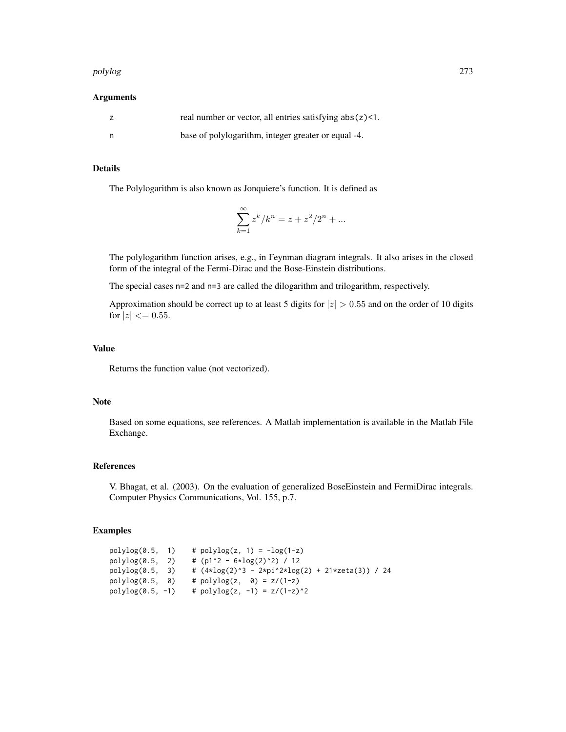### Arguments

| | |
|---|---|
| z | real number or vector, all entries satisfying abs(z)<1. |
| n | base of polylogarithm, integer greater or equal -4. |

### Details

The Polylogarithm is also known as Jonquiere's function. It is defined as

$$\sum_{k=1}^{\infty} z^k / k^n = z + z^2/2^n + ...$$

The polylogarithm function arises, e.g., in Feynman diagram integrals. It also arises in the closed form of the integral of the Fermi-Dirac and the Bose-Einstein distributions.

The special cases n=2 and n=3 are called the dilogarithm and trilogarithm, respectively.

Approximation should be correct up to at least 5 digits for $|z| > 0.55$ and on the order of 10 digits for $|z| <= 0.55$.

### Value

Returns the function value (not vectorized).

### Note

Based on some equations, see references. A Matlab implementation is available in the Matlab File Exchange.

### References

V. Bhagat, et al. (2003). On the evaluation of generalized BoseEinstein and FermiDirac integrals. Computer Physics Communications, Vol. 155, p.7.

### Examples

```
polylog(0.5,  1)    # polylog(z, 1) = -log(1-z)
polylog(0.5,  2)    # (p1^2 - 6*log(2)^2) / 12
polylog(0.5,  3)    # (4*log(2)^3 - 2*pi^2*log(2) + 21*zeta(3)) / 24
polylog(0.5,  0)    # polylog(z,  0) = z/(1-z)
polylog(0.5, -1)    # polylog(z, -1) = z/(1-z)^2
```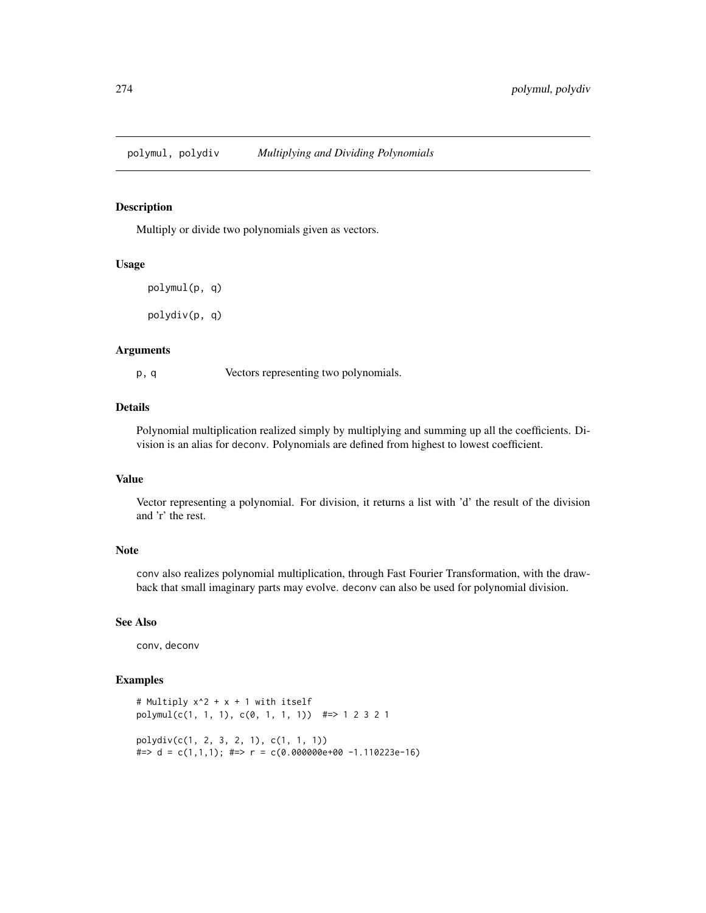## polymul, polydiv *Multiplying and Dividing Polynomials*

### Description

Multiply or divide two polynomials given as vectors.

### Usage

```
polymul(p, q)

polydiv(p, q)
```

### Arguments

| | |
|---|---|
| `p, q` | Vectors representing two polynomials. |

### Details

Polynomial multiplication realized simply by multiplying and summing up all the coefficients. Division is an alias for `deconv`. Polynomials are defined from highest to lowest coefficient.

### Value

Vector representing a polynomial. For division, it returns a list with 'd' the result of the division and 'r' the rest.

### Note

`conv` also realizes polynomial multiplication, through Fast Fourier Transformation, with the drawback that small imaginary parts may evolve. `deconv` can also be used for polynomial division.

### See Also

`conv`, `deconv`

### Examples

```
# Multiply x^2 + x + 1 with itself
polymul(c(1, 1, 1), c(0, 1, 1, 1))  #=> 1 2 3 2 1

polydiv(c(1, 2, 3, 2, 1), c(1, 1, 1))
#=> d = c(1,1,1); #=> r = c(0.000000e+00 -1.110223e-16)
```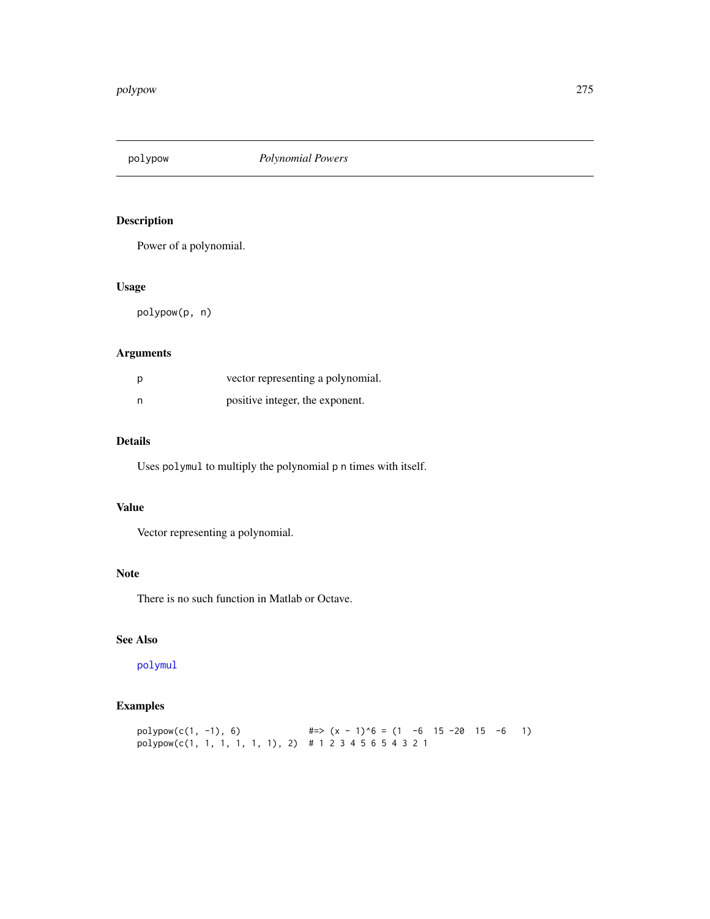## polypow *Polynomial Powers*

### Description

Power of a polynomial.

### Usage

```
polypow(p, n)
```

### Arguments

| | |
|---|---|
| p | vector representing a polynomial. |
| n | positive integer, the exponent. |

### Details

Uses `polymul` to multiply the polynomial `p` `n` times with itself.

### Value

Vector representing a polynomial.

### Note

There is no such function in Matlab or Octave.

### See Also

`polymul`

### Examples

```
polypow(c(1, -1), 6)            #=> (x - 1)^6 = (1  -6  15 -20  15  -6   1)
polypow(c(1, 1, 1, 1, 1, 1), 2)  # 1 2 3 4 5 6 5 4 3 2 1
```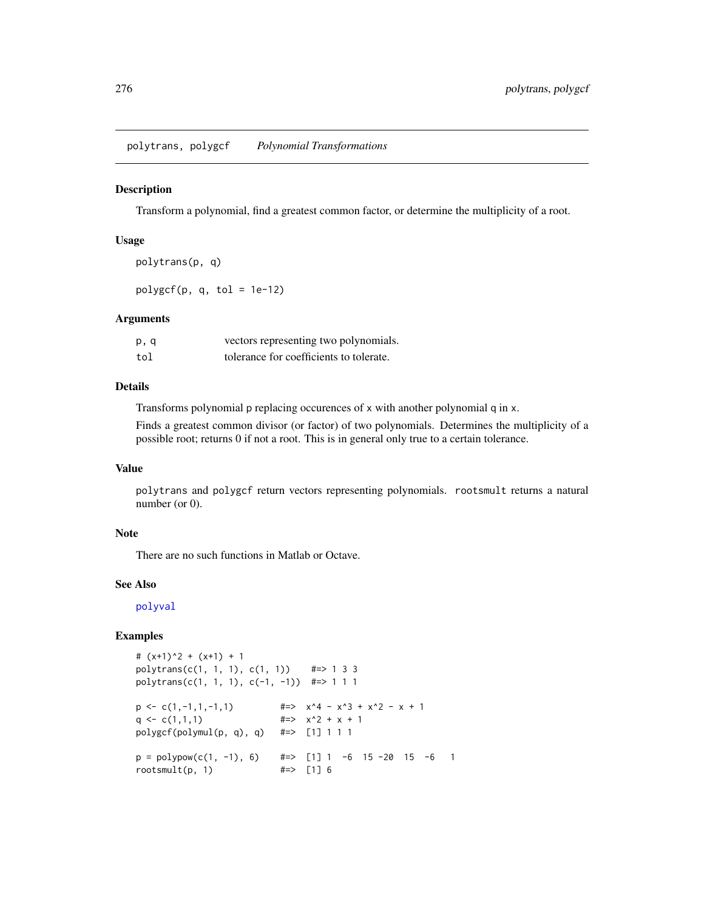polytrans, polygcf *Polynomial Transformations*

## Description

Transform a polynomial, find a greatest common factor, or determine the multiplicity of a root.

## Usage

```
polytrans(p, q)

polygcf(p, q, tol = 1e-12)
```

## Arguments

| | |
|---|---|
| p, q | vectors representing two polynomials. |
| tol | tolerance for coefficients to tolerate. |

## Details

Transforms polynomial p replacing occurences of x with another polynomial q in x.

Finds a greatest common divisor (or factor) of two polynomials. Determines the multiplicity of a possible root; returns 0 if not a root. This is in general only true to a certain tolerance.

## Value

polytrans and polygcf return vectors representing polynomials. rootsmult returns a natural number (or 0).

## Note

There are no such functions in Matlab or Octave.

## See Also

polyval

## Examples

```
# (x+1)^2 + (x+1) + 1
polytrans(c(1, 1, 1), c(1, 1))    #=> 1 3 3
polytrans(c(1, 1, 1), c(-1, -1))  #=> 1 1 1

p <- c(1,-1,1,-1,1)         #=>  x^4 - x^3 + x^2 - x + 1
q <- c(1,1,1)               #=>  x^2 + x + 1
polygcf(polymul(p, q), q)   #=>  [1] 1 1 1

p = polypow(c(1, -1), 6)    #=>  [1] 1  -6  15 -20  15  -6   1
rootsmult(p, 1)             #=>  [1] 6
```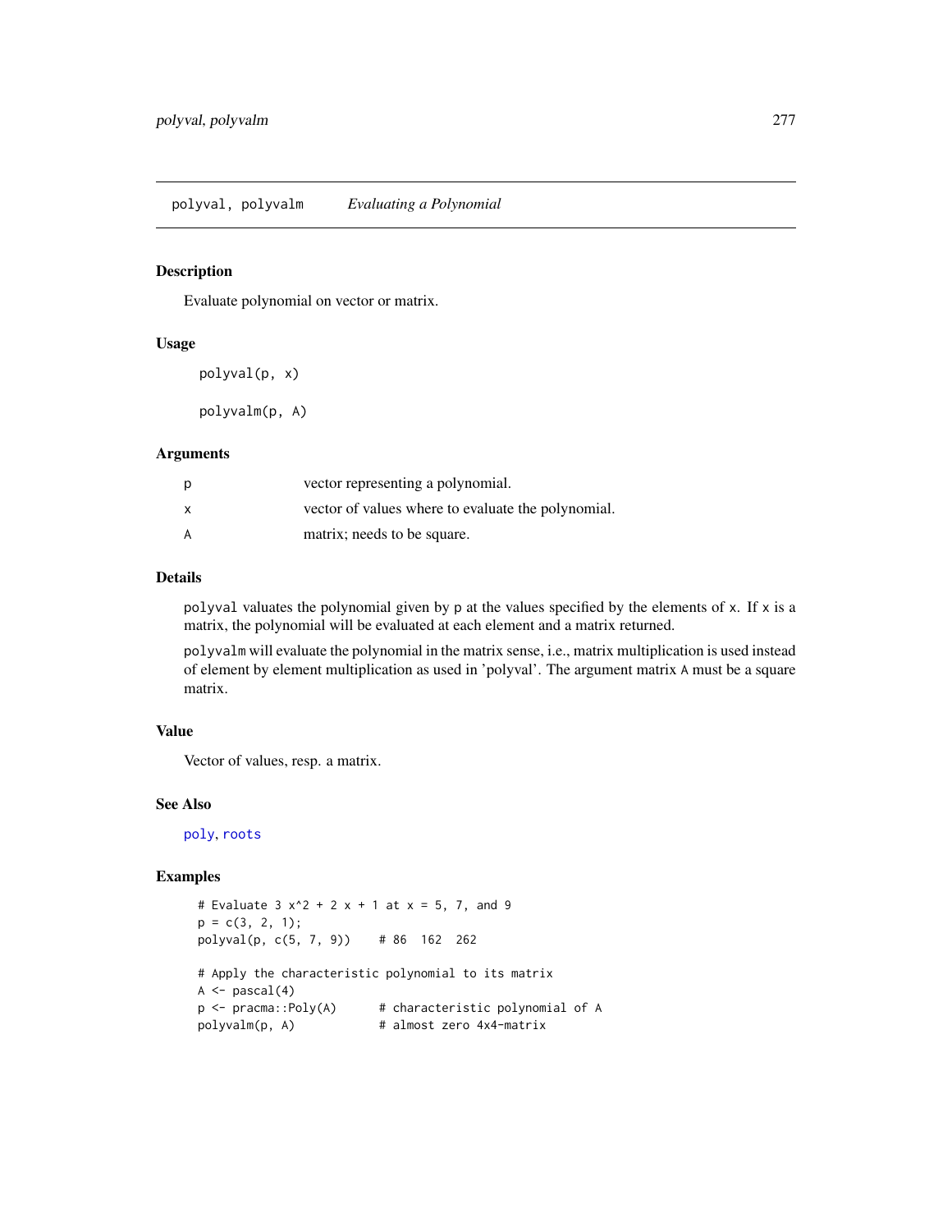## polyval, polyvalm — *Evaluating a Polynomial*

### Description

Evaluate polynomial on vector or matrix.

### Usage

```
polyval(p, x)

polyvalm(p, A)
```

### Arguments

| | |
|---|---|
| p | vector representing a polynomial. |
| x | vector of values where to evaluate the polynomial. |
| A | matrix; needs to be square. |

### Details

polyval valuates the polynomial given by p at the values specified by the elements of x. If x is a matrix, the polynomial will be evaluated at each element and a matrix returned.

polyvalm will evaluate the polynomial in the matrix sense, i.e., matrix multiplication is used instead of element by element multiplication as used in 'polyval'. The argument matrix A must be a square matrix.

### Value

Vector of values, resp. a matrix.

### See Also

poly, roots

### Examples

```
# Evaluate 3 x^2 + 2 x + 1 at x = 5, 7, and 9
p = c(3, 2, 1);
polyval(p, c(5, 7, 9))    # 86  162  262

# Apply the characteristic polynomial to its matrix
A <- pascal(4)
p <- pracma::Poly(A)      # characteristic polynomial of A
polyvalm(p, A)            # almost zero 4x4-matrix
```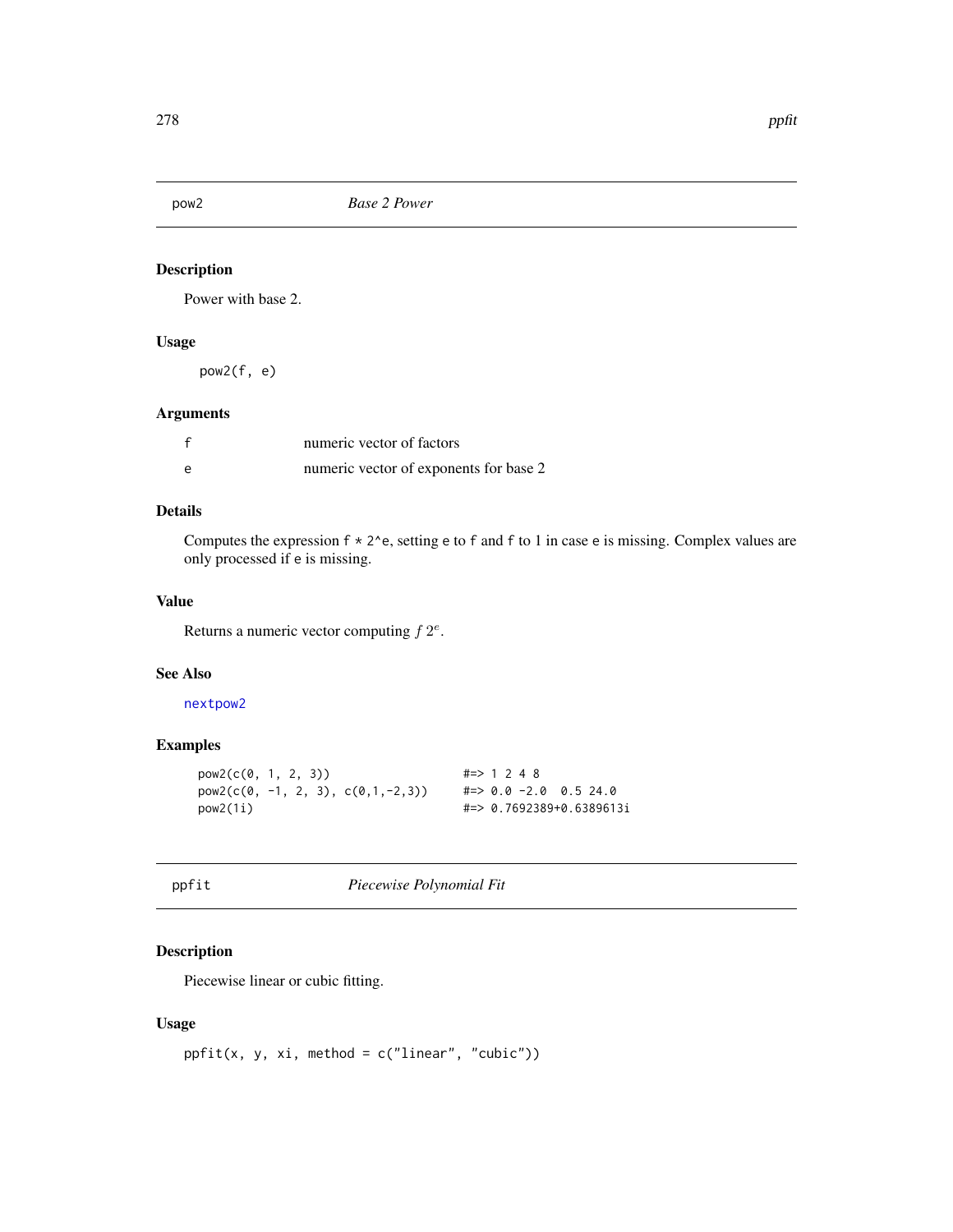## pow2 — *Base 2 Power*

### Description

Power with base 2.

### Usage

```
pow2(f, e)
```

### Arguments

| | |
|---|---|
| f | numeric vector of factors |
| e | numeric vector of exponents for base 2 |

### Details

Computes the expression `f * 2^e`, setting `e` to `f` and `f` to 1 in case `e` is missing. Complex values are only processed if `e` is missing.

### Value

Returns a numeric vector computing $f\,2^e$.

### See Also

`nextpow2`

### Examples

```
pow2(c(0, 1, 2, 3))                  #=> 1 2 4 8
pow2(c(0, -1, 2, 3), c(0,1,-2,3))    #=> 0.0 -2.0  0.5 24.0
pow2(1i)                             #=> 0.7692389+0.6389613i
```

## ppfit — *Piecewise Polynomial Fit*

### Description

Piecewise linear or cubic fitting.

### Usage

```
ppfit(x, y, xi, method = c("linear", "cubic"))
```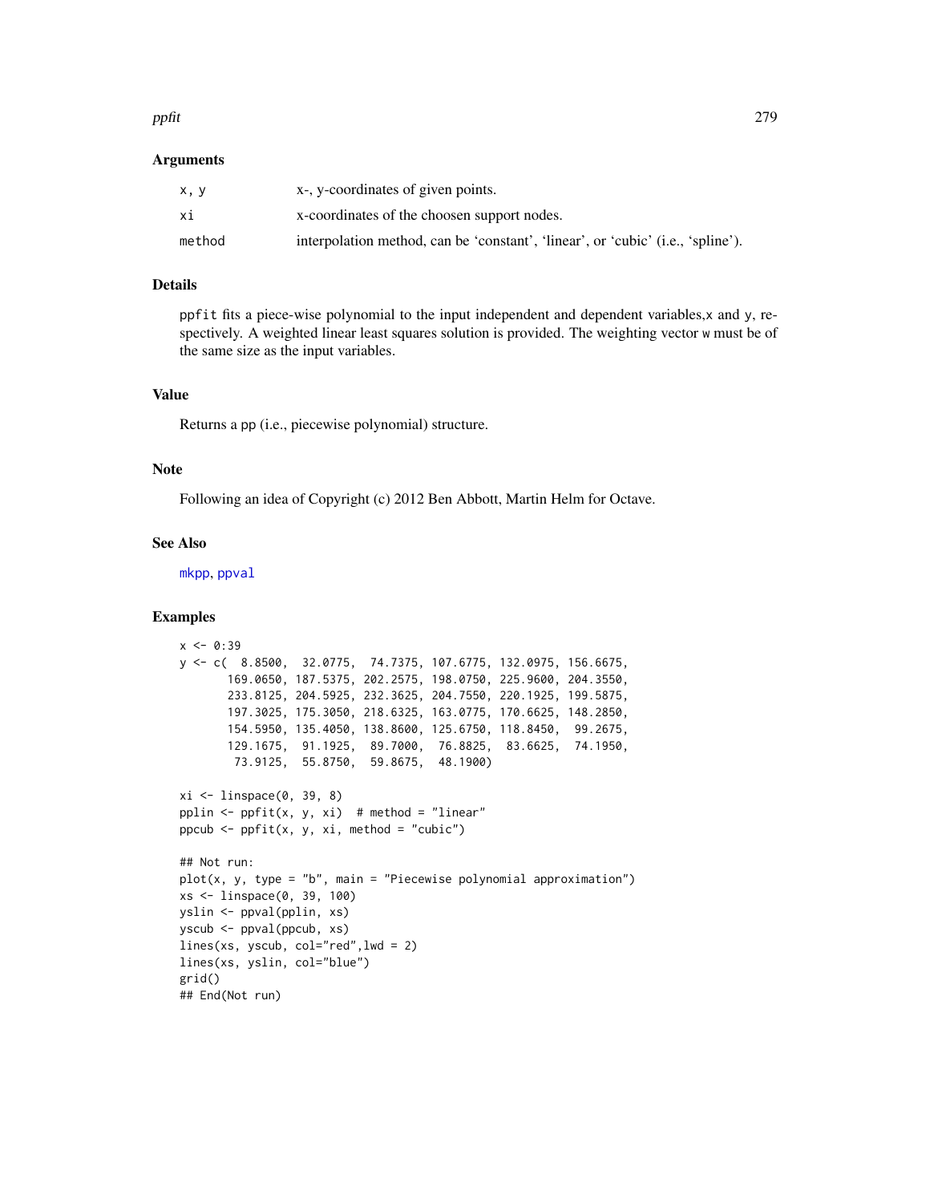## Arguments

| | |
|---|---|
| x, y | x-, y-coordinates of given points. |
| xi | x-coordinates of the choosen support nodes. |
| method | interpolation method, can be 'constant', 'linear', or 'cubic' (i.e., 'spline'). |

## Details

ppfit fits a piece-wise polynomial to the input independent and dependent variables,x and y, respectively. A weighted linear least squares solution is provided. The weighting vector w must be of the same size as the input variables.

## Value

Returns a pp (i.e., piecewise polynomial) structure.

## Note

Following an idea of Copyright (c) 2012 Ben Abbott, Martin Helm for Octave.

## See Also

mkpp, ppval

## Examples

```
x <- 0:39
y <- c(  8.8500,  32.0775,  74.7375, 107.6775, 132.0975, 156.6675,
       169.0650, 187.5375, 202.2575, 198.0750, 225.9600, 204.3550,
       233.8125, 204.5925, 232.3625, 204.7550, 220.1925, 199.5875,
       197.3025, 175.3050, 218.6325, 163.0775, 170.6625, 148.2850,
       154.5950, 135.4050, 138.8600, 125.6750, 118.8450,  99.2675,
       129.1675,  91.1925,  89.7000,  76.8825,  83.6625,  74.1950,
        73.9125,  55.8750,  59.8675,  48.1900)

xi <- linspace(0, 39, 8)
pplin <- ppfit(x, y, xi)  # method = "linear"
ppcub <- ppfit(x, y, xi, method = "cubic")

## Not run:
plot(x, y, type = "b", main = "Piecewise polynomial approximation")
xs <- linspace(0, 39, 100)
yslin <- ppval(pplin, xs)
yscub <- ppval(ppcub, xs)
lines(xs, yscub, col="red",lwd = 2)
lines(xs, yslin, col="blue")
grid()
## End(Not run)
```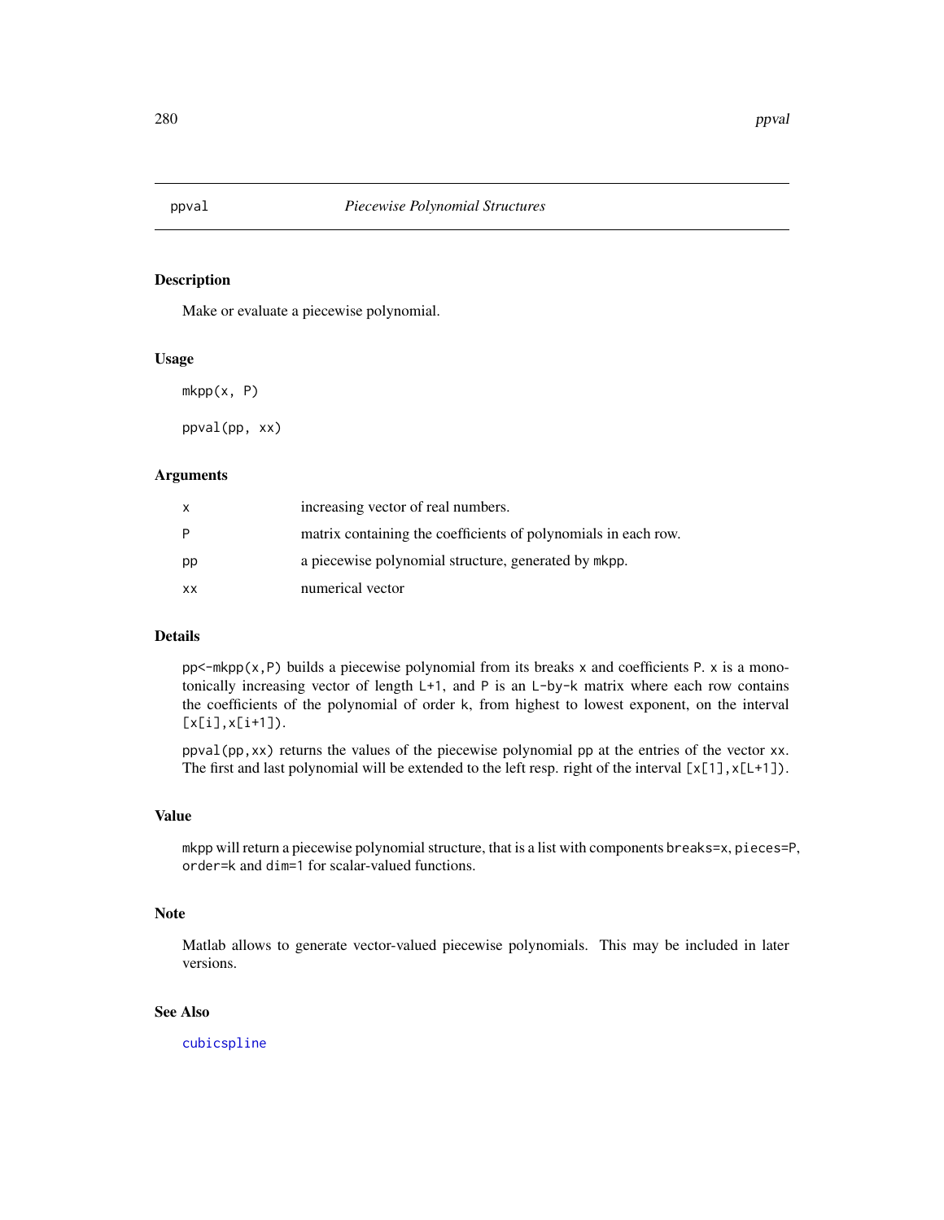ppval *Piecewise Polynomial Structures*

## Description

Make or evaluate a piecewise polynomial.

## Usage

```
mkpp(x, P)

ppval(pp, xx)
```

## Arguments

| | |
|---|---|
| x | increasing vector of real numbers. |
| P | matrix containing the coefficients of polynomials in each row. |
| pp | a piecewise polynomial structure, generated by mkpp. |
| xx | numerical vector |

## Details

`pp<-mkpp(x,P)` builds a piecewise polynomial from its breaks `x` and coefficients `P`. `x` is a monotonically increasing vector of length `L+1`, and `P` is an `L-by-k` matrix where each row contains the coefficients of the polynomial of order `k`, from highest to lowest exponent, on the interval `[x[i],x[i+1])`.

`ppval(pp,xx)` returns the values of the piecewise polynomial `pp` at the entries of the vector `xx`. The first and last polynomial will be extended to the left resp. right of the interval `[x[1],x[L+1])`.

## Value

`mkpp` will return a piecewise polynomial structure, that is a list with components `breaks=x`, `pieces=P`, `order=k` and `dim=1` for scalar-valued functions.

## Note

Matlab allows to generate vector-valued piecewise polynomials. This may be included in later versions.

## See Also

cubicspline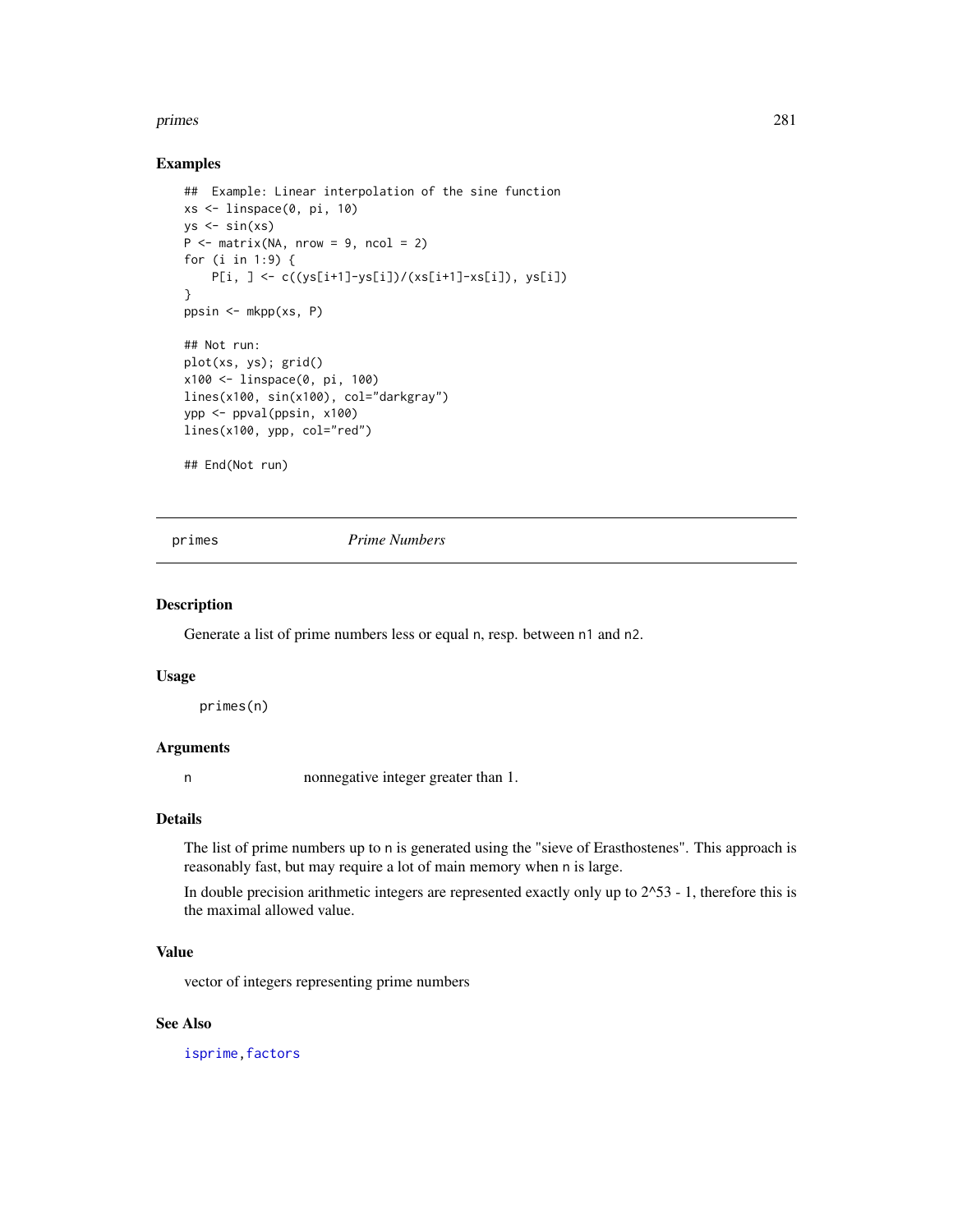## Examples

```
##  Example: Linear interpolation of the sine function
xs <- linspace(0, pi, 10)
ys <- sin(xs)
P <- matrix(NA, nrow = 9, ncol = 2)
for (i in 1:9) {
    P[i, ] <- c((ys[i+1]-ys[i])/(xs[i+1]-xs[i]), ys[i])
}
ppsin <- mkpp(xs, P)

## Not run:
plot(xs, ys); grid()
x100 <- linspace(0, pi, 100)
lines(x100, sin(x100), col="darkgray")
ypp <- ppval(ppsin, x100)
lines(x100, ypp, col="red")

## End(Not run)
```

---

# primes *Prime Numbers*

---

## Description

Generate a list of prime numbers less or equal n, resp. between n1 and n2.

## Usage

```
primes(n)
```

## Arguments

| | |
|---|---|
| n | nonnegative integer greater than 1. |

## Details

The list of prime numbers up to n is generated using the "sieve of Erasthostenes". This approach is reasonably fast, but may require a lot of main memory when n is large.

In double precision arithmetic integers are represented exactly only up to 2^53 - 1, therefore this is the maximal allowed value.

## Value

vector of integers representing prime numbers

## See Also

isprime, factors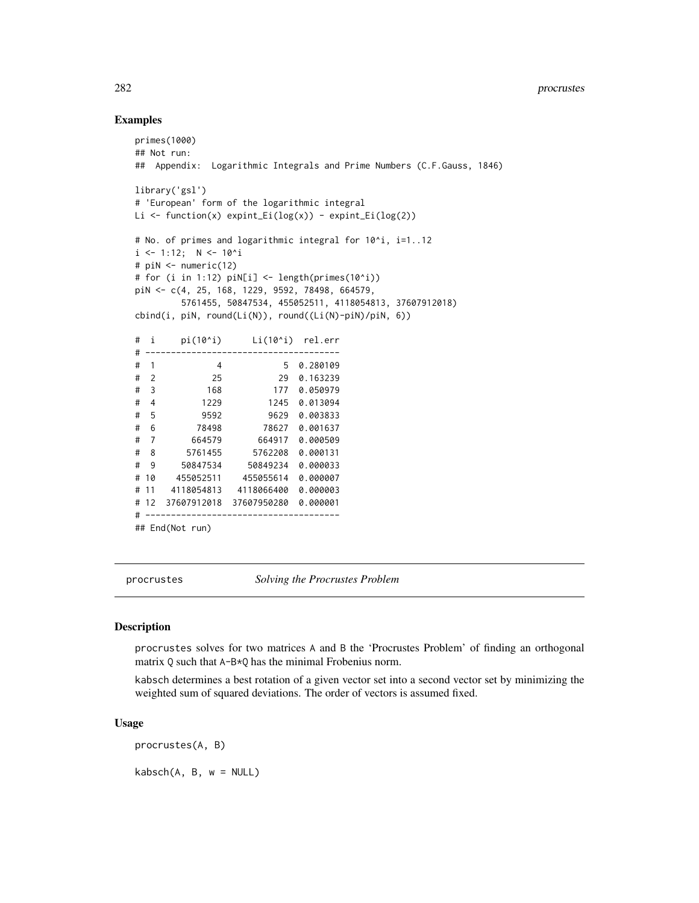## Examples

```
primes(1000)
## Not run:
##  Appendix:  Logarithmic Integrals and Prime Numbers (C.F.Gauss, 1846)

library('gsl')
# 'European' form of the logarithmic integral
Li <- function(x) expint_Ei(log(x)) - expint_Ei(log(2))

# No. of primes and logarithmic integral for 10^i, i=1..12
i <- 1:12;  N <- 10^i
# piN <- numeric(12)
# for (i in 1:12) piN[i] <- length(primes(10^i))
piN <- c(4, 25, 168, 1229, 9592, 78498, 664579,
         5761455, 50847534, 455052511, 4118054813, 37607912018)
cbind(i, piN, round(Li(N)), round((Li(N)-piN)/piN, 6))

#  i     pi(10^i)      Li(10^i)  rel.err
# --------------------------------------
#  1           4            5  0.280109
#  2          25           29  0.163239
#  3         168          177  0.050979
#  4        1229         1245  0.013094
#  5        9592         9629  0.003833
#  6       78498        78627  0.001637
#  7      664579       664917  0.000509
#  8     5761455      5762208  0.000131
#  9    50847534     50849234  0.000033
# 10   455052511    455055614  0.000007
# 11  4118054813   4118066400  0.000003
# 12 37607912018  37607950280  0.000001
# --------------------------------------
## End(Not run)
```

---

## procrustes — *Solving the Procrustes Problem*

### Description

procrustes solves for two matrices A and B the 'Procrustes Problem' of finding an orthogonal matrix Q such that A-B*Q has the minimal Frobenius norm.

kabsch determines a best rotation of a given vector set into a second vector set by minimizing the weighted sum of squared deviations. The order of vectors is assumed fixed.

### Usage

```
procrustes(A, B)

kabsch(A, B, w = NULL)
```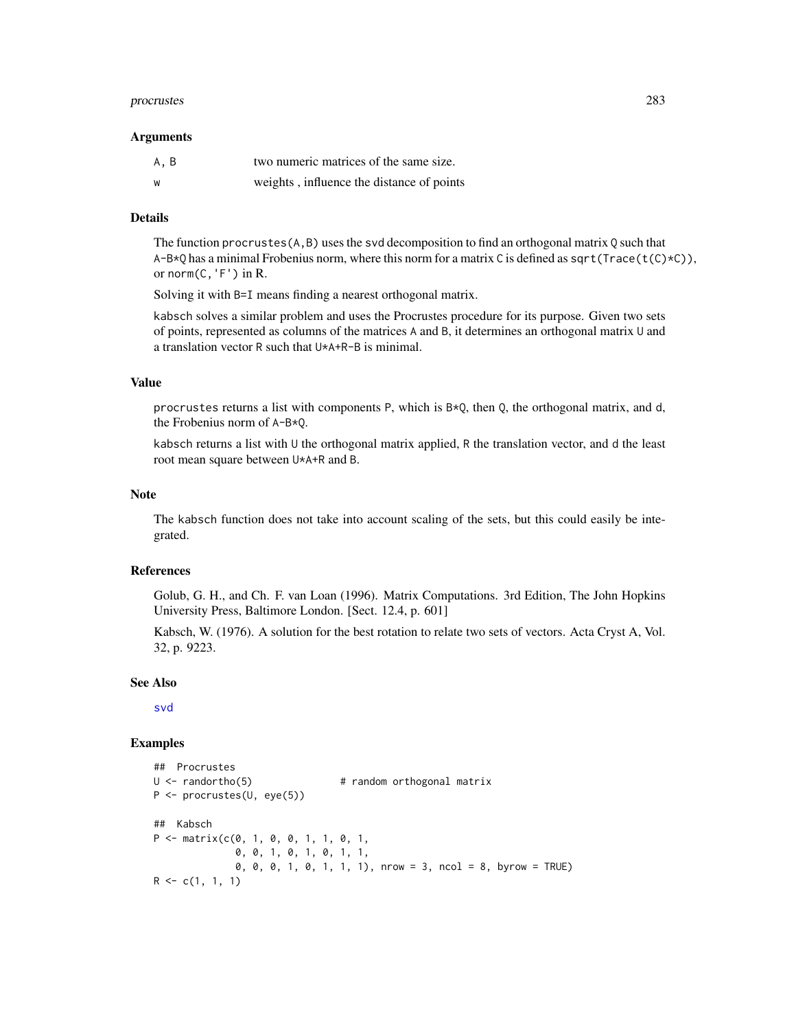### Arguments

| | |
|---|---|
| A, B | two numeric matrices of the same size. |
| w | weights , influence the distance of points |

### Details

The function `procrustes(A,B)` uses the `svd` decomposition to find an orthogonal matrix `Q` such that `A-B*Q` has a minimal Frobenius norm, where this norm for a matrix `C` is defined as `sqrt(Trace(t(C)*C))`, or `norm(C,'F')` in R.

Solving it with `B=I` means finding a nearest orthogonal matrix.

`kabsch` solves a similar problem and uses the Procrustes procedure for its purpose. Given two sets of points, represented as columns of the matrices `A` and `B`, it determines an orthogonal matrix `U` and a translation vector `R` such that `U*A+R-B` is minimal.

### Value

`procrustes` returns a list with components `P`, which is `B*Q`, then `Q`, the orthogonal matrix, and `d`, the Frobenius norm of `A-B*Q`.

`kabsch` returns a list with `U` the orthogonal matrix applied, `R` the translation vector, and `d` the least root mean square between `U*A+R` and `B`.

### Note

The `kabsch` function does not take into account scaling of the sets, but this could easily be integrated.

### References

Golub, G. H., and Ch. F. van Loan (1996). Matrix Computations. 3rd Edition, The John Hopkins University Press, Baltimore London. [Sect. 12.4, p. 601]

Kabsch, W. (1976). A solution for the best rotation to relate two sets of vectors. Acta Cryst A, Vol. 32, p. 9223.

### See Also

svd

### Examples

```
##  Procrustes
U <- randortho(5)              # random orthogonal matrix
P <- procrustes(U, eye(5))

##  Kabsch
P <- matrix(c(0, 1, 0, 0, 1, 1, 0, 1,
              0, 0, 1, 0, 1, 0, 1, 1,
              0, 0, 0, 1, 0, 1, 1, 1), nrow = 3, ncol = 8, byrow = TRUE)
R <- c(1, 1, 1)
```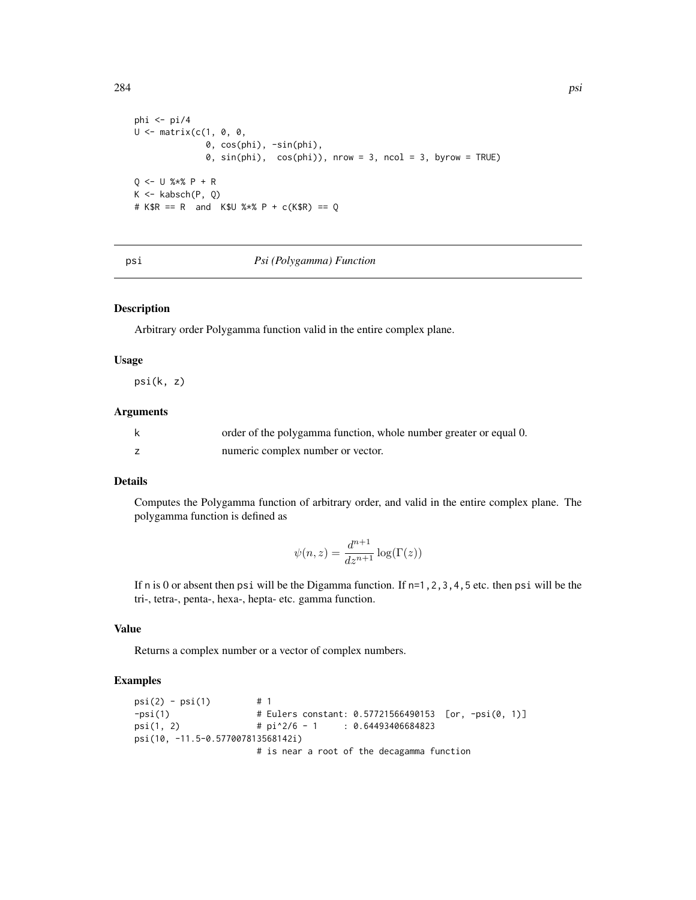```
phi <- pi/4
U <- matrix(c(1, 0, 0,
              0, cos(phi), -sin(phi),
              0, sin(phi),  cos(phi)), nrow = 3, ncol = 3, byrow = TRUE)

Q <- U %*% P + R
K <- kabsch(P, Q)
# K$R == R  and  K$U %*% P + c(K$R) == Q
```

## psi *Psi (Polygamma) Function*

### Description

Arbitrary order Polygamma function valid in the entire complex plane.

### Usage

```
psi(k, z)
```

### Arguments

| | |
|---|---|
| k | order of the polygamma function, whole number greater or equal 0. |
| z | numeric complex number or vector. |

### Details

Computes the Polygamma function of arbitrary order, and valid in the entire complex plane. The polygamma function is defined as

$$\psi(n, z) = \frac{d^{n+1}}{dz^{n+1}} \log(\Gamma(z))$$

If n is 0 or absent then psi will be the Digamma function. If n=1,2,3,4,5 etc. then psi will be the tri-, tetra-, penta-, hexa-, hepta- etc. gamma function.

### Value

Returns a complex number or a vector of complex numbers.

### Examples

```
psi(2) - psi(1)        # 1
-psi(1)                # Eulers constant: 0.57721566490153  [or, -psi(0, 1)]
psi(1, 2)              # pi^2/6 - 1     : 0.64493406684823
psi(10, -11.5-0.577007813568142i)
                       # is near a root of the decagamma function
```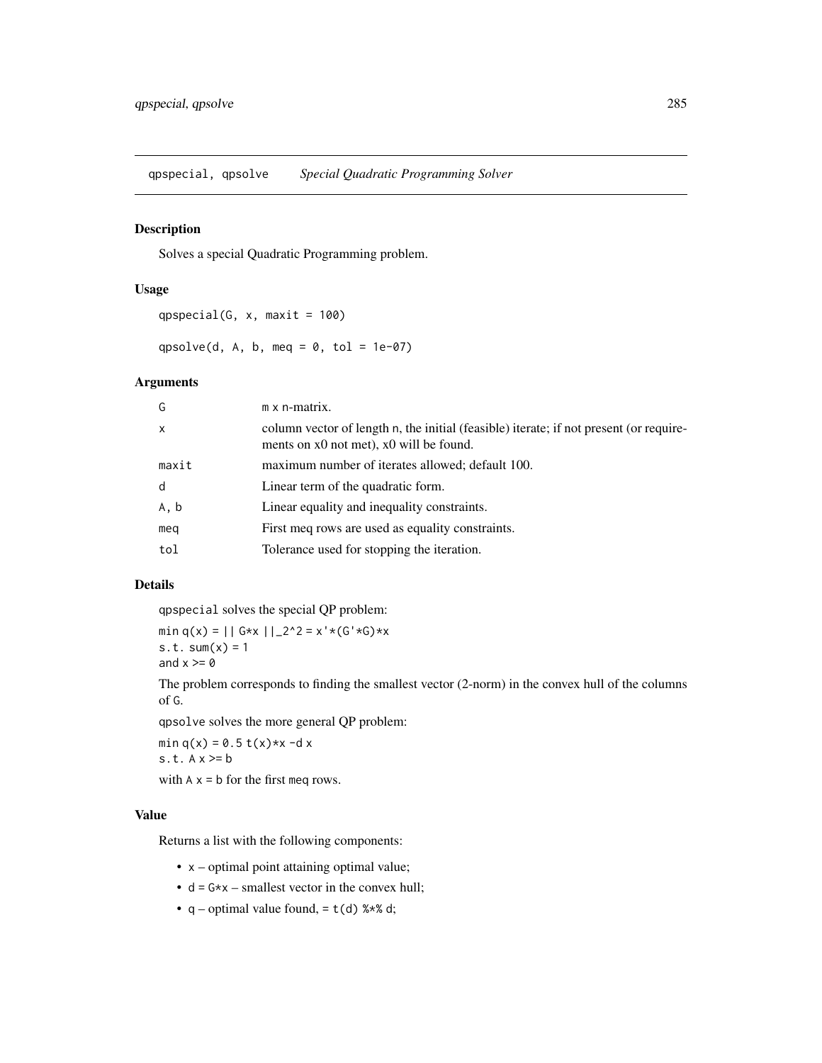## qpspecial, qpsolve *Special Quadratic Programming Solver*

### Description

Solves a special Quadratic Programming problem.

### Usage

```
qpspecial(G, x, maxit = 100)

qpsolve(d, A, b, meq = 0, tol = 1e-07)
```

### Arguments

| | |
|---|---|
| `G` | `m x n`-matrix. |
| `x` | column vector of length `n`, the initial (feasible) iterate; if not present (or requirements on x0 not met), x0 will be found. |
| `maxit` | maximum number of iterates allowed; default 100. |
| `d` | Linear term of the quadratic form. |
| `A, b` | Linear equality and inequality constraints. |
| `meq` | First meq rows are used as equality constraints. |
| `tol` | Tolerance used for stopping the iteration. |

### Details

`qpspecial` solves the special QP problem:

```
min q(x) = || G*x ||_2^2 = x'*(G'*G)*x
s.t. sum(x) = 1
and x >= 0
```

The problem corresponds to finding the smallest vector (2-norm) in the convex hull of the columns of `G`.

`qpsolve` solves the more general QP problem:

```
min q(x) = 0.5 t(x)*x -d x
s.t. A x >= b
```

with `A x = b` for the first `meq` rows.

### Value

Returns a list with the following components:

- `x` – optimal point attaining optimal value;
- `d = G*x` – smallest vector in the convex hull;
- `q` – optimal value found, `= t(d) %*% d`;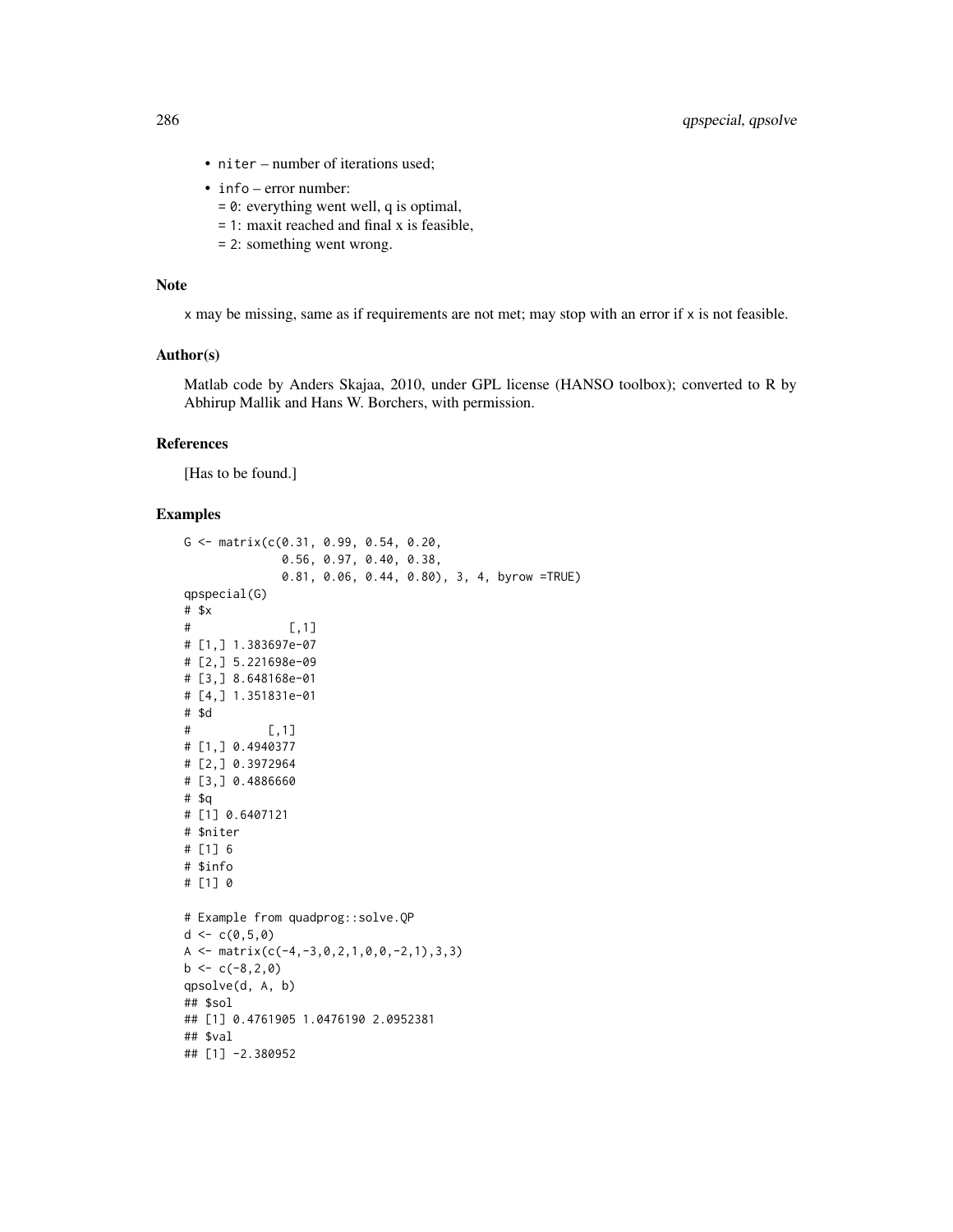- `niter` – number of iterations used;
- `info` – error number:
  = 0: everything went well, q is optimal,
  = 1: maxit reached and final x is feasible,
  = 2: something went wrong.

## Note

x may be missing, same as if requirements are not met; may stop with an error if x is not feasible.

## Author(s)

Matlab code by Anders Skajaa, 2010, under GPL license (HANSO toolbox); converted to R by Abhirup Mallik and Hans W. Borchers, with permission.

## References

[Has to be found.]

## Examples

```
G <- matrix(c(0.31, 0.99, 0.54, 0.20,
              0.56, 0.97, 0.40, 0.38,
              0.81, 0.06, 0.44, 0.80), 3, 4, byrow =TRUE)
qpspecial(G)
# $x
#              [,1]
# [1,] 1.383697e-07
# [2,] 5.221698e-09
# [3,] 8.648168e-01
# [4,] 1.351831e-01
# $d
#           [,1]
# [1,] 0.4940377
# [2,] 0.3972964
# [3,] 0.4886660
# $q
# [1] 0.6407121
# $niter
# [1] 6
# $info
# [1] 0

# Example from quadprog::solve.QP
d <- c(0,5,0)
A <- matrix(c(-4,-3,0,2,1,0,0,-2,1),3,3)
b <- c(-8,2,0)
qpsolve(d, A, b)
## $sol
## [1] 0.4761905 1.0476190 2.0952381
## $val
## [1] -2.380952
```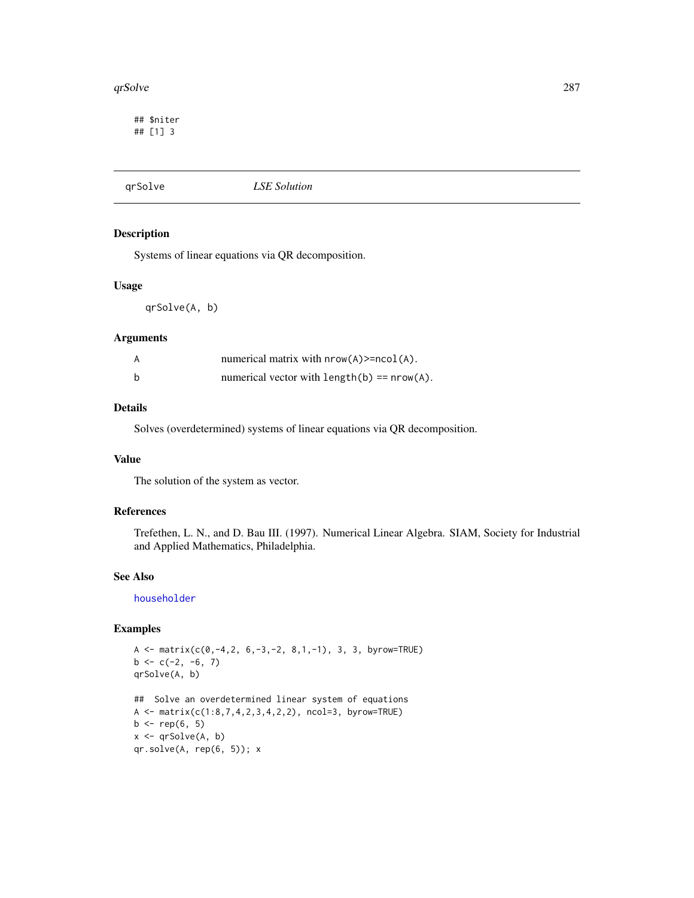```
## $niter
## [1] 3
```

---

qrSolve *LSE Solution*

---

## Description

Systems of linear equations via QR decomposition.

## Usage

```
qrSolve(A, b)
```

## Arguments

| | |
|---|---|
| A | numerical matrix with `nrow(A)>=ncol(A)`. |
| b | numerical vector with `length(b) == nrow(A)`. |

## Details

Solves (overdetermined) systems of linear equations via QR decomposition.

## Value

The solution of the system as vector.

## References

Trefethen, L. N., and D. Bau III. (1997). Numerical Linear Algebra. SIAM, Society for Industrial and Applied Mathematics, Philadelphia.

## See Also

householder

## Examples

```
A <- matrix(c(0,-4,2, 6,-3,-2, 8,1,-1), 3, 3, byrow=TRUE)
b <- c(-2, -6, 7)
qrSolve(A, b)

##  Solve an overdetermined linear system of equations
A <- matrix(c(1:8,7,4,2,3,4,2,2), ncol=3, byrow=TRUE)
b <- rep(6, 5)
x <- qrSolve(A, b)
qr.solve(A, rep(6, 5)); x
```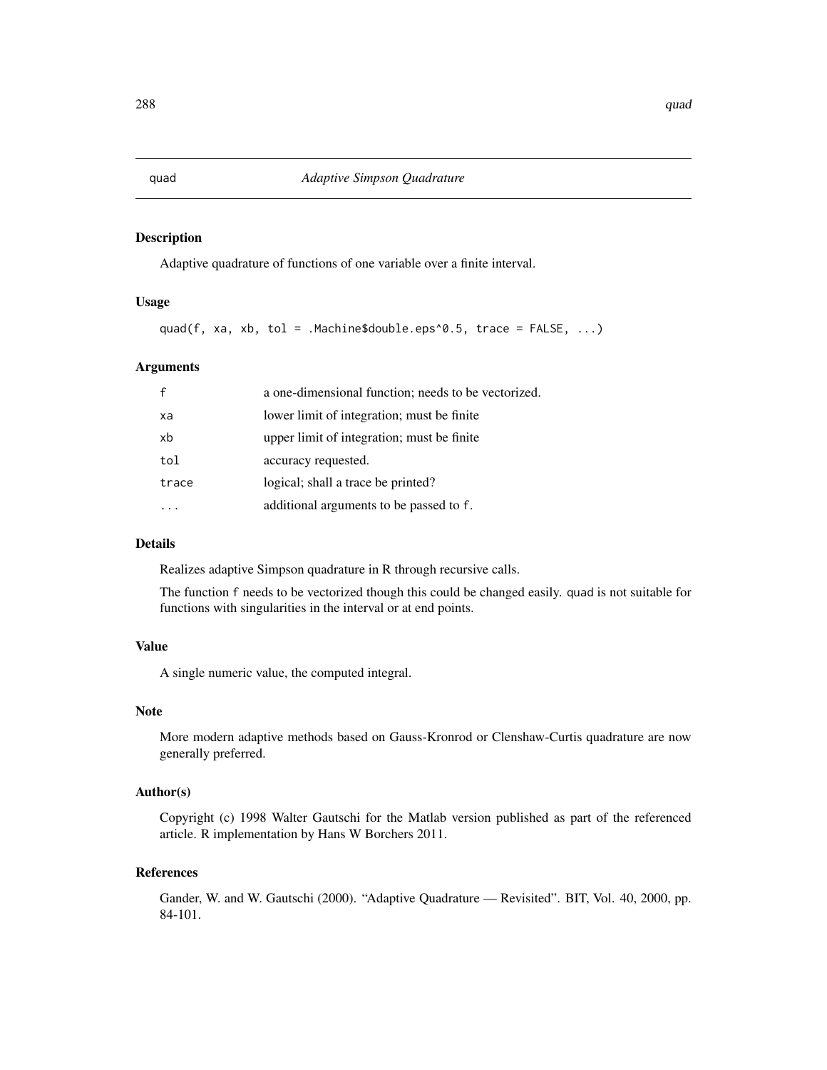# quad — *Adaptive Simpson Quadrature*

## Description

Adaptive quadrature of functions of one variable over a finite interval.

## Usage

```
quad(f, xa, xb, tol = .Machine$double.eps^0.5, trace = FALSE, ...)
```

## Arguments

| | |
|---|---|
| f | a one-dimensional function; needs to be vectorized. |
| xa | lower limit of integration; must be finite |
| xb | upper limit of integration; must be finite |
| tol | accuracy requested. |
| trace | logical; shall a trace be printed? |
| ... | additional arguments to be passed to f. |

## Details

Realizes adaptive Simpson quadrature in R through recursive calls.

The function f needs to be vectorized though this could be changed easily. quad is not suitable for functions with singularities in the interval or at end points.

## Value

A single numeric value, the computed integral.

## Note

More modern adaptive methods based on Gauss-Kronrod or Clenshaw-Curtis quadrature are now generally preferred.

## Author(s)

Copyright (c) 1998 Walter Gautschi for the Matlab version published as part of the referenced article. R implementation by Hans W Borchers 2011.

## References

Gander, W. and W. Gautschi (2000). "Adaptive Quadrature — Revisited". BIT, Vol. 40, 2000, pp. 84-101.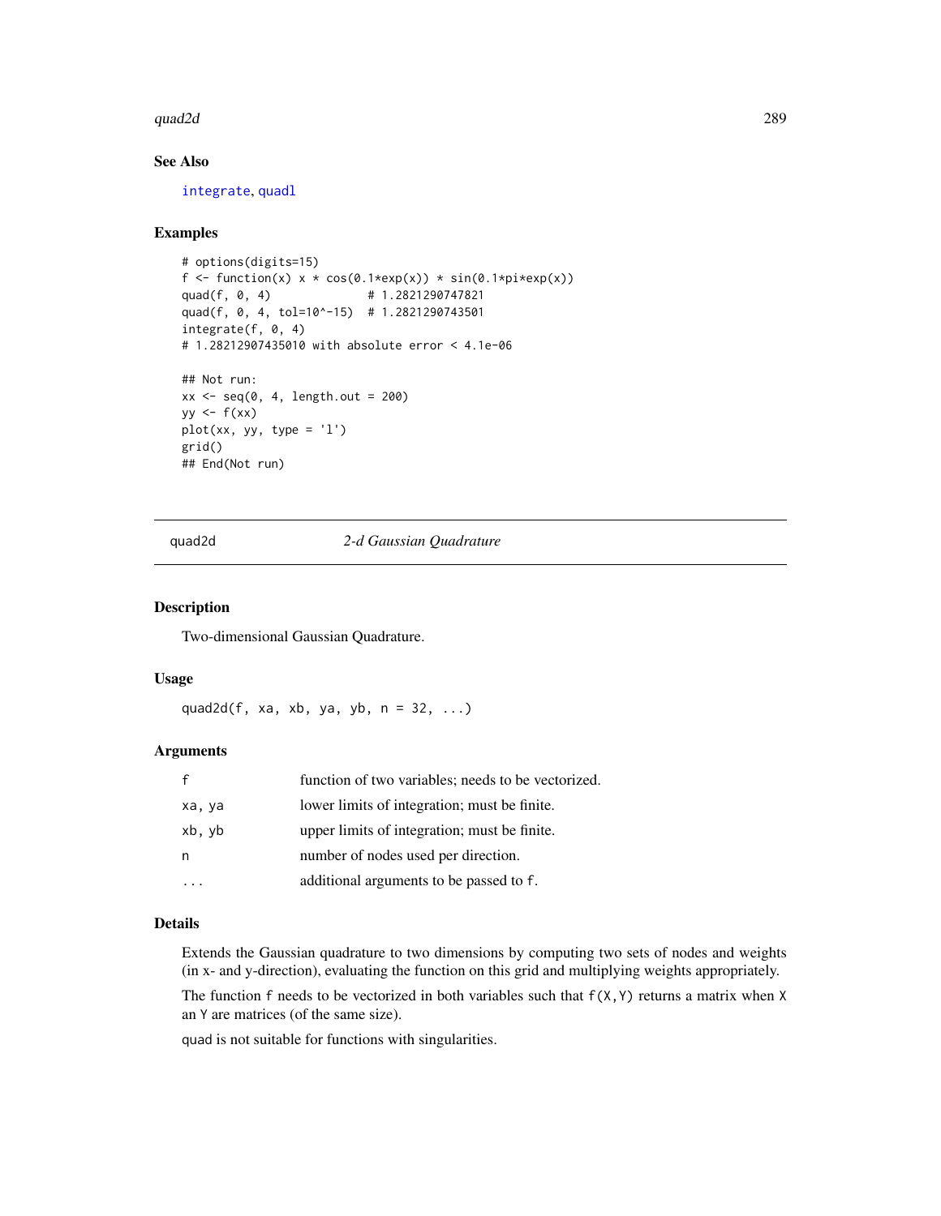### See Also

integrate, quadl

### Examples

```
# options(digits=15)
f <- function(x) x * cos(0.1*exp(x)) * sin(0.1*pi*exp(x))
quad(f, 0, 4)              # 1.2821290747821
quad(f, 0, 4, tol=10^-15)  # 1.2821290743501
integrate(f, 0, 4)
# 1.28212907435010 with absolute error < 4.1e-06

## Not run:
xx <- seq(0, 4, length.out = 200)
yy <- f(xx)
plot(xx, yy, type = 'l')
grid()
## End(Not run)
```

---

## quad2d *2-d Gaussian Quadrature*

### Description

Two-dimensional Gaussian Quadrature.

### Usage

```
quad2d(f, xa, xb, ya, yb, n = 32, ...)
```

### Arguments

| | |
|---|---|
| f | function of two variables; needs to be vectorized. |
| xa, ya | lower limits of integration; must be finite. |
| xb, yb | upper limits of integration; must be finite. |
| n | number of nodes used per direction. |
| ... | additional arguments to be passed to f. |

### Details

Extends the Gaussian quadrature to two dimensions by computing two sets of nodes and weights (in x- and y-direction), evaluating the function on this grid and multiplying weights appropriately.

The function f needs to be vectorized in both variables such that f(X,Y) returns a matrix when X an Y are matrices (of the same size).

quad is not suitable for functions with singularities.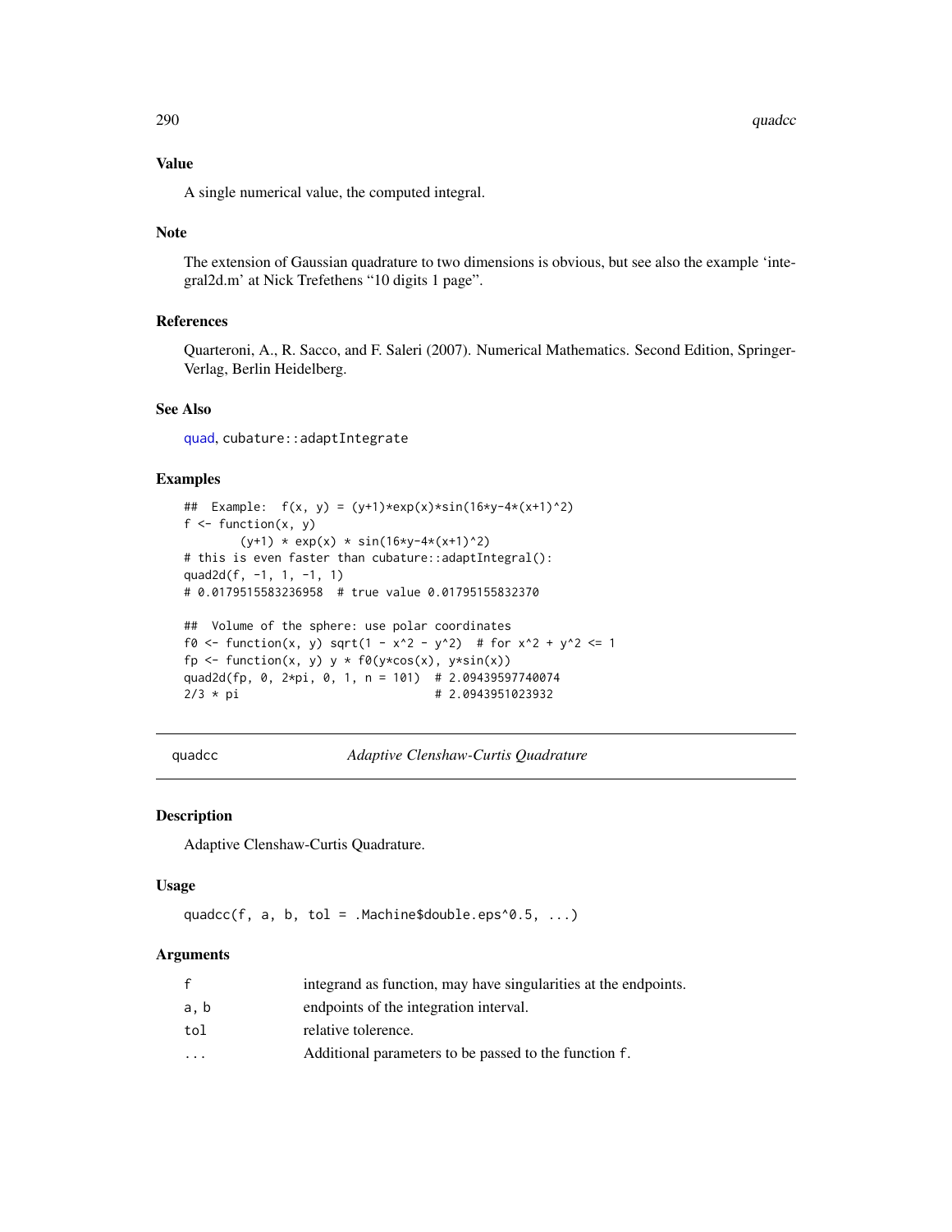## Value

A single numerical value, the computed integral.

## Note

The extension of Gaussian quadrature to two dimensions is obvious, but see also the example 'integral2d.m' at Nick Trefethens "10 digits 1 page".

## References

Quarteroni, A., R. Sacco, and F. Saleri (2007). Numerical Mathematics. Second Edition, Springer-Verlag, Berlin Heidelberg.

## See Also

quad, cubature::adaptIntegrate

## Examples

```
##  Example:  f(x, y) = (y+1)*exp(x)*sin(16*y-4*(x+1)^2)
f <- function(x, y)
        (y+1) * exp(x) * sin(16*y-4*(x+1)^2)
# this is even faster than cubature::adaptIntegral():
quad2d(f, -1, 1, -1, 1)
# 0.0179515583236958  # true value 0.01795155832370

##  Volume of the sphere: use polar coordinates
f0 <- function(x, y) sqrt(1 - x^2 - y^2)  # for x^2 + y^2 <= 1
fp <- function(x, y) y * f0(y*cos(x), y*sin(x))
quad2d(fp, 0, 2*pi, 0, 1, n = 101)  # 2.09439597740074
2/3 * pi                            # 2.0943951023932
```

---

# quadcc — *Adaptive Clenshaw-Curtis Quadrature*

## Description

Adaptive Clenshaw-Curtis Quadrature.

## Usage

```
quadcc(f, a, b, tol = .Machine$double.eps^0.5, ...)
```

## Arguments

| | |
|---|---|
| f | integrand as function, may have singularities at the endpoints. |
| a, b | endpoints of the integration interval. |
| tol | relative tolerence. |
| ... | Additional parameters to be passed to the function f. |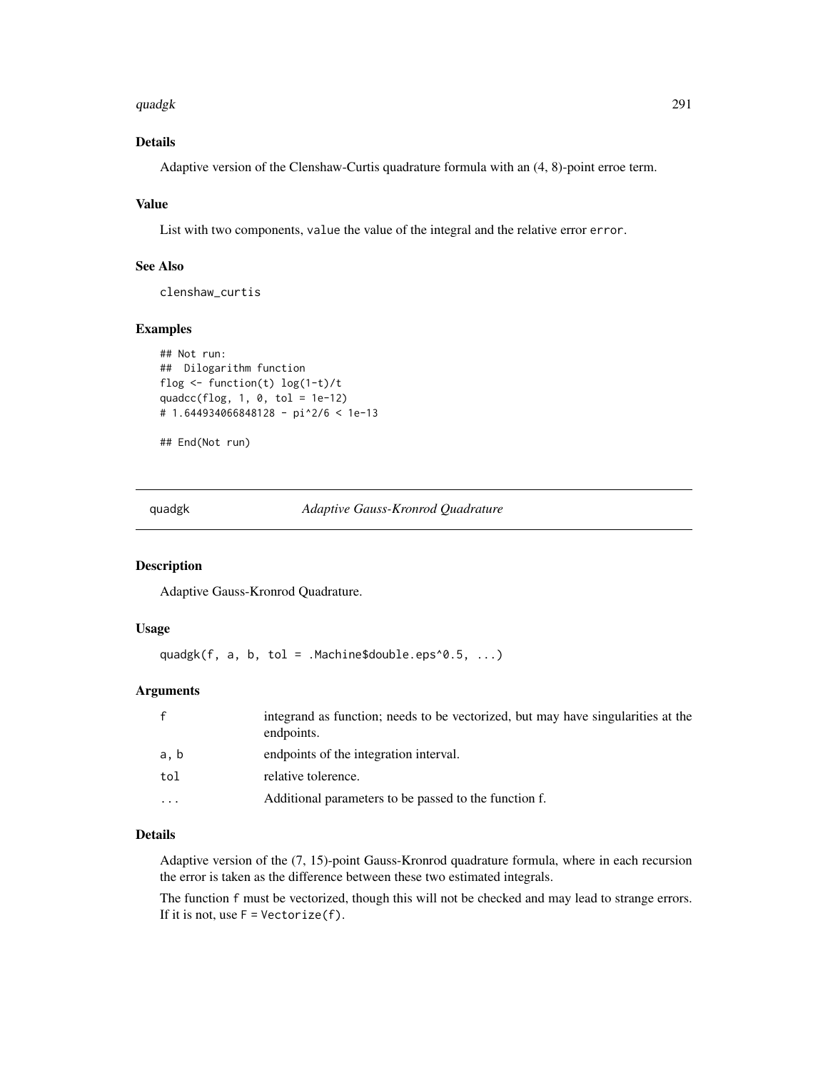### Details

Adaptive version of the Clenshaw-Curtis quadrature formula with an (4, 8)-point erroe term.

### Value

List with two components, value the value of the integral and the relative error error.

### See Also

clenshaw_curtis

### Examples

```
## Not run:
##  Dilogarithm function
flog <- function(t) log(1-t)/t
quadcc(flog, 1, 0, tol = 1e-12)
# 1.644934066848128 - pi^2/6 < 1e-13

## End(Not run)
```

---

## quadgk — *Adaptive Gauss-Kronrod Quadrature*

### Description

Adaptive Gauss-Kronrod Quadrature.

### Usage

```
quadgk(f, a, b, tol = .Machine$double.eps^0.5, ...)
```

### Arguments

| | |
|---|---|
| f | integrand as function; needs to be vectorized, but may have singularities at the endpoints. |
| a, b | endpoints of the integration interval. |
| tol | relative tolerence. |
| ... | Additional parameters to be passed to the function f. |

### Details

Adaptive version of the (7, 15)-point Gauss-Kronrod quadrature formula, where in each recursion the error is taken as the difference between these two estimated integrals.

The function f must be vectorized, though this will not be checked and may lead to strange errors. If it is not, use F = Vectorize(f).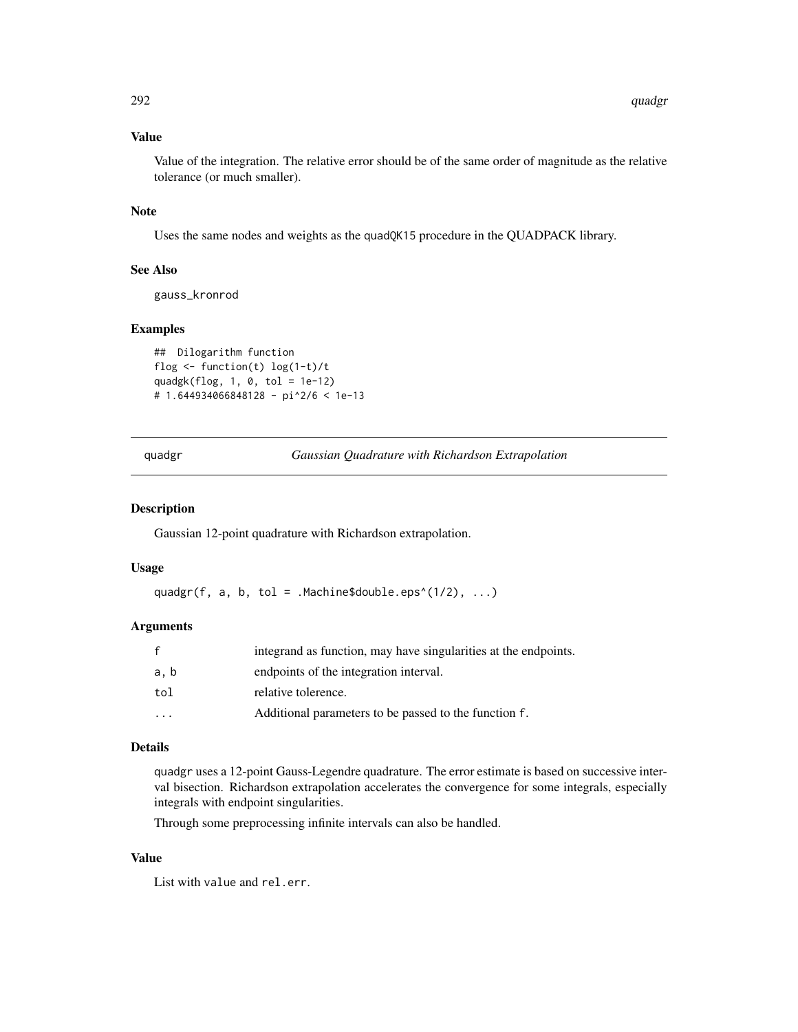### Value

Value of the integration. The relative error should be of the same order of magnitude as the relative tolerance (or much smaller).

### Note

Uses the same nodes and weights as the quadQK15 procedure in the QUADPACK library.

### See Also

gauss_kronrod

### Examples

```
##  Dilogarithm function
flog <- function(t) log(1-t)/t
quadgk(flog, 1, 0, tol = 1e-12)
# 1.644934066848128 - pi^2/6 < 1e-13
```

---

## quadgr — *Gaussian Quadrature with Richardson Extrapolation*

---

### Description

Gaussian 12-point quadrature with Richardson extrapolation.

### Usage

```
quadgr(f, a, b, tol = .Machine$double.eps^(1/2), ...)
```

### Arguments

| | |
|---|---|
| f | integrand as function, may have singularities at the endpoints. |
| a, b | endpoints of the integration interval. |
| tol | relative tolerence. |
| ... | Additional parameters to be passed to the function f. |

### Details

quadgr uses a 12-point Gauss-Legendre quadrature. The error estimate is based on successive interval bisection. Richardson extrapolation accelerates the convergence for some integrals, especially integrals with endpoint singularities.

Through some preprocessing infinite intervals can also be handled.

### Value

List with value and rel.err.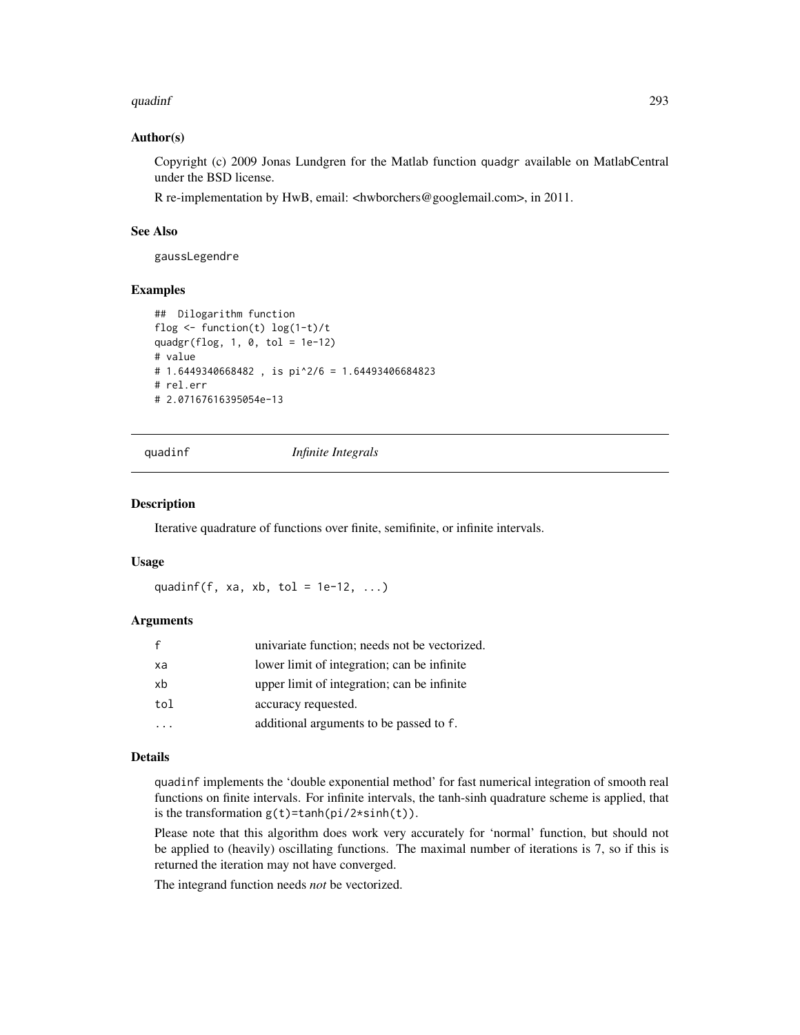### Author(s)

Copyright (c) 2009 Jonas Lundgren for the Matlab function `quadgr` available on MatlabCentral under the BSD license.

R re-implementation by HwB, email: <hwborchers@googlemail.com>, in 2011.

### See Also

`gaussLegendre`

### Examples

```
##  Dilogarithm function
flog <- function(t) log(1-t)/t
quadgr(flog, 1, 0, tol = 1e-12)
# value
# 1.6449340668482 , is pi^2/6 = 1.64493406684823
# rel.err
# 2.07167616395054e-13
```

---

## quadinf — *Infinite Integrals*

---

### Description

Iterative quadrature of functions over finite, semifinite, or infinite intervals.

### Usage

```
quadinf(f, xa, xb, tol = 1e-12, ...)
```

### Arguments

| | |
|---|---|
| `f` | univariate function; needs not be vectorized. |
| `xa` | lower limit of integration; can be infinite |
| `xb` | upper limit of integration; can be infinite |
| `tol` | accuracy requested. |
| `...` | additional arguments to be passed to `f`. |

### Details

`quadinf` implements the 'double exponential method' for fast numerical integration of smooth real functions on finite intervals. For infinite intervals, the tanh-sinh quadrature scheme is applied, that is the transformation `g(t)=tanh(pi/2*sinh(t))`.

Please note that this algorithm does work very accurately for 'normal' function, but should not be applied to (heavily) oscillating functions. The maximal number of iterations is 7, so if this is returned the iteration may not have converged.

The integrand function needs *not* be vectorized.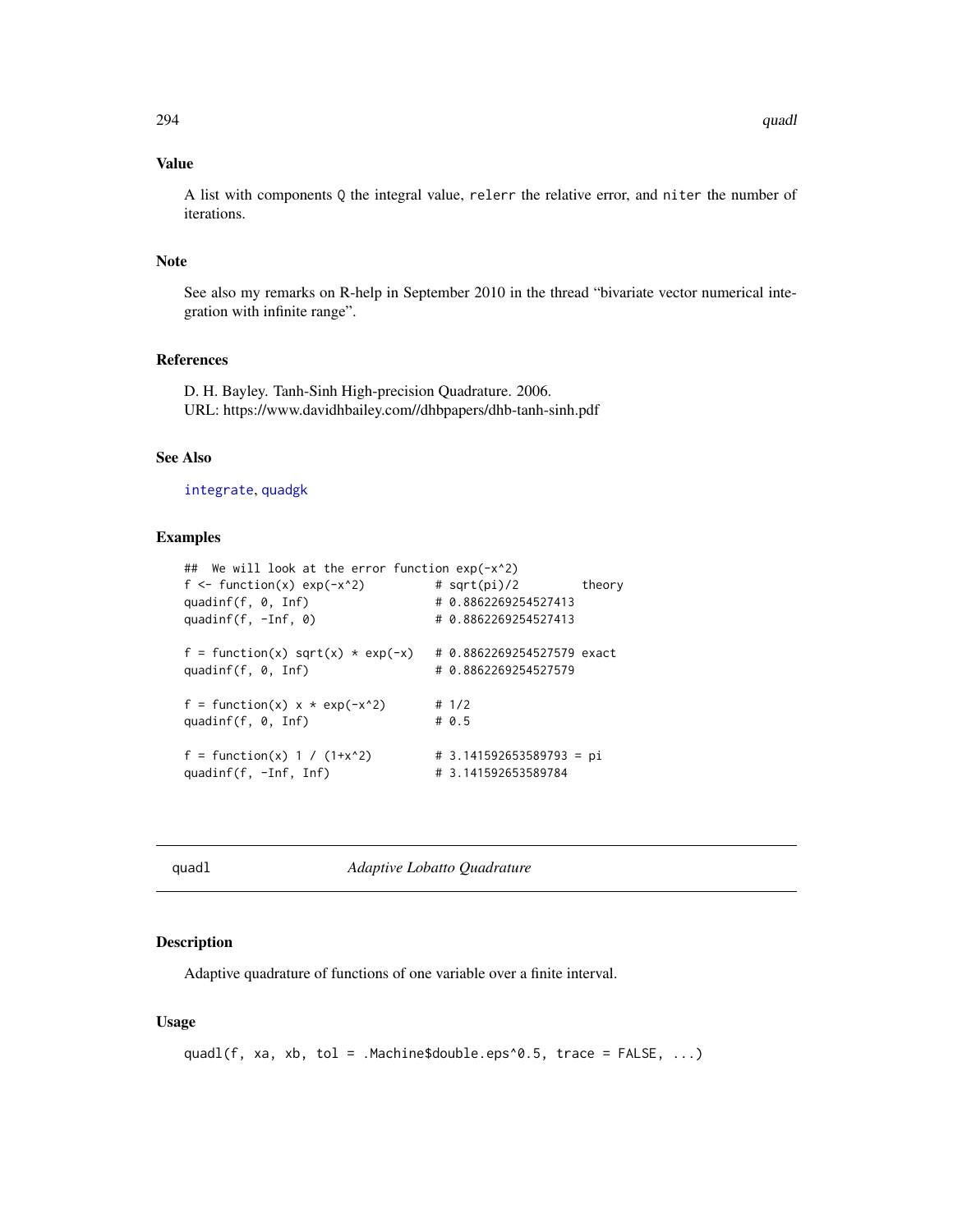## Value

A list with components `Q` the integral value, `relerr` the relative error, and `niter` the number of iterations.

## Note

See also my remarks on R-help in September 2010 in the thread "bivariate vector numerical integration with infinite range".

## References

D. H. Bayley. Tanh-Sinh High-precision Quadrature. 2006.
URL: https://www.davidhbailey.com//dhbpapers/dhb-tanh-sinh.pdf

## See Also

`integrate`, `quadgk`

## Examples

```
##  We will look at the error function exp(-x^2)
f <- function(x) exp(-x^2)          # sqrt(pi)/2         theory
quadinf(f, 0, Inf)                  # 0.8862269254527413
quadinf(f, -Inf, 0)                 # 0.8862269254527413

f = function(x) sqrt(x) * exp(-x)   # 0.8862269254527579 exact
quadinf(f, 0, Inf)                  # 0.8862269254527579

f = function(x) x * exp(-x^2)       # 1/2
quadinf(f, 0, Inf)                  # 0.5

f = function(x) 1 / (1+x^2)         # 3.141592653589793 = pi
quadinf(f, -Inf, Inf)               # 3.141592653589784
```

---

# quadl — *Adaptive Lobatto Quadrature*

## Description

Adaptive quadrature of functions of one variable over a finite interval.

## Usage

```
quadl(f, xa, xb, tol = .Machine$double.eps^0.5, trace = FALSE, ...)
```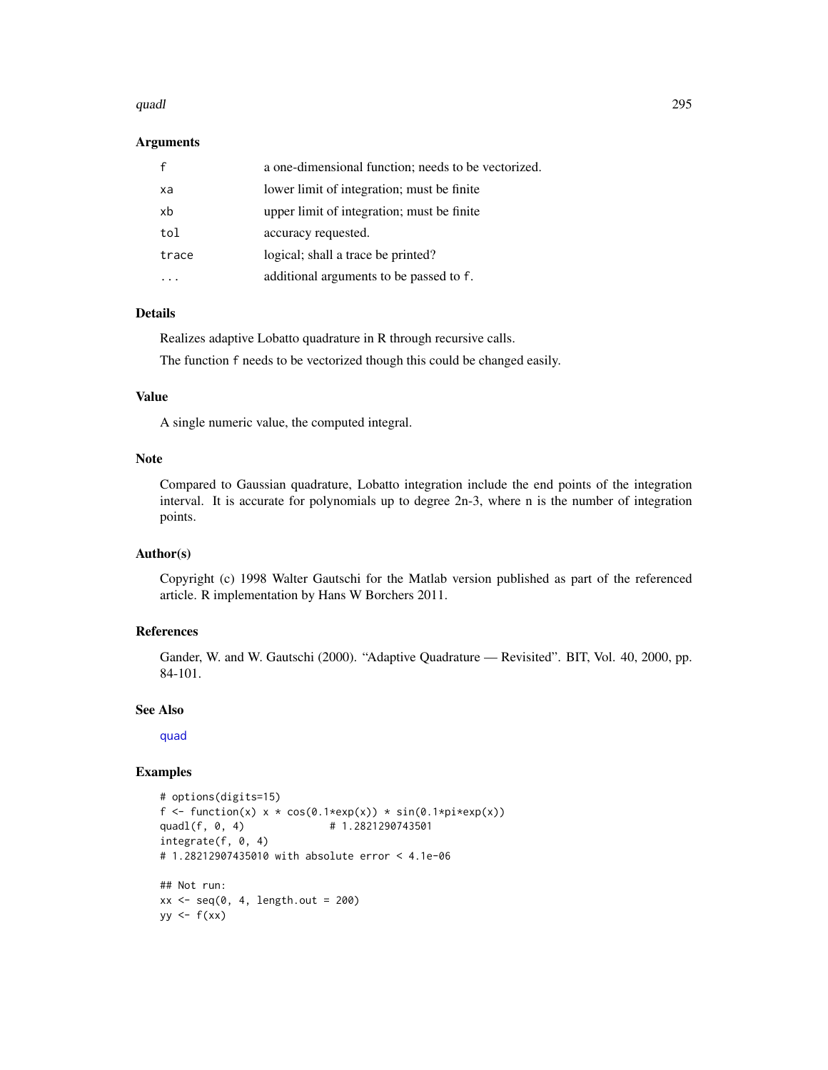### Arguments

| | |
|---|---|
| f | a one-dimensional function; needs to be vectorized. |
| xa | lower limit of integration; must be finite |
| xb | upper limit of integration; must be finite |
| tol | accuracy requested. |
| trace | logical; shall a trace be printed? |
| ... | additional arguments to be passed to f. |

### Details

Realizes adaptive Lobatto quadrature in R through recursive calls.

The function f needs to be vectorized though this could be changed easily.

### Value

A single numeric value, the computed integral.

### Note

Compared to Gaussian quadrature, Lobatto integration include the end points of the integration interval. It is accurate for polynomials up to degree 2n-3, where n is the number of integration points.

### Author(s)

Copyright (c) 1998 Walter Gautschi for the Matlab version published as part of the referenced article. R implementation by Hans W Borchers 2011.

### References

Gander, W. and W. Gautschi (2000). "Adaptive Quadrature — Revisited". BIT, Vol. 40, 2000, pp. 84-101.

### See Also

quad

### Examples

```
# options(digits=15)
f <- function(x) x * cos(0.1*exp(x)) * sin(0.1*pi*exp(x))
quadl(f, 0, 4)              # 1.2821290743501
integrate(f, 0, 4)
# 1.28212907435010 with absolute error < 4.1e-06

## Not run:
xx <- seq(0, 4, length.out = 200)
yy <- f(xx)
```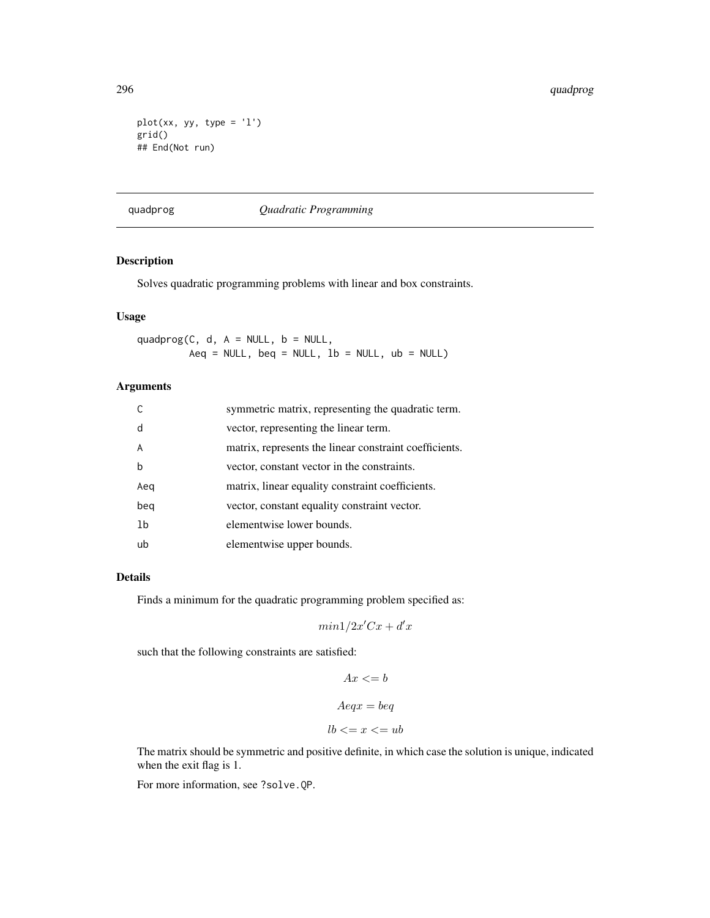```
plot(xx, yy, type = 'l')
grid()
## End(Not run)
```

---

## quadprog — *Quadratic Programming*

---

### Description

Solves quadratic programming problems with linear and box constraints.

### Usage

```
quadprog(C, d, A = NULL, b = NULL,
         Aeq = NULL, beq = NULL, lb = NULL, ub = NULL)
```

### Arguments

| | |
|---|---|
| C | symmetric matrix, representing the quadratic term. |
| d | vector, representing the linear term. |
| A | matrix, represents the linear constraint coefficients. |
| b | vector, constant vector in the constraints. |
| Aeq | matrix, linear equality constraint coefficients. |
| beq | vector, constant equality constraint vector. |
| lb | elementwise lower bounds. |
| ub | elementwise upper bounds. |

### Details

Finds a minimum for the quadratic programming problem specified as:

$$min 1/2x'Cx + d'x$$

such that the following constraints are satisfied:

$$Ax <= b$$

$$Aeqx = beq$$

$$lb <= x <= ub$$

The matrix should be symmetric and positive definite, in which case the solution is unique, indicated when the exit flag is 1.

For more information, see `?solve.QP`.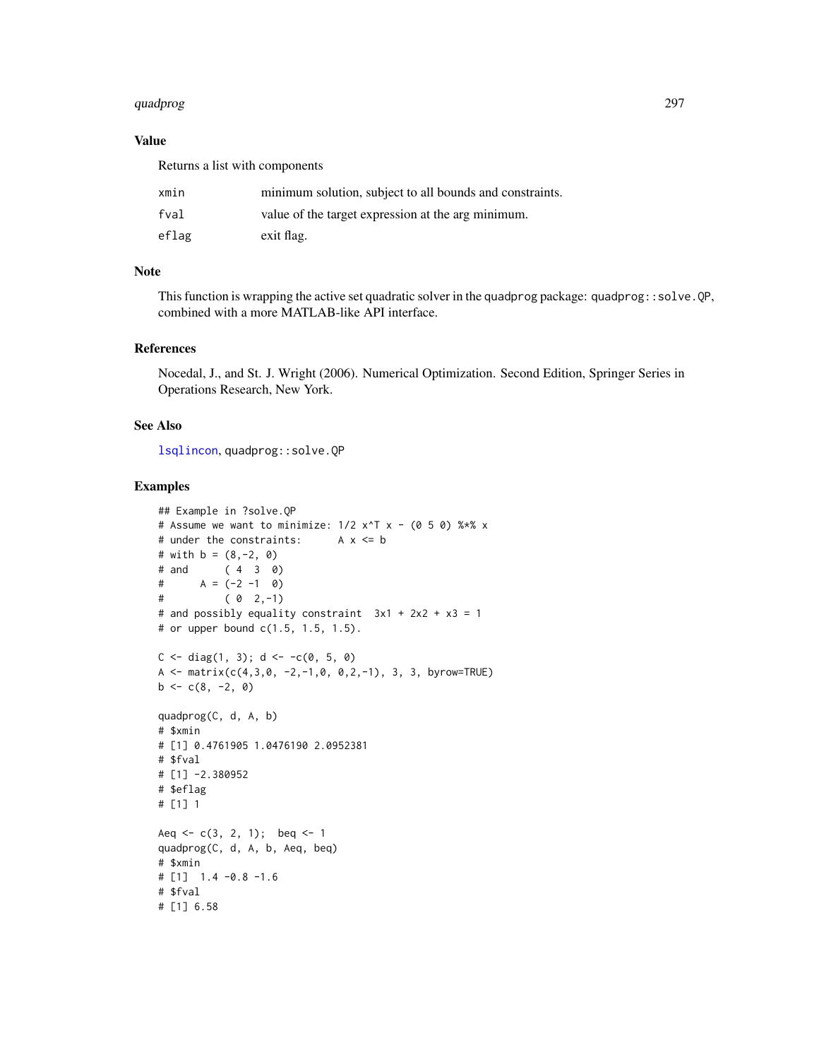## Value

Returns a list with components

| | |
|---|---|
| xmin | minimum solution, subject to all bounds and constraints. |
| fval | value of the target expression at the arg minimum. |
| eflag | exit flag. |

## Note

This function is wrapping the active set quadratic solver in the quadprog package: `quadprog::solve.QP`, combined with a more MATLAB-like API interface.

## References

Nocedal, J., and St. J. Wright (2006). Numerical Optimization. Second Edition, Springer Series in Operations Research, New York.

## See Also

`lsqlincon`, `quadprog::solve.QP`

## Examples

```
## Example in ?solve.QP
# Assume we want to minimize: 1/2 x^T x - (0 5 0) %*% x
# under the constraints:      A x <= b
# with b = (8,-2, 0)
# and      ( 4  3  0)
#      A = (-2 -1  0)
#          ( 0  2,-1)
# and possibly equality constraint  3x1 + 2x2 + x3 = 1
# or upper bound c(1.5, 1.5, 1.5).

C <- diag(1, 3); d <- -c(0, 5, 0)
A <- matrix(c(4,3,0, -2,-1,0, 0,2,-1), 3, 3, byrow=TRUE)
b <- c(8, -2, 0)

quadprog(C, d, A, b)
# $xmin
# [1] 0.4761905 1.0476190 2.0952381
# $fval
# [1] -2.380952
# $eflag
# [1] 1

Aeq <- c(3, 2, 1);  beq <- 1
quadprog(C, d, A, b, Aeq, beq)
# $xmin
# [1]  1.4 -0.8 -1.6
# $fval
# [1] 6.58
```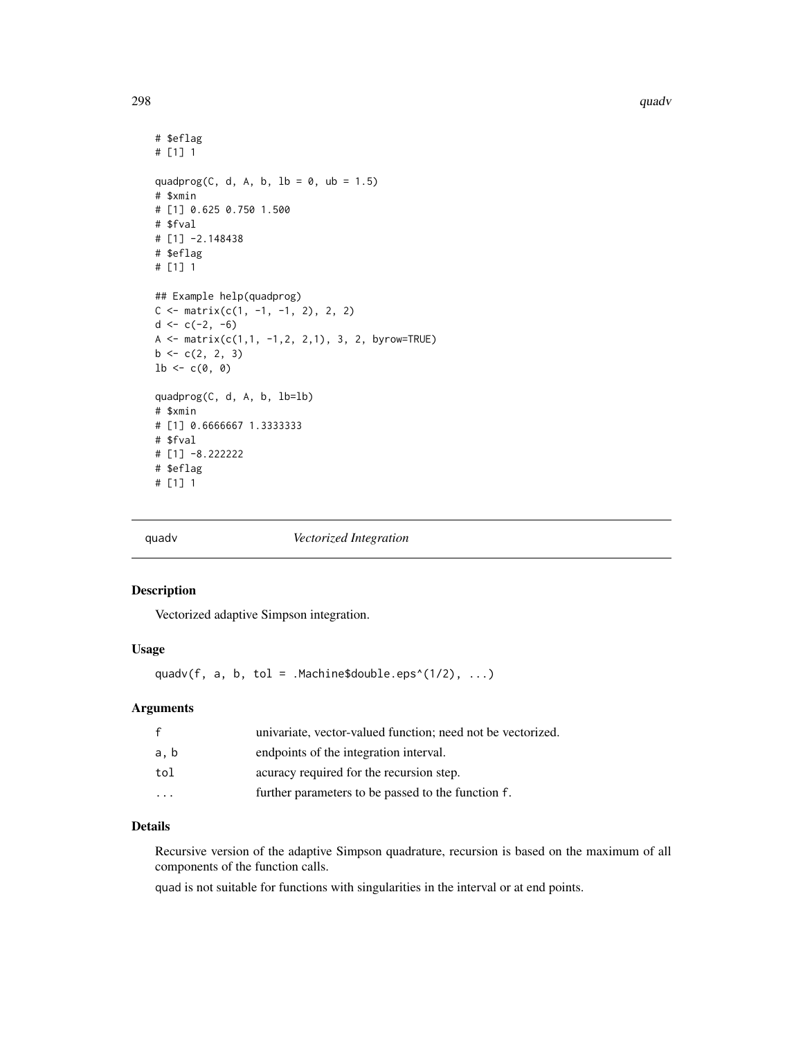```
# $eflag
# [1] 1

quadprog(C, d, A, b, lb = 0, ub = 1.5)
# $xmin
# [1] 0.625 0.750 1.500
# $fval
# [1] -2.148438
# $eflag
# [1] 1

## Example help(quadprog)
C <- matrix(c(1, -1, -1, 2), 2, 2)
d <- c(-2, -6)
A <- matrix(c(1,1, -1,2, 2,1), 3, 2, byrow=TRUE)
b <- c(2, 2, 3)
lb <- c(0, 0)

quadprog(C, d, A, b, lb=lb)
# $xmin
# [1] 0.6666667 1.3333333
# $fval
# [1] -8.222222
# $eflag
# [1] 1
```

---

## quadv *Vectorized Integration*

### Description

Vectorized adaptive Simpson integration.

### Usage

```
quadv(f, a, b, tol = .Machine$double.eps^(1/2), ...)
```

### Arguments

| | |
|---|---|
| `f` | univariate, vector-valued function; need not be vectorized. |
| `a, b` | endpoints of the integration interval. |
| `tol` | acuracy required for the recursion step. |
| `...` | further parameters to be passed to the function `f`. |

### Details

Recursive version of the adaptive Simpson quadrature, recursion is based on the maximum of all components of the function calls.

`quad` is not suitable for functions with singularities in the interval or at end points.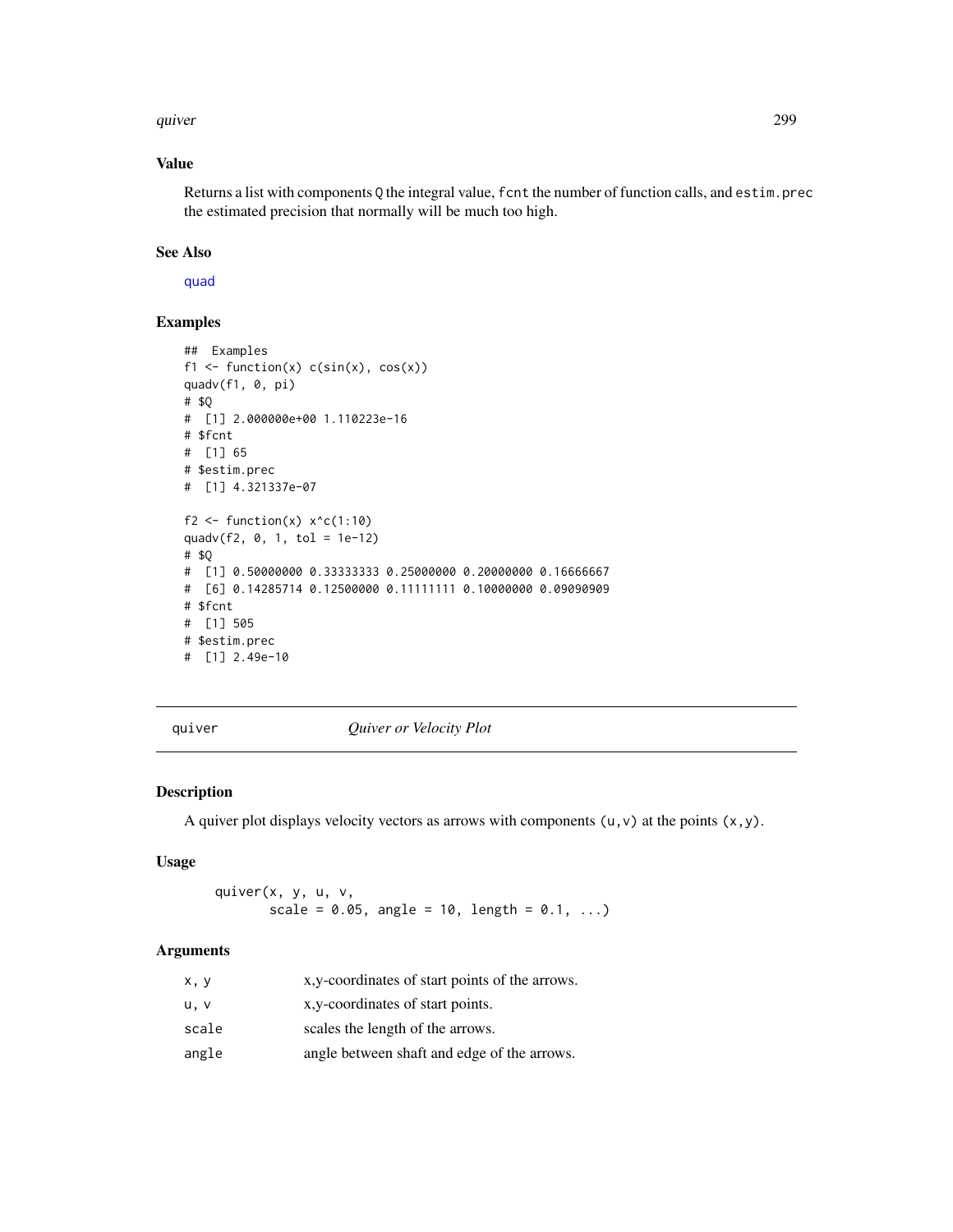## Value

Returns a list with components `Q` the integral value, `fcnt` the number of function calls, and `estim.prec` the estimated precision that normally will be much too high.

## See Also

quad

## Examples

```
##  Examples
f1 <- function(x) c(sin(x), cos(x))
quadv(f1, 0, pi)
# $Q
#  [1] 2.000000e+00 1.110223e-16
# $fcnt
#  [1] 65
# $estim.prec
#  [1] 4.321337e-07

f2 <- function(x) x^c(1:10)
quadv(f2, 0, 1, tol = 1e-12)
# $Q
#  [1] 0.50000000 0.33333333 0.25000000 0.20000000 0.16666667
#  [6] 0.14285714 0.12500000 0.11111111 0.10000000 0.09090909
# $fcnt
#  [1] 505
# $estim.prec
#  [1] 2.49e-10
```

---

# quiver — *Quiver or Velocity Plot*

## Description

A quiver plot displays velocity vectors as arrows with components `(u,v)` at the points `(x,y)`.

## Usage

```
quiver(x, y, u, v,
       scale = 0.05, angle = 10, length = 0.1, ...)
```

## Arguments

| | |
|---|---|
| `x, y` | x,y-coordinates of start points of the arrows. |
| `u, v` | x,y-coordinates of start points. |
| `scale` | scales the length of the arrows. |
| `angle` | angle between shaft and edge of the arrows. |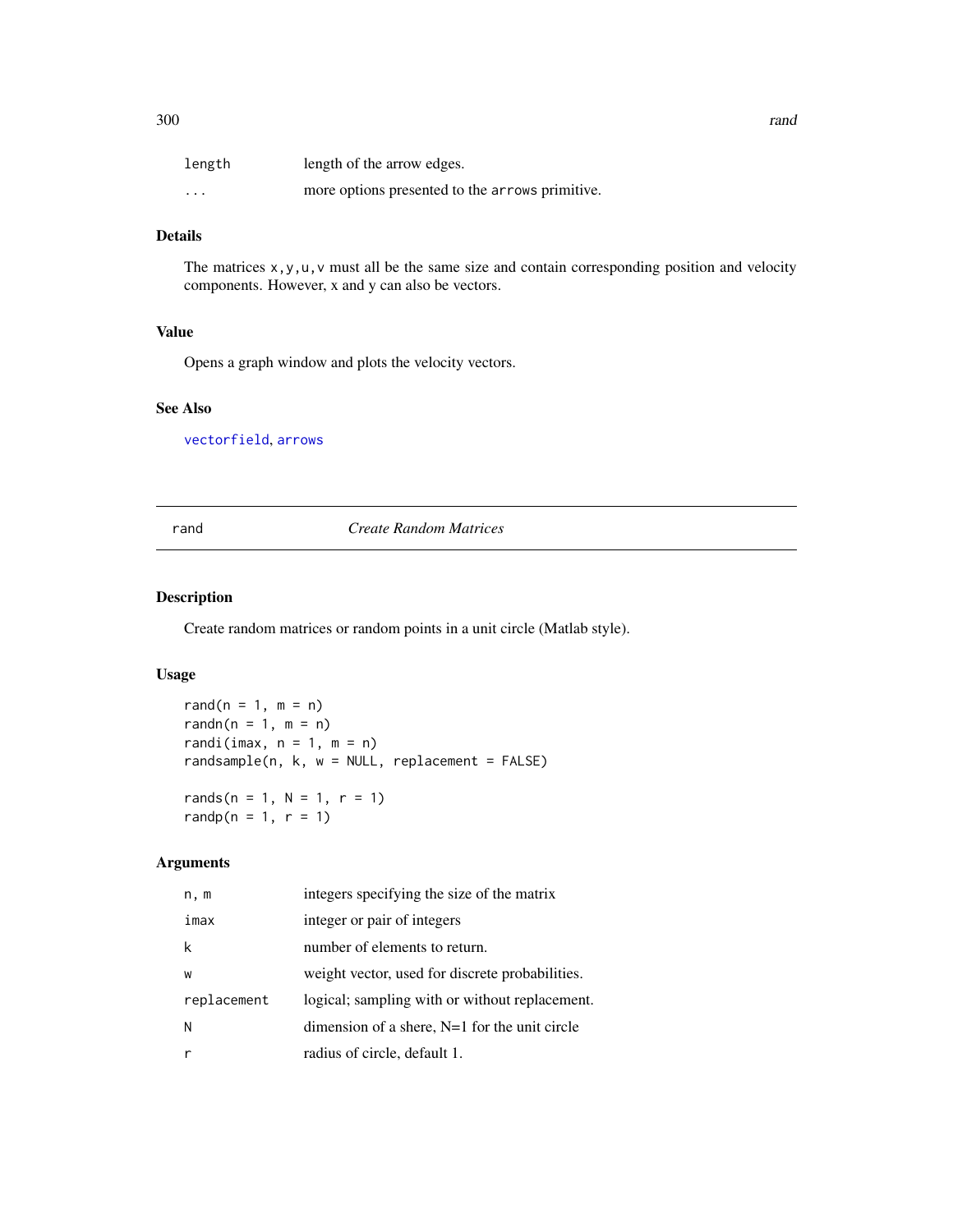| | |
|---|---|
| length | length of the arrow edges. |
| ... | more options presented to the arrows primitive. |

### Details

The matrices x,y,u,v must all be the same size and contain corresponding position and velocity components. However, x and y can also be vectors.

### Value

Opens a graph window and plots the velocity vectors.

### See Also

vectorfield, arrows

---

## rand — *Create Random Matrices*

---

### Description

Create random matrices or random points in a unit circle (Matlab style).

### Usage

```
rand(n = 1, m = n)
randn(n = 1, m = n)
randi(imax, n = 1, m = n)
randsample(n, k, w = NULL, replacement = FALSE)

rands(n = 1, N = 1, r = 1)
randp(n = 1, r = 1)
```

### Arguments

| | |
|---|---|
| n, m | integers specifying the size of the matrix |
| imax | integer or pair of integers |
| k | number of elements to return. |
| w | weight vector, used for discrete probabilities. |
| replacement | logical; sampling with or without replacement. |
| N | dimension of a shere, N=1 for the unit circle |
| r | radius of circle, default 1. |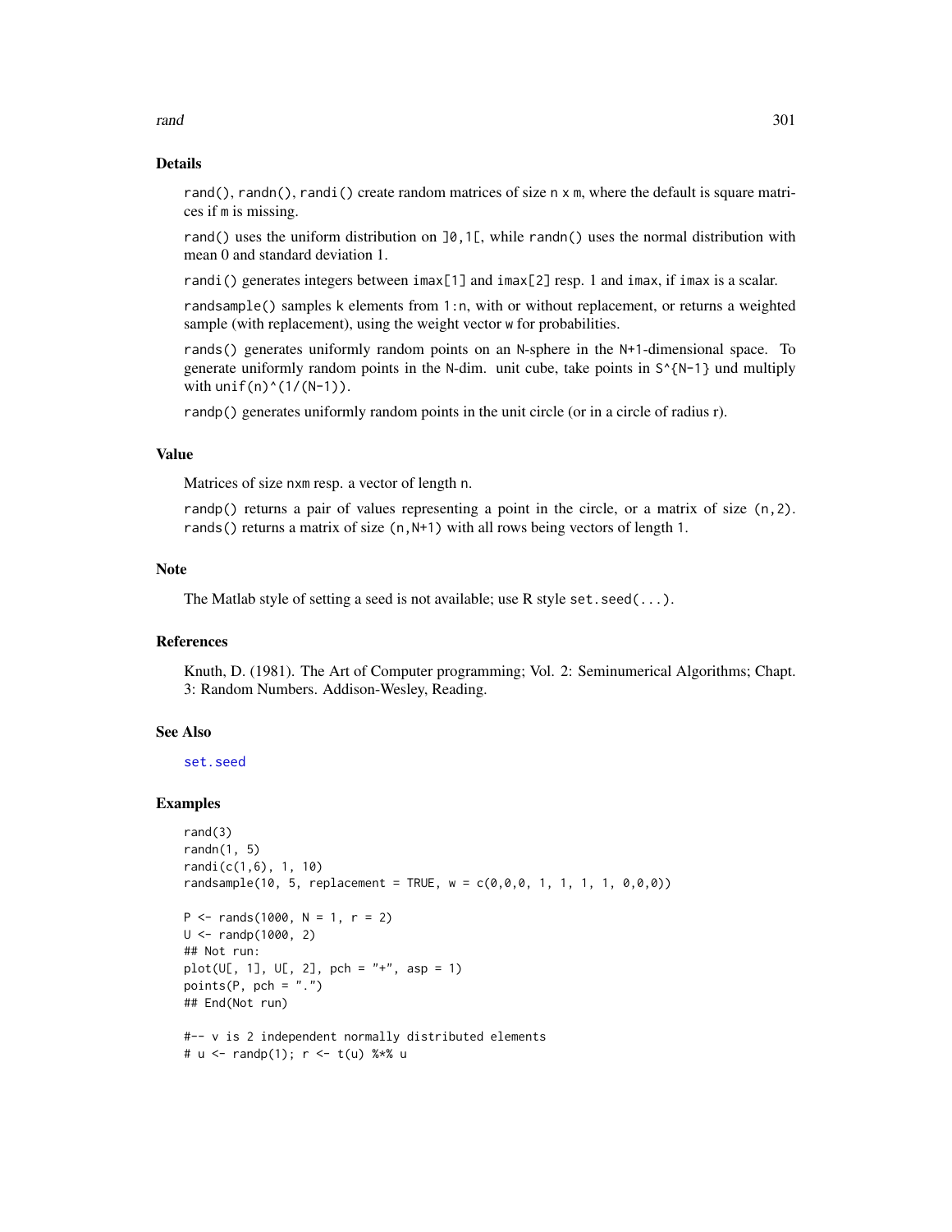## Details

`rand()`, `randn()`, `randi()` create random matrices of size `n` x `m`, where the default is square matrices if `m` is missing.

`rand()` uses the uniform distribution on `]0,1[`, while `randn()` uses the normal distribution with mean 0 and standard deviation 1.

`randi()` generates integers between `imax[1]` and `imax[2]` resp. 1 and `imax`, if `imax` is a scalar.

`randsample()` samples `k` elements from `1:n`, with or without replacement, or returns a weighted sample (with replacement), using the weight vector `w` for probabilities.

`rands()` generates uniformly random points on an `N`-sphere in the `N+1`-dimensional space. To generate uniformly random points in the `N`-dim. unit cube, take points in `S^{N-1}` und multiply with `unif(n)^(1/(N-1))`.

`randp()` generates uniformly random points in the unit circle (or in a circle of radius r).

## Value

Matrices of size `nxm` resp. a vector of length `n`.

`randp()` returns a pair of values representing a point in the circle, or a matrix of size `(n,2)`. `rands()` returns a matrix of size `(n,N+1)` with all rows being vectors of length `1`.

## Note

The Matlab style of setting a seed is not available; use R style `set.seed(...)`.

## References

Knuth, D. (1981). The Art of Computer programming; Vol. 2: Seminumerical Algorithms; Chapt. 3: Random Numbers. Addison-Wesley, Reading.

## See Also

`set.seed`

## Examples

```
rand(3)
randn(1, 5)
randi(c(1,6), 1, 10)
randsample(10, 5, replacement = TRUE, w = c(0,0,0, 1, 1, 1, 1, 0,0,0))

P <- rands(1000, N = 1, r = 2)
U <- randp(1000, 2)
## Not run:
plot(U[, 1], U[, 2], pch = "+", asp = 1)
points(P, pch = ".")
## End(Not run)

#-- v is 2 independent normally distributed elements
# u <- randp(1); r <- t(u) %*% u
```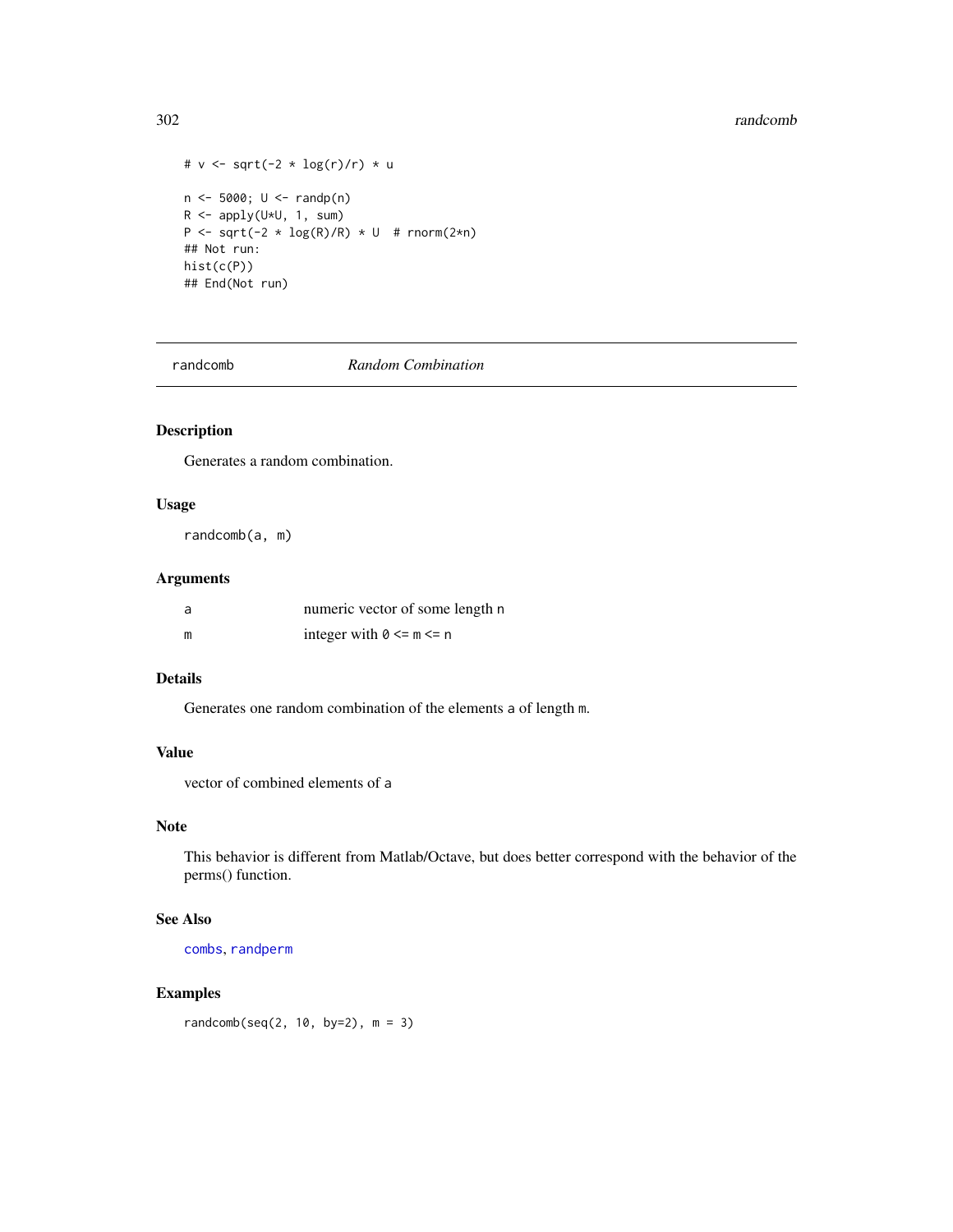```
# v <- sqrt(-2 * log(r)/r) * u

n <- 5000; U <- randp(n)
R <- apply(U*U, 1, sum)
P <- sqrt(-2 * log(R)/R) * U  # rnorm(2*n)
## Not run:
hist(c(P))
## End(Not run)
```

---

randcomb *Random Combination*

---

## Description

Generates a random combination.

## Usage

```
randcomb(a, m)
```

## Arguments

| | |
|---|---|
| a | numeric vector of some length n |
| m | integer with 0 <= m <= n |

## Details

Generates one random combination of the elements a of length m.

## Value

vector of combined elements of a

## Note

This behavior is different from Matlab/Octave, but does better correspond with the behavior of the perms() function.

## See Also

combs, randperm

## Examples

```
randcomb(seq(2, 10, by=2), m = 3)
```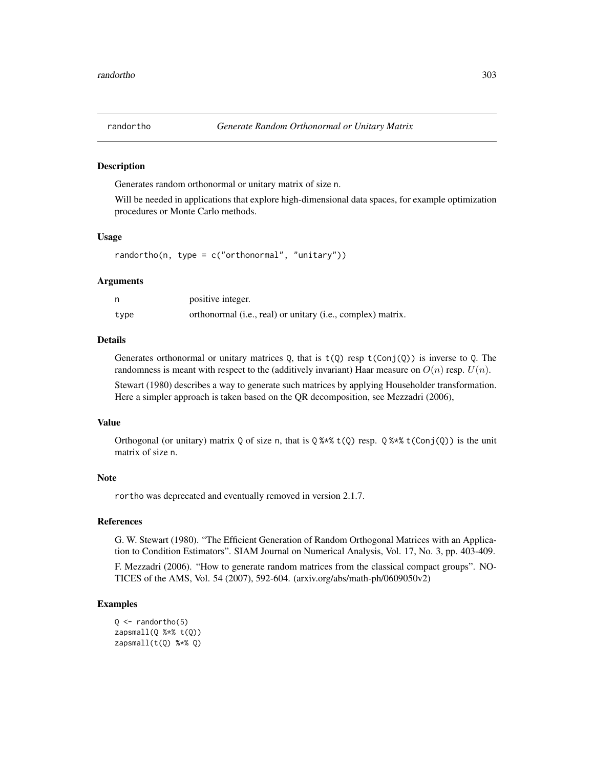# randortho — *Generate Random Orthonormal or Unitary Matrix*

## Description

Generates random orthonormal or unitary matrix of size `n`.

Will be needed in applications that explore high-dimensional data spaces, for example optimization procedures or Monte Carlo methods.

## Usage

```
randortho(n, type = c("orthonormal", "unitary"))
```

## Arguments

| | |
|---|---|
| `n` | positive integer. |
| `type` | orthonormal (i.e., real) or unitary (i.e., complex) matrix. |

## Details

Generates orthonormal or unitary matrices `Q`, that is `t(Q)` resp `t(Conj(Q))` is inverse to `Q`. The randomness is meant with respect to the (additively invariant) Haar measure on $O(n)$ resp. $U(n)$.

Stewart (1980) describes a way to generate such matrices by applying Householder transformation. Here a simpler approach is taken based on the QR decomposition, see Mezzadri (2006),

## Value

Orthogonal (or unitary) matrix `Q` of size `n`, that is `Q %*% t(Q)` resp. `Q %*% t(Conj(Q))` is the unit matrix of size `n`.

## Note

`rortho` was deprecated and eventually removed in version 2.1.7.

## References

G. W. Stewart (1980). "The Efficient Generation of Random Orthogonal Matrices with an Application to Condition Estimators". SIAM Journal on Numerical Analysis, Vol. 17, No. 3, pp. 403-409.

F. Mezzadri (2006). "How to generate random matrices from the classical compact groups". NOTICES of the AMS, Vol. 54 (2007), 592-604. (arxiv.org/abs/math-ph/0609050v2)

## Examples

```
Q <- randortho(5)
zapsmall(Q %*% t(Q))
zapsmall(t(Q) %*% Q)
```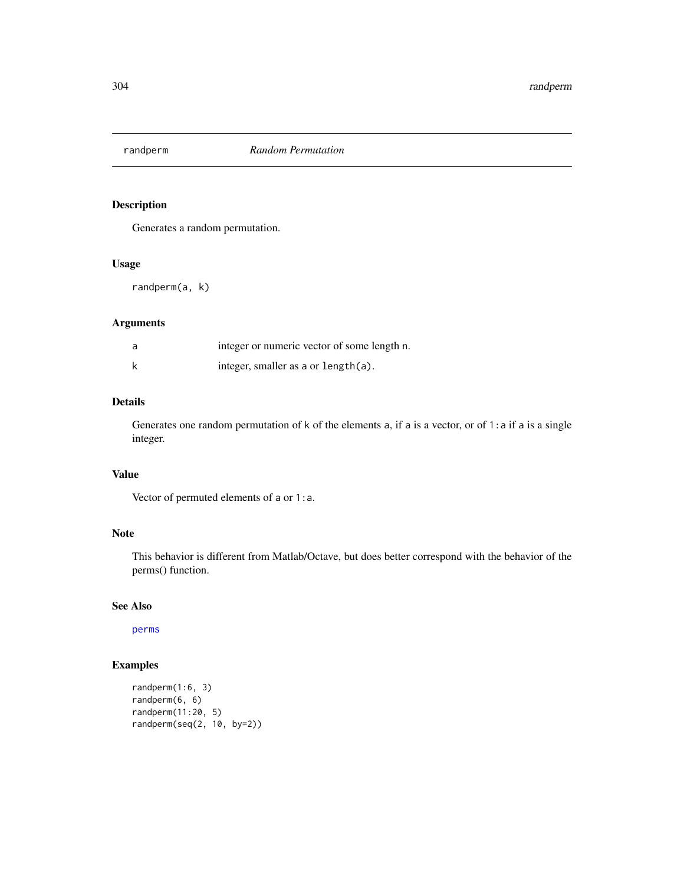# randperm *Random Permutation*

## Description

Generates a random permutation.

## Usage

```
randperm(a, k)
```

## Arguments

| | |
|---|---|
| a | integer or numeric vector of some length n. |
| k | integer, smaller as a or length(a). |

## Details

Generates one random permutation of k of the elements a, if a is a vector, or of 1:a if a is a single integer.

## Value

Vector of permuted elements of a or 1:a.

## Note

This behavior is different from Matlab/Octave, but does better correspond with the behavior of the perms() function.

## See Also

perms

## Examples

```
randperm(1:6, 3)
randperm(6, 6)
randperm(11:20, 5)
randperm(seq(2, 10, by=2))
```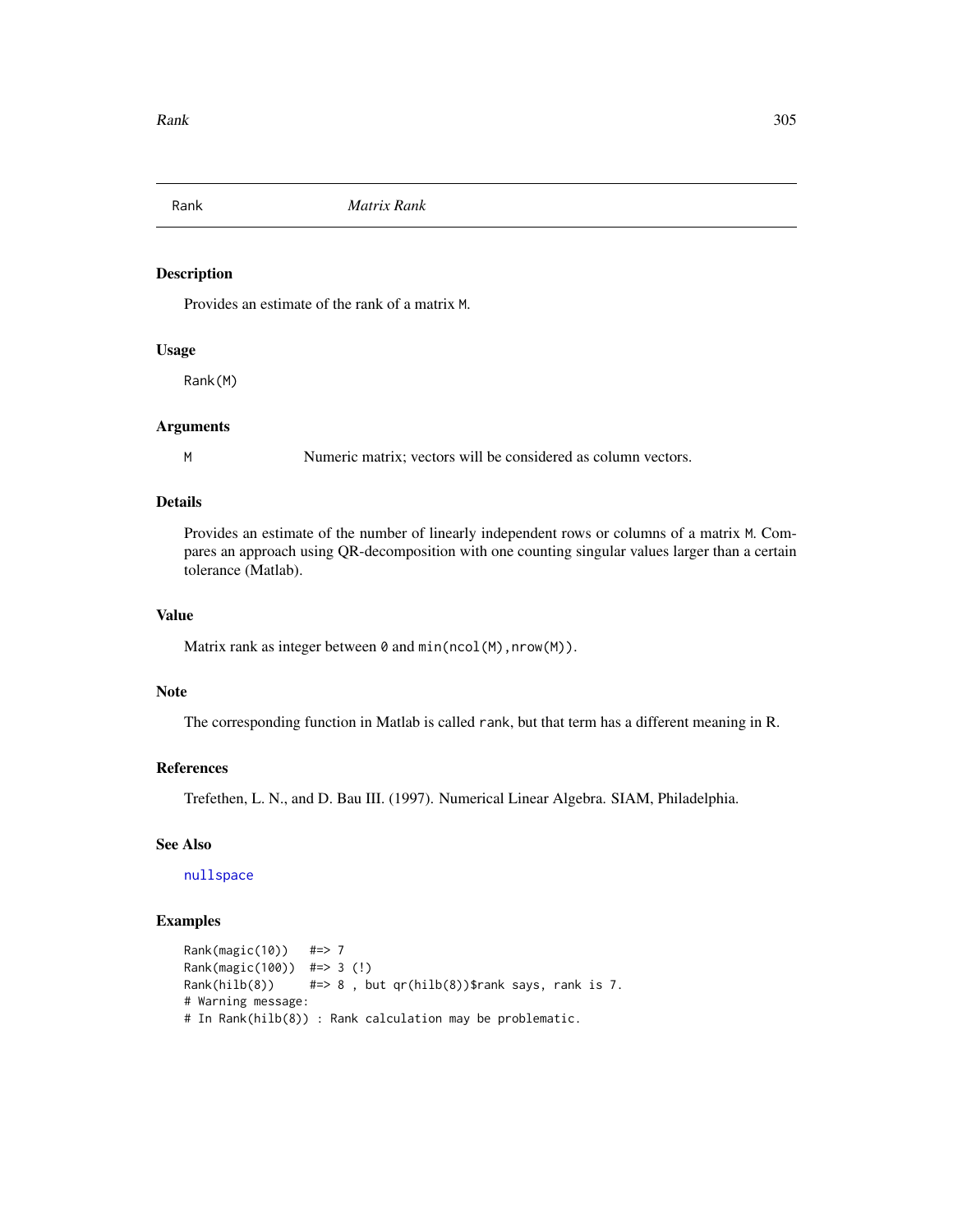# Rank — *Matrix Rank*

## Description

Provides an estimate of the rank of a matrix M.

## Usage

```
Rank(M)
```

## Arguments

M Numeric matrix; vectors will be considered as column vectors.

## Details

Provides an estimate of the number of linearly independent rows or columns of a matrix M. Compares an approach using QR-decomposition with one counting singular values larger than a certain tolerance (Matlab).

## Value

Matrix rank as integer between 0 and min(ncol(M),nrow(M)).

## Note

The corresponding function in Matlab is called rank, but that term has a different meaning in R.

## References

Trefethen, L. N., and D. Bau III. (1997). Numerical Linear Algebra. SIAM, Philadelphia.

## See Also

nullspace

## Examples

```
Rank(magic(10))   #=> 7
Rank(magic(100))  #=> 3 (!)
Rank(hilb(8))     #=> 8 , but qr(hilb(8))$rank says, rank is 7.
# Warning message:
# In Rank(hilb(8)) : Rank calculation may be problematic.
```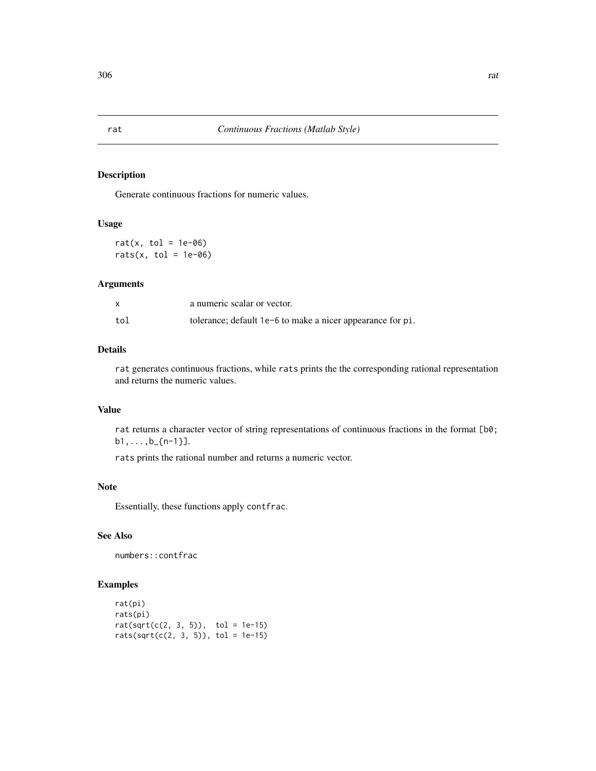rat *Continuous Fractions (Matlab Style)*

## Description

Generate continuous fractions for numeric values.

## Usage

```
rat(x, tol = 1e-06)
rats(x, tol = 1e-06)
```

## Arguments

| | |
|---|---|
| x | a numeric scalar or vector. |
| tol | tolerance; default `1e-6` to make a nicer appearance for `pi`. |

## Details

`rat` generates continuous fractions, while `rats` prints the the corresponding rational representation and returns the numeric values.

## Value

`rat` returns a character vector of string representations of continuous fractions in the format `[b0; b1,...,b_{n-1}]`.

`rats` prints the rational number and returns a numeric vector.

## Note

Essentially, these functions apply `contfrac`.

## See Also

`numbers::contfrac`

## Examples

```
rat(pi)
rats(pi)
rat(sqrt(c(2, 3, 5)),  tol = 1e-15)
rats(sqrt(c(2, 3, 5)), tol = 1e-15)
```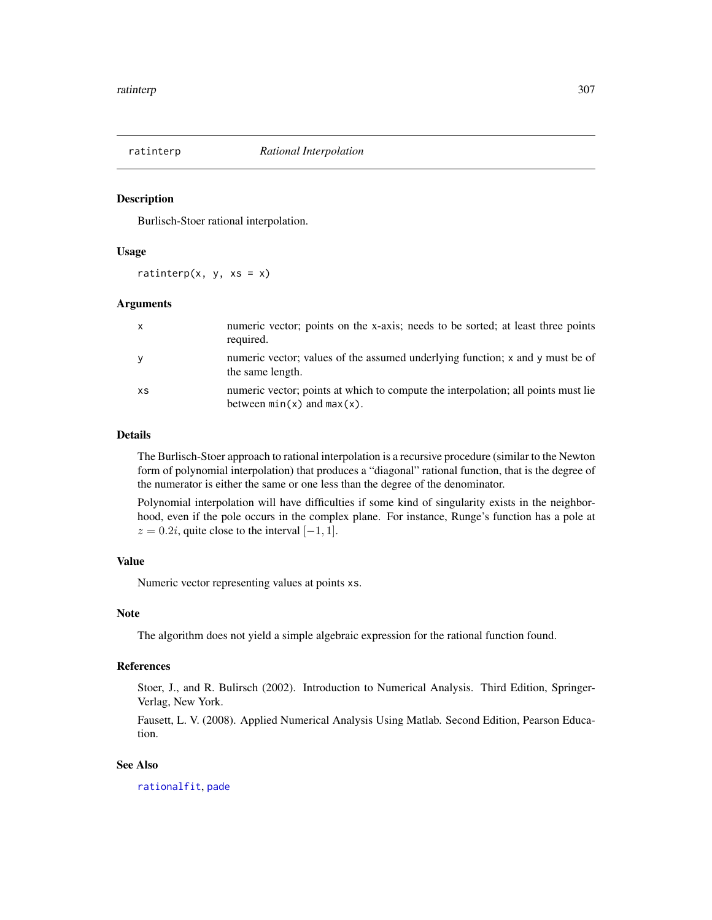## ratinterp *Rational Interpolation*

### Description

Burlisch-Stoer rational interpolation.

### Usage

```
ratinterp(x, y, xs = x)
```

### Arguments

| | |
|---|---|
| x | numeric vector; points on the x-axis; needs to be sorted; at least three points required. |
| y | numeric vector; values of the assumed underlying function; x and y must be of the same length. |
| xs | numeric vector; points at which to compute the interpolation; all points must lie between min(x) and max(x). |

### Details

The Burlisch-Stoer approach to rational interpolation is a recursive procedure (similar to the Newton form of polynomial interpolation) that produces a "diagonal" rational function, that is the degree of the numerator is either the same or one less than the degree of the denominator.

Polynomial interpolation will have difficulties if some kind of singularity exists in the neighborhood, even if the pole occurs in the complex plane. For instance, Runge's function has a pole at $z = 0.2i$, quite close to the interval $[-1, 1]$.

### Value

Numeric vector representing values at points xs.

### Note

The algorithm does not yield a simple algebraic expression for the rational function found.

### References

Stoer, J., and R. Bulirsch (2002). Introduction to Numerical Analysis. Third Edition, Springer-Verlag, New York.

Fausett, L. V. (2008). Applied Numerical Analysis Using Matlab. Second Edition, Pearson Education.

### See Also

rationalfit, pade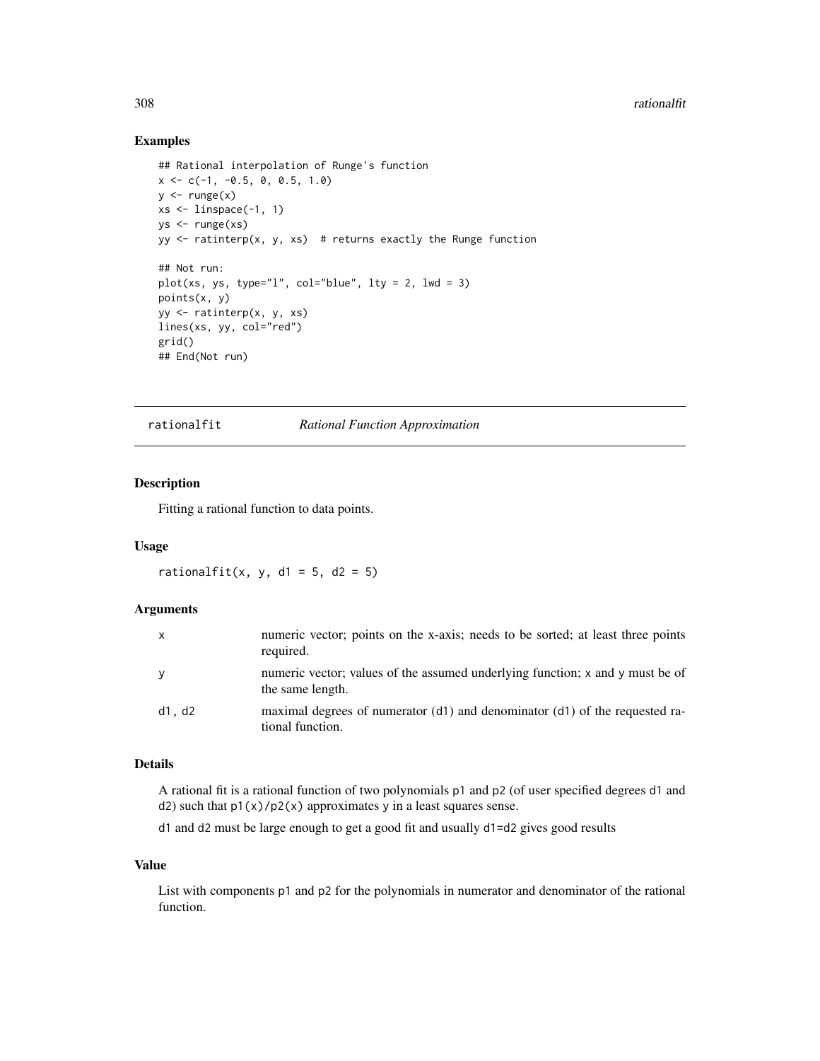## Examples

```
## Rational interpolation of Runge's function
x <- c(-1, -0.5, 0, 0.5, 1.0)
y <- runge(x)
xs <- linspace(-1, 1)
ys <- runge(xs)
yy <- ratinterp(x, y, xs)  # returns exactly the Runge function

## Not run:
plot(xs, ys, type="l", col="blue", lty = 2, lwd = 3)
points(x, y)
yy <- ratinterp(x, y, xs)
lines(xs, yy, col="red")
grid()
## End(Not run)
```

---

# rationalfit *Rational Function Approximation*

---

## Description

Fitting a rational function to data points.

## Usage

```
rationalfit(x, y, d1 = 5, d2 = 5)
```

## Arguments

| | |
|---|---|
| x | numeric vector; points on the x-axis; needs to be sorted; at least three points required. |
| y | numeric vector; values of the assumed underlying function; x and y must be of the same length. |
| d1, d2 | maximal degrees of numerator (d1) and denominator (d1) of the requested rational function. |

## Details

A rational fit is a rational function of two polynomials p1 and p2 (of user specified degrees d1 and d2) such that p1(x)/p2(x) approximates y in a least squares sense.

d1 and d2 must be large enough to get a good fit and usually d1=d2 gives good results

## Value

List with components p1 and p2 for the polynomials in numerator and denominator of the rational function.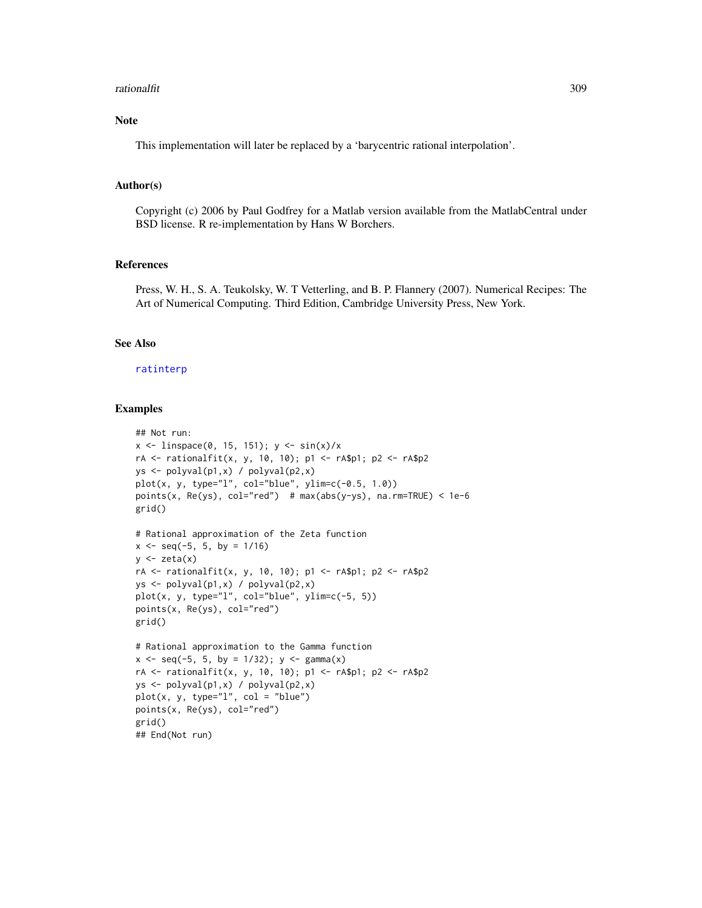## Note

This implementation will later be replaced by a 'barycentric rational interpolation'.

## Author(s)

Copyright (c) 2006 by Paul Godfrey for a Matlab version available from the MatlabCentral under BSD license. R re-implementation by Hans W Borchers.

## References

Press, W. H., S. A. Teukolsky, W. T Vetterling, and B. P. Flannery (2007). Numerical Recipes: The Art of Numerical Computing. Third Edition, Cambridge University Press, New York.

## See Also

ratinterp

## Examples

```
## Not run:
x <- linspace(0, 15, 151); y <- sin(x)/x
rA <- rationalfit(x, y, 10, 10); p1 <- rA$p1; p2 <- rA$p2
ys <- polyval(p1,x) / polyval(p2,x)
plot(x, y, type="l", col="blue", ylim=c(-0.5, 1.0))
points(x, Re(ys), col="red")  # max(abs(y-ys), na.rm=TRUE) < 1e-6
grid()

# Rational approximation of the Zeta function
x <- seq(-5, 5, by = 1/16)
y <- zeta(x)
rA <- rationalfit(x, y, 10, 10); p1 <- rA$p1; p2 <- rA$p2
ys <- polyval(p1,x) / polyval(p2,x)
plot(x, y, type="l", col="blue", ylim=c(-5, 5))
points(x, Re(ys), col="red")
grid()

# Rational approximation to the Gamma function
x <- seq(-5, 5, by = 1/32); y <- gamma(x)
rA <- rationalfit(x, y, 10, 10); p1 <- rA$p1; p2 <- rA$p2
ys <- polyval(p1,x) / polyval(p2,x)
plot(x, y, type="l", col = "blue")
points(x, Re(ys), col="red")
grid()
## End(Not run)
```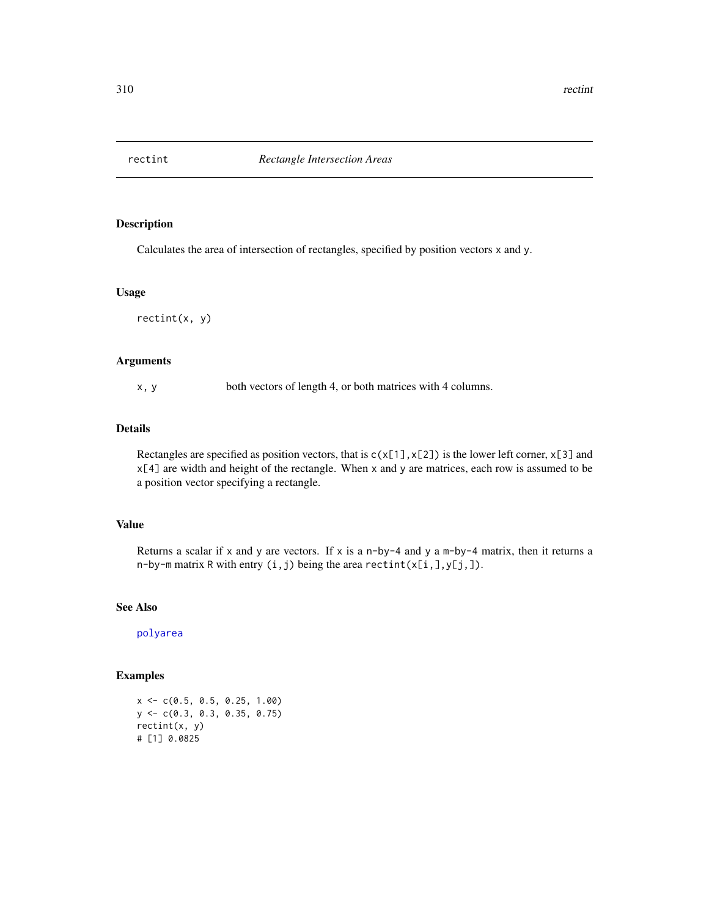rectint *Rectangle Intersection Areas*

## Description

Calculates the area of intersection of rectangles, specified by position vectors `x` and `y`.

## Usage

```
rectint(x, y)
```

## Arguments

`x, y` both vectors of length 4, or both matrices with 4 columns.

## Details

Rectangles are specified as position vectors, that is `c(x[1],x[2])` is the lower left corner, `x[3]` and `x[4]` are width and height of the rectangle. When `x` and `y` are matrices, each row is assumed to be a position vector specifying a rectangle.

## Value

Returns a scalar if `x` and `y` are vectors. If `x` is a `n-by-4` and `y` a `m-by-4` matrix, then it returns a `n-by-m` matrix `R` with entry `(i,j)` being the area `rectint(x[i,],y[j,])`.

## See Also

`polyarea`

## Examples

```
x <- c(0.5, 0.5, 0.25, 1.00)
y <- c(0.3, 0.3, 0.35, 0.75)
rectint(x, y)
# [1] 0.0825
```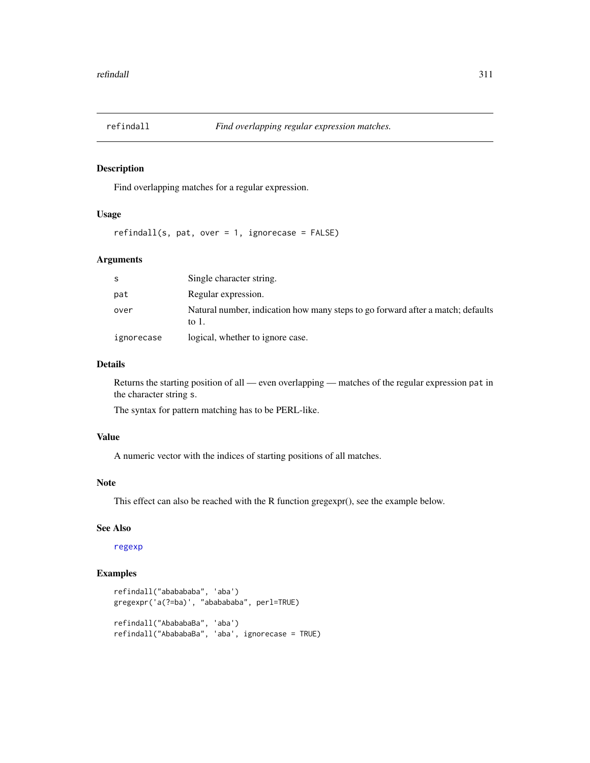## refindall *Find overlapping regular expression matches.*

### Description

Find overlapping matches for a regular expression.

### Usage

```
refindall(s, pat, over = 1, ignorecase = FALSE)
```

### Arguments

| | |
|---|---|
| s | Single character string. |
| pat | Regular expression. |
| over | Natural number, indication how many steps to go forward after a match; defaults to 1. |
| ignorecase | logical, whether to ignore case. |

### Details

Returns the starting position of all — even overlapping — matches of the regular expression `pat` in the character string `s`.

The syntax for pattern matching has to be PERL-like.

### Value

A numeric vector with the indices of starting positions of all matches.

### Note

This effect can also be reached with the R function gregexpr(), see the example below.

### See Also

regexp

### Examples

```
refindall("ababababa", 'aba')
gregexpr('a(?=ba)', "ababababa", perl=TRUE)

refindall("AbababaBa", 'aba')
refindall("AbababaBa", 'aba', ignorecase = TRUE)
```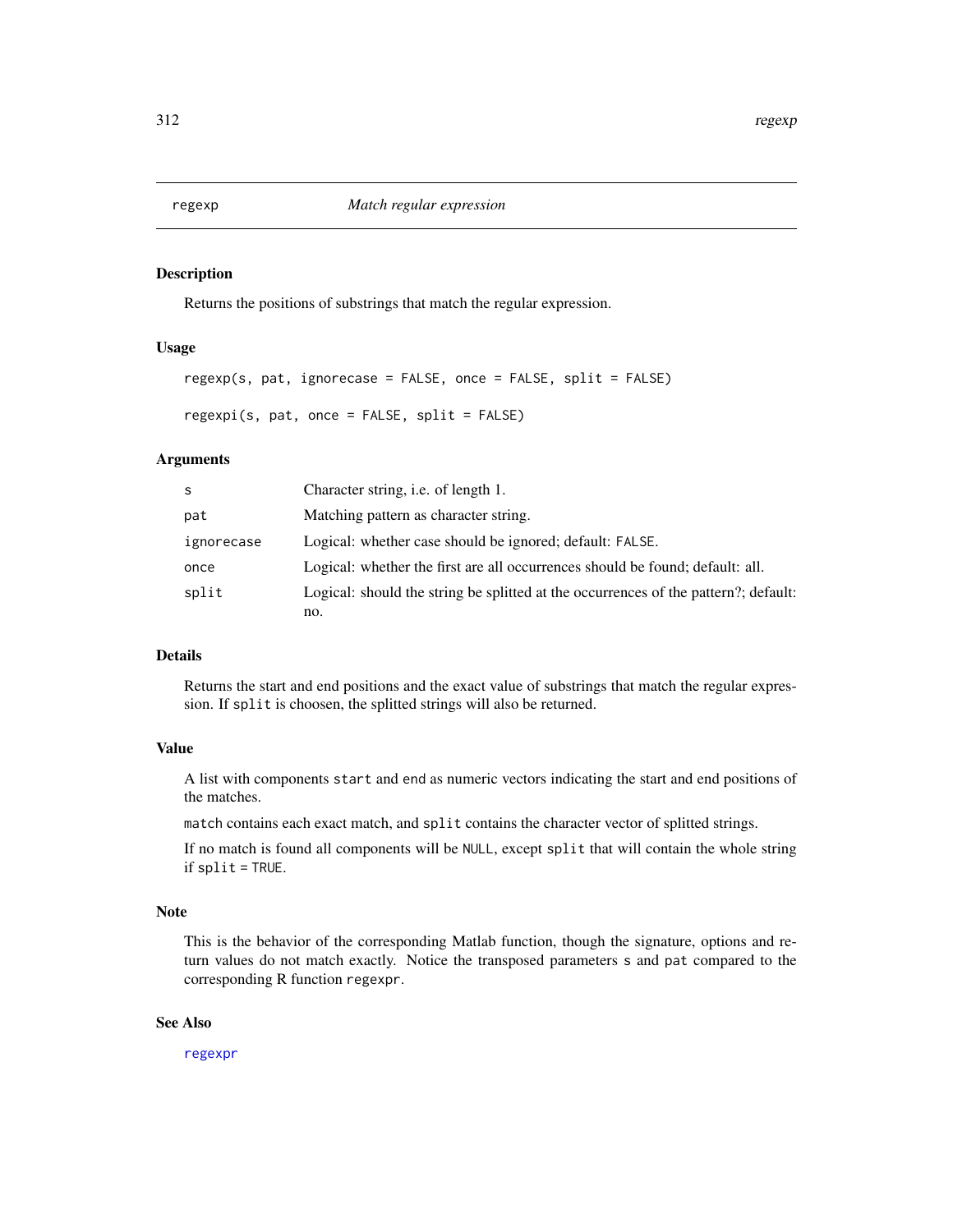# regexp — *Match regular expression*

## Description

Returns the positions of substrings that match the regular expression.

## Usage

```
regexp(s, pat, ignorecase = FALSE, once = FALSE, split = FALSE)

regexpi(s, pat, once = FALSE, split = FALSE)
```

## Arguments

| | |
|---|---|
| `s` | Character string, i.e. of length 1. |
| `pat` | Matching pattern as character string. |
| `ignorecase` | Logical: whether case should be ignored; default: `FALSE`. |
| `once` | Logical: whether the first are all occurrences should be found; default: all. |
| `split` | Logical: should the string be splitted at the occurrences of the pattern?; default: no. |

## Details

Returns the start and end positions and the exact value of substrings that match the regular expression. If `split` is choosen, the splitted strings will also be returned.

## Value

A list with components `start` and `end` as numeric vectors indicating the start and end positions of the matches.

`match` contains each exact match, and `split` contains the character vector of splitted strings.

If no match is found all components will be `NULL`, except `split` that will contain the whole string if `split = TRUE`.

## Note

This is the behavior of the corresponding Matlab function, though the signature, options and return values do not match exactly. Notice the transposed parameters `s` and `pat` compared to the corresponding R function `regexpr`.

## See Also

`regexpr`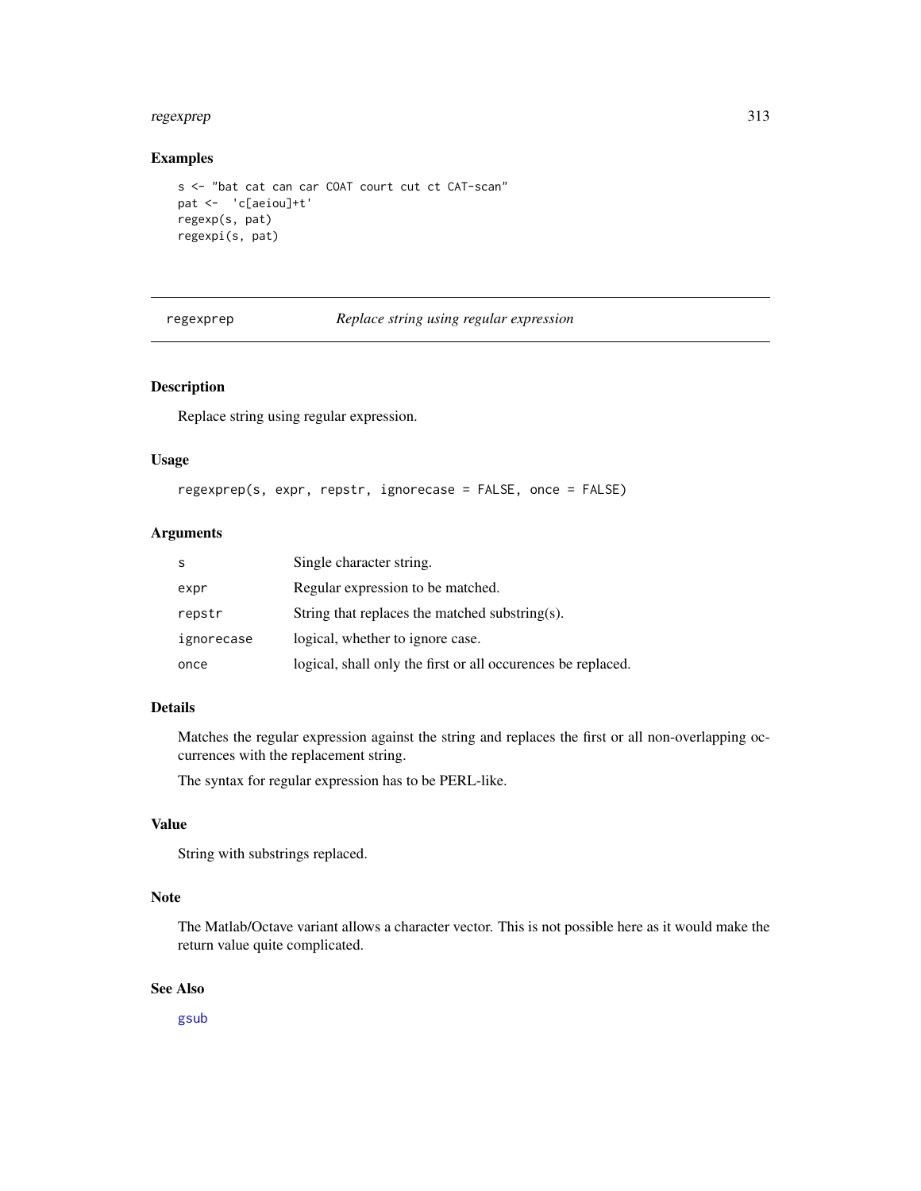## Examples

```
s <- "bat cat can car COAT court cut ct CAT-scan"
pat <-  'c[aeiou]+t'
regexp(s, pat)
regexpi(s, pat)
```

---

# regexprep — *Replace string using regular expression*

---

## Description

Replace string using regular expression.

## Usage

```
regexprep(s, expr, repstr, ignorecase = FALSE, once = FALSE)
```

## Arguments

| | |
|---|---|
| `s` | Single character string. |
| `expr` | Regular expression to be matched. |
| `repstr` | String that replaces the matched substring(s). |
| `ignorecase` | logical, whether to ignore case. |
| `once` | logical, shall only the first or all occurences be replaced. |

## Details

Matches the regular expression against the string and replaces the first or all non-overlapping occurrences with the replacement string.

The syntax for regular expression has to be PERL-like.

## Value

String with substrings replaced.

## Note

The Matlab/Octave variant allows a character vector. This is not possible here as it would make the return value quite complicated.

## See Also

`gsub`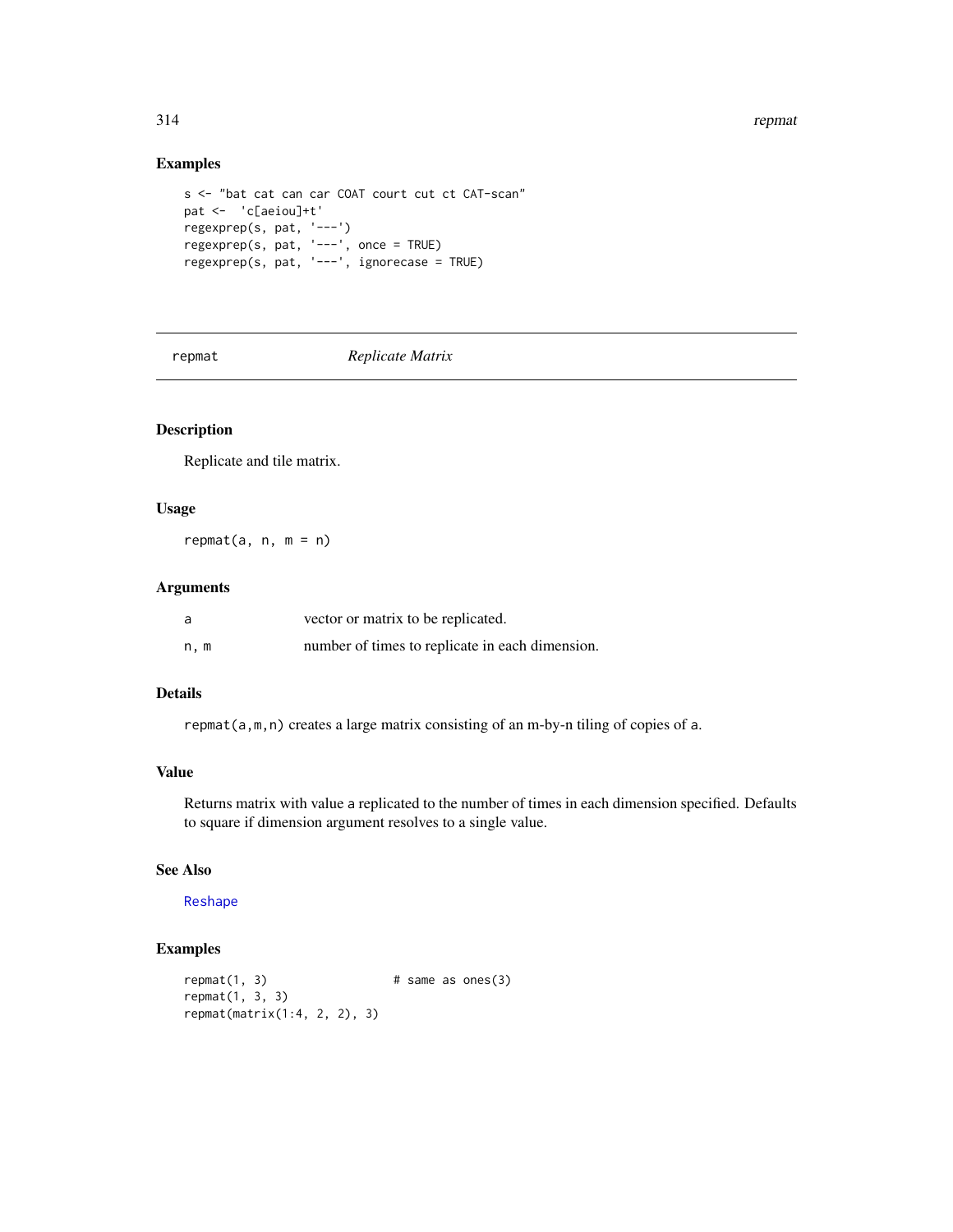### Examples

```
s <- "bat cat can car COAT court cut ct CAT-scan"
pat <-  'c[aeiou]+t'
regexprep(s, pat, '---')
regexprep(s, pat, '---', once = TRUE)
regexprep(s, pat, '---', ignorecase = TRUE)
```

---

## repmat *Replicate Matrix*

---

### Description

Replicate and tile matrix.

### Usage

```
repmat(a, n, m = n)
```

### Arguments

| | |
|---|---|
| a | vector or matrix to be replicated. |
| n, m | number of times to replicate in each dimension. |

### Details

`repmat(a,m,n)` creates a large matrix consisting of an m-by-n tiling of copies of `a`.

### Value

Returns matrix with value a replicated to the number of times in each dimension specified. Defaults to square if dimension argument resolves to a single value.

### See Also

Reshape

### Examples

```
repmat(1, 3)                  # same as ones(3)
repmat(1, 3, 3)
repmat(matrix(1:4, 2, 2), 3)
```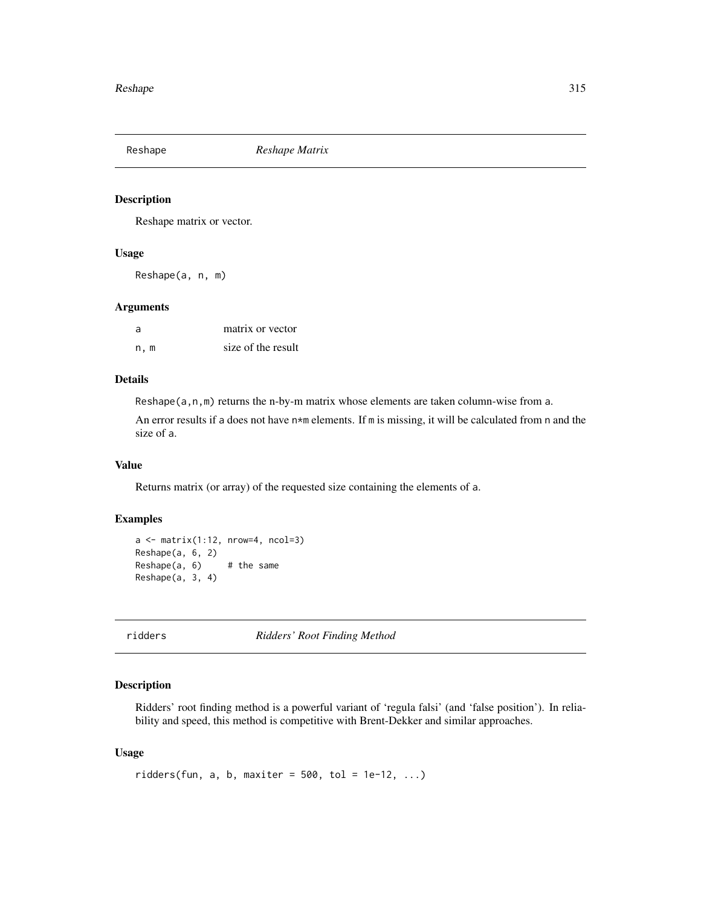## Reshape *Reshape Matrix*

### Description

Reshape matrix or vector.

### Usage

```
Reshape(a, n, m)
```

### Arguments

| | |
|---|---|
| a | matrix or vector |
| n, m | size of the result |

### Details

`Reshape(a,n,m)` returns the n-by-m matrix whose elements are taken column-wise from `a`.

An error results if `a` does not have `n*m` elements. If `m` is missing, it will be calculated from `n` and the size of `a`.

### Value

Returns matrix (or array) of the requested size containing the elements of `a`.

### Examples

```
a <- matrix(1:12, nrow=4, ncol=3)
Reshape(a, 6, 2)
Reshape(a, 6)     # the same
Reshape(a, 3, 4)
```

## ridders *Ridders' Root Finding Method*

### Description

Ridders' root finding method is a powerful variant of 'regula falsi' (and 'false position'). In reliability and speed, this method is competitive with Brent-Dekker and similar approaches.

### Usage

```
ridders(fun, a, b, maxiter = 500, tol = 1e-12, ...)
```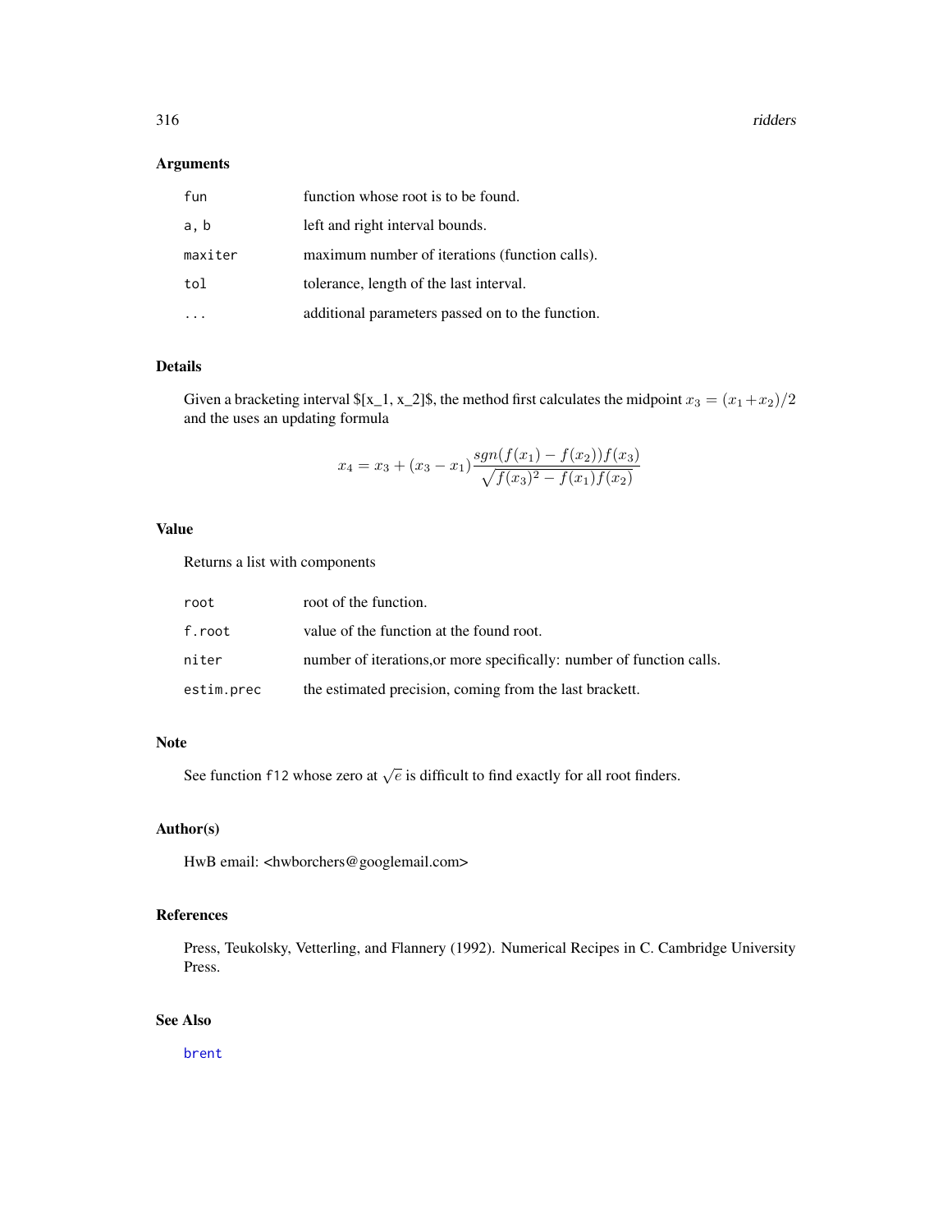## Arguments

| | |
|---|---|
| `fun` | function whose root is to be found. |
| `a, b` | left and right interval bounds. |
| `maxiter` | maximum number of iterations (function calls). |
| `tol` | tolerance, length of the last interval. |
| `...` | additional parameters passed on to the function. |

## Details

Given a bracketing interval $[x_1, x_2]$, the method first calculates the midpoint $x_3 = (x_1 + x_2)/2$ and the uses an updating formula

$$x_4 = x_3 + (x_3 - x_1) \frac{sgn(f(x_1) - f(x_2))f(x_3)}{\sqrt{f(x_3)^2 - f(x_1)f(x_2)}}$$

## Value

Returns a list with components

| | |
|---|---|
| `root` | root of the function. |
| `f.root` | value of the function at the found root. |
| `niter` | number of iterations,or more specifically: number of function calls. |
| `estim.prec` | the estimated precision, coming from the last brackett. |

## Note

See function `f12` whose zero at $\sqrt{e}$ is difficult to find exactly for all root finders.

## Author(s)

HwB email: <hwborchers@googlemail.com>

## References

Press, Teukolsky, Vetterling, and Flannery (1992). Numerical Recipes in C. Cambridge University Press.

## See Also

`brent`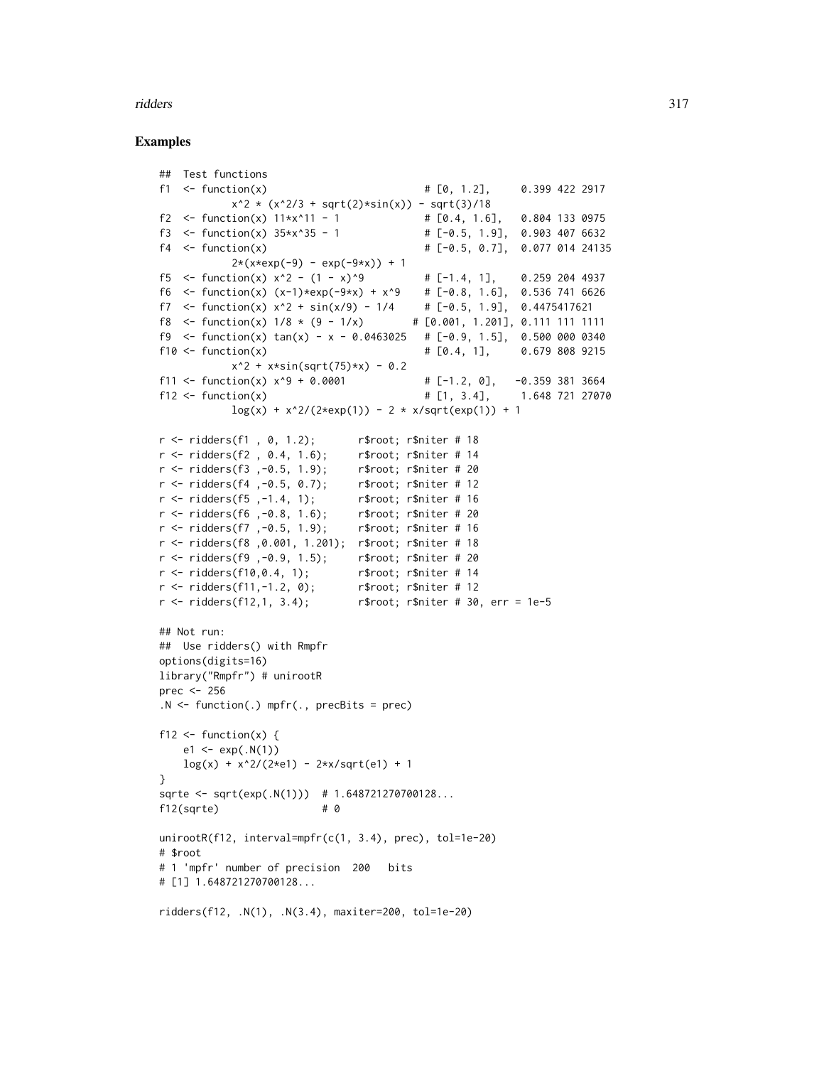## Examples

```
##  Test functions
f1  <- function(x)                          # [0, 1.2],     0.399 422 2917
            x^2 * (x^2/3 + sqrt(2)*sin(x)) - sqrt(3)/18
f2  <- function(x) 11*x^11 - 1              # [0.4, 1.6],   0.804 133 0975
f3  <- function(x) 35*x^35 - 1              # [-0.5, 1.9],  0.903 407 6632
f4  <- function(x)                          # [-0.5, 0.7],  0.077 014 24135
            2*(x*exp(-9) - exp(-9*x)) + 1
f5  <- function(x) x^2 - (1 - x)^9          # [-1.4, 1],    0.259 204 4937
f6  <- function(x) (x-1)*exp(-9*x) + x^9    # [-0.8, 1.6],  0.536 741 6626
f7  <- function(x) x^2 + sin(x/9) - 1/4     # [-0.5, 1.9],  0.4475417621
f8  <- function(x) 1/8 * (9 - 1/x)         # [0.001, 1.201], 0.111 111 1111
f9  <- function(x) tan(x) - x - 0.0463025   # [-0.9, 1.5],  0.500 000 0340
f10 <- function(x)                          # [0.4, 1],     0.679 808 9215
            x^2 + x*sin(sqrt(75)*x) - 0.2
f11 <- function(x) x^9 + 0.0001             # [-1.2, 0],   -0.359 381 3664
f12 <- function(x)                          # [1, 3.4],     1.648 721 27070
            log(x) + x^2/(2*exp(1)) - 2 * x/sqrt(exp(1)) + 1

r <- ridders(f1 , 0, 1.2);       r$root; r$niter # 18
r <- ridders(f2 , 0.4, 1.6);     r$root; r$niter # 14
r <- ridders(f3 ,-0.5, 1.9);     r$root; r$niter # 20
r <- ridders(f4 ,-0.5, 0.7);     r$root; r$niter # 12
r <- ridders(f5 ,-1.4, 1);       r$root; r$niter # 16
r <- ridders(f6 ,-0.8, 1.6);     r$root; r$niter # 20
r <- ridders(f7 ,-0.5, 1.9);     r$root; r$niter # 16
r <- ridders(f8 ,0.001, 1.201);  r$root; r$niter # 18
r <- ridders(f9 ,-0.9, 1.5);     r$root; r$niter # 20
r <- ridders(f10,0.4, 1);        r$root; r$niter # 14
r <- ridders(f11,-1.2, 0);       r$root; r$niter # 12
r <- ridders(f12,1, 3.4);        r$root; r$niter # 30, err = 1e-5

## Not run:
##  Use ridders() with Rmpfr
options(digits=16)
library("Rmpfr") # unirootR
prec <- 256
.N <- function(.) mpfr(., precBits = prec)

f12 <- function(x) {
    e1 <- exp(.N(1))
    log(x) + x^2/(2*e1) - 2*x/sqrt(e1) + 1
}
sqrte <- sqrt(exp(.N(1)))  # 1.648721270700128...
f12(sqrte)                 # 0

unirootR(f12, interval=mpfr(c(1, 3.4), prec), tol=1e-20)
# $root
# 1 'mpfr' number of precision  200   bits
# [1] 1.648721270700128...

ridders(f12, .N(1), .N(3.4), maxiter=200, tol=1e-20)
```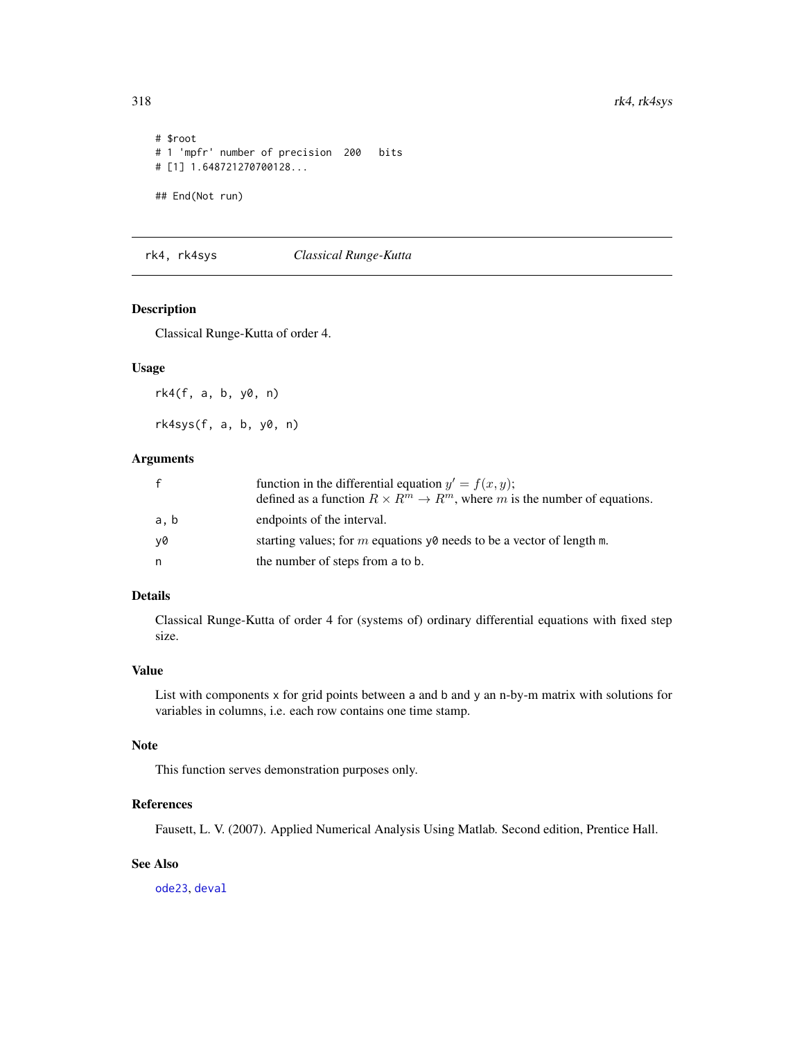```
# $root
# 1 'mpfr' number of precision  200   bits
# [1] 1.648721270700128...

## End(Not run)
```

## rk4, rk4sys — *Classical Runge-Kutta*

### Description

Classical Runge-Kutta of order 4.

### Usage

```
rk4(f, a, b, y0, n)

rk4sys(f, a, b, y0, n)
```

### Arguments

| | |
|---|---|
| f | function in the differential equation $y' = f(x, y)$; defined as a function $R \times R^m \to R^m$, where $m$ is the number of equations. |
| a, b | endpoints of the interval. |
| y0 | starting values; for $m$ equations y0 needs to be a vector of length m. |
| n | the number of steps from a to b. |

### Details

Classical Runge-Kutta of order 4 for (systems of) ordinary differential equations with fixed step size.

### Value

List with components x for grid points between a and b and y an n-by-m matrix with solutions for variables in columns, i.e. each row contains one time stamp.

### Note

This function serves demonstration purposes only.

### References

Fausett, L. V. (2007). Applied Numerical Analysis Using Matlab. Second edition, Prentice Hall.

### See Also

ode23, deval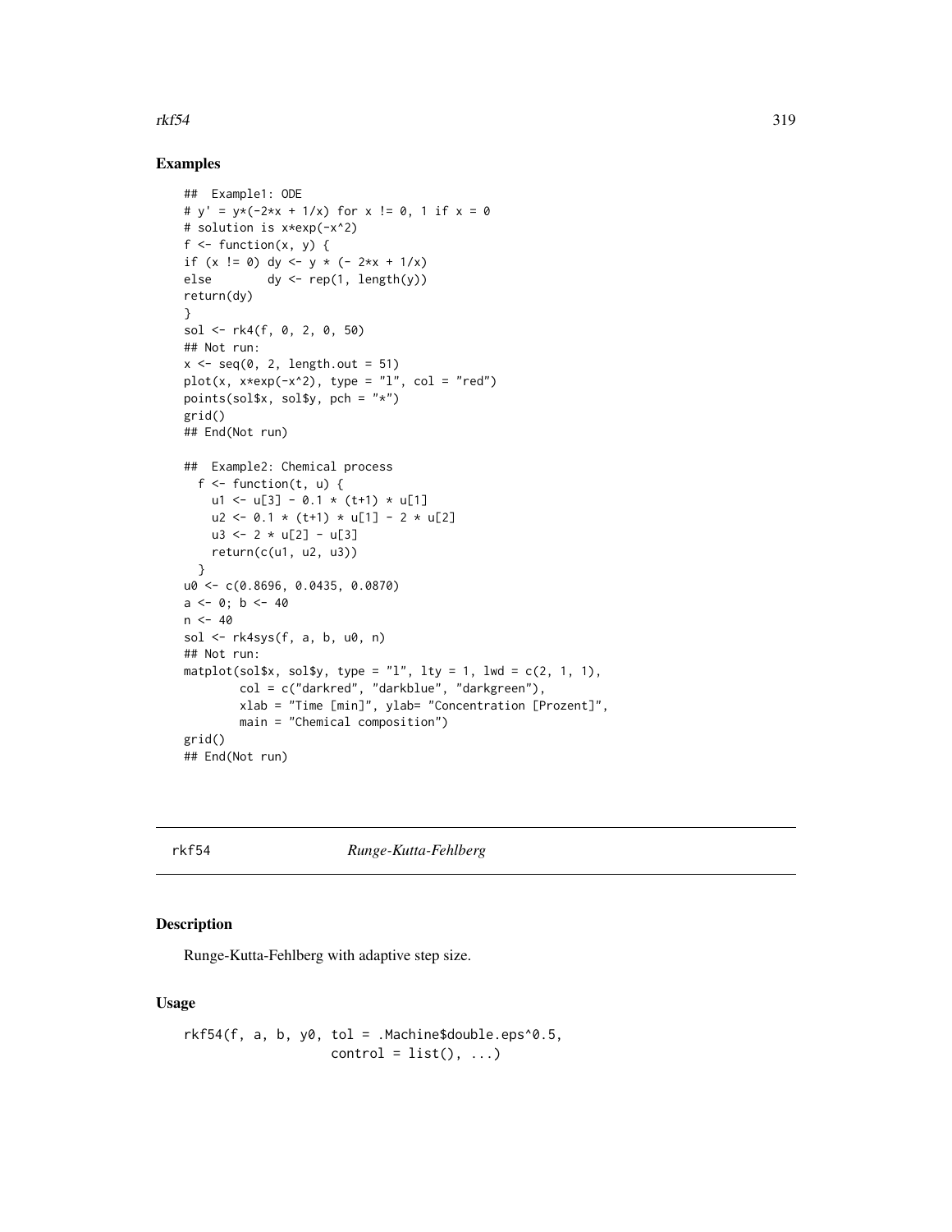### Examples

```
##  Example1: ODE
# y' = y*(-2*x + 1/x) for x != 0, 1 if x = 0
# solution is x*exp(-x^2)
f <- function(x, y) {
if (x != 0) dy <- y * (- 2*x + 1/x)
else        dy <- rep(1, length(y))
return(dy)
}
sol <- rk4(f, 0, 2, 0, 50)
## Not run:
x <- seq(0, 2, length.out = 51)
plot(x, x*exp(-x^2), type = "l", col = "red")
points(sol$x, sol$y, pch = "*")
grid()
## End(Not run)

##  Example2: Chemical process
  f <- function(t, u) {
    u1 <- u[3] - 0.1 * (t+1) * u[1]
    u2 <- 0.1 * (t+1) * u[1] - 2 * u[2]
    u3 <- 2 * u[2] - u[3]
    return(c(u1, u2, u3))
  }
u0 <- c(0.8696, 0.0435, 0.0870)
a <- 0; b <- 40
n <- 40
sol <- rk4sys(f, a, b, u0, n)
## Not run:
matplot(sol$x, sol$y, type = "l", lty = 1, lwd = c(2, 1, 1),
        col = c("darkred", "darkblue", "darkgreen"),
        xlab = "Time [min]", ylab= "Concentration [Prozent]",
        main = "Chemical composition")
grid()
## End(Not run)
```

---

## rkf54 *Runge-Kutta-Fehlberg*

---

### Description

Runge-Kutta-Fehlberg with adaptive step size.

### Usage

```
rkf54(f, a, b, y0, tol = .Machine$double.eps^0.5,
                   control = list(), ...)
```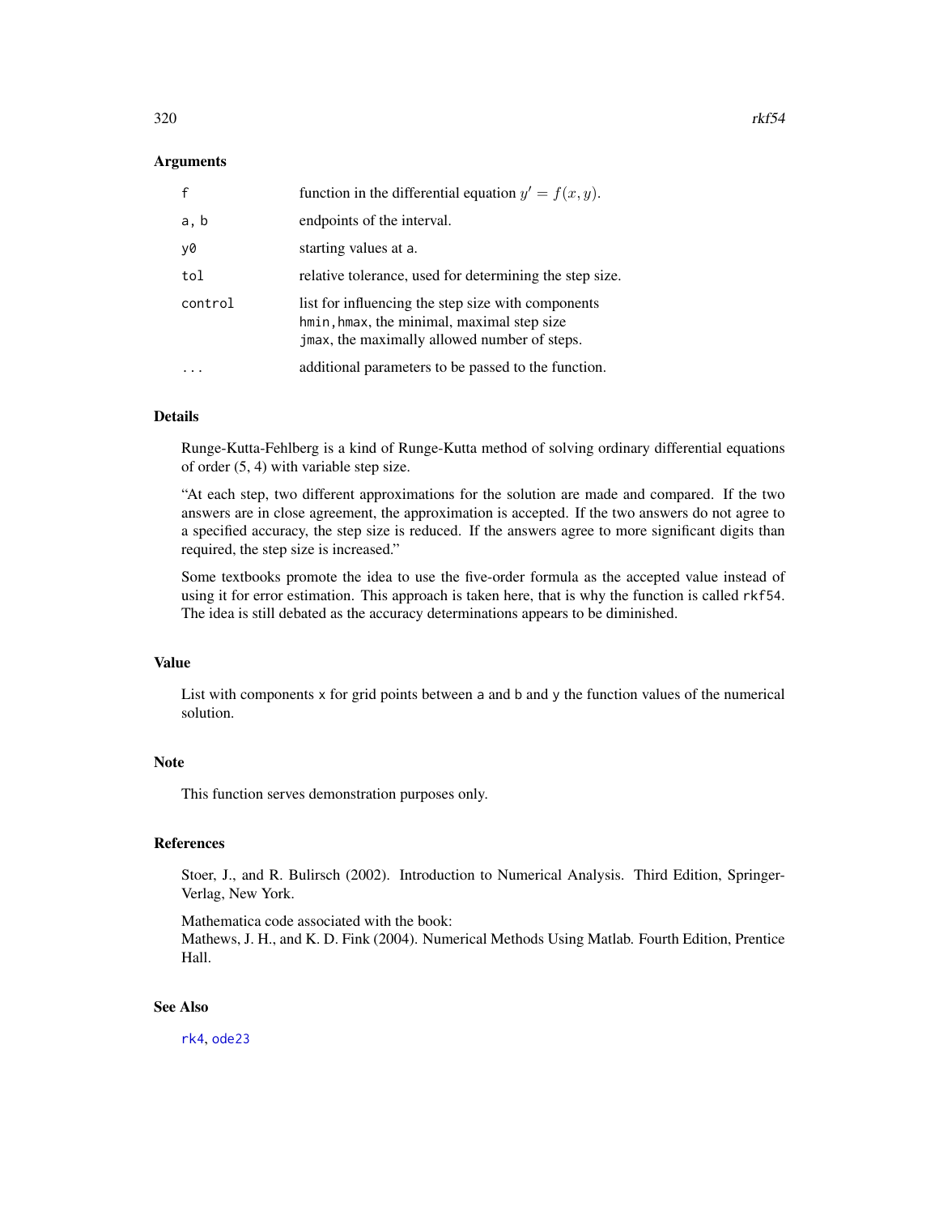## Arguments

| | |
|---|---|
| f | function in the differential equation $y' = f(x, y)$. |
| a, b | endpoints of the interval. |
| y0 | starting values at a. |
| tol | relative tolerance, used for determining the step size. |
| control | list for influencing the step size with components hmin, hmax, the minimal, maximal step size jmax, the maximally allowed number of steps. |
| ... | additional parameters to be passed to the function. |

## Details

Runge-Kutta-Fehlberg is a kind of Runge-Kutta method of solving ordinary differential equations of order (5, 4) with variable step size.

"At each step, two different approximations for the solution are made and compared. If the two answers are in close agreement, the approximation is accepted. If the two answers do not agree to a specified accuracy, the step size is reduced. If the answers agree to more significant digits than required, the step size is increased."

Some textbooks promote the idea to use the five-order formula as the accepted value instead of using it for error estimation. This approach is taken here, that is why the function is called rkf54. The idea is still debated as the accuracy determinations appears to be diminished.

## Value

List with components x for grid points between a and b and y the function values of the numerical solution.

## Note

This function serves demonstration purposes only.

## References

Stoer, J., and R. Bulirsch (2002). Introduction to Numerical Analysis. Third Edition, Springer-Verlag, New York.

Mathematica code associated with the book:
Mathews, J. H., and K. D. Fink (2004). Numerical Methods Using Matlab. Fourth Edition, Prentice Hall.

## See Also

rk4, ode23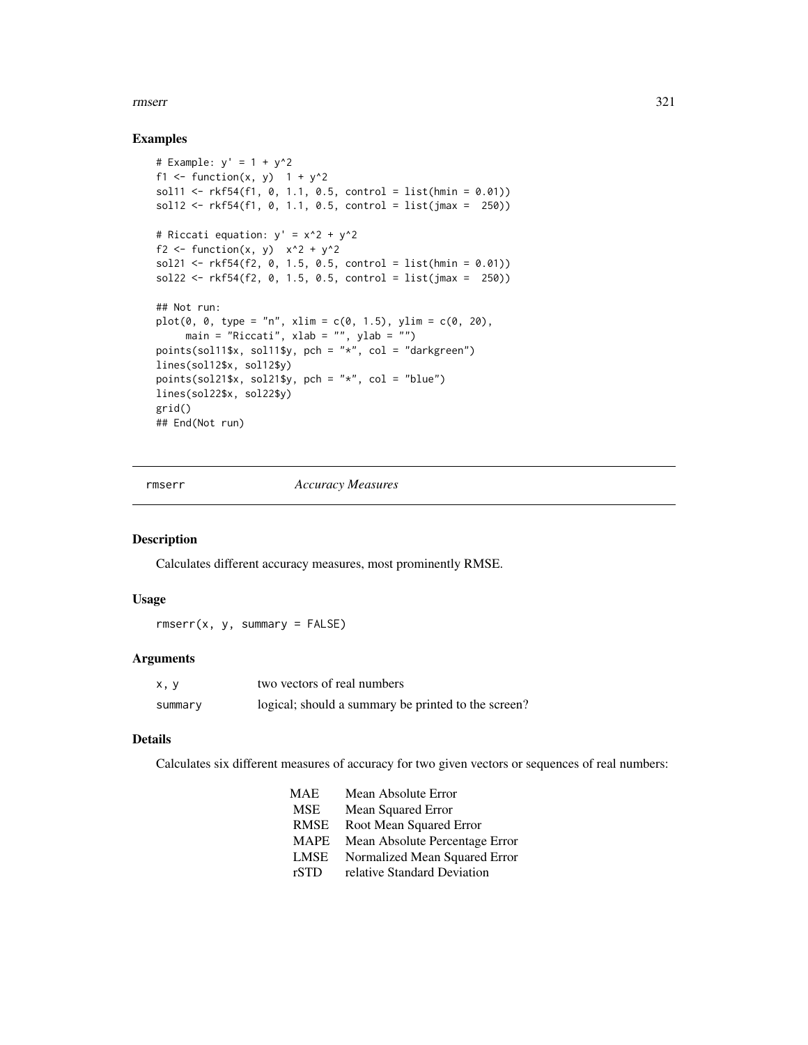## Examples

```
# Example: y' = 1 + y^2
f1 <- function(x, y)  1 + y^2
sol11 <- rkf54(f1, 0, 1.1, 0.5, control = list(hmin = 0.01))
sol12 <- rkf54(f1, 0, 1.1, 0.5, control = list(jmax =  250))

# Riccati equation: y' = x^2 + y^2
f2 <- function(x, y)  x^2 + y^2
sol21 <- rkf54(f2, 0, 1.5, 0.5, control = list(hmin = 0.01))
sol22 <- rkf54(f2, 0, 1.5, 0.5, control = list(jmax =  250))

## Not run:
plot(0, 0, type = "n", xlim = c(0, 1.5), ylim = c(0, 20),
     main = "Riccati", xlab = "", ylab = "")
points(sol11$x, sol11$y, pch = "*", col = "darkgreen")
lines(sol12$x, sol12$y)
points(sol21$x, sol21$y, pch = "*", col = "blue")
lines(sol22$x, sol22$y)
grid()
## End(Not run)
```

---

# rmserr *Accuracy Measures*

## Description

Calculates different accuracy measures, most prominently RMSE.

## Usage

```
rmserr(x, y, summary = FALSE)
```

## Arguments

| | |
|---|---|
| x, y | two vectors of real numbers |
| summary | logical; should a summary be printed to the screen? |

## Details

Calculates six different measures of accuracy for two given vectors or sequences of real numbers:

| | |
|---|---|
| MAE | Mean Absolute Error |
| MSE | Mean Squared Error |
| RMSE | Root Mean Squared Error |
| MAPE | Mean Absolute Percentage Error |
| LMSE | Normalized Mean Squared Error |
| rSTD | relative Standard Deviation |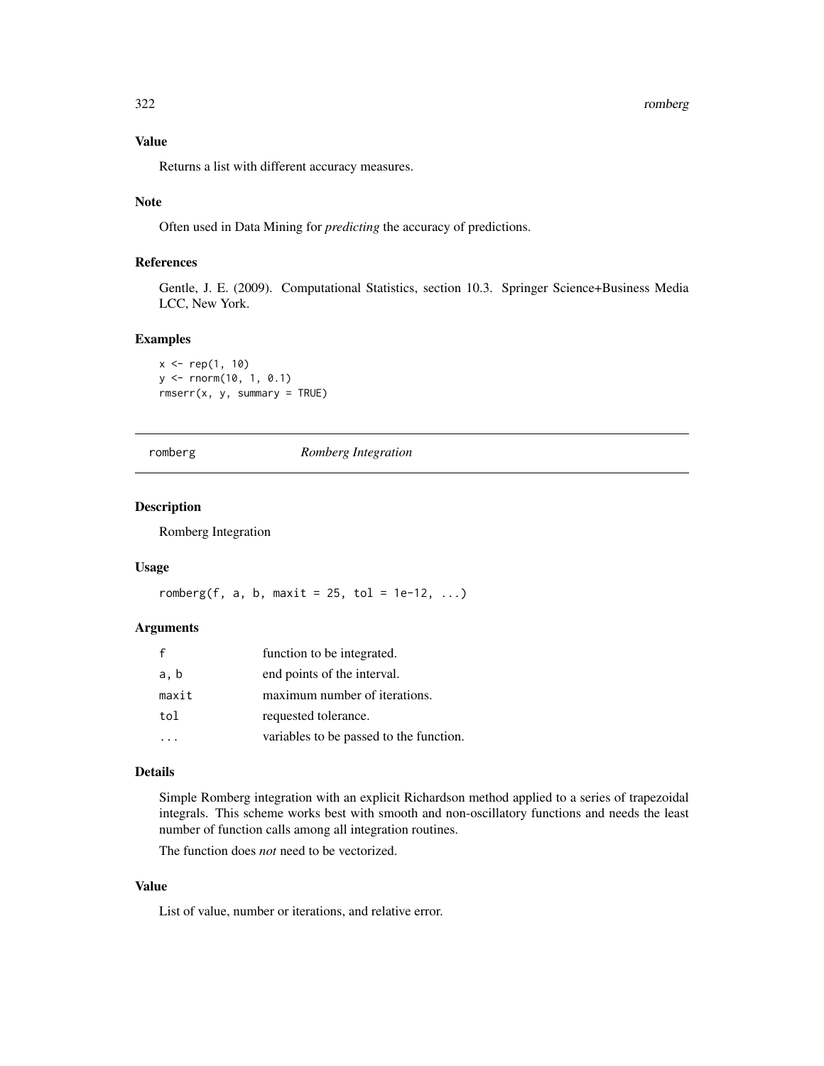### Value

Returns a list with different accuracy measures.

### Note

Often used in Data Mining for *predicting* the accuracy of predictions.

### References

Gentle, J. E. (2009). Computational Statistics, section 10.3. Springer Science+Business Media LCC, New York.

### Examples

```
x <- rep(1, 10)
y <- rnorm(10, 1, 0.1)
rmserr(x, y, summary = TRUE)
```

---

## romberg *Romberg Integration*

---

### Description

Romberg Integration

### Usage

```
romberg(f, a, b, maxit = 25, tol = 1e-12, ...)
```

### Arguments

| | |
|---|---|
| f | function to be integrated. |
| a, b | end points of the interval. |
| maxit | maximum number of iterations. |
| tol | requested tolerance. |
| ... | variables to be passed to the function. |

### Details

Simple Romberg integration with an explicit Richardson method applied to a series of trapezoidal integrals. This scheme works best with smooth and non-oscillatory functions and needs the least number of function calls among all integration routines.

The function does *not* need to be vectorized.

### Value

List of value, number or iterations, and relative error.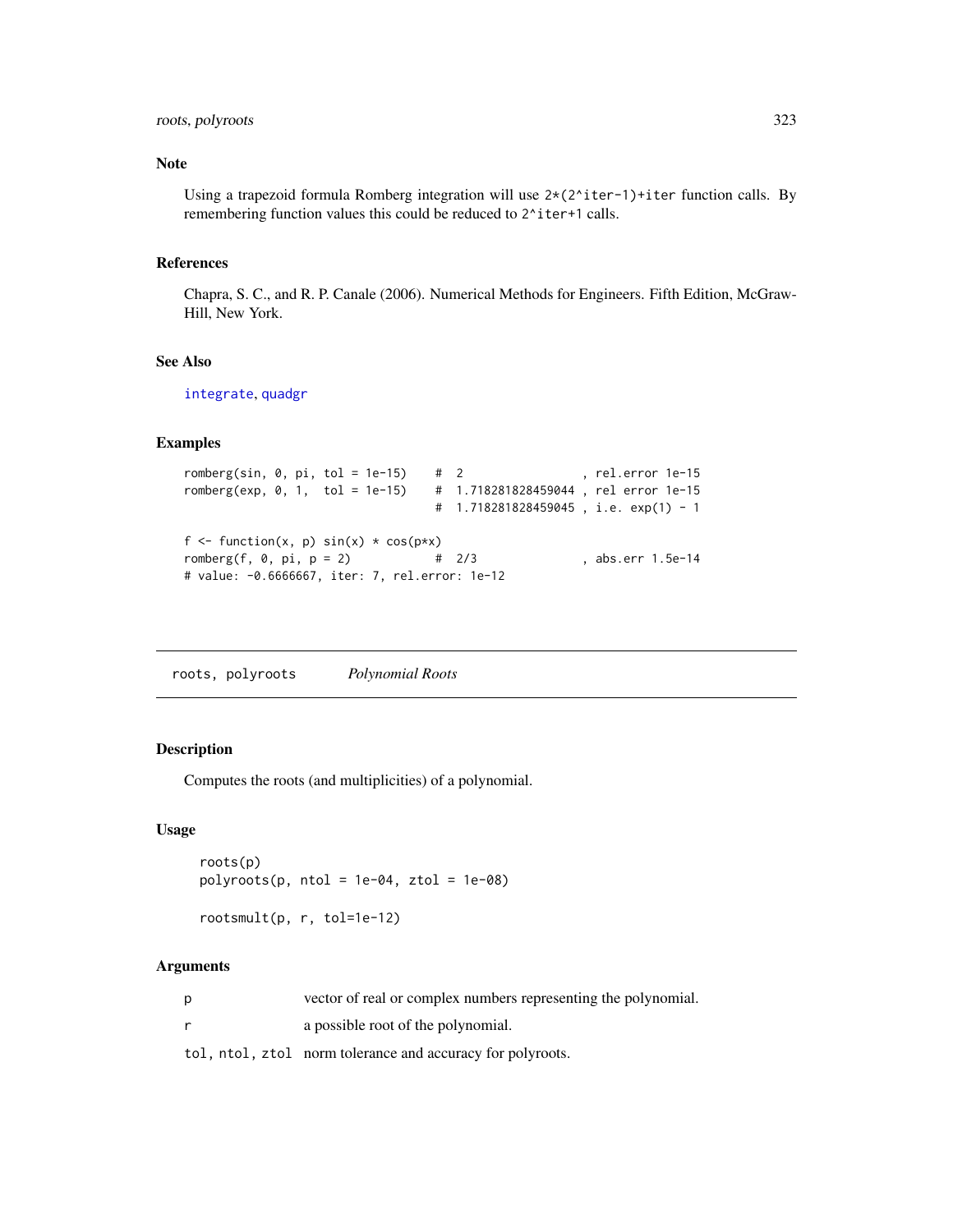## Note

Using a trapezoid formula Romberg integration will use `2*(2^iter-1)+iter` function calls. By remembering function values this could be reduced to `2^iter+1` calls.

## References

Chapra, S. C., and R. P. Canale (2006). Numerical Methods for Engineers. Fifth Edition, McGraw-Hill, New York.

## See Also

`integrate`, `quadgr`

## Examples

```
romberg(sin, 0, pi, tol = 1e-15)    #  2                 , rel.error 1e-15
romberg(exp, 0, 1,  tol = 1e-15)    #  1.718281828459044 , rel error 1e-15
                                    #  1.718281828459045 , i.e. exp(1) - 1

f <- function(x, p) sin(x) * cos(p*x)
romberg(f, 0, pi, p = 2)            #  2/3               , abs.err 1.5e-14
# value: -0.6666667, iter: 7, rel.error: 1e-12
```

---

# roots, polyroots — *Polynomial Roots*

## Description

Computes the roots (and multiplicities) of a polynomial.

## Usage

```
roots(p)
polyroots(p, ntol = 1e-04, ztol = 1e-08)

rootsmult(p, r, tol=1e-12)
```

## Arguments

| | |
|---|---|
| `p` | vector of real or complex numbers representing the polynomial. |
| `r` | a possible root of the polynomial. |
| `tol, ntol, ztol` | norm tolerance and accuracy for polyroots. |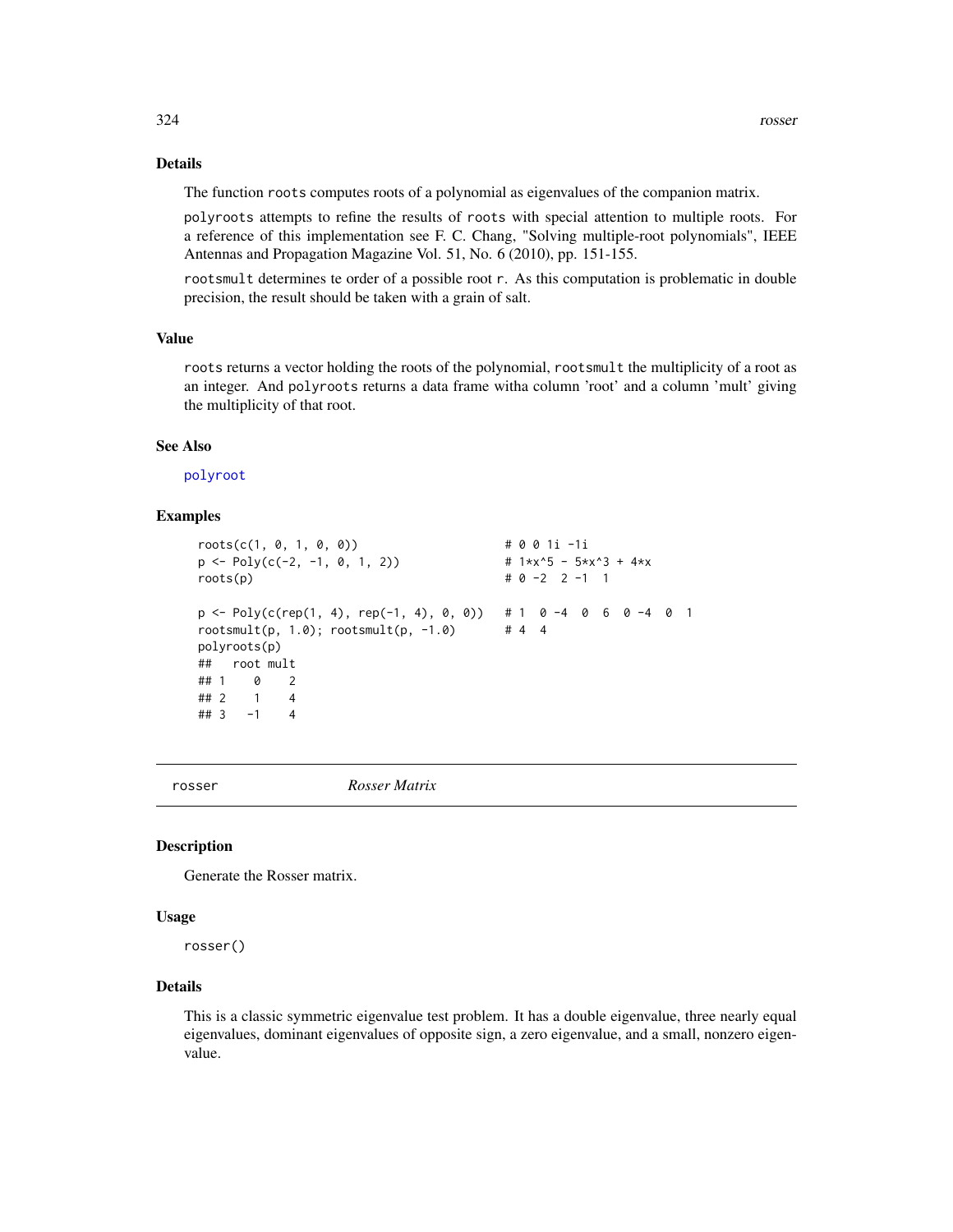### Details

The function roots computes roots of a polynomial as eigenvalues of the companion matrix.

polyroots attempts to refine the results of roots with special attention to multiple roots. For a reference of this implementation see F. C. Chang, "Solving multiple-root polynomials", IEEE Antennas and Propagation Magazine Vol. 51, No. 6 (2010), pp. 151-155.

rootsmult determines te order of a possible root r. As this computation is problematic in double precision, the result should be taken with a grain of salt.

### Value

roots returns a vector holding the roots of the polynomial, rootsmult the multiplicity of a root as an integer. And polyroots returns a data frame witha column 'root' and a column 'mult' giving the multiplicity of that root.

### See Also

polyroot

### Examples

```
roots(c(1, 0, 1, 0, 0))                     # 0 0 1i -1i
p <- Poly(c(-2, -1, 0, 1, 2))               # 1*x^5 - 5*x^3 + 4*x
roots(p)                                    # 0 -2  2 -1  1

p <- Poly(c(rep(1, 4), rep(-1, 4), 0, 0))   # 1  0 -4  0  6  0 -4  0  1
rootsmult(p, 1.0); rootsmult(p, -1.0)       # 4  4
polyroots(p)
##   root mult
## 1    0    2
## 2    1    4
## 3   -1    4
```

---

## rosser &nbsp;&nbsp;&nbsp;&nbsp;&nbsp; *Rosser Matrix*

### Description

Generate the Rosser matrix.

### Usage

```
rosser()
```

### Details

This is a classic symmetric eigenvalue test problem. It has a double eigenvalue, three nearly equal eigenvalues, dominant eigenvalues of opposite sign, a zero eigenvalue, and a small, nonzero eigenvalue.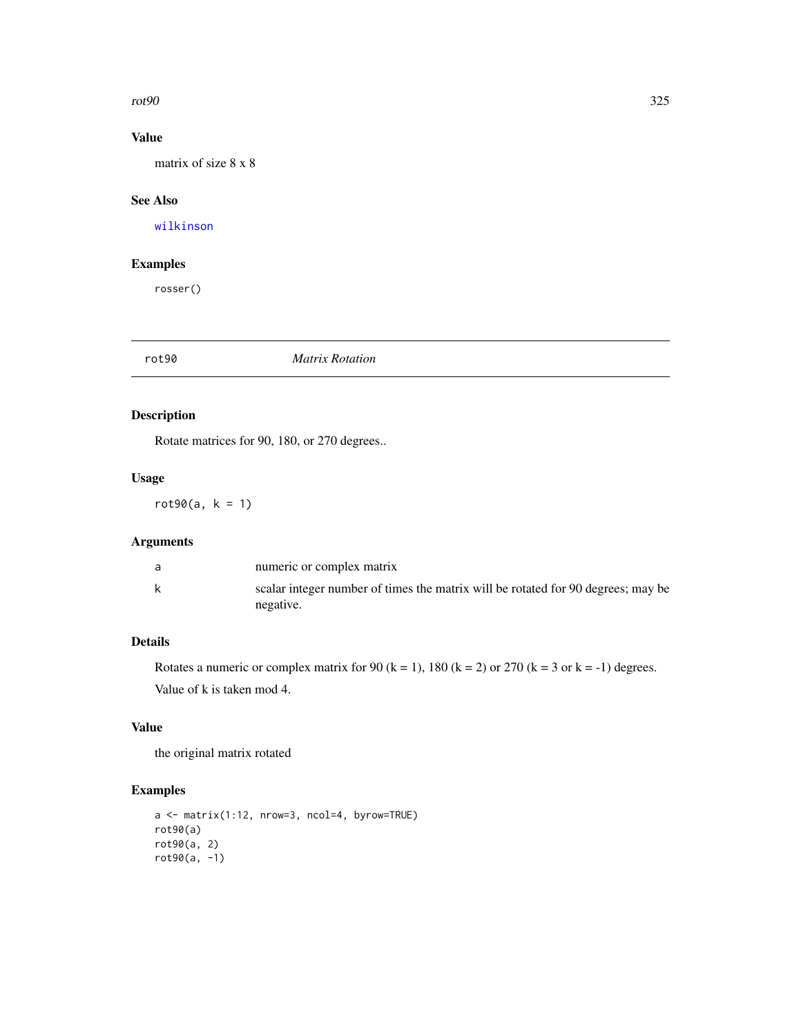### Value

matrix of size 8 x 8

### See Also

wilkinson

### Examples

```
rosser()
```

---

## rot90 *Matrix Rotation*

### Description

Rotate matrices for 90, 180, or 270 degrees..

### Usage

```
rot90(a, k = 1)
```

### Arguments

| | |
|---|---|
| a | numeric or complex matrix |
| k | scalar integer number of times the matrix will be rotated for 90 degrees; may be negative. |

### Details

Rotates a numeric or complex matrix for 90 (k = 1), 180 (k = 2) or 270 (k = 3 or k = -1) degrees.

Value of k is taken mod 4.

### Value

the original matrix rotated

### Examples

```
a <- matrix(1:12, nrow=3, ncol=4, byrow=TRUE)
rot90(a)
rot90(a, 2)
rot90(a, -1)
```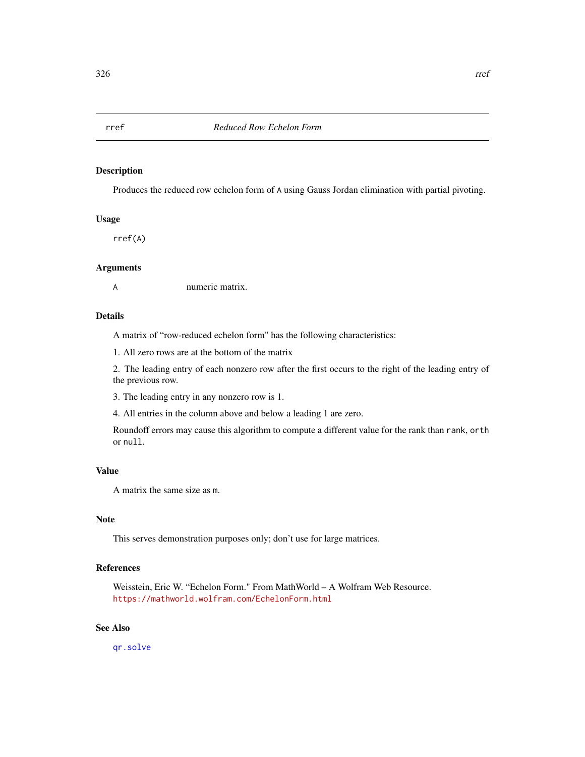## rref — *Reduced Row Echelon Form*

### Description

Produces the reduced row echelon form of `A` using Gauss Jordan elimination with partial pivoting.

### Usage

```
rref(A)
```

### Arguments

| | |
|---|---|
| `A` | numeric matrix. |

### Details

A matrix of "row-reduced echelon form" has the following characteristics:

1. All zero rows are at the bottom of the matrix

2. The leading entry of each nonzero row after the first occurs to the right of the leading entry of the previous row.

3. The leading entry in any nonzero row is 1.

4. All entries in the column above and below a leading 1 are zero.

Roundoff errors may cause this algorithm to compute a different value for the rank than `rank`, `orth` or `null`.

### Value

A matrix the same size as `m`.

### Note

This serves demonstration purposes only; don't use for large matrices.

### References

Weisstein, Eric W. "Echelon Form." From MathWorld – A Wolfram Web Resource.
https://mathworld.wolfram.com/EchelonForm.html

### See Also

`qr.solve`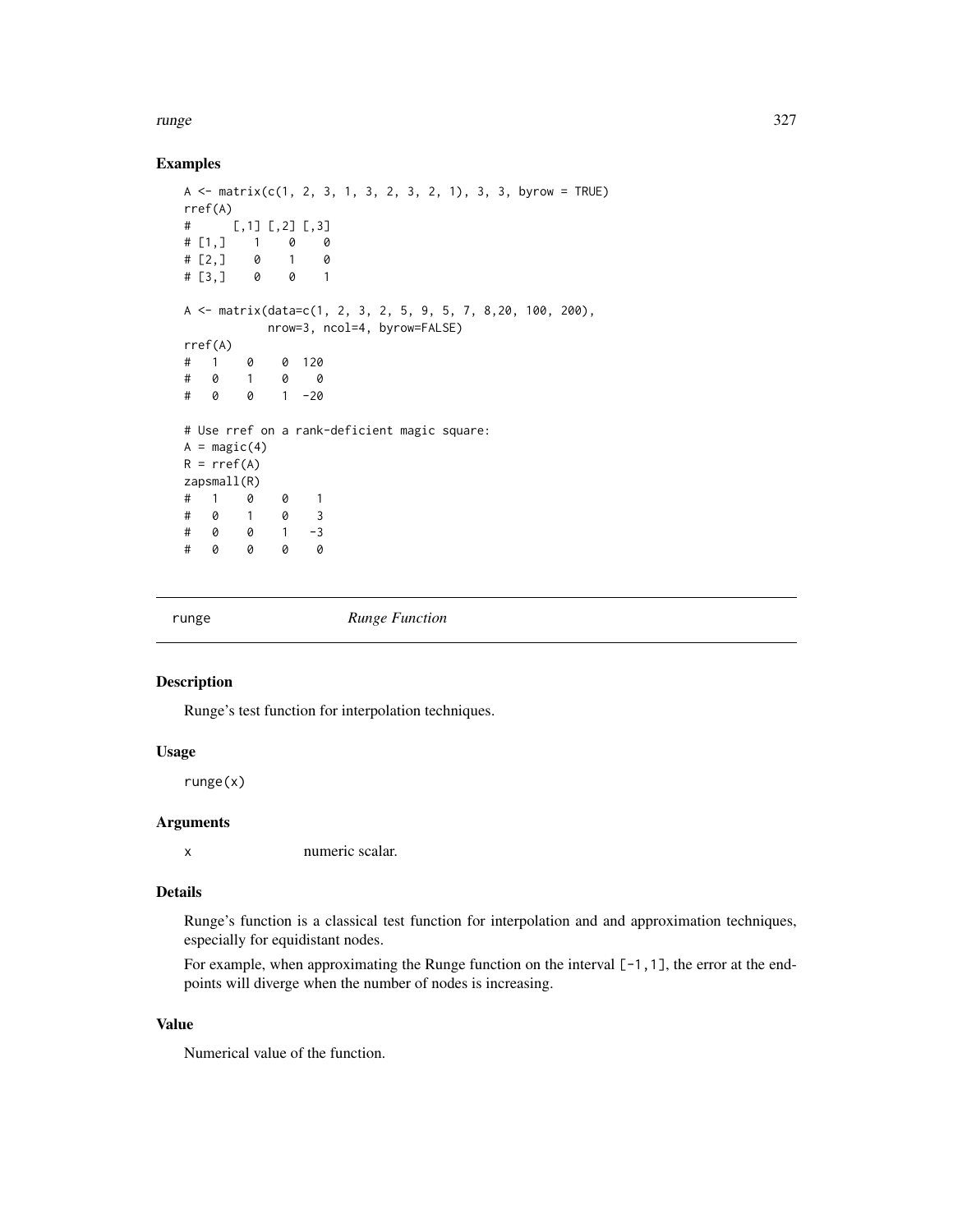## Examples

```
A <- matrix(c(1, 2, 3, 1, 3, 2, 3, 2, 1), 3, 3, byrow = TRUE)
rref(A)
#      [,1] [,2] [,3]
# [1,]    1    0    0
# [2,]    0    1    0
# [3,]    0    0    1

A <- matrix(data=c(1, 2, 3, 2, 5, 9, 5, 7, 8,20, 100, 200),
            nrow=3, ncol=4, byrow=FALSE)
rref(A)
#   1    0    0  120
#   0    1    0    0
#   0    0    1  -20

# Use rref on a rank-deficient magic square:
A = magic(4)
R = rref(A)
zapsmall(R)
#   1    0    0    1
#   0    1    0    3
#   0    0    1   -3
#   0    0    0    0
```

---

runge *Runge Function*

---

## Description

Runge's test function for interpolation techniques.

## Usage

```
runge(x)
```

## Arguments

| | |
|---|---|
| x | numeric scalar. |

## Details

Runge's function is a classical test function for interpolation and and approximation techniques, especially for equidistant nodes.

For example, when approximating the Runge function on the interval `[-1,1]`, the error at the endpoints will diverge when the number of nodes is increasing.

## Value

Numerical value of the function.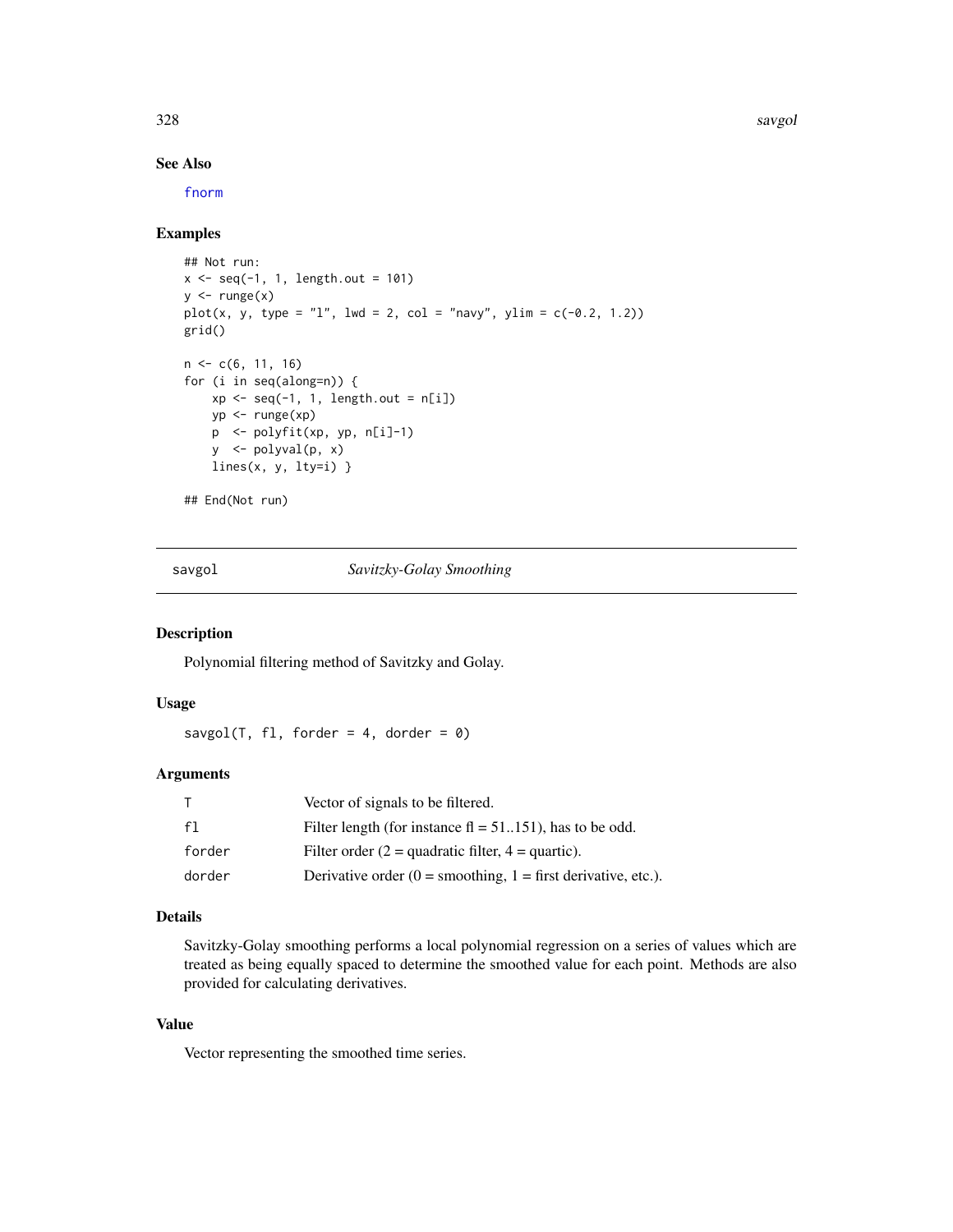## See Also

fnorm

## Examples

```
## Not run:
x <- seq(-1, 1, length.out = 101)
y <- runge(x)
plot(x, y, type = "l", lwd = 2, col = "navy", ylim = c(-0.2, 1.2))
grid()

n <- c(6, 11, 16)
for (i in seq(along=n)) {
    xp <- seq(-1, 1, length.out = n[i])
    yp <- runge(xp)
    p  <- polyfit(xp, yp, n[i]-1)
    y  <- polyval(p, x)
    lines(x, y, lty=i) }

## End(Not run)
```

---

# savgol — *Savitzky-Golay Smoothing*

## Description

Polynomial filtering method of Savitzky and Golay.

## Usage

```
savgol(T, fl, forder = 4, dorder = 0)
```

## Arguments

| | |
|---|---|
| T | Vector of signals to be filtered. |
| fl | Filter length (for instance fl = 51..151), has to be odd. |
| forder | Filter order (2 = quadratic filter, 4 = quartic). |
| dorder | Derivative order (0 = smoothing, 1 = first derivative, etc.). |

## Details

Savitzky-Golay smoothing performs a local polynomial regression on a series of values which are treated as being equally spaced to determine the smoothed value for each point. Methods are also provided for calculating derivatives.

## Value

Vector representing the smoothed time series.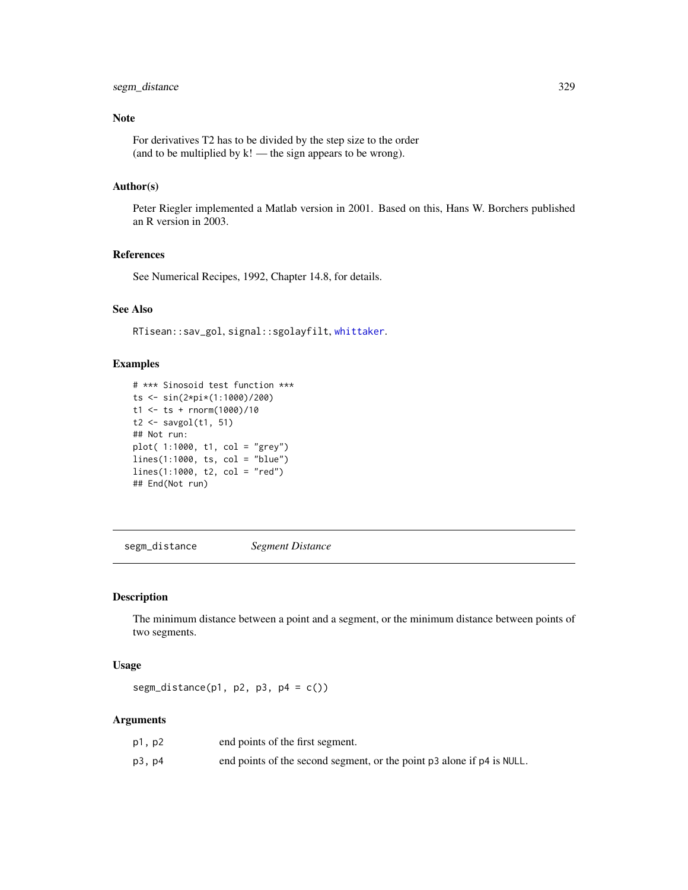### Note

For derivatives T2 has to be divided by the step size to the order
(and to be multiplied by k! — the sign appears to be wrong).

### Author(s)

Peter Riegler implemented a Matlab version in 2001. Based on this, Hans W. Borchers published an R version in 2003.

### References

See Numerical Recipes, 1992, Chapter 14.8, for details.

### See Also

`RTisean::sav_gol`, `signal::sgolayfilt`, `whittaker`.

### Examples

```
# *** Sinosoid test function ***
ts <- sin(2*pi*(1:1000)/200)
t1 <- ts + rnorm(1000)/10
t2 <- savgol(t1, 51)
## Not run:
plot( 1:1000, t1, col = "grey")
lines(1:1000, ts, col = "blue")
lines(1:1000, t2, col = "red")
## End(Not run)
```

---

## segm_distance *Segment Distance*

---

### Description

The minimum distance between a point and a segment, or the minimum distance between points of two segments.

### Usage

```
segm_distance(p1, p2, p3, p4 = c())
```

### Arguments

| | |
|---|---|
| `p1, p2` | end points of the first segment. |
| `p3, p4` | end points of the second segment, or the point `p3` alone if `p4` is `NULL`. |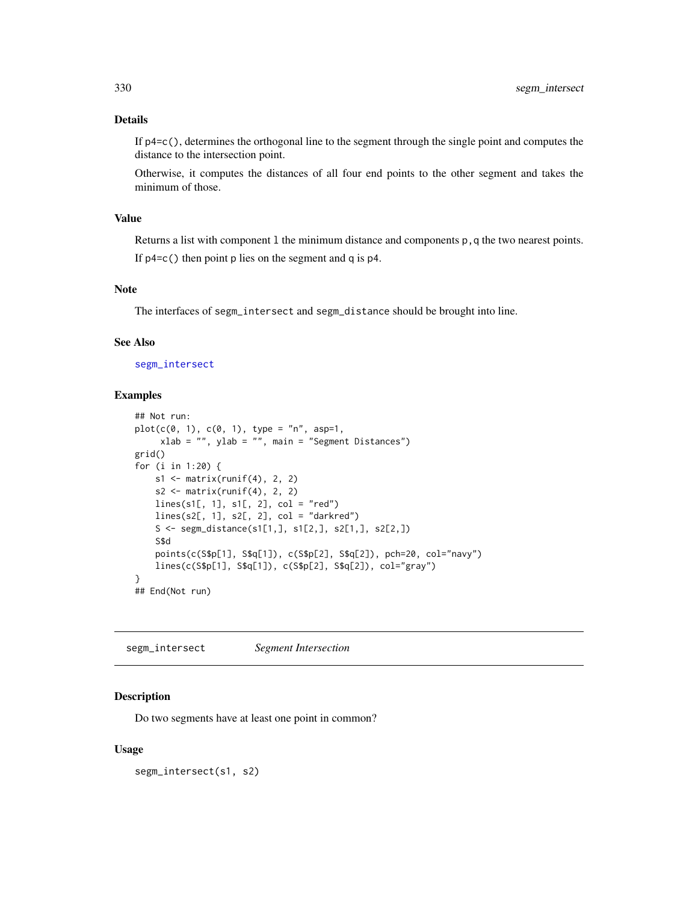### Details

If `p4=c()`, determines the orthogonal line to the segment through the single point and computes the distance to the intersection point.

Otherwise, it computes the distances of all four end points to the other segment and takes the minimum of those.

### Value

Returns a list with component `l` the minimum distance and components `p,q` the two nearest points.

If `p4=c()` then point `p` lies on the segment and `q` is `p4`.

### Note

The interfaces of `segm_intersect` and `segm_distance` should be brought into line.

### See Also

`segm_intersect`

### Examples

```
## Not run:
plot(c(0, 1), c(0, 1), type = "n", asp=1,
     xlab = "", ylab = "", main = "Segment Distances")
grid()
for (i in 1:20) {
    s1 <- matrix(runif(4), 2, 2)
    s2 <- matrix(runif(4), 2, 2)
    lines(s1[, 1], s1[, 2], col = "red")
    lines(s2[, 1], s2[, 2], col = "darkred")
    S <- segm_distance(s1[1,], s1[2,], s2[1,], s2[2,])
    S$d
    points(c(S$p[1], S$q[1]), c(S$p[2], S$q[2]), pch=20, col="navy")
    lines(c(S$p[1], S$q[1]), c(S$p[2], S$q[2]), col="gray")
}
## End(Not run)
```

---

## segm_intersect    *Segment Intersection*

### Description

Do two segments have at least one point in common?

### Usage

```
segm_intersect(s1, s2)
```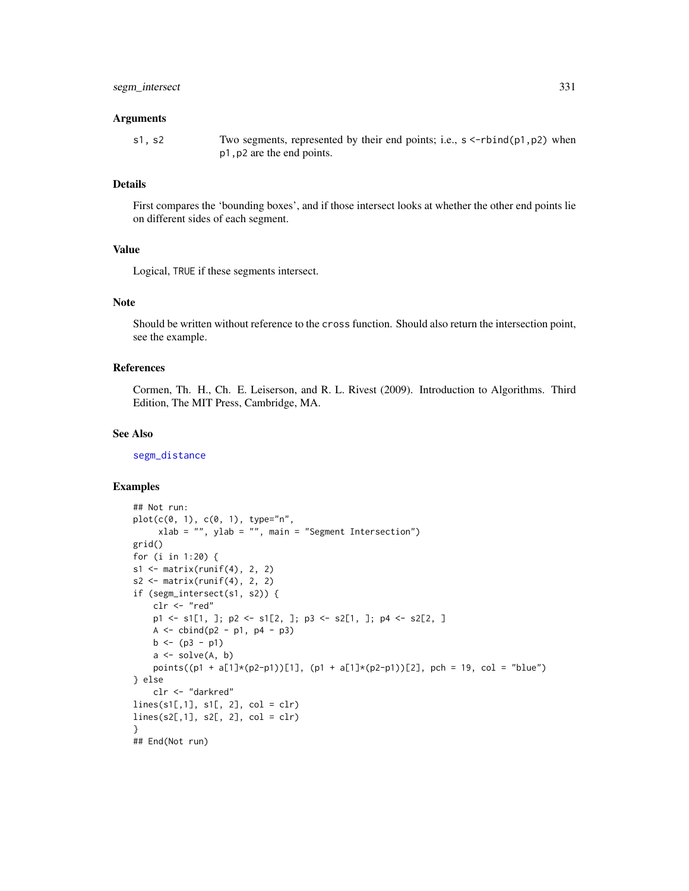## Arguments

s1, s2 — Two segments, represented by their end points; i.e., `s <-rbind(p1,p2)` when `p1,p2` are the end points.

## Details

First compares the 'bounding boxes', and if those intersect looks at whether the other end points lie on different sides of each segment.

## Value

Logical, `TRUE` if these segments intersect.

## Note

Should be written without reference to the `cross` function. Should also return the intersection point, see the example.

## References

Cormen, Th. H., Ch. E. Leiserson, and R. L. Rivest (2009). Introduction to Algorithms. Third Edition, The MIT Press, Cambridge, MA.

## See Also

`segm_distance`

## Examples

```
## Not run:
plot(c(0, 1), c(0, 1), type="n",
     xlab = "", ylab = "", main = "Segment Intersection")
grid()
for (i in 1:20) {
s1 <- matrix(runif(4), 2, 2)
s2 <- matrix(runif(4), 2, 2)
if (segm_intersect(s1, s2)) {
    clr <- "red"
    p1 <- s1[1, ]; p2 <- s1[2, ]; p3 <- s2[1, ]; p4 <- s2[2, ]
    A <- cbind(p2 - p1, p4 - p3)
    b <- (p3 - p1)
    a <- solve(A, b)
    points((p1 + a[1]*(p2-p1))[1], (p1 + a[1]*(p2-p1))[2], pch = 19, col = "blue")
} else
    clr <- "darkred"
lines(s1[,1], s1[, 2], col = clr)
lines(s2[,1], s2[, 2], col = clr)
}
## End(Not run)
```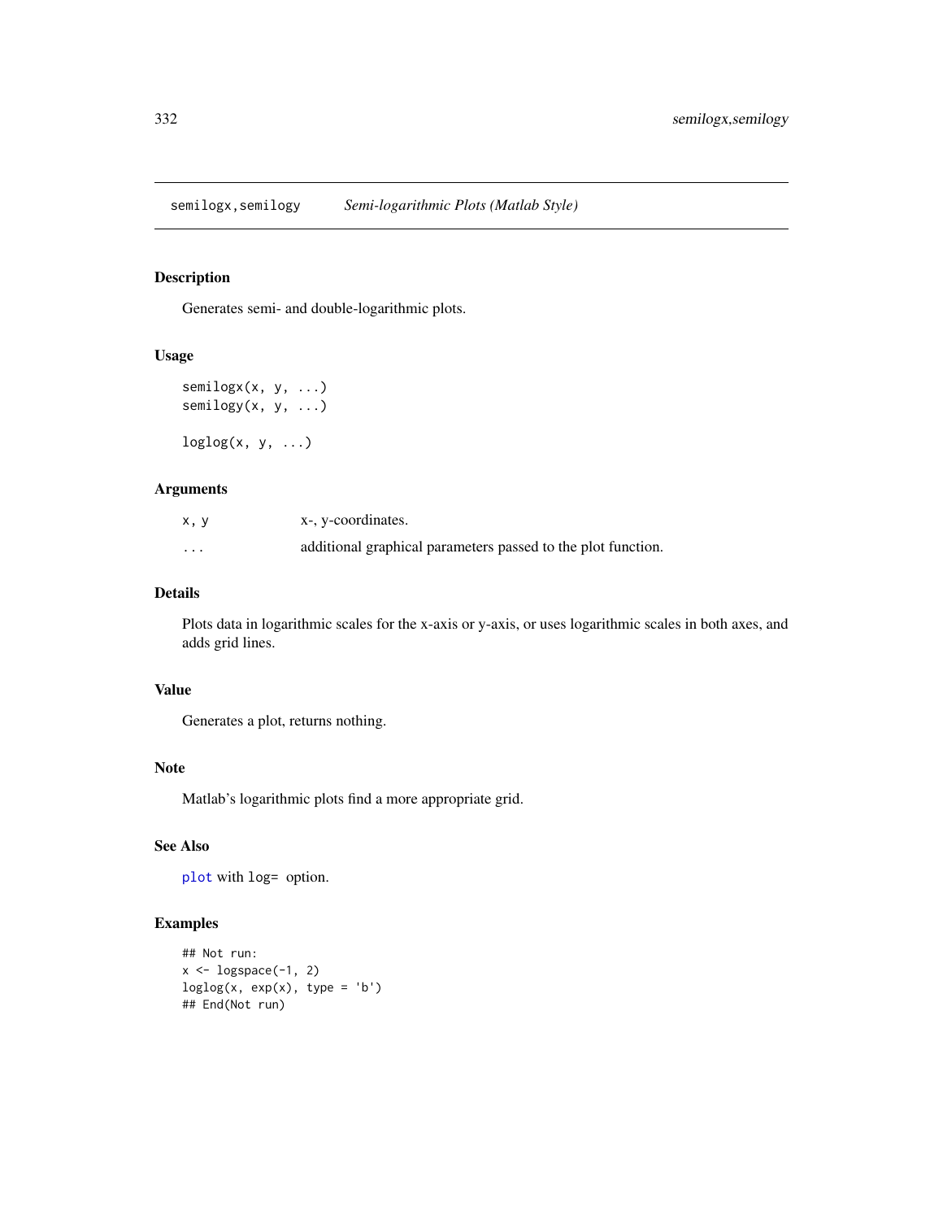semilogx,semilogy *Semi-logarithmic Plots (Matlab Style)*

## Description

Generates semi- and double-logarithmic plots.

## Usage

```
semilogx(x, y, ...)
semilogy(x, y, ...)

loglog(x, y, ...)
```

## Arguments

| | |
|---|---|
| x, y | x-, y-coordinates. |
| ... | additional graphical parameters passed to the plot function. |

## Details

Plots data in logarithmic scales for the x-axis or y-axis, or uses logarithmic scales in both axes, and adds grid lines.

## Value

Generates a plot, returns nothing.

## Note

Matlab's logarithmic plots find a more appropriate grid.

## See Also

`plot` with `log=` option.

## Examples

```
## Not run:
x <- logspace(-1, 2)
loglog(x, exp(x), type = 'b')
## End(Not run)
```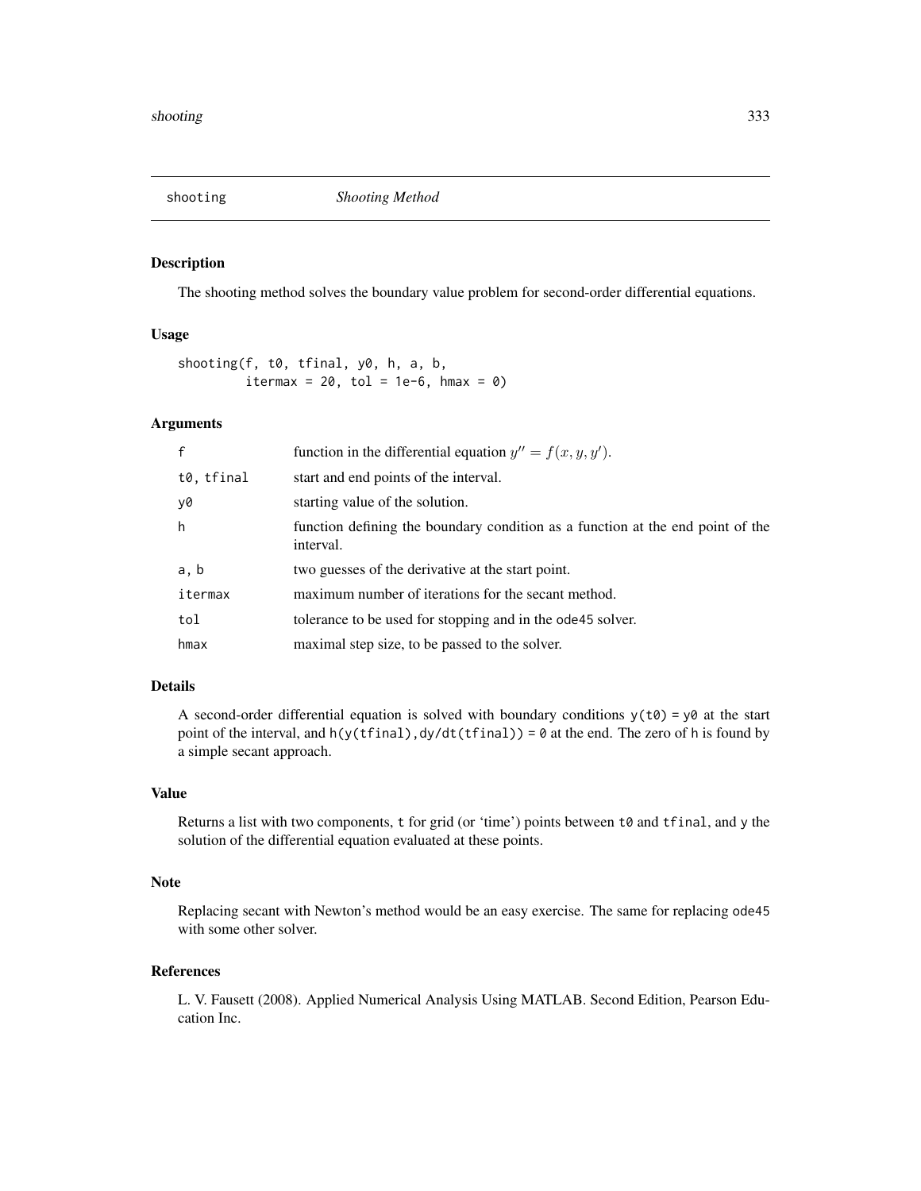# shooting *Shooting Method*

## Description

The shooting method solves the boundary value problem for second-order differential equations.

## Usage

```
shooting(f, t0, tfinal, y0, h, a, b,
         itermax = 20, tol = 1e-6, hmax = 0)
```

## Arguments

| | |
|---|---|
| f | function in the differential equation $y'' = f(x, y, y')$. |
| t0, tfinal | start and end points of the interval. |
| y0 | starting value of the solution. |
| h | function defining the boundary condition as a function at the end point of the interval. |
| a, b | two guesses of the derivative at the start point. |
| itermax | maximum number of iterations for the secant method. |
| tol | tolerance to be used for stopping and in the `ode45` solver. |
| hmax | maximal step size, to be passed to the solver. |

## Details

A second-order differential equation is solved with boundary conditions `y(t0) = y0` at the start point of the interval, and `h(y(tfinal),dy/dt(tfinal)) = 0` at the end. The zero of `h` is found by a simple secant approach.

## Value

Returns a list with two components, `t` for grid (or 'time') points between `t0` and `tfinal`, and `y` the solution of the differential equation evaluated at these points.

## Note

Replacing secant with Newton's method would be an easy exercise. The same for replacing `ode45` with some other solver.

## References

L. V. Fausett (2008). Applied Numerical Analysis Using MATLAB. Second Edition, Pearson Education Inc.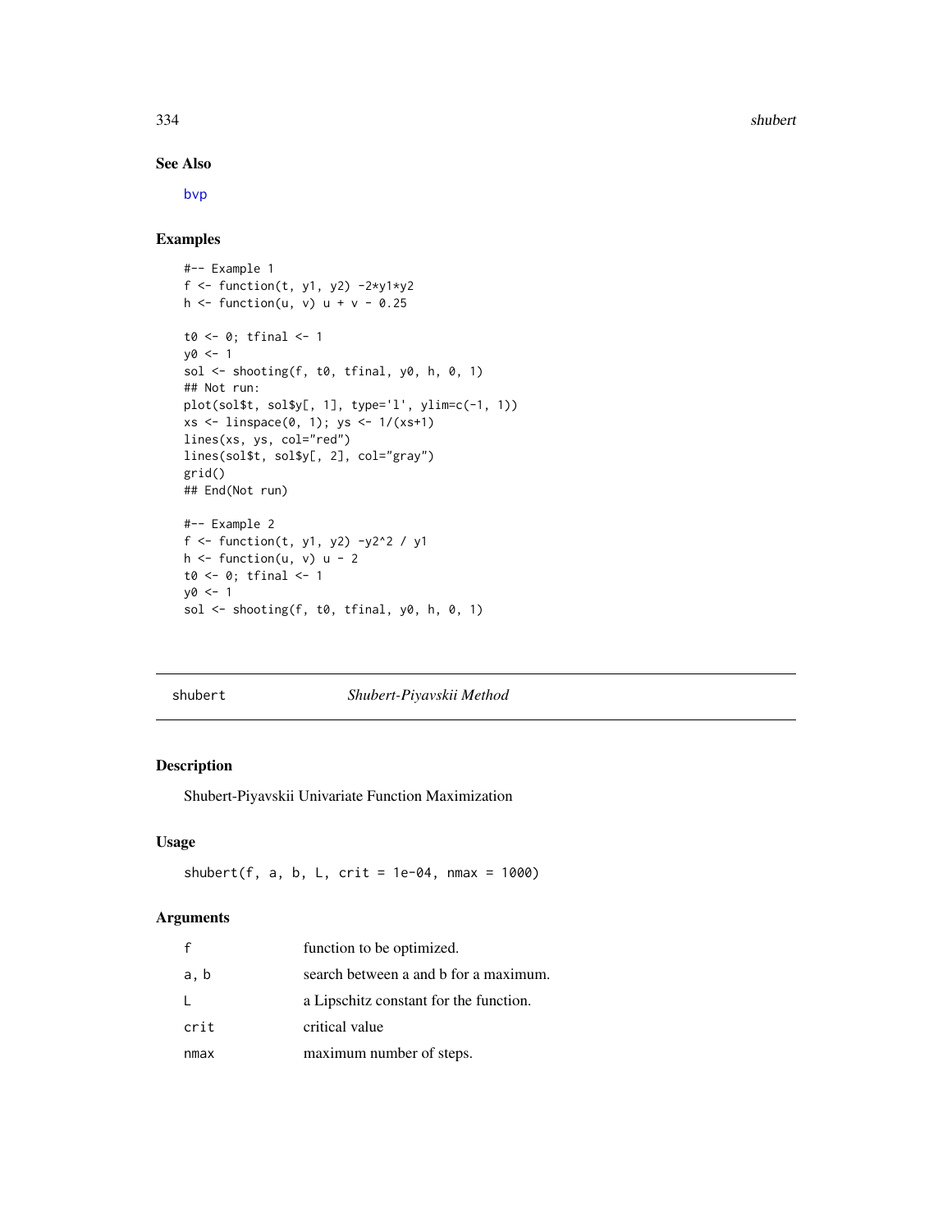## See Also

bvp

## Examples

```
#-- Example 1
f <- function(t, y1, y2) -2*y1*y2
h <- function(u, v) u + v - 0.25

t0 <- 0; tfinal <- 1
y0 <- 1
sol <- shooting(f, t0, tfinal, y0, h, 0, 1)
## Not run:
plot(sol$t, sol$y[, 1], type='l', ylim=c(-1, 1))
xs <- linspace(0, 1); ys <- 1/(xs+1)
lines(xs, ys, col="red")
lines(sol$t, sol$y[, 2], col="gray")
grid()
## End(Not run)

#-- Example 2
f <- function(t, y1, y2) -y2^2 / y1
h <- function(u, v) u - 2
t0 <- 0; tfinal <- 1
y0 <- 1
sol <- shooting(f, t0, tfinal, y0, h, 0, 1)
```

---

# shubert &nbsp;&nbsp;&nbsp;&nbsp; *Shubert-Piyavskii Method*

## Description

Shubert-Piyavskii Univariate Function Maximization

## Usage

```
shubert(f, a, b, L, crit = 1e-04, nmax = 1000)
```

## Arguments

| | |
|---|---|
| f | function to be optimized. |
| a, b | search between a and b for a maximum. |
| L | a Lipschitz constant for the function. |
| crit | critical value |
| nmax | maximum number of steps. |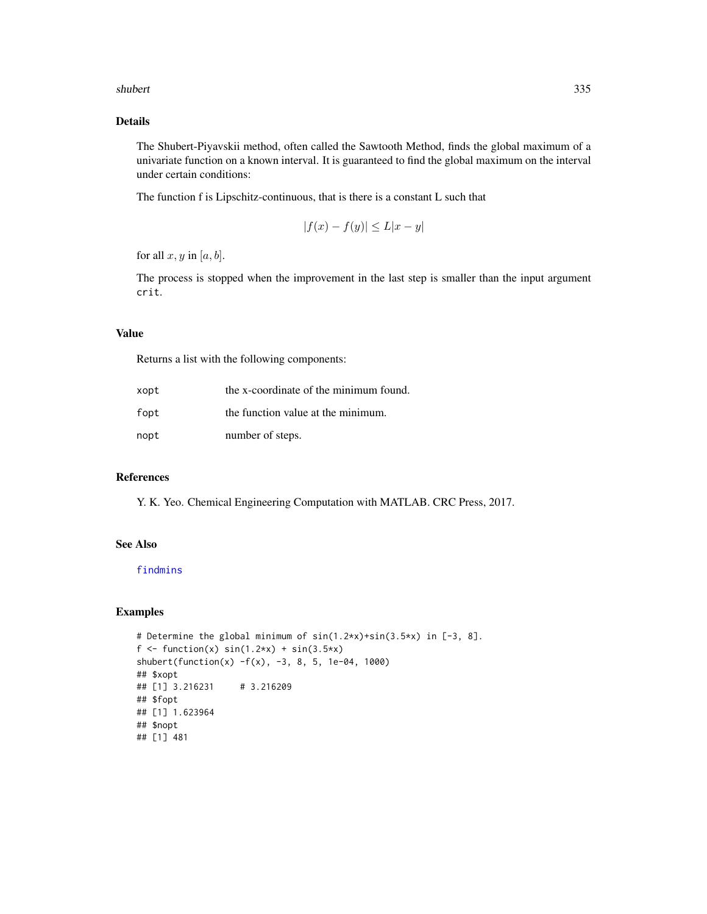## Details

The Shubert-Piyavskii method, often called the Sawtooth Method, finds the global maximum of a univariate function on a known interval. It is guaranteed to find the global maximum on the interval under certain conditions:

The function f is Lipschitz-continuous, that is there is a constant L such that

$$|f(x) - f(y)| \leq L|x - y|$$

for all $x, y$ in $[a, b]$.

The process is stopped when the improvement in the last step is smaller than the input argument `crit`.

## Value

Returns a list with the following components:

| | |
|---|---|
| `xopt` | the x-coordinate of the minimum found. |
| `fopt` | the function value at the minimum. |
| `nopt` | number of steps. |

## References

Y. K. Yeo. Chemical Engineering Computation with MATLAB. CRC Press, 2017.

## See Also

`findmins`

## Examples

```
# Determine the global minimum of sin(1.2*x)+sin(3.5*x) in [-3, 8].
f <- function(x) sin(1.2*x) + sin(3.5*x)
shubert(function(x) -f(x), -3, 8, 5, 1e-04, 1000)
## $xopt
## [1] 3.216231     # 3.216209
## $fopt
## [1] 1.623964
## $nopt
## [1] 481
```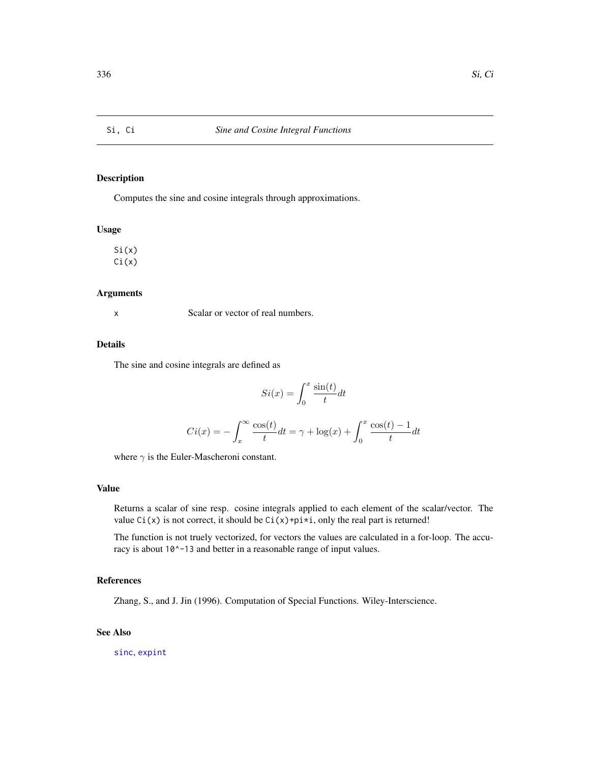# Si, Ci — *Sine and Cosine Integral Functions*

## Description

Computes the sine and cosine integrals through approximations.

## Usage

```
Si(x)
Ci(x)
```

## Arguments

`x` Scalar or vector of real numbers.

## Details

The sine and cosine integrals are defined as

$$Si(x) = \int_0^x \frac{\sin(t)}{t} dt$$

$$Ci(x) = -\int_x^\infty \frac{\cos(t)}{t} dt = \gamma + \log(x) + \int_0^x \frac{\cos(t) - 1}{t} dt$$

where $\gamma$ is the Euler-Mascheroni constant.

## Value

Returns a scalar of sine resp. cosine integrals applied to each element of the scalar/vector. The value `Ci(x)` is not correct, it should be `Ci(x)+pi*i`, only the real part is returned!

The function is not truely vectorized, for vectors the values are calculated in a for-loop. The accuracy is about `10^-13` and better in a reasonable range of input values.

## References

Zhang, S., and J. Jin (1996). Computation of Special Functions. Wiley-Interscience.

## See Also

`sinc`, `expint`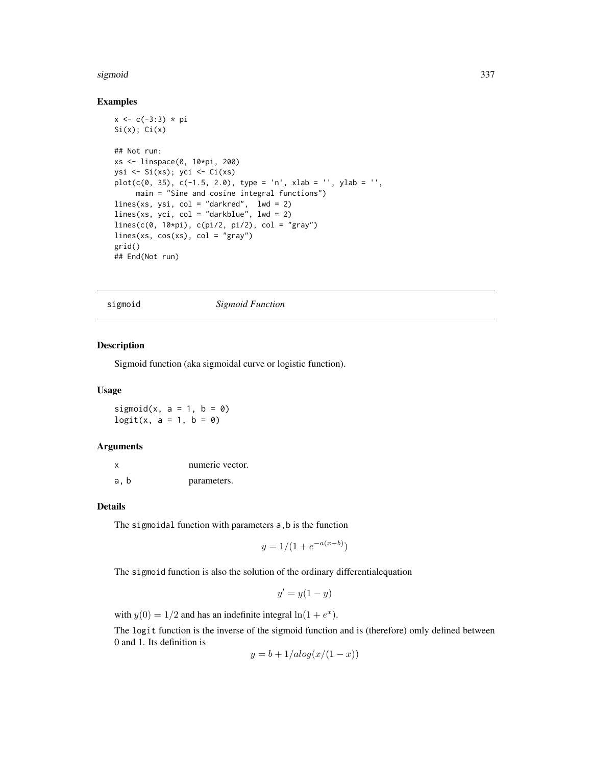## Examples

```
x <- c(-3:3) * pi
Si(x); Ci(x)

## Not run:
xs <- linspace(0, 10*pi, 200)
ysi <- Si(xs); yci <- Ci(xs)
plot(c(0, 35), c(-1.5, 2.0), type = 'n', xlab = '', ylab = '',
     main = "Sine and cosine integral functions")
lines(xs, ysi, col = "darkred",  lwd = 2)
lines(xs, yci, col = "darkblue", lwd = 2)
lines(c(0, 10*pi), c(pi/2, pi/2), col = "gray")
lines(xs, cos(xs), col = "gray")
grid()
## End(Not run)
```

---

# sigmoid — *Sigmoid Function*

## Description

Sigmoid function (aka sigmoidal curve or logistic function).

## Usage

```
sigmoid(x, a = 1, b = 0)
logit(x, a = 1, b = 0)
```

## Arguments

| | |
|---|---|
| x | numeric vector. |
| a, b | parameters. |

## Details

The `sigmoidal` function with parameters `a,b` is the function

$$y = 1/(1 + e^{-a(x-b)})$$

The `sigmoid` function is also the solution of the ordinary differentialequation

$$y' = y(1 - y)$$

with $y(0) = 1/2$ and has an indefinite integral $\ln(1 + e^x)$.

The `logit` function is the inverse of the sigmoid function and is (therefore) omly defined between 0 and 1. Its definition is

$$y = b + 1/alog(x/(1 - x))$$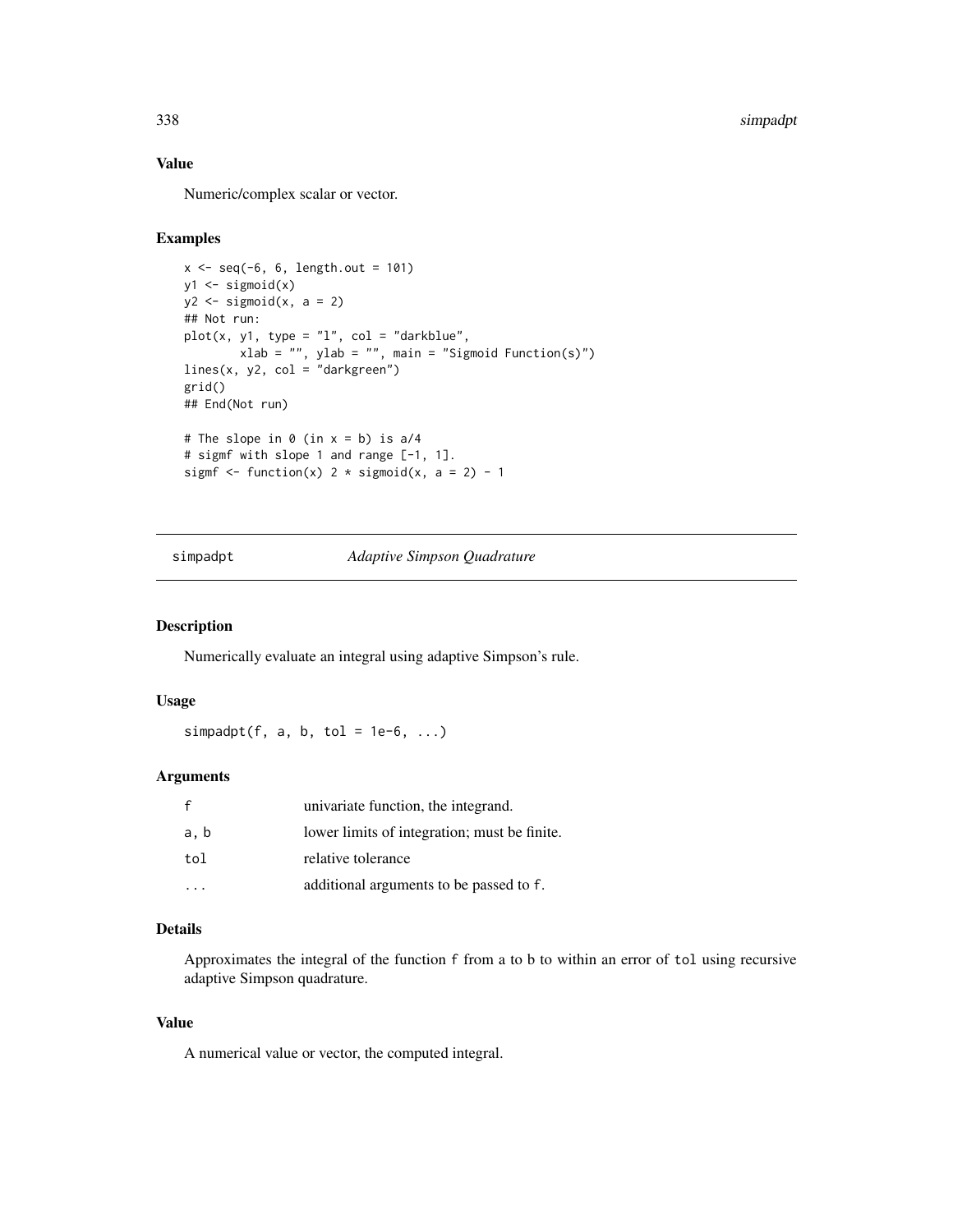### Value

Numeric/complex scalar or vector.

### Examples

```
x <- seq(-6, 6, length.out = 101)
y1 <- sigmoid(x)
y2 <- sigmoid(x, a = 2)
## Not run:
plot(x, y1, type = "l", col = "darkblue",
        xlab = "", ylab = "", main = "Sigmoid Function(s)")
lines(x, y2, col = "darkgreen")
grid()
## End(Not run)

# The slope in 0 (in x = b) is a/4
# sigmf with slope 1 and range [-1, 1].
sigmf <- function(x) 2 * sigmoid(x, a = 2) - 1
```

---

## simpadpt — *Adaptive Simpson Quadrature*

### Description

Numerically evaluate an integral using adaptive Simpson's rule.

### Usage

```
simpadpt(f, a, b, tol = 1e-6, ...)
```

### Arguments

| | |
|---|---|
| `f` | univariate function, the integrand. |
| `a, b` | lower limits of integration; must be finite. |
| `tol` | relative tolerance |
| `...` | additional arguments to be passed to `f`. |

### Details

Approximates the integral of the function `f` from a to b to within an error of `tol` using recursive adaptive Simpson quadrature.

### Value

A numerical value or vector, the computed integral.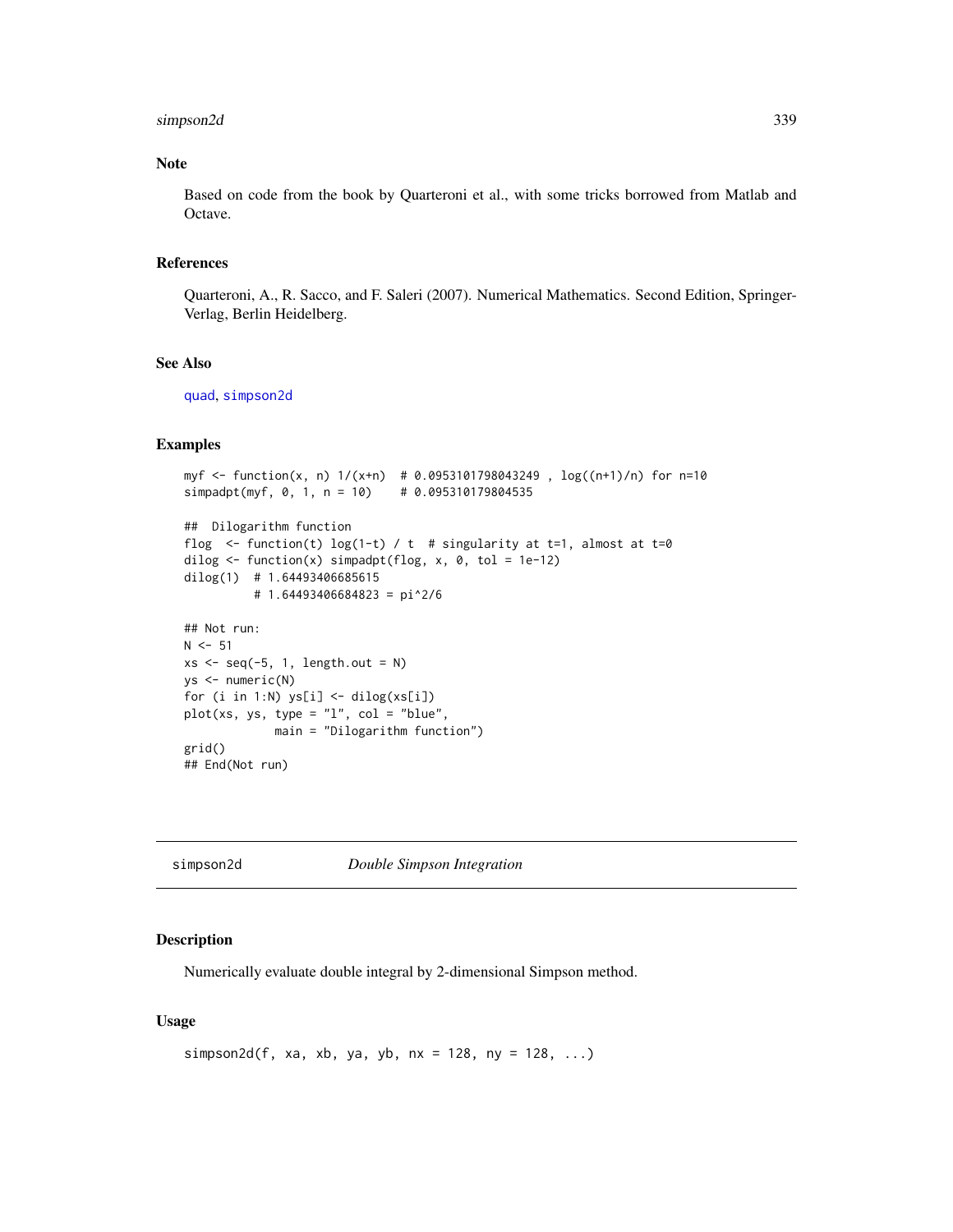### Note

Based on code from the book by Quarteroni et al., with some tricks borrowed from Matlab and Octave.

### References

Quarteroni, A., R. Sacco, and F. Saleri (2007). Numerical Mathematics. Second Edition, Springer-Verlag, Berlin Heidelberg.

### See Also

quad, simpson2d

### Examples

```
myf <- function(x, n) 1/(x+n)  # 0.0953101798043249 , log((n+1)/n) for n=10
simpadpt(myf, 0, 1, n = 10)    # 0.095310179804535

##  Dilogarithm function
flog  <- function(t) log(1-t) / t  # singularity at t=1, almost at t=0
dilog <- function(x) simpadpt(flog, x, 0, tol = 1e-12)
dilog(1)  # 1.64493406685615
          # 1.64493406684823 = pi^2/6

## Not run:
N <- 51
xs <- seq(-5, 1, length.out = N)
ys <- numeric(N)
for (i in 1:N) ys[i] <- dilog(xs[i])
plot(xs, ys, type = "l", col = "blue",
             main = "Dilogarithm function")
grid()
## End(Not run)
```

---

## simpson2d — *Double Simpson Integration*

### Description

Numerically evaluate double integral by 2-dimensional Simpson method.

### Usage

```
simpson2d(f, xa, xb, ya, yb, nx = 128, ny = 128, ...)
```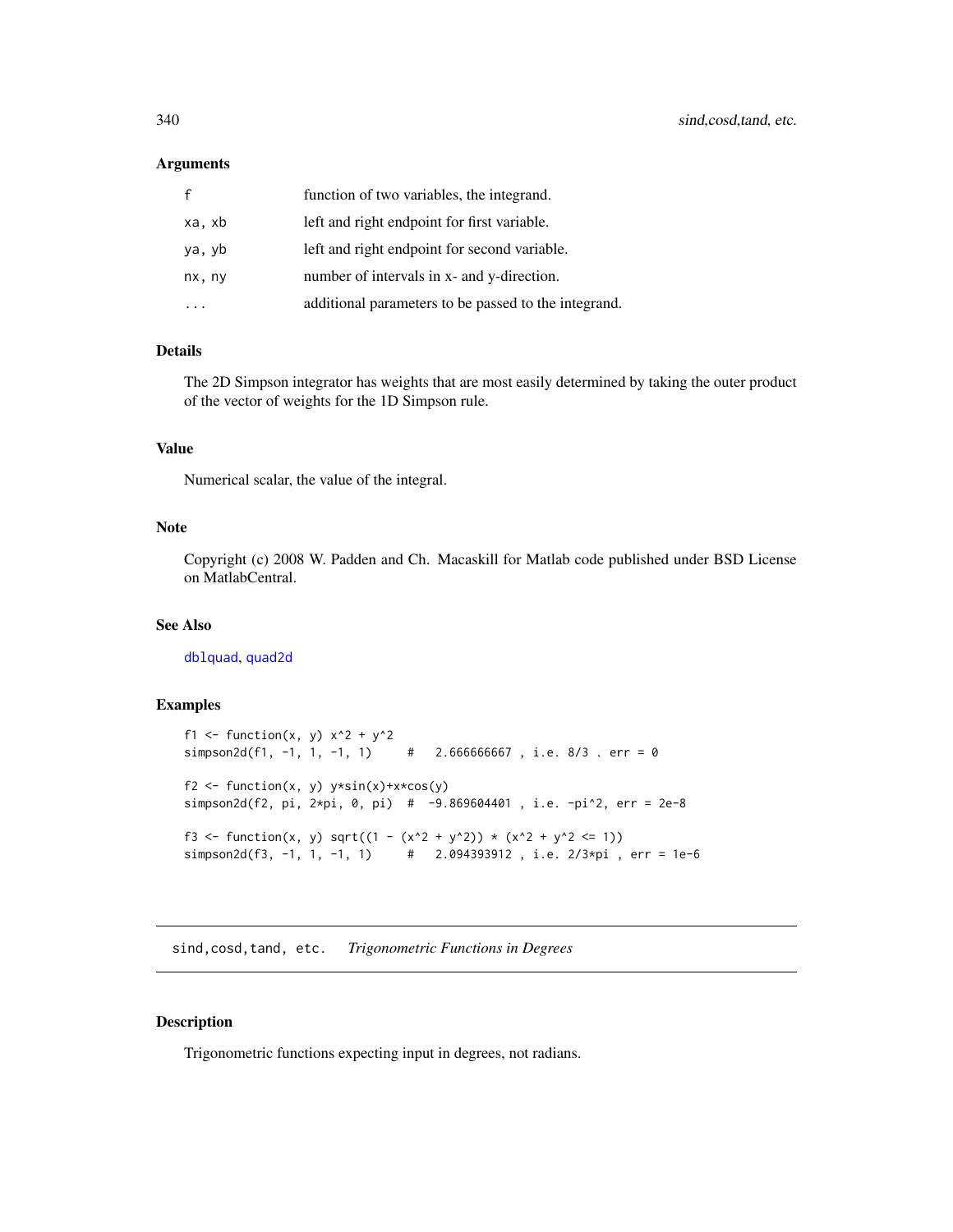### Arguments

| | |
|---|---|
| f | function of two variables, the integrand. |
| xa, xb | left and right endpoint for first variable. |
| ya, yb | left and right endpoint for second variable. |
| nx, ny | number of intervals in x- and y-direction. |
| ... | additional parameters to be passed to the integrand. |

### Details

The 2D Simpson integrator has weights that are most easily determined by taking the outer product of the vector of weights for the 1D Simpson rule.

### Value

Numerical scalar, the value of the integral.

### Note

Copyright (c) 2008 W. Padden and Ch. Macaskill for Matlab code published under BSD License on MatlabCentral.

### See Also

dblquad, quad2d

### Examples

```
f1 <- function(x, y) x^2 + y^2
simpson2d(f1, -1, 1, -1, 1)     #   2.666666667 , i.e. 8/3 . err = 0

f2 <- function(x, y) y*sin(x)+x*cos(y)
simpson2d(f2, pi, 2*pi, 0, pi)  #  -9.869604401 , i.e. -pi^2, err = 2e-8

f3 <- function(x, y) sqrt((1 - (x^2 + y^2)) * (x^2 + y^2 <= 1))
simpson2d(f3, -1, 1, -1, 1)     #   2.094393912 , i.e. 2/3*pi , err = 1e-6
```

## sind,cosd,tand, etc. *Trigonometric Functions in Degrees*

### Description

Trigonometric functions expecting input in degrees, not radians.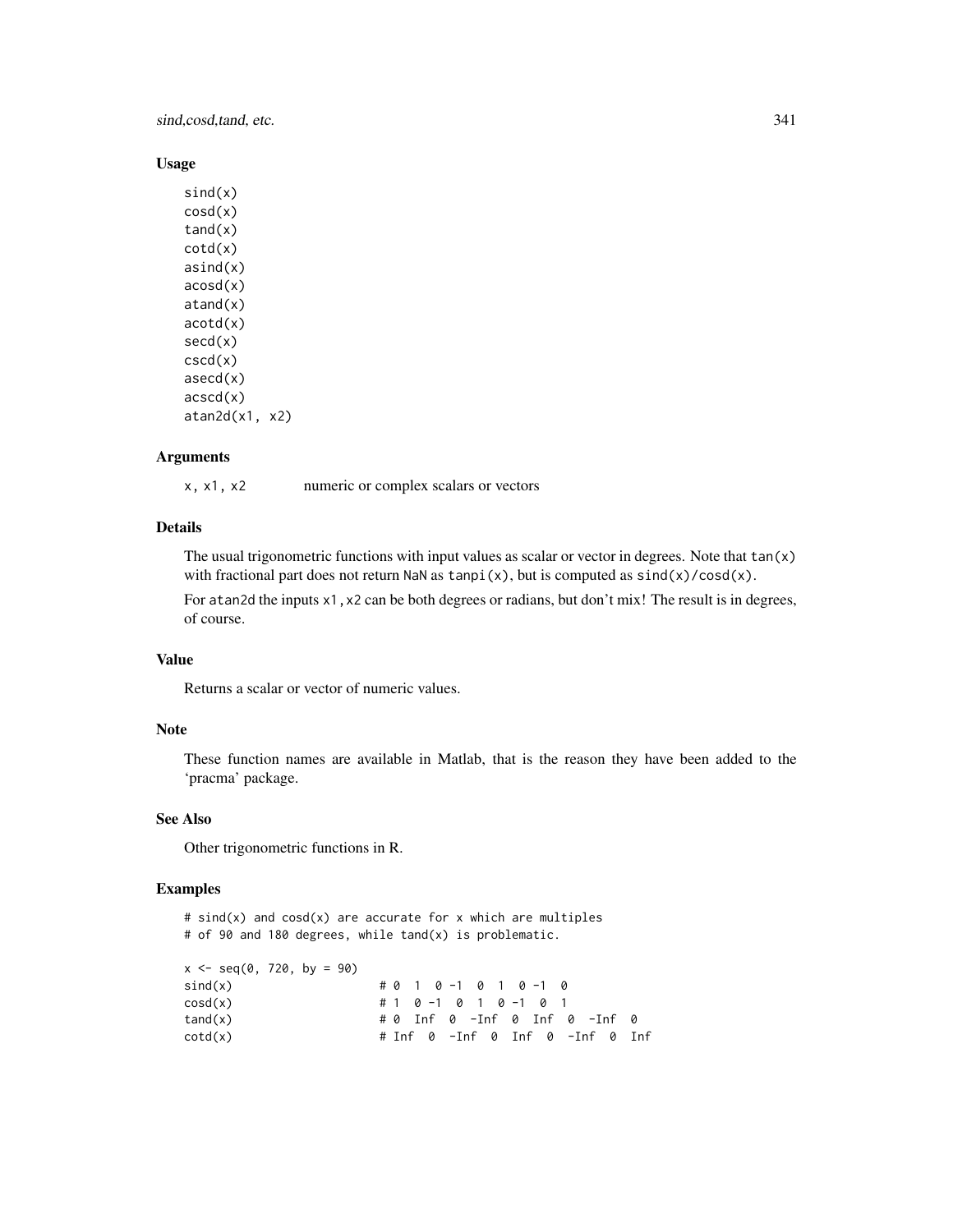### Usage

```
sind(x)
cosd(x)
tand(x)
cotd(x)
asind(x)
acosd(x)
atand(x)
acotd(x)
secd(x)
cscd(x)
asecd(x)
acscd(x)
atan2d(x1, x2)
```

### Arguments

`x, x1, x2` numeric or complex scalars or vectors

### Details

The usual trigonometric functions with input values as scalar or vector in degrees. Note that `tan(x)` with fractional part does not return `NaN` as `tanpi(x)`, but is computed as `sind(x)/cosd(x)`.

For `atan2d` the inputs `x1,x2` can be both degrees or radians, but don't mix! The result is in degrees, of course.

### Value

Returns a scalar or vector of numeric values.

### Note

These function names are available in Matlab, that is the reason they have been added to the 'pracma' package.

### See Also

Other trigonometric functions in R.

### Examples

```
# sind(x) and cosd(x) are accurate for x which are multiples
# of 90 and 180 degrees, while tand(x) is problematic.

x <- seq(0, 720, by = 90)
sind(x)                    # 0  1  0 -1  0  1  0 -1  0
cosd(x)                    # 1  0 -1  0  1  0 -1  0  1
tand(x)                    # 0  Inf  0  -Inf  0  Inf  0  -Inf  0
cotd(x)                    # Inf  0  -Inf  0  Inf  0  -Inf  0  Inf
```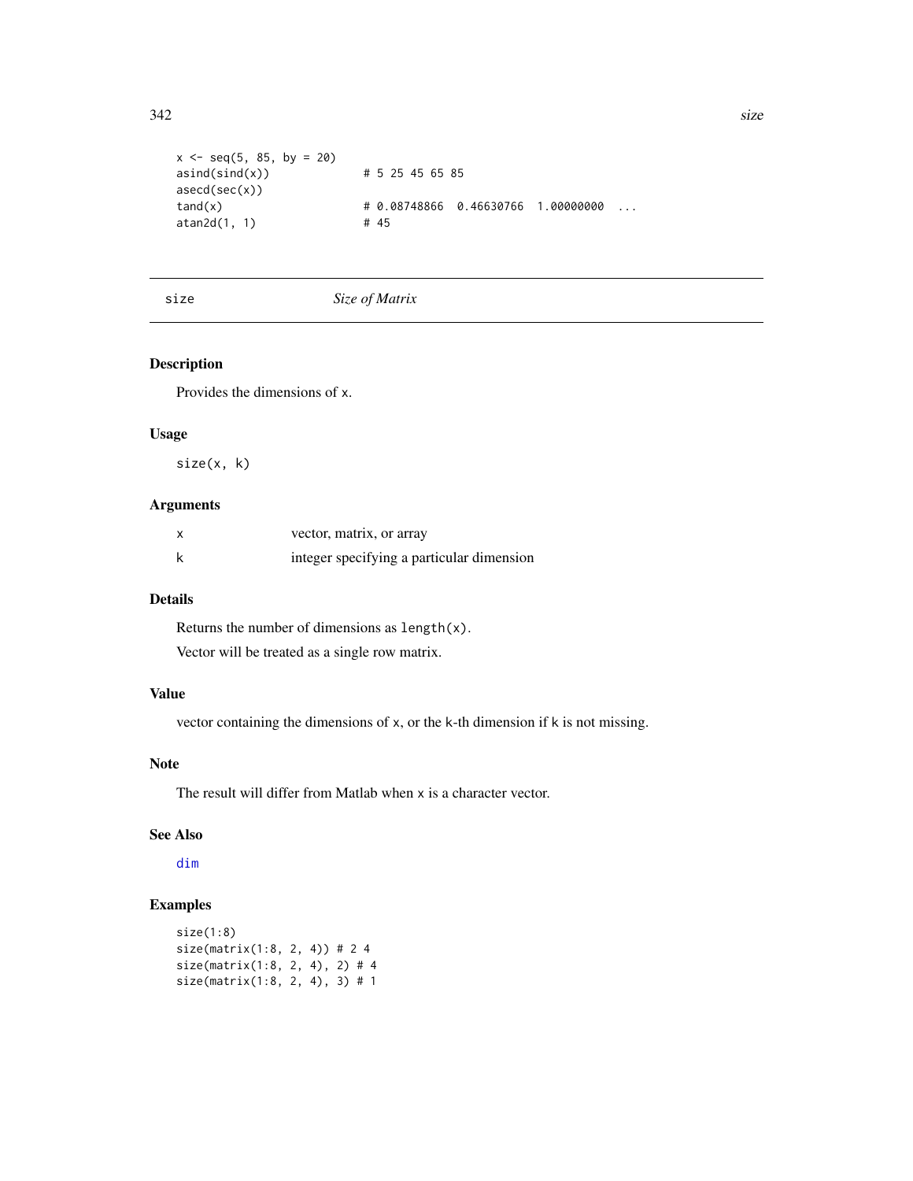```
x <- seq(5, 85, by = 20)
asind(sind(x))            # 5 25 45 65 85
asecd(sec(x))
tand(x)                   # 0.08748866  0.46630766  1.00000000  ...
atan2d(1, 1)              # 45
```

---

## size — *Size of Matrix*

### Description

Provides the dimensions of x.

### Usage

```
size(x, k)
```

### Arguments

| | |
|---|---|
| x | vector, matrix, or array |
| k | integer specifying a particular dimension |

### Details

Returns the number of dimensions as `length(x)`.

Vector will be treated as a single row matrix.

### Value

vector containing the dimensions of x, or the k-th dimension if k is not missing.

### Note

The result will differ from Matlab when x is a character vector.

### See Also

dim

### Examples

```
size(1:8)
size(matrix(1:8, 2, 4)) # 2 4
size(matrix(1:8, 2, 4), 2) # 4
size(matrix(1:8, 2, 4), 3) # 1
```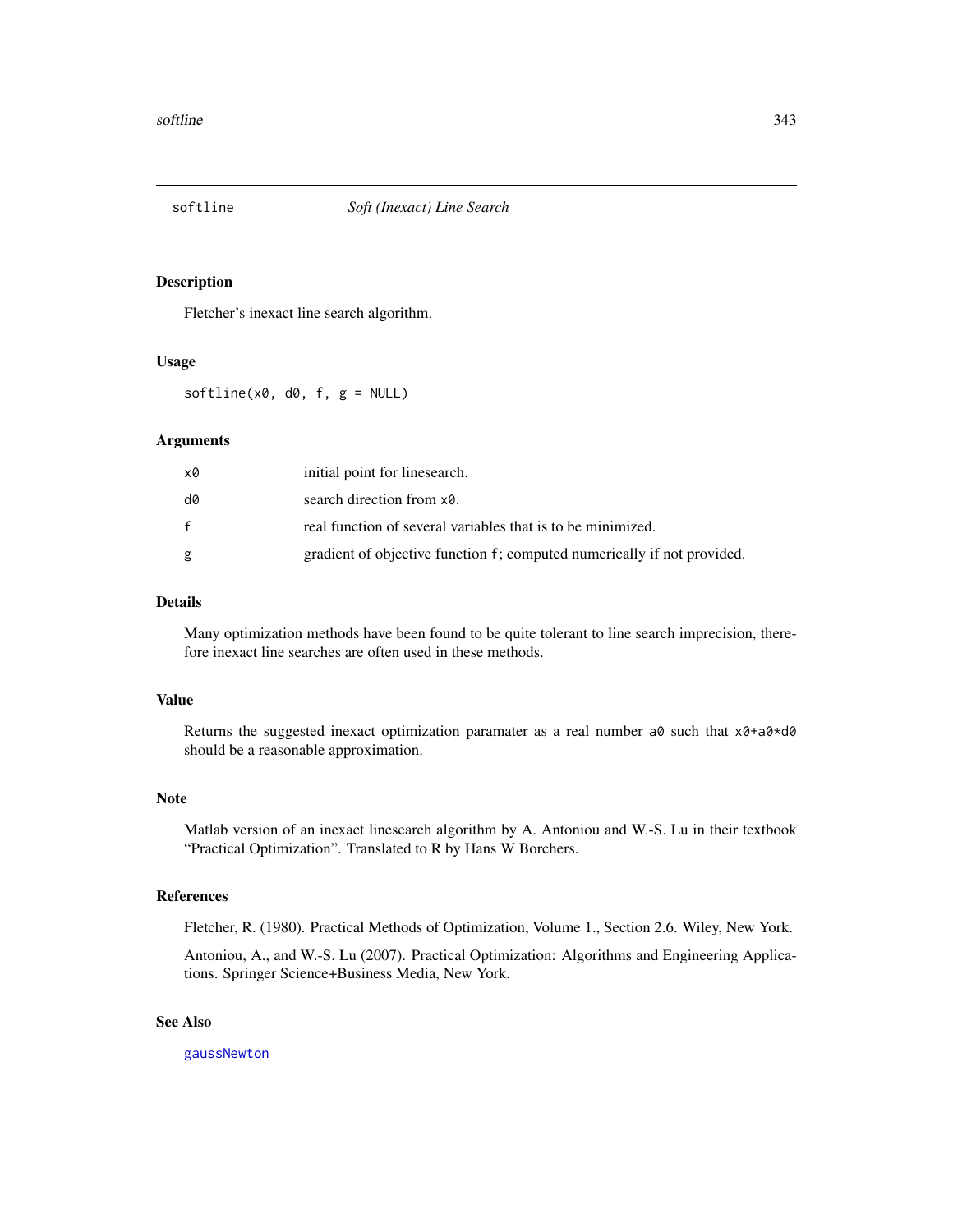# softline — *Soft (Inexact) Line Search*

## Description

Fletcher's inexact line search algorithm.

## Usage

```
softline(x0, d0, f, g = NULL)
```

## Arguments

| | |
|---|---|
| `x0` | initial point for linesearch. |
| `d0` | search direction from `x0`. |
| `f` | real function of several variables that is to be minimized. |
| `g` | gradient of objective function `f`; computed numerically if not provided. |

## Details

Many optimization methods have been found to be quite tolerant to line search imprecision, therefore inexact line searches are often used in these methods.

## Value

Returns the suggested inexact optimization paramater as a real number `a0` such that `x0+a0*d0` should be a reasonable approximation.

## Note

Matlab version of an inexact linesearch algorithm by A. Antoniou and W.-S. Lu in their textbook "Practical Optimization". Translated to R by Hans W Borchers.

## References

Fletcher, R. (1980). Practical Methods of Optimization, Volume 1., Section 2.6. Wiley, New York.

Antoniou, A., and W.-S. Lu (2007). Practical Optimization: Algorithms and Engineering Applications. Springer Science+Business Media, New York.

## See Also

`gaussNewton`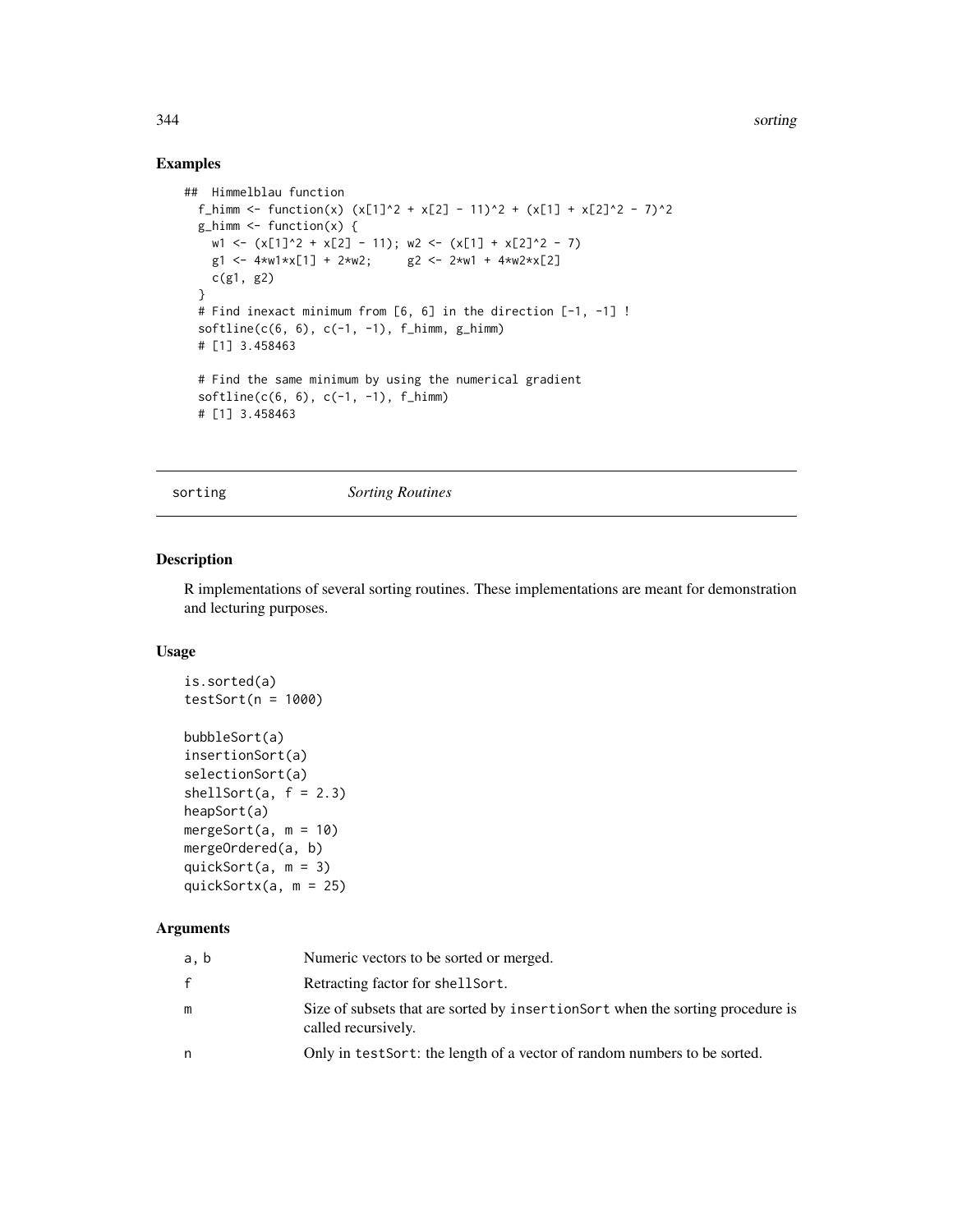## Examples

```
##  Himmelblau function
  f_himm <- function(x) (x[1]^2 + x[2] - 11)^2 + (x[1] + x[2]^2 - 7)^2
  g_himm <- function(x) {
    w1 <- (x[1]^2 + x[2] - 11); w2 <- (x[1] + x[2]^2 - 7)
    g1 <- 4*w1*x[1] + 2*w2;     g2 <- 2*w1 + 4*w2*x[2]
    c(g1, g2)
  }
  # Find inexact minimum from [6, 6] in the direction [-1, -1] !
  softline(c(6, 6), c(-1, -1), f_himm, g_himm)
  # [1] 3.458463

  # Find the same minimum by using the numerical gradient
  softline(c(6, 6), c(-1, -1), f_himm)
  # [1] 3.458463
```

---

sorting *Sorting Routines*

---

## Description

R implementations of several sorting routines. These implementations are meant for demonstration and lecturing purposes.

## Usage

```
is.sorted(a)
testSort(n = 1000)

bubbleSort(a)
insertionSort(a)
selectionSort(a)
shellSort(a, f = 2.3)
heapSort(a)
mergeSort(a, m = 10)
mergeOrdered(a, b)
quickSort(a, m = 3)
quickSortx(a, m = 25)
```

## Arguments

| | |
|---|---|
| `a, b` | Numeric vectors to be sorted or merged. |
| `f` | Retracting factor for `shellSort`. |
| `m` | Size of subsets that are sorted by `insertionSort` when the sorting procedure is called recursively. |
| `n` | Only in `testSort`: the length of a vector of random numbers to be sorted. |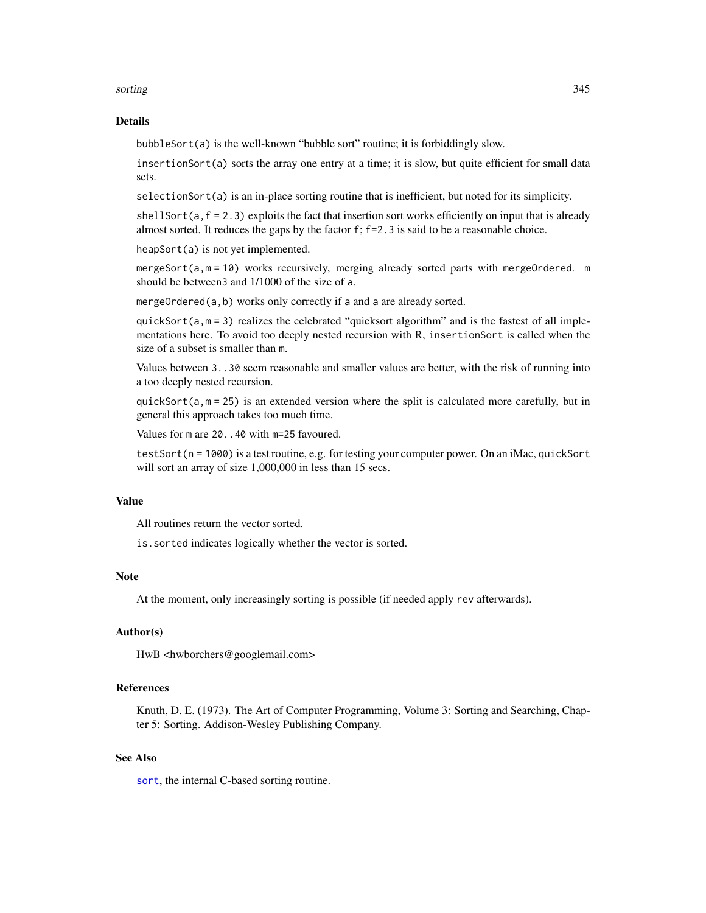## Details

`bubbleSort(a)` is the well-known "bubble sort" routine; it is forbiddingly slow.

`insertionSort(a)` sorts the array one entry at a time; it is slow, but quite efficient for small data sets.

`selectionSort(a)` is an in-place sorting routine that is inefficient, but noted for its simplicity.

`shellSort(a,f = 2.3)` exploits the fact that insertion sort works efficiently on input that is already almost sorted. It reduces the gaps by the factor `f`; `f=2.3` is said to be a reasonable choice.

`heapSort(a)` is not yet implemented.

`mergeSort(a,m = 10)` works recursively, merging already sorted parts with `mergeOrdered`. `m` should be between3 and 1/1000 of the size of `a`.

`mergeOrdered(a,b)` works only correctly if `a` and `a` are already sorted.

`quickSort(a,m = 3)` realizes the celebrated "quicksort algorithm" and is the fastest of all implementations here. To avoid too deeply nested recursion with R, `insertionSort` is called when the size of a subset is smaller than `m`.

Values between `3..30` seem reasonable and smaller values are better, with the risk of running into a too deeply nested recursion.

`quickSort(a,m = 25)` is an extended version where the split is calculated more carefully, but in general this approach takes too much time.

Values for `m` are `20..40` with `m=25` favoured.

`testSort(n = 1000)` is a test routine, e.g. for testing your computer power. On an iMac, `quickSort` will sort an array of size 1,000,000 in less than 15 secs.

## Value

All routines return the vector sorted.

`is.sorted` indicates logically whether the vector is sorted.

## Note

At the moment, only increasingly sorting is possible (if needed apply `rev` afterwards).

## Author(s)

HwB <hwborchers@googlemail.com>

## References

Knuth, D. E. (1973). The Art of Computer Programming, Volume 3: Sorting and Searching, Chapter 5: Sorting. Addison-Wesley Publishing Company.

## See Also

`sort`, the internal C-based sorting routine.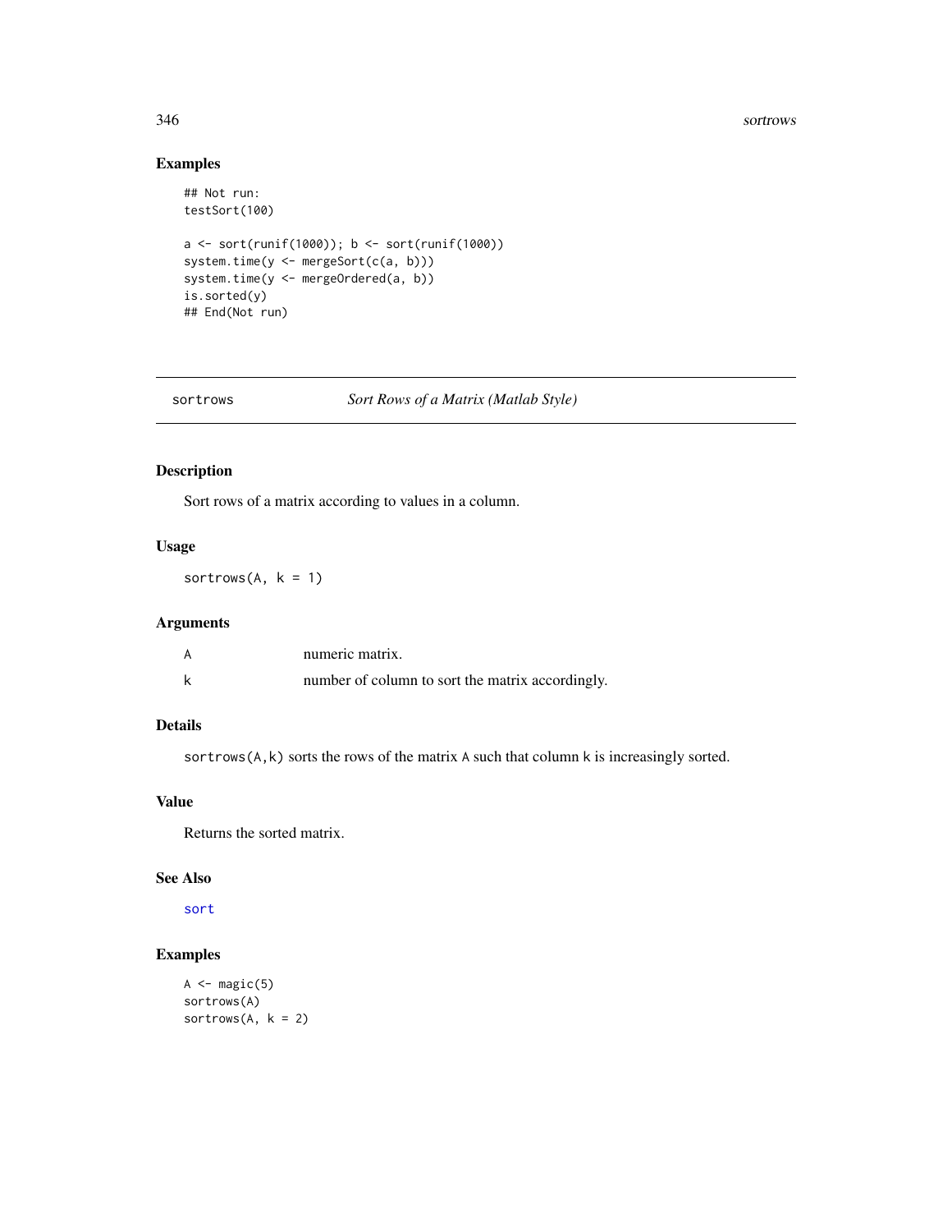## Examples

```
## Not run:
testSort(100)

a <- sort(runif(1000)); b <- sort(runif(1000))
system.time(y <- mergeSort(c(a, b)))
system.time(y <- mergeOrdered(a, b))
is.sorted(y)
## End(Not run)
```

---

# sortrows *Sort Rows of a Matrix (Matlab Style)*

---

## Description

Sort rows of a matrix according to values in a column.

## Usage

```
sortrows(A, k = 1)
```

## Arguments

| | |
|---|---|
| A | numeric matrix. |
| k | number of column to sort the matrix accordingly. |

## Details

`sortrows(A,k)` sorts the rows of the matrix `A` such that column `k` is increasingly sorted.

## Value

Returns the sorted matrix.

## See Also

`sort`

## Examples

```
A <- magic(5)
sortrows(A)
sortrows(A, k = 2)
```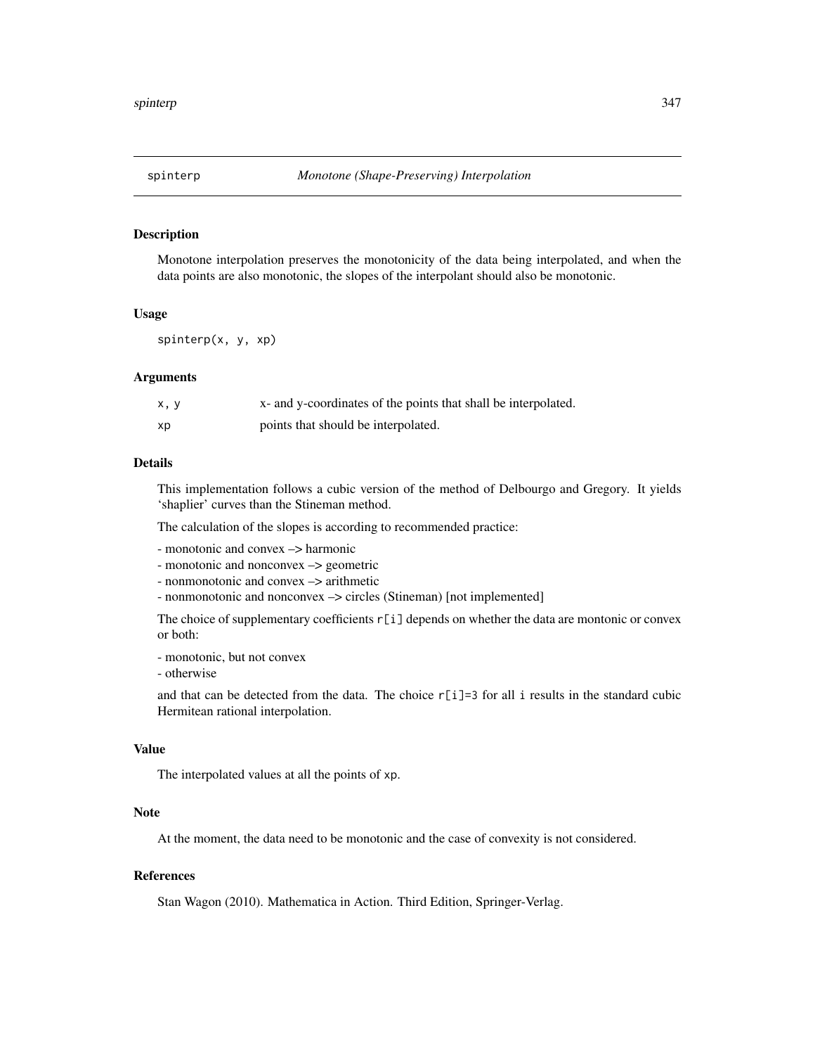## spinterp *Monotone (Shape-Preserving) Interpolation*

### Description

Monotone interpolation preserves the monotonicity of the data being interpolated, and when the data points are also monotonic, the slopes of the interpolant should also be monotonic.

### Usage

```
spinterp(x, y, xp)
```

### Arguments

| | |
|---|---|
| `x, y` | x- and y-coordinates of the points that shall be interpolated. |
| `xp` | points that should be interpolated. |

### Details

This implementation follows a cubic version of the method of Delbourgo and Gregory. It yields 'shaplier' curves than the Stineman method.

The calculation of the slopes is according to recommended practice:

- monotonic and convex –> harmonic
- monotonic and nonconvex –> geometric
- nonmonotonic and convex –> arithmetic
- nonmonotonic and nonconvex –> circles (Stineman) [not implemented]

The choice of supplementary coefficients `r[i]` depends on whether the data are montonic or convex or both:

- monotonic, but not convex
- otherwise

and that can be detected from the data. The choice `r[i]=3` for all `i` results in the standard cubic Hermitean rational interpolation.

### Value

The interpolated values at all the points of `xp`.

### Note

At the moment, the data need to be monotonic and the case of convexity is not considered.

### References

Stan Wagon (2010). Mathematica in Action. Third Edition, Springer-Verlag.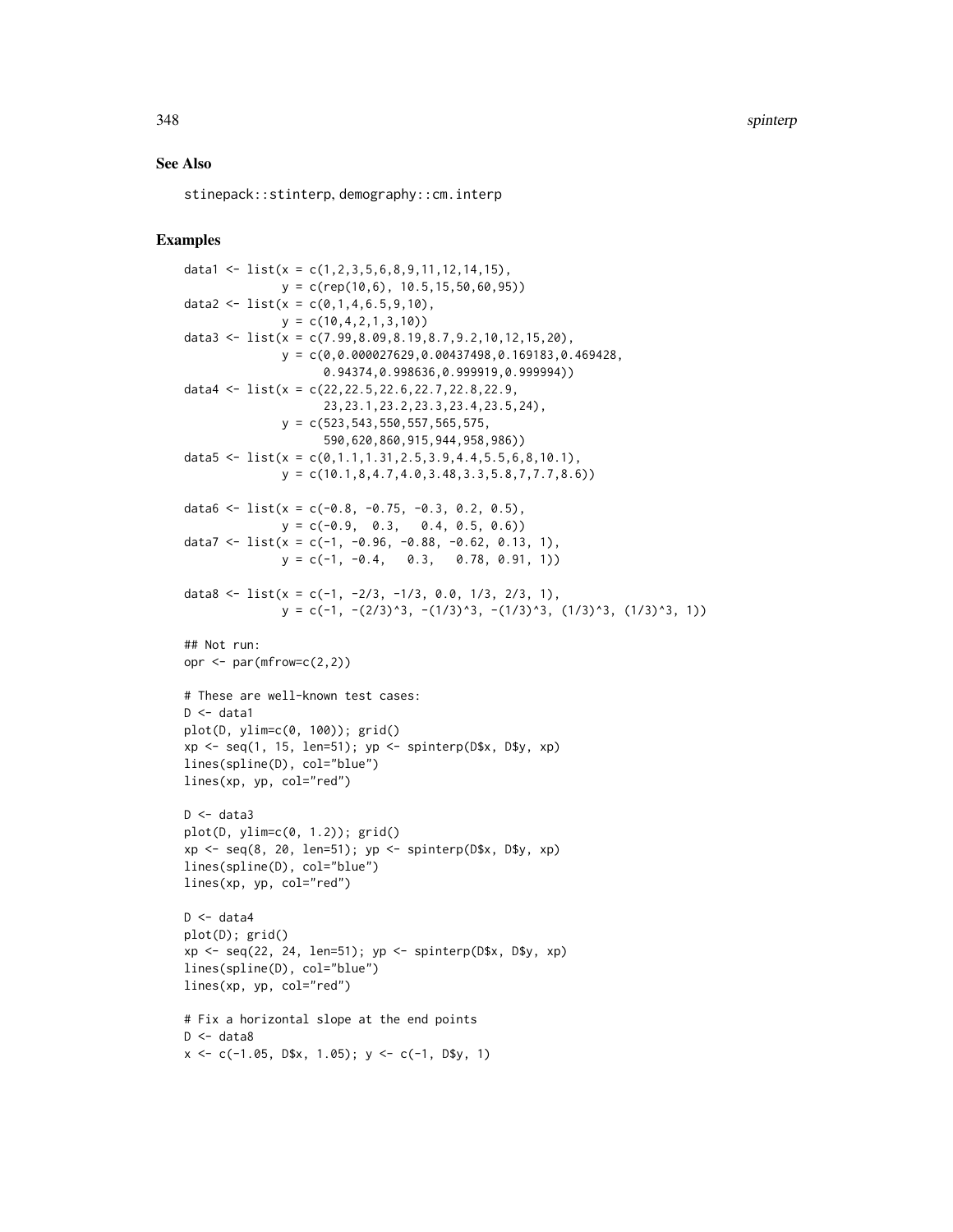## See Also

`stinepack::stinterp`, `demography::cm.interp`

## Examples

```
data1 <- list(x = c(1,2,3,5,6,8,9,11,12,14,15),
              y = c(rep(10,6), 10.5,15,50,60,95))
data2 <- list(x = c(0,1,4,6.5,9,10),
              y = c(10,4,2,1,3,10))
data3 <- list(x = c(7.99,8.09,8.19,8.7,9.2,10,12,15,20),
              y = c(0,0.000027629,0.00437498,0.169183,0.469428,
                    0.94374,0.998636,0.999919,0.999994))
data4 <- list(x = c(22,22.5,22.6,22.7,22.8,22.9,
                    23,23.1,23.2,23.3,23.4,23.5,24),
              y = c(523,543,550,557,565,575,
                    590,620,860,915,944,958,986))
data5 <- list(x = c(0,1.1,1.31,2.5,3.9,4.4,5.5,6,8,10.1),
              y = c(10.1,8,4.7,4.0,3.48,3.3,5.8,7,7.7,8.6))

data6 <- list(x = c(-0.8, -0.75, -0.3, 0.2, 0.5),
              y = c(-0.9,  0.3,   0.4, 0.5, 0.6))
data7 <- list(x = c(-1, -0.96, -0.88, -0.62, 0.13, 1),
              y = c(-1, -0.4,   0.3,   0.78, 0.91, 1))

data8 <- list(x = c(-1, -2/3, -1/3, 0.0, 1/3, 2/3, 1),
              y = c(-1, -(2/3)^3, -(1/3)^3, -(1/3)^3, (1/3)^3, (1/3)^3, 1))

## Not run:
opr <- par(mfrow=c(2,2))

# These are well-known test cases:
D <- data1
plot(D, ylim=c(0, 100)); grid()
xp <- seq(1, 15, len=51); yp <- spinterp(D$x, D$y, xp)
lines(spline(D), col="blue")
lines(xp, yp, col="red")

D <- data3
plot(D, ylim=c(0, 1.2)); grid()
xp <- seq(8, 20, len=51); yp <- spinterp(D$x, D$y, xp)
lines(spline(D), col="blue")
lines(xp, yp, col="red")

D <- data4
plot(D); grid()
xp <- seq(22, 24, len=51); yp <- spinterp(D$x, D$y, xp)
lines(spline(D), col="blue")
lines(xp, yp, col="red")

# Fix a horizontal slope at the end points
D <- data8
x <- c(-1.05, D$x, 1.05); y <- c(-1, D$y, 1)
```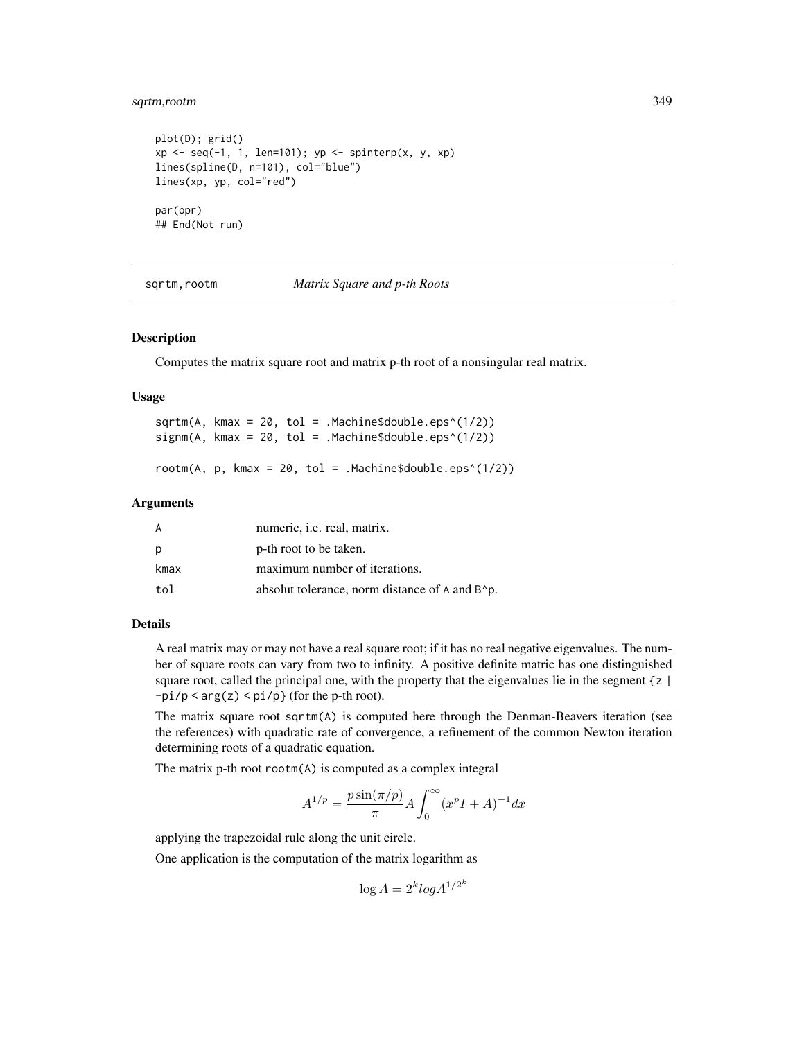```
plot(D); grid()
xp <- seq(-1, 1, len=101); yp <- spinterp(x, y, xp)
lines(spline(D, n=101), col="blue")
lines(xp, yp, col="red")

par(opr)
## End(Not run)
```

---

## sqrtm,rootm *Matrix Square and p-th Roots*

### Description

Computes the matrix square root and matrix p-th root of a nonsingular real matrix.

### Usage

```
sqrtm(A, kmax = 20, tol = .Machine$double.eps^(1/2))
signm(A, kmax = 20, tol = .Machine$double.eps^(1/2))

rootm(A, p, kmax = 20, tol = .Machine$double.eps^(1/2))
```

### Arguments

| | |
|---|---|
| A | numeric, i.e. real, matrix. |
| p | p-th root to be taken. |
| kmax | maximum number of iterations. |
| tol | absolut tolerance, norm distance of A and B^p. |

### Details

A real matrix may or may not have a real square root; if it has no real negative eigenvalues. The number of square roots can vary from two to infinity. A positive definite matric has one distinguished square root, called the principal one, with the property that the eigenvalues lie in the segment `{z | -pi/p < arg(z) < pi/p}` (for the p-th root).

The matrix square root `sqrtm(A)` is computed here through the Denman-Beavers iteration (see the references) with quadratic rate of convergence, a refinement of the common Newton iteration determining roots of a quadratic equation.

The matrix p-th root `rootm(A)` is computed as a complex integral

$$A^{1/p} = \frac{p \sin(\pi/p)}{\pi} A \int_0^\infty (x^p I + A)^{-1} dx$$

applying the trapezoidal rule along the unit circle.

One application is the computation of the matrix logarithm as

$$\log A = 2^k log A^{1/2^k}$$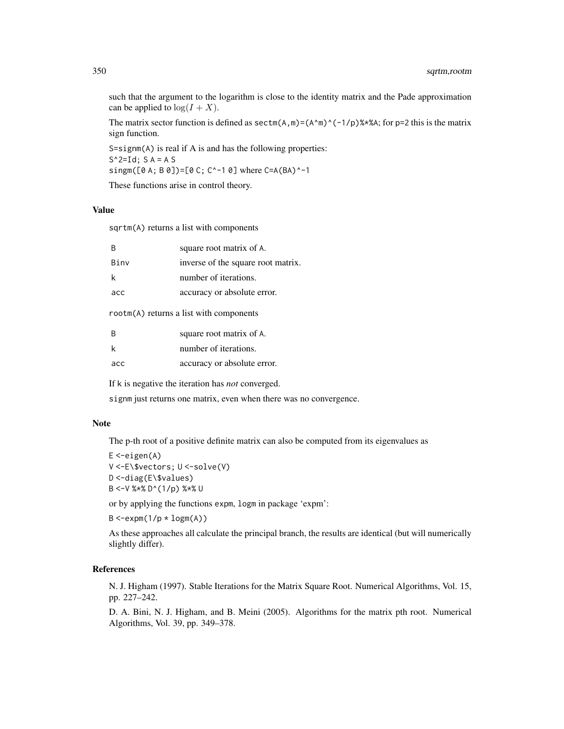such that the argument to the logarithm is close to the identity matrix and the Pade approximation can be applied to $\log(I + X)$.

The matrix sector function is defined as `sectm(A,m)=(A^m)^(-1/p)%*%A`; for `p=2` this is the matrix sign function.

`S=signm(A)` is real if A is and has the following properties:
`S^2=Id; S A = A S`
`singm([0 A; B 0])=[0 C; C^-1 0]` where `C=A(BA)^-1`

These functions arise in control theory.

### Value

`sqrtm(A)` returns a list with components

| | |
|---|---|
| `B` | square root matrix of `A`. |
| `Binv` | inverse of the square root matrix. |
| `k` | number of iterations. |
| `acc` | accuracy or absolute error. |

`rootm(A)` returns a list with components

| | |
|---|---|
| `B` | square root matrix of `A`. |
| `k` | number of iterations. |
| `acc` | accuracy or absolute error. |

If `k` is negative the iteration has *not* converged.

`signm` just returns one matrix, even when there was no convergence.

### Note

The p-th root of a positive definite matrix can also be computed from its eigenvalues as

```
E <-eigen(A)
V <-E\$vectors; U <-solve(V)
D <-diag(E\$values)
B <-V %*% D^(1/p) %*% U
```

or by applying the functions `expm`, `logm` in package 'expm':

```
B <-expm(1/p * logm(A))
```

As these approaches all calculate the principal branch, the results are identical (but will numerically slightly differ).

### References

N. J. Higham (1997). Stable Iterations for the Matrix Square Root. Numerical Algorithms, Vol. 15, pp. 227–242.

D. A. Bini, N. J. Higham, and B. Meini (2005). Algorithms for the matrix pth root. Numerical Algorithms, Vol. 39, pp. 349–378.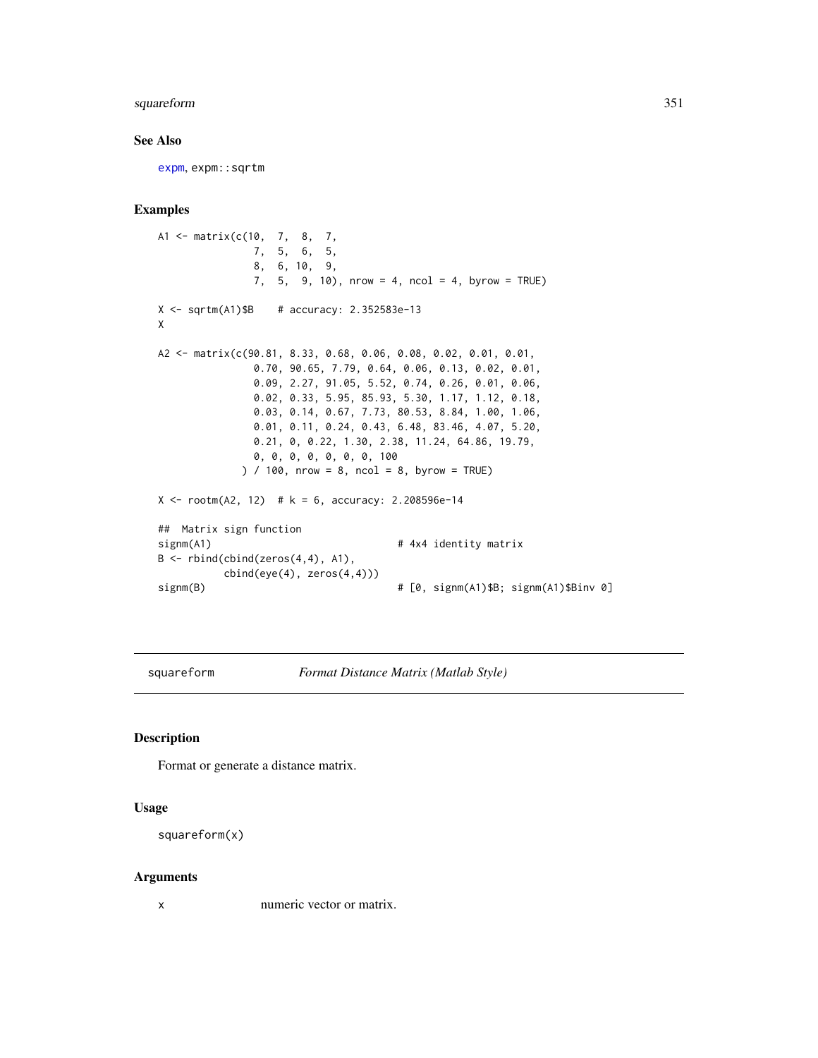## See Also

expm, expm::sqrtm

## Examples

```
A1 <- matrix(c(10,  7,  8,  7,
                7,  5,  6,  5,
                8,  6, 10,  9,
                7,  5,  9, 10), nrow = 4, ncol = 4, byrow = TRUE)

X <- sqrtm(A1)$B    # accuracy: 2.352583e-13
X

A2 <- matrix(c(90.81, 8.33, 0.68, 0.06, 0.08, 0.02, 0.01, 0.01,
                0.70, 90.65, 7.79, 0.64, 0.06, 0.13, 0.02, 0.01,
                0.09, 2.27, 91.05, 5.52, 0.74, 0.26, 0.01, 0.06,
                0.02, 0.33, 5.95, 85.93, 5.30, 1.17, 1.12, 0.18,
                0.03, 0.14, 0.67, 7.73, 80.53, 8.84, 1.00, 1.06,
                0.01, 0.11, 0.24, 0.43, 6.48, 83.46, 4.07, 5.20,
                0.21, 0, 0.22, 1.30, 2.38, 11.24, 64.86, 19.79,
                0, 0, 0, 0, 0, 0, 0, 100
              ) / 100, nrow = 8, ncol = 8, byrow = TRUE)

X <- rootm(A2, 12)  # k = 6, accuracy: 2.208596e-14

##  Matrix sign function
signm(A1)                              # 4x4 identity matrix
B <- rbind(cbind(zeros(4,4), A1),
           cbind(eye(4), zeros(4,4)))
signm(B)                               # [0, signm(A1)$B; signm(A1)$Binv 0]
```

---

# squareform — *Format Distance Matrix (Matlab Style)*

## Description

Format or generate a distance matrix.

## Usage

```
squareform(x)
```

## Arguments

x          numeric vector or matrix.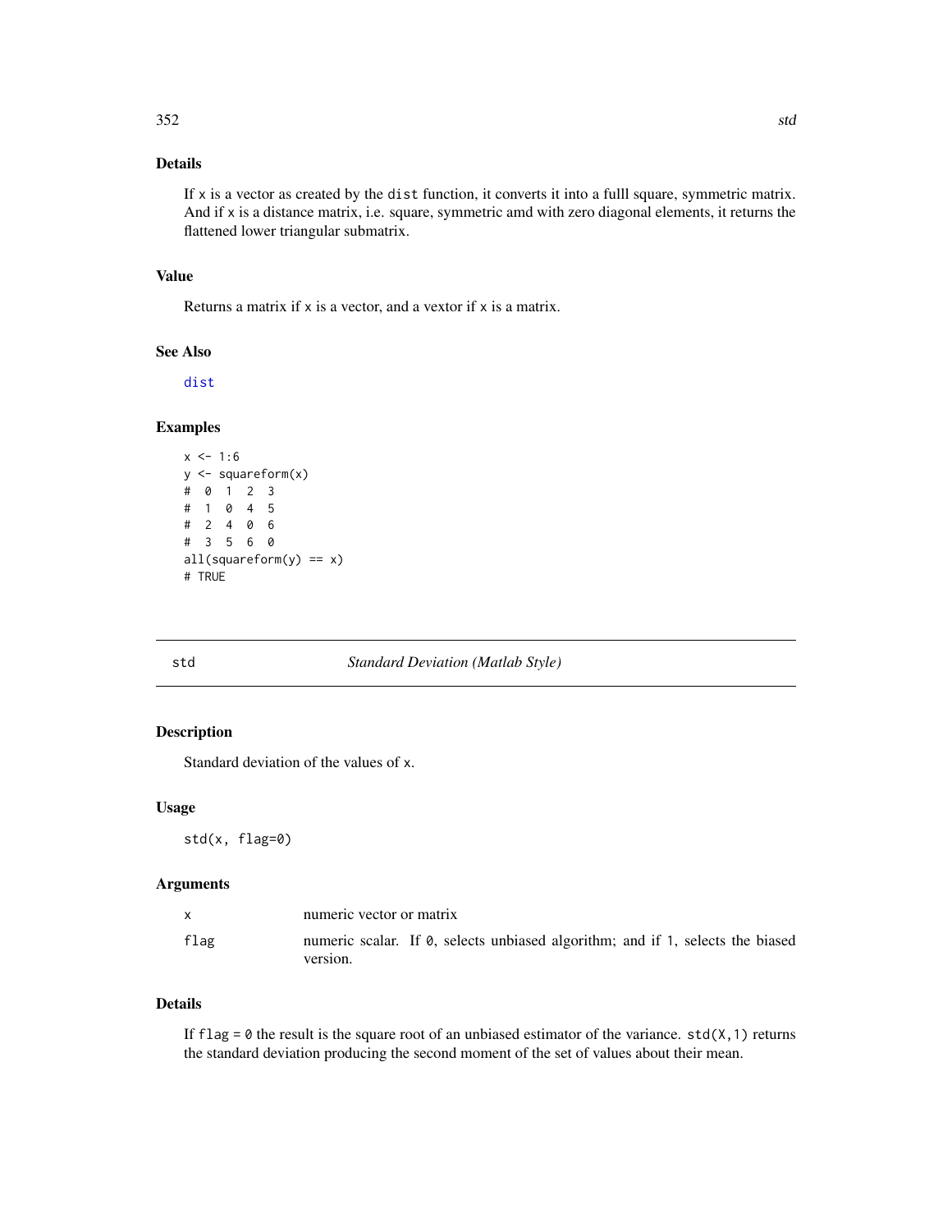## Details

If `x` is a vector as created by the `dist` function, it converts it into a fulll square, symmetric matrix. And if `x` is a distance matrix, i.e. square, symmetric amd with zero diagonal elements, it returns the flattened lower triangular submatrix.

## Value

Returns a matrix if `x` is a vector, and a vextor if `x` is a matrix.

## See Also

`dist`

## Examples

```
x <- 1:6
y <- squareform(x)
#  0  1  2  3
#  1  0  4  5
#  2  4  0  6
#  3  5  6  0
all(squareform(y) == x)
# TRUE
```

---

# std *Standard Deviation (Matlab Style)*

## Description

Standard deviation of the values of `x`.

## Usage

```
std(x, flag=0)
```

## Arguments

| | |
|---|---|
| `x` | numeric vector or matrix |
| `flag` | numeric scalar. If `0`, selects unbiased algorithm; and if `1`, selects the biased version. |

## Details

If `flag = 0` the result is the square root of an unbiased estimator of the variance. `std(X,1)` returns the standard deviation producing the second moment of the set of values about their mean.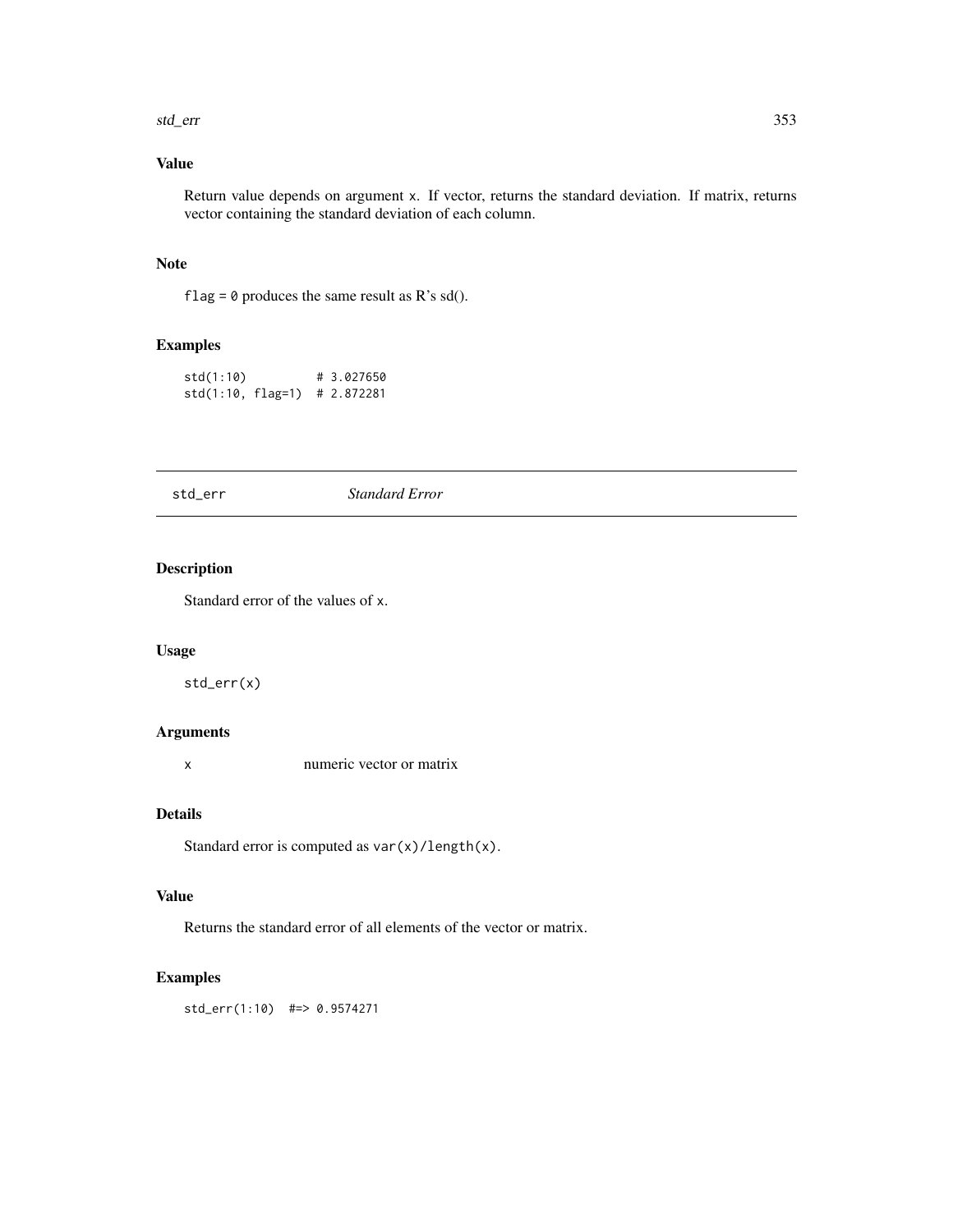### Value

Return value depends on argument x. If vector, returns the standard deviation. If matrix, returns vector containing the standard deviation of each column.

### Note

`flag = 0` produces the same result as R's sd().

### Examples

```
std(1:10)          # 3.027650
std(1:10, flag=1)  # 2.872281
```

---

## std_err *Standard Error*

---

### Description

Standard error of the values of x.

### Usage

```
std_err(x)
```

### Arguments

| | |
|---|---|
| x | numeric vector or matrix |

### Details

Standard error is computed as `var(x)/length(x)`.

### Value

Returns the standard error of all elements of the vector or matrix.

### Examples

```
std_err(1:10)  #=> 0.9574271
```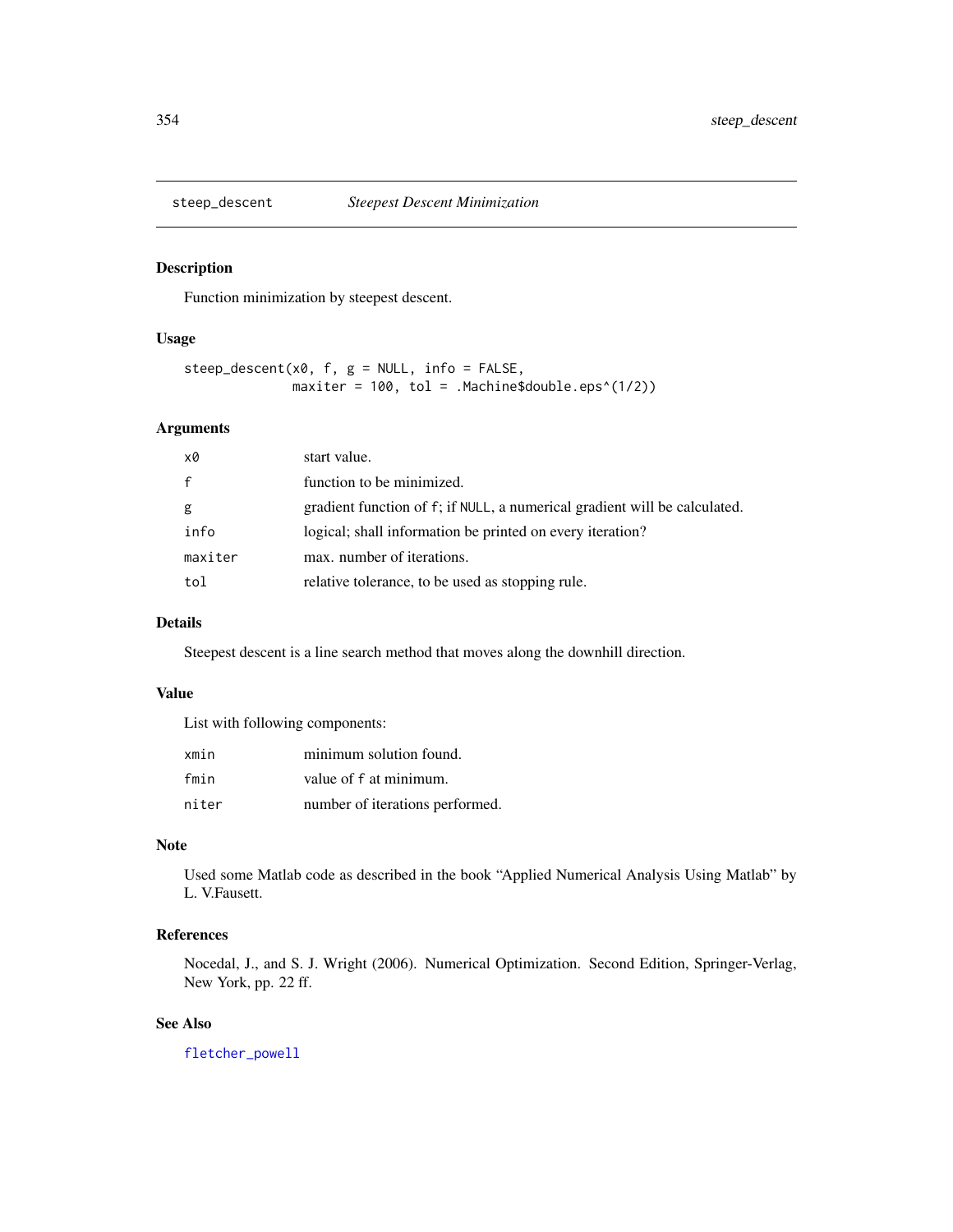# steep_descent *Steepest Descent Minimization*

## Description

Function minimization by steepest descent.

## Usage

```
steep_descent(x0, f, g = NULL, info = FALSE,
              maxiter = 100, tol = .Machine$double.eps^(1/2))
```

## Arguments

| | |
|---|---|
| x0 | start value. |
| f | function to be minimized. |
| g | gradient function of f; if NULL, a numerical gradient will be calculated. |
| info | logical; shall information be printed on every iteration? |
| maxiter | max. number of iterations. |
| tol | relative tolerance, to be used as stopping rule. |

## Details

Steepest descent is a line search method that moves along the downhill direction.

## Value

List with following components:

| | |
|---|---|
| xmin | minimum solution found. |
| fmin | value of f at minimum. |
| niter | number of iterations performed. |

## Note

Used some Matlab code as described in the book "Applied Numerical Analysis Using Matlab" by L. V.Fausett.

## References

Nocedal, J., and S. J. Wright (2006). Numerical Optimization. Second Edition, Springer-Verlag, New York, pp. 22 ff.

## See Also

fletcher_powell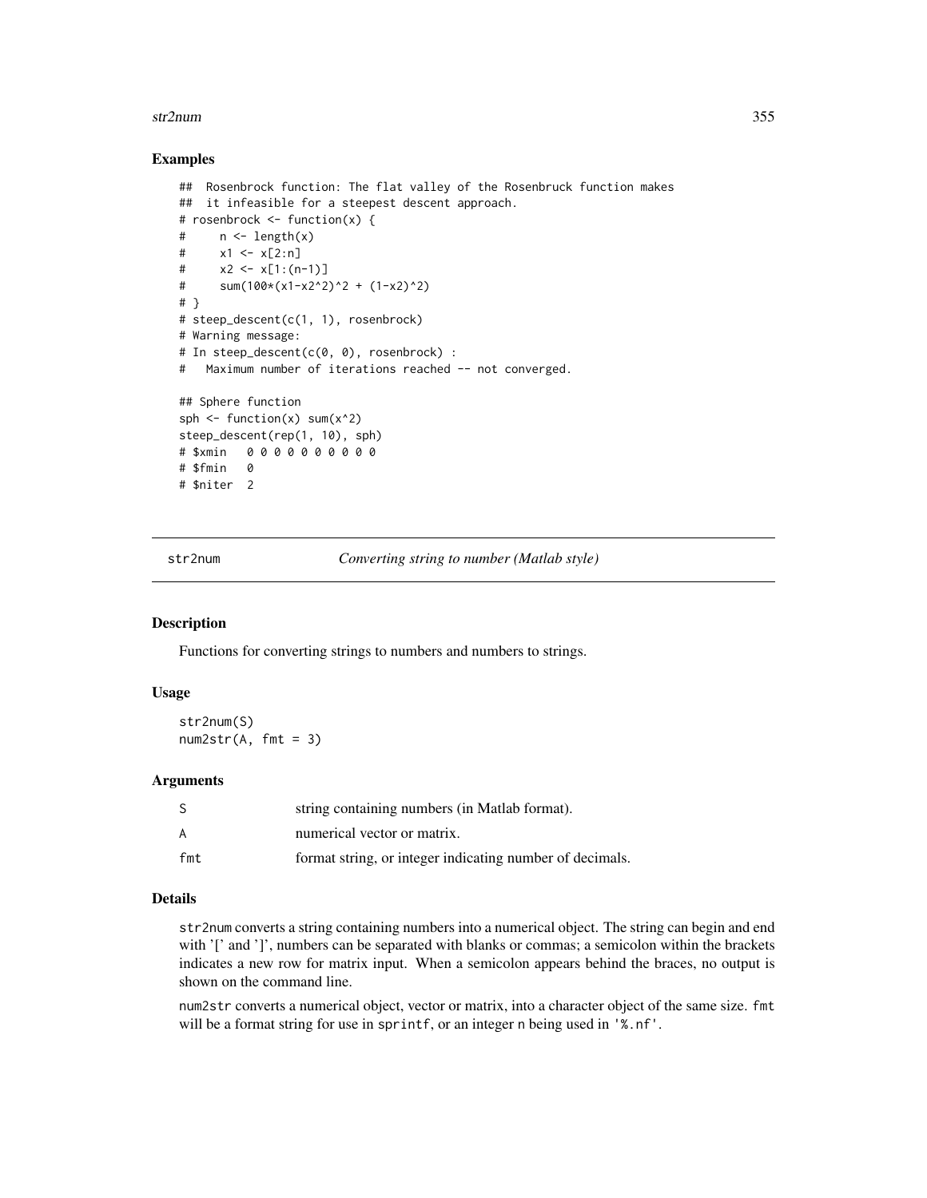### Examples

```
##  Rosenbrock function: The flat valley of the Rosenbruck function makes
##  it infeasible for a steepest descent approach.
# rosenbrock <- function(x) {
#     n <- length(x)
#     x1 <- x[2:n]
#     x2 <- x[1:(n-1)]
#     sum(100*(x1-x2^2)^2 + (1-x2)^2)
# }
# steep_descent(c(1, 1), rosenbrock)
# Warning message:
# In steep_descent(c(0, 0), rosenbrock) :
#   Maximum number of iterations reached -- not converged.

## Sphere function
sph <- function(x) sum(x^2)
steep_descent(rep(1, 10), sph)
# $xmin   0 0 0 0 0 0 0 0 0 0
# $fmin   0
# $niter  2
```

---

## str2num — *Converting string to number (Matlab style)*

---

### Description

Functions for converting strings to numbers and numbers to strings.

### Usage

```
str2num(S)
num2str(A, fmt = 3)
```

### Arguments

| | |
|---|---|
| S | string containing numbers (in Matlab format). |
| A | numerical vector or matrix. |
| fmt | format string, or integer indicating number of decimals. |

### Details

`str2num` converts a string containing numbers into a numerical object. The string can begin and end with '[' and ']', numbers can be separated with blanks or commas; a semicolon within the brackets indicates a new row for matrix input. When a semicolon appears behind the braces, no output is shown on the command line.

`num2str` converts a numerical object, vector or matrix, into a character object of the same size. `fmt` will be a format string for use in `sprintf`, or an integer `n` being used in `'%.nf'`.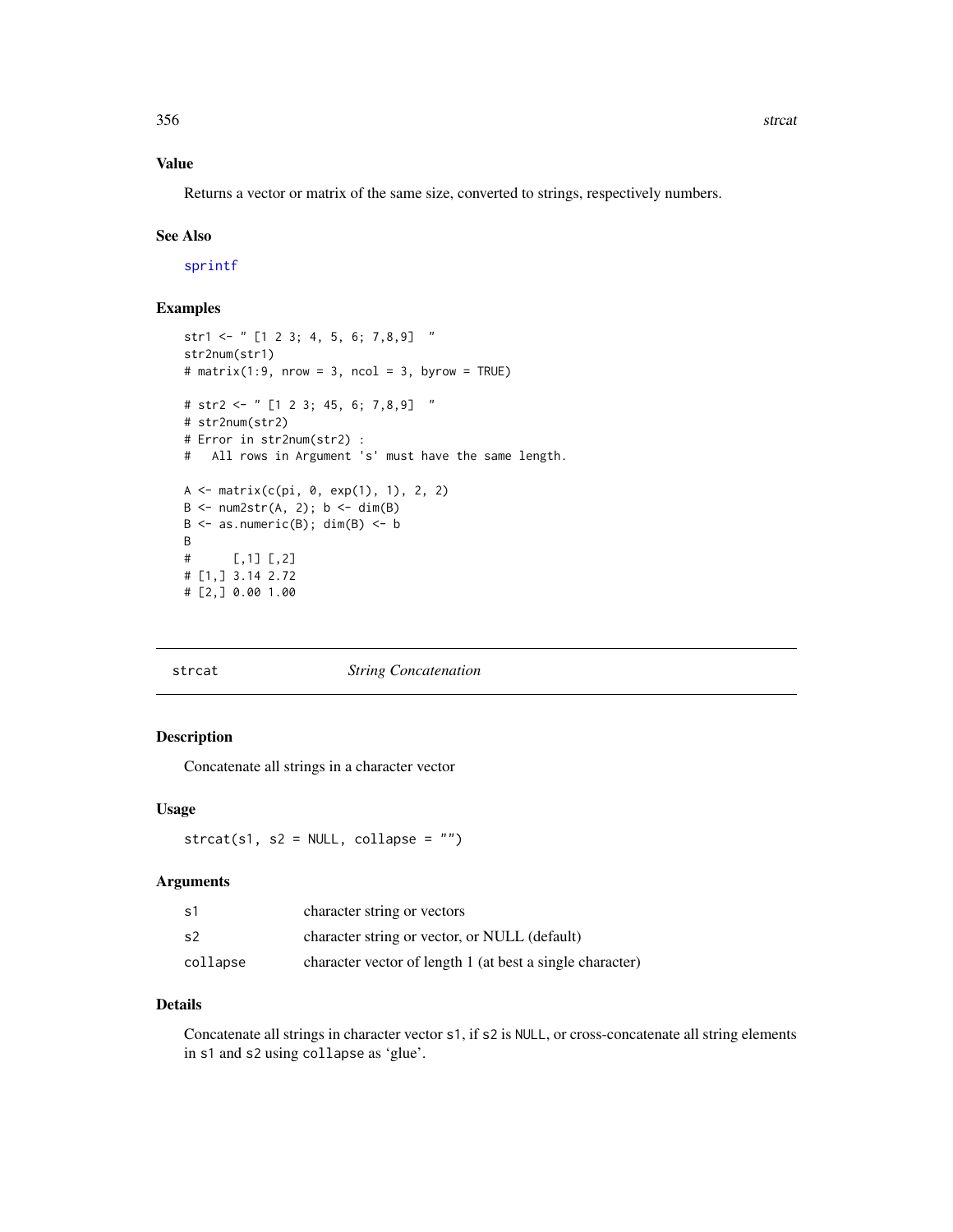### Value

Returns a vector or matrix of the same size, converted to strings, respectively numbers.

### See Also

sprintf

### Examples

```
str1 <- " [1 2 3; 4, 5, 6; 7,8,9]  "
str2num(str1)
# matrix(1:9, nrow = 3, ncol = 3, byrow = TRUE)

# str2 <- " [1 2 3; 45, 6; 7,8,9]  "
# str2num(str2)
# Error in str2num(str2) :
#   All rows in Argument 's' must have the same length.

A <- matrix(c(pi, 0, exp(1), 1), 2, 2)
B <- num2str(A, 2); b <- dim(B)
B <- as.numeric(B); dim(B) <- b
B
#      [,1] [,2]
# [1,] 3.14 2.72
# [2,] 0.00 1.00
```

---

## strcat — *String Concatenation*

---

### Description

Concatenate all strings in a character vector

### Usage

```
strcat(s1, s2 = NULL, collapse = "")
```

### Arguments

| | |
|---|---|
| s1 | character string or vectors |
| s2 | character string or vector, or NULL (default) |
| collapse | character vector of length 1 (at best a single character) |

### Details

Concatenate all strings in character vector `s1`, if `s2` is `NULL`, or cross-concatenate all string elements in `s1` and `s2` using `collapse` as 'glue'.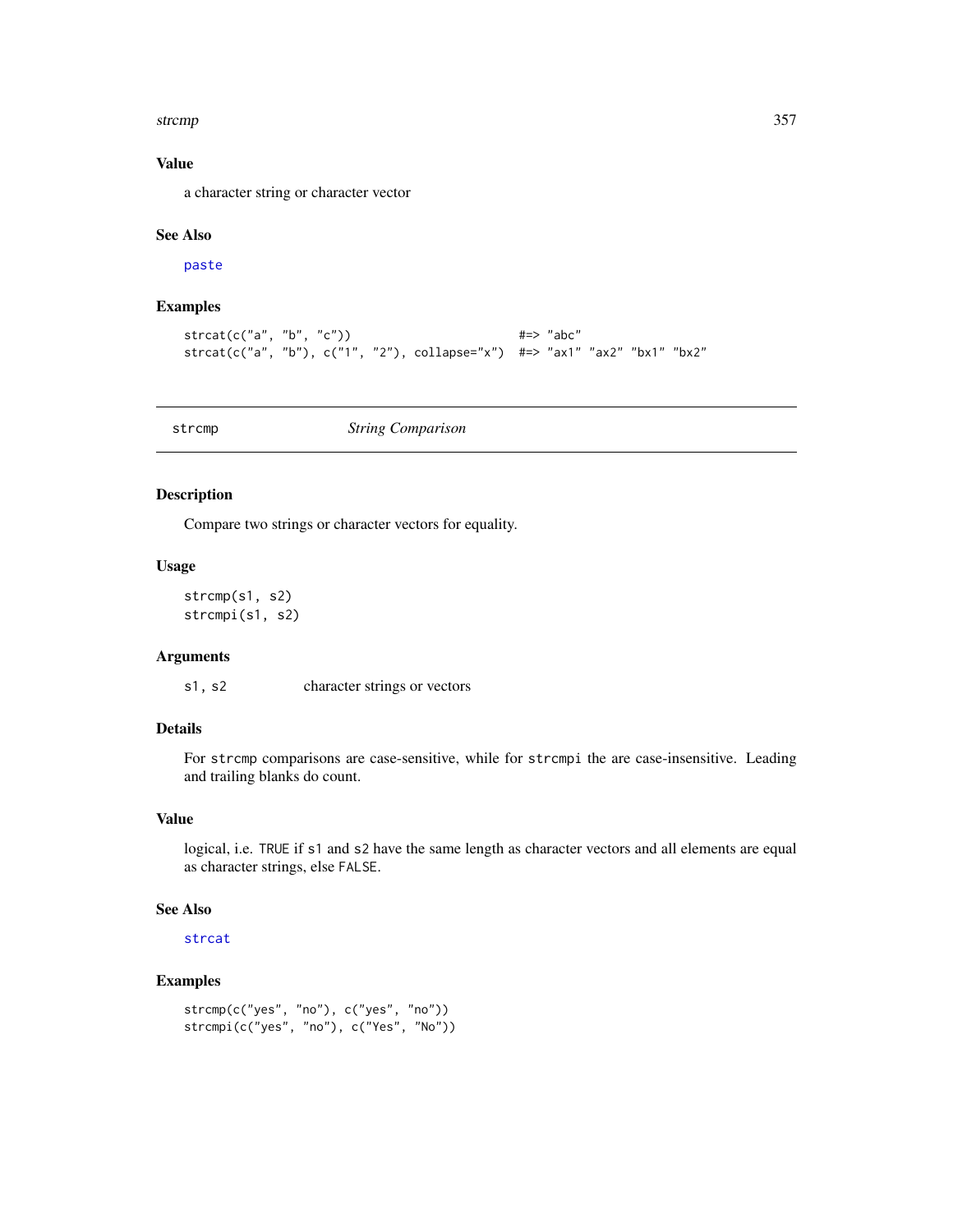### Value

a character string or character vector

### See Also

paste

### Examples

```
strcat(c("a", "b", "c"))                        #=> "abc"
strcat(c("a", "b"), c("1", "2"), collapse="x")  #=> "ax1" "ax2" "bx1" "bx2"
```

---

## strcmp    *String Comparison*

---

### Description

Compare two strings or character vectors for equality.

### Usage

```
strcmp(s1, s2)
strcmpi(s1, s2)
```

### Arguments

s1, s2    character strings or vectors

### Details

For `strcmp` comparisons are case-sensitive, while for `strcmpi` the are case-insensitive. Leading and trailing blanks do count.

### Value

logical, i.e. `TRUE` if `s1` and `s2` have the same length as character vectors and all elements are equal as character strings, else `FALSE`.

### See Also

strcat

### Examples

```
strcmp(c("yes", "no"), c("yes", "no"))
strcmpi(c("yes", "no"), c("Yes", "No"))
```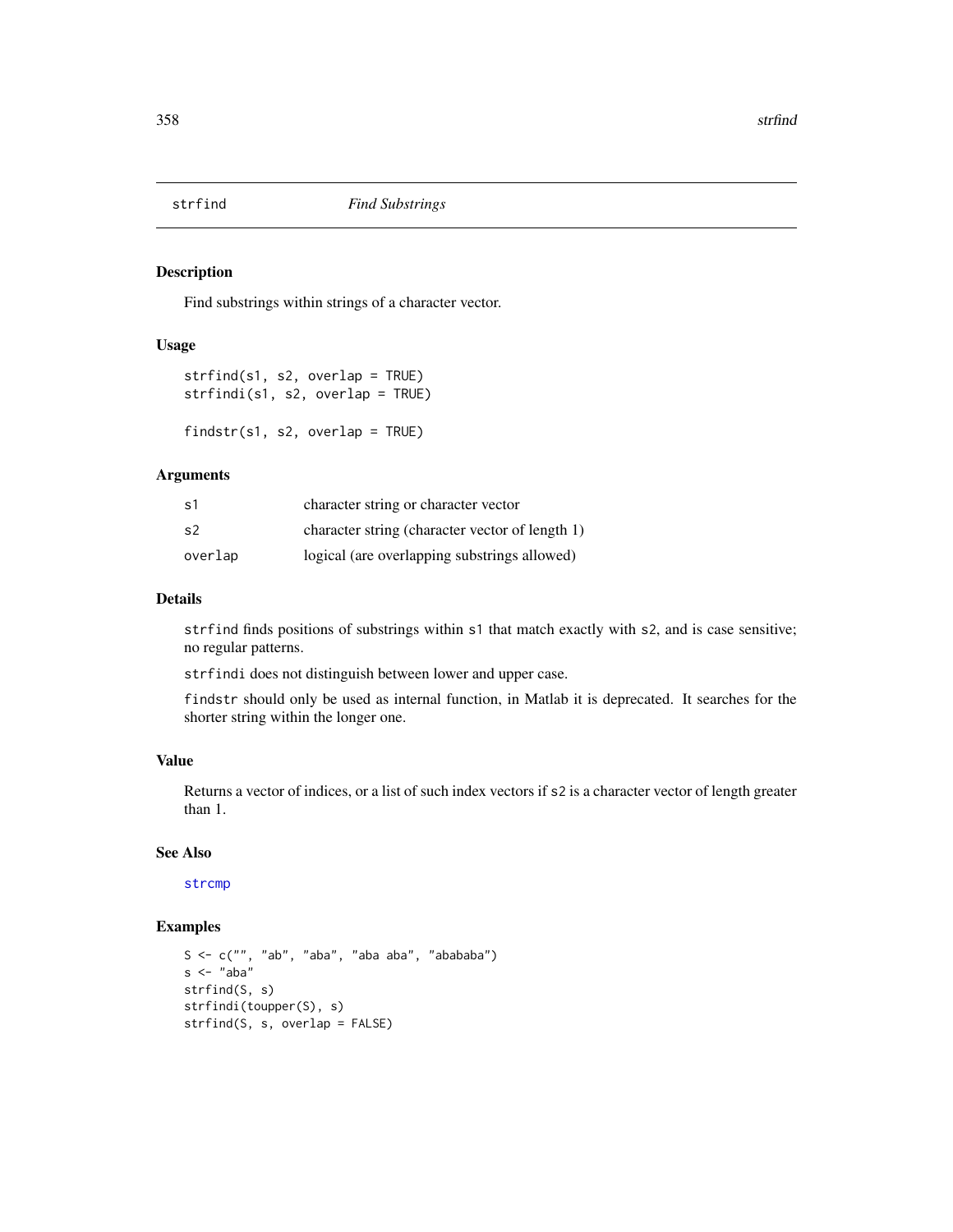# strfind *Find Substrings*

## Description

Find substrings within strings of a character vector.

## Usage

```
strfind(s1, s2, overlap = TRUE)
strfindi(s1, s2, overlap = TRUE)

findstr(s1, s2, overlap = TRUE)
```

## Arguments

| | |
|---|---|
| s1 | character string or character vector |
| s2 | character string (character vector of length 1) |
| overlap | logical (are overlapping substrings allowed) |

## Details

`strfind` finds positions of substrings within `s1` that match exactly with `s2`, and is case sensitive; no regular patterns.

`strfindi` does not distinguish between lower and upper case.

`findstr` should only be used as internal function, in Matlab it is deprecated. It searches for the shorter string within the longer one.

## Value

Returns a vector of indices, or a list of such index vectors if `s2` is a character vector of length greater than 1.

## See Also

`strcmp`

## Examples

```
S <- c("", "ab", "aba", "aba aba", "abababa")
s <- "aba"
strfind(S, s)
strfindi(toupper(S), s)
strfind(S, s, overlap = FALSE)
```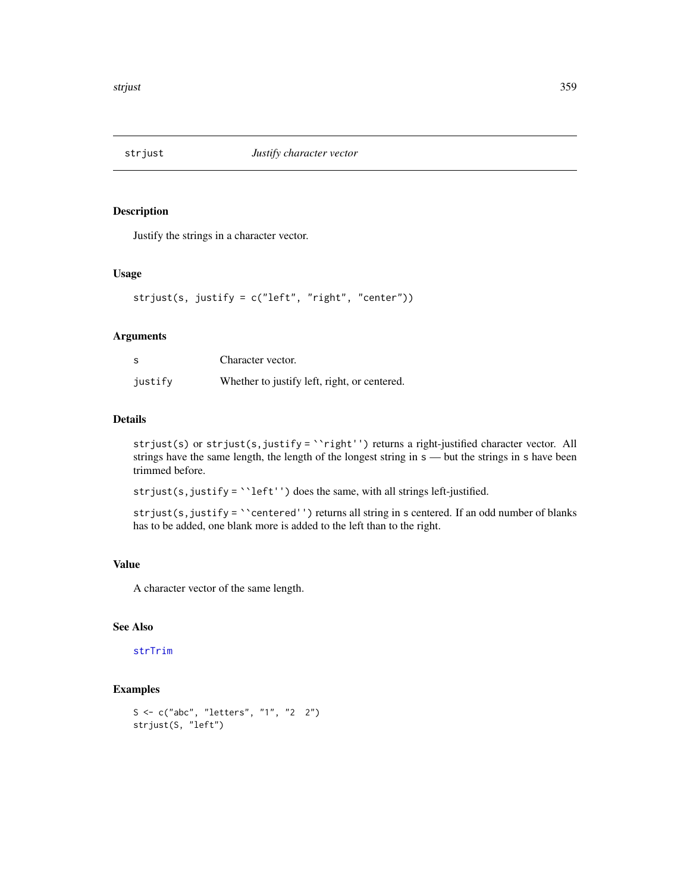## strjust *Justify character vector*

### Description

Justify the strings in a character vector.

### Usage

```
strjust(s, justify = c("left", "right", "center"))
```

### Arguments

| | |
|---|---|
| s | Character vector. |
| justify | Whether to justify left, right, or centered. |

### Details

`strjust(s)` or `strjust(s,justify = ``right'')` returns a right-justified character vector. All strings have the same length, the length of the longest string in `s` — but the strings in `s` have been trimmed before.

`strjust(s,justify = ``left'')` does the same, with all strings left-justified.

`strjust(s,justify = ``centered'')` returns all string in `s` centered. If an odd number of blanks has to be added, one blank more is added to the left than to the right.

### Value

A character vector of the same length.

### See Also

`strTrim`

### Examples

```
S <- c("abc", "letters", "1", "2  2")
strjust(S, "left")
```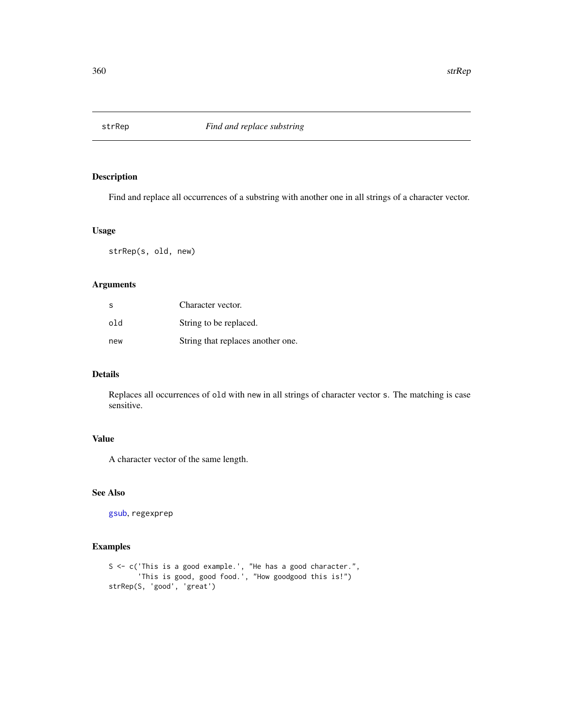# strRep — *Find and replace substring*

## Description

Find and replace all occurrences of a substring with another one in all strings of a character vector.

## Usage

```
strRep(s, old, new)
```

## Arguments

| | |
|---|---|
| s | Character vector. |
| old | String to be replaced. |
| new | String that replaces another one. |

## Details

Replaces all occurrences of `old` with `new` in all strings of character vector `s`. The matching is case sensitive.

## Value

A character vector of the same length.

## See Also

`gsub`, `regexprep`

## Examples

```
S <- c('This is a good example.', "He has a good character.",
       'This is good, good food.', "How goodgood this is!")
strRep(S, 'good', 'great')
```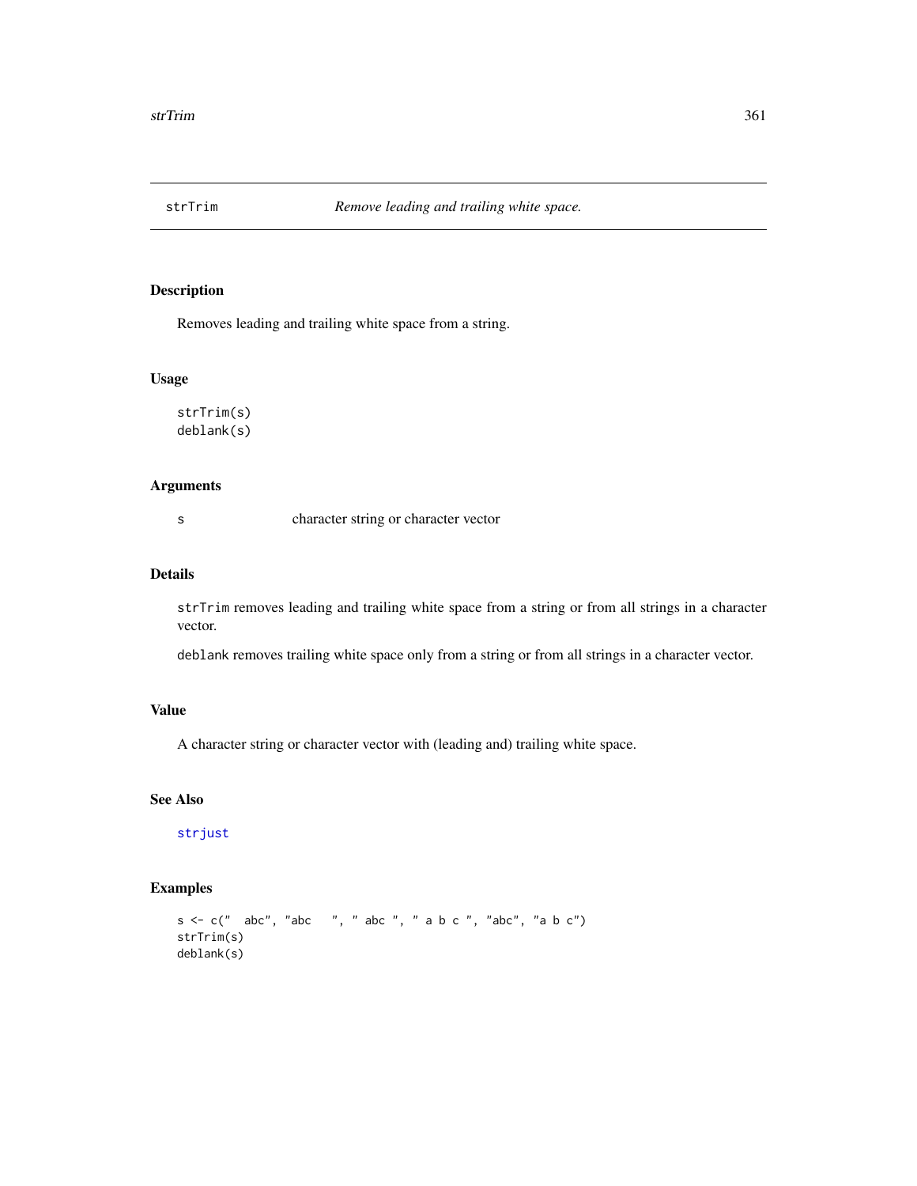## strTrim — *Remove leading and trailing white space.*

### Description

Removes leading and trailing white space from a string.

### Usage

```
strTrim(s)
deblank(s)
```

### Arguments

| | |
|---|---|
| s | character string or character vector |

### Details

strTrim removes leading and trailing white space from a string or from all strings in a character vector.

deblank removes trailing white space only from a string or from all strings in a character vector.

### Value

A character string or character vector with (leading and) trailing white space.

### See Also

strjust

### Examples

```
s <- c("  abc", "abc   ", " abc ", " a b c ", "abc", "a b c")
strTrim(s)
deblank(s)
```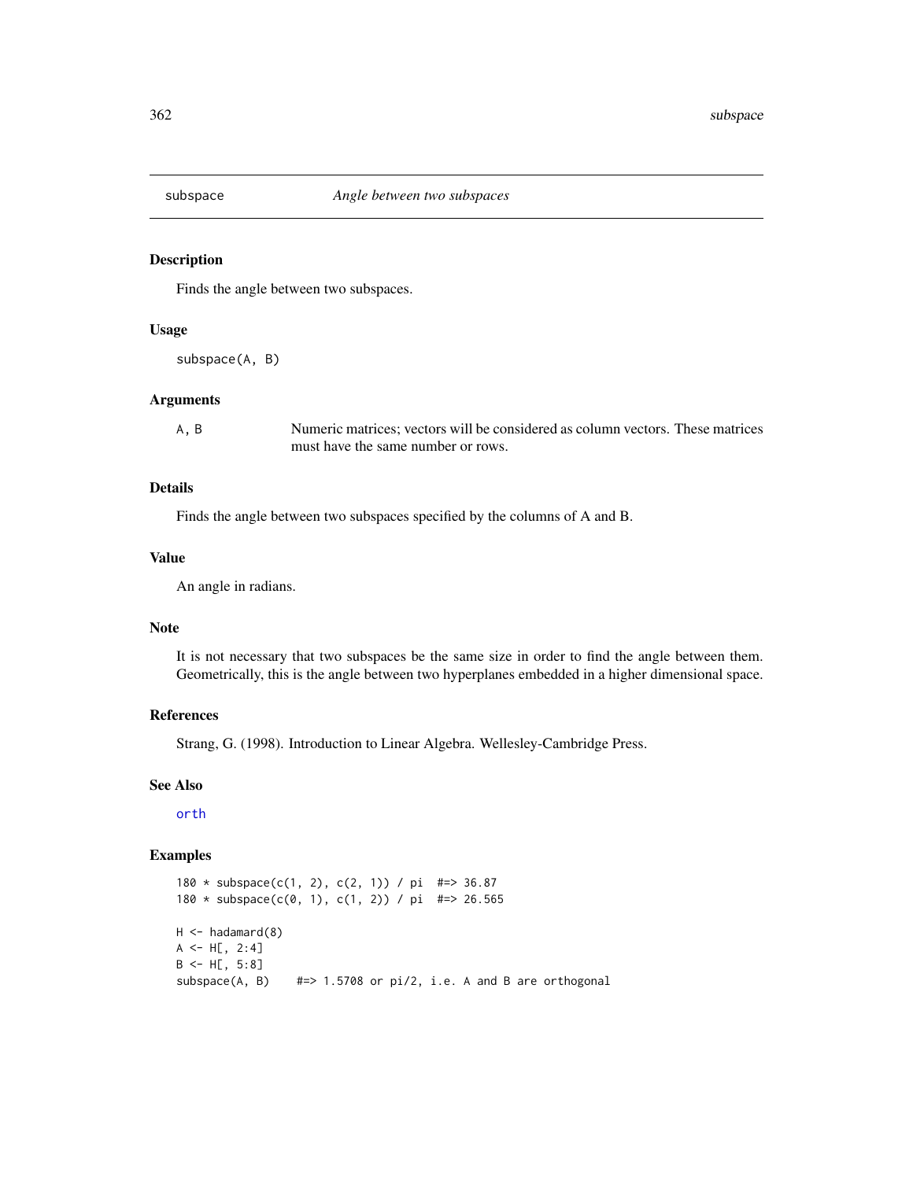## subspace — *Angle between two subspaces*

### Description

Finds the angle between two subspaces.

### Usage

```
subspace(A, B)
```

### Arguments

| | |
|---|---|
| A, B | Numeric matrices; vectors will be considered as column vectors. These matrices must have the same number or rows. |

### Details

Finds the angle between two subspaces specified by the columns of A and B.

### Value

An angle in radians.

### Note

It is not necessary that two subspaces be the same size in order to find the angle between them. Geometrically, this is the angle between two hyperplanes embedded in a higher dimensional space.

### References

Strang, G. (1998). Introduction to Linear Algebra. Wellesley-Cambridge Press.

### See Also

orth

### Examples

```
180 * subspace(c(1, 2), c(2, 1)) / pi  #=> 36.87
180 * subspace(c(0, 1), c(1, 2)) / pi  #=> 26.565

H <- hadamard(8)
A <- H[, 2:4]
B <- H[, 5:8]
subspace(A, B)    #=> 1.5708 or pi/2, i.e. A and B are orthogonal
```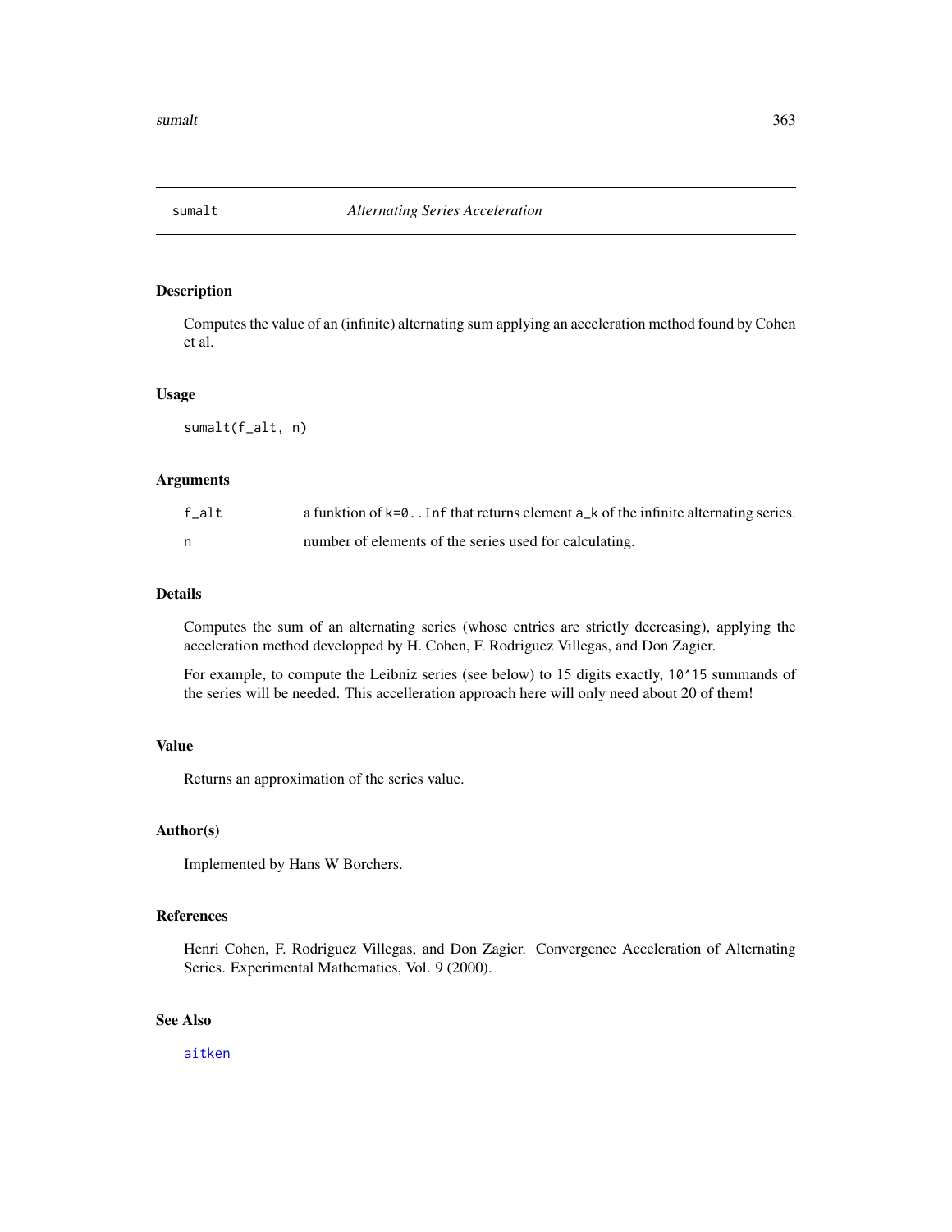## sumalt *Alternating Series Acceleration*

### Description

Computes the value of an (infinite) alternating sum applying an acceleration method found by Cohen et al.

### Usage

```
sumalt(f_alt, n)
```

### Arguments

| | |
|---|---|
| `f_alt` | a funktion of `k=0..Inf` that returns element `a_k` of the infinite alternating series. |
| `n` | number of elements of the series used for calculating. |

### Details

Computes the sum of an alternating series (whose entries are strictly decreasing), applying the acceleration method developped by H. Cohen, F. Rodriguez Villegas, and Don Zagier.

For example, to compute the Leibniz series (see below) to 15 digits exactly, `10^15` summands of the series will be needed. This accelleration approach here will only need about 20 of them!

### Value

Returns an approximation of the series value.

### Author(s)

Implemented by Hans W Borchers.

### References

Henri Cohen, F. Rodriguez Villegas, and Don Zagier. Convergence Acceleration of Alternating Series. Experimental Mathematics, Vol. 9 (2000).

### See Also

aitken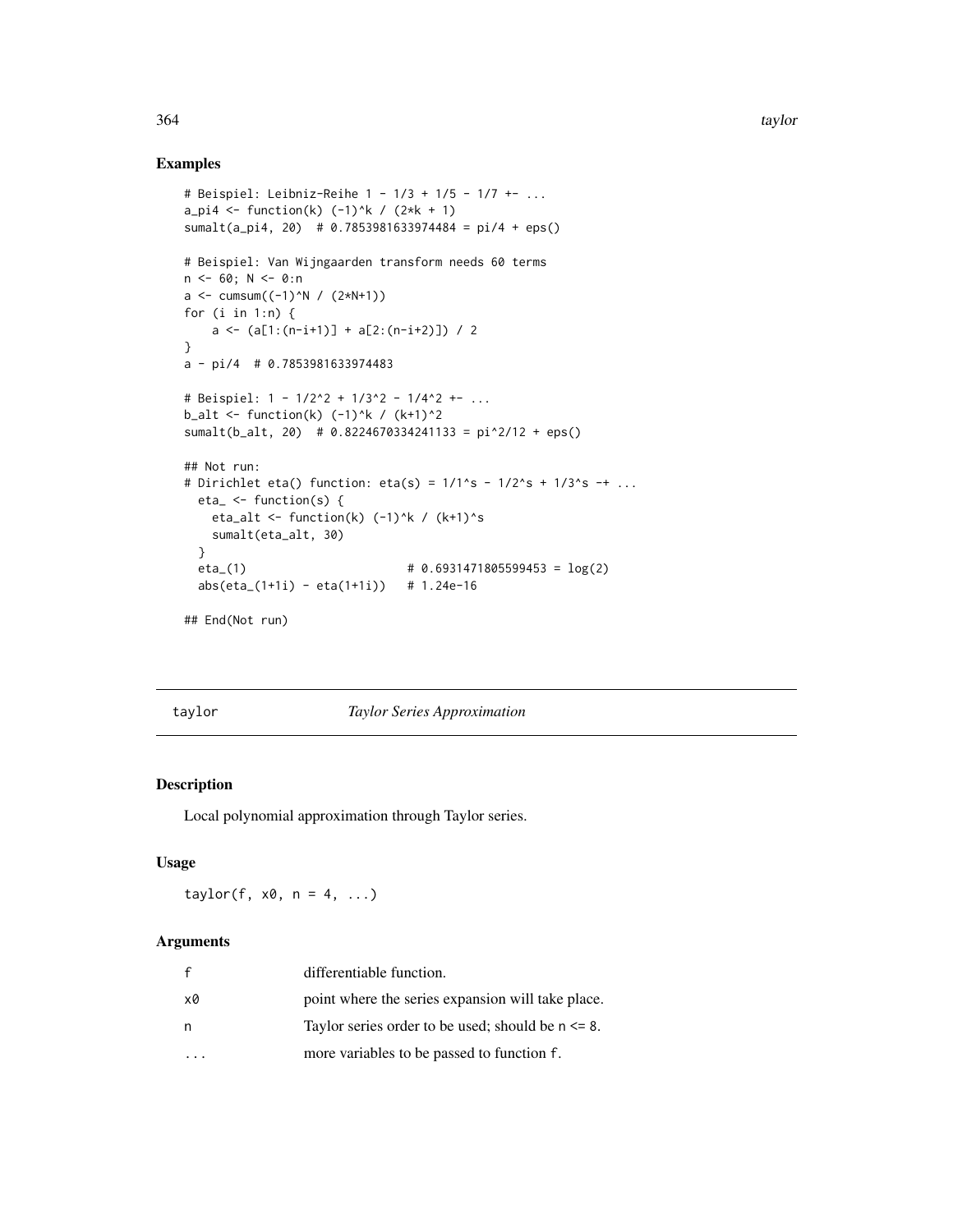## Examples

```
# Beispiel: Leibniz-Reihe 1 - 1/3 + 1/5 - 1/7 +- ...
a_pi4 <- function(k) (-1)^k / (2*k + 1)
sumalt(a_pi4, 20)  # 0.7853981633974484 = pi/4 + eps()

# Beispiel: Van Wijngaarden transform needs 60 terms
n <- 60; N <- 0:n
a <- cumsum((-1)^N / (2*N+1))
for (i in 1:n) {
    a <- (a[1:(n-i+1)] + a[2:(n-i+2)]) / 2
}
a - pi/4  # 0.7853981633974483

# Beispiel: 1 - 1/2^2 + 1/3^2 - 1/4^2 +- ...
b_alt <- function(k) (-1)^k / (k+1)^2
sumalt(b_alt, 20)  # 0.8224670334241133 = pi^2/12 + eps()

## Not run:
# Dirichlet eta() function: eta(s) = 1/1^s - 1/2^s + 1/3^s -+ ...
  eta_ <- function(s) {
    eta_alt <- function(k) (-1)^k / (k+1)^s
    sumalt(eta_alt, 30)
  }
  eta_(1)                        # 0.6931471805599453 = log(2)
  abs(eta_(1+1i) - eta(1+1i))   # 1.24e-16

## End(Not run)
```

---

# taylor — *Taylor Series Approximation*

## Description

Local polynomial approximation through Taylor series.

## Usage

```
taylor(f, x0, n = 4, ...)
```

## Arguments

| | |
|---|---|
| `f` | differentiable function. |
| `x0` | point where the series expansion will take place. |
| `n` | Taylor series order to be used; should be `n <= 8`. |
| `...` | more variables to be passed to function `f`. |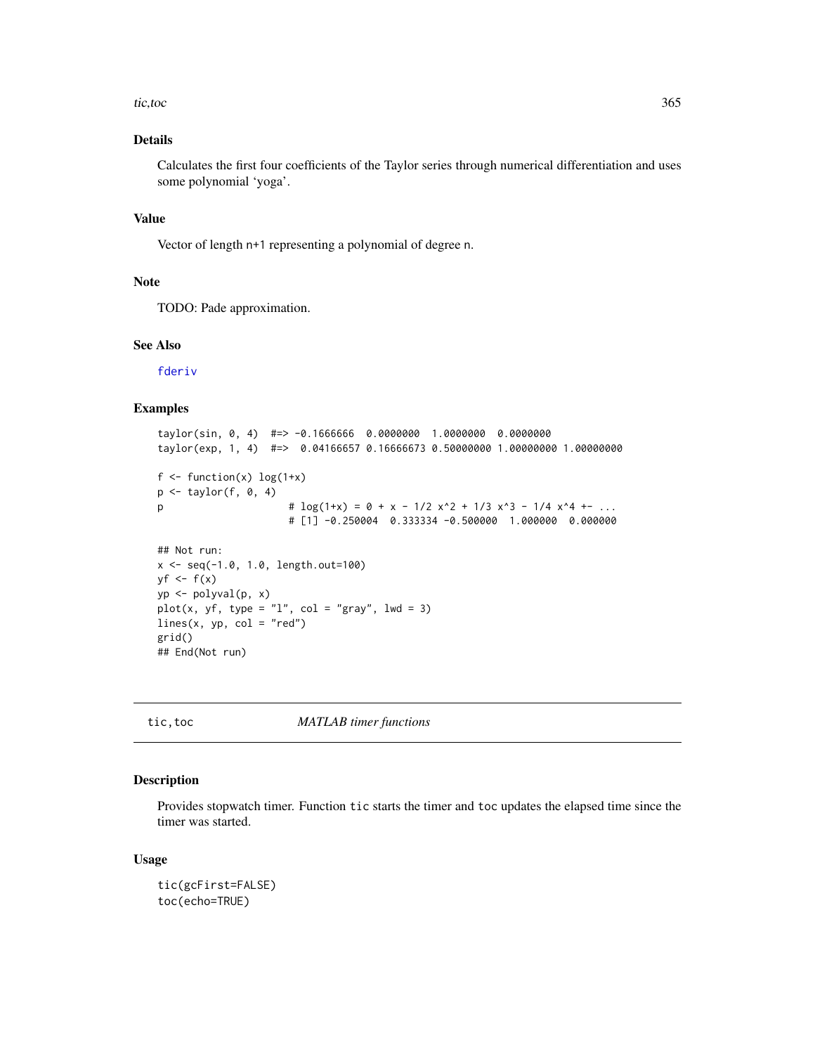### Details

Calculates the first four coefficients of the Taylor series through numerical differentiation and uses some polynomial 'yoga'.

### Value

Vector of length `n+1` representing a polynomial of degree `n`.

### Note

TODO: Pade approximation.

### See Also

`fderiv`

### Examples

```
taylor(sin, 0, 4)  #=> -0.1666666  0.0000000  1.0000000  0.0000000
taylor(exp, 1, 4)  #=>  0.04166657 0.16666673 0.50000000 1.00000000 1.00000000

f <- function(x) log(1+x)
p <- taylor(f, 0, 4)
p                     # log(1+x) = 0 + x - 1/2 x^2 + 1/3 x^3 - 1/4 x^4 +- ...
                      # [1] -0.250004  0.333334 -0.500000  1.000000  0.000000

## Not run:
x <- seq(-1.0, 1.0, length.out=100)
yf <- f(x)
yp <- polyval(p, x)
plot(x, yf, type = "l", col = "gray", lwd = 3)
lines(x, yp, col = "red")
grid()
## End(Not run)
```

---

## tic,toc *MATLAB timer functions*

---

### Description

Provides stopwatch timer. Function `tic` starts the timer and `toc` updates the elapsed time since the timer was started.

### Usage

```
tic(gcFirst=FALSE)
toc(echo=TRUE)
```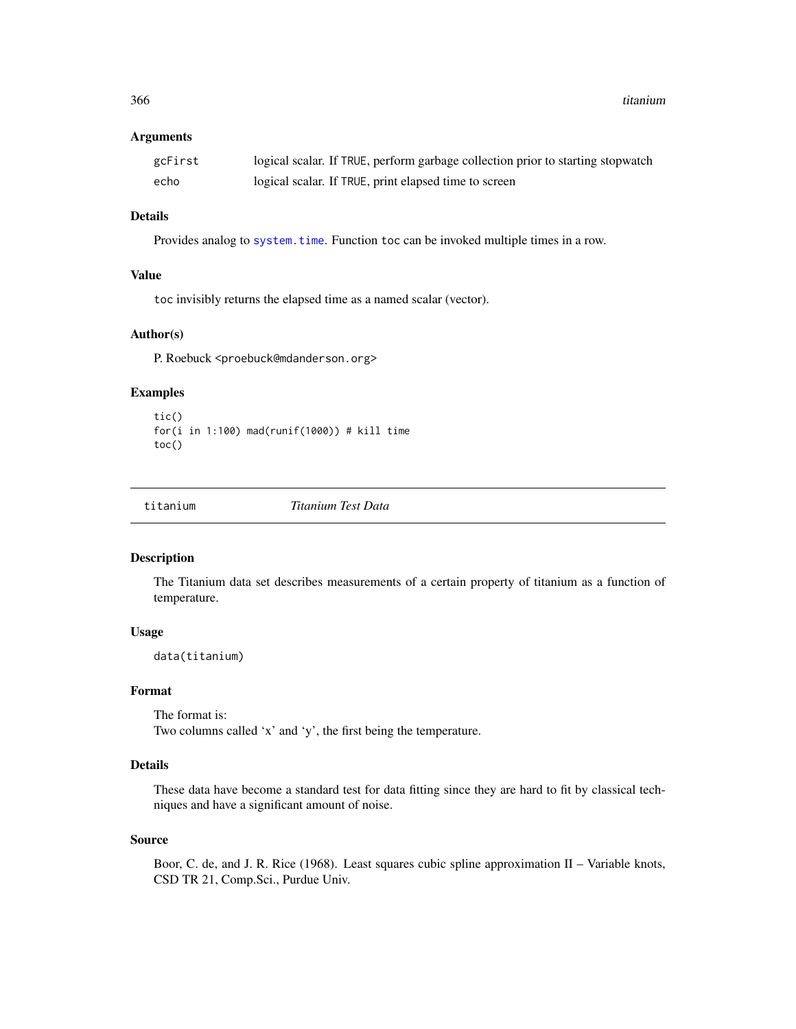### Arguments

| | |
|---|---|
| gcFirst | logical scalar. If TRUE, perform garbage collection prior to starting stopwatch |
| echo | logical scalar. If TRUE, print elapsed time to screen |

### Details

Provides analog to `system.time`. Function toc can be invoked multiple times in a row.

### Value

toc invisibly returns the elapsed time as a named scalar (vector).

### Author(s)

P. Roebuck <proebuck@mdanderson.org>

### Examples

```
tic()
for(i in 1:100) mad(runif(1000)) # kill time
toc()
```

---

## titanium — *Titanium Test Data*

---

### Description

The Titanium data set describes measurements of a certain property of titanium as a function of temperature.

### Usage

```
data(titanium)
```

### Format

The format is:
Two columns called 'x' and 'y', the first being the temperature.

### Details

These data have become a standard test for data fitting since they are hard to fit by classical techniques and have a significant amount of noise.

### Source

Boor, C. de, and J. R. Rice (1968). Least squares cubic spline approximation II – Variable knots, CSD TR 21, Comp.Sci., Purdue Univ.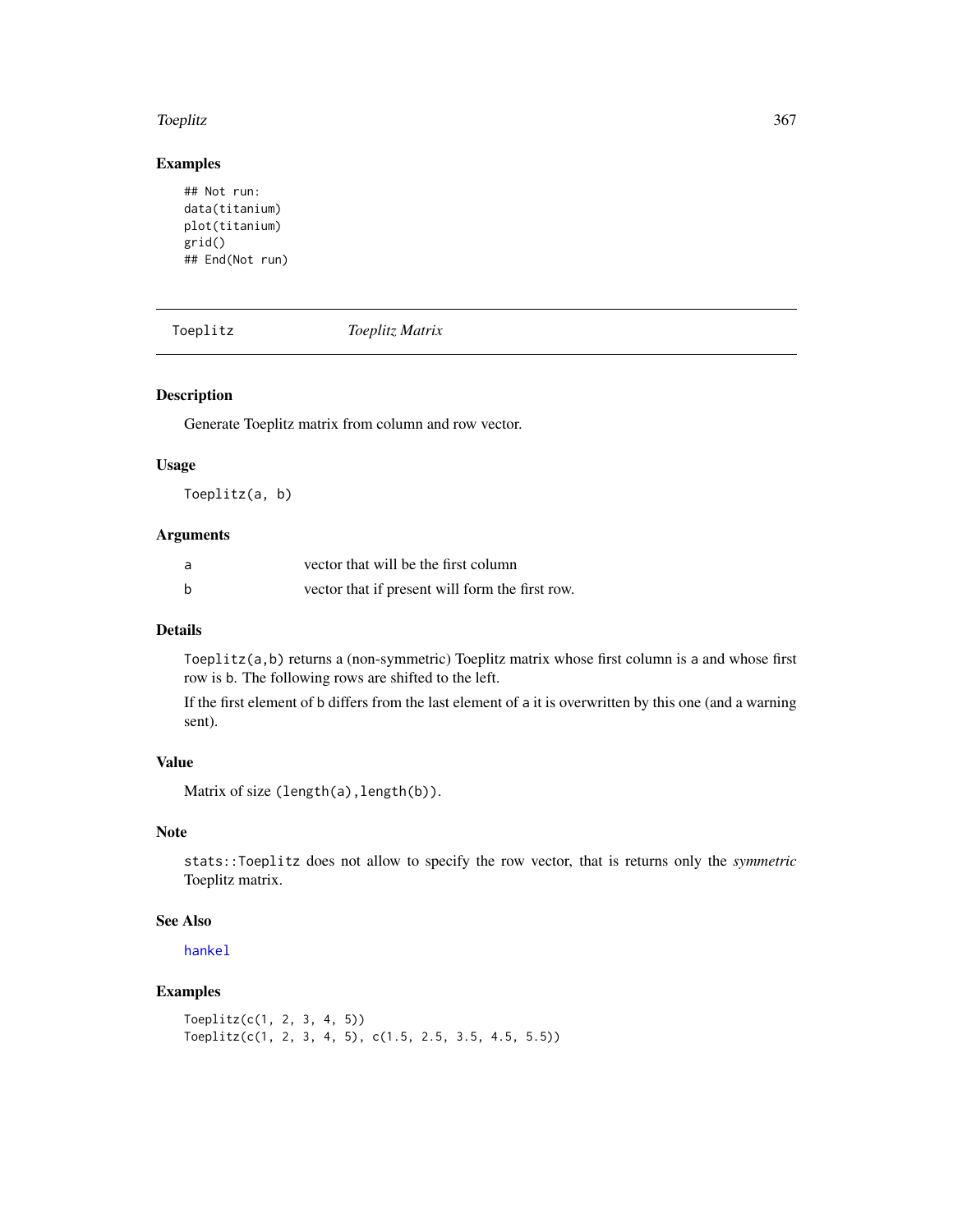### Examples

```
## Not run:
data(titanium)
plot(titanium)
grid()
## End(Not run)
```

---

## Toeplitz *Toeplitz Matrix*

---

### Description

Generate Toeplitz matrix from column and row vector.

### Usage

```
Toeplitz(a, b)
```

### Arguments

| | |
|---|---|
| a | vector that will be the first column |
| b | vector that if present will form the first row. |

### Details

`Toeplitz(a,b)` returns a (non-symmetric) Toeplitz matrix whose first column is `a` and whose first row is `b`. The following rows are shifted to the left.

If the first element of `b` differs from the last element of `a` it is overwritten by this one (and a warning sent).

### Value

Matrix of size `(length(a),length(b))`.

### Note

`stats::Toeplitz` does not allow to specify the row vector, that is returns only the *symmetric* Toeplitz matrix.

### See Also

hankel

### Examples

```
Toeplitz(c(1, 2, 3, 4, 5))
Toeplitz(c(1, 2, 3, 4, 5), c(1.5, 2.5, 3.5, 4.5, 5.5))
```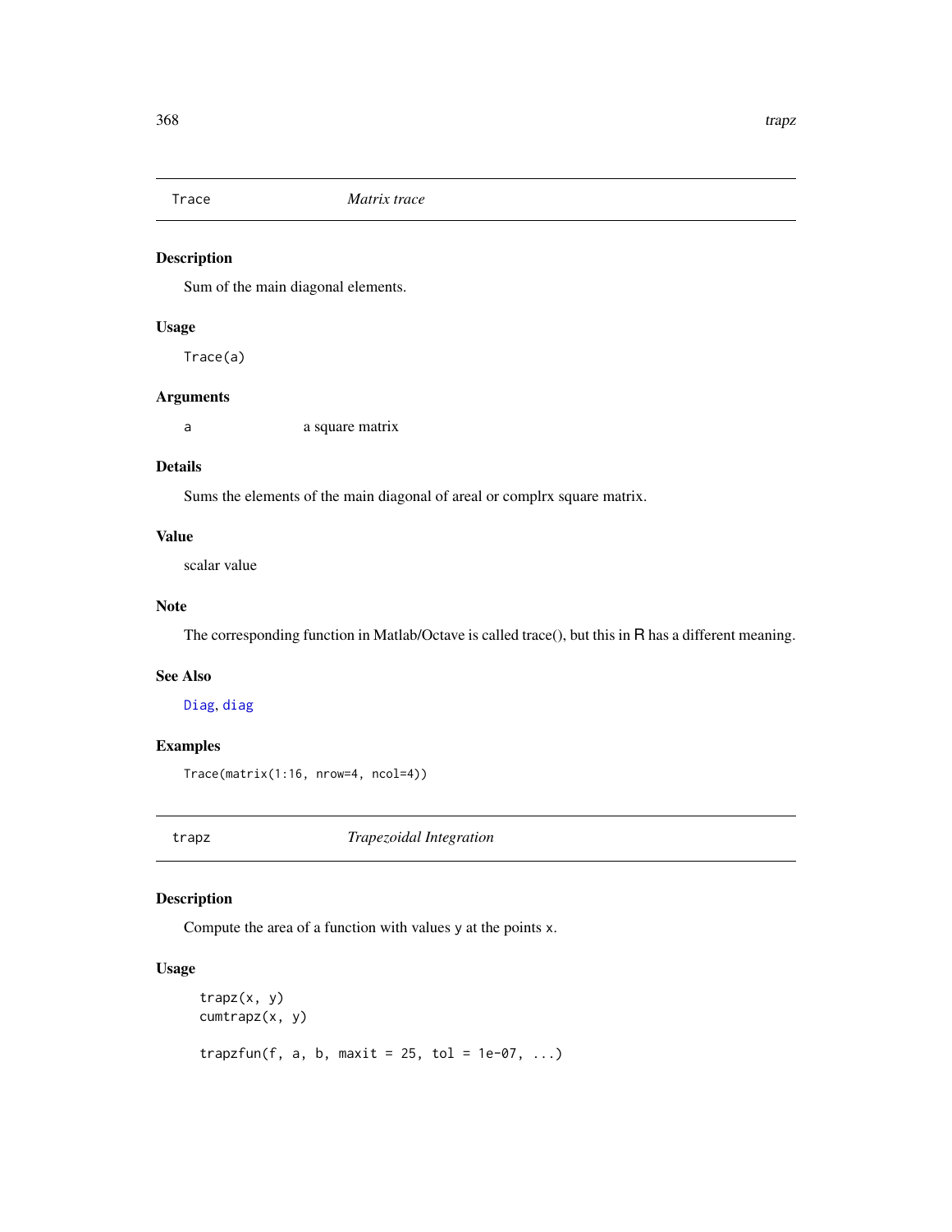## Trace *Matrix trace*

### Description

Sum of the main diagonal elements.

### Usage

```
Trace(a)
```

### Arguments

a    a square matrix

### Details

Sums the elements of the main diagonal of areal or complrx square matrix.

### Value

scalar value

### Note

The corresponding function in Matlab/Octave is called trace(), but this in R has a different meaning.

### See Also

Diag, diag

### Examples

```
Trace(matrix(1:16, nrow=4, ncol=4))
```

## trapz *Trapezoidal Integration*

### Description

Compute the area of a function with values y at the points x.

### Usage

```
trapz(x, y)
cumtrapz(x, y)

trapzfun(f, a, b, maxit = 25, tol = 1e-07, ...)
```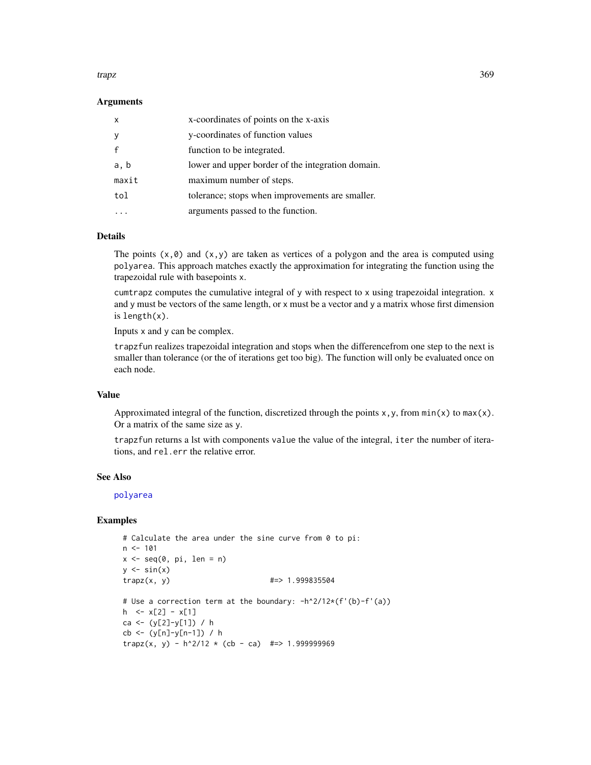### Arguments

| | |
|---|---|
| x | x-coordinates of points on the x-axis |
| y | y-coordinates of function values |
| f | function to be integrated. |
| a, b | lower and upper border of the integration domain. |
| maxit | maximum number of steps. |
| tol | tolerance; stops when improvements are smaller. |
| ... | arguments passed to the function. |

### Details

The points `(x,0)` and `(x,y)` are taken as vertices of a polygon and the area is computed using `polyarea`. This approach matches exactly the approximation for integrating the function using the trapezoidal rule with basepoints `x`.

`cumtrapz` computes the cumulative integral of `y` with respect to `x` using trapezoidal integration. `x` and `y` must be vectors of the same length, or `x` must be a vector and `y` a matrix whose first dimension is `length(x)`.

Inputs `x` and `y` can be complex.

`trapzfun` realizes trapezoidal integration and stops when the differencefrom one step to the next is smaller than tolerance (or the of iterations get too big). The function will only be evaluated once on each node.

### Value

Approximated integral of the function, discretized through the points `x,y`, from `min(x)` to `max(x)`. Or a matrix of the same size as `y`.

`trapzfun` returns a lst with components `value` the value of the integral, `iter` the number of iterations, and `rel.err` the relative error.

### See Also

`polyarea`

### Examples

```
# Calculate the area under the sine curve from 0 to pi:
n <- 101
x <- seq(0, pi, len = n)
y <- sin(x)
trapz(x, y)                    #=> 1.999835504

# Use a correction term at the boundary: -h^2/12*(f'(b)-f'(a))
h  <- x[2] - x[1]
ca <- (y[2]-y[1]) / h
cb <- (y[n]-y[n-1]) / h
trapz(x, y) - h^2/12 * (cb - ca)  #=> 1.999999969
```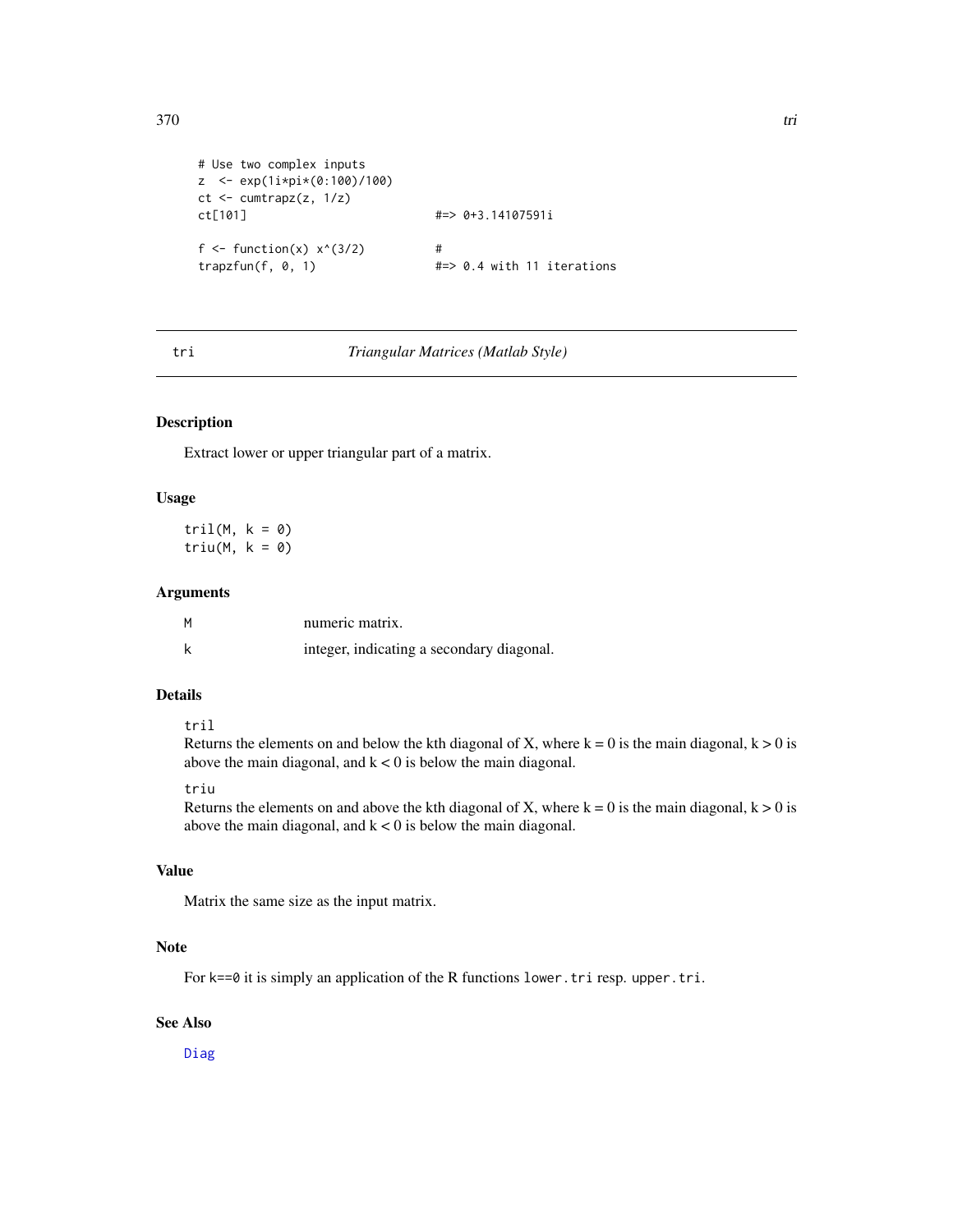```
# Use two complex inputs
z  <- exp(1i*pi*(0:100)/100)
ct <- cumtrapz(z, 1/z)
ct[101]                          #=> 0+3.14107591i

f <- function(x) x^(3/2)         #
trapzfun(f, 0, 1)                #=> 0.4 with 11 iterations
```

---

## tri — *Triangular Matrices (Matlab Style)*

### Description

Extract lower or upper triangular part of a matrix.

### Usage

```
tril(M, k = 0)
triu(M, k = 0)
```

### Arguments

| | |
|---|---|
| M | numeric matrix. |
| k | integer, indicating a secondary diagonal. |

### Details

`tril`
Returns the elements on and below the kth diagonal of X, where k = 0 is the main diagonal, k > 0 is above the main diagonal, and k < 0 is below the main diagonal.

`triu`
Returns the elements on and above the kth diagonal of X, where k = 0 is the main diagonal, k > 0 is above the main diagonal, and k < 0 is below the main diagonal.

### Value

Matrix the same size as the input matrix.

### Note

For `k==0` it is simply an application of the R functions `lower.tri` resp. `upper.tri`.

### See Also

`Diag`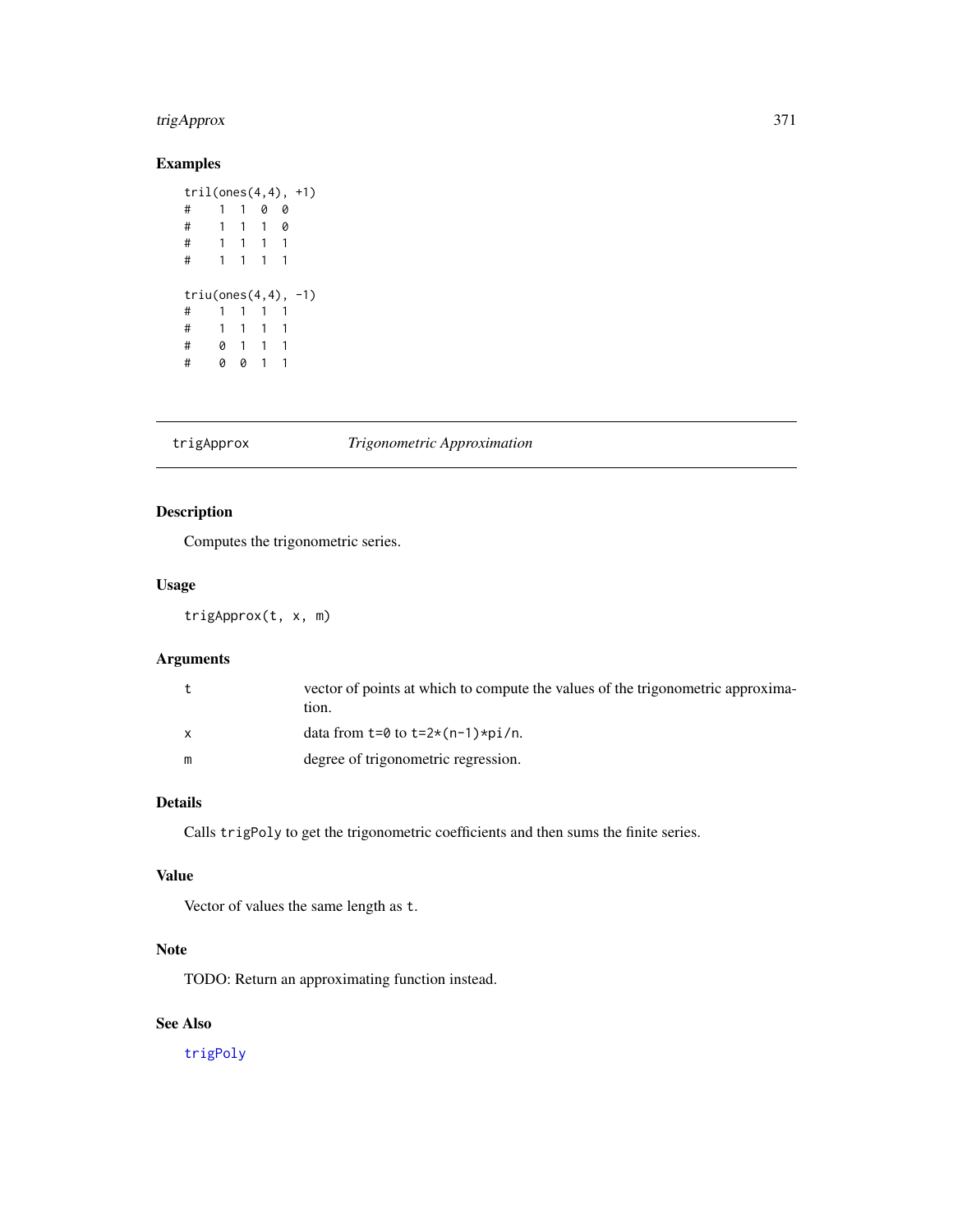## Examples

```
tril(ones(4,4), +1)
#    1  1  0  0
#    1  1  1  0
#    1  1  1  1
#    1  1  1  1

triu(ones(4,4), -1)
#    1  1  1  1
#    1  1  1  1
#    0  1  1  1
#    0  0  1  1
```

---

# trigApprox — *Trigonometric Approximation*

---

## Description

Computes the trigonometric series.

## Usage

```
trigApprox(t, x, m)
```

## Arguments

| | |
|---|---|
| `t` | vector of points at which to compute the values of the trigonometric approximation. |
| `x` | data from `t=0` to `t=2*(n-1)*pi/n`. |
| `m` | degree of trigonometric regression. |

## Details

Calls `trigPoly` to get the trigonometric coefficients and then sums the finite series.

## Value

Vector of values the same length as `t`.

## Note

TODO: Return an approximating function instead.

## See Also

`trigPoly`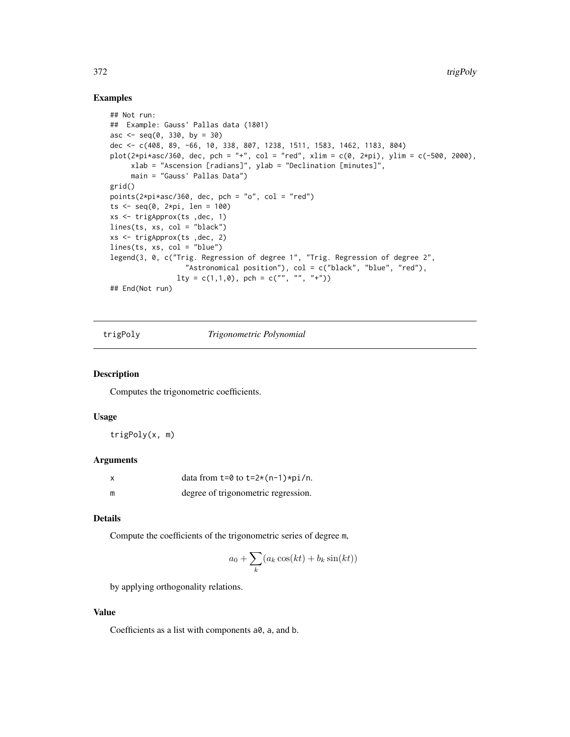## Examples

```
## Not run:
##  Example: Gauss' Pallas data (1801)
asc <- seq(0, 330, by = 30)
dec <- c(408, 89, -66, 10, 338, 807, 1238, 1511, 1583, 1462, 1183, 804)
plot(2*pi*asc/360, dec, pch = "+", col = "red", xlim = c(0, 2*pi), ylim = c(-500, 2000),
     xlab = "Ascension [radians]", ylab = "Declination [minutes]",
     main = "Gauss' Pallas Data")
grid()
points(2*pi*asc/360, dec, pch = "o", col = "red")
ts <- seq(0, 2*pi, len = 100)
xs <- trigApprox(ts ,dec, 1)
lines(ts, xs, col = "black")
xs <- trigApprox(ts ,dec, 2)
lines(ts, xs, col = "blue")
legend(3, 0, c("Trig. Regression of degree 1", "Trig. Regression of degree 2",
                 "Astronomical position"), col = c("black", "blue", "red"),
               lty = c(1,1,0), pch = c("", "", "+"))
## End(Not run)
```

---

# trigPoly *Trigonometric Polynomial*

---

### Description

Computes the trigonometric coefficients.

### Usage

```
trigPoly(x, m)
```

### Arguments

| | |
|---|---|
| x | data from `t=0` to `t=2*(n-1)*pi/n`. |
| m | degree of trigonometric regression. |

### Details

Compute the coefficients of the trigonometric series of degree `m`,

$$a_0 + \sum_k (a_k \cos(kt) + b_k \sin(kt))$$

by applying orthogonality relations.

### Value

Coefficients as a list with components `a0`, `a`, and `b`.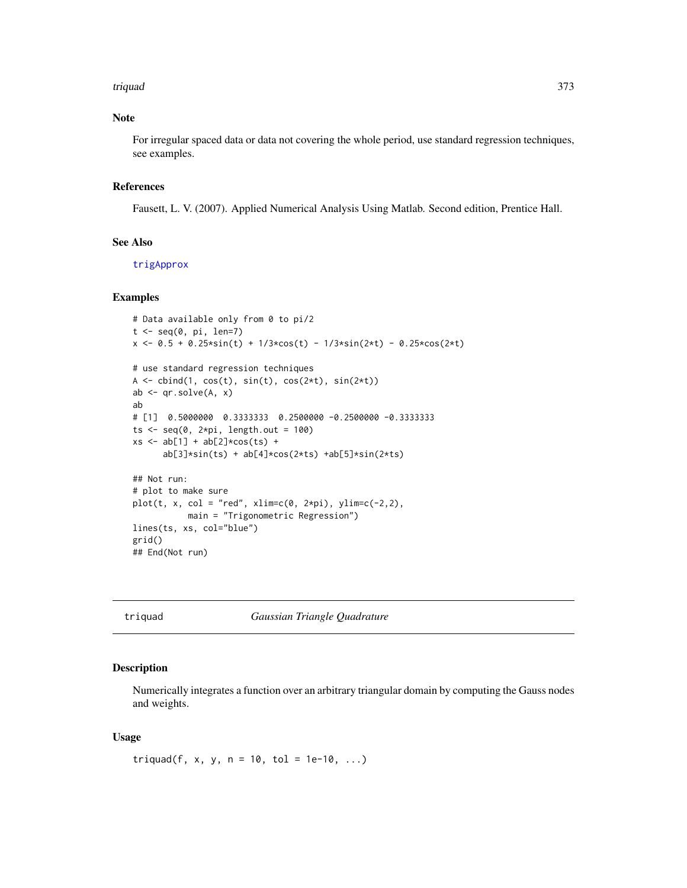### Note

For irregular spaced data or data not covering the whole period, use standard regression techniques, see examples.

### References

Fausett, L. V. (2007). Applied Numerical Analysis Using Matlab. Second edition, Prentice Hall.

### See Also

trigApprox

### Examples

```
# Data available only from 0 to pi/2
t <- seq(0, pi, len=7)
x <- 0.5 + 0.25*sin(t) + 1/3*cos(t) - 1/3*sin(2*t) - 0.25*cos(2*t)

# use standard regression techniques
A <- cbind(1, cos(t), sin(t), cos(2*t), sin(2*t))
ab <- qr.solve(A, x)
ab
# [1]  0.5000000  0.3333333  0.2500000 -0.2500000 -0.3333333
ts <- seq(0, 2*pi, length.out = 100)
xs <- ab[1] + ab[2]*cos(ts) +
      ab[3]*sin(ts) + ab[4]*cos(2*ts) +ab[5]*sin(2*ts)

## Not run:
# plot to make sure
plot(t, x, col = "red", xlim=c(0, 2*pi), ylim=c(-2,2),
           main = "Trigonometric Regression")
lines(ts, xs, col="blue")
grid()
## End(Not run)
```

---

## triquad — *Gaussian Triangle Quadrature*

### Description

Numerically integrates a function over an arbitrary triangular domain by computing the Gauss nodes and weights.

### Usage

```
triquad(f, x, y, n = 10, tol = 1e-10, ...)
```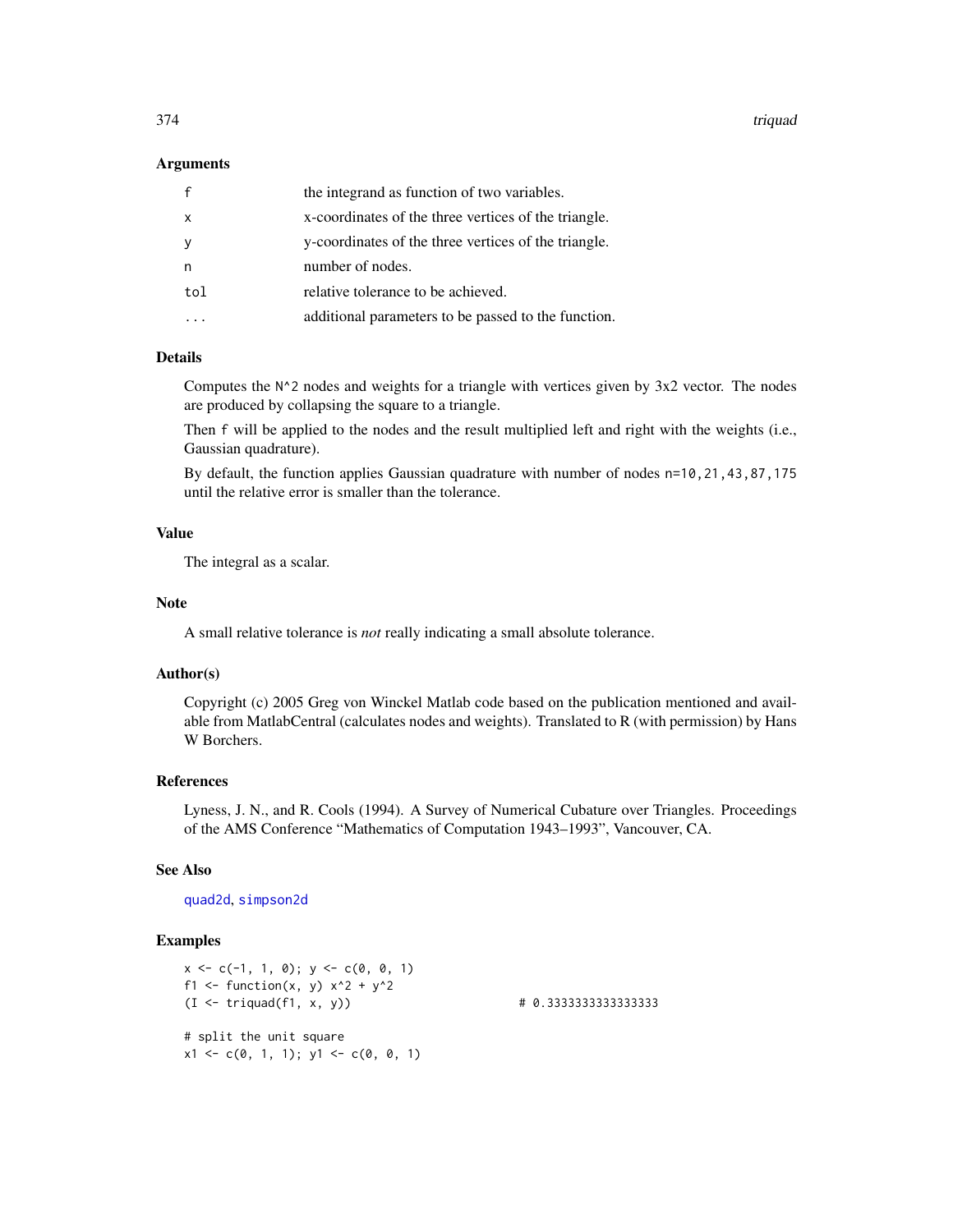### Arguments

| | |
|---|---|
| f | the integrand as function of two variables. |
| x | x-coordinates of the three vertices of the triangle. |
| y | y-coordinates of the three vertices of the triangle. |
| n | number of nodes. |
| tol | relative tolerance to be achieved. |
| ... | additional parameters to be passed to the function. |

### Details

Computes the `N^2` nodes and weights for a triangle with vertices given by 3x2 vector. The nodes are produced by collapsing the square to a triangle.

Then `f` will be applied to the nodes and the result multiplied left and right with the weights (i.e., Gaussian quadrature).

By default, the function applies Gaussian quadrature with number of nodes `n=10,21,43,87,175` until the relative error is smaller than the tolerance.

### Value

The integral as a scalar.

### Note

A small relative tolerance is *not* really indicating a small absolute tolerance.

### Author(s)

Copyright (c) 2005 Greg von Winckel Matlab code based on the publication mentioned and available from MatlabCentral (calculates nodes and weights). Translated to R (with permission) by Hans W Borchers.

### References

Lyness, J. N., and R. Cools (1994). A Survey of Numerical Cubature over Triangles. Proceedings of the AMS Conference "Mathematics of Computation 1943–1993", Vancouver, CA.

### See Also

quad2d, simpson2d

### Examples

```
x <- c(-1, 1, 0); y <- c(0, 0, 1)
f1 <- function(x, y) x^2 + y^2
(I <- triquad(f1, x, y))                     # 0.3333333333333333

# split the unit square
x1 <- c(0, 1, 1); y1 <- c(0, 0, 1)
```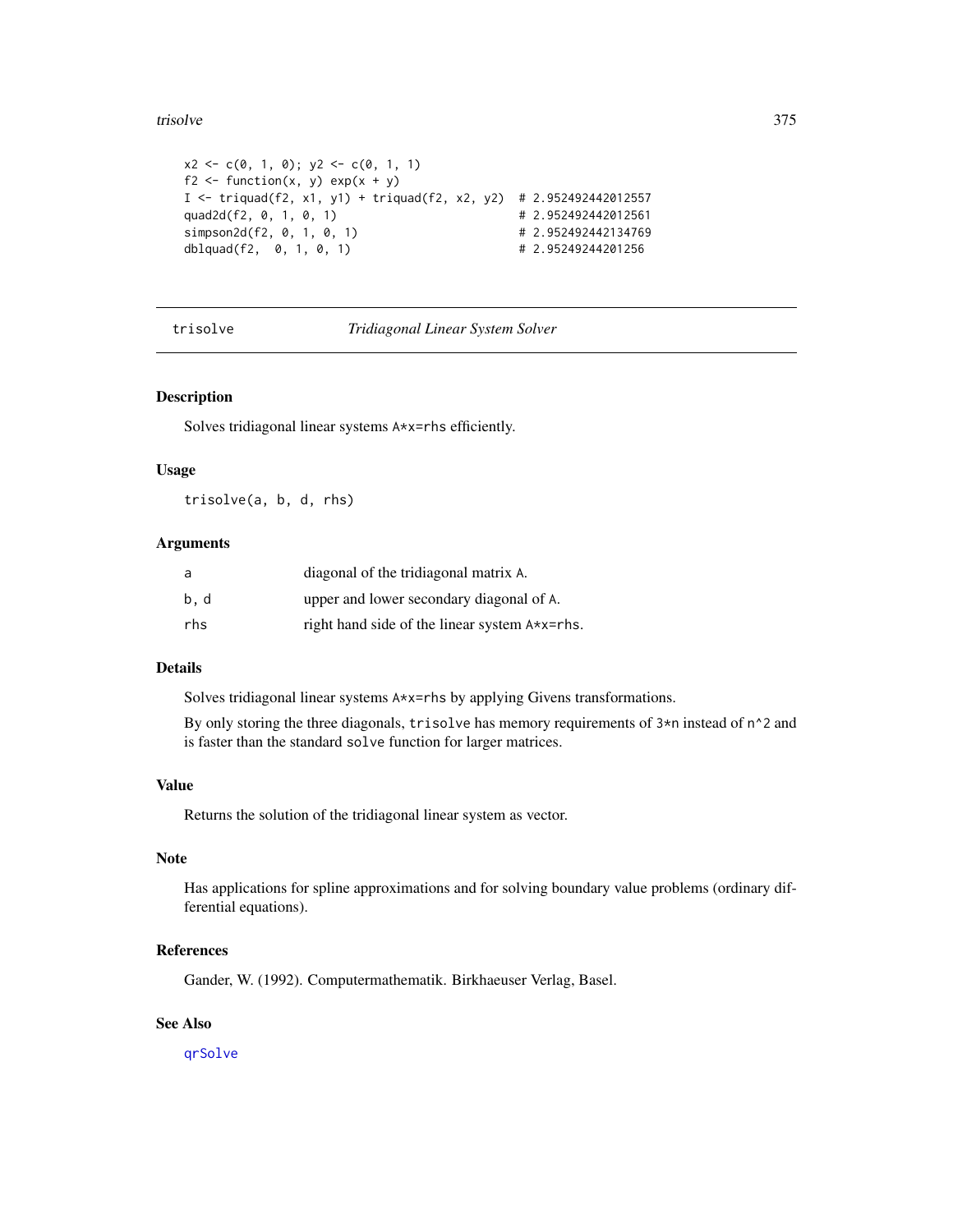```
x2 <- c(0, 1, 0); y2 <- c(0, 1, 1)
f2 <- function(x, y) exp(x + y)
I <- triquad(f2, x1, y1) + triquad(f2, x2, y2)  # 2.952492442012557
quad2d(f2, 0, 1, 0, 1)                           # 2.952492442012561
simpson2d(f2, 0, 1, 0, 1)                        # 2.952492442134769
dblquad(f2,  0, 1, 0, 1)                         # 2.95249244201256
```

## trisolve *Tridiagonal Linear System Solver*

### Description

Solves tridiagonal linear systems `A*x=rhs` efficiently.

### Usage

```
trisolve(a, b, d, rhs)
```

### Arguments

| | |
|---|---|
| `a` | diagonal of the tridiagonal matrix `A`. |
| `b, d` | upper and lower secondary diagonal of `A`. |
| `rhs` | right hand side of the linear system `A*x=rhs`. |

### Details

Solves tridiagonal linear systems `A*x=rhs` by applying Givens transformations.

By only storing the three diagonals, `trisolve` has memory requirements of `3*n` instead of `n^2` and is faster than the standard `solve` function for larger matrices.

### Value

Returns the solution of the tridiagonal linear system as vector.

### Note

Has applications for spline approximations and for solving boundary value problems (ordinary differential equations).

### References

Gander, W. (1992). Computermathematik. Birkhaeuser Verlag, Basel.

### See Also

`qrSolve`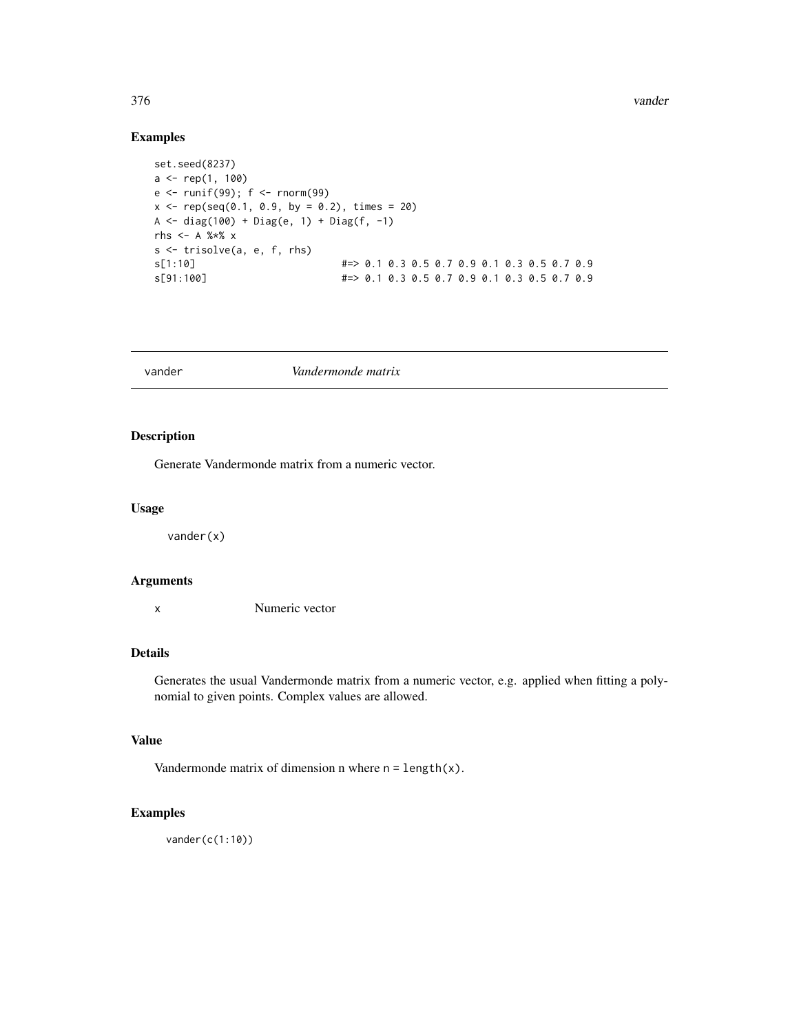### Examples

```
set.seed(8237)
a <- rep(1, 100)
e <- runif(99); f <- rnorm(99)
x <- rep(seq(0.1, 0.9, by = 0.2), times = 20)
A <- diag(100) + Diag(e, 1) + Diag(f, -1)
rhs <- A %*% x
s <- trisolve(a, e, f, rhs)
s[1:10]                       #=> 0.1 0.3 0.5 0.7 0.9 0.1 0.3 0.5 0.7 0.9
s[91:100]                     #=> 0.1 0.3 0.5 0.7 0.9 0.1 0.3 0.5 0.7 0.9
```

---

## vander — *Vandermonde matrix*

### Description

Generate Vandermonde matrix from a numeric vector.

### Usage

```
vander(x)
```

### Arguments

| | |
|---|---|
| x | Numeric vector |

### Details

Generates the usual Vandermonde matrix from a numeric vector, e.g. applied when fitting a polynomial to given points. Complex values are allowed.

### Value

Vandermonde matrix of dimension n where `n = length(x)`.

### Examples

```
vander(c(1:10))
```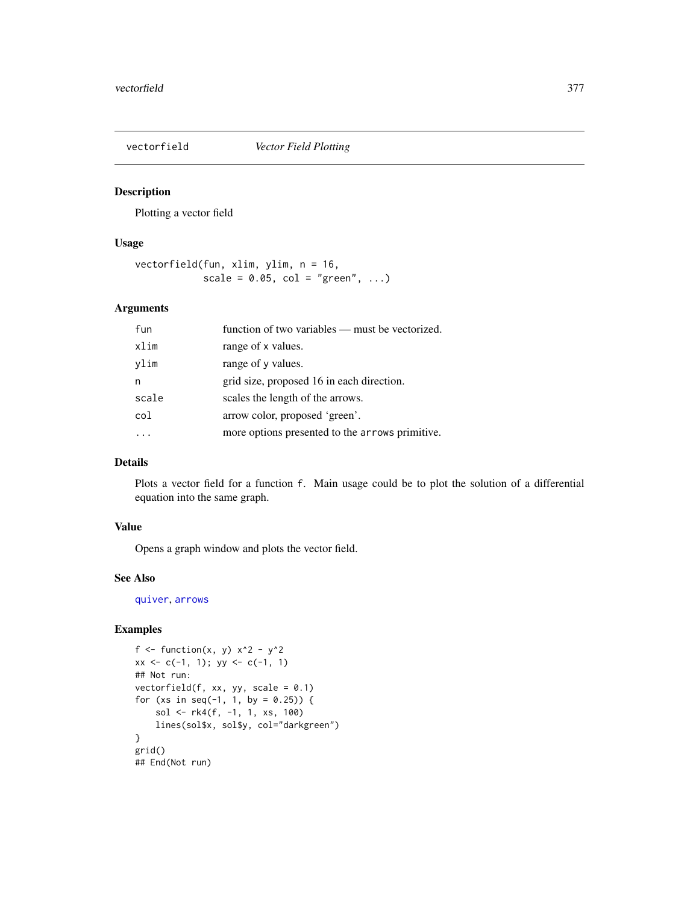# vectorfield *Vector Field Plotting*

## Description

Plotting a vector field

## Usage

```
vectorfield(fun, xlim, ylim, n = 16,
            scale = 0.05, col = "green", ...)
```

## Arguments

| | |
|---|---|
| fun | function of two variables — must be vectorized. |
| xlim | range of x values. |
| ylim | range of y values. |
| n | grid size, proposed 16 in each direction. |
| scale | scales the length of the arrows. |
| col | arrow color, proposed 'green'. |
| ... | more options presented to the arrows primitive. |

## Details

Plots a vector field for a function f. Main usage could be to plot the solution of a differential equation into the same graph.

## Value

Opens a graph window and plots the vector field.

## See Also

quiver, arrows

## Examples

```
f <- function(x, y) x^2 - y^2
xx <- c(-1, 1); yy <- c(-1, 1)
## Not run:
vectorfield(f, xx, yy, scale = 0.1)
for (xs in seq(-1, 1, by = 0.25)) {
    sol <- rk4(f, -1, 1, xs, 100)
    lines(sol$x, sol$y, col="darkgreen")
}
grid()
## End(Not run)
```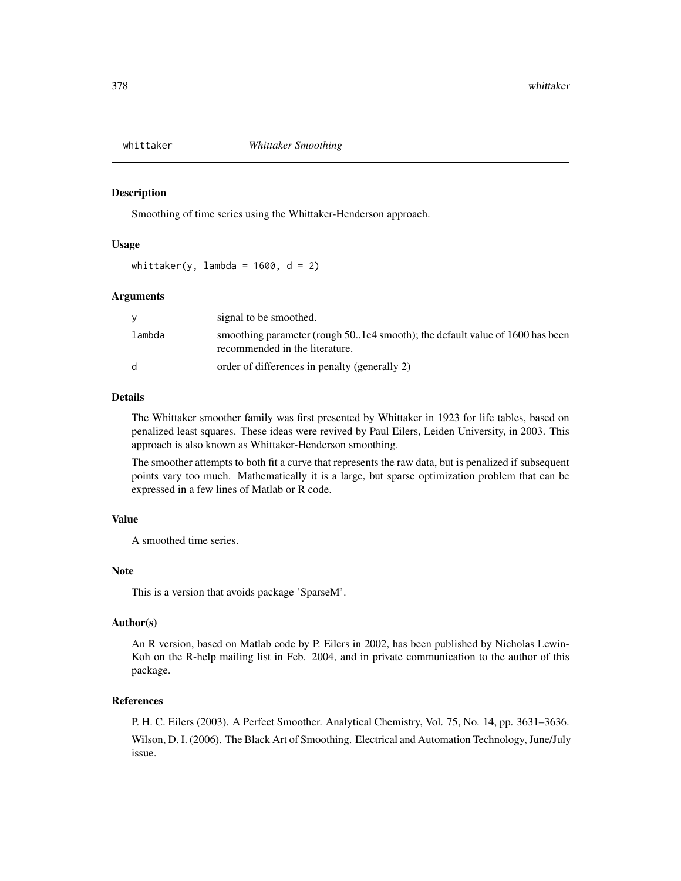# whittaker *Whittaker Smoothing*

## Description

Smoothing of time series using the Whittaker-Henderson approach.

## Usage

```
whittaker(y, lambda = 1600, d = 2)
```

## Arguments

| | |
|---|---|
| `y` | signal to be smoothed. |
| `lambda` | smoothing parameter (rough 50..1e4 smooth); the default value of 1600 has been recommended in the literature. |
| `d` | order of differences in penalty (generally 2) |

## Details

The Whittaker smoother family was first presented by Whittaker in 1923 for life tables, based on penalized least squares. These ideas were revived by Paul Eilers, Leiden University, in 2003. This approach is also known as Whittaker-Henderson smoothing.

The smoother attempts to both fit a curve that represents the raw data, but is penalized if subsequent points vary too much. Mathematically it is a large, but sparse optimization problem that can be expressed in a few lines of Matlab or R code.

## Value

A smoothed time series.

## Note

This is a version that avoids package 'SparseM'.

## Author(s)

An R version, based on Matlab code by P. Eilers in 2002, has been published by Nicholas Lewin-Koh on the R-help mailing list in Feb. 2004, and in private communication to the author of this package.

## References

P. H. C. Eilers (2003). A Perfect Smoother. Analytical Chemistry, Vol. 75, No. 14, pp. 3631–3636.

Wilson, D. I. (2006). The Black Art of Smoothing. Electrical and Automation Technology, June/July issue.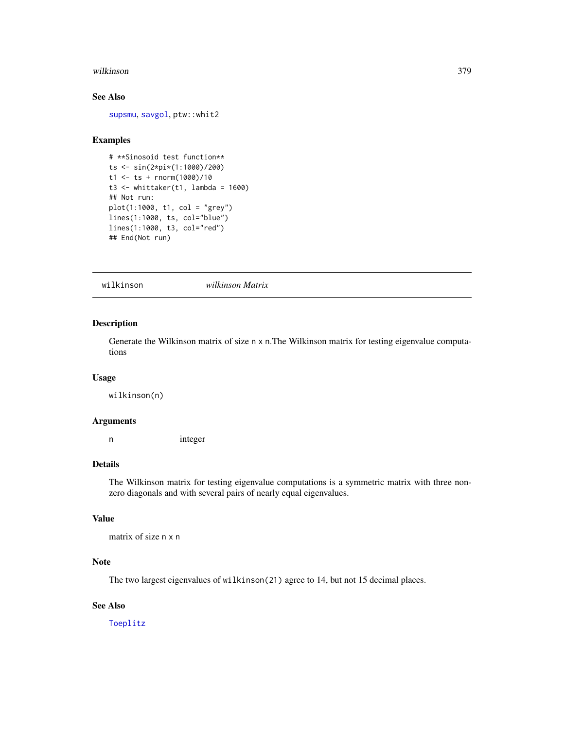### See Also

supsmu, savgol, ptw::whit2

### Examples

```
# **Sinosoid test function**
ts <- sin(2*pi*(1:1000)/200)
t1 <- ts + rnorm(1000)/10
t3 <- whittaker(t1, lambda = 1600)
## Not run:
plot(1:1000, t1, col = "grey")
lines(1:1000, ts, col="blue")
lines(1:1000, t3, col="red")
## End(Not run)
```

---

## wilkinson *wilkinson Matrix*

### Description

Generate the Wilkinson matrix of size n x n.The Wilkinson matrix for testing eigenvalue computations

### Usage

```
wilkinson(n)
```

### Arguments

| | |
|---|---|
| n | integer |

### Details

The Wilkinson matrix for testing eigenvalue computations is a symmetric matrix with three non-zero diagonals and with several pairs of nearly equal eigenvalues.

### Value

matrix of size n x n

### Note

The two largest eigenvalues of `wilkinson(21)` agree to 14, but not 15 decimal places.

### See Also

Toeplitz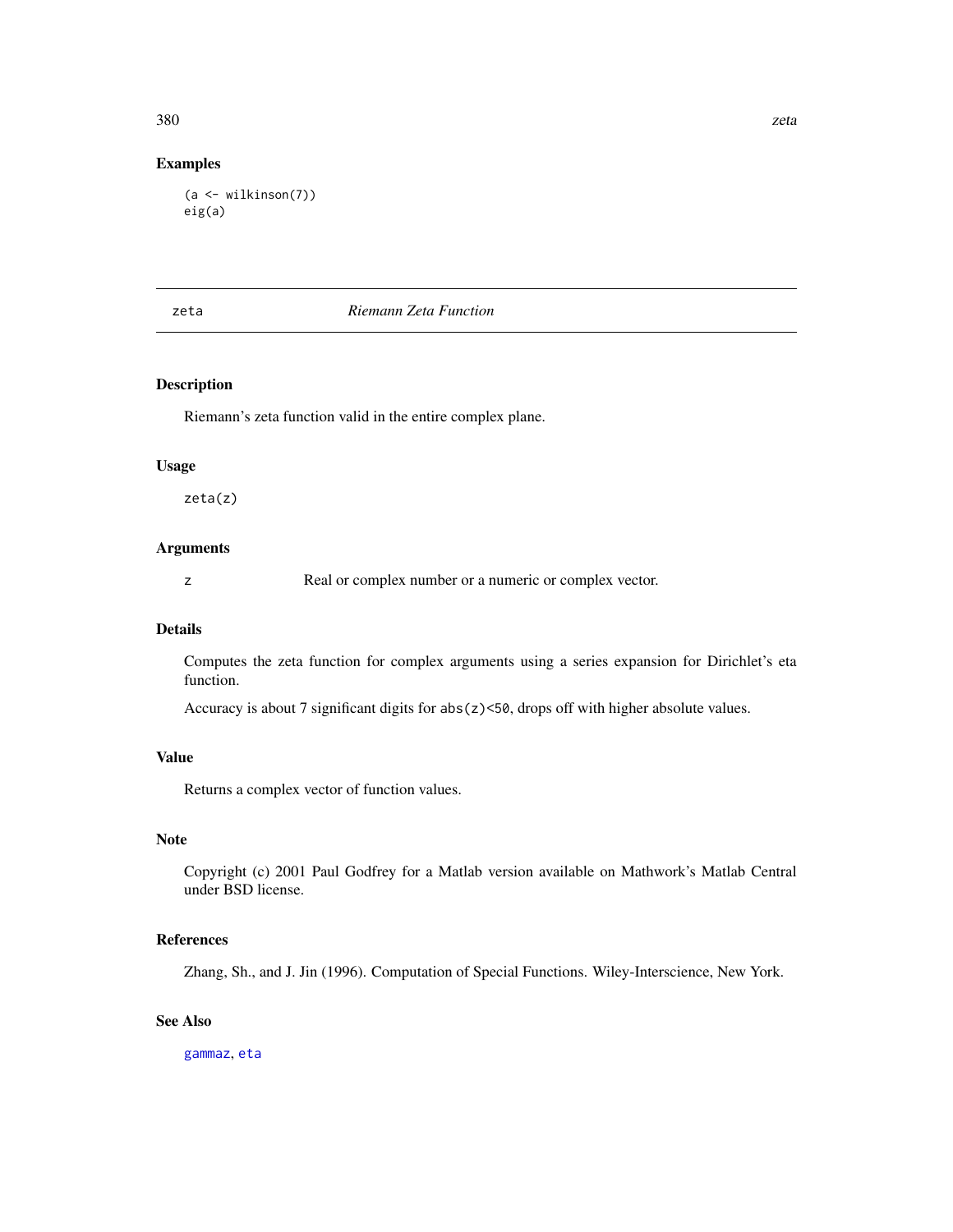## Examples

```
(a <- wilkinson(7))
eig(a)
```

---

## zeta — *Riemann Zeta Function*

### Description

Riemann's zeta function valid in the entire complex plane.

### Usage

```
zeta(z)
```

### Arguments

| | |
|---|---|
| z | Real or complex number or a numeric or complex vector. |

### Details

Computes the zeta function for complex arguments using a series expansion for Dirichlet's eta function.

Accuracy is about 7 significant digits for `abs(z)<50`, drops off with higher absolute values.

### Value

Returns a complex vector of function values.

### Note

Copyright (c) 2001 Paul Godfrey for a Matlab version available on Mathwork's Matlab Central under BSD license.

### References

Zhang, Sh., and J. Jin (1996). Computation of Special Functions. Wiley-Interscience, New York.

### See Also

`gammaz`, `eta`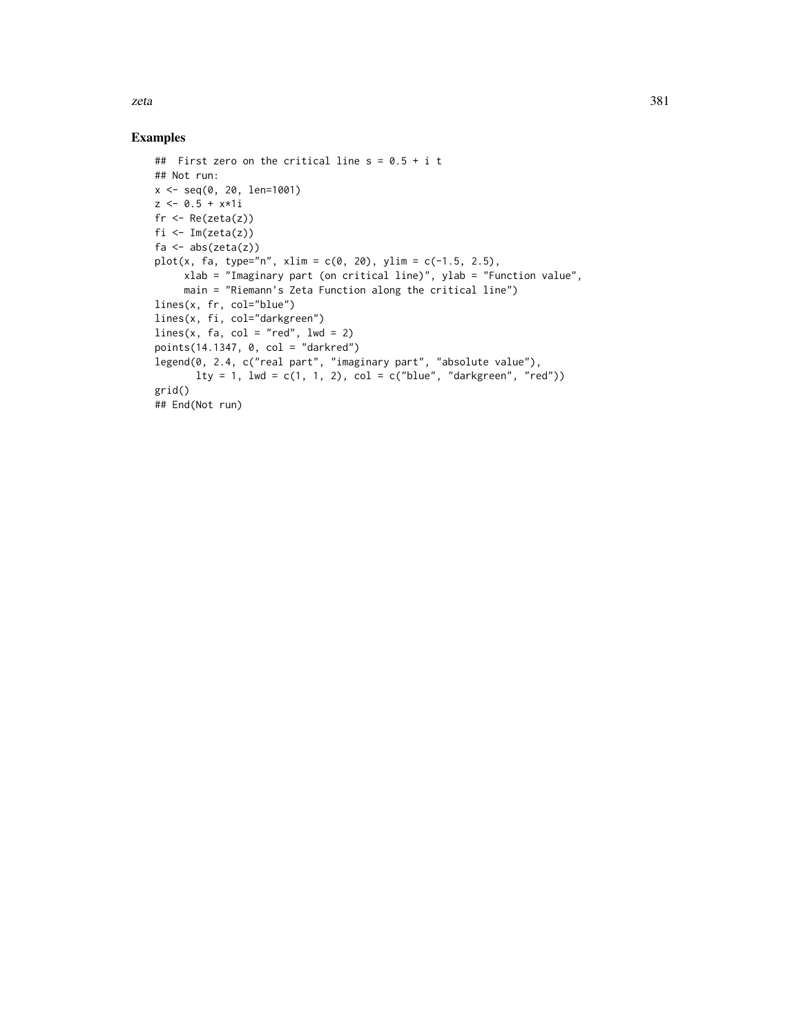## Examples

```
##  First zero on the critical line s = 0.5 + i t
## Not run:
x <- seq(0, 20, len=1001)
z <- 0.5 + x*1i
fr <- Re(zeta(z))
fi <- Im(zeta(z))
fa <- abs(zeta(z))
plot(x, fa, type="n", xlim = c(0, 20), ylim = c(-1.5, 2.5),
     xlab = "Imaginary part (on critical line)", ylab = "Function value",
     main = "Riemann's Zeta Function along the critical line")
lines(x, fr, col="blue")
lines(x, fi, col="darkgreen")
lines(x, fa, col = "red", lwd = 2)
points(14.1347, 0, col = "darkred")
legend(0, 2.4, c("real part", "imaginary part", "absolute value"),
       lty = 1, lwd = c(1, 1, 2), col = c("blue", "darkgreen", "red"))
grid()
## End(Not run)
```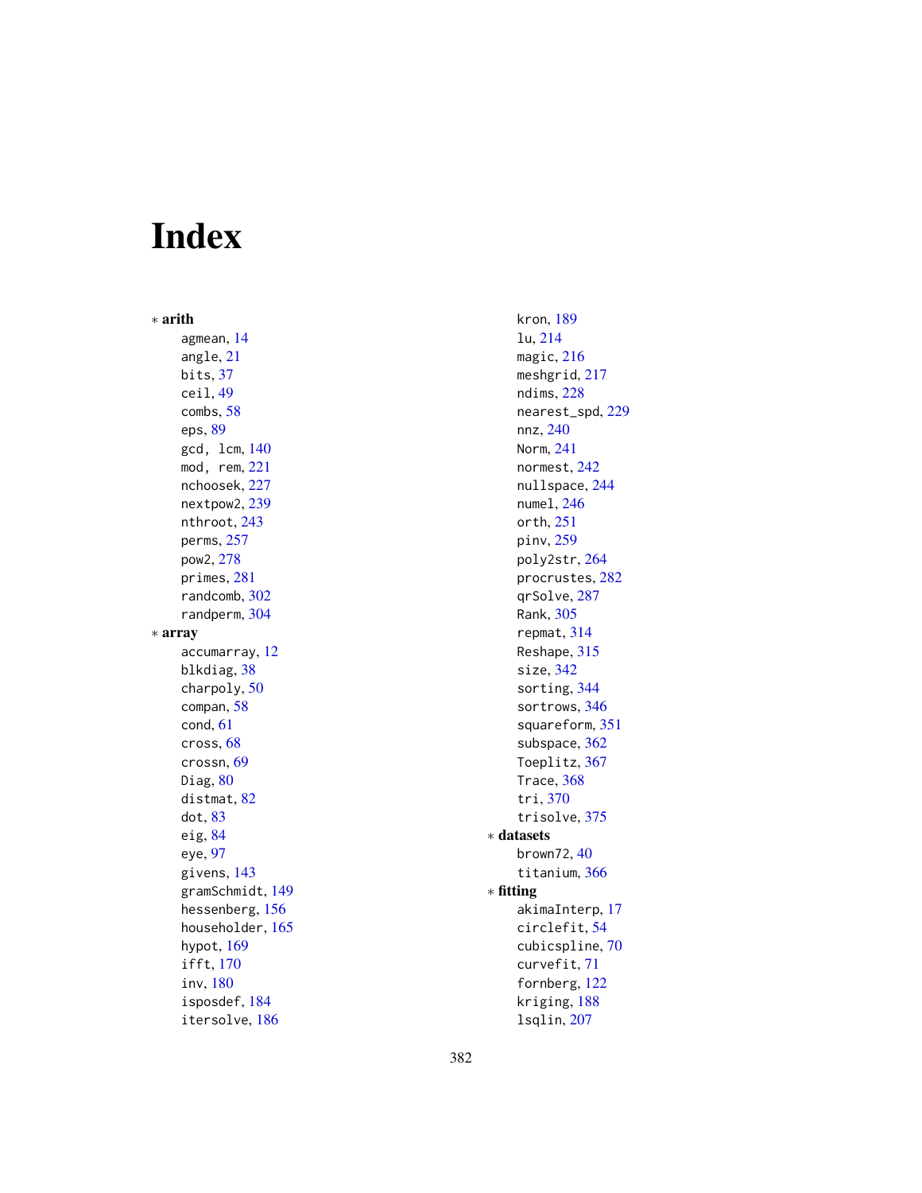# Index

* **arith**
  - agmean, 14
  - angle, 21
  - bits, 37
  - ceil, 49
  - combs, 58
  - eps, 89
  - gcd, lcm, 140
  - mod, rem, 221
  - nchoosek, 227
  - nextpow2, 239
  - nthroot, 243
  - perms, 257
  - pow2, 278
  - primes, 281
  - randcomb, 302
  - randperm, 304
* **array**
  - accumarray, 12
  - blkdiag, 38
  - charpoly, 50
  - compan, 58
  - cond, 61
  - cross, 68
  - crossn, 69
  - Diag, 80
  - distmat, 82
  - dot, 83
  - eig, 84
  - eye, 97
  - givens, 143
  - gramSchmidt, 149
  - hessenberg, 156
  - householder, 165
  - hypot, 169
  - ifft, 170
  - inv, 180
  - isposdef, 184
  - itersolve, 186
  - kron, 189
  - lu, 214
  - magic, 216
  - meshgrid, 217
  - ndims, 228
  - nearest_spd, 229
  - nnz, 240
  - Norm, 241
  - normest, 242
  - nullspace, 244
  - numel, 246
  - orth, 251
  - pinv, 259
  - poly2str, 264
  - procrustes, 282
  - qrSolve, 287
  - Rank, 305
  - repmat, 314
  - Reshape, 315
  - size, 342
  - sorting, 344
  - sortrows, 346
  - squareform, 351
  - subspace, 362
  - Toeplitz, 367
  - Trace, 368
  - tri, 370
  - trisolve, 375
* **datasets**
  - brown72, 40
  - titanium, 366
* **fitting**
  - akimaInterp, 17
  - circlefit, 54
  - cubicspline, 70
  - curvefit, 71
  - fornberg, 122
  - kriging, 188
  - lsqlin, 207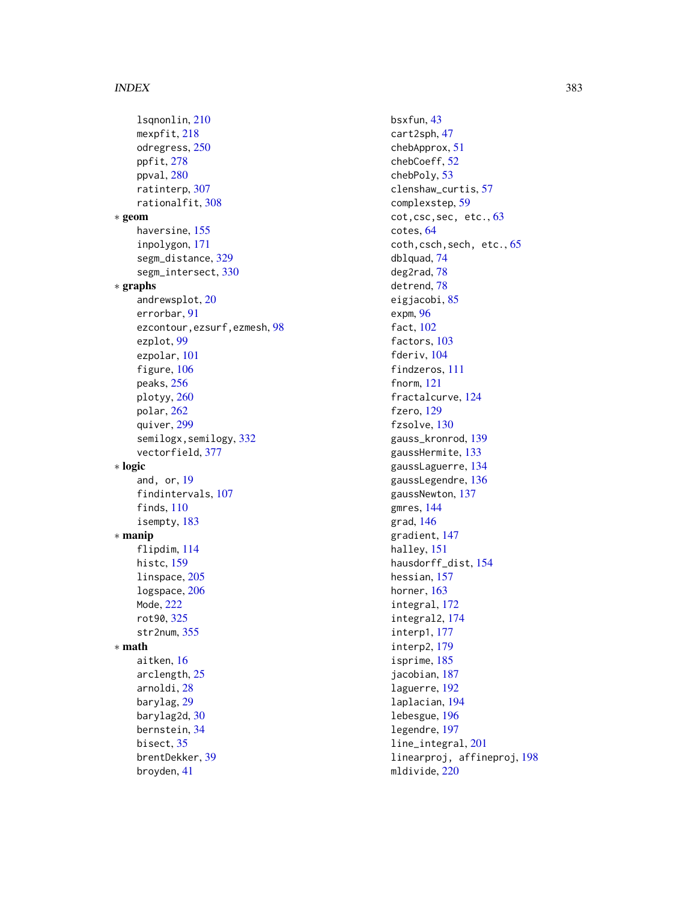lsqnonlin, 210
mexpfit, 218
odregress, 250
ppfit, 278
ppval, 280
ratinterp, 307
rationalfit, 308

* **geom**
  haversine, 155
  inpolygon, 171
  segm_distance, 329
  segm_intersect, 330
* **graphs**
  andrewsplot, 20
  errorbar, 91
  ezcontour,ezsurf,ezmesh, 98
  ezplot, 99
  ezpolar, 101
  figure, 106
  peaks, 256
  plotyy, 260
  polar, 262
  quiver, 299
  semilogx,semilogy, 332
  vectorfield, 377
* **logic**
  and, or, 19
  findintervals, 107
  finds, 110
  isempty, 183
* **manip**
  flipdim, 114
  histc, 159
  linspace, 205
  logspace, 206
  Mode, 222
  rot90, 325
  str2num, 355
* **math**
  aitken, 16
  arclength, 25
  arnoldi, 28
  barylag, 29
  barylag2d, 30
  bernstein, 34
  bisect, 35
  brentDekker, 39
  broyden, 41
  bsxfun, 43
  cart2sph, 47
  chebApprox, 51
  chebCoeff, 52
  chebPoly, 53
  clenshaw_curtis, 57
  complexstep, 59
  cot,csc,sec, etc., 63
  cotes, 64
  coth,csch,sech, etc., 65
  dblquad, 74
  deg2rad, 78
  detrend, 78
  eigjacobi, 85
  expm, 96
  fact, 102
  factors, 103
  fderiv, 104
  findzeros, 111
  fnorm, 121
  fractalcurve, 124
  fzero, 129
  fzsolve, 130
  gauss_kronrod, 139
  gaussHermite, 133
  gaussLaguerre, 134
  gaussLegendre, 136
  gaussNewton, 137
  gmres, 144
  grad, 146
  gradient, 147
  halley, 151
  hausdorff_dist, 154
  hessian, 157
  horner, 163
  integral, 172
  integral2, 174
  interp1, 177
  interp2, 179
  isprime, 185
  jacobian, 187
  laguerre, 192
  laplacian, 194
  lebesgue, 196
  legendre, 197
  line_integral, 201
  linearproj, affineproj, 198
  mldivide, 220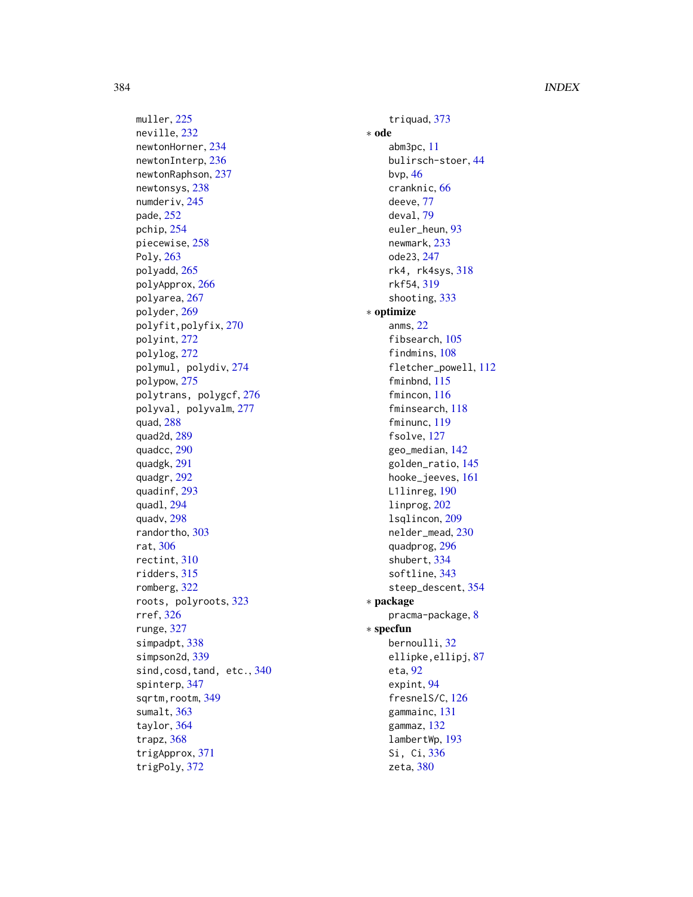muller, 225
neville, 232
newtonHorner, 234
newtonInterp, 236
newtonRaphson, 237
newtonsys, 238
numderiv, 245
pade, 252
pchip, 254
piecewise, 258
Poly, 263
polyadd, 265
polyApprox, 266
polyarea, 267
polyder, 269
polyfit,polyfix, 270
polyint, 272
polylog, 272
polymul, polydiv, 274
polypow, 275
polytrans, polygcf, 276
polyval, polyvalm, 277
quad, 288
quad2d, 289
quadcc, 290
quadgk, 291
quadgr, 292
quadinf, 293
quadl, 294
quadv, 298
randortho, 303
rat, 306
rectint, 310
ridders, 315
romberg, 322
roots, polyroots, 323
rref, 326
runge, 327
simpadpt, 338
simpson2d, 339
sind,cosd,tand, etc., 340
spinterp, 347
sqrtm,rootm, 349
sumalt, 363
taylor, 364
trapz, 368
trigApprox, 371
trigPoly, 372
triquad, 373

∗ **ode**

abm3pc, 11
bulirsch-stoer, 44
bvp, 46
cranknic, 66
deeve, 77
deval, 79
euler_heun, 93
newmark, 233
ode23, 247
rk4, rk4sys, 318
rkf54, 319
shooting, 333

∗ **optimize**

anms, 22
fibsearch, 105
findmins, 108
fletcher_powell, 112
fminbnd, 115
fmincon, 116
fminsearch, 118
fminunc, 119
fsolve, 127
geo_median, 142
golden_ratio, 145
hooke_jeeves, 161
L1linreg, 190
linprog, 202
lsqlincon, 209
nelder_mead, 230
quadprog, 296
shubert, 334
softline, 343
steep_descent, 354

∗ **package**

pracma-package, 8

∗ **specfun**

bernoulli, 32
ellipke,ellipj, 87
eta, 92
expint, 94
fresnelS/C, 126
gammainc, 131
gammaz, 132
lambertWp, 193
Si, Ci, 336
zeta, 380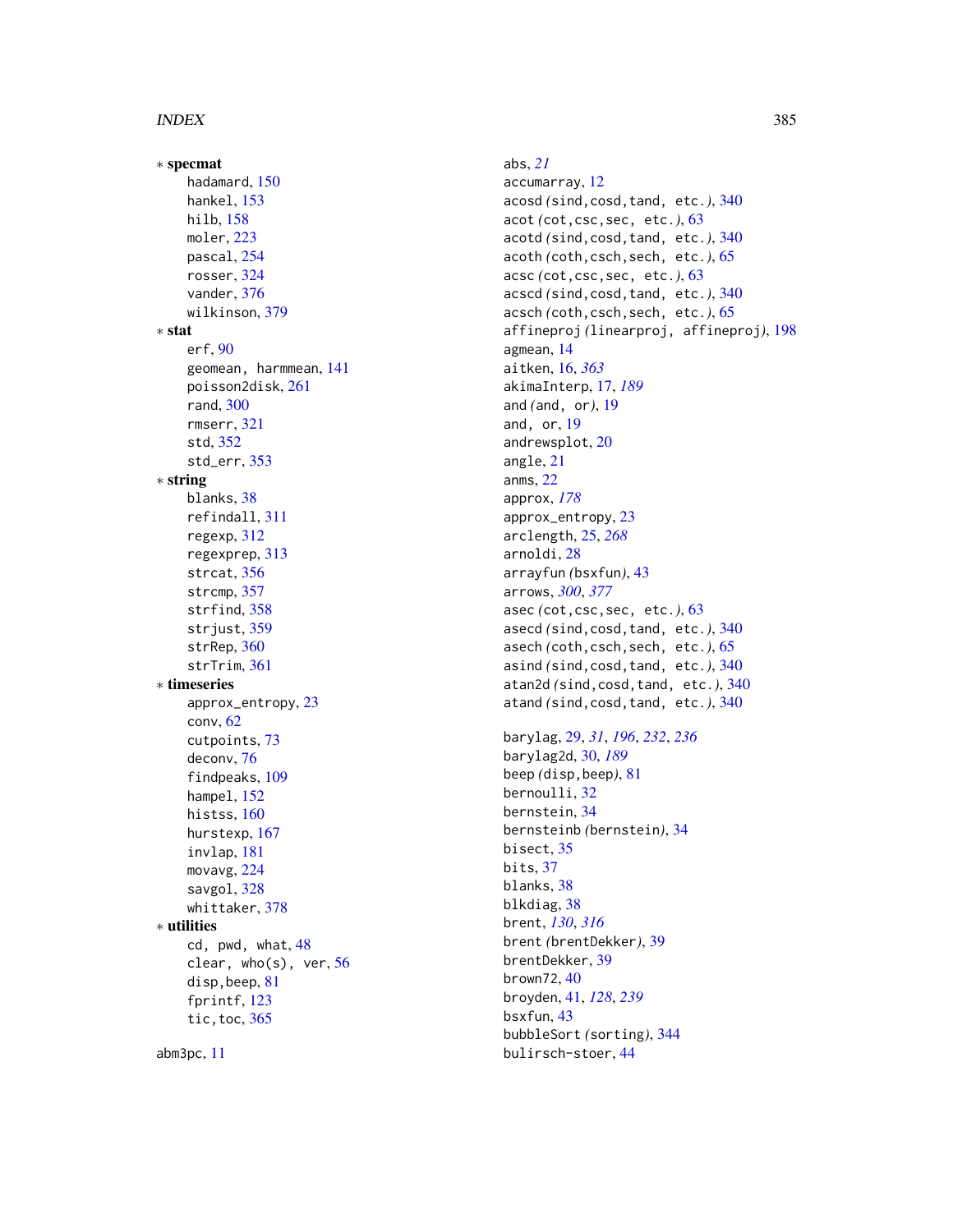∗ **specmat**
- hadamard, 150
- hankel, 153
- hilb, 158
- moler, 223
- pascal, 254
- rosser, 324
- vander, 376
- wilkinson, 379

∗ **stat**
- erf, 90
- geomean, harmmean, 141
- poisson2disk, 261
- rand, 300
- rmserr, 321
- std, 352
- std_err, 353

∗ **string**
- blanks, 38
- refindall, 311
- regexp, 312
- regexprep, 313
- strcat, 356
- strcmp, 357
- strfind, 358
- strjust, 359
- strRep, 360
- strTrim, 361

∗ **timeseries**
- approx_entropy, 23
- conv, 62
- cutpoints, 73
- deconv, 76
- findpeaks, 109
- hampel, 152
- histss, 160
- hurstexp, 167
- invlap, 181
- movavg, 224
- savgol, 328
- whittaker, 378

∗ **utilities**
- cd, pwd, what, 48
- clear, who(s), ver, 56
- disp,beep, 81
- fprintf, 123
- tic,toc, 365

abm3pc, 11
abs, *21*
accumarray, 12
acosd *(sind,cosd,tand, etc.)*, 340
acot *(cot,csc,sec, etc.)*, 63
acotd *(sind,cosd,tand, etc.)*, 340
acoth *(coth,csch,sech, etc.)*, 65
acsc *(cot,csc,sec, etc.)*, 63
acscd *(sind,cosd,tand, etc.)*, 340
acsch *(coth,csch,sech, etc.)*, 65
affineproj *(linearproj, affineproj)*, 198
agmean, 14
aitken, 16, *363*
akimaInterp, 17, *189*
and *(and, or)*, 19
and, or, 19
andrewsplot, 20
angle, 21
anms, 22
approx, *178*
approx_entropy, 23
arclength, 25, *268*
arnoldi, 28
arrayfun *(bsxfun)*, 43
arrows, *300*, *377*
asec *(cot,csc,sec, etc.)*, 63
asecd *(sind,cosd,tand, etc.)*, 340
asech *(coth,csch,sech, etc.)*, 65
asind *(sind,cosd,tand, etc.)*, 340
atan2d *(sind,cosd,tand, etc.)*, 340
atand *(sind,cosd,tand, etc.)*, 340

barylag, 29, *31*, *196*, *232*, *236*
barylag2d, 30, *189*
beep *(disp,beep)*, 81
bernoulli, 32
bernstein, 34
bernsteinb *(bernstein)*, 34
bisect, 35
bits, 37
blanks, 38
blkdiag, 38
brent, *130*, *316*
brent *(brentDekker)*, 39
brentDekker, 39
brown72, 40
broyden, 41, *128*, *239*
bsxfun, 43
bubbleSort *(sorting)*, 344
bulirsch-stoer, 44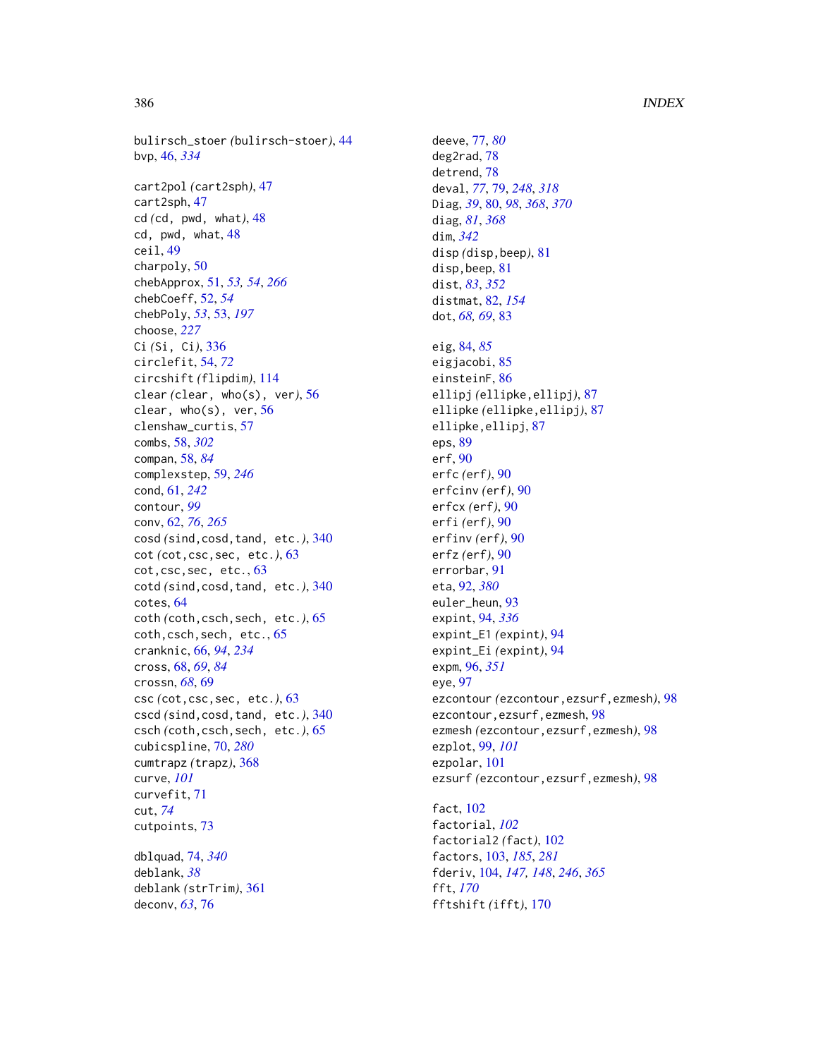bulirsch_stoer *(*bulirsch-stoer*)*, 44
bvp, 46, *334*

cart2pol *(*cart2sph*)*, 47
cart2sph, 47
cd *(*cd, pwd, what*)*, 48
cd, pwd, what, 48
ceil, 49
charpoly, 50
chebApprox, 51, *53, 54*, *266*
chebCoeff, 52, *54*
chebPoly, *53*, 53, *197*
choose, *227*
Ci *(*Si, Ci*)*, 336
circlefit, 54, *72*
circshift *(*flipdim*)*, 114
clear *(*clear, who(s), ver*)*, 56
clear, who(s), ver, 56
clenshaw_curtis, 57
combs, 58, *302*
compan, 58, *84*
complexstep, 59, *246*
cond, 61, *242*
contour, *99*
conv, 62, *76*, *265*
cosd *(*sind,cosd,tand, etc.*)*, 340
cot *(*cot,csc,sec, etc.*)*, 63
cot,csc,sec, etc., 63
cotd *(*sind,cosd,tand, etc.*)*, 340
cotes, 64
coth *(*coth,csch,sech, etc.*)*, 65
coth,csch,sech, etc., 65
cranknic, 66, *94*, *234*
cross, 68, *69*, *84*
crossn, *68*, 69
csc *(*cot,csc,sec, etc.*)*, 63
cscd *(*sind,cosd,tand, etc.*)*, 340
csch *(*coth,csch,sech, etc.*)*, 65
cubicspline, 70, *280*
cumtrapz *(*trapz*)*, 368
curve, *101*
curvefit, 71
cut, *74*
cutpoints, 73

dblquad, 74, *340*
deblank, *38*
deblank *(*strTrim*)*, 361
deconv, *63*, 76

deeve, 77, *80*
deg2rad, 78
detrend, 78
deval, *77*, 79, *248*, *318*
Diag, *39*, 80, *98*, *368*, *370*
diag, *81*, *368*
dim, *342*
disp *(*disp,beep*)*, 81
disp,beep, 81
dist, *83*, *352*
distmat, 82, *154*
dot, *68, 69*, 83

eig, 84, *85*
eigjacobi, 85
einsteinF, 86
ellipj *(*ellipke,ellipj*)*, 87
ellipke *(*ellipke,ellipj*)*, 87
ellipke,ellipj, 87
eps, 89
erf, 90
erfc *(*erf*)*, 90
erfcinv *(*erf*)*, 90
erfcx *(*erf*)*, 90
erfi *(*erf*)*, 90
erfinv *(*erf*)*, 90
erfz *(*erf*)*, 90
errorbar, 91
eta, 92, *380*
euler_heun, 93
expint, 94, *336*
expint_E1 *(*expint*)*, 94
expint_Ei *(*expint*)*, 94
expm, 96, *351*
eye, 97
ezcontour *(*ezcontour,ezsurf,ezmesh*)*, 98
ezcontour,ezsurf,ezmesh, 98
ezmesh *(*ezcontour,ezsurf,ezmesh*)*, 98
ezplot, 99, *101*
ezpolar, 101
ezsurf *(*ezcontour,ezsurf,ezmesh*)*, 98

fact, 102
factorial, *102*
factorial2 *(*fact*)*, 102
factors, 103, *185*, *281*
fderiv, 104, *147, 148*, *246*, *365*
fft, *170*
fftshift *(*ifft*)*, 170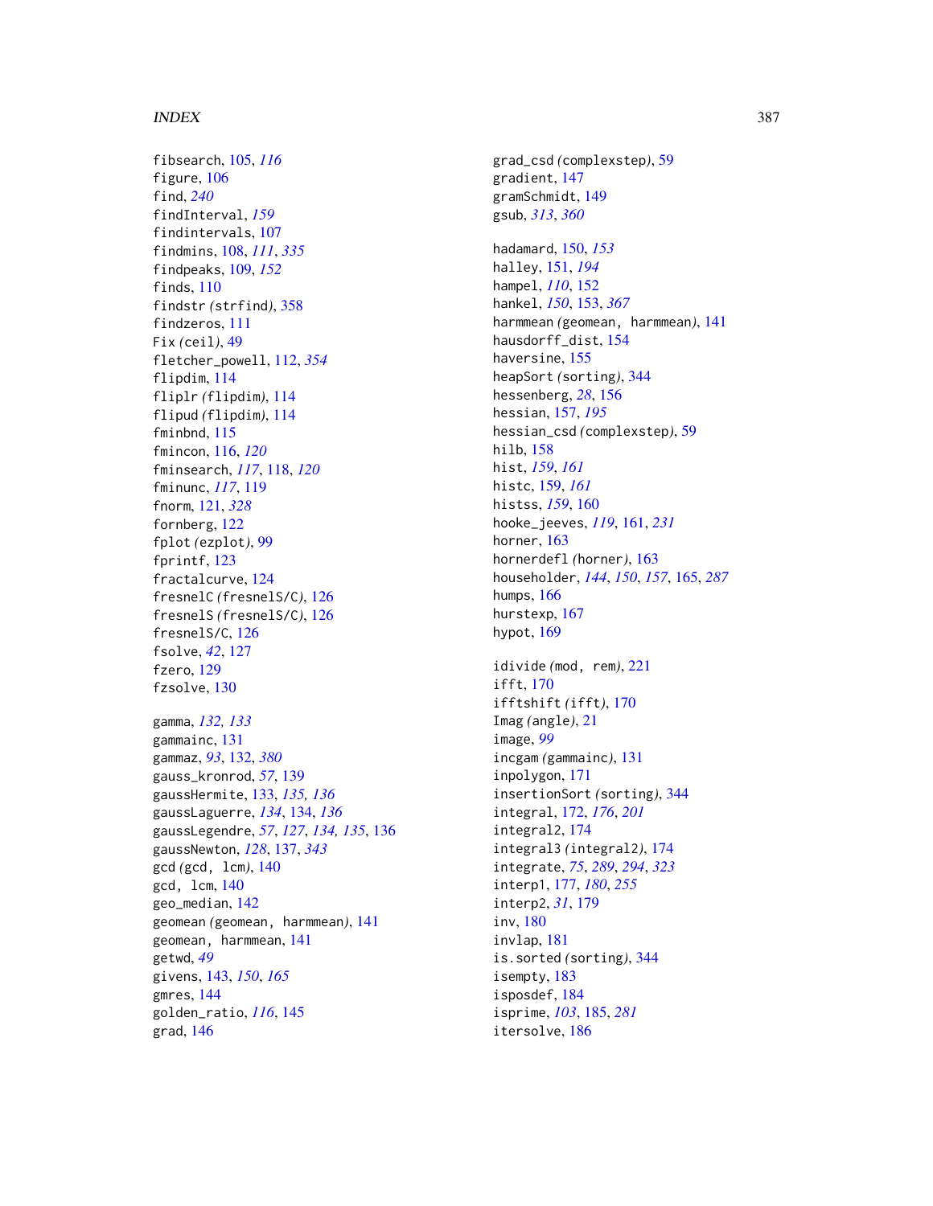fibsearch, 105, *116*
figure, 106
find, *240*
findInterval, *159*
findintervals, 107
findmins, 108, *111*, *335*
findpeaks, 109, *152*
finds, 110
findstr *(strfind)*, 358
findzeros, 111
Fix *(ceil)*, 49
fletcher_powell, 112, *354*
flipdim, 114
fliplr *(flipdim)*, 114
flipud *(flipdim)*, 114
fminbnd, 115
fmincon, 116, *120*
fminsearch, *117*, 118, *120*
fminunc, *117*, 119
fnorm, 121, *328*
fornberg, 122
fplot *(ezplot)*, 99
fprintf, 123
fractalcurve, 124
fresnelC *(fresnelS/C)*, 126
fresnelS *(fresnelS/C)*, 126
fresnelS/C, 126
fsolve, *42*, 127
fzero, 129
fzsolve, 130

gamma, *132*, *133*
gammainc, 131
gammaz, *93*, 132, *380*
gauss_kronrod, *57*, 139
gaussHermite, 133, *135*, *136*
gaussLaguerre, *134*, 134, *136*
gaussLegendre, *57*, *127*, *134*, *135*, 136
gaussNewton, *128*, 137, *343*
gcd *(gcd, lcm)*, 140
gcd, lcm, 140
geo_median, 142
geomean *(geomean, harmmean)*, 141
geomean, harmmean, 141
getwd, *49*
givens, 143, *150*, *165*
gmres, 144
golden_ratio, *116*, 145
grad, 146
grad_csd *(complexstep)*, 59
gradient, 147
gramSchmidt, 149
gsub, *313*, *360*

hadamard, 150, *153*
halley, 151, *194*
hampel, *110*, 152
hankel, *150*, 153, *367*
harmmean *(geomean, harmmean)*, 141
hausdorff_dist, 154
haversine, 155
heapSort *(sorting)*, 344
hessenberg, *28*, 156
hessian, 157, *195*
hessian_csd *(complexstep)*, 59
hilb, 158
hist, *159*, *161*
histc, 159, *161*
histss, *159*, 160
hooke_jeeves, *119*, 161, *231*
horner, 163
hornerdefl *(horner)*, 163
householder, *144*, *150*, *157*, 165, *287*
humps, 166
hurstexp, 167
hypot, 169

idivide *(mod, rem)*, 221
ifft, 170
ifftshift *(ifft)*, 170
Imag *(angle)*, 21
image, *99*
incgam *(gammainc)*, 131
inpolygon, 171
insertionSort *(sorting)*, 344
integral, 172, *176*, *201*
integral2, 174
integral3 *(integral2)*, 174
integrate, *75*, *289*, *294*, *323*
interp1, 177, *180*, *255*
interp2, *31*, 179
inv, 180
invlap, 181
is.sorted *(sorting)*, 344
isempty, 183
isposdef, 184
isprime, *103*, 185, *281*
itersolve, 186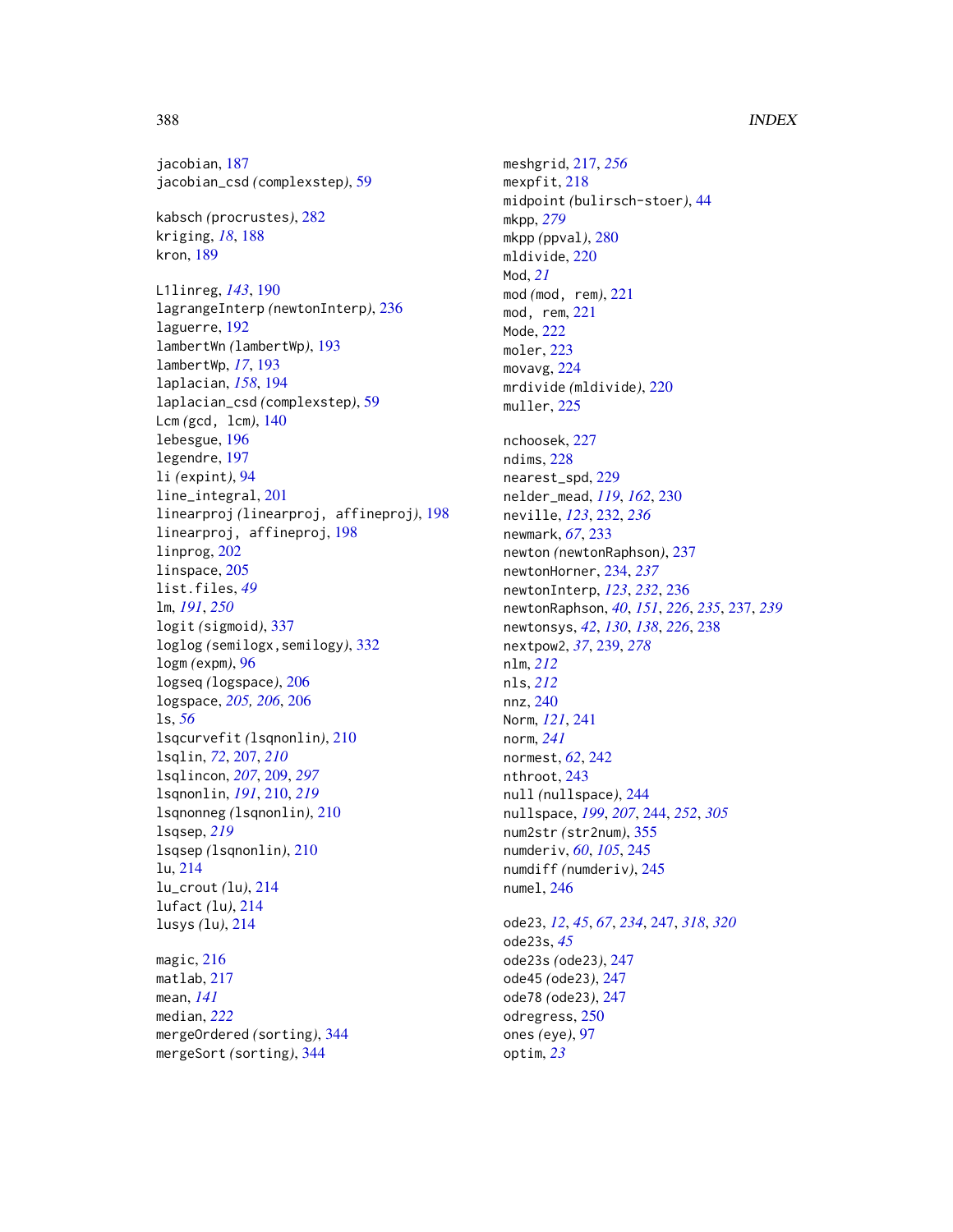jacobian, 187
jacobian_csd *(complexstep)*, 59

kabsch *(procrustes)*, 282
kriging, *18*, 188
kron, 189

L1linreg, *143*, 190
lagrangeInterp *(newtonInterp)*, 236
laguerre, 192
lambertWn *(lambertWp)*, 193
lambertWp, *17*, 193
laplacian, *158*, 194
laplacian_csd *(complexstep)*, 59
Lcm *(gcd, lcm)*, 140
lebesgue, 196
legendre, 197
li *(expint)*, 94
line_integral, 201
linearproj *(linearproj, affineproj)*, 198
linearproj, affineproj, 198
linprog, 202
linspace, 205
list.files, *49*
lm, *191*, *250*
logit *(sigmoid)*, 337
loglog *(semilogx,semilogy)*, 332
logm *(expm)*, 96
logseq *(logspace)*, 206
logspace, *205*, *206*, 206
ls, *56*
lsqcurvefit *(lsqnonlin)*, 210
lsqlin, *72*, 207, *210*
lsqlincon, *207*, 209, *297*
lsqnonlin, *191*, 210, *219*
lsqnonneg *(lsqnonlin)*, 210
lsqsep, *219*
lsqsep *(lsqnonlin)*, 210
lu, 214
lu_crout *(lu)*, 214
lufact *(lu)*, 214
lusys *(lu)*, 214

magic, 216
matlab, 217
mean, *141*
median, *222*
mergeOrdered *(sorting)*, 344
mergeSort *(sorting)*, 344
meshgrid, 217, *256*
mexpfit, 218
midpoint *(bulirsch-stoer)*, 44
mkpp, *279*
mkpp *(ppval)*, 280
mldivide, 220
Mod, *21*
mod *(mod, rem)*, 221
mod, rem, 221
Mode, 222
moler, 223
movavg, 224
mrdivide *(mldivide)*, 220
muller, 225

nchoosek, 227
ndims, 228
nearest_spd, 229
nelder_mead, *119*, *162*, 230
neville, *123*, 232, *236*
newmark, *67*, 233
newton *(newtonRaphson)*, 237
newtonHorner, 234, *237*
newtonInterp, *123*, *232*, 236
newtonRaphson, *40*, *151*, *226*, *235*, 237, *239*
newtonsys, *42*, *130*, *138*, *226*, 238
nextpow2, *37*, 239, *278*
nlm, *212*
nls, *212*
nnz, 240
Norm, *121*, 241
norm, *241*
normest, *62*, 242
nthroot, 243
null *(nullspace)*, 244
nullspace, *199*, *207*, 244, *252*, *305*
num2str *(str2num)*, 355
numderiv, *60*, *105*, 245
numdiff *(numderiv)*, 245
numel, 246

ode23, *12*, *45*, *67*, *234*, 247, *318*, *320*
ode23s, *45*
ode23s *(ode23)*, 247
ode45 *(ode23)*, 247
ode78 *(ode23)*, 247
odregress, 250
ones *(eye)*, 97
optim, *23*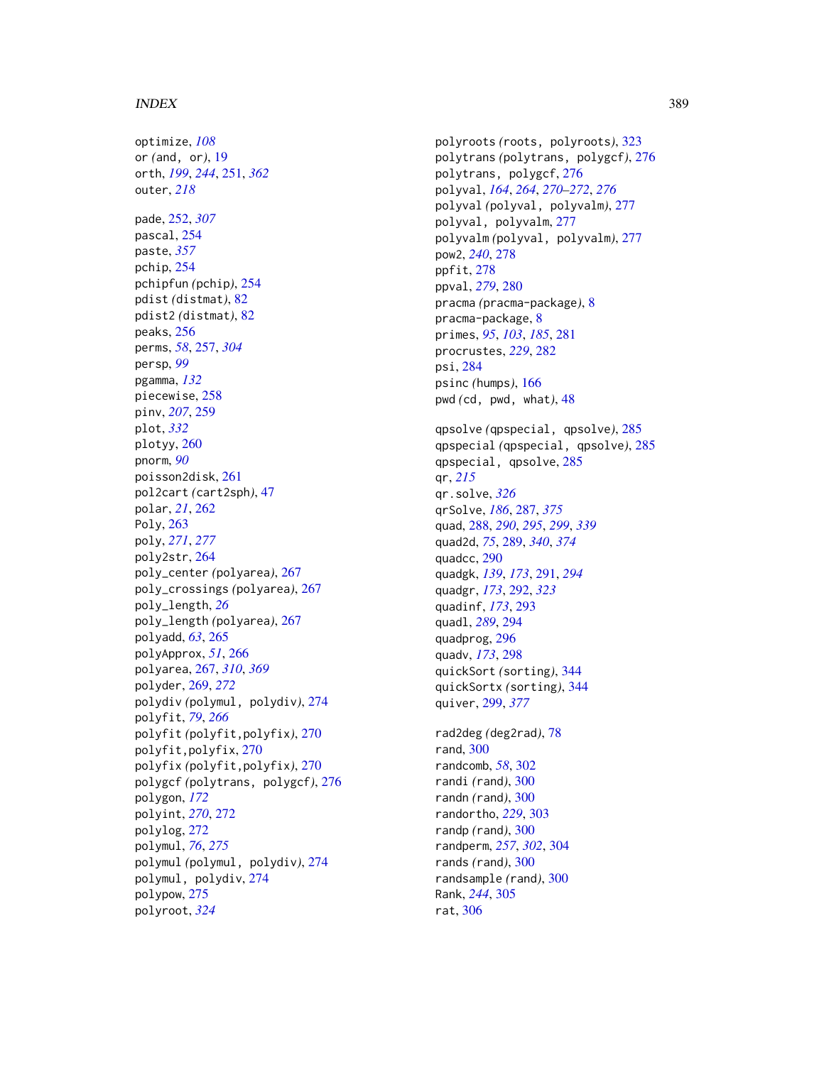optimize, *108*
or *(*and, or*)*, 19
orth, *199*, *244*, 251, *362*
outer, *218*

pade, 252, *307*
pascal, 254
paste, *357*
pchip, 254
pchipfun *(*pchip*)*, 254
pdist *(*distmat*)*, 82
pdist2 *(*distmat*)*, 82
peaks, 256
perms, *58*, 257, *304*
persp, *99*
pgamma, *132*
piecewise, 258
pinv, *207*, 259
plot, *332*
plotyy, 260
pnorm, *90*
poisson2disk, 261
pol2cart *(*cart2sph*)*, 47
polar, *21*, 262
Poly, 263
poly, *271*, *277*
poly2str, 264
poly_center *(*polyarea*)*, 267
poly_crossings *(*polyarea*)*, 267
poly_length, *26*
poly_length *(*polyarea*)*, 267
polyadd, *63*, 265
polyApprox, *51*, 266
polyarea, 267, *310*, *369*
polyder, 269, *272*
polydiv *(*polymul, polydiv*)*, 274
polyfit, *79*, *266*
polyfit *(*polyfit,polyfix*)*, 270
polyfit,polyfix, 270
polyfix *(*polyfit,polyfix*)*, 270
polygcf *(*polytrans, polygcf*)*, 276
polygon, *172*
polyint, *270*, 272
polylog, 272
polymul, *76*, *275*
polymul *(*polymul, polydiv*)*, 274
polymul, polydiv, 274
polypow, 275
polyroot, *324*
polyroots *(*roots, polyroots*)*, 323
polytrans *(*polytrans, polygcf*)*, 276
polytrans, polygcf, 276
polyval, *164*, *264*, *270–272*, *276*
polyval *(*polyval, polyvalm*)*, 277
polyval, polyvalm, 277
polyvalm *(*polyval, polyvalm*)*, 277
pow2, *240*, 278
ppfit, 278
ppval, *279*, 280
pracma *(*pracma-package*)*, 8
pracma-package, 8
primes, *95*, *103*, *185*, 281
procrustes, *229*, 282
psi, 284
psinc *(*humps*)*, 166
pwd *(*cd, pwd, what*)*, 48

qpsolve *(*qpspecial, qpsolve*)*, 285
qpspecial *(*qpspecial, qpsolve*)*, 285
qpspecial, qpsolve, 285
qr, *215*
qr.solve, *326*
qrSolve, *186*, 287, *375*
quad, 288, *290*, *295*, *299*, *339*
quad2d, *75*, 289, *340*, *374*
quadcc, 290
quadgk, *139*, *173*, 291, *294*
quadgr, *173*, 292, *323*
quadinf, *173*, 293
quadl, *289*, 294
quadprog, 296
quadv, *173*, 298
quickSort *(*sorting*)*, 344
quickSortx *(*sorting*)*, 344
quiver, *299*, *377*

rad2deg *(*deg2rad*)*, 78
rand, 300
randcomb, *58*, 302
randi *(*rand*)*, 300
randn *(*rand*)*, 300
randortho, *229*, 303
randp *(*rand*)*, 300
randperm, *257*, *302*, 304
rands *(*rand*)*, 300
randsample *(*rand*)*, 300
Rank, *244*, 305
rat, 306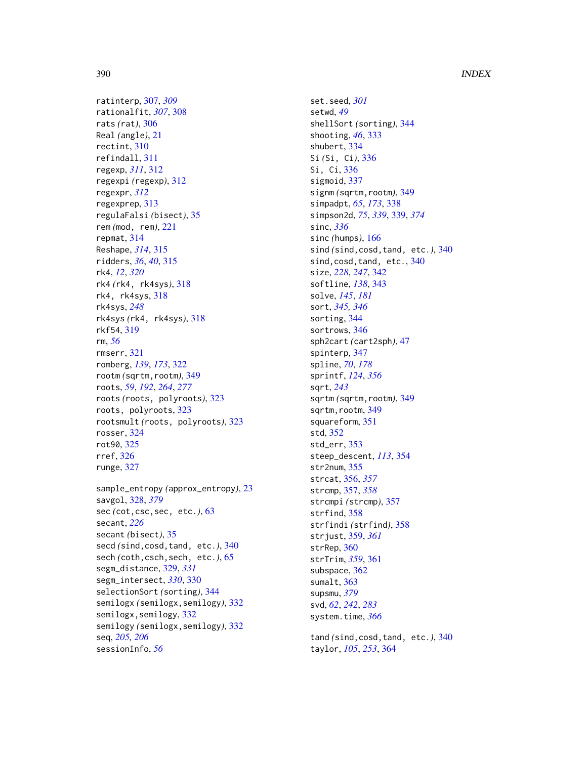ratinterp, 307, *309*
rationalfit, *307*, 308
rats *(rat)*, 306
Real *(angle)*, 21
rectint, 310
refindall, 311
regexp, *311*, 312
regexpi *(regexp)*, 312
regexpr, *312*
regexprep, 313
regulaFalsi *(bisect)*, 35
rem *(mod, rem)*, 221
repmat, 314
Reshape, *314*, 315
ridders, *36*, *40*, 315
rk4, *12*, *320*
rk4 *(rk4, rk4sys)*, 318
rk4, rk4sys, 318
rk4sys, *248*
rk4sys *(rk4, rk4sys)*, 318
rkf54, 319
rm, *56*
rmserr, 321
romberg, *139*, *173*, 322
rootm *(sqrtm,rootm)*, 349
roots, *59*, *192*, *264*, *277*
roots *(roots, polyroots)*, 323
roots, polyroots, 323
rootsmult *(roots, polyroots)*, 323
rosser, 324
rot90, 325
rref, 326
runge, 327

sample_entropy *(approx_entropy)*, 23
savgol, 328, *379*
sec *(cot,csc,sec, etc.)*, 63
secant, *226*
secant *(bisect)*, 35
secd *(sind,cosd,tand, etc.)*, 340
sech *(coth,csch,sech, etc.)*, 65
segm_distance, 329, *331*
segm_intersect, *330*, 330
selectionSort *(sorting)*, 344
semilogx *(semilogx,semilogy)*, 332
semilogx,semilogy, 332
semilogy *(semilogx,semilogy)*, 332
seq, *205, 206*
sessionInfo, *56*
set.seed, *301*
setwd, *49*
shellSort *(sorting)*, 344
shooting, *46*, 333
shubert, 334
Si *(Si, Ci)*, 336
Si, Ci, 336
sigmoid, 337
signm *(sqrtm,rootm)*, 349
simpadpt, *65*, *173*, 338
simpson2d, *75*, *339*, 339, *374*
sinc, *336*
sinc *(humps)*, 166
sind *(sind,cosd,tand, etc.)*, 340
sind,cosd,tand, etc., 340
size, *228*, *247*, 342
softline, *138*, 343
solve, *145*, *181*
sort, *345, 346*
sorting, 344
sortrows, 346
sph2cart *(cart2sph)*, 47
spinterp, 347
spline, *70*, *178*
sprintf, *124*, *356*
sqrt, *243*
sqrtm *(sqrtm,rootm)*, 349
sqrtm,rootm, 349
squareform, 351
std, 352
std_err, 353
steep_descent, *113*, 354
str2num, 355
strcat, 356, *357*
strcmp, 357, *358*
strcmpi *(strcmp)*, 357
strfind, 358
strfindi *(strfind)*, 358
strjust, 359, *361*
strRep, 360
strTrim, *359*, 361
subspace, 362
sumalt, 363
supsmu, *379*
svd, *62*, *242*, *283*
system.time, *366*

tand *(sind,cosd,tand, etc.)*, 340
taylor, *105*, *253*, 364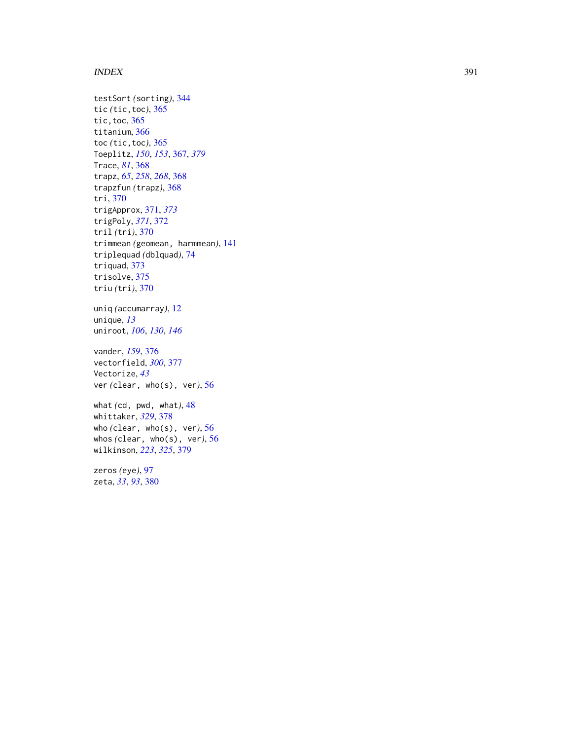testSort *(sorting)*, 344
tic *(tic,toc)*, 365
tic,toc, 365
titanium, 366
toc *(tic,toc)*, 365
Toeplitz, *150*, *153*, 367, *379*
Trace, *81*, 368
trapz, *65*, *258*, *268*, 368
trapzfun *(trapz)*, 368
tri, 370
trigApprox, 371, *373*
trigPoly, *371*, 372
tril *(tri)*, 370
trimmean *(geomean, harmmean)*, 141
triplequad *(dblquad)*, 74
triquad, 373
trisolve, 375
triu *(tri)*, 370

uniq *(accumarray)*, 12
unique, *13*
uniroot, *106*, *130*, *146*

vander, *159*, 376
vectorfield, *300*, 377
Vectorize, *43*
ver *(clear, who(s), ver)*, 56

what *(cd, pwd, what)*, 48
whittaker, *329*, 378
who *(clear, who(s), ver)*, 56
whos *(clear, who(s), ver)*, 56
wilkinson, *223*, *325*, 379

zeros *(eye)*, 97
zeta, *33*, *93*, 380